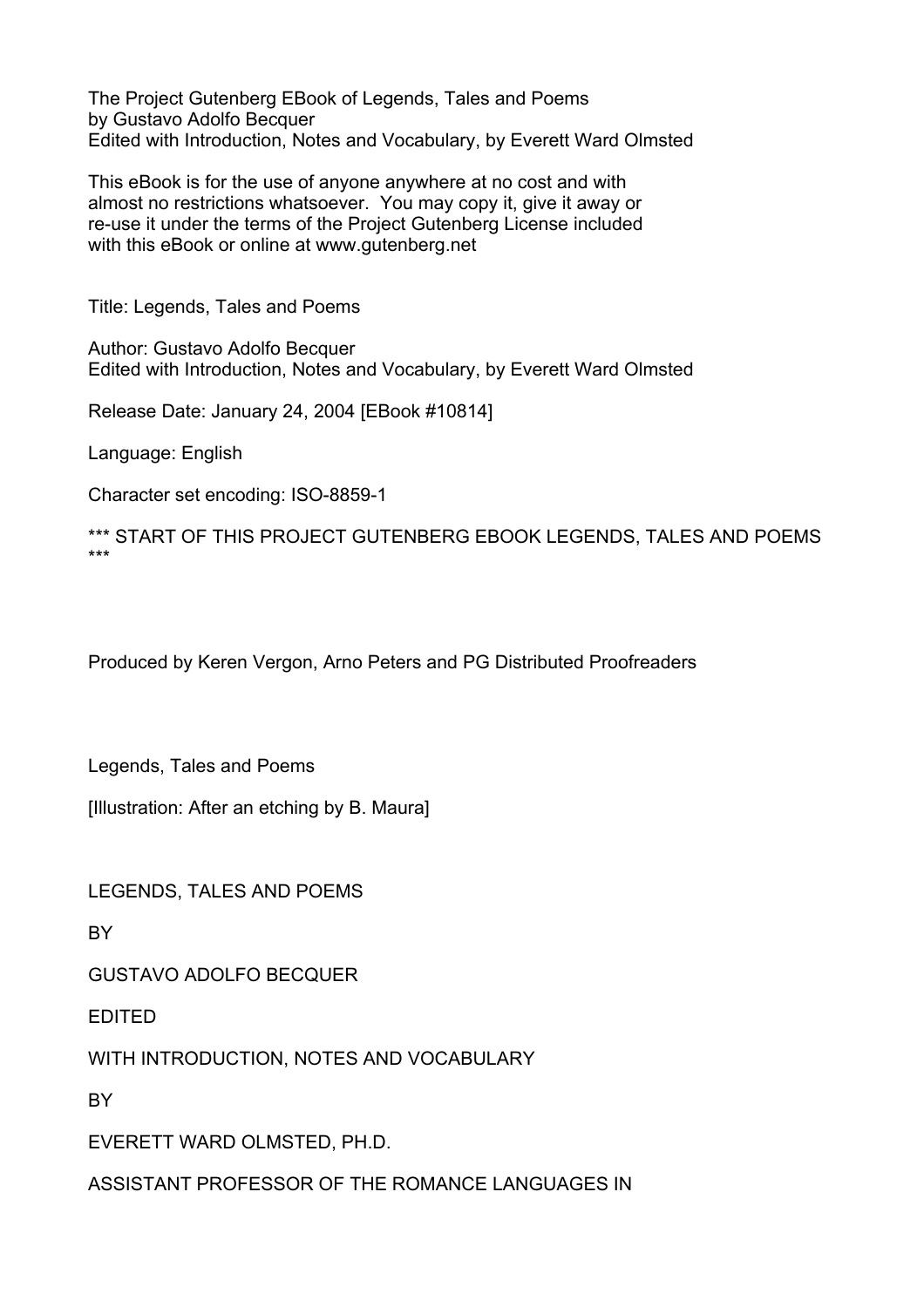The Project Gutenberg EBook of Legends, Tales and Poems
by Gustavo Adolfo Becquer
Edited with Introduction, Notes and Vocabulary, by Everett Ward Olmsted

This eBook is for the use of anyone anywhere at no cost and with
almost no restrictions whatsoever. You may copy it, give it away or
re-use it under the terms of the Project Gutenberg License included
with this eBook or online at www.gutenberg.net

Title: Legends, Tales and Poems

Author: Gustavo Adolfo Becquer
Edited with Introduction, Notes and Vocabulary, by Everett Ward Olmsted

Release Date: January 24, 2004 [EBook #10814]

Language: English

Character set encoding: ISO-8859-1

*** START OF THIS PROJECT GUTENBERG EBOOK LEGENDS, TALES AND POEMS ***

Produced by Keren Vergon, Arno Peters and PG Distributed Proofreaders

Legends, Tales and Poems

[Illustration: After an etching by B. Maura]

LEGENDS, TALES AND POEMS

BY

GUSTAVO ADOLFO BECQUER

EDITED

WITH INTRODUCTION, NOTES AND VOCABULARY

BY

EVERETT WARD OLMSTED, PH.D.

ASSISTANT PROFESSOR OF THE ROMANCE LANGUAGES IN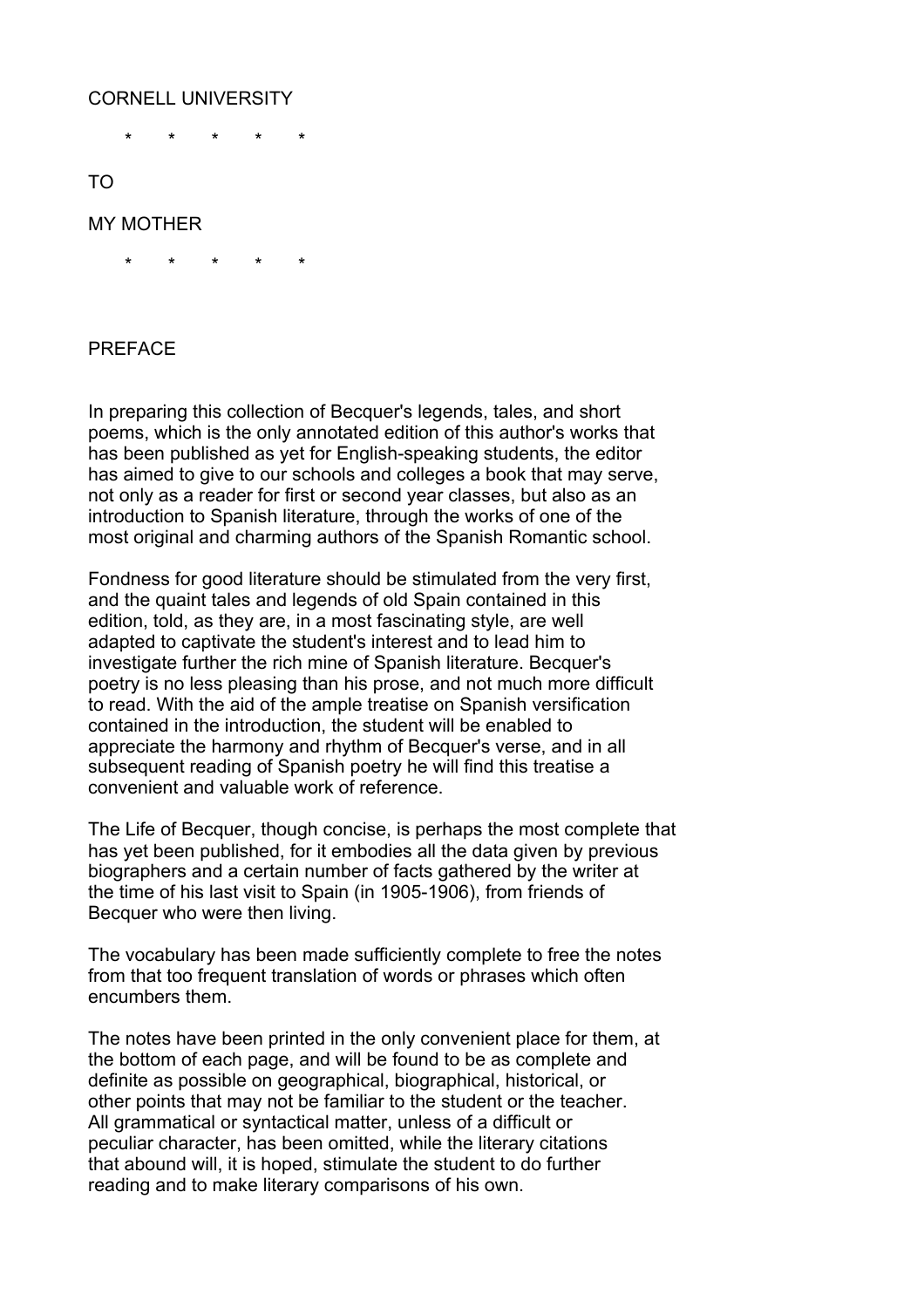CORNELL UNIVERSITY

\* \* \* \* \*

TO

MY MOTHER

\* \* \* \* \*

## PREFACE

In preparing this collection of Becquer's legends, tales, and short poems, which is the only annotated edition of this author's works that has been published as yet for English-speaking students, the editor has aimed to give to our schools and colleges a book that may serve, not only as a reader for first or second year classes, but also as an introduction to Spanish literature, through the works of one of the most original and charming authors of the Spanish Romantic school.

Fondness for good literature should be stimulated from the very first, and the quaint tales and legends of old Spain contained in this edition, told, as they are, in a most fascinating style, are well adapted to captivate the student's interest and to lead him to investigate further the rich mine of Spanish literature. Becquer's poetry is no less pleasing than his prose, and not much more difficult to read. With the aid of the ample treatise on Spanish versification contained in the introduction, the student will be enabled to appreciate the harmony and rhythm of Becquer's verse, and in all subsequent reading of Spanish poetry he will find this treatise a convenient and valuable work of reference.

The Life of Becquer, though concise, is perhaps the most complete that has yet been published, for it embodies all the data given by previous biographers and a certain number of facts gathered by the writer at the time of his last visit to Spain (in 1905-1906), from friends of Becquer who were then living.

The vocabulary has been made sufficiently complete to free the notes from that too frequent translation of words or phrases which often encumbers them.

The notes have been printed in the only convenient place for them, at the bottom of each page, and will be found to be as complete and definite as possible on geographical, biographical, historical, or other points that may not be familiar to the student or the teacher. All grammatical or syntactical matter, unless of a difficult or peculiar character, has been omitted, while the literary citations that abound will, it is hoped, stimulate the student to do further reading and to make literary comparisons of his own.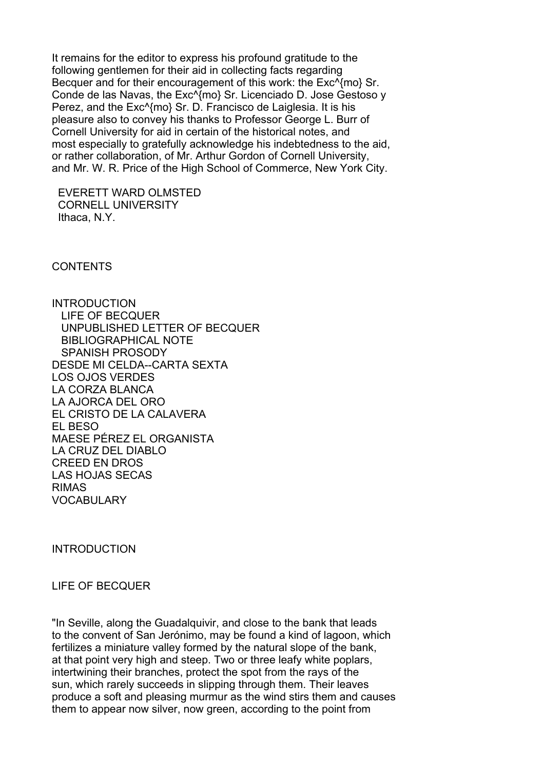It remains for the editor to express his profound gratitude to the following gentlemen for their aid in collecting facts regarding Becquer and for their encouragement of this work: the Exc^{mo} Sr. Conde de las Navas, the Exc^{mo} Sr. Licenciado D. Jose Gestoso y Perez, and the Exc^{mo} Sr. D. Francisco de Laiglesia. It is his pleasure also to convey his thanks to Professor George L. Burr of Cornell University for aid in certain of the historical notes, and most especially to gratefully acknowledge his indebtedness to the aid, or rather collaboration, of Mr. Arthur Gordon of Cornell University, and Mr. W. R. Price of the High School of Commerce, New York City.

EVERETT WARD OLMSTED
CORNELL UNIVERSITY
Ithaca, N.Y.

## CONTENTS

INTRODUCTION
- LIFE OF BECQUER
- UNPUBLISHED LETTER OF BECQUER
- BIBLIOGRAPHICAL NOTE
- SPANISH PROSODY

DESDE MI CELDA--CARTA SEXTA
LOS OJOS VERDES
LA CORZA BLANCA
LA AJORCA DEL ORO
EL CRISTO DE LA CALAVERA
EL BESO
MAESE PÉREZ EL ORGANISTA
LA CRUZ DEL DIABLO
CREED EN DROS
LAS HOJAS SECAS
RIMAS
VOCABULARY

# INTRODUCTION

## LIFE OF BECQUER

"In Seville, along the Guadalquivir, and close to the bank that leads to the convent of San Jerónimo, may be found a kind of lagoon, which fertilizes a miniature valley formed by the natural slope of the bank, at that point very high and steep. Two or three leafy white poplars, intertwining their branches, protect the spot from the rays of the sun, which rarely succeeds in slipping through them. Their leaves produce a soft and pleasing murmur as the wind stirs them and causes them to appear now silver, now green, according to the point from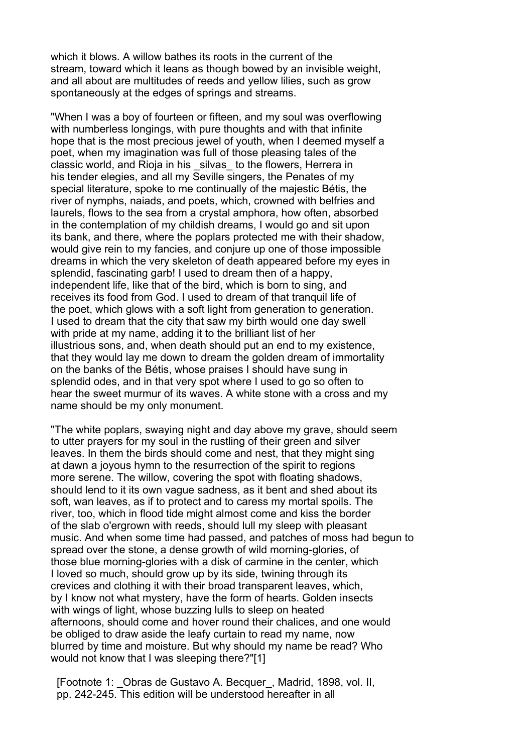which it blows. A willow bathes its roots in the current of the stream, toward which it leans as though bowed by an invisible weight, and all about are multitudes of reeds and yellow lilies, such as grow spontaneously at the edges of springs and streams.

"When I was a boy of fourteen or fifteen, and my soul was overflowing with numberless longings, with pure thoughts and with that infinite hope that is the most precious jewel of youth, when I deemed myself a poet, when my imagination was full of those pleasing tales of the classic world, and Rioja in his _silvas_ to the flowers, Herrera in his tender elegies, and all my Seville singers, the Penates of my special literature, spoke to me continually of the majestic Bétis, the river of nymphs, naiads, and poets, which, crowned with belfries and laurels, flows to the sea from a crystal amphora, how often, absorbed in the contemplation of my childish dreams, I would go and sit upon its bank, and there, where the poplars protected me with their shadow, would give rein to my fancies, and conjure up one of those impossible dreams in which the very skeleton of death appeared before my eyes in splendid, fascinating garb! I used to dream then of a happy, independent life, like that of the bird, which is born to sing, and receives its food from God. I used to dream of that tranquil life of the poet, which glows with a soft light from generation to generation. I used to dream that the city that saw my birth would one day swell with pride at my name, adding it to the brilliant list of her illustrious sons, and, when death should put an end to my existence, that they would lay me down to dream the golden dream of immortality on the banks of the Bétis, whose praises I should have sung in splendid odes, and in that very spot where I used to go so often to hear the sweet murmur of its waves. A white stone with a cross and my name should be my only monument.

"The white poplars, swaying night and day above my grave, should seem to utter prayers for my soul in the rustling of their green and silver leaves. In them the birds should come and nest, that they might sing at dawn a joyous hymn to the resurrection of the spirit to regions more serene. The willow, covering the spot with floating shadows, should lend to it its own vague sadness, as it bent and shed about its soft, wan leaves, as if to protect and to caress my mortal spoils. The river, too, which in flood tide might almost come and kiss the border of the slab o'ergrown with reeds, should lull my sleep with pleasant music. And when some time had passed, and patches of moss had begun to spread over the stone, a dense growth of wild morning-glories, of those blue morning-glories with a disk of carmine in the center, which I loved so much, should grow up by its side, twining through its crevices and clothing it with their broad transparent leaves, which, by I know not what mystery, have the form of hearts. Golden insects with wings of light, whose buzzing lulls to sleep on heated afternoons, should come and hover round their chalices, and one would be obliged to draw aside the leafy curtain to read my name, now blurred by time and moisture. But why should my name be read? Who would not know that I was sleeping there?"[1]

[Footnote 1: _Obras de Gustavo A. Becquer_, Madrid, 1898, vol. II, pp. 242-245. This edition will be understood hereafter in all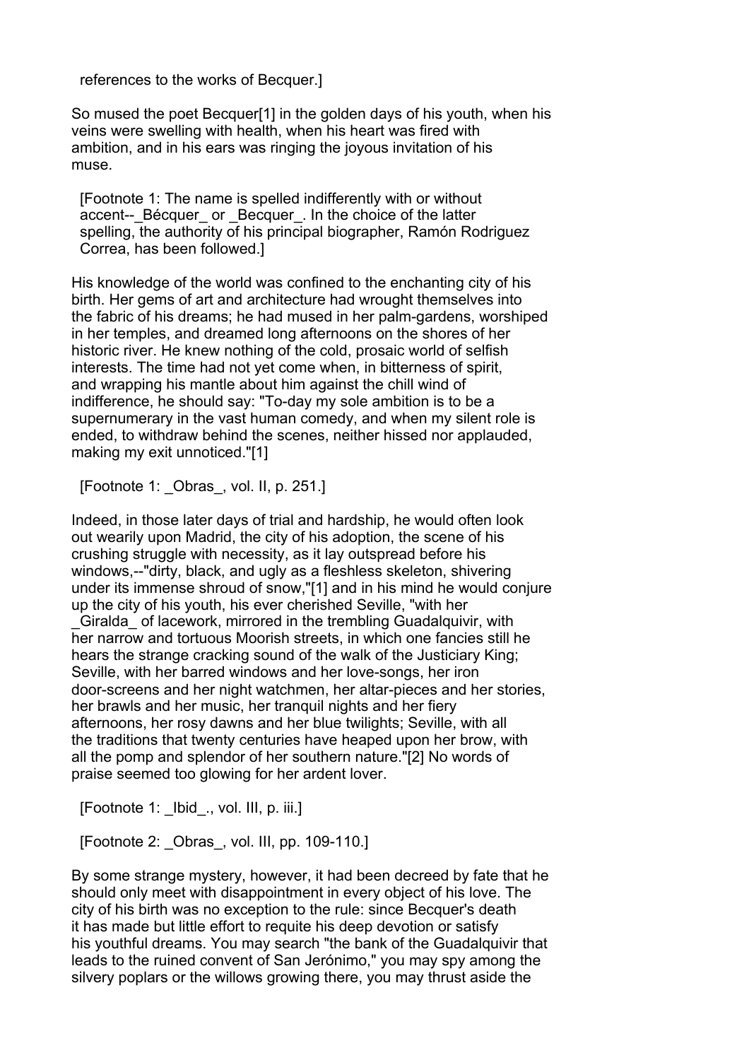references to the works of Becquer.]

So mused the poet Becquer[1] in the golden days of his youth, when his veins were swelling with health, when his heart was fired with ambition, and in his ears was ringing the joyous invitation of his muse.

[Footnote 1: The name is spelled indifferently with or without accent--_Bécquer_ or _Becquer_. In the choice of the latter spelling, the authority of his principal biographer, Ramón Rodriguez Correa, has been followed.]

His knowledge of the world was confined to the enchanting city of his birth. Her gems of art and architecture had wrought themselves into the fabric of his dreams; he had mused in her palm-gardens, worshiped in her temples, and dreamed long afternoons on the shores of her historic river. He knew nothing of the cold, prosaic world of selfish interests. The time had not yet come when, in bitterness of spirit, and wrapping his mantle about him against the chill wind of indifference, he should say: "To-day my sole ambition is to be a supernumerary in the vast human comedy, and when my silent role is ended, to withdraw behind the scenes, neither hissed nor applauded, making my exit unnoticed."[1]

[Footnote 1: _Obras_, vol. II, p. 251.]

Indeed, in those later days of trial and hardship, he would often look out wearily upon Madrid, the city of his adoption, the scene of his crushing struggle with necessity, as it lay outspread before his windows,--"dirty, black, and ugly as a fleshless skeleton, shivering under its immense shroud of snow,"[1] and in his mind he would conjure up the city of his youth, his ever cherished Seville, "with her _Giralda_ of lacework, mirrored in the trembling Guadalquivir, with her narrow and tortuous Moorish streets, in which one fancies still he hears the strange cracking sound of the walk of the Justiciary King; Seville, with her barred windows and her love-songs, her iron door-screens and her night watchmen, her altar-pieces and her stories, her brawls and her music, her tranquil nights and her fiery afternoons, her rosy dawns and her blue twilights; Seville, with all the traditions that twenty centuries have heaped upon her brow, with all the pomp and splendor of her southern nature."[2] No words of praise seemed too glowing for her ardent lover.

[Footnote 1: _Ibid_., vol. III, p. iii.]

[Footnote 2: _Obras_, vol. III, pp. 109-110.]

By some strange mystery, however, it had been decreed by fate that he should only meet with disappointment in every object of his love. The city of his birth was no exception to the rule: since Becquer's death it has made but little effort to requite his deep devotion or satisfy his youthful dreams. You may search "the bank of the Guadalquivir that leads to the ruined convent of San Jerónimo," you may spy among the silvery poplars or the willows growing there, you may thrust aside the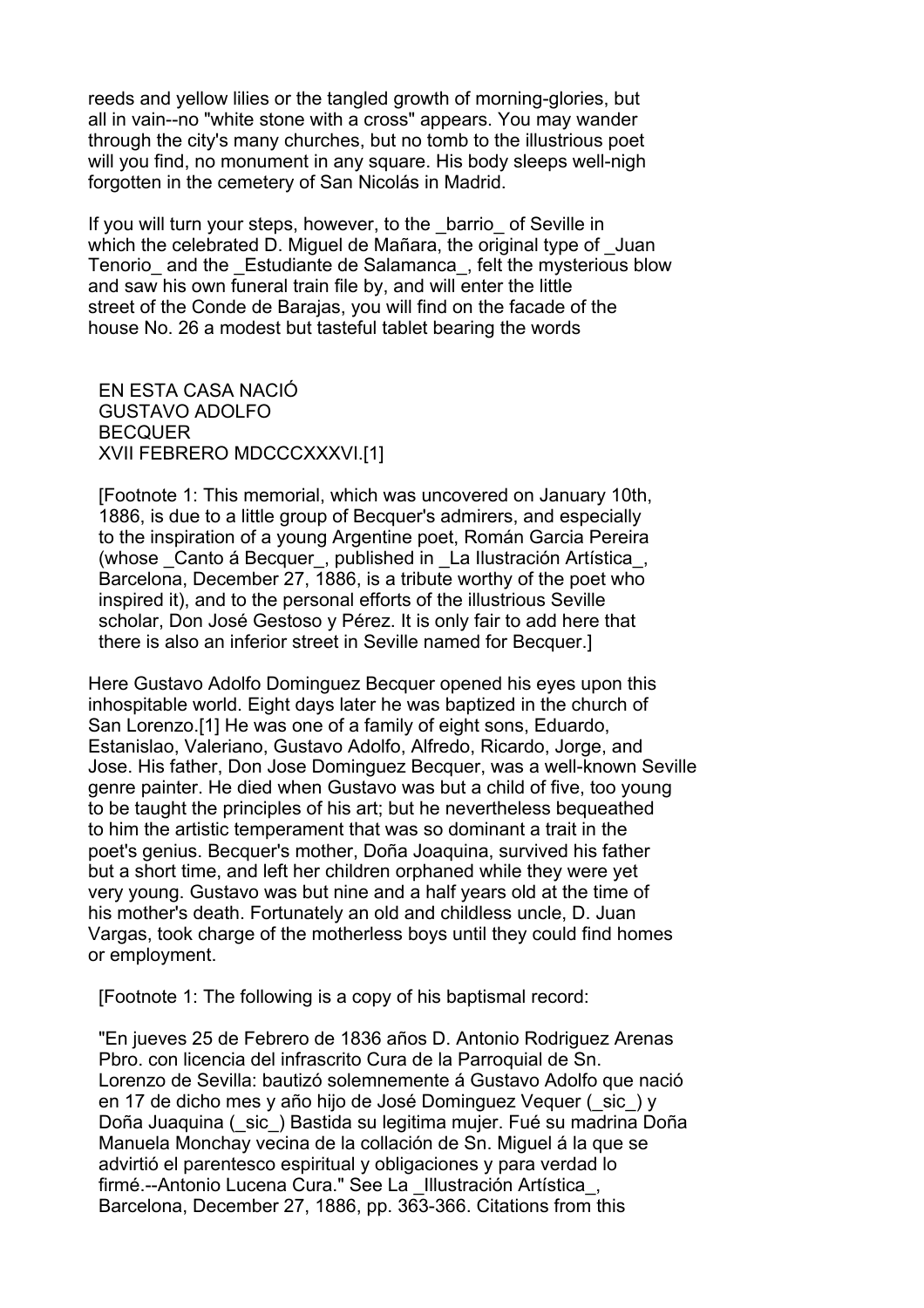reeds and yellow lilies or the tangled growth of morning-glories, but all in vain--no "white stone with a cross" appears. You may wander through the city's many churches, but no tomb to the illustrious poet will you find, no monument in any square. His body sleeps well-nigh forgotten in the cemetery of San Nicolás in Madrid.

If you will turn your steps, however, to the _barrio_ of Seville in which the celebrated D. Miguel de Mañara, the original type of _Juan Tenorio_ and the _Estudiante de Salamanca_, felt the mysterious blow and saw his own funeral train file by, and will enter the little street of the Conde de Barajas, you will find on the facade of the house No. 26 a modest but tasteful tablet bearing the words

EN ESTA CASA NACIÓ
GUSTAVO ADOLFO
BECQUER
XVII FEBRERO MDCCCXXXVI.[1]

[Footnote 1: This memorial, which was uncovered on January 10th, 1886, is due to a little group of Becquer's admirers, and especially to the inspiration of a young Argentine poet, Román Garcia Pereira (whose _Canto á Becquer_, published in _La Ilustración Artística_, Barcelona, December 27, 1886, is a tribute worthy of the poet who inspired it), and to the personal efforts of the illustrious Seville scholar, Don José Gestoso y Pérez. It is only fair to add here that there is also an inferior street in Seville named for Becquer.]

Here Gustavo Adolfo Dominguez Becquer opened his eyes upon this inhospitable world. Eight days later he was baptized in the church of San Lorenzo.[1] He was one of a family of eight sons, Eduardo, Estanislao, Valeriano, Gustavo Adolfo, Alfredo, Ricardo, Jorge, and Jose. His father, Don Jose Dominguez Becquer, was a well-known Seville genre painter. He died when Gustavo was but a child of five, too young to be taught the principles of his art; but he nevertheless bequeathed to him the artistic temperament that was so dominant a trait in the poet's genius. Becquer's mother, Doña Joaquina, survived his father but a short time, and left her children orphaned while they were yet very young. Gustavo was but nine and a half years old at the time of his mother's death. Fortunately an old and childless uncle, D. Juan Vargas, took charge of the motherless boys until they could find homes or employment.

[Footnote 1: The following is a copy of his baptismal record:

"En jueves 25 de Febrero de 1836 años D. Antonio Rodriguez Arenas Pbro. con licencia del infrascrito Cura de la Parroquial de Sn. Lorenzo de Sevilla: bautizó solemnemente á Gustavo Adolfo que nació en 17 de dicho mes y año hijo de José Dominguez Vequer (_sic_) y Doña Juaquina (_sic_) Bastida su legitima mujer. Fué su madrina Doña Manuela Monchay vecina de la collación de Sn. Miguel á la que se advirtió el parentesco espiritual y obligaciones y para verdad lo firmé.--Antonio Lucena Cura." See La _Illustración Artística_, Barcelona, December 27, 1886, pp. 363-366. Citations from this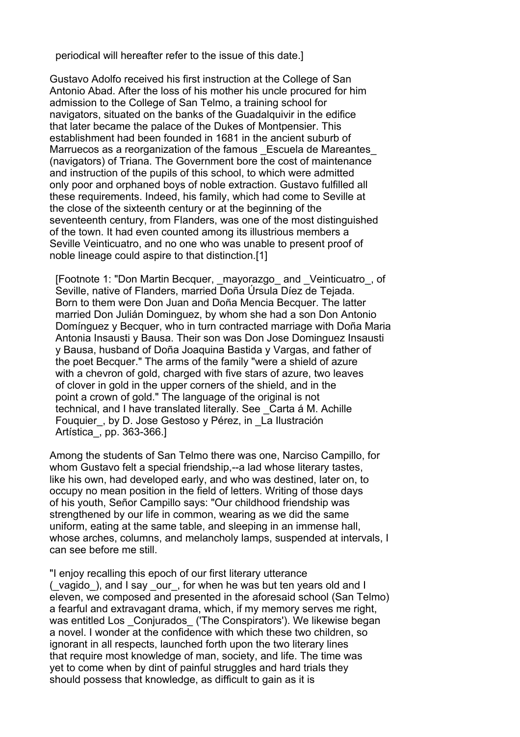periodical will hereafter refer to the issue of this date.]

Gustavo Adolfo received his first instruction at the College of San Antonio Abad. After the loss of his mother his uncle procured for him admission to the College of San Telmo, a training school for navigators, situated on the banks of the Guadalquivir in the edifice that later became the palace of the Dukes of Montpensier. This establishment had been founded in 1681 in the ancient suburb of Marruecos as a reorganization of the famous _Escuela de Mareantes_ (navigators) of Triana. The Government bore the cost of maintenance and instruction of the pupils of this school, to which were admitted only poor and orphaned boys of noble extraction. Gustavo fulfilled all these requirements. Indeed, his family, which had come to Seville at the close of the sixteenth century or at the beginning of the seventeenth century, from Flanders, was one of the most distinguished of the town. It had even counted among its illustrious members a Seville Veinticuatro, and no one who was unable to present proof of noble lineage could aspire to that distinction.[1]

[Footnote 1: "Don Martin Becquer, _mayorazgo_ and _Veinticuatro_, of Seville, native of Flanders, married Doña Úrsula Díez de Tejada. Born to them were Don Juan and Doña Mencia Becquer. The latter married Don Julián Dominguez, by whom she had a son Don Antonio Domínguez y Becquer, who in turn contracted marriage with Doña Maria Antonia Insausti y Bausa. Their son was Don Jose Dominguez Insausti y Bausa, husband of Doña Joaquina Bastida y Vargas, and father of the poet Becquer." The arms of the family "were a shield of azure with a chevron of gold, charged with five stars of azure, two leaves of clover in gold in the upper corners of the shield, and in the point a crown of gold." The language of the original is not technical, and I have translated literally. See _Carta á M. Achille Fouquier_, by D. Jose Gestoso y Pérez, in _La Ilustración Artística_, pp. 363-366.]

Among the students of San Telmo there was one, Narciso Campillo, for whom Gustavo felt a special friendship,--a lad whose literary tastes, like his own, had developed early, and who was destined, later on, to occupy no mean position in the field of letters. Writing of those days of his youth, Señor Campillo says: "Our childhood friendship was strengthened by our life in common, wearing as we did the same uniform, eating at the same table, and sleeping in an immense hall, whose arches, columns, and melancholy lamps, suspended at intervals, I can see before me still.

"I enjoy recalling this epoch of our first literary utterance (_vagido_), and I say _our_, for when he was but ten years old and I eleven, we composed and presented in the aforesaid school (San Telmo) a fearful and extravagant drama, which, if my memory serves me right, was entitled Los _Conjurados_ ('The Conspirators'). We likewise began a novel. I wonder at the confidence with which these two children, so ignorant in all respects, launched forth upon the two literary lines that require most knowledge of man, society, and life. The time was yet to come when by dint of painful struggles and hard trials they should possess that knowledge, as difficult to gain as it is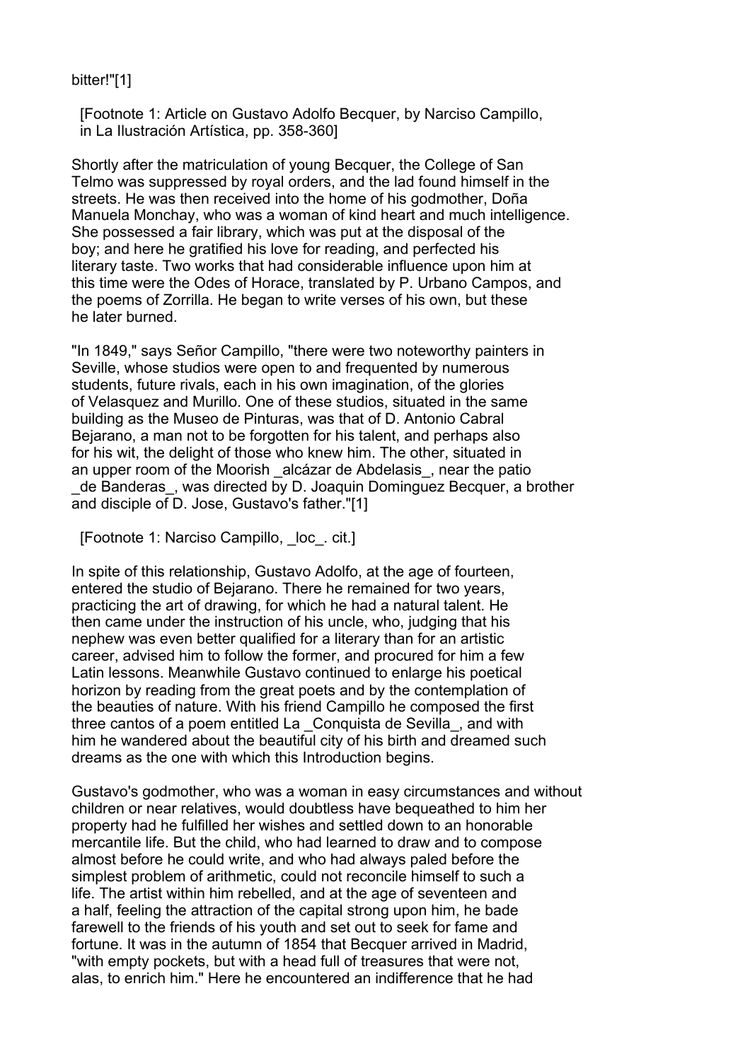bitter!"[1]

[Footnote 1: Article on Gustavo Adolfo Becquer, by Narciso Campillo, in La Ilustración Artística, pp. 358-360]

Shortly after the matriculation of young Becquer, the College of San Telmo was suppressed by royal orders, and the lad found himself in the streets. He was then received into the home of his godmother, Doña Manuela Monchay, who was a woman of kind heart and much intelligence. She possessed a fair library, which was put at the disposal of the boy; and here he gratified his love for reading, and perfected his literary taste. Two works that had considerable influence upon him at this time were the Odes of Horace, translated by P. Urbano Campos, and the poems of Zorrilla. He began to write verses of his own, but these he later burned.

"In 1849," says Señor Campillo, "there were two noteworthy painters in Seville, whose studios were open to and frequented by numerous students, future rivals, each in his own imagination, of the glories of Velasquez and Murillo. One of these studios, situated in the same building as the Museo de Pinturas, was that of D. Antonio Cabral Bejarano, a man not to be forgotten for his talent, and perhaps also for his wit, the delight of those who knew him. The other, situated in an upper room of the Moorish _alcázar de Abdelasis_, near the patio _de Banderas_, was directed by D. Joaquin Dominguez Becquer, a brother and disciple of D. Jose, Gustavo's father."[1]

[Footnote 1: Narciso Campillo, _loc_. cit.]

In spite of this relationship, Gustavo Adolfo, at the age of fourteen, entered the studio of Bejarano. There he remained for two years, practicing the art of drawing, for which he had a natural talent. He then came under the instruction of his uncle, who, judging that his nephew was even better qualified for a literary than for an artistic career, advised him to follow the former, and procured for him a few Latin lessons. Meanwhile Gustavo continued to enlarge his poetical horizon by reading from the great poets and by the contemplation of the beauties of nature. With his friend Campillo he composed the first three cantos of a poem entitled La _Conquista de Sevilla_, and with him he wandered about the beautiful city of his birth and dreamed such dreams as the one with which this Introduction begins.

Gustavo's godmother, who was a woman in easy circumstances and without children or near relatives, would doubtless have bequeathed to him her property had he fulfilled her wishes and settled down to an honorable mercantile life. But the child, who had learned to draw and to compose almost before he could write, and who had always paled before the simplest problem of arithmetic, could not reconcile himself to such a life. The artist within him rebelled, and at the age of seventeen and a half, feeling the attraction of the capital strong upon him, he bade farewell to the friends of his youth and set out to seek for fame and fortune. It was in the autumn of 1854 that Becquer arrived in Madrid, "with empty pockets, but with a head full of treasures that were not, alas, to enrich him." Here he encountered an indifference that he had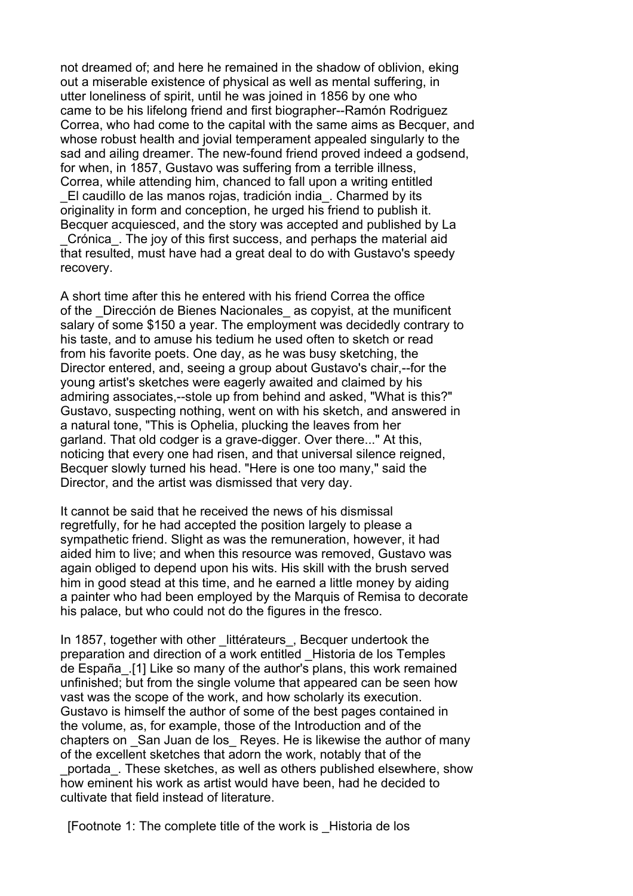not dreamed of; and here he remained in the shadow of oblivion, eking out a miserable existence of physical as well as mental suffering, in utter loneliness of spirit, until he was joined in 1856 by one who came to be his lifelong friend and first biographer--Ramón Rodriguez Correa, who had come to the capital with the same aims as Becquer, and whose robust health and jovial temperament appealed singularly to the sad and ailing dreamer. The new-found friend proved indeed a godsend, for when, in 1857, Gustavo was suffering from a terrible illness, Correa, while attending him, chanced to fall upon a writing entitled _El caudillo de las manos rojas, tradición india_. Charmed by its originality in form and conception, he urged his friend to publish it. Becquer acquiesced, and the story was accepted and published by La _Crónica_. The joy of this first success, and perhaps the material aid that resulted, must have had a great deal to do with Gustavo's speedy recovery.

A short time after this he entered with his friend Correa the office of the _Dirección de Bienes Nacionales_ as copyist, at the munificent salary of some $150 a year. The employment was decidedly contrary to his taste, and to amuse his tedium he used often to sketch or read from his favorite poets. One day, as he was busy sketching, the Director entered, and, seeing a group about Gustavo's chair,--for the young artist's sketches were eagerly awaited and claimed by his admiring associates,--stole up from behind and asked, "What is this?" Gustavo, suspecting nothing, went on with his sketch, and answered in a natural tone, "This is Ophelia, plucking the leaves from her garland. That old codger is a grave-digger. Over there..." At this, noticing that every one had risen, and that universal silence reigned, Becquer slowly turned his head. "Here is one too many," said the Director, and the artist was dismissed that very day.

It cannot be said that he received the news of his dismissal regretfully, for he had accepted the position largely to please a sympathetic friend. Slight as was the remuneration, however, it had aided him to live; and when this resource was removed, Gustavo was again obliged to depend upon his wits. His skill with the brush served him in good stead at this time, and he earned a little money by aiding a painter who had been employed by the Marquis of Remisa to decorate his palace, but who could not do the figures in the fresco.

In 1857, together with other _littérateurs_, Becquer undertook the preparation and direction of a work entitled _Historia de los Temples de España_.[1] Like so many of the author's plans, this work remained unfinished; but from the single volume that appeared can be seen how vast was the scope of the work, and how scholarly its execution. Gustavo is himself the author of some of the best pages contained in the volume, as, for example, those of the Introduction and of the chapters on _San Juan de los_ Reyes. He is likewise the author of many of the excellent sketches that adorn the work, notably that of the _portada_. These sketches, as well as others published elsewhere, show how eminent his work as artist would have been, had he decided to cultivate that field instead of literature.

[Footnote 1: The complete title of the work is _Historia de los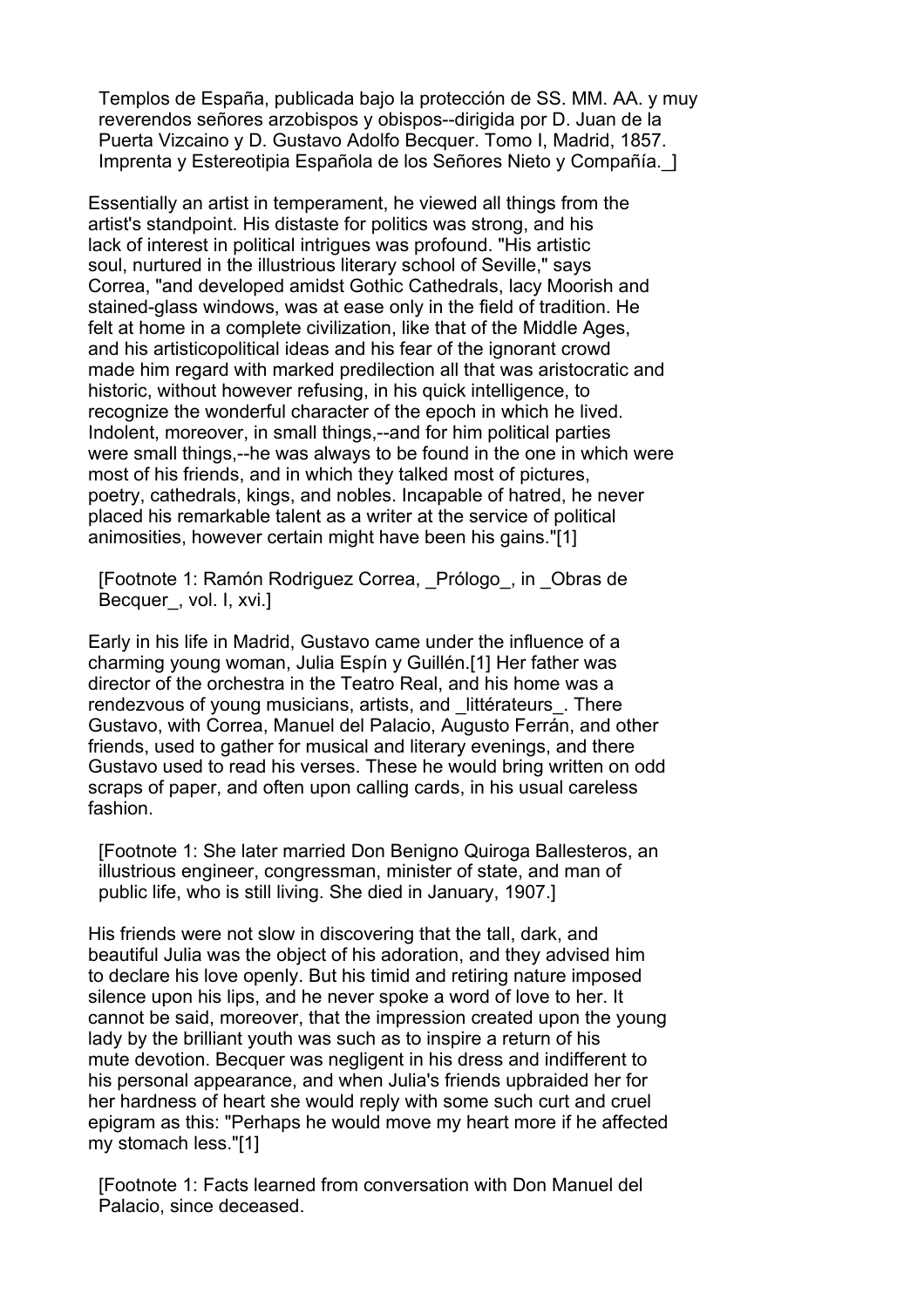Templos de España, publicada bajo la protección de SS. MM. AA. y muy reverendos señores arzobispos y obispos--dirigida por D. Juan de la Puerta Vizcaino y D. Gustavo Adolfo Becquer. Tomo I, Madrid, 1857. Imprenta y Estereotipia Española de los Señores Nieto y Compañía._]

Essentially an artist in temperament, he viewed all things from the artist's standpoint. His distaste for politics was strong, and his lack of interest in political intrigues was profound. "His artistic soul, nurtured in the illustrious literary school of Seville," says Correa, "and developed amidst Gothic Cathedrals, lacy Moorish and stained-glass windows, was at ease only in the field of tradition. He felt at home in a complete civilization, like that of the Middle Ages, and his artisticopolitical ideas and his fear of the ignorant crowd made him regard with marked predilection all that was aristocratic and historic, without however refusing, in his quick intelligence, to recognize the wonderful character of the epoch in which he lived. Indolent, moreover, in small things,--and for him political parties were small things,--he was always to be found in the one in which were most of his friends, and in which they talked most of pictures, poetry, cathedrals, kings, and nobles. Incapable of hatred, he never placed his remarkable talent as a writer at the service of political animosities, however certain might have been his gains."[1]

[Footnote 1: Ramón Rodriguez Correa, _Prólogo_, in _Obras de Becquer_, vol. I, xvi.]

Early in his life in Madrid, Gustavo came under the influence of a charming young woman, Julia Espín y Guillén.[1] Her father was director of the orchestra in the Teatro Real, and his home was a rendezvous of young musicians, artists, and _littérateurs_. There Gustavo, with Correa, Manuel del Palacio, Augusto Ferrán, and other friends, used to gather for musical and literary evenings, and there Gustavo used to read his verses. These he would bring written on odd scraps of paper, and often upon calling cards, in his usual careless fashion.

[Footnote 1: She later married Don Benigno Quiroga Ballesteros, an illustrious engineer, congressman, minister of state, and man of public life, who is still living. She died in January, 1907.]

His friends were not slow in discovering that the tall, dark, and beautiful Julia was the object of his adoration, and they advised him to declare his love openly. But his timid and retiring nature imposed silence upon his lips, and he never spoke a word of love to her. It cannot be said, moreover, that the impression created upon the young lady by the brilliant youth was such as to inspire a return of his mute devotion. Becquer was negligent in his dress and indifferent to his personal appearance, and when Julia's friends upbraided her for her hardness of heart she would reply with some such curt and cruel epigram as this: "Perhaps he would move my heart more if he affected my stomach less."[1]

[Footnote 1: Facts learned from conversation with Don Manuel del Palacio, since deceased.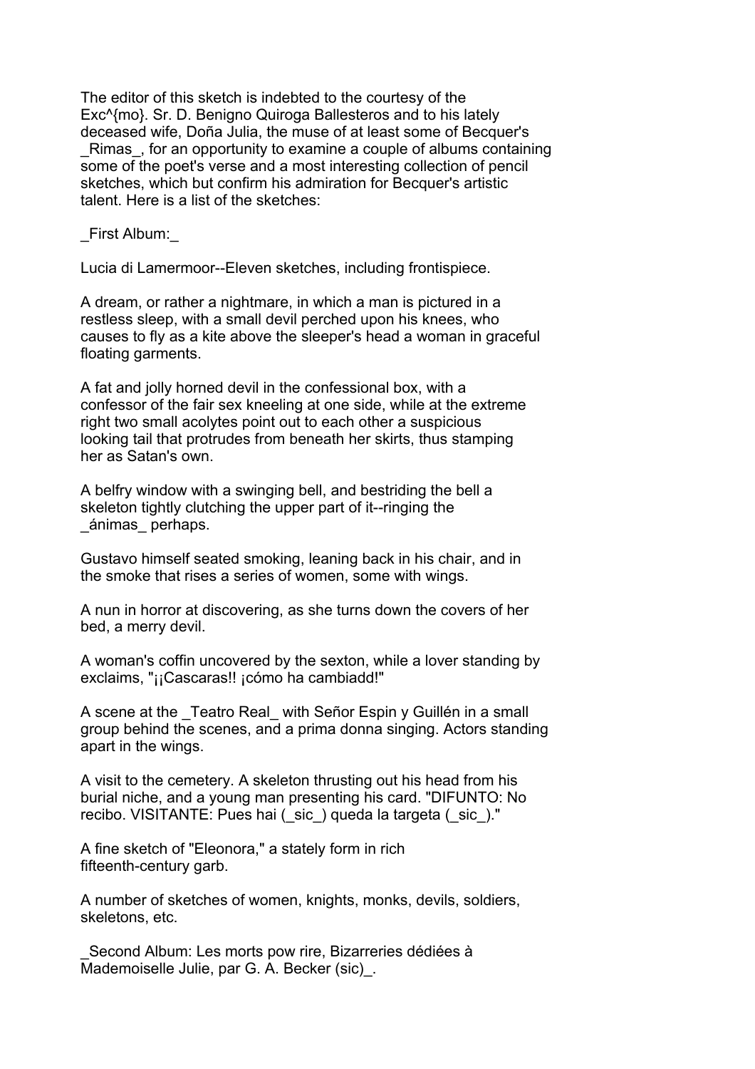The editor of this sketch is indebted to the courtesy of the Exc^{mo}. Sr. D. Benigno Quiroga Ballesteros and to his lately deceased wife, Doña Julia, the muse of at least some of Becquer's _Rimas_, for an opportunity to examine a couple of albums containing some of the poet's verse and a most interesting collection of pencil sketches, which but confirm his admiration for Becquer's artistic talent. Here is a list of the sketches:

_First Album:_

Lucia di Lamermoor--Eleven sketches, including frontispiece.

A dream, or rather a nightmare, in which a man is pictured in a restless sleep, with a small devil perched upon his knees, who causes to fly as a kite above the sleeper's head a woman in graceful floating garments.

A fat and jolly horned devil in the confessional box, with a confessor of the fair sex kneeling at one side, while at the extreme right two small acolytes point out to each other a suspicious looking tail that protrudes from beneath her skirts, thus stamping her as Satan's own.

A belfry window with a swinging bell, and bestriding the bell a skeleton tightly clutching the upper part of it--ringing the _ánimas_ perhaps.

Gustavo himself seated smoking, leaning back in his chair, and in the smoke that rises a series of women, some with wings.

A nun in horror at discovering, as she turns down the covers of her bed, a merry devil.

A woman's coffin uncovered by the sexton, while a lover standing by exclaims, "¡¡Cascaras!! ¡cómo ha cambiadd!"

A scene at the _Teatro Real_ with Señor Espin y Guillén in a small group behind the scenes, and a prima donna singing. Actors standing apart in the wings.

A visit to the cemetery. A skeleton thrusting out his head from his burial niche, and a young man presenting his card. "DIFUNTO: No recibo. VISITANTE: Pues hai (_sic_) queda la targeta (_sic_)."

A fine sketch of "Eleonora," a stately form in rich fifteenth-century garb.

A number of sketches of women, knights, monks, devils, soldiers, skeletons, etc.

_Second Album: Les morts pow rire, Bizarreries dédiées à Mademoiselle Julie, par G. A. Becker (sic)_.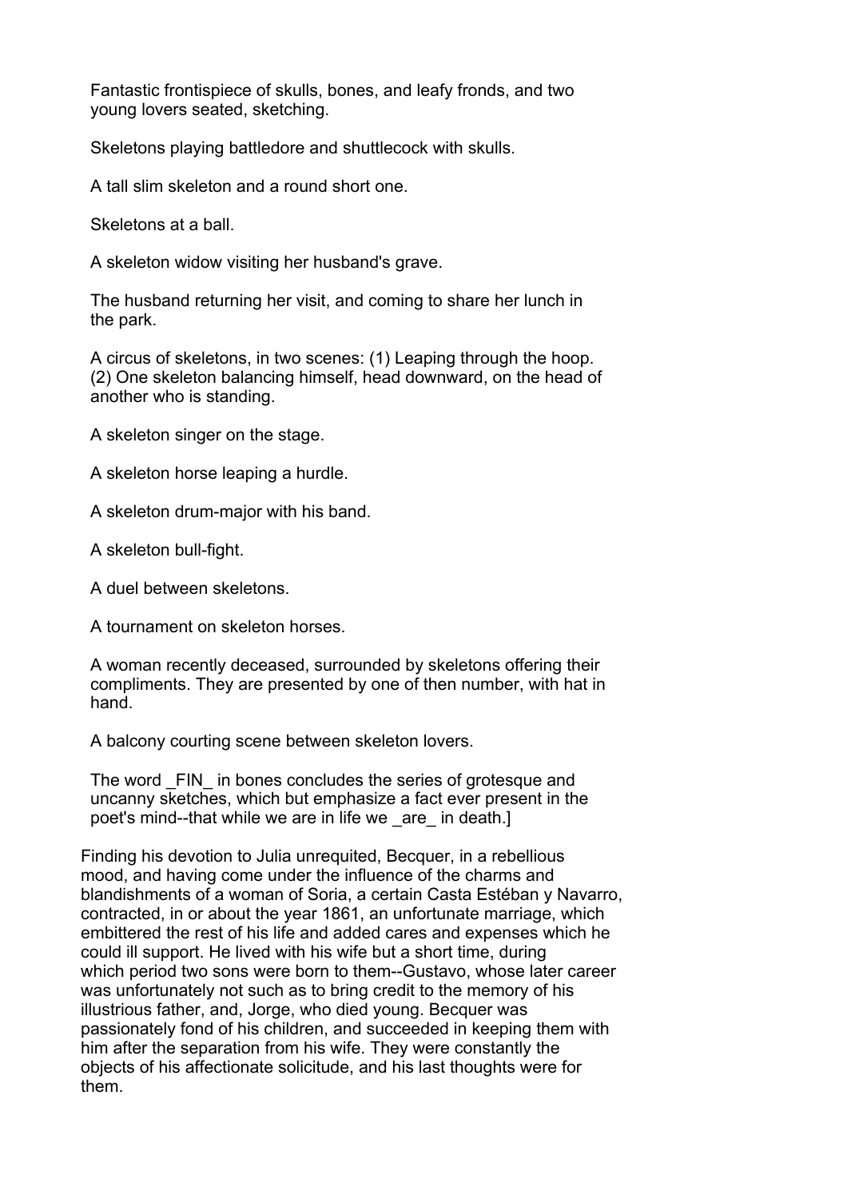Fantastic frontispiece of skulls, bones, and leafy fronds, and two young lovers seated, sketching.

Skeletons playing battledore and shuttlecock with skulls.

A tall slim skeleton and a round short one.

Skeletons at a ball.

A skeleton widow visiting her husband's grave.

The husband returning her visit, and coming to share her lunch in the park.

A circus of skeletons, in two scenes: (1) Leaping through the hoop. (2) One skeleton balancing himself, head downward, on the head of another who is standing.

A skeleton singer on the stage.

A skeleton horse leaping a hurdle.

A skeleton drum-major with his band.

A skeleton bull-fight.

A duel between skeletons.

A tournament on skeleton horses.

A woman recently deceased, surrounded by skeletons offering their compliments. They are presented by one of then number, with hat in hand.

A balcony courting scene between skeleton lovers.

The word _FIN_ in bones concludes the series of grotesque and uncanny sketches, which but emphasize a fact ever present in the poet's mind--that while we are in life we _are_ in death.]

Finding his devotion to Julia unrequited, Becquer, in a rebellious mood, and having come under the influence of the charms and blandishments of a woman of Soria, a certain Casta Estéban y Navarro, contracted, in or about the year 1861, an unfortunate marriage, which embittered the rest of his life and added cares and expenses which he could ill support. He lived with his wife but a short time, during which period two sons were born to them--Gustavo, whose later career was unfortunately not such as to bring credit to the memory of his illustrious father, and, Jorge, who died young. Becquer was passionately fond of his children, and succeeded in keeping them with him after the separation from his wife. They were constantly the objects of his affectionate solicitude, and his last thoughts were for them.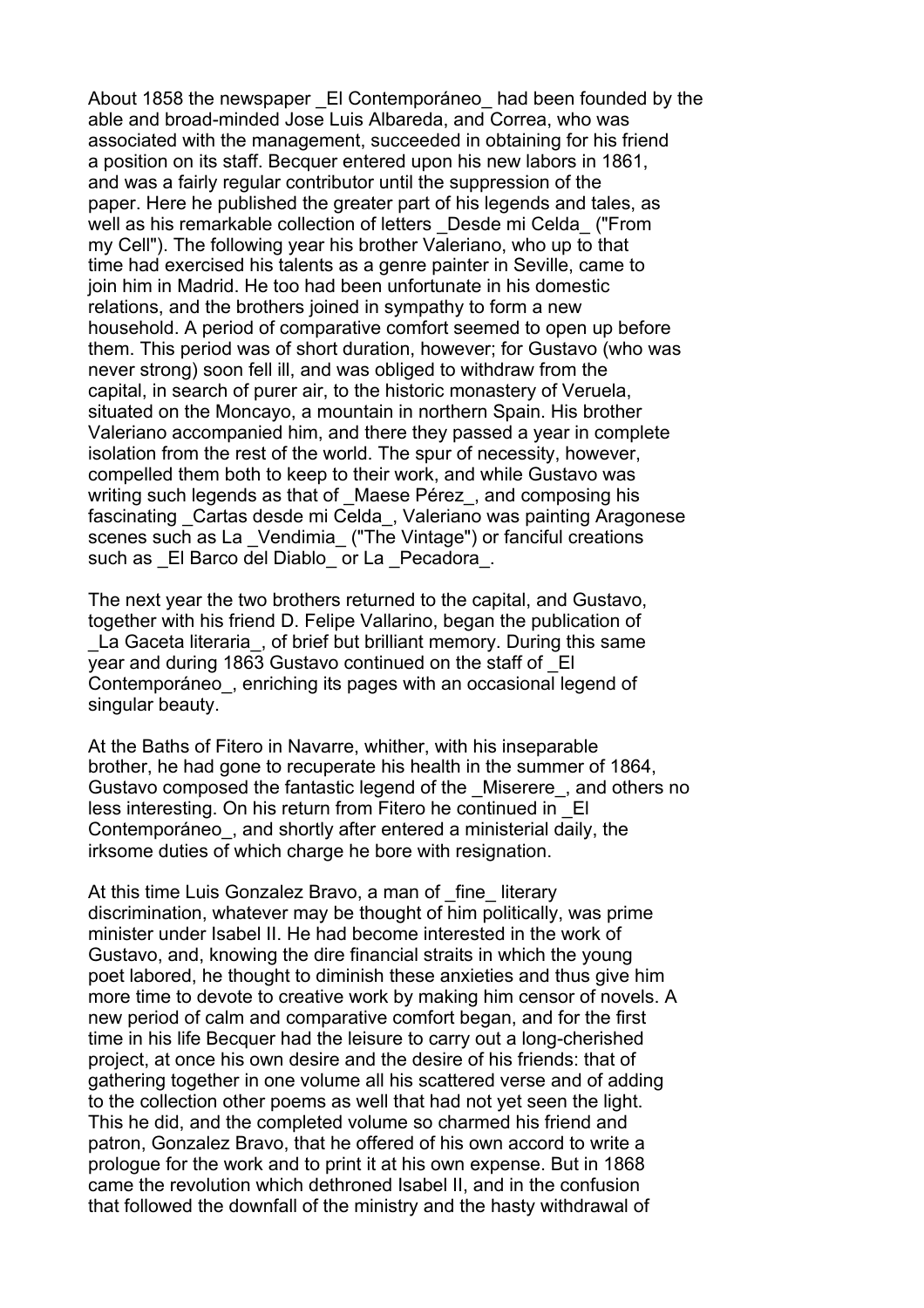About 1858 the newspaper _El Contemporáneo_ had been founded by the able and broad-minded Jose Luis Albareda, and Correa, who was associated with the management, succeeded in obtaining for his friend a position on its staff. Becquer entered upon his new labors in 1861, and was a fairly regular contributor until the suppression of the paper. Here he published the greater part of his legends and tales, as well as his remarkable collection of letters _Desde mi Celda_ ("From my Cell"). The following year his brother Valeriano, who up to that time had exercised his talents as a genre painter in Seville, came to join him in Madrid. He too had been unfortunate in his domestic relations, and the brothers joined in sympathy to form a new household. A period of comparative comfort seemed to open up before them. This period was of short duration, however; for Gustavo (who was never strong) soon fell ill, and was obliged to withdraw from the capital, in search of purer air, to the historic monastery of Veruela, situated on the Moncayo, a mountain in northern Spain. His brother Valeriano accompanied him, and there they passed a year in complete isolation from the rest of the world. The spur of necessity, however, compelled them both to keep to their work, and while Gustavo was writing such legends as that of _Maese Pérez_, and composing his fascinating _Cartas desde mi Celda_, Valeriano was painting Aragonese scenes such as La _Vendimia_ ("The Vintage") or fanciful creations such as _El Barco del Diablo_ or La _Pecadora_.

The next year the two brothers returned to the capital, and Gustavo, together with his friend D. Felipe Vallarino, began the publication of _La Gaceta literaria_, of brief but brilliant memory. During this same year and during 1863 Gustavo continued on the staff of _El Contemporáneo_, enriching its pages with an occasional legend of singular beauty.

At the Baths of Fitero in Navarre, whither, with his inseparable brother, he had gone to recuperate his health in the summer of 1864, Gustavo composed the fantastic legend of the _Miserere_, and others no less interesting. On his return from Fitero he continued in _El Contemporáneo_, and shortly after entered a ministerial daily, the irksome duties of which charge he bore with resignation.

At this time Luis Gonzalez Bravo, a man of _fine_ literary discrimination, whatever may be thought of him politically, was prime minister under Isabel II. He had become interested in the work of Gustavo, and, knowing the dire financial straits in which the young poet labored, he thought to diminish these anxieties and thus give him more time to devote to creative work by making him censor of novels. A new period of calm and comparative comfort began, and for the first time in his life Becquer had the leisure to carry out a long-cherished project, at once his own desire and the desire of his friends: that of gathering together in one volume all his scattered verse and of adding to the collection other poems as well that had not yet seen the light. This he did, and the completed volume so charmed his friend and patron, Gonzalez Bravo, that he offered of his own accord to write a prologue for the work and to print it at his own expense. But in 1868 came the revolution which dethroned Isabel II, and in the confusion that followed the downfall of the ministry and the hasty withdrawal of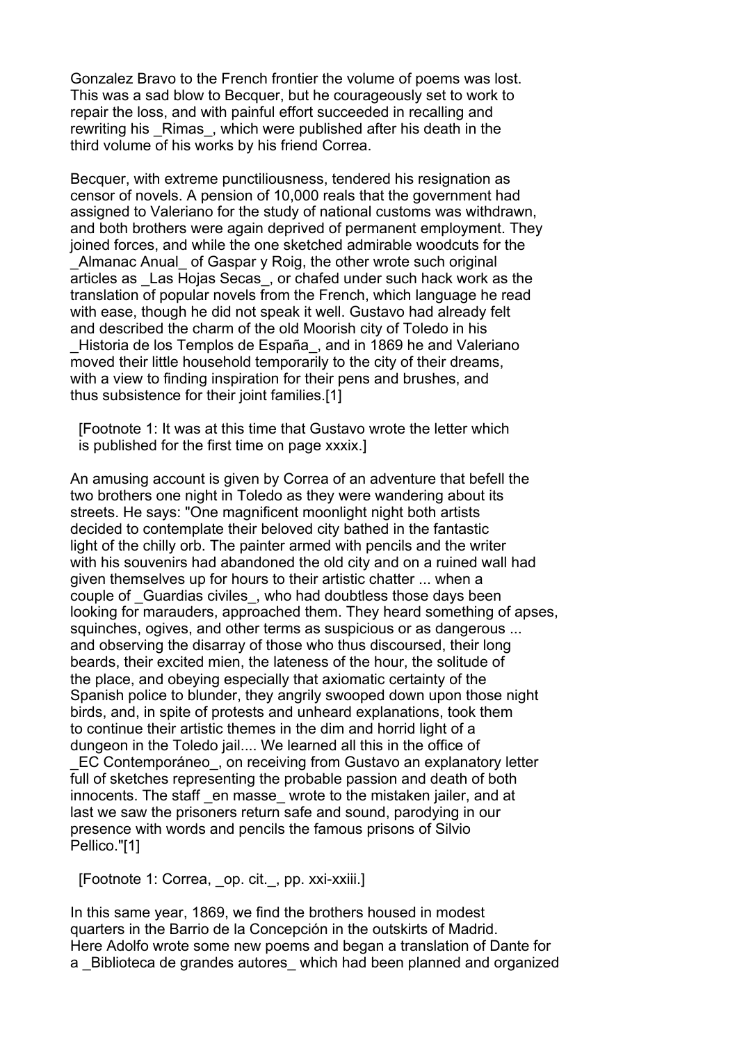Gonzalez Bravo to the French frontier the volume of poems was lost. This was a sad blow to Becquer, but he courageously set to work to repair the loss, and with painful effort succeeded in recalling and rewriting his _Rimas_, which were published after his death in the third volume of his works by his friend Correa.

Becquer, with extreme punctiliousness, tendered his resignation as censor of novels. A pension of 10,000 reals that the government had assigned to Valeriano for the study of national customs was withdrawn, and both brothers were again deprived of permanent employment. They joined forces, and while the one sketched admirable woodcuts for the _Almanac Anual_ of Gaspar y Roig, the other wrote such original articles as _Las Hojas Secas_, or chafed under such hack work as the translation of popular novels from the French, which language he read with ease, though he did not speak it well. Gustavo had already felt and described the charm of the old Moorish city of Toledo in his _Historia de los Templos de España_, and in 1869 he and Valeriano moved their little household temporarily to the city of their dreams, with a view to finding inspiration for their pens and brushes, and thus subsistence for their joint families.[1]

[Footnote 1: It was at this time that Gustavo wrote the letter which is published for the first time on page xxxix.]

An amusing account is given by Correa of an adventure that befell the two brothers one night in Toledo as they were wandering about its streets. He says: "One magnificent moonlight night both artists decided to contemplate their beloved city bathed in the fantastic light of the chilly orb. The painter armed with pencils and the writer with his souvenirs had abandoned the old city and on a ruined wall had given themselves up for hours to their artistic chatter ... when a couple of _Guardias civiles_, who had doubtless those days been looking for marauders, approached them. They heard something of apses, squinches, ogives, and other terms as suspicious or as dangerous ... and observing the disarray of those who thus discoursed, their long beards, their excited mien, the lateness of the hour, the solitude of the place, and obeying especially that axiomatic certainty of the Spanish police to blunder, they angrily swooped down upon those night birds, and, in spite of protests and unheard explanations, took them to continue their artistic themes in the dim and horrid light of a dungeon in the Toledo jail.... We learned all this in the office of _EC Contemporáneo_, on receiving from Gustavo an explanatory letter full of sketches representing the probable passion and death of both innocents. The staff _en masse_ wrote to the mistaken jailer, and at last we saw the prisoners return safe and sound, parodying in our presence with words and pencils the famous prisons of Silvio Pellico."[1]

[Footnote 1: Correa, _op. cit._, pp. xxi-xxiii.]

In this same year, 1869, we find the brothers housed in modest quarters in the Barrio de la Concepción in the outskirts of Madrid. Here Adolfo wrote some new poems and began a translation of Dante for a _Biblioteca de grandes autores_ which had been planned and organized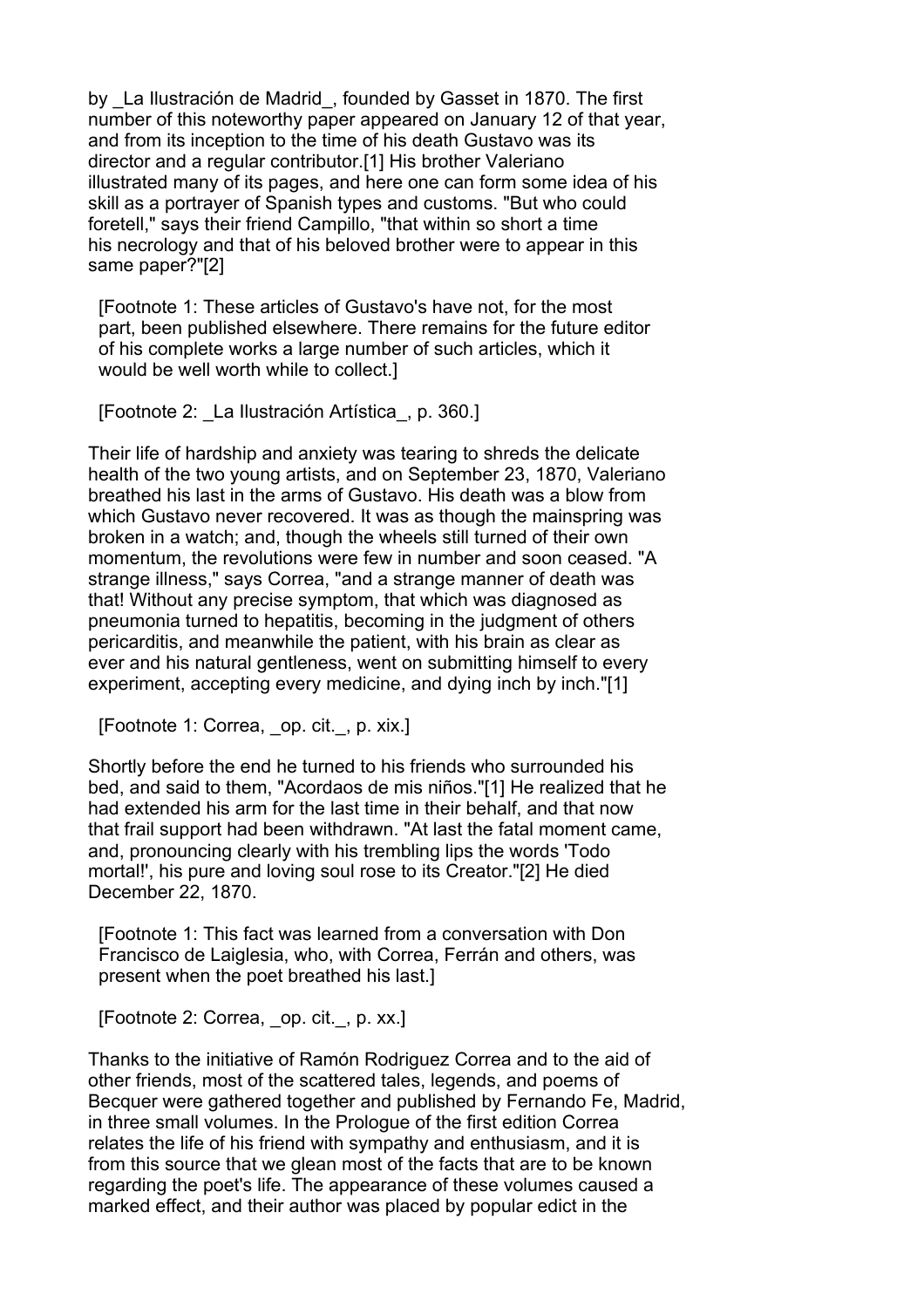by _La Ilustración de Madrid_, founded by Gasset in 1870. The first number of this noteworthy paper appeared on January 12 of that year, and from its inception to the time of his death Gustavo was its director and a regular contributor.[1] His brother Valeriano illustrated many of its pages, and here one can form some idea of his skill as a portrayer of Spanish types and customs. "But who could foretell," says their friend Campillo, "that within so short a time his necrology and that of his beloved brother were to appear in this same paper?"[2]

[Footnote 1: These articles of Gustavo's have not, for the most part, been published elsewhere. There remains for the future editor of his complete works a large number of such articles, which it would be well worth while to collect.]

[Footnote 2: _La Ilustración Artística_, p. 360.]

Their life of hardship and anxiety was tearing to shreds the delicate health of the two young artists, and on September 23, 1870, Valeriano breathed his last in the arms of Gustavo. His death was a blow from which Gustavo never recovered. It was as though the mainspring was broken in a watch; and, though the wheels still turned of their own momentum, the revolutions were few in number and soon ceased. "A strange illness," says Correa, "and a strange manner of death was that! Without any precise symptom, that which was diagnosed as pneumonia turned to hepatitis, becoming in the judgment of others pericarditis, and meanwhile the patient, with his brain as clear as ever and his natural gentleness, went on submitting himself to every experiment, accepting every medicine, and dying inch by inch."[1]

[Footnote 1: Correa, _op. cit._, p. xix.]

Shortly before the end he turned to his friends who surrounded his bed, and said to them, "Acordaos de mis niños."[1] He realized that he had extended his arm for the last time in their behalf, and that now that frail support had been withdrawn. "At last the fatal moment came, and, pronouncing clearly with his trembling lips the words 'Todo mortal!', his pure and loving soul rose to its Creator."[2] He died December 22, 1870.

[Footnote 1: This fact was learned from a conversation with Don Francisco de Laiglesia, who, with Correa, Ferrán and others, was present when the poet breathed his last.]

[Footnote 2: Correa, _op. cit._, p. xx.]

Thanks to the initiative of Ramón Rodriguez Correa and to the aid of other friends, most of the scattered tales, legends, and poems of Becquer were gathered together and published by Fernando Fe, Madrid, in three small volumes. In the Prologue of the first edition Correa relates the life of his friend with sympathy and enthusiasm, and it is from this source that we glean most of the facts that are to be known regarding the poet's life. The appearance of these volumes caused a marked effect, and their author was placed by popular edict in the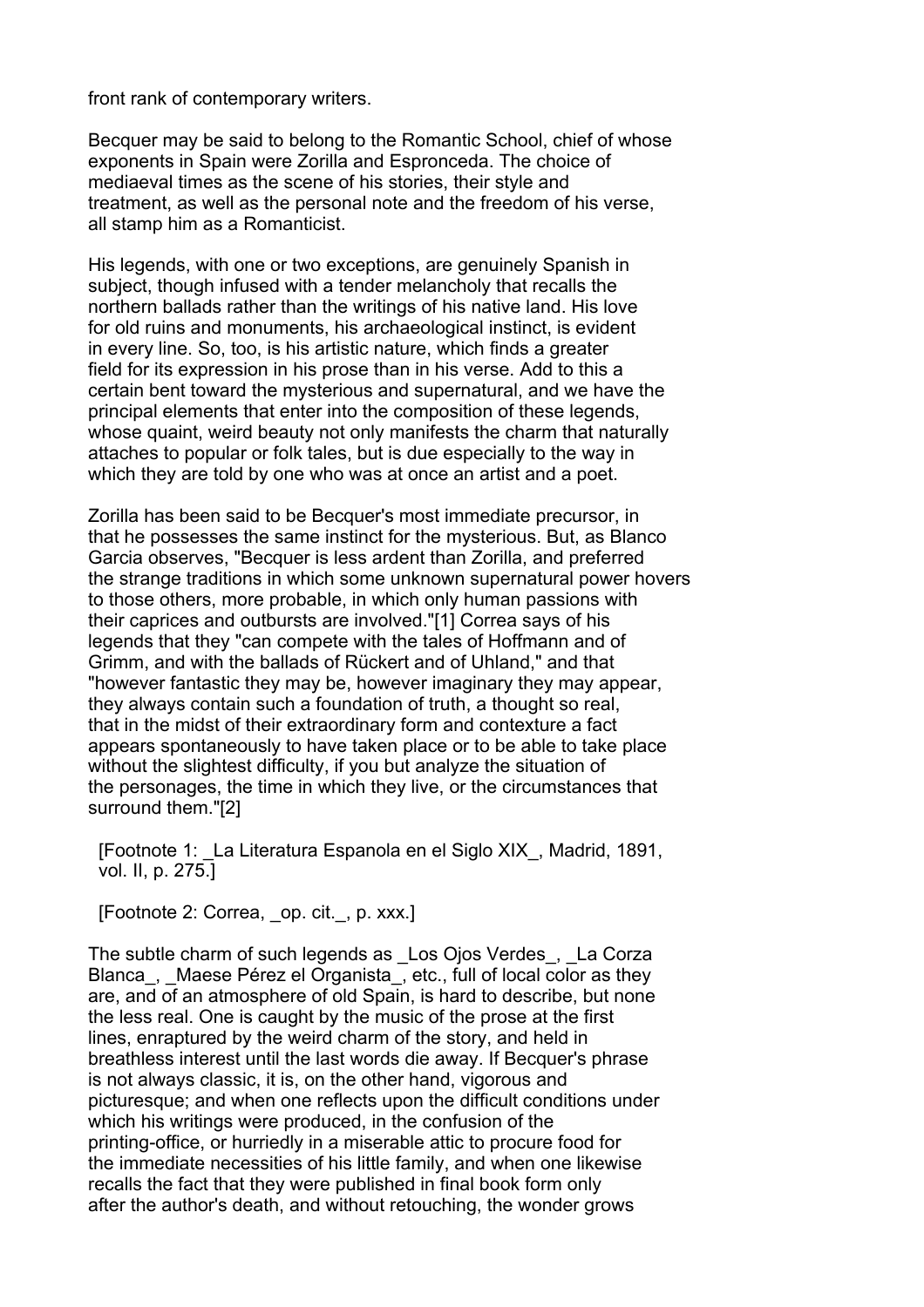front rank of contemporary writers.

Becquer may be said to belong to the Romantic School, chief of whose exponents in Spain were Zorilla and Espronceda. The choice of mediaeval times as the scene of his stories, their style and treatment, as well as the personal note and the freedom of his verse, all stamp him as a Romanticist.

His legends, with one or two exceptions, are genuinely Spanish in subject, though infused with a tender melancholy that recalls the northern ballads rather than the writings of his native land. His love for old ruins and monuments, his archaeological instinct, is evident in every line. So, too, is his artistic nature, which finds a greater field for its expression in his prose than in his verse. Add to this a certain bent toward the mysterious and supernatural, and we have the principal elements that enter into the composition of these legends, whose quaint, weird beauty not only manifests the charm that naturally attaches to popular or folk tales, but is due especially to the way in which they are told by one who was at once an artist and a poet.

Zorilla has been said to be Becquer's most immediate precursor, in that he possesses the same instinct for the mysterious. But, as Blanco Garcia observes, "Becquer is less ardent than Zorilla, and preferred the strange traditions in which some unknown supernatural power hovers to those others, more probable, in which only human passions with their caprices and outbursts are involved."[1] Correa says of his legends that they "can compete with the tales of Hoffmann and of Grimm, and with the ballads of Rückert and of Uhland," and that "however fantastic they may be, however imaginary they may appear, they always contain such a foundation of truth, a thought so real, that in the midst of their extraordinary form and contexture a fact appears spontaneously to have taken place or to be able to take place without the slightest difficulty, if you but analyze the situation of the personages, the time in which they live, or the circumstances that surround them."[2]

[Footnote 1: _La Literatura Espanola en el Siglo XIX_, Madrid, 1891, vol. II, p. 275.]

[Footnote 2: Correa, _op. cit._, p. xxx.]

The subtle charm of such legends as _Los Ojos Verdes_, _La Corza Blanca_, _Maese Pérez el Organista_, etc., full of local color as they are, and of an atmosphere of old Spain, is hard to describe, but none the less real. One is caught by the music of the prose at the first lines, enraptured by the weird charm of the story, and held in breathless interest until the last words die away. If Becquer's phrase is not always classic, it is, on the other hand, vigorous and picturesque; and when one reflects upon the difficult conditions under which his writings were produced, in the confusion of the printing-office, or hurriedly in a miserable attic to procure food for the immediate necessities of his little family, and when one likewise recalls the fact that they were published in final book form only after the author's death, and without retouching, the wonder grows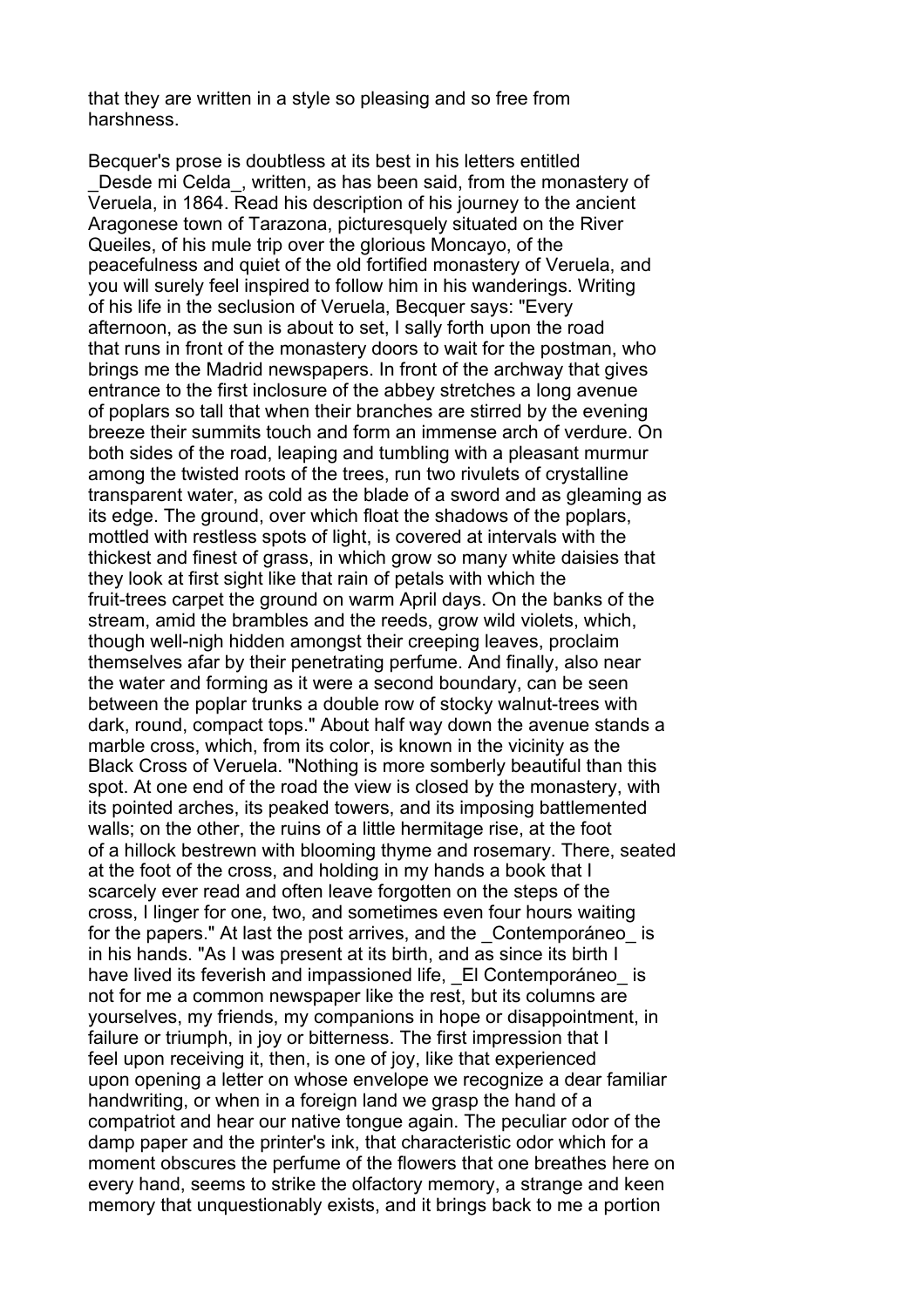that they are written in a style so pleasing and so free from harshness.

Becquer's prose is doubtless at its best in his letters entitled _Desde mi Celda_, written, as has been said, from the monastery of Veruela, in 1864. Read his description of his journey to the ancient Aragonese town of Tarazona, picturesquely situated on the River Queiles, of his mule trip over the glorious Moncayo, of the peacefulness and quiet of the old fortified monastery of Veruela, and you will surely feel inspired to follow him in his wanderings. Writing of his life in the seclusion of Veruela, Becquer says: "Every afternoon, as the sun is about to set, I sally forth upon the road that runs in front of the monastery doors to wait for the postman, who brings me the Madrid newspapers. In front of the archway that gives entrance to the first inclosure of the abbey stretches a long avenue of poplars so tall that when their branches are stirred by the evening breeze their summits touch and form an immense arch of verdure. On both sides of the road, leaping and tumbling with a pleasant murmur among the twisted roots of the trees, run two rivulets of crystalline transparent water, as cold as the blade of a sword and as gleaming as its edge. The ground, over which float the shadows of the poplars, mottled with restless spots of light, is covered at intervals with the thickest and finest of grass, in which grow so many white daisies that they look at first sight like that rain of petals with which the fruit-trees carpet the ground on warm April days. On the banks of the stream, amid the brambles and the reeds, grow wild violets, which, though well-nigh hidden amongst their creeping leaves, proclaim themselves afar by their penetrating perfume. And finally, also near the water and forming as it were a second boundary, can be seen between the poplar trunks a double row of stocky walnut-trees with dark, round, compact tops." About half way down the avenue stands a marble cross, which, from its color, is known in the vicinity as the Black Cross of Veruela. "Nothing is more somberly beautiful than this spot. At one end of the road the view is closed by the monastery, with its pointed arches, its peaked towers, and its imposing battlemented walls; on the other, the ruins of a little hermitage rise, at the foot of a hillock bestrewn with blooming thyme and rosemary. There, seated at the foot of the cross, and holding in my hands a book that I scarcely ever read and often leave forgotten on the steps of the cross, I linger for one, two, and sometimes even four hours waiting for the papers." At last the post arrives, and the _Contemporáneo_ is in his hands. "As I was present at its birth, and as since its birth I have lived its feverish and impassioned life, _El Contemporáneo_ is not for me a common newspaper like the rest, but its columns are yourselves, my friends, my companions in hope or disappointment, in failure or triumph, in joy or bitterness. The first impression that I feel upon receiving it, then, is one of joy, like that experienced upon opening a letter on whose envelope we recognize a dear familiar handwriting, or when in a foreign land we grasp the hand of a compatriot and hear our native tongue again. The peculiar odor of the damp paper and the printer's ink, that characteristic odor which for a moment obscures the perfume of the flowers that one breathes here on every hand, seems to strike the olfactory memory, a strange and keen memory that unquestionably exists, and it brings back to me a portion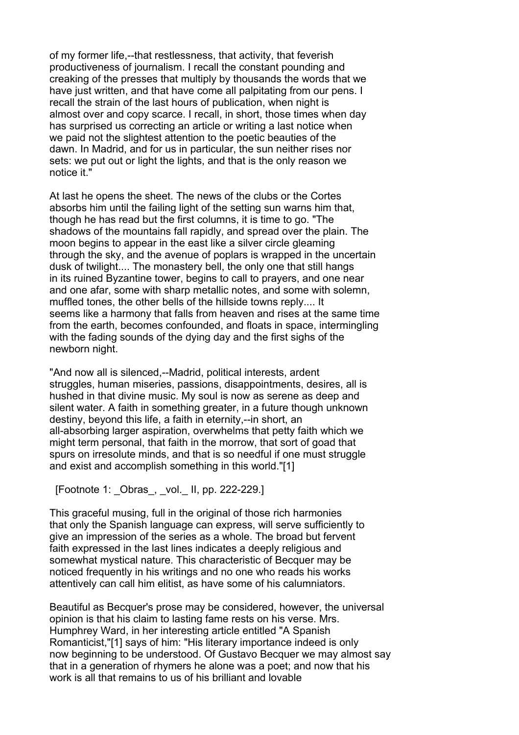of my former life,--that restlessness, that activity, that feverish productiveness of journalism. I recall the constant pounding and creaking of the presses that multiply by thousands the words that we have just written, and that have come all palpitating from our pens. I recall the strain of the last hours of publication, when night is almost over and copy scarce. I recall, in short, those times when day has surprised us correcting an article or writing a last notice when we paid not the slightest attention to the poetic beauties of the dawn. In Madrid, and for us in particular, the sun neither rises nor sets: we put out or light the lights, and that is the only reason we notice it."

At last he opens the sheet. The news of the clubs or the Cortes absorbs him until the failing light of the setting sun warns him that, though he has read but the first columns, it is time to go. "The shadows of the mountains fall rapidly, and spread over the plain. The moon begins to appear in the east like a silver circle gleaming through the sky, and the avenue of poplars is wrapped in the uncertain dusk of twilight.... The monastery bell, the only one that still hangs in its ruined Byzantine tower, begins to call to prayers, and one near and one afar, some with sharp metallic notes, and some with solemn, muffled tones, the other bells of the hillside towns reply.... It seems like a harmony that falls from heaven and rises at the same time from the earth, becomes confounded, and floats in space, intermingling with the fading sounds of the dying day and the first sighs of the newborn night.

"And now all is silenced,--Madrid, political interests, ardent struggles, human miseries, passions, disappointments, desires, all is hushed in that divine music. My soul is now as serene as deep and silent water. A faith in something greater, in a future though unknown destiny, beyond this life, a faith in eternity,--in short, an all-absorbing larger aspiration, overwhelms that petty faith which we might term personal, that faith in the morrow, that sort of goad that spurs on irresolute minds, and that is so needful if one must struggle and exist and accomplish something in this world."[1]

[Footnote 1: _Obras_, _vol._ II, pp. 222-229.]

This graceful musing, full in the original of those rich harmonies that only the Spanish language can express, will serve sufficiently to give an impression of the series as a whole. The broad but fervent faith expressed in the last lines indicates a deeply religious and somewhat mystical nature. This characteristic of Becquer may be noticed frequently in his writings and no one who reads his works attentively can call him elitist, as have some of his calumniators.

Beautiful as Becquer's prose may be considered, however, the universal opinion is that his claim to lasting fame rests on his verse. Mrs. Humphrey Ward, in her interesting article entitled "A Spanish Romanticist,"[1] says of him: "His literary importance indeed is only now beginning to be understood. Of Gustavo Becquer we may almost say that in a generation of rhymers he alone was a poet; and now that his work is all that remains to us of his brilliant and lovable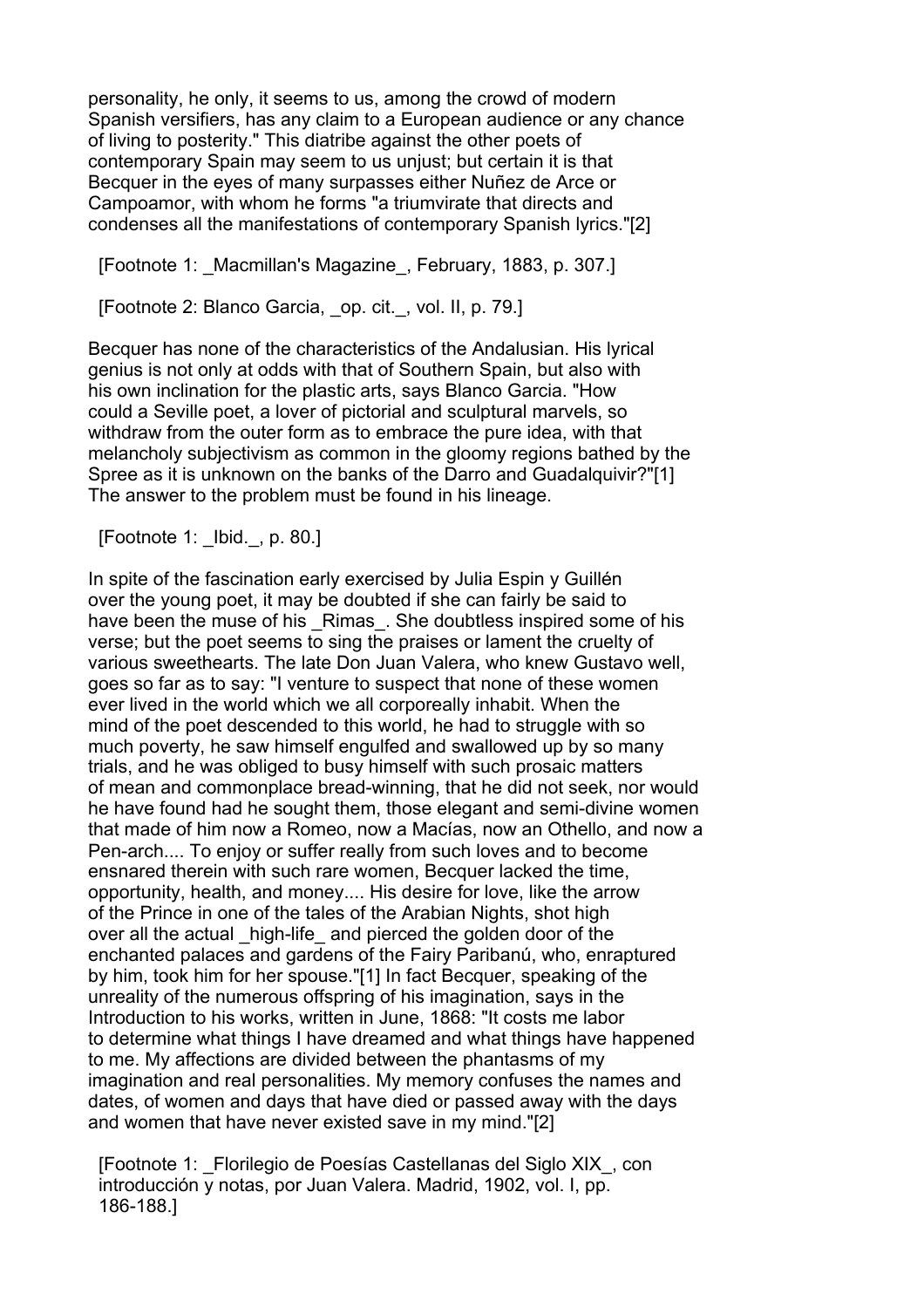personality, he only, it seems to us, among the crowd of modern Spanish versifiers, has any claim to a European audience or any chance of living to posterity." This diatribe against the other poets of contemporary Spain may seem to us unjust; but certain it is that Becquer in the eyes of many surpasses either Nuñez de Arce or Campoamor, with whom he forms "a triumvirate that directs and condenses all the manifestations of contemporary Spanish lyrics."[2]

[Footnote 1: _Macmillan's Magazine_, February, 1883, p. 307.]

[Footnote 2: Blanco Garcia, _op. cit._, vol. II, p. 79.]

Becquer has none of the characteristics of the Andalusian. His lyrical genius is not only at odds with that of Southern Spain, but also with his own inclination for the plastic arts, says Blanco Garcia. "How could a Seville poet, a lover of pictorial and sculptural marvels, so withdraw from the outer form as to embrace the pure idea, with that melancholy subjectivism as common in the gloomy regions bathed by the Spree as it is unknown on the banks of the Darro and Guadalquivir?"[1] The answer to the problem must be found in his lineage.

[Footnote 1: _Ibid._, p. 80.]

In spite of the fascination early exercised by Julia Espin y Guillén over the young poet, it may be doubted if she can fairly be said to have been the muse of his _Rimas_. She doubtless inspired some of his verse; but the poet seems to sing the praises or lament the cruelty of various sweethearts. The late Don Juan Valera, who knew Gustavo well, goes so far as to say: "I venture to suspect that none of these women ever lived in the world which we all corporeally inhabit. When the mind of the poet descended to this world, he had to struggle with so much poverty, he saw himself engulfed and swallowed up by so many trials, and he was obliged to busy himself with such prosaic matters of mean and commonplace bread-winning, that he did not seek, nor would he have found had he sought them, those elegant and semi-divine women that made of him now a Romeo, now a Macías, now an Othello, and now a Pen-arch.... To enjoy or suffer really from such loves and to become ensnared therein with such rare women, Becquer lacked the time, opportunity, health, and money.... His desire for love, like the arrow of the Prince in one of the tales of the Arabian Nights, shot high over all the actual _high-life_ and pierced the golden door of the enchanted palaces and gardens of the Fairy Paribanú, who, enraptured by him, took him for her spouse."[1] In fact Becquer, speaking of the unreality of the numerous offspring of his imagination, says in the Introduction to his works, written in June, 1868: "It costs me labor to determine what things I have dreamed and what things have happened to me. My affections are divided between the phantasms of my imagination and real personalities. My memory confuses the names and dates, of women and days that have died or passed away with the days and women that have never existed save in my mind."[2]

[Footnote 1: _Florilegio de Poesías Castellanas del Siglo XIX_, con introducción y notas, por Juan Valera. Madrid, 1902, vol. I, pp. 186-188.]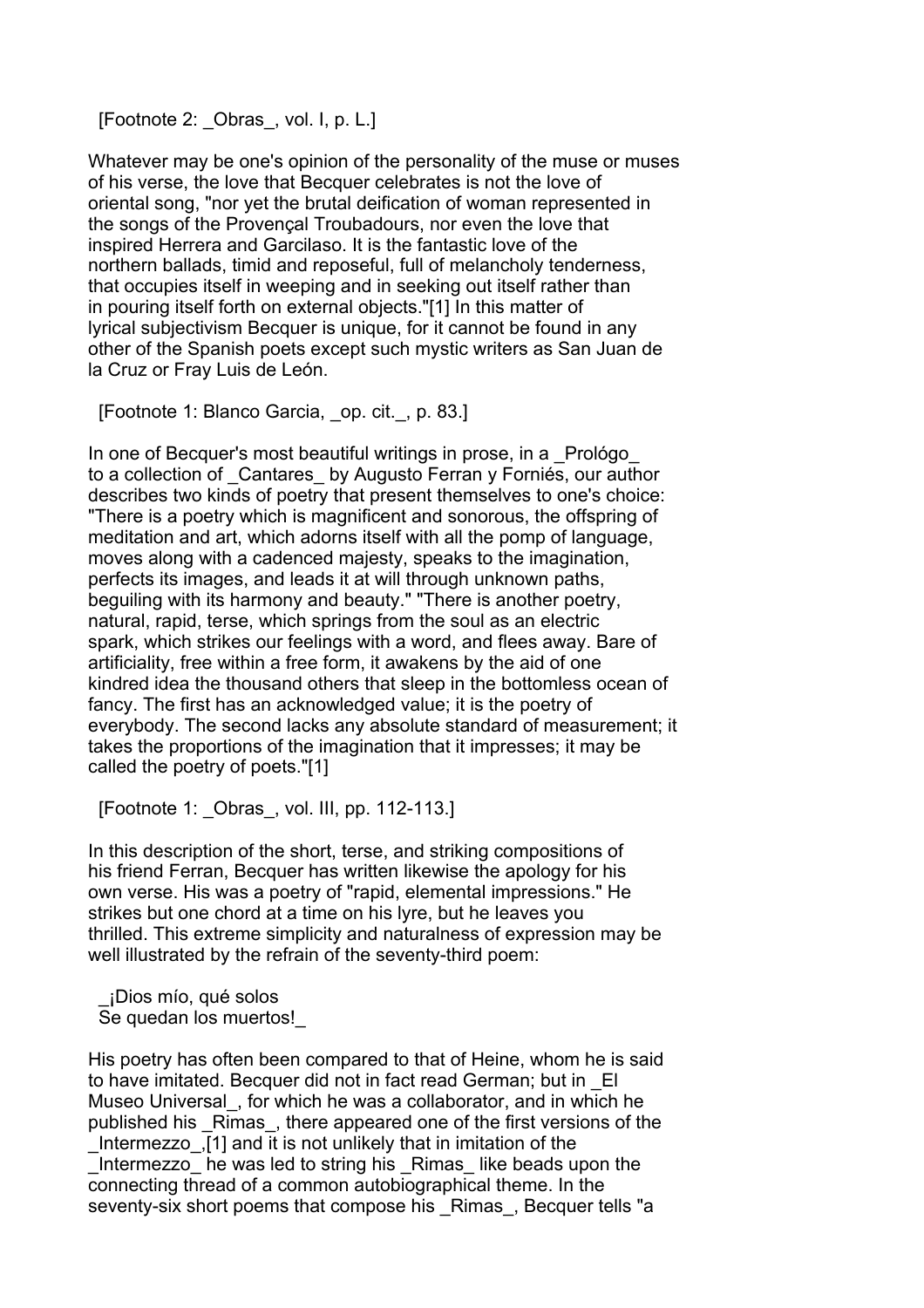[Footnote 2: _Obras_, vol. I, p. L.]

Whatever may be one's opinion of the personality of the muse or muses of his verse, the love that Becquer celebrates is not the love of oriental song, "nor yet the brutal deification of woman represented in the songs of the Provençal Troubadours, nor even the love that inspired Herrera and Garcilaso. It is the fantastic love of the northern ballads, timid and reposeful, full of melancholy tenderness, that occupies itself in weeping and in seeking out itself rather than in pouring itself forth on external objects."[1] In this matter of lyrical subjectivism Becquer is unique, for it cannot be found in any other of the Spanish poets except such mystic writers as San Juan de la Cruz or Fray Luis de León.

[Footnote 1: Blanco Garcia, _op. cit._, p. 83.]

In one of Becquer's most beautiful writings in prose, in a _Prológo_ to a collection of _Cantares_ by Augusto Ferran y Forniés, our author describes two kinds of poetry that present themselves to one's choice: "There is a poetry which is magnificent and sonorous, the offspring of meditation and art, which adorns itself with all the pomp of language, moves along with a cadenced majesty, speaks to the imagination, perfects its images, and leads it at will through unknown paths, beguiling with its harmony and beauty." "There is another poetry, natural, rapid, terse, which springs from the soul as an electric spark, which strikes our feelings with a word, and flees away. Bare of artificiality, free within a free form, it awakens by the aid of one kindred idea the thousand others that sleep in the bottomless ocean of fancy. The first has an acknowledged value; it is the poetry of everybody. The second lacks any absolute standard of measurement; it takes the proportions of the imagination that it impresses; it may be called the poetry of poets."[1]

[Footnote 1: _Obras_, vol. III, pp. 112-113.]

In this description of the short, terse, and striking compositions of his friend Ferran, Becquer has written likewise the apology for his own verse. His was a poetry of "rapid, elemental impressions." He strikes but one chord at a time on his lyre, but he leaves you thrilled. This extreme simplicity and naturalness of expression may be well illustrated by the refrain of the seventy-third poem:

_¡Dios mío, qué solos
Se quedan los muertos!_

His poetry has often been compared to that of Heine, whom he is said to have imitated. Becquer did not in fact read German; but in _El Museo Universal_, for which he was a collaborator, and in which he published his _Rimas_, there appeared one of the first versions of the _Intermezzo_,[1] and it is not unlikely that in imitation of the _Intermezzo_ he was led to string his _Rimas_ like beads upon the connecting thread of a common autobiographical theme. In the seventy-six short poems that compose his _Rimas_, Becquer tells "a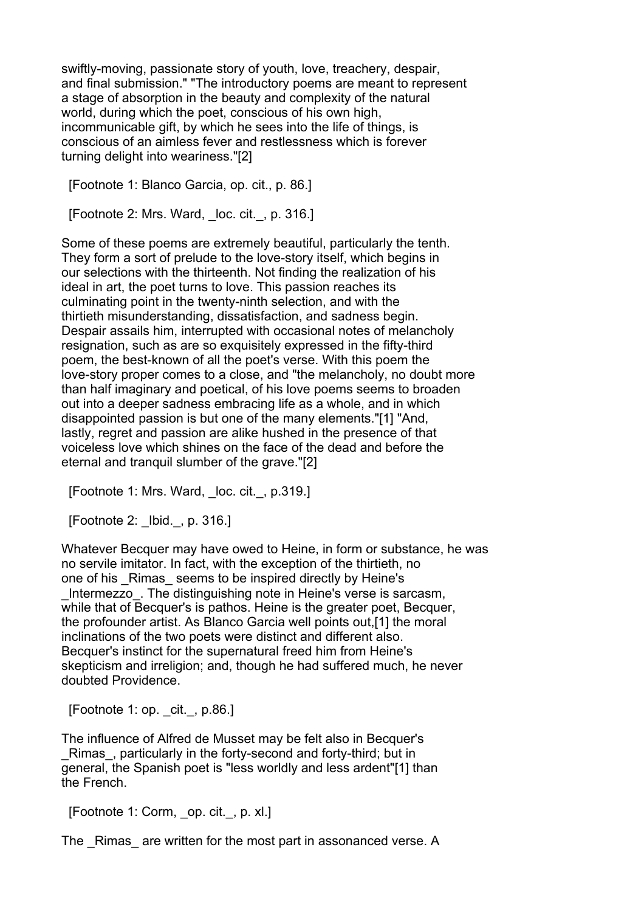swiftly-moving, passionate story of youth, love, treachery, despair, and final submission." "The introductory poems are meant to represent a stage of absorption in the beauty and complexity of the natural world, during which the poet, conscious of his own high, incommunicable gift, by which he sees into the life of things, is conscious of an aimless fever and restlessness which is forever turning delight into weariness."[2]

[Footnote 1: Blanco Garcia, op. cit., p. 86.]

[Footnote 2: Mrs. Ward, _loc. cit._, p. 316.]

Some of these poems are extremely beautiful, particularly the tenth. They form a sort of prelude to the love-story itself, which begins in our selections with the thirteenth. Not finding the realization of his ideal in art, the poet turns to love. This passion reaches its culminating point in the twenty-ninth selection, and with the thirtieth misunderstanding, dissatisfaction, and sadness begin. Despair assails him, interrupted with occasional notes of melancholy resignation, such as are so exquisitely expressed in the fifty-third poem, the best-known of all the poet's verse. With this poem the love-story proper comes to a close, and "the melancholy, no doubt more than half imaginary and poetical, of his love poems seems to broaden out into a deeper sadness embracing life as a whole, and in which disappointed passion is but one of the many elements."[1] "And, lastly, regret and passion are alike hushed in the presence of that voiceless love which shines on the face of the dead and before the eternal and tranquil slumber of the grave."[2]

[Footnote 1: Mrs. Ward, _loc. cit._, p.319.]

[Footnote 2: _Ibid._, p. 316.]

Whatever Becquer may have owed to Heine, in form or substance, he was no servile imitator. In fact, with the exception of the thirtieth, no one of his _Rimas_ seems to be inspired directly by Heine's _Intermezzo_. The distinguishing note in Heine's verse is sarcasm, while that of Becquer's is pathos. Heine is the greater poet, Becquer, the profounder artist. As Blanco Garcia well points out,[1] the moral inclinations of the two poets were distinct and different also. Becquer's instinct for the supernatural freed him from Heine's skepticism and irreligion; and, though he had suffered much, he never doubted Providence.

[Footnote 1: op. _cit._, p.86.]

The influence of Alfred de Musset may be felt also in Becquer's _Rimas_, particularly in the forty-second and forty-third; but in general, the Spanish poet is "less worldly and less ardent"[1] than the French.

[Footnote 1: Corm, _op. cit._, p. xl.]

The _Rimas_ are written for the most part in assonanced verse. A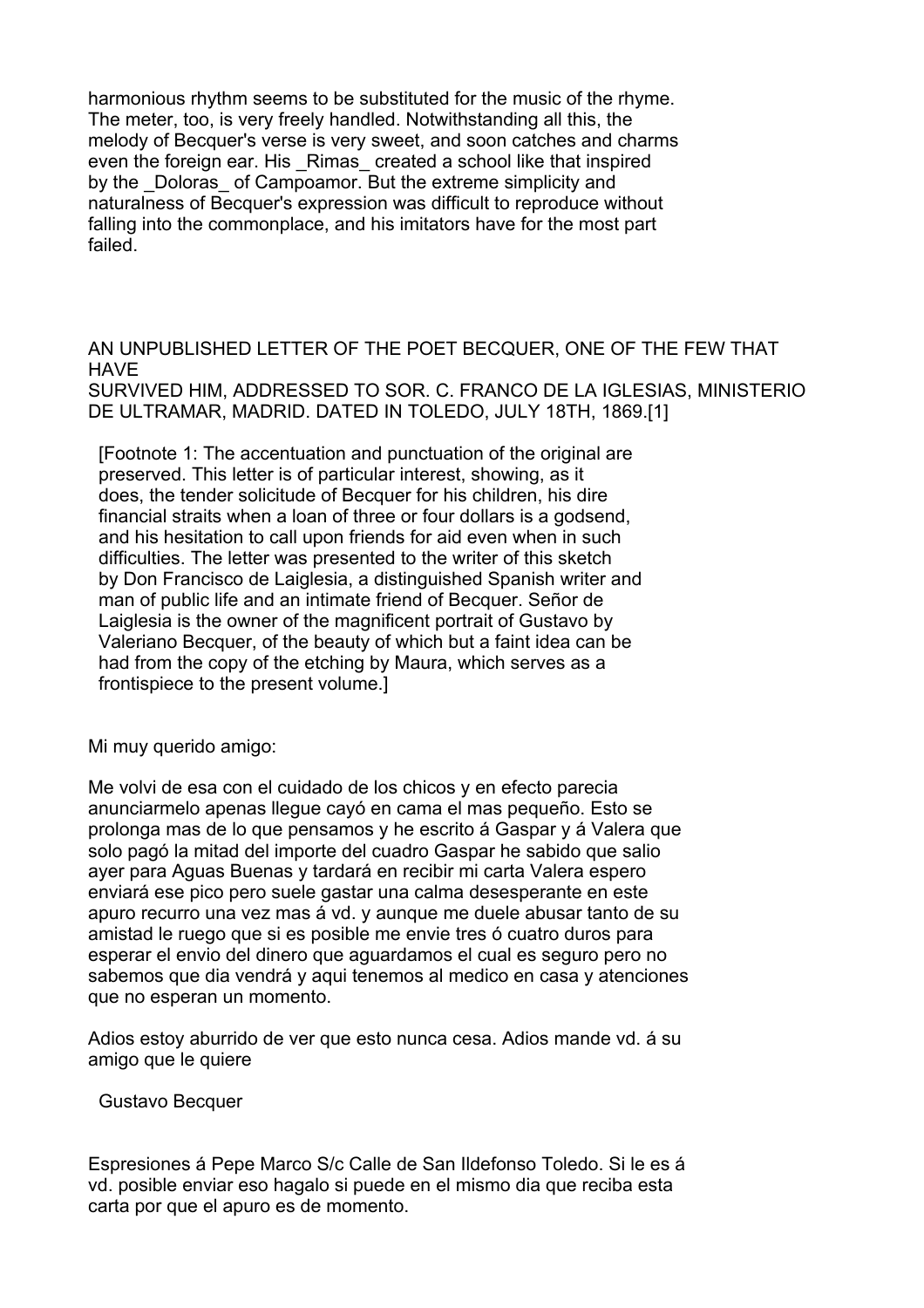harmonious rhythm seems to be substituted for the music of the rhyme. The meter, too, is very freely handled. Notwithstanding all this, the melody of Becquer's verse is very sweet, and soon catches and charms even the foreign ear. His _Rimas_ created a school like that inspired by the _Doloras_ of Campoamor. But the extreme simplicity and naturalness of Becquer's expression was difficult to reproduce without falling into the commonplace, and his imitators have for the most part failed.

## AN UNPUBLISHED LETTER OF THE POET BECQUER, ONE OF THE FEW THAT HAVE SURVIVED HIM, ADDRESSED TO SOR. C. FRANCO DE LA IGLESIAS, MINISTERIO DE ULTRAMAR, MADRID. DATED IN TOLEDO, JULY 18TH, 1869.[1]

[Footnote 1: The accentuation and punctuation of the original are preserved. This letter is of particular interest, showing, as it does, the tender solicitude of Becquer for his children, his dire financial straits when a loan of three or four dollars is a godsend, and his hesitation to call upon friends for aid even when in such difficulties. The letter was presented to the writer of this sketch by Don Francisco de Laiglesia, a distinguished Spanish writer and man of public life and an intimate friend of Becquer. Señor de Laiglesia is the owner of the magnificent portrait of Gustavo by Valeriano Becquer, of the beauty of which but a faint idea can be had from the copy of the etching by Maura, which serves as a frontispiece to the present volume.]

Mi muy querido amigo:

Me volvi de esa con el cuidado de los chicos y en efecto parecia anunciarmelo apenas llegue cayó en cama el mas pequeño. Esto se prolonga mas de lo que pensamos y he escrito á Gaspar y á Valera que solo pagó la mitad del importe del cuadro Gaspar he sabido que salio ayer para Aguas Buenas y tardará en recibir mi carta Valera espero enviará ese pico pero suele gastar una calma desesperante en este apuro recurro una vez mas á vd. y aunque me duele abusar tanto de su amistad le ruego que si es posible me envie tres ó cuatro duros para esperar el envio del dinero que aguardamos el cual es seguro pero no sabemos que dia vendrá y aqui tenemos al medico en casa y atenciones que no esperan un momento.

Adios estoy aburrido de ver que esto nunca cesa. Adios mande vd. á su amigo que le quiere

Gustavo Becquer

Espresiones á Pepe Marco S/c Calle de San Ildefonso Toledo. Si le es á vd. posible enviar eso hagalo si puede en el mismo dia que reciba esta carta por que el apuro es de momento.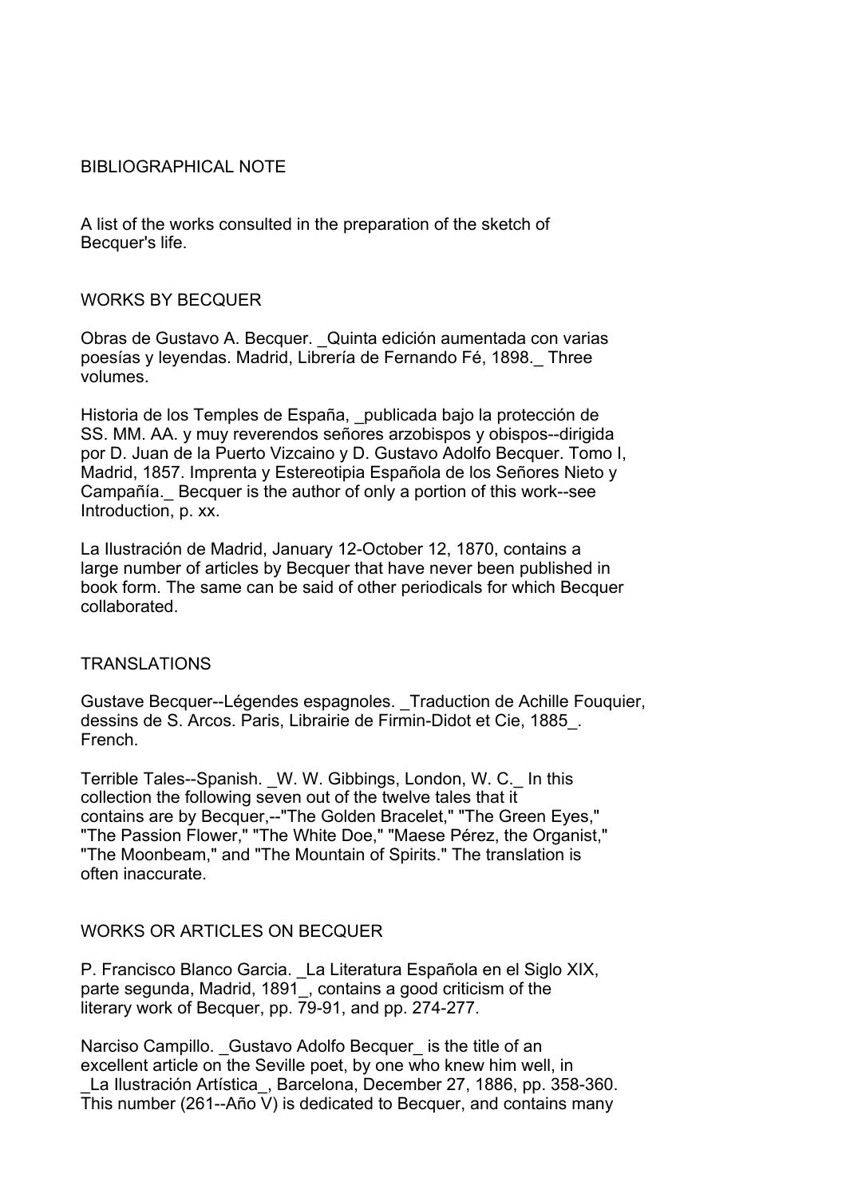## BIBLIOGRAPHICAL NOTE

A list of the works consulted in the preparation of the sketch of Becquer's life.

### WORKS BY BECQUER

Obras de Gustavo A. Becquer. _Quinta edición aumentada con varias poesías y leyendas. Madrid, Librería de Fernando Fé, 1898._ Three volumes.

Historia de los Temples de España, _publicada bajo la protección de SS. MM. AA. y muy reverendos señores arzobispos y obispos--dirigida por D. Juan de la Puerto Vizcaino y D. Gustavo Adolfo Becquer. Tomo I, Madrid, 1857. Imprenta y Estereotipia Española de los Señores Nieto y Campañía._ Becquer is the author of only a portion of this work--see Introduction, p. xx.

La Ilustración de Madrid, January 12-October 12, 1870, contains a large number of articles by Becquer that have never been published in book form. The same can be said of other periodicals for which Becquer collaborated.

### TRANSLATIONS

Gustave Becquer--Légendes espagnoles. _Traduction de Achille Fouquier, dessins de S. Arcos. Paris, Librairie de Firmin-Didot et Cie, 1885_. French.

Terrible Tales--Spanish. _W. W. Gibbings, London, W. C._ In this collection the following seven out of the twelve tales that it contains are by Becquer,--"The Golden Bracelet," "The Green Eyes," "The Passion Flower," "The White Doe," "Maese Pérez, the Organist," "The Moonbeam," and "The Mountain of Spirits." The translation is often inaccurate.

### WORKS OR ARTICLES ON BECQUER

P. Francisco Blanco Garcia. _La Literatura Española en el Siglo XIX, parte segunda, Madrid, 1891_, contains a good criticism of the literary work of Becquer, pp. 79-91, and pp. 274-277.

Narciso Campillo. _Gustavo Adolfo Becquer_ is the title of an excellent article on the Seville poet, by one who knew him well, in _La Ilustración Artística_, Barcelona, December 27, 1886, pp. 358-360. This number (261--Año V) is dedicated to Becquer, and contains many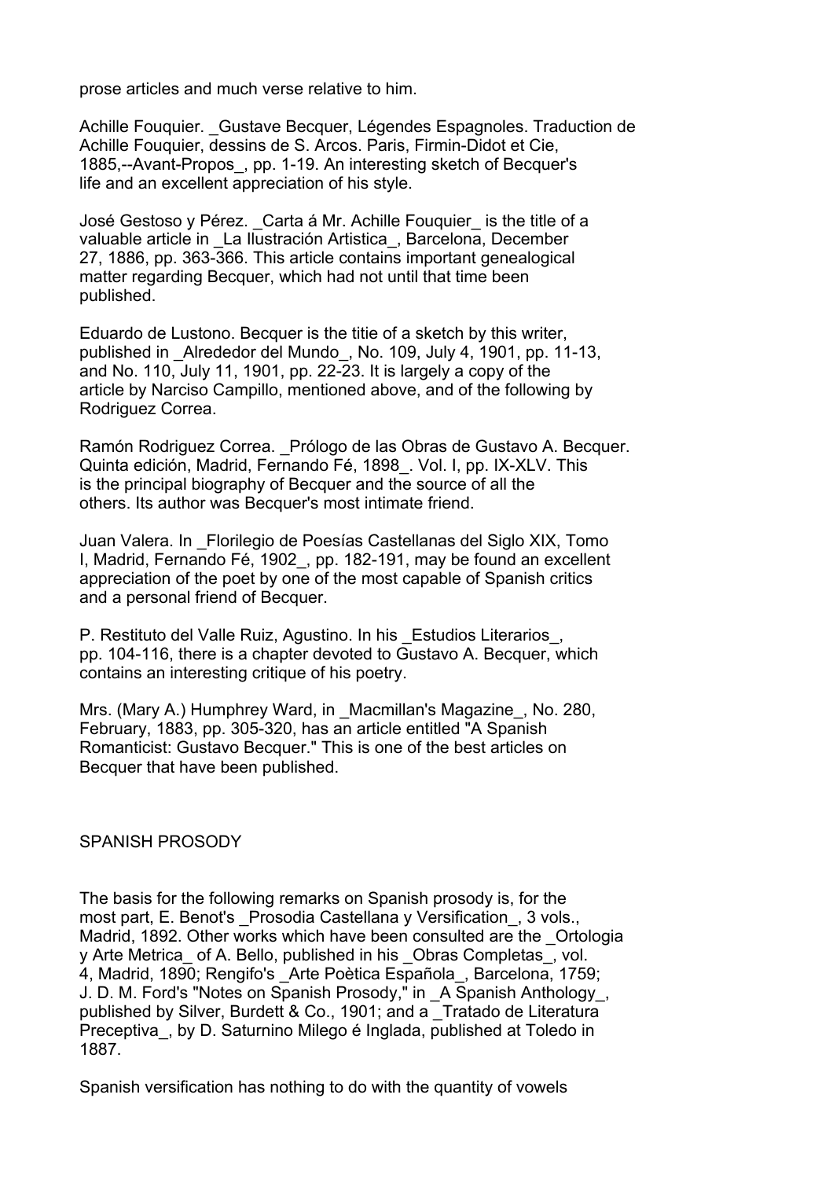prose articles and much verse relative to him.

Achille Fouquier. _Gustave Becquer, Légendes Espagnoles. Traduction de Achille Fouquier, dessins de S. Arcos. Paris, Firmin-Didot et Cie, 1885,--Avant-Propos_, pp. 1-19. An interesting sketch of Becquer's life and an excellent appreciation of his style.

José Gestoso y Pérez. _Carta á Mr. Achille Fouquier_ is the title of a valuable article in _La Ilustración Artistica_, Barcelona, December 27, 1886, pp. 363-366. This article contains important genealogical matter regarding Becquer, which had not until that time been published.

Eduardo de Lustono. Becquer is the titie of a sketch by this writer, published in _Alrededor del Mundo_, No. 109, July 4, 1901, pp. 11-13, and No. 110, July 11, 1901, pp. 22-23. It is largely a copy of the article by Narciso Campillo, mentioned above, and of the following by Rodriguez Correa.

Ramón Rodriguez Correa. _Prólogo de las Obras de Gustavo A. Becquer. Quinta edición, Madrid, Fernando Fé, 1898_. Vol. I, pp. IX-XLV. This is the principal biography of Becquer and the source of all the others. Its author was Becquer's most intimate friend.

Juan Valera. In _Florilegio de Poesías Castellanas del Siglo XIX, Tomo I, Madrid, Fernando Fé, 1902_, pp. 182-191, may be found an excellent appreciation of the poet by one of the most capable of Spanish critics and a personal friend of Becquer.

P. Restituto del Valle Ruiz, Agustino. In his _Estudios Literarios_, pp. 104-116, there is a chapter devoted to Gustavo A. Becquer, which contains an interesting critique of his poetry.

Mrs. (Mary A.) Humphrey Ward, in _Macmillan's Magazine_, No. 280, February, 1883, pp. 305-320, has an article entitled "A Spanish Romanticist: Gustavo Becquer." This is one of the best articles on Becquer that have been published.

## SPANISH PROSODY

The basis for the following remarks on Spanish prosody is, for the most part, E. Benot's _Prosodia Castellana y Versification_, 3 vols., Madrid, 1892. Other works which have been consulted are the _Ortologia y Arte Metrica_ of A. Bello, published in his _Obras Completas_, vol. 4, Madrid, 1890; Rengifo's _Arte Poètica Española_, Barcelona, 1759; J. D. M. Ford's "Notes on Spanish Prosody," in _A Spanish Anthology_, published by Silver, Burdett & Co., 1901; and a _Tratado de Literatura Preceptiva_, by D. Saturnino Milego é Inglada, published at Toledo in 1887.

Spanish versification has nothing to do with the quantity of vowels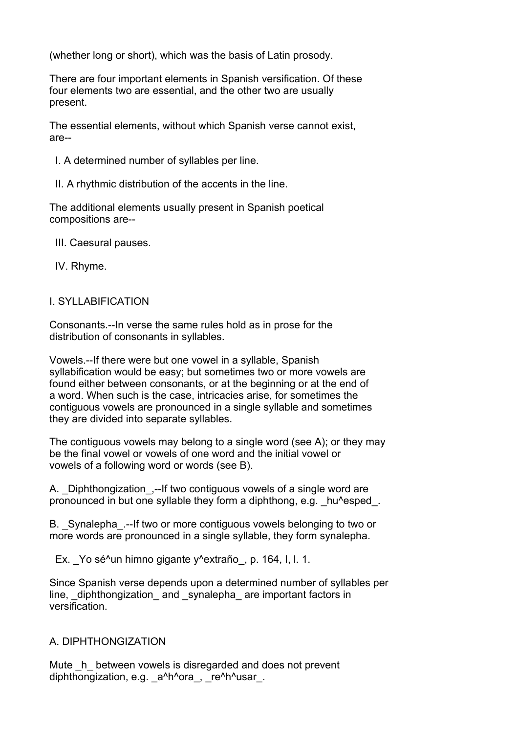(whether long or short), which was the basis of Latin prosody.

There are four important elements in Spanish versification. Of these four elements two are essential, and the other two are usually present.

The essential elements, without which Spanish verse cannot exist, are--

  I. A determined number of syllables per line.

  II. A rhythmic distribution of the accents in the line.

The additional elements usually present in Spanish poetical compositions are--

  III. Caesural pauses.

  IV. Rhyme.

## I. SYLLABIFICATION

Consonants.--In verse the same rules hold as in prose for the distribution of consonants in syllables.

Vowels.--If there were but one vowel in a syllable, Spanish syllabification would be easy; but sometimes two or more vowels are found either between consonants, or at the beginning or at the end of a word. When such is the case, intricacies arise, for sometimes the contiguous vowels are pronounced in a single syllable and sometimes they are divided into separate syllables.

The contiguous vowels may belong to a single word (see A); or they may be the final vowel or vowels of one word and the initial vowel or vowels of a following word or words (see B).

A. _Diphthongization_,--If two contiguous vowels of a single word are pronounced in but one syllable they form a diphthong, e.g. _hu^esped_.

B. _Synalepha_.--If two or more contiguous vowels belonging to two or more words are pronounced in a single syllable, they form synalepha.

  Ex. _Yo sé^un himno gigante y^extraño_, p. 164, I, l. 1.

Since Spanish verse depends upon a determined number of syllables per line, _diphthongization_ and _synalepha_ are important factors in versification.

### A. DIPHTHONGIZATION

Mute _h_ between vowels is disregarded and does not prevent diphthongization, e.g. _a^h^ora_, _re^h^usar_.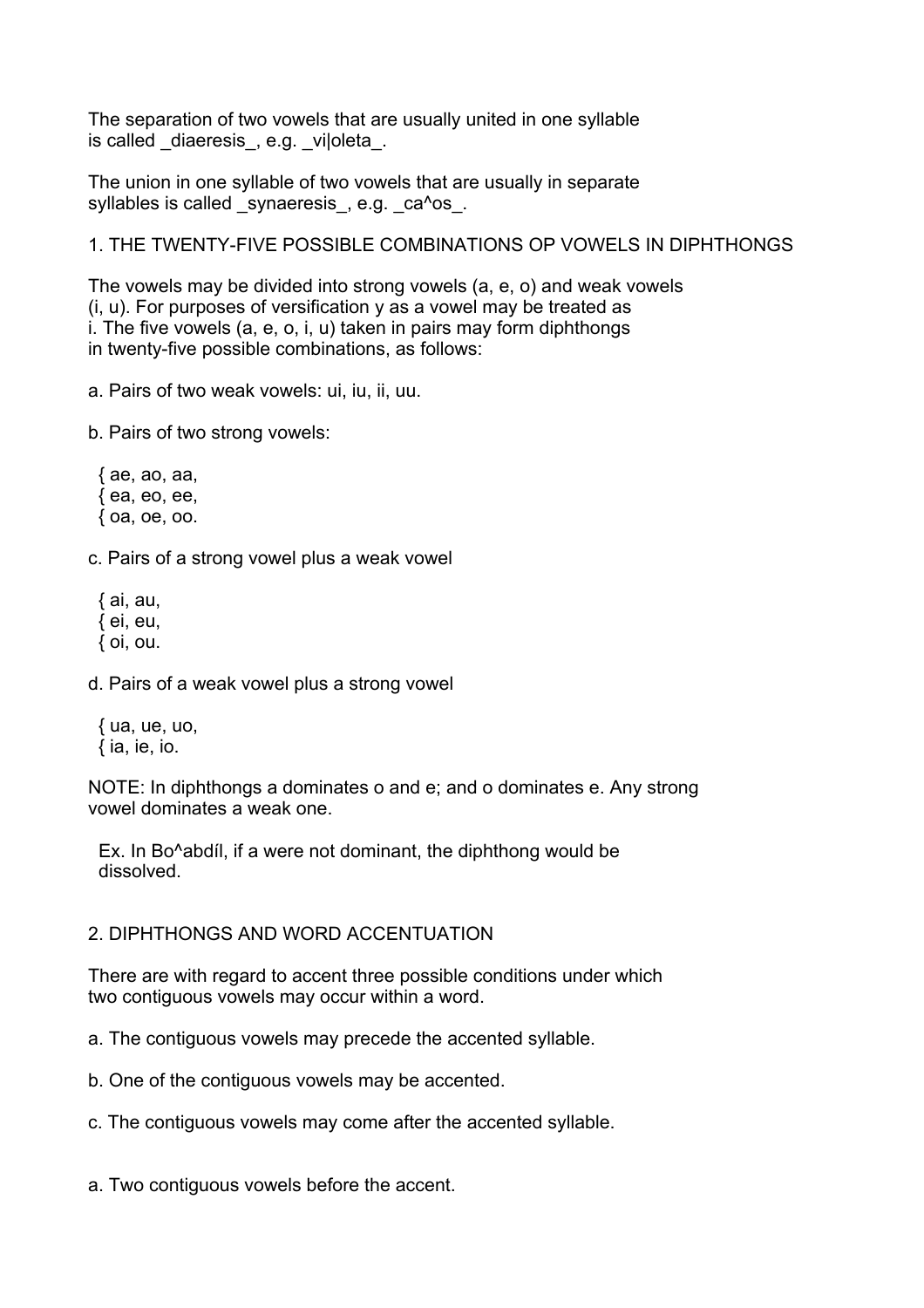The separation of two vowels that are usually united in one syllable is called _diaeresis_, e.g. _vi|oleta_.

The union in one syllable of two vowels that are usually in separate syllables is called _synaeresis_, e.g. _ca^os_.

## 1. THE TWENTY-FIVE POSSIBLE COMBINATIONS OP VOWELS IN DIPHTHONGS

The vowels may be divided into strong vowels (a, e, o) and weak vowels (i, u). For purposes of versification y as a vowel may be treated as i. The five vowels (a, e, o, i, u) taken in pairs may form diphthongs in twenty-five possible combinations, as follows:

a. Pairs of two weak vowels: ui, iu, ii, uu.

b. Pairs of two strong vowels:

  { ae, ao, aa,
  { ea, eo, ee,
  { oa, oe, oo.

c. Pairs of a strong vowel plus a weak vowel

  { ai, au,
  { ei, eu,
  { oi, ou.

d. Pairs of a weak vowel plus a strong vowel

  { ua, ue, uo,
  { ia, ie, io.

NOTE: In diphthongs a dominates o and e; and o dominates e. Any strong vowel dominates a weak one.

  Ex. In Bo^abdíl, if a were not dominant, the diphthong would be dissolved.

## 2. DIPHTHONGS AND WORD ACCENTUATION

There are with regard to accent three possible conditions under which two contiguous vowels may occur within a word.

a. The contiguous vowels may precede the accented syllable.

b. One of the contiguous vowels may be accented.

c. The contiguous vowels may come after the accented syllable.

a. Two contiguous vowels before the accent.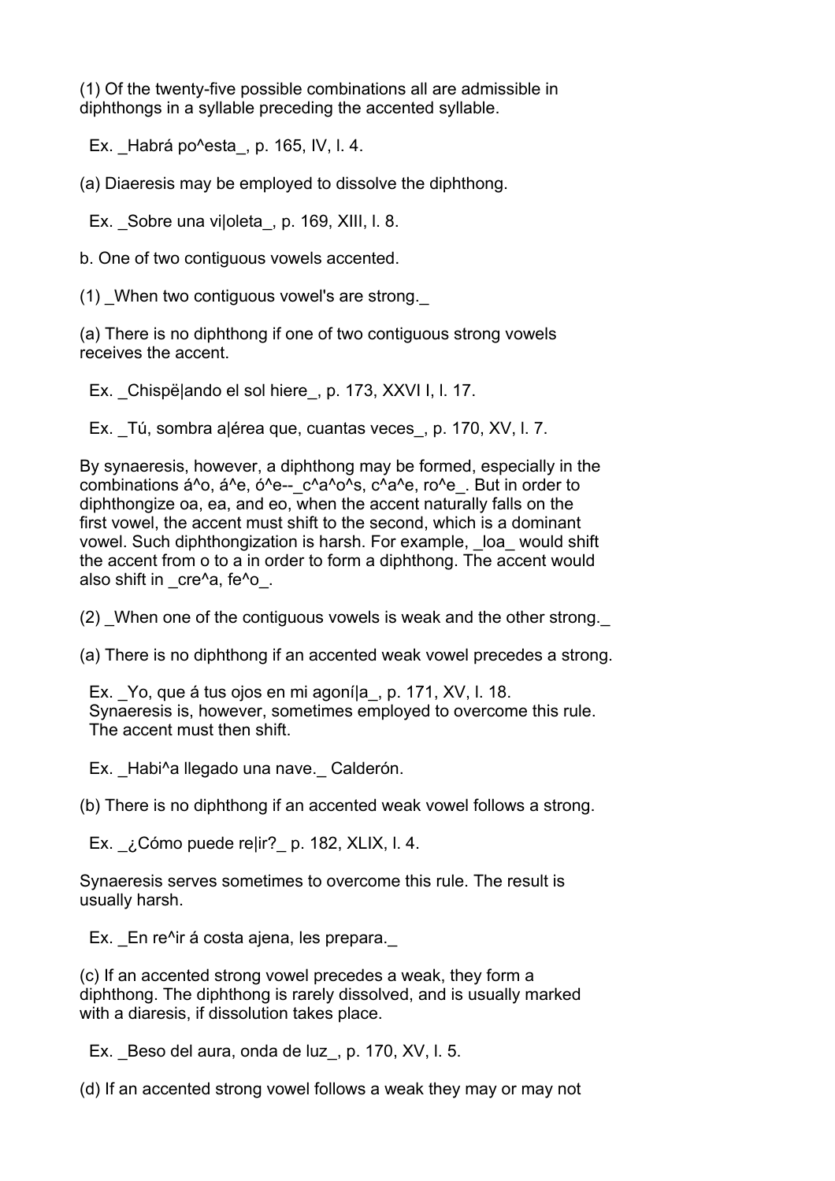(1) Of the twenty-five possible combinations all are admissible in diphthongs in a syllable preceding the accented syllable.

  Ex. _Habrá po^esta_, p. 165, IV, l. 4.

(a) Diaeresis may be employed to dissolve the diphthong.

  Ex. _Sobre una vi|oleta_, p. 169, XIII, l. 8.

b. One of two contiguous vowels accented.

(1) _When two contiguous vowel's are strong._

(a) There is no diphthong if one of two contiguous strong vowels receives the accent.

  Ex. _Chispë|ando el sol hiere_, p. 173, XXVI I, l. 17.

  Ex. _Tú, sombra a|érea que, cuantas veces_, p. 170, XV, l. 7.

By synaeresis, however, a diphthong may be formed, especially in the combinations á^o, á^e, ó^e--_c^a^o^s, c^a^e, ro^e_. But in order to diphthongize oa, ea, and eo, when the accent naturally falls on the first vowel, the accent must shift to the second, which is a dominant vowel. Such diphthongization is harsh. For example, _loa_ would shift the accent from o to a in order to form a diphthong. The accent would also shift in _cre^a, fe^o_.

(2) _When one of the contiguous vowels is weak and the other strong._

(a) There is no diphthong if an accented weak vowel precedes a strong.

  Ex. _Yo, que á tus ojos en mi agoní|a_, p. 171, XV, l. 18.
  Synaeresis is, however, sometimes employed to overcome this rule.
  The accent must then shift.

  Ex. _Habi^a llegado una nave._ Calderón.

(b) There is no diphthong if an accented weak vowel follows a strong.

  Ex. _¿Cómo puede re|ir?_ p. 182, XLIX, l. 4.

Synaeresis serves sometimes to overcome this rule. The result is usually harsh.

  Ex. _En re^ir á costa ajena, les prepara._

(c) If an accented strong vowel precedes a weak, they form a diphthong. The diphthong is rarely dissolved, and is usually marked with a diaresis, if dissolution takes place.

  Ex. _Beso del aura, onda de luz_, p. 170, XV, l. 5.

(d) If an accented strong vowel follows a weak they may or may not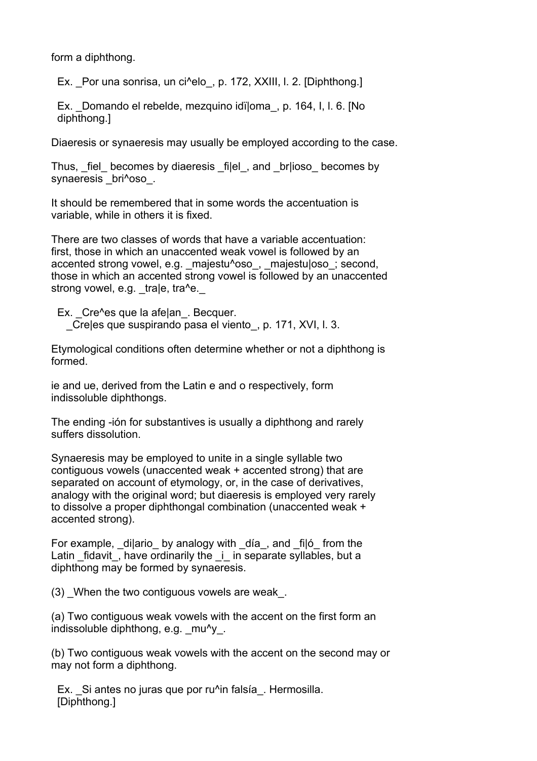form a diphthong.

Ex. _Por una sonrisa, un ci^elo_, p. 172, XXIII, l. 2. [Diphthong.]

Ex. _Domando el rebelde, mezquino idï|oma_, p. 164, I, l. 6. [No diphthong.]

Diaeresis or synaeresis may usually be employed according to the case.

Thus, _fiel_ becomes by diaeresis _fi|el_, and _br|ioso_ becomes by synaeresis _bri^oso_.

It should be remembered that in some words the accentuation is variable, while in others it is fixed.

There are two classes of words that have a variable accentuation: first, those in which an unaccented weak vowel is followed by an accented strong vowel, e.g. _majestu^oso_, _majestu|oso_; second, those in which an accented strong vowel is followed by an unaccented strong vowel, e.g. _tra|e, tra^e._

Ex. _Cre^es que la afe|an_. Becquer.
_Cre|es que suspirando pasa el viento_, p. 171, XVI, l. 3.

Etymological conditions often determine whether or not a diphthong is formed.

ie and ue, derived from the Latin e and o respectively, form indissoluble diphthongs.

The ending -ión for substantives is usually a diphthong and rarely suffers dissolution.

Synaeresis may be employed to unite in a single syllable two contiguous vowels (unaccented weak + accented strong) that are separated on account of etymology, or, in the case of derivatives, analogy with the original word; but diaeresis is employed very rarely to dissolve a proper diphthongal combination (unaccented weak + accented strong).

For example, _di|ario_ by analogy with _día_, and _fi|ó_ from the Latin _fidavit_, have ordinarily the _i_ in separate syllables, but a diphthong may be formed by synaeresis.

(3) _When the two contiguous vowels are weak_.

(a) Two contiguous weak vowels with the accent on the first form an indissoluble diphthong, e.g. _mu^y_.

(b) Two contiguous weak vowels with the accent on the second may or may not form a diphthong.

Ex. _Si antes no juras que por ru^in falsía_. Hermosilla. [Diphthong.]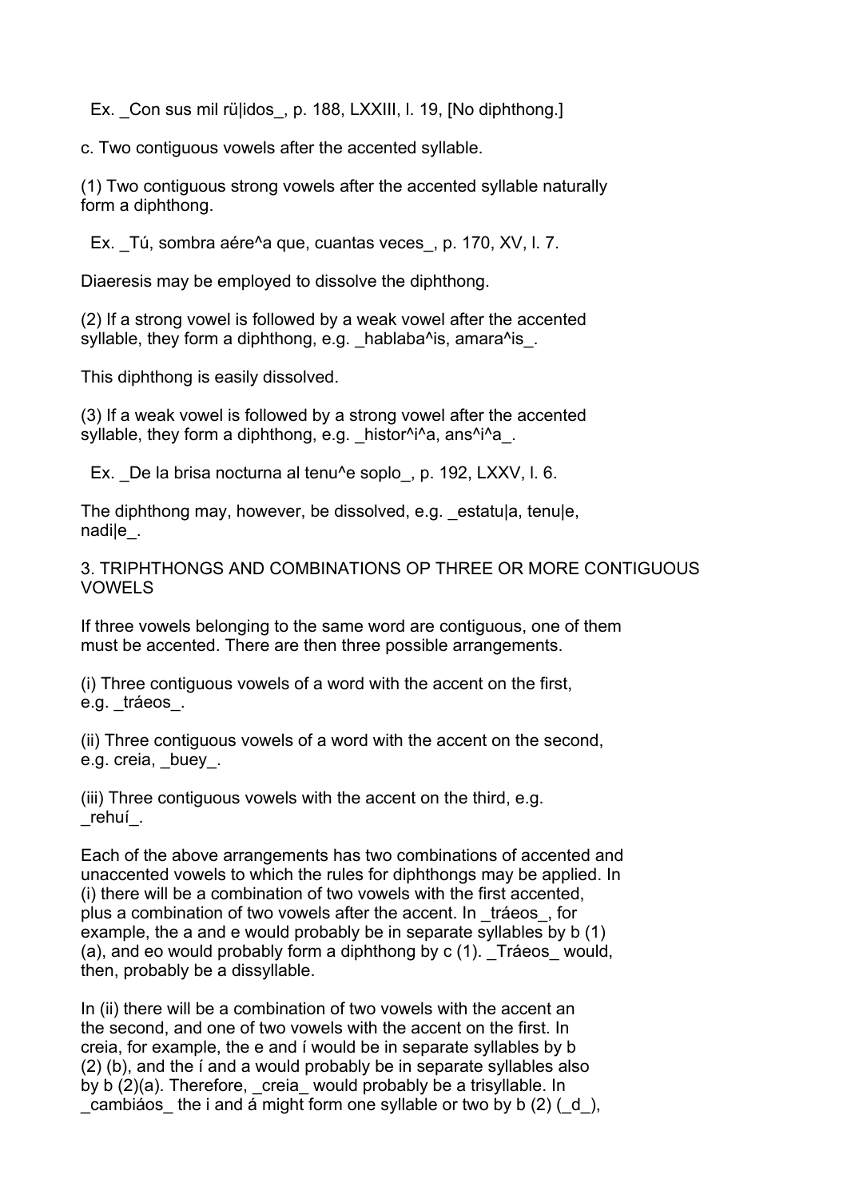Ex. _Con sus mil rü|idos_, p. 188, LXXIII, l. 19, [No diphthong.]

c. Two contiguous vowels after the accented syllable.

(1) Two contiguous strong vowels after the accented syllable naturally form a diphthong.

Ex. _Tú, sombra aére^a que, cuantas veces_, p. 170, XV, l. 7.

Diaeresis may be employed to dissolve the diphthong.

(2) If a strong vowel is followed by a weak vowel after the accented syllable, they form a diphthong, e.g. _hablaba^is, amara^is_.

This diphthong is easily dissolved.

(3) If a weak vowel is followed by a strong vowel after the accented syllable, they form a diphthong, e.g. _histor^i^a, ans^i^a_.

Ex. _De la brisa nocturna al tenu^e soplo_, p. 192, LXXV, l. 6.

The diphthong may, however, be dissolved, e.g. _estatu|a, tenu|e, nadi|e_.

3. TRIPHTHONGS AND COMBINATIONS OP THREE OR MORE CONTIGUOUS VOWELS

If three vowels belonging to the same word are contiguous, one of them must be accented. There are then three possible arrangements.

(i) Three contiguous vowels of a word with the accent on the first, e.g. _tráeos_.

(ii) Three contiguous vowels of a word with the accent on the second, e.g. creia, _buey_.

(iii) Three contiguous vowels with the accent on the third, e.g. _rehuí_.

Each of the above arrangements has two combinations of accented and unaccented vowels to which the rules for diphthongs may be applied. In (i) there will be a combination of two vowels with the first accented, plus a combination of two vowels after the accent. In _tráeos_, for example, the a and e would probably be in separate syllables by b (1) (a), and eo would probably form a diphthong by c (1). _Tráeos_ would, then, probably be a dissyllable.

In (ii) there will be a combination of two vowels with the accent an the second, and one of two vowels with the accent on the first. In creia, for example, the e and í would be in separate syllables by b (2) (b), and the í and a would probably be in separate syllables also by b (2)(a). Therefore, _creia_ would probably be a trisyllable. In _cambiáos_ the i and á might form one syllable or two by b (2) (_d_),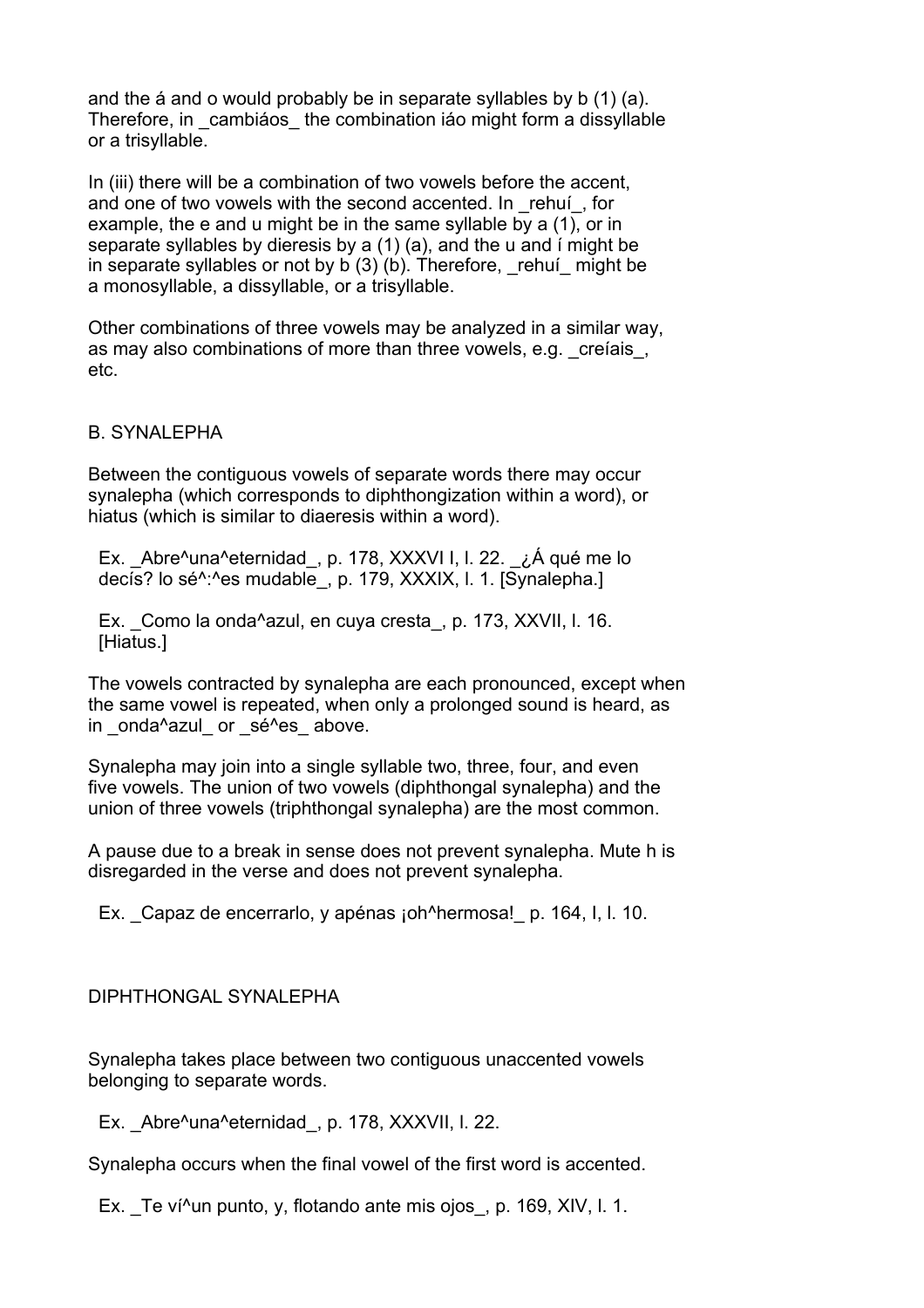and the á and o would probably be in separate syllables by b (1) (a). Therefore, in _cambiáos_ the combination iáo might form a dissyllable or a trisyllable.

In (iii) there will be a combination of two vowels before the accent, and one of two vowels with the second accented. In _rehuí_, for example, the e and u might be in the same syllable by a (1), or in separate syllables by dieresis by a (1) (a), and the u and í might be in separate syllables or not by b (3) (b). Therefore, _rehuí_ might be a monosyllable, a dissyllable, or a trisyllable.

Other combinations of three vowels may be analyzed in a similar way, as may also combinations of more than three vowels, e.g. _creíais_, etc.

## B. SYNALEPHA

Between the contiguous vowels of separate words there may occur synalepha (which corresponds to diphthongization within a word), or hiatus (which is similar to diaeresis within a word).

> Ex. _Abre^una^eternidad_, p. 178, XXXVI I, l. 22. _¿Á qué me lo decís? lo sé^:^es mudable_, p. 179, XXXIX, l. 1. [Synalepha.]

> Ex. _Como la onda^azul, en cuya cresta_, p. 173, XXVII, l. 16. [Hiatus.]

The vowels contracted by synalepha are each pronounced, except when the same vowel is repeated, when only a prolonged sound is heard, as in _onda^azul_ or _sé^es_ above.

Synalepha may join into a single syllable two, three, four, and even five vowels. The union of two vowels (diphthongal synalepha) and the union of three vowels (triphthongal synalepha) are the most common.

A pause due to a break in sense does not prevent synalepha. Mute h is disregarded in the verse and does not prevent synalepha.

> Ex. _Capaz de encerrarlo, y apénas ¡oh^hermosa!_ p. 164, I, l. 10.

### DIPHTHONGAL SYNALEPHA

Synalepha takes place between two contiguous unaccented vowels belonging to separate words.

> Ex. _Abre^una^eternidad_, p. 178, XXXVII, l. 22.

Synalepha occurs when the final vowel of the first word is accented.

> Ex. _Te ví^un punto, y, flotando ante mis ojos_, p. 169, XIV, l. 1.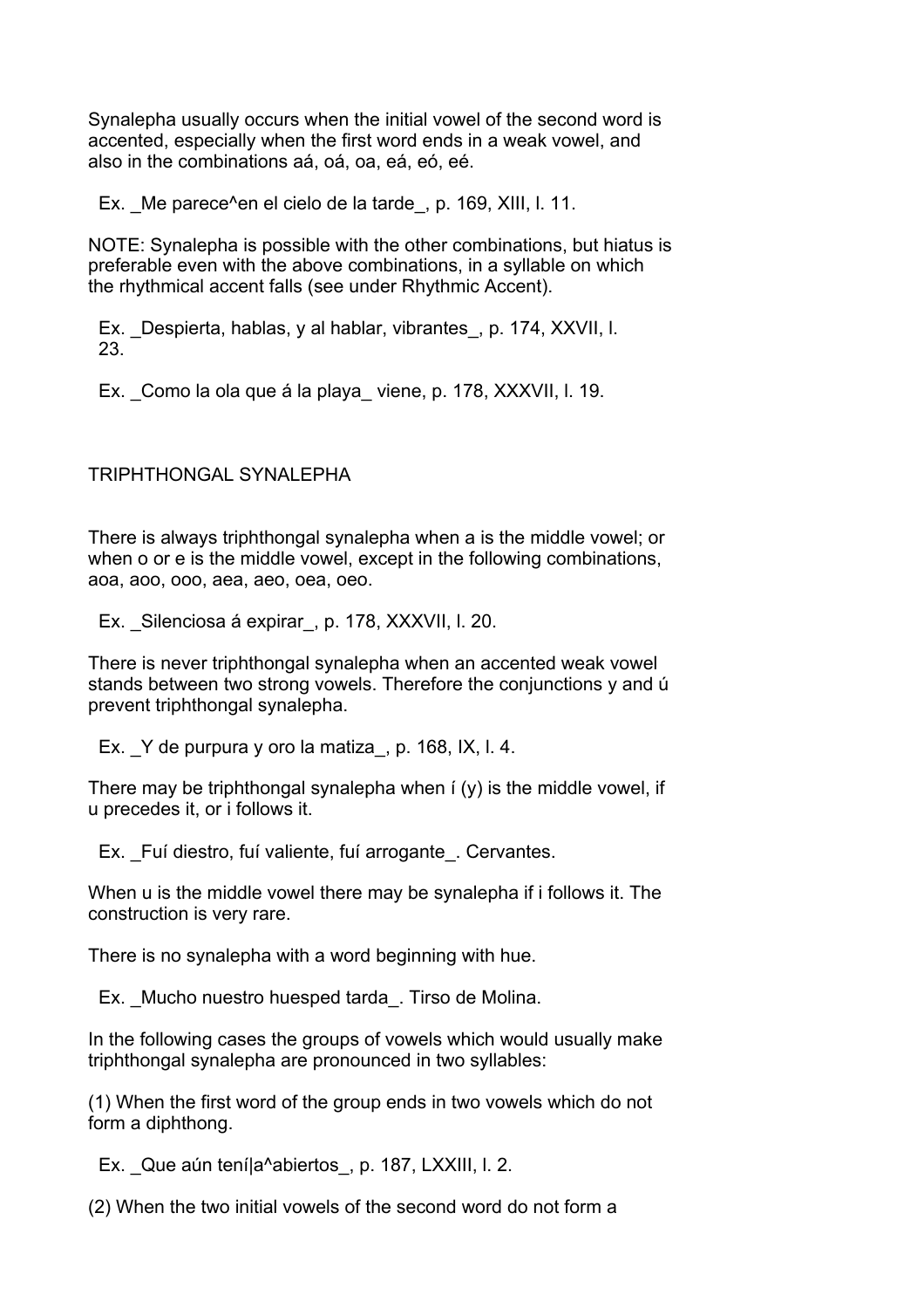Synalepha usually occurs when the initial vowel of the second word is accented, especially when the first word ends in a weak vowel, and also in the combinations aá, oá, oa, eá, eó, eé.

Ex. _Me parece^en el cielo de la tarde_, p. 169, XIII, l. 11.

NOTE: Synalepha is possible with the other combinations, but hiatus is preferable even with the above combinations, in a syllable on which the rhythmical accent falls (see under Rhythmic Accent).

Ex. _Despierta, hablas, y al hablar, vibrantes_, p. 174, XXVII, l. 23.

Ex. _Como la ola que á la playa_ viene, p. 178, XXXVII, l. 19.

## TRIPHTHONGAL SYNALEPHA

There is always triphthongal synalepha when a is the middle vowel; or when o or e is the middle vowel, except in the following combinations, aoa, aoo, ooo, aea, aeo, oea, oeo.

Ex. _Silenciosa á expirar_, p. 178, XXXVII, l. 20.

There is never triphthongal synalepha when an accented weak vowel stands between two strong vowels. Therefore the conjunctions y and ú prevent triphthongal synalepha.

Ex. _Y de purpura y oro la matiza_, p. 168, IX, l. 4.

There may be triphthongal synalepha when í (y) is the middle vowel, if u precedes it, or i follows it.

Ex. _Fuí diestro, fuí valiente, fuí arrogante_. Cervantes.

When u is the middle vowel there may be synalepha if i follows it. The construction is very rare.

There is no synalepha with a word beginning with hue.

Ex. _Mucho nuestro huesped tarda_. Tirso de Molina.

In the following cases the groups of vowels which would usually make triphthongal synalepha are pronounced in two syllables:

(1) When the first word of the group ends in two vowels which do not form a diphthong.

Ex. _Que aún tení|a^abiertos_, p. 187, LXXIII, l. 2.

(2) When the two initial vowels of the second word do not form a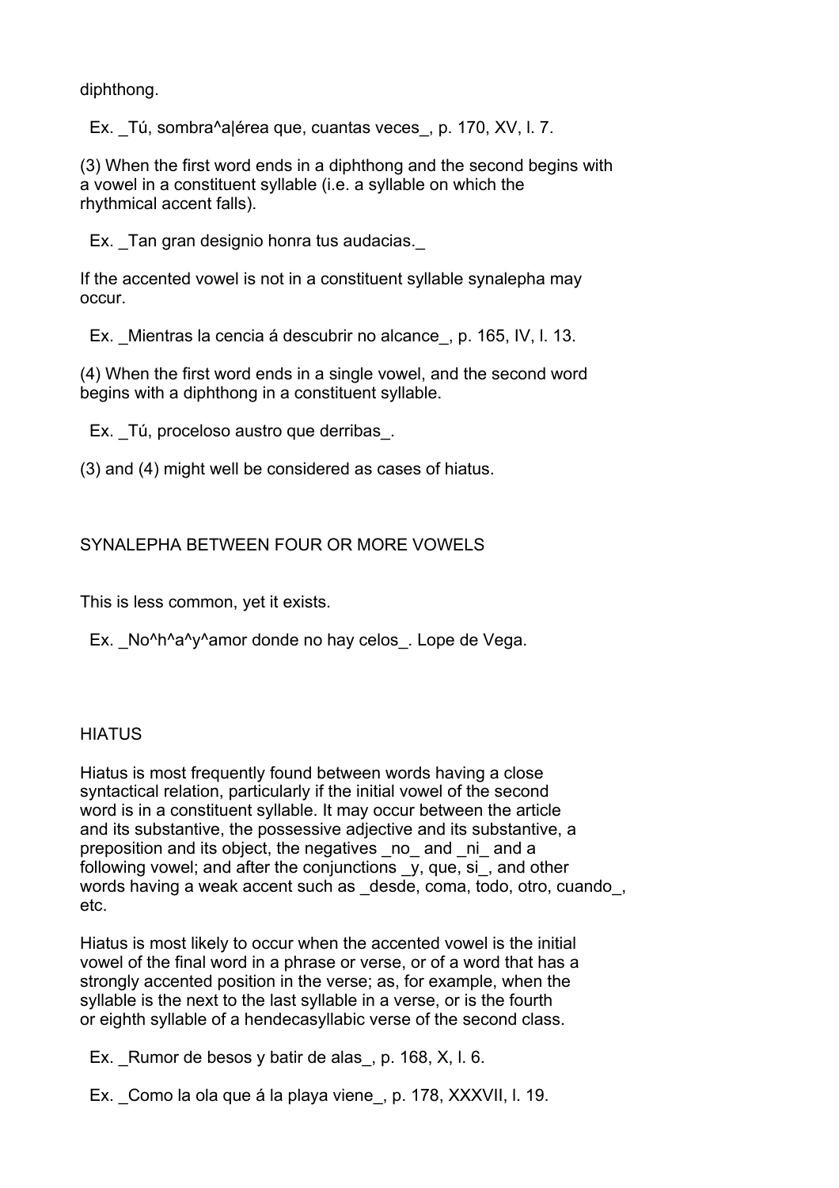diphthong.

Ex. _Tú, sombra^a|érea que, cuantas veces_, p. 170, XV, l. 7.

(3) When the first word ends in a diphthong and the second begins with a vowel in a constituent syllable (i.e. a syllable on which the rhythmical accent falls).

Ex. _Tan gran designio honra tus audacias._

If the accented vowel is not in a constituent syllable synalepha may occur.

Ex. _Mientras la cencia á descubrir no alcance_, p. 165, IV, l. 13.

(4) When the first word ends in a single vowel, and the second word begins with a diphthong in a constituent syllable.

Ex. _Tú, proceloso austro que derribas_.

(3) and (4) might well be considered as cases of hiatus.

## SYNALEPHA BETWEEN FOUR OR MORE VOWELS

This is less common, yet it exists.

Ex. _No^h^a^y^amor donde no hay celos_. Lope de Vega.

## HIATUS

Hiatus is most frequently found between words having a close syntactical relation, particularly if the initial vowel of the second word is in a constituent syllable. It may occur between the article and its substantive, the possessive adjective and its substantive, a preposition and its object, the negatives _no_ and _ni_ and a following vowel; and after the conjunctions _y, que, si_, and other words having a weak accent such as _desde, coma, todo, otro, cuando_, etc.

Hiatus is most likely to occur when the accented vowel is the initial vowel of the final word in a phrase or verse, or of a word that has a strongly accented position in the verse; as, for example, when the syllable is the next to the last syllable in a verse, or is the fourth or eighth syllable of a hendecasyllabic verse of the second class.

Ex. _Rumor de besos y batir de alas_, p. 168, X, l. 6.

Ex. _Como la ola que á la playa viene_, p. 178, XXXVII, l. 19.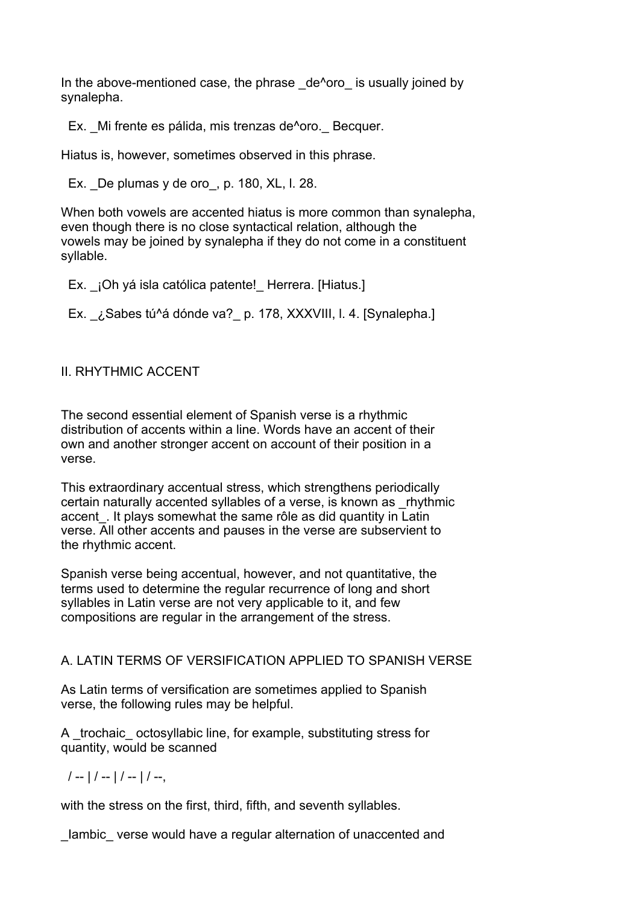In the above-mentioned case, the phrase _de^oro_ is usually joined by synalepha.

  Ex. _Mi frente es pálida, mis trenzas de^oro._ Becquer.

Hiatus is, however, sometimes observed in this phrase.

  Ex. _De plumas y de oro_, p. 180, XL, l. 28.

When both vowels are accented hiatus is more common than synalepha, even though there is no close syntactical relation, although the vowels may be joined by synalepha if they do not come in a constituent syllable.

  Ex. _¡Oh yá isla católica patente!_ Herrera. [Hiatus.]

  Ex. _¿Sabes tú^á dónde va?_ p. 178, XXXVIII, l. 4. [Synalepha.]

## II. RHYTHMIC ACCENT

The second essential element of Spanish verse is a rhythmic distribution of accents within a line. Words have an accent of their own and another stronger accent on account of their position in a verse.

This extraordinary accentual stress, which strengthens periodically certain naturally accented syllables of a verse, is known as _rhythmic accent_. It plays somewhat the same rôle as did quantity in Latin verse. All other accents and pauses in the verse are subservient to the rhythmic accent.

Spanish verse being accentual, however, and not quantitative, the terms used to determine the regular recurrence of long and short syllables in Latin verse are not very applicable to it, and few compositions are regular in the arrangement of the stress.

### A. LATIN TERMS OF VERSIFICATION APPLIED TO SPANISH VERSE

As Latin terms of versification are sometimes applied to Spanish verse, the following rules may be helpful.

A _trochaic_ octosyllabic line, for example, substituting stress for quantity, would be scanned

  / -- | / -- | / -- | / --,

with the stress on the first, third, fifth, and seventh syllables.

_Iambic_ verse would have a regular alternation of unaccented and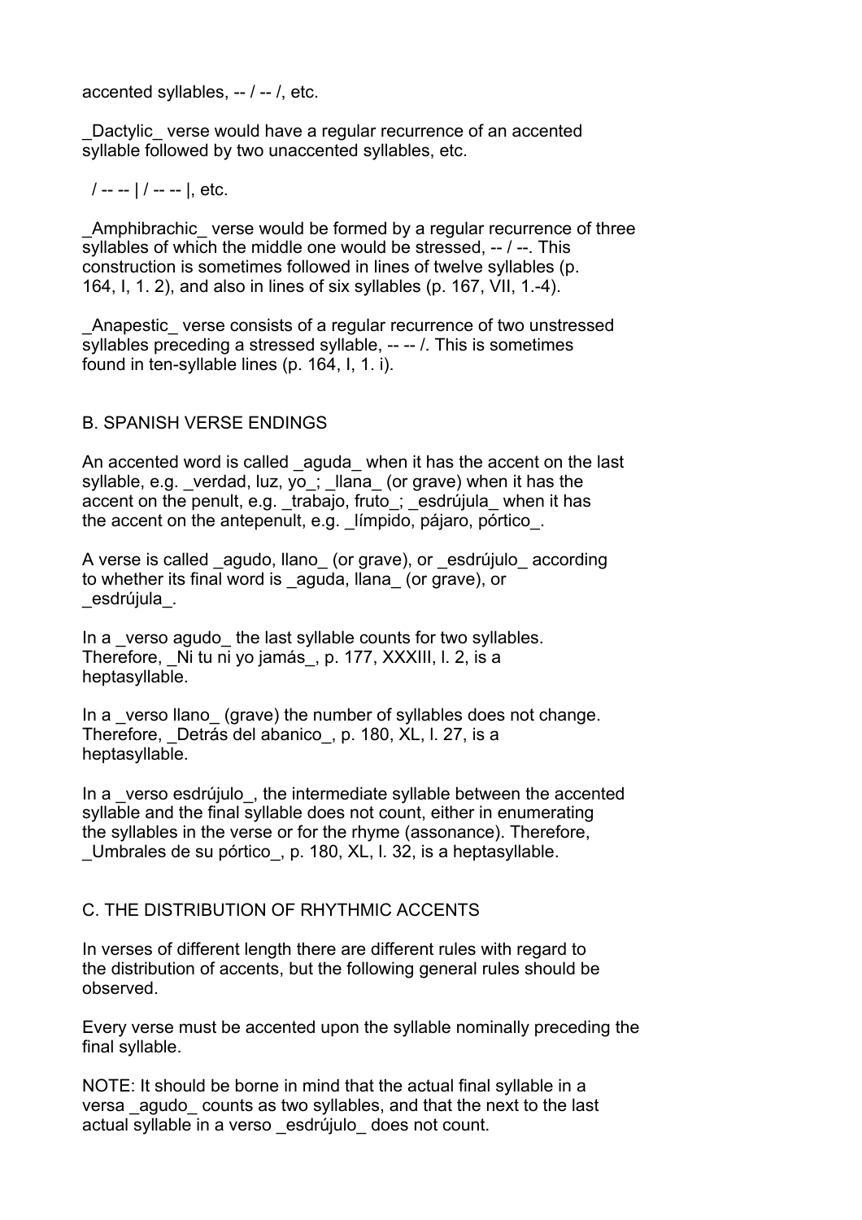accented syllables, -- / -- /, etc.

_Dactylic_ verse would have a regular recurrence of an accented syllable followed by two unaccented syllables, etc.

/ -- -- | / -- -- |, etc.

_Amphibrachic_ verse would be formed by a regular recurrence of three syllables of which the middle one would be stressed, -- / --. This construction is sometimes followed in lines of twelve syllables (p. 164, I, 1. 2), and also in lines of six syllables (p. 167, VII, 1.-4).

_Anapestic_ verse consists of a regular recurrence of two unstressed syllables preceding a stressed syllable, -- -- /. This is sometimes found in ten-syllable lines (p. 164, I, 1. i).

## B. SPANISH VERSE ENDINGS

An accented word is called _aguda_ when it has the accent on the last syllable, e.g. _verdad, luz, yo_; _llana_ (or grave) when it has the accent on the penult, e.g. _trabajo, fruto_; _esdrújula_ when it has the accent on the antepenult, e.g. _límpido, pájaro, pórtico_.

A verse is called _agudo, llano_ (or grave), or _esdrújulo_ according to whether its final word is _aguda, llana_ (or grave), or _esdrújula_.

In a _verso agudo_ the last syllable counts for two syllables. Therefore, _Ni tu ni yo jamás_, p. 177, XXXIII, l. 2, is a heptasyllable.

In a _verso llano_ (grave) the number of syllables does not change. Therefore, _Detrás del abanico_, p. 180, XL, l. 27, is a heptasyllable.

In a _verso esdrújulo_, the intermediate syllable between the accented syllable and the final syllable does not count, either in enumerating the syllables in the verse or for the rhyme (assonance). Therefore, _Umbrales de su pórtico_, p. 180, XL, l. 32, is a heptasyllable.

## C. THE DISTRIBUTION OF RHYTHMIC ACCENTS

In verses of different length there are different rules with regard to the distribution of accents, but the following general rules should be observed.

Every verse must be accented upon the syllable nominally preceding the final syllable.

NOTE: It should be borne in mind that the actual final syllable in a versa _agudo_ counts as two syllables, and that the next to the last actual syllable in a verso _esdrújulo_ does not count.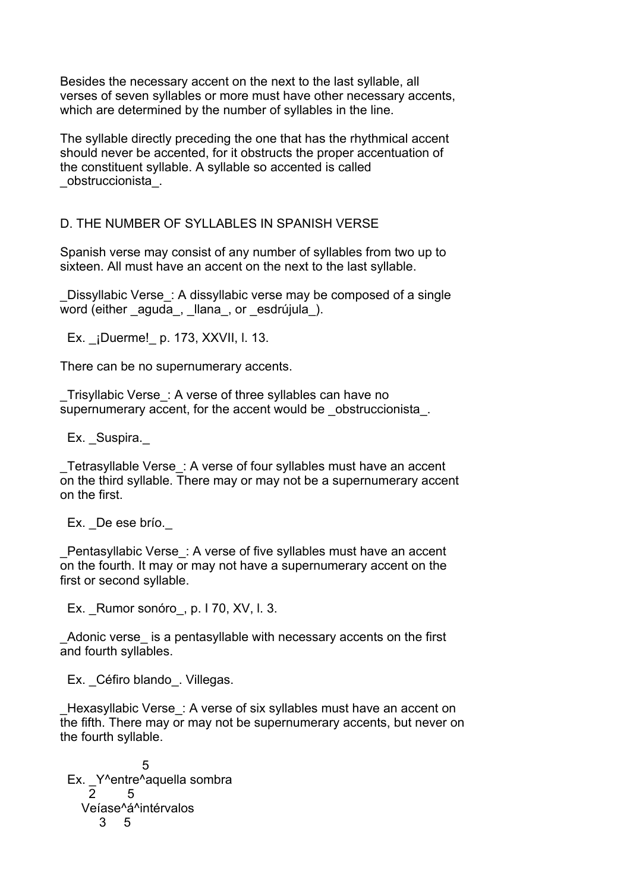Besides the necessary accent on the next to the last syllable, all verses of seven syllables or more must have other necessary accents, which are determined by the number of syllables in the line.

The syllable directly preceding the one that has the rhythmical accent should never be accented, for it obstructs the proper accentuation of the constituent syllable. A syllable so accented is called _obstruccionista_.

## D. THE NUMBER OF SYLLABLES IN SPANISH VERSE

Spanish verse may consist of any number of syllables from two up to sixteen. All must have an accent on the next to the last syllable.

_Dissyllabic Verse_: A dissyllabic verse may be composed of a single word (either _aguda_, _llana_, or _esdrújula_).

  Ex. _¡Duerme!_ p. 173, XXVII, l. 13.

There can be no supernumerary accents.

_Trisyllabic Verse_: A verse of three syllables can have no supernumerary accent, for the accent would be _obstruccionista_.

  Ex. _Suspira._

_Tetrasyllable Verse_: A verse of four syllables must have an accent on the third syllable. There may or may not be a supernumerary accent on the first.

  Ex. _De ese brío._

_Pentasyllabic Verse_: A verse of five syllables must have an accent on the fourth. It may or may not have a supernumerary accent on the first or second syllable.

  Ex. _Rumor sonóro_, p. I 70, XV, l. 3.

_Adonic verse_ is a pentasyllable with necessary accents on the first and fourth syllables.

  Ex. _Céfiro blando_. Villegas.

_Hexasyllabic Verse_: A verse of six syllables must have an accent on the fifth. There may or may not be supernumerary accents, but never on the fourth syllable.

```
                5
  Ex. _Y^entre^aquella sombra
       2       5
     Veíase^á^intérvalos
        3    5
```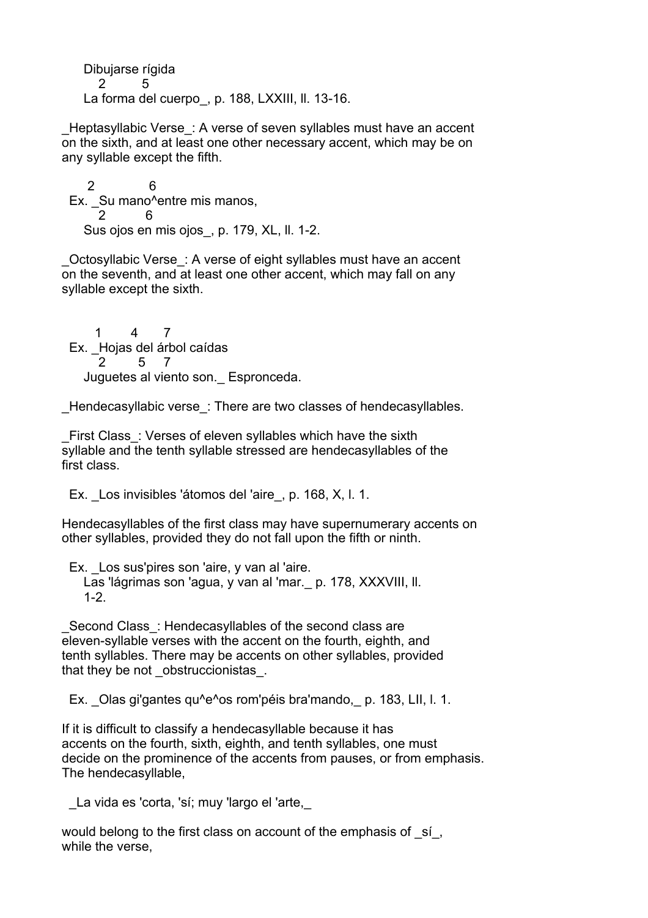```
    Dibujarse rígida
       2         5
    La forma del cuerpo_, p. 188, LXXIII, ll. 13-16.
```

_Heptasyllabic Verse_: A verse of seven syllables must have an accent on the sixth, and at least one other necessary accent, which may be on any syllable except the fifth.

```
      2            6
  Ex. _Su mano^entre mis manos,
       2         6
    Sus ojos en mis ojos_, p. 179, XL, ll. 1-2.
```

_Octosyllabic Verse_: A verse of eight syllables must have an accent on the seventh, and at least one other accent, which may fall on any syllable except the sixth.

```
       1       4      7
  Ex. _Hojas del árbol caídas
       2        5   7
    Juguetes al viento son._ Espronceda.
```

_Hendecasyllabic verse_: There are two classes of hendecasyllables.

_First Class_: Verses of eleven syllables which have the sixth syllable and the tenth syllable stressed are hendecasyllables of the first class.

  Ex. _Los invisibles 'átomos del 'aire_, p. 168, X, l. 1.

Hendecasyllables of the first class may have supernumerary accents on other syllables, provided they do not fall upon the fifth or ninth.

  Ex. _Los sus'pires son 'aire, y van al 'aire.
    Las 'lágrimas son 'agua, y van al 'mar._ p. 178, XXXVIII, ll. 1-2.

_Second Class_: Hendecasyllables of the second class are eleven-syllable verses with the accent on the fourth, eighth, and tenth syllables. There may be accents on other syllables, provided that they be not _obstruccionistas_.

  Ex. _Olas gi'gantes qu^e^os rom'péis bra'mando,_ p. 183, LII, l. 1.

If it is difficult to classify a hendecasyllable because it has accents on the fourth, sixth, eighth, and tenth syllables, one must decide on the prominence of the accents from pauses, or from emphasis. The hendecasyllable,

  _La vida es 'corta, 'sí; muy 'largo el 'arte,_

would belong to the first class on account of the emphasis of _sí_, while the verse,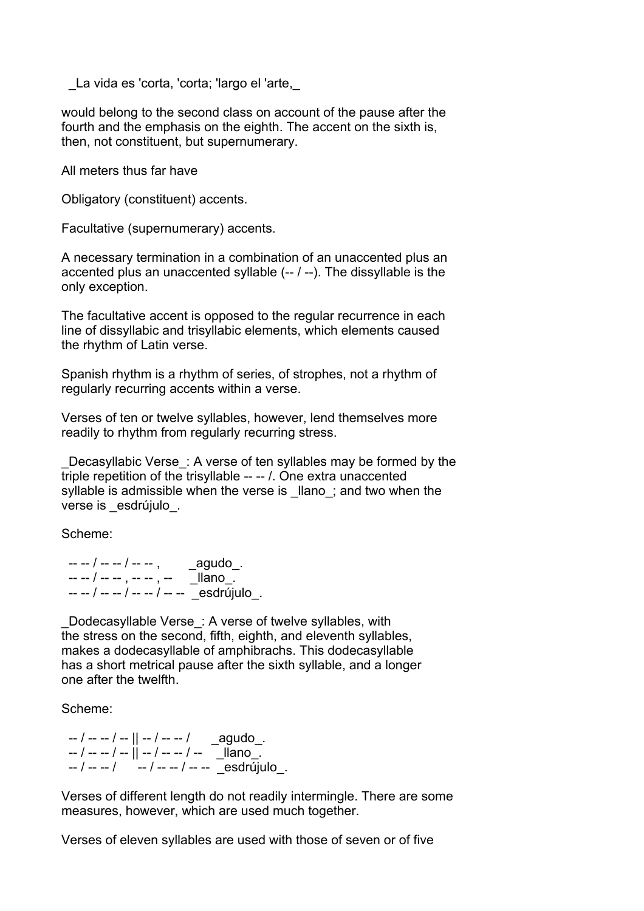_La vida es 'corta, 'corta; 'largo el 'arte,_

would belong to the second class on account of the pause after the fourth and the emphasis on the eighth. The accent on the sixth is, then, not constituent, but supernumerary.

All meters thus far have

Obligatory (constituent) accents.

Facultative (supernumerary) accents.

A necessary termination in a combination of an unaccented plus an accented plus an unaccented syllable (-- / --). The dissyllable is the only exception.

The facultative accent is opposed to the regular recurrence in each line of dissyllabic and trisyllabic elements, which elements caused the rhythm of Latin verse.

Spanish rhythm is a rhythm of series, of strophes, not a rhythm of regularly recurring accents within a verse.

Verses of ten or twelve syllables, however, lend themselves more readily to rhythm from regularly recurring stress.

_Decasyllabic Verse_: A verse of ten syllables may be formed by the triple repetition of the trisyllable -- -- /. One extra unaccented syllable is admissible when the verse is _llano_; and two when the verse is _esdrújulo_.

Scheme:

```
-- -- / -- -- / -- -- ,        _agudo_.
-- -- / -- -- , -- -- , --     _llano_.
-- -- / -- -- / -- -- / -- --  _esdrújulo_.
```

_Dodecasyllable Verse_: A verse of twelve syllables, with the stress on the second, fifth, eighth, and eleventh syllables, makes a dodecasyllable of amphibrachs. This dodecasyllable has a short metrical pause after the sixth syllable, and a longer one after the twelfth.

Scheme:

```
-- / -- -- / -- || -- / -- -- /      _agudo_.
-- / -- -- / -- || -- / -- -- / --   _llano_.
-- / -- -- /      -- / -- -- / -- -- _esdrújulo_.
```

Verses of different length do not readily intermingle. There are some measures, however, which are used much together.

Verses of eleven syllables are used with those of seven or of five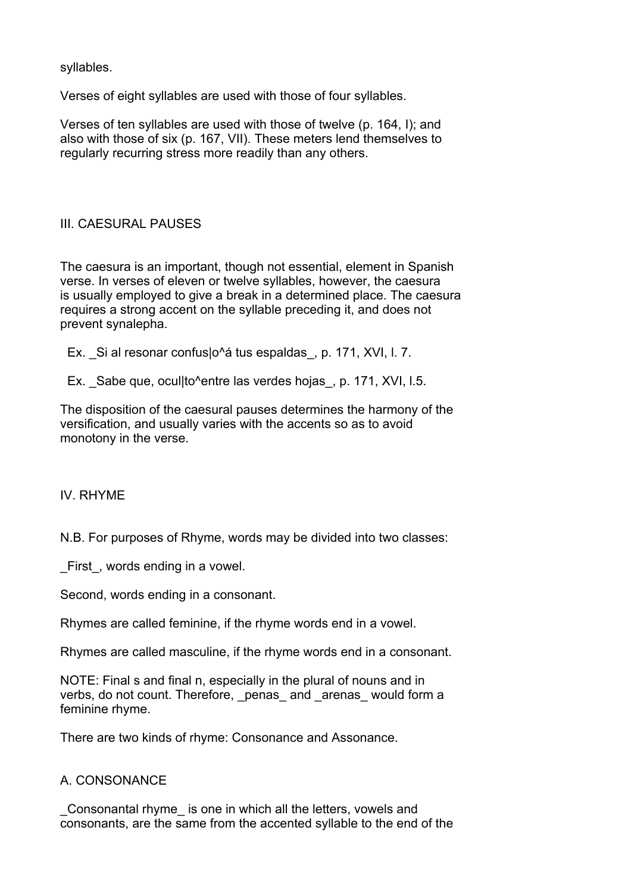syllables.

Verses of eight syllables are used with those of four syllables.

Verses of ten syllables are used with those of twelve (p. 164, I); and also with those of six (p. 167, VII). These meters lend themselves to regularly recurring stress more readily than any others.

## III. CAESURAL PAUSES

The caesura is an important, though not essential, element in Spanish verse. In verses of eleven or twelve syllables, however, the caesura is usually employed to give a break in a determined place. The caesura requires a strong accent on the syllable preceding it, and does not prevent synalepha.

  Ex. _Si al resonar confus|o^á tus espaldas_, p. 171, XVI, l. 7.

  Ex. _Sabe que, ocul|to^entre las verdes hojas_, p. 171, XVI, l.5.

The disposition of the caesural pauses determines the harmony of the versification, and usually varies with the accents so as to avoid monotony in the verse.

## IV. RHYME

N.B. For purposes of Rhyme, words may be divided into two classes:

_First_, words ending in a vowel.

Second, words ending in a consonant.

Rhymes are called feminine, if the rhyme words end in a vowel.

Rhymes are called masculine, if the rhyme words end in a consonant.

NOTE: Final s and final n, especially in the plural of nouns and in verbs, do not count. Therefore, _penas_ and _arenas_ would form a feminine rhyme.

There are two kinds of rhyme: Consonance and Assonance.

### A. CONSONANCE

_Consonantal rhyme_ is one in which all the letters, vowels and consonants, are the same from the accented syllable to the end of the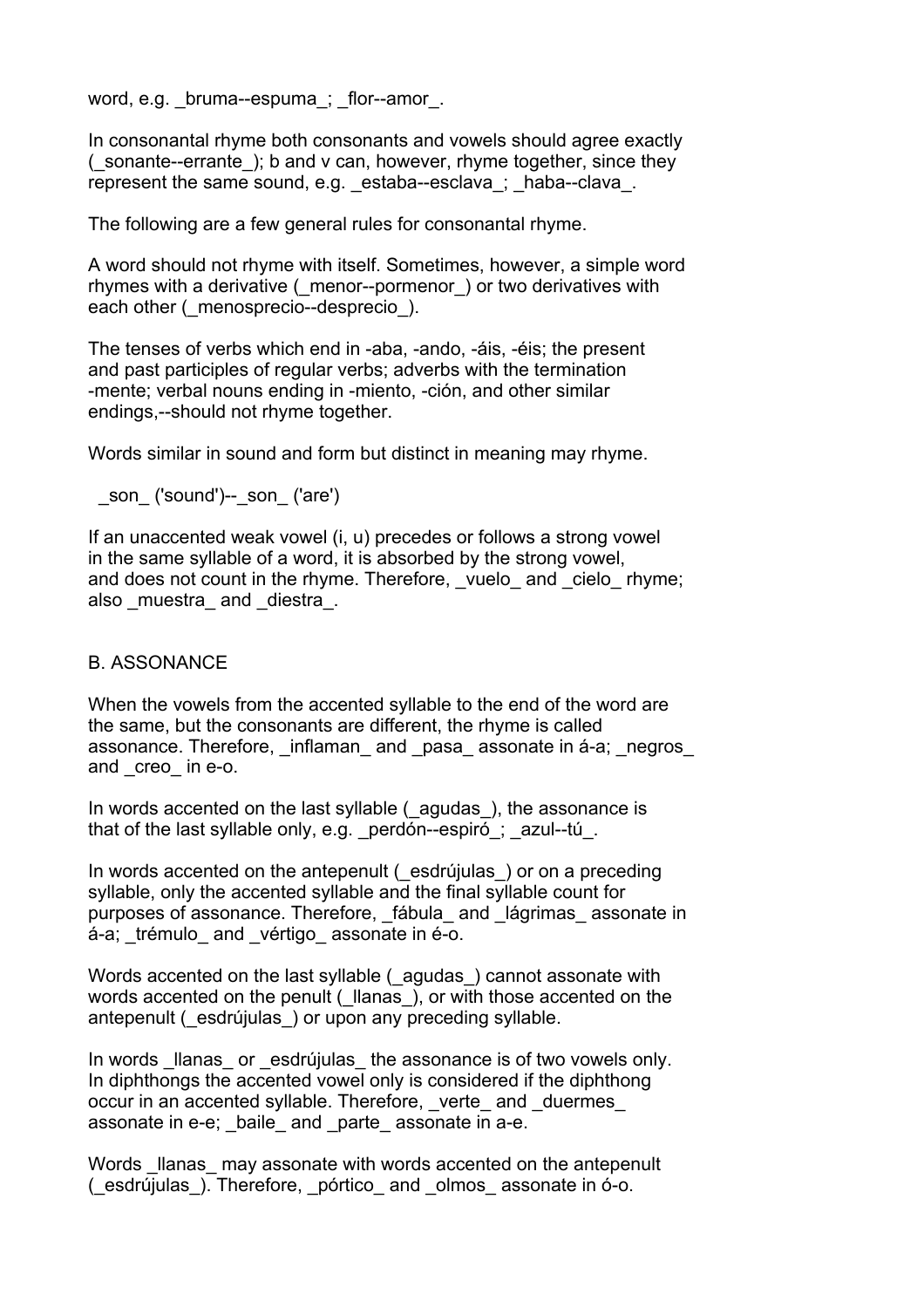word, e.g. _bruma--espuma_; _flor--amor_.

In consonantal rhyme both consonants and vowels should agree exactly (_sonante--errante_); b and v can, however, rhyme together, since they represent the same sound, e.g. _estaba--esclava_; _haba--clava_.

The following are a few general rules for consonantal rhyme.

A word should not rhyme with itself. Sometimes, however, a simple word rhymes with a derivative (_menor--pormenor_) or two derivatives with each other (_menosprecio--desprecio_).

The tenses of verbs which end in -aba, -ando, -áis, -éis; the present and past participles of regular verbs; adverbs with the termination -mente; verbal nouns ending in -miento, -ción, and other similar endings,--should not rhyme together.

Words similar in sound and form but distinct in meaning may rhyme.

_son_ ('sound')--_son_ ('are')

If an unaccented weak vowel (i, u) precedes or follows a strong vowel in the same syllable of a word, it is absorbed by the strong vowel, and does not count in the rhyme. Therefore, _vuelo_ and _cielo_ rhyme; also _muestra_ and _diestra_.

## B. ASSONANCE

When the vowels from the accented syllable to the end of the word are the same, but the consonants are different, the rhyme is called assonance. Therefore, _inflaman_ and _pasa_ assonate in á-a; _negros_ and _creo_ in e-o.

In words accented on the last syllable (_agudas_), the assonance is that of the last syllable only, e.g. _perdón--espiró_; _azul--tú_.

In words accented on the antepenult (_esdrújulas_) or on a preceding syllable, only the accented syllable and the final syllable count for purposes of assonance. Therefore, _fábula_ and _lágrimas_ assonate in á-a; _trémulo_ and _vértigo_ assonate in é-o.

Words accented on the last syllable (_agudas_) cannot assonate with words accented on the penult (_llanas_), or with those accented on the antepenult (_esdrújulas_) or upon any preceding syllable.

In words _llanas_ or _esdrújulas_ the assonance is of two vowels only. In diphthongs the accented vowel only is considered if the diphthong occur in an accented syllable. Therefore, _verte_ and _duermes_ assonate in e-e; _baile_ and _parte_ assonate in a-e.

Words _llanas_ may assonate with words accented on the antepenult (_esdrújulas_). Therefore, _pórtico_ and _olmos_ assonate in ó-o.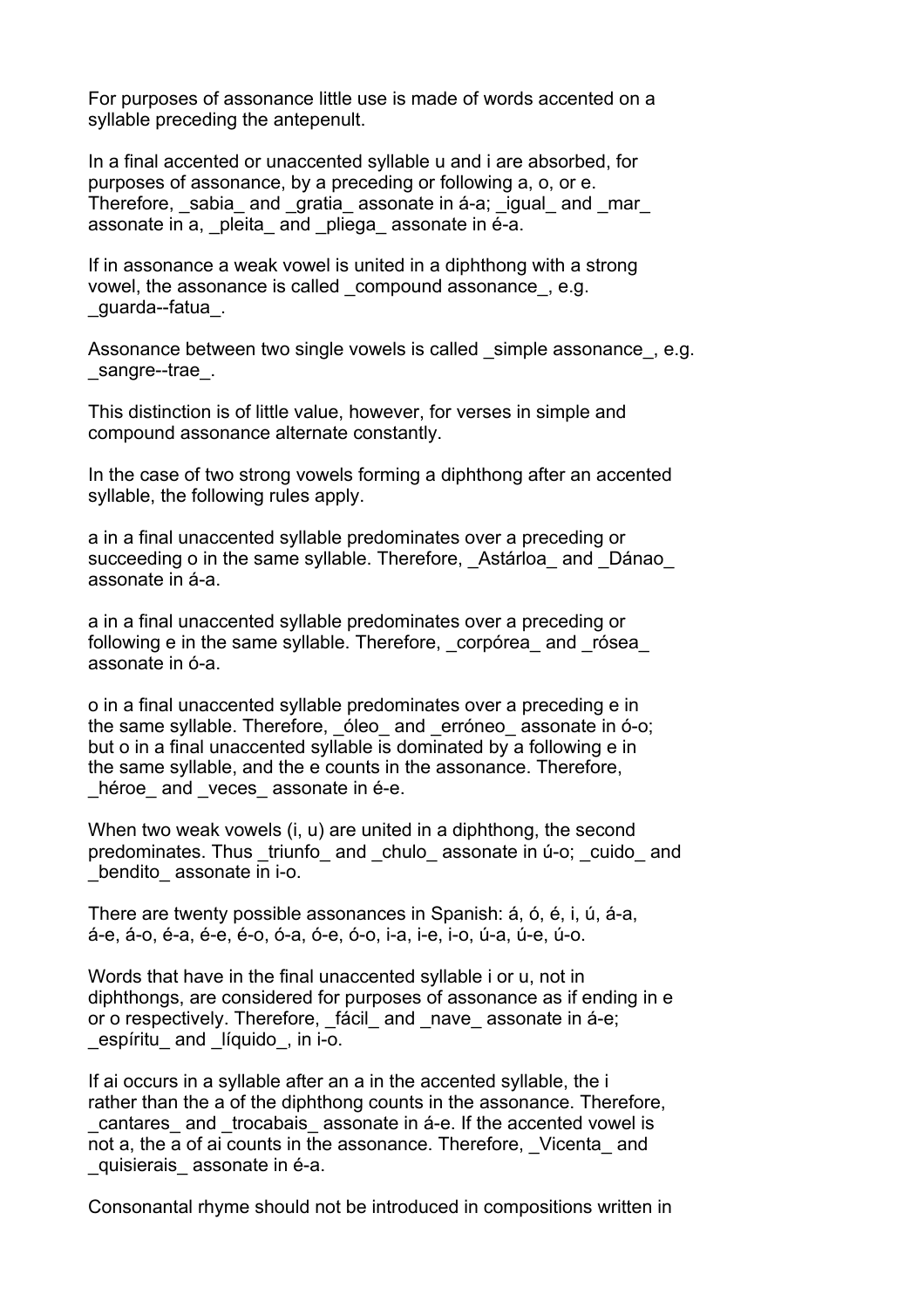For purposes of assonance little use is made of words accented on a syllable preceding the antepenult.

In a final accented or unaccented syllable u and i are absorbed, for purposes of assonance, by a preceding or following a, o, or e. Therefore, _sabia_ and _gratia_ assonate in á-a; _igual_ and _mar_ assonate in a, _pleita_ and _pliega_ assonate in é-a.

If in assonance a weak vowel is united in a diphthong with a strong vowel, the assonance is called _compound assonance_, e.g. _guarda--fatua_.

Assonance between two single vowels is called _simple assonance_, e.g. _sangre--trae_.

This distinction is of little value, however, for verses in simple and compound assonance alternate constantly.

In the case of two strong vowels forming a diphthong after an accented syllable, the following rules apply.

a in a final unaccented syllable predominates over a preceding or succeeding o in the same syllable. Therefore, _Astárloa_ and _Dánao_ assonate in á-a.

a in a final unaccented syllable predominates over a preceding or following e in the same syllable. Therefore, _corpórea_ and _rósea_ assonate in ó-a.

o in a final unaccented syllable predominates over a preceding e in the same syllable. Therefore, _óleo_ and _erróneo_ assonate in ó-o; but o in a final unaccented syllable is dominated by a following e in the same syllable, and the e counts in the assonance. Therefore, _héroe_ and _veces_ assonate in é-e.

When two weak vowels (i, u) are united in a diphthong, the second predominates. Thus _triunfo_ and _chulo_ assonate in ú-o; _cuido_ and _bendito_ assonate in i-o.

There are twenty possible assonances in Spanish: á, ó, é, i, ú, á-a, á-e, á-o, é-a, é-e, é-o, ó-a, ó-e, ó-o, i-a, i-e, i-o, ú-a, ú-e, ú-o.

Words that have in the final unaccented syllable i or u, not in diphthongs, are considered for purposes of assonance as if ending in e or o respectively. Therefore, _fácil_ and _nave_ assonate in á-e; _espíritu_ and _líquido_, in i-o.

If ai occurs in a syllable after an a in the accented syllable, the i rather than the a of the diphthong counts in the assonance. Therefore, _cantares_ and _trocabais_ assonate in á-e. If the accented vowel is not a, the a of ai counts in the assonance. Therefore, _Vicenta_ and _quisierais_ assonate in é-a.

Consonantal rhyme should not be introduced in compositions written in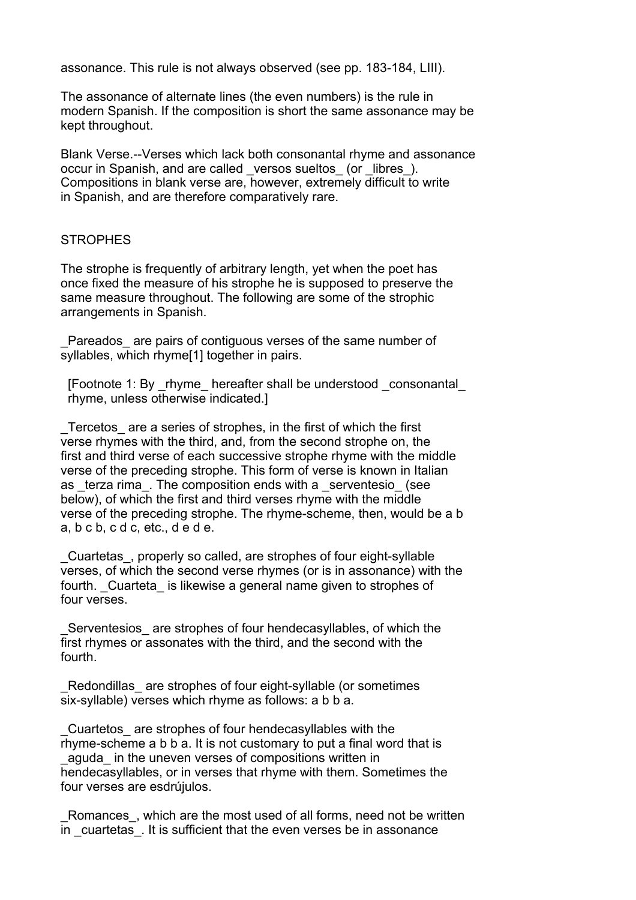assonance. This rule is not always observed (see pp. 183-184, LIII).

The assonance of alternate lines (the even numbers) is the rule in modern Spanish. If the composition is short the same assonance may be kept throughout.

Blank Verse.--Verses which lack both consonantal rhyme and assonance occur in Spanish, and are called _versos sueltos_ (or _libres_). Compositions in blank verse are, however, extremely difficult to write in Spanish, and are therefore comparatively rare.

## STROPHES

The strophe is frequently of arbitrary length, yet when the poet has once fixed the measure of his strophe he is supposed to preserve the same measure throughout. The following are some of the strophic arrangements in Spanish.

_Pareados_ are pairs of contiguous verses of the same number of syllables, which rhyme[1] together in pairs.

[Footnote 1: By _rhyme_ hereafter shall be understood _consonantal_ rhyme, unless otherwise indicated.]

_Tercetos_ are a series of strophes, in the first of which the first verse rhymes with the third, and, from the second strophe on, the first and third verse of each successive strophe rhyme with the middle verse of the preceding strophe. This form of verse is known in Italian as _terza rima_. The composition ends with a _serventesio_ (see below), of which the first and third verses rhyme with the middle verse of the preceding strophe. The rhyme-scheme, then, would be a b a, b c b, c d c, etc., d e d e.

_Cuartetas_, properly so called, are strophes of four eight-syllable verses, of which the second verse rhymes (or is in assonance) with the fourth. _Cuarteta_ is likewise a general name given to strophes of four verses.

_Serventesios_ are strophes of four hendecasyllables, of which the first rhymes or assonates with the third, and the second with the fourth.

_Redondillas_ are strophes of four eight-syllable (or sometimes six-syllable) verses which rhyme as follows: a b b a.

_Cuartetos_ are strophes of four hendecasyllables with the rhyme-scheme a b b a. It is not customary to put a final word that is _aguda_ in the uneven verses of compositions written in hendecasyllables, or in verses that rhyme with them. Sometimes the four verses are esdrújulos.

_Romances_, which are the most used of all forms, need not be written in _cuartetas_. It is sufficient that the even verses be in assonance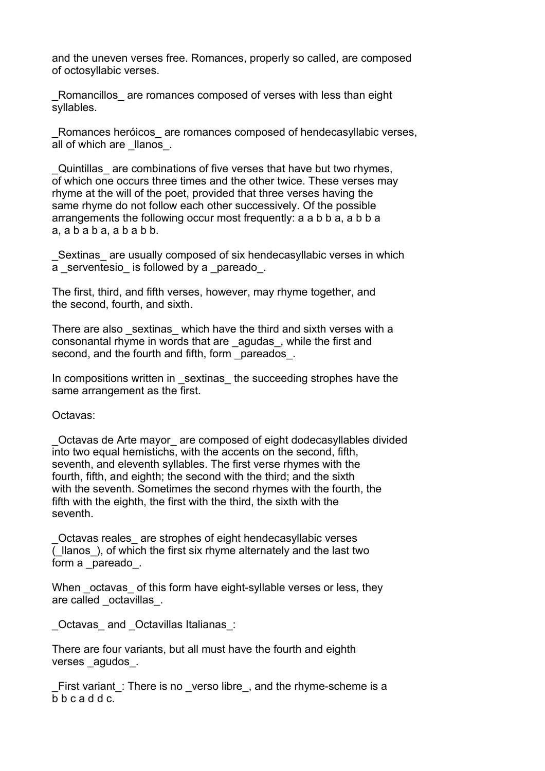and the uneven verses free. Romances, properly so called, are composed of octosyllabic verses.

_Romancillos_ are romances composed of verses with less than eight syllables.

_Romances heróicos_ are romances composed of hendecasyllabic verses, all of which are _llanos_.

_Quintillas_ are combinations of five verses that have but two rhymes, of which one occurs three times and the other twice. These verses may rhyme at the will of the poet, provided that three verses having the same rhyme do not follow each other successively. Of the possible arrangements the following occur most frequently: a a b b a, a b b a a, a b a b a, a b a b b.

_Sextinas_ are usually composed of six hendecasyllabic verses in which a _serventesio_ is followed by a _pareado_.

The first, third, and fifth verses, however, may rhyme together, and the second, fourth, and sixth.

There are also _sextinas_ which have the third and sixth verses with a consonantal rhyme in words that are _agudas_, while the first and second, and the fourth and fifth, form _pareados_.

In compositions written in _sextinas_ the succeeding strophes have the same arrangement as the first.

Octavas:

_Octavas de Arte mayor_ are composed of eight dodecasyllables divided into two equal hemistichs, with the accents on the second, fifth, seventh, and eleventh syllables. The first verse rhymes with the fourth, fifth, and eighth; the second with the third; and the sixth with the seventh. Sometimes the second rhymes with the fourth, the fifth with the eighth, the first with the third, the sixth with the seventh.

_Octavas reales_ are strophes of eight hendecasyllabic verses (_llanos_), of which the first six rhyme alternately and the last two form a _pareado_.

When _octavas_ of this form have eight-syllable verses or less, they are called _octavillas_.

_Octavas_ and _Octavillas Italianas_:

There are four variants, but all must have the fourth and eighth verses _agudos_.

_First variant_: There is no _verso libre_, and the rhyme-scheme is a b b c a d d c.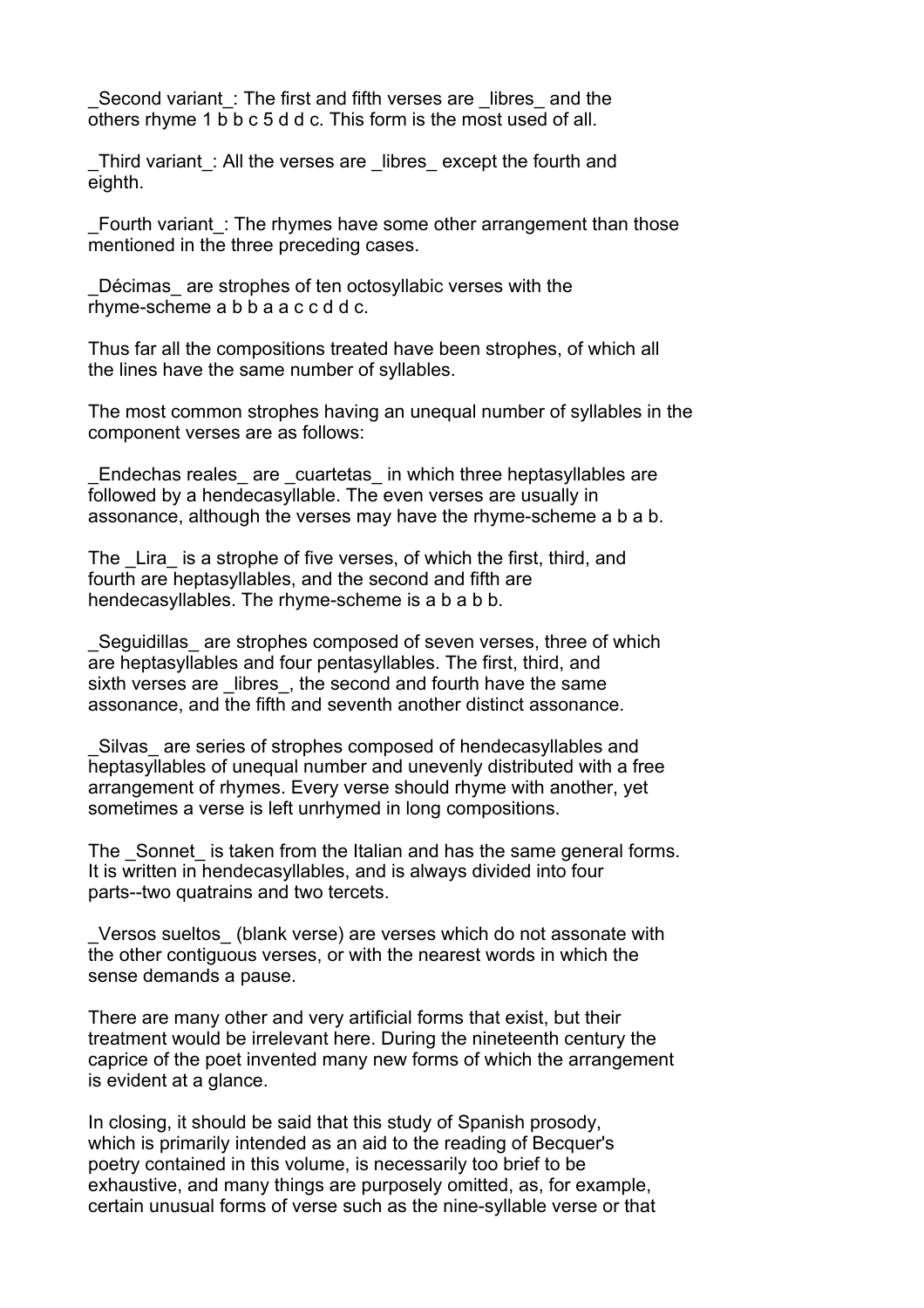_Second variant_: The first and fifth verses are _libres_ and the others rhyme 1 b b c 5 d d c. This form is the most used of all.

_Third variant_: All the verses are _libres_ except the fourth and eighth.

_Fourth variant_: The rhymes have some other arrangement than those mentioned in the three preceding cases.

_Décimas_ are strophes of ten octosyllabic verses with the rhyme-scheme a b b a a c c d d c.

Thus far all the compositions treated have been strophes, of which all the lines have the same number of syllables.

The most common strophes having an unequal number of syllables in the component verses are as follows:

_Endechas reales_ are _cuartetas_ in which three heptasyllables are followed by a hendecasyllable. The even verses are usually in assonance, although the verses may have the rhyme-scheme a b a b.

The _Lira_ is a strophe of five verses, of which the first, third, and fourth are heptasyllables, and the second and fifth are hendecasyllables. The rhyme-scheme is a b a b b.

_Seguidillas_ are strophes composed of seven verses, three of which are heptasyllables and four pentasyllables. The first, third, and sixth verses are _libres_, the second and fourth have the same assonance, and the fifth and seventh another distinct assonance.

_Silvas_ are series of strophes composed of hendecasyllables and heptasyllables of unequal number and unevenly distributed with a free arrangement of rhymes. Every verse should rhyme with another, yet sometimes a verse is left unrhymed in long compositions.

The _Sonnet_ is taken from the Italian and has the same general forms. It is written in hendecasyllables, and is always divided into four parts--two quatrains and two tercets.

_Versos sueltos_ (blank verse) are verses which do not assonate with the other contiguous verses, or with the nearest words in which the sense demands a pause.

There are many other and very artificial forms that exist, but their treatment would be irrelevant here. During the nineteenth century the caprice of the poet invented many new forms of which the arrangement is evident at a glance.

In closing, it should be said that this study of Spanish prosody, which is primarily intended as an aid to the reading of Becquer's poetry contained in this volume, is necessarily too brief to be exhaustive, and many things are purposely omitted, as, for example, certain unusual forms of verse such as the nine-syllable verse or that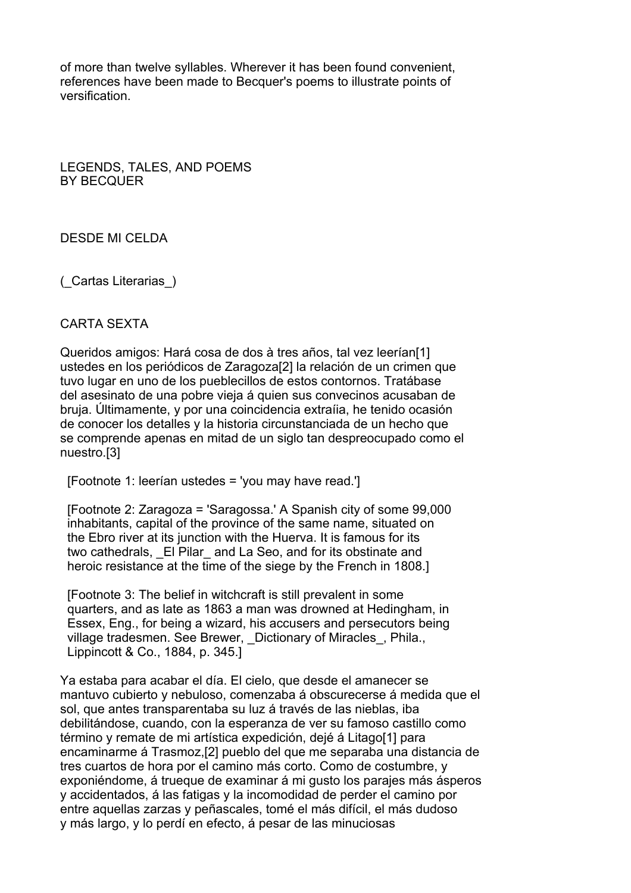of more than twelve syllables. Wherever it has been found convenient, references have been made to Becquer's poems to illustrate points of versification.

# LEGENDS, TALES, AND POEMS BY BECQUER

## DESDE MI CELDA

(_Cartas Literarias_)

### CARTA SEXTA

Queridos amigos: Hará cosa de dos à tres años, tal vez leerían[1] ustedes en los periódicos de Zaragoza[2] la relación de un crimen que tuvo lugar en uno de los pueblecillos de estos contornos. Tratábase del asesinato de una pobre vieja á quien sus convecinos acusaban de bruja. Últimamente, y por una coincidencia extraíia, he tenido ocasión de conocer los detalles y la historia circunstanciada de un hecho que se comprende apenas en mitad de un siglo tan despreocupado como el nuestro.[3]

[Footnote 1: leerían ustedes = 'you may have read.']

[Footnote 2: Zaragoza = 'Saragossa.' A Spanish city of some 99,000 inhabitants, capital of the province of the same name, situated on the Ebro river at its junction with the Huerva. It is famous for its two cathedrals, _El Pilar_ and La Seo, and for its obstinate and heroic resistance at the time of the siege by the French in 1808.]

[Footnote 3: The belief in witchcraft is still prevalent in some quarters, and as late as 1863 a man was drowned at Hedingham, in Essex, Eng., for being a wizard, his accusers and persecutors being village tradesmen. See Brewer, _Dictionary of Miracles_, Phila., Lippincott & Co., 1884, p. 345.]

Ya estaba para acabar el día. El cielo, que desde el amanecer se mantuvo cubierto y nebuloso, comenzaba á obscurecerse á medida que el sol, que antes transparentaba su luz á través de las nieblas, iba debilitándose, cuando, con la esperanza de ver su famoso castillo como término y remate de mi artística expedición, dejé á Litago[1] para encaminarme á Trasmoz,[2] pueblo del que me separaba una distancia de tres cuartos de hora por el camino más corto. Como de costumbre, y exponiéndome, á trueque de examinar á mi gusto los parajes más ásperos y accidentados, á las fatigas y la incomodidad de perder el camino por entre aquellas zarzas y peñascales, tomé el más difícil, el más dudoso y más largo, y lo perdí en efecto, á pesar de las minuciosas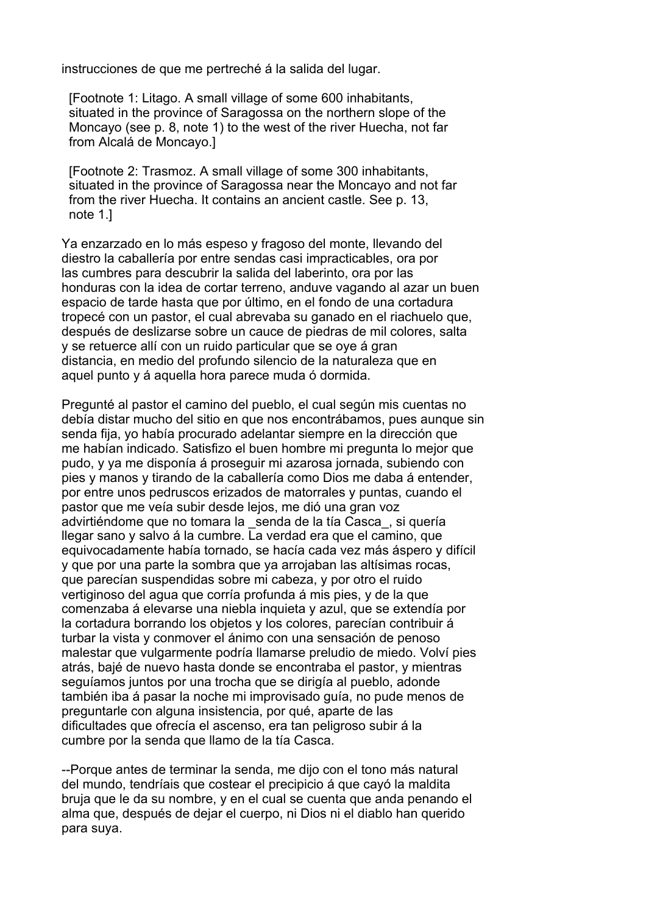instrucciones de que me pertreché á la salida del lugar.

[Footnote 1: Litago. A small village of some 600 inhabitants, situated in the province of Saragossa on the northern slope of the Moncayo (see p. 8, note 1) to the west of the river Huecha, not far from Alcalá de Moncayo.]

[Footnote 2: Trasmoz. A small village of some 300 inhabitants, situated in the province of Saragossa near the Moncayo and not far from the river Huecha. It contains an ancient castle. See p. 13, note 1.]

Ya enzarzado en lo más espeso y fragoso del monte, llevando del diestro la caballería por entre sendas casi impracticables, ora por las cumbres para descubrir la salida del laberinto, ora por las honduras con la idea de cortar terreno, anduve vagando al azar un buen espacio de tarde hasta que por último, en el fondo de una cortadura tropecé con un pastor, el cual abrevaba su ganado en el riachuelo que, después de deslizarse sobre un cauce de piedras de mil colores, salta y se retuerce allí con un ruido particular que se oye á gran distancia, en medio del profundo silencio de la naturaleza que en aquel punto y á aquella hora parece muda ó dormida.

Pregunté al pastor el camino del pueblo, el cual según mis cuentas no debía distar mucho del sitio en que nos encontrábamos, pues aunque sin senda fija, yo había procurado adelantar siempre en la dirección que me habían indicado. Satisfizo el buen hombre mi pregunta lo mejor que pudo, y ya me disponía á proseguir mi azarosa jornada, subiendo con pies y manos y tirando de la caballería como Dios me daba á entender, por entre unos pedruscos erizados de matorrales y puntas, cuando el pastor que me veía subir desde lejos, me dió una gran voz advirtiéndome que no tomara la _senda de la tía Casca_, si quería llegar sano y salvo á la cumbre. La verdad era que el camino, que equivocadamente había tornado, se hacía cada vez más áspero y difícil y que por una parte la sombra que ya arrojaban las altísimas rocas, que parecían suspendidas sobre mi cabeza, y por otro el ruido vertiginoso del agua que corría profunda á mis pies, y de la que comenzaba á elevarse una niebla inquieta y azul, que se extendía por la cortadura borrando los objetos y los colores, parecían contribuir á turbar la vista y conmover el ánimo con una sensación de penoso malestar que vulgarmente podría llamarse preludio de miedo. Volví pies atrás, bajé de nuevo hasta donde se encontraba el pastor, y mientras seguíamos juntos por una trocha que se dirigía al pueblo, adonde también iba á pasar la noche mi improvisado guía, no pude menos de preguntarle con alguna insistencia, por qué, aparte de las dificultades que ofrecía el ascenso, era tan peligroso subir á la cumbre por la senda que llamo de la tía Casca.

--Porque antes de terminar la senda, me dijo con el tono más natural del mundo, tendríais que costear el precipicio á que cayó la maldita bruja que le da su nombre, y en el cual se cuenta que anda penando el alma que, después de dejar el cuerpo, ni Dios ni el diablo han querido para suya.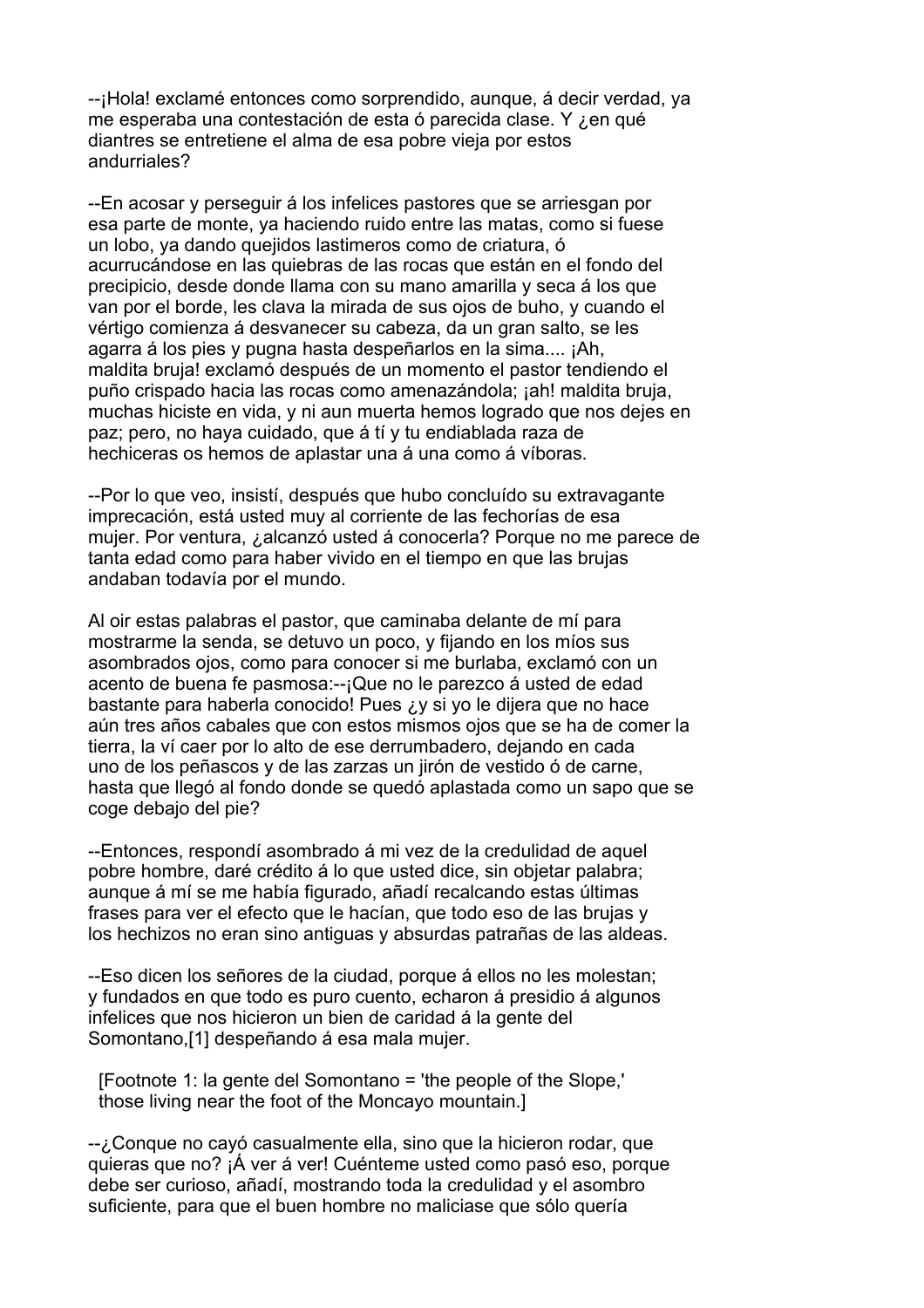--¡Hola! exclamé entonces como sorprendido, aunque, á decir verdad, ya me esperaba una contestación de esta ó parecida clase. Y ¿en qué diantres se entretiene el alma de esa pobre vieja por estos andurriales?

--En acosar y perseguir á los infelices pastores que se arriesgan por esa parte de monte, ya haciendo ruido entre las matas, como si fuese un lobo, ya dando quejidos lastimeros como de criatura, ó acurrucándose en las quiebras de las rocas que están en el fondo del precipicio, desde donde llama con su mano amarilla y seca á los que van por el borde, les clava la mirada de sus ojos de buho, y cuando el vértigo comienza á desvanecer su cabeza, da un gran salto, se les agarra á los pies y pugna hasta despeñarlos en la sima.... ¡Ah, maldita bruja! exclamó después de un momento el pastor tendiendo el puño crispado hacia las rocas como amenazándola; ¡ah! maldita bruja, muchas hiciste en vida, y ni aun muerta hemos logrado que nos dejes en paz; pero, no haya cuidado, que á tí y tu endiablada raza de hechiceras os hemos de aplastar una á una como á víboras.

--Por lo que veo, insistí, después que hubo concluído su extravagante imprecación, está usted muy al corriente de las fechorías de esa mujer. Por ventura, ¿alcanzó usted á conocerla? Porque no me parece de tanta edad como para haber vivido en el tiempo en que las brujas andaban todavía por el mundo.

Al oir estas palabras el pastor, que caminaba delante de mí para mostrarme la senda, se detuvo un poco, y fijando en los míos sus asombrados ojos, como para conocer si me burlaba, exclamó con un acento de buena fe pasmosa:--¡Que no le parezco á usted de edad bastante para haberla conocido! Pues ¿y si yo le dijera que no hace aún tres años cabales que con estos mismos ojos que se ha de comer la tierra, la ví caer por lo alto de ese derrumbadero, dejando en cada uno de los peñascos y de las zarzas un jirón de vestido ó de carne, hasta que llegó al fondo donde se quedó aplastada como un sapo que se coge debajo del pie?

--Entonces, respondí asombrado á mi vez de la credulidad de aquel pobre hombre, daré crédito á lo que usted dice, sin objetar palabra; aunque á mí se me había figurado, añadí recalcando estas últimas frases para ver el efecto que le hacían, que todo eso de las brujas y los hechizos no eran sino antiguas y absurdas patrañas de las aldeas.

--Eso dicen los señores de la ciudad, porque á ellos no les molestan; y fundados en que todo es puro cuento, echaron á presidio á algunos infelices que nos hicieron un bien de caridad á la gente del Somontano,[1] despeñando á esa mala mujer.

[Footnote 1: la gente del Somontano = 'the people of the Slope,' those living near the foot of the Moncayo mountain.]

--¿Conque no cayó casualmente ella, sino que la hicieron rodar, que quieras que no? ¡Á ver á ver! Cuénteme usted como pasó eso, porque debe ser curioso, añadí, mostrando toda la credulidad y el asombro suficiente, para que el buen hombre no maliciase que sólo quería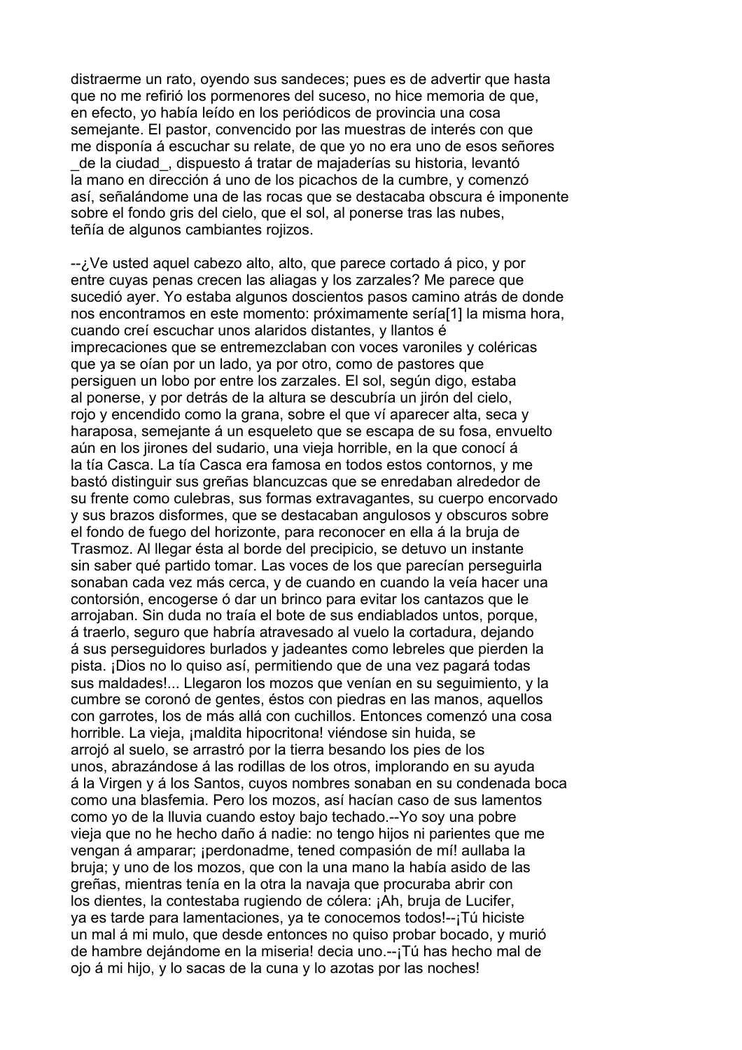distraerme un rato, oyendo sus sandeces; pues es de advertir que hasta que no me refirió los pormenores del suceso, no hice memoria de que, en efecto, yo había leído en los periódicos de provincia una cosa semejante. El pastor, convencido por las muestras de interés con que me disponía á escuchar su relate, de que yo no era uno de esos señores _de la ciudad_, dispuesto á tratar de majaderías su historia, levantó la mano en dirección á uno de los picachos de la cumbre, y comenzó así, señalándome una de las rocas que se destacaba obscura é imponente sobre el fondo gris del cielo, que el sol, al ponerse tras las nubes, teñía de algunos cambiantes rojizos.

--¿Ve usted aquel cabezo alto, alto, que parece cortado á pico, y por entre cuyas penas crecen las aliagas y los zarzales? Me parece que sucedió ayer. Yo estaba algunos doscientos pasos camino atrás de donde nos encontramos en este momento: próximamente sería[1] la misma hora, cuando creí escuchar unos alaridos distantes, y llantos é imprecaciones que se entremezclaban con voces varoniles y coléricas que ya se oían por un lado, ya por otro, como de pastores que persiguen un lobo por entre los zarzales. El sol, según digo, estaba al ponerse, y por detrás de la altura se descubría un jirón del cielo, rojo y encendido como la grana, sobre el que ví aparecer alta, seca y haraposa, semejante á un esqueleto que se escapa de su fosa, envuelto aún en los jirones del sudario, una vieja horrible, en la que conocí á la tía Casca. La tía Casca era famosa en todos estos contornos, y me bastó distinguir sus greñas blancuzcas que se enredaban alrededor de su frente como culebras, sus formas extravagantes, su cuerpo encorvado y sus brazos disformes, que se destacaban angulosos y obscuros sobre el fondo de fuego del horizonte, para reconocer en ella á la bruja de Trasmoz. Al llegar ésta al borde del precipicio, se detuvo un instante sin saber qué partido tomar. Las voces de los que parecían perseguirla sonaban cada vez más cerca, y de cuando en cuando la veía hacer una contorsión, encogerse ó dar un brinco para evitar los cantazos que le arrojaban. Sin duda no traía el bote de sus endiablados untos, porque, á traerlo, seguro que habría atravesado al vuelo la cortadura, dejando á sus perseguidores burlados y jadeantes como lebreles que pierden la pista. ¡Dios no lo quiso así, permitiendo que de una vez pagará todas sus maldades!... Llegaron los mozos que venían en su seguimiento, y la cumbre se coronó de gentes, éstos con piedras en las manos, aquellos con garrotes, los de más allá con cuchillos. Entonces comenzó una cosa horrible. La vieja, ¡maldita hipocritona! viéndose sin huida, se arrojó al suelo, se arrastró por la tierra besando los pies de los unos, abrazándose á las rodillas de los otros, implorando en su ayuda á la Virgen y á los Santos, cuyos nombres sonaban en su condenada boca como una blasfemia. Pero los mozos, así hacían caso de sus lamentos como yo de la lluvia cuando estoy bajo techado.--Yo soy una pobre vieja que no he hecho daño á nadie: no tengo hijos ni parientes que me vengan á amparar; ¡perdonadme, tened compasión de mí! aullaba la bruja; y uno de los mozos, que con la una mano la había asido de las greñas, mientras tenía en la otra la navaja que procuraba abrir con los dientes, la contestaba rugiendo de cólera: ¡Ah, bruja de Lucifer, ya es tarde para lamentaciones, ya te conocemos todos!--¡Tú hiciste un mal á mi mulo, que desde entonces no quiso probar bocado, y murió de hambre dejándome en la miseria! decia uno.--¡Tú has hecho mal de ojo á mi hijo, y lo sacas de la cuna y lo azotas por las noches!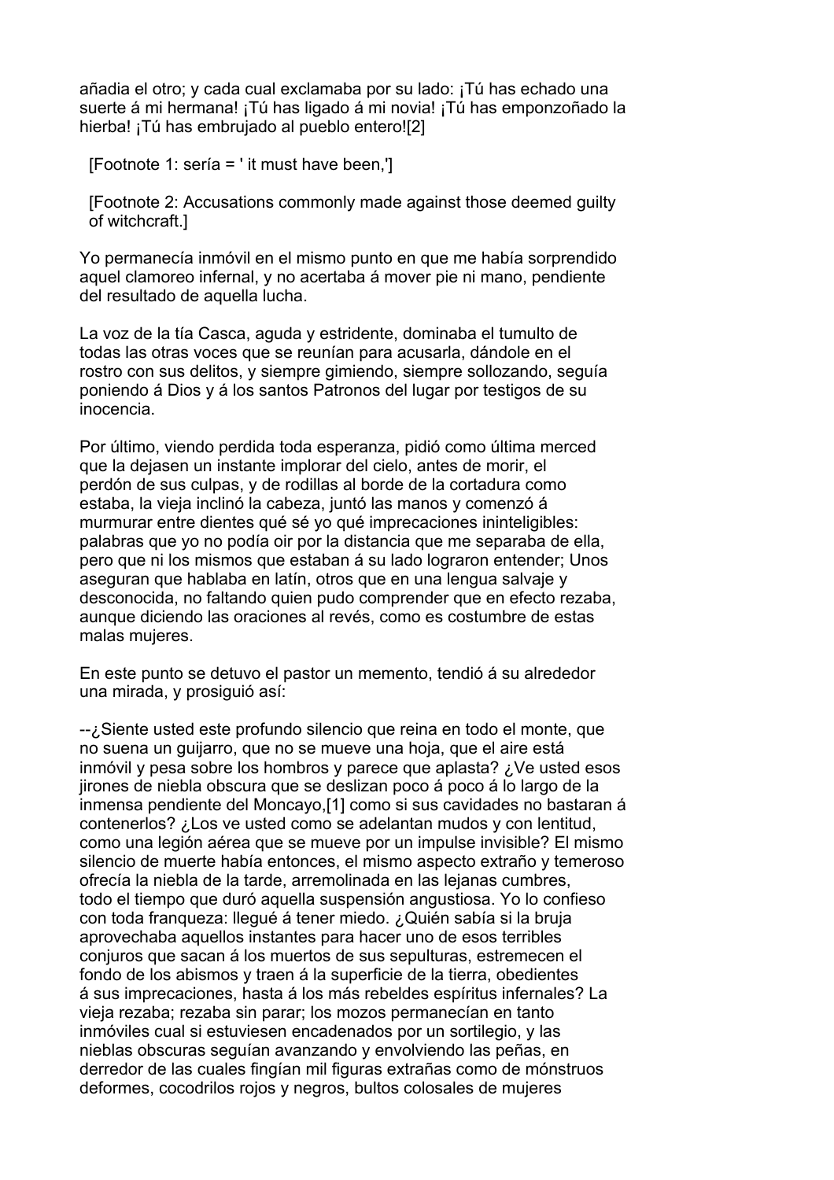añadia el otro; y cada cual exclamaba por su lado: ¡Tú has echado una suerte á mi hermana! ¡Tú has ligado á mi novia! ¡Tú has emponzoñado la hierba! ¡Tú has embrujado al pueblo entero![2]

[Footnote 1: sería = ' it must have been,']

[Footnote 2: Accusations commonly made against those deemed guilty of witchcraft.]

Yo permanecía inmóvil en el mismo punto en que me había sorprendido aquel clamoreo infernal, y no acertaba á mover pie ni mano, pendiente del resultado de aquella lucha.

La voz de la tía Casca, aguda y estridente, dominaba el tumulto de todas las otras voces que se reunían para acusarla, dándole en el rostro con sus delitos, y siempre gimiendo, siempre sollozando, seguía poniendo á Dios y á los santos Patronos del lugar por testigos de su inocencia.

Por último, viendo perdida toda esperanza, pidió como última merced que la dejasen un instante implorar del cielo, antes de morir, el perdón de sus culpas, y de rodillas al borde de la cortadura como estaba, la vieja inclinó la cabeza, juntó las manos y comenzó á murmurar entre dientes qué sé yo qué imprecaciones ininteligibles: palabras que yo no podía oir por la distancia que me separaba de ella, pero que ni los mismos que estaban á su lado lograron entender; Unos aseguran que hablaba en latín, otros que en una lengua salvaje y desconocida, no faltando quien pudo comprender que en efecto rezaba, aunque diciendo las oraciones al revés, como es costumbre de estas malas mujeres.

En este punto se detuvo el pastor un memento, tendió á su alrededor una mirada, y prosiguió así:

--¿Siente usted este profundo silencio que reina en todo el monte, que no suena un guijarro, que no se mueve una hoja, que el aire está inmóvil y pesa sobre los hombros y parece que aplasta? ¿Ve usted esos jirones de niebla obscura que se deslizan poco á poco á lo largo de la inmensa pendiente del Moncayo,[1] como si sus cavidades no bastaran á contenerlos? ¿Los ve usted como se adelantan mudos y con lentitud, como una legión aérea que se mueve por un impulse invisible? El mismo silencio de muerte había entonces, el mismo aspecto extraño y temeroso ofrecía la niebla de la tarde, arremolinada en las lejanas cumbres, todo el tiempo que duró aquella suspensión angustiosa. Yo lo confieso con toda franqueza: llegué á tener miedo. ¿Quién sabía si la bruja aprovechaba aquellos instantes para hacer uno de esos terribles conjuros que sacan á los muertos de sus sepulturas, estremecen el fondo de los abismos y traen á la superficie de la tierra, obedientes á sus imprecaciones, hasta á los más rebeldes espíritus infernales? La vieja rezaba; rezaba sin parar; los mozos permanecían en tanto inmóviles cual si estuviesen encadenados por un sortilegio, y las nieblas obscuras seguían avanzando y envolviendo las peñas, en derredor de las cuales fingían mil figuras extrañas como de mónstruos deformes, cocodrilos rojos y negros, bultos colosales de mujeres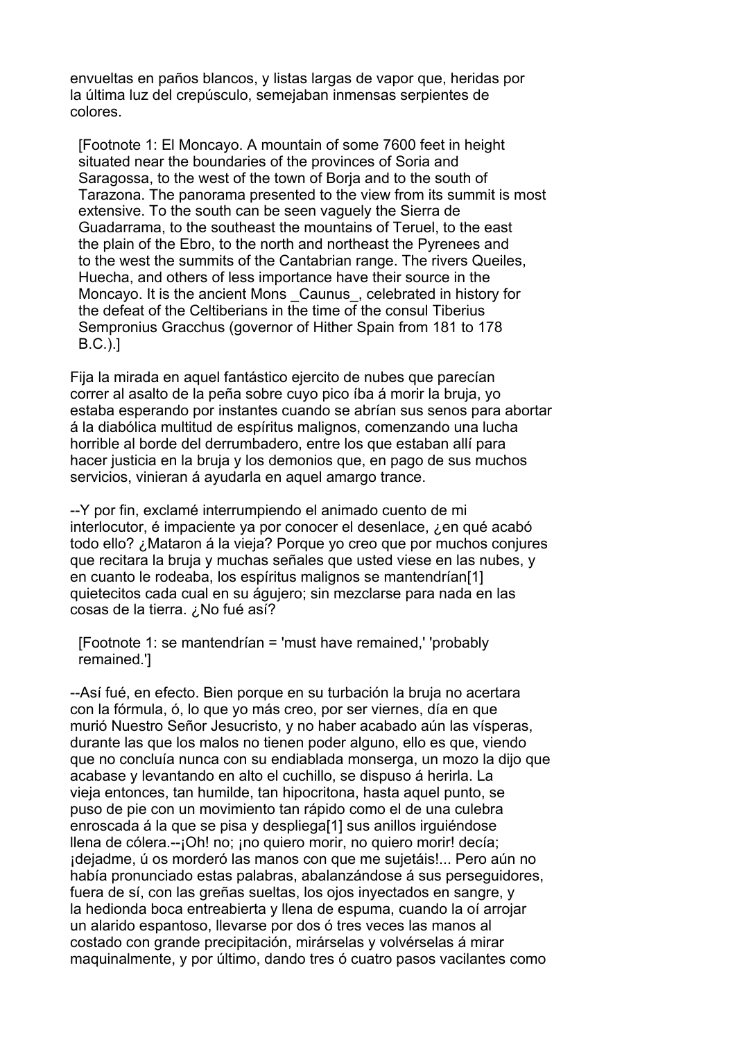envueltas en paños blancos, y listas largas de vapor que, heridas por la última luz del crepúsculo, semejaban inmensas serpientes de colores.

[Footnote 1: El Moncayo. A mountain of some 7600 feet in height situated near the boundaries of the provinces of Soria and Saragossa, to the west of the town of Borja and to the south of Tarazona. The panorama presented to the view from its summit is most extensive. To the south can be seen vaguely the Sierra de Guadarrama, to the southeast the mountains of Teruel, to the east the plain of the Ebro, to the north and northeast the Pyrenees and to the west the summits of the Cantabrian range. The rivers Queiles, Huecha, and others of less importance have their source in the Moncayo. It is the ancient Mons _Caunus_, celebrated in history for the defeat of the Celtiberians in the time of the consul Tiberius Sempronius Gracchus (governor of Hither Spain from 181 to 178 B.C.).]

Fija la mirada en aquel fantástico ejercito de nubes que parecían correr al asalto de la peña sobre cuyo pico íba á morir la bruja, yo estaba esperando por instantes cuando se abrían sus senos para abortar á la diabólica multitud de espíritus malignos, comenzando una lucha horrible al borde del derrumbadero, entre los que estaban allí para hacer justicia en la bruja y los demonios que, en pago de sus muchos servicios, vinieran á ayudarla en aquel amargo trance.

--Y por fin, exclamé interrumpiendo el animado cuento de mi interlocutor, é impaciente ya por conocer el desenlace, ¿en qué acabó todo ello? ¿Mataron á la vieja? Porque yo creo que por muchos conjures que recitara la bruja y muchas señales que usted viese en las nubes, y en cuanto le rodeaba, los espíritus malignos se mantendrían[1] quietecitos cada cual en su águjero; sin mezclarse para nada en las cosas de la tierra. ¿No fué así?

[Footnote 1: se mantendrían = 'must have remained,' 'probably remained.']

--Así fué, en efecto. Bien porque en su turbación la bruja no acertara con la fórmula, ó, lo que yo más creo, por ser viernes, día en que murió Nuestro Señor Jesucristo, y no haber acabado aún las vísperas, durante las que los malos no tienen poder alguno, ello es que, viendo que no concluía nunca con su endiablada monserga, un mozo la dijo que acabase y levantando en alto el cuchillo, se dispuso á herirla. La vieja entonces, tan humilde, tan hipocritona, hasta aquel punto, se puso de pie con un movimiento tan rápido como el de una culebra enroscada á la que se pisa y despliega[1] sus anillos irguiéndose llena de cólera.--¡Oh! no; ¡no quiero morir, no quiero morir! decía; ¡dejadme, ú os morderó las manos con que me sujetáis!... Pero aún no había pronunciado estas palabras, abalanzándose á sus perseguidores, fuera de sí, con las greñas sueltas, los ojos inyectados en sangre, y la hedionda boca entreabierta y llena de espuma, cuando la oí arrojar un alarido espantoso, llevarse por dos ó tres veces las manos al costado con grande precipitación, mirárselas y volvérselas á mirar maquinalmente, y por último, dando tres ó cuatro pasos vacilantes como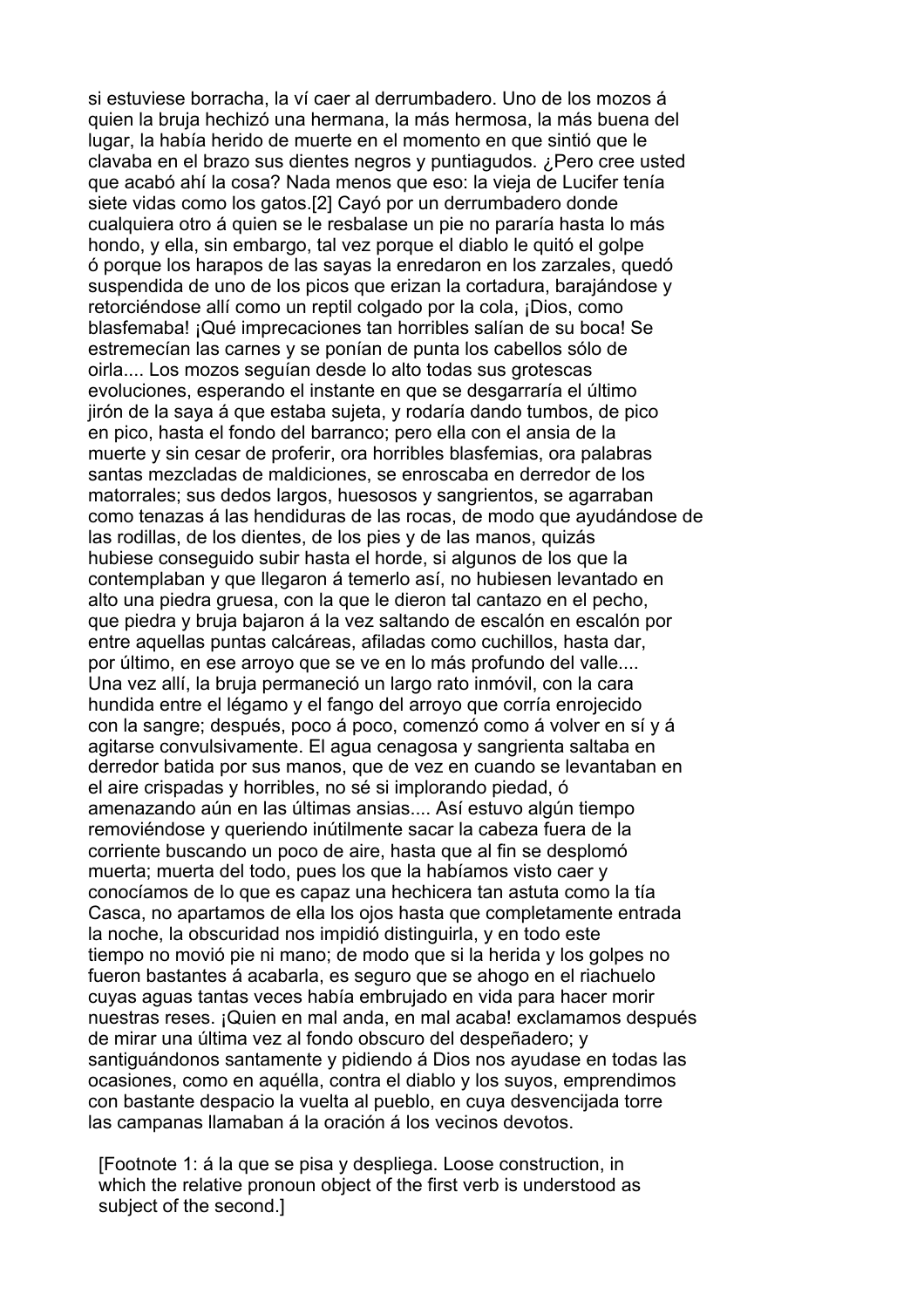si estuviese borracha, la ví caer al derrumbadero. Uno de los mozos á quien la bruja hechizó una hermana, la más hermosa, la más buena del lugar, la había herido de muerte en el momento en que sintió que le clavaba en el brazo sus dientes negros y puntiagudos. ¿Pero cree usted que acabó ahí la cosa? Nada menos que eso: la vieja de Lucifer tenía siete vidas como los gatos.[2] Cayó por un derrumbadero donde cualquiera otro á quien se le resbalase un pie no pararía hasta lo más hondo, y ella, sin embargo, tal vez porque el diablo le quitó el golpe ó porque los harapos de las sayas la enredaron en los zarzales, quedó suspendida de uno de los picos que erizan la cortadura, barajándose y retorciéndose allí como un reptil colgado por la cola, ¡Dios, como blasfemaba! ¡Qué imprecaciones tan horribles salían de su boca! Se estremecían las carnes y se ponían de punta los cabellos sólo de oirla.... Los mozos seguían desde lo alto todas sus grotescas evoluciones, esperando el instante en que se desgarraría el último jirón de la saya á que estaba sujeta, y rodaría dando tumbos, de pico en pico, hasta el fondo del barranco; pero ella con el ansia de la muerte y sin cesar de proferir, ora horribles blasfemias, ora palabras santas mezcladas de maldiciones, se enroscaba en derredor de los matorrales; sus dedos largos, huesosos y sangrientos, se agarraban como tenazas á las hendiduras de las rocas, de modo que ayudándose de las rodillas, de los dientes, de los pies y de las manos, quizás hubiese conseguido subir hasta el horde, si algunos de los que la contemplaban y que llegaron á temerlo así, no hubiesen levantado en alto una piedra gruesa, con la que le dieron tal cantazo en el pecho, que piedra y bruja bajaron á la vez saltando de escalón en escalón por entre aquellas puntas calcáreas, afiladas como cuchillos, hasta dar, por último, en ese arroyo que se ve en lo más profundo del valle.... Una vez allí, la bruja permaneció un largo rato inmóvil, con la cara hundida entre el légamo y el fango del arroyo que corría enrojecido con la sangre; después, poco á poco, comenzó como á volver en sí y á agitarse convulsivamente. El agua cenagosa y sangrienta saltaba en derredor batida por sus manos, que de vez en cuando se levantaban en el aire crispadas y horribles, no sé si implorando piedad, ó amenazando aún en las últimas ansias.... Así estuvo algún tiempo removiéndose y queriendo inútilmente sacar la cabeza fuera de la corriente buscando un poco de aire, hasta que al fin se desplomó muerta; muerta del todo, pues los que la habíamos visto caer y conocíamos de lo que es capaz una hechicera tan astuta como la tía Casca, no apartamos de ella los ojos hasta que completamente entrada la noche, la obscuridad nos impidió distinguirla, y en todo este tiempo no movió pie ni mano; de modo que si la herida y los golpes no fueron bastantes á acabarla, es seguro que se ahogo en el riachuelo cuyas aguas tantas veces había embrujado en vida para hacer morir nuestras reses. ¡Quien en mal anda, en mal acaba! exclamamos después de mirar una última vez al fondo obscuro del despeñadero; y santiguándonos santamente y pidiendo á Dios nos ayudase en todas las ocasiones, como en aquélla, contra el diablo y los suyos, emprendimos con bastante despacio la vuelta al pueblo, en cuya desvencijada torre las campanas llamaban á la oración á los vecinos devotos.

[Footnote 1: á la que se pisa y despliega. Loose construction, in which the relative pronoun object of the first verb is understood as subject of the second.]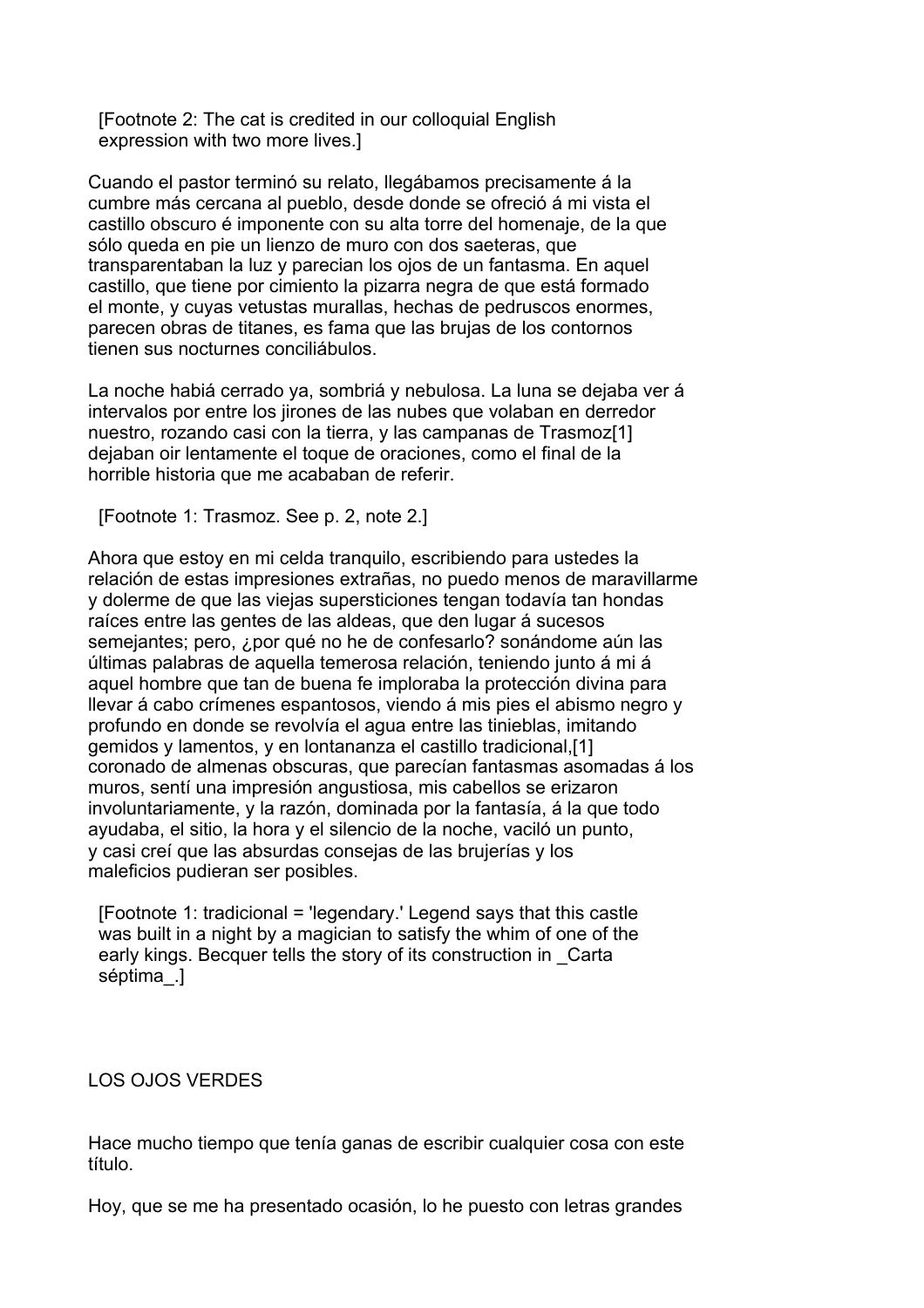[Footnote 2: The cat is credited in our colloquial English expression with two more lives.]

Cuando el pastor terminó su relato, llegábamos precisamente á la cumbre más cercana al pueblo, desde donde se ofreció á mi vista el castillo obscuro é imponente con su alta torre del homenaje, de la que sólo queda en pie un lienzo de muro con dos saeteras, que transparentaban la luz y parecian los ojos de un fantasma. En aquel castillo, que tiene por cimiento la pizarra negra de que está formado el monte, y cuyas vetustas murallas, hechas de pedruscos enormes, parecen obras de titanes, es fama que las brujas de los contornos tienen sus nocturnes conciliábulos.

La noche habiá cerrado ya, sombriá y nebulosa. La luna se dejaba ver á intervalos por entre los jirones de las nubes que volaban en derredor nuestro, rozando casi con la tierra, y las campanas de Trasmoz[1] dejaban oir lentamente el toque de oraciones, como el final de la horrible historia que me acababan de referir.

[Footnote 1: Trasmoz. See p. 2, note 2.]

Ahora que estoy en mi celda tranquilo, escribiendo para ustedes la relación de estas impresiones extrañas, no puedo menos de maravillarme y dolerme de que las viejas supersticiones tengan todavía tan hondas raíces entre las gentes de las aldeas, que den lugar á sucesos semejantes; pero, ¿por qué no he de confesarlo? sonándome aún las últimas palabras de aquella temerosa relación, teniendo junto á mi á aquel hombre que tan de buena fe imploraba la protección divina para llevar á cabo crímenes espantosos, viendo á mis pies el abismo negro y profundo en donde se revolvía el agua entre las tinieblas, imitando gemidos y lamentos, y en lontananza el castillo tradicional,[1] coronado de almenas obscuras, que parecían fantasmas asomadas á los muros, sentí una impresión angustiosa, mis cabellos se erizaron involuntariamente, y la razón, dominada por la fantasía, á la que todo ayudaba, el sitio, la hora y el silencio de la noche, vaciló un punto, y casi creí que las absurdas consejas de las brujerías y los maleficios pudieran ser posibles.

[Footnote 1: tradicional = 'legendary.' Legend says that this castle was built in a night by a magician to satisfy the whim of one of the early kings. Becquer tells the story of its construction in _Carta séptima_.]

## LOS OJOS VERDES

Hace mucho tiempo que tenía ganas de escribir cualquier cosa con este título.

Hoy, que se me ha presentado ocasión, lo he puesto con letras grandes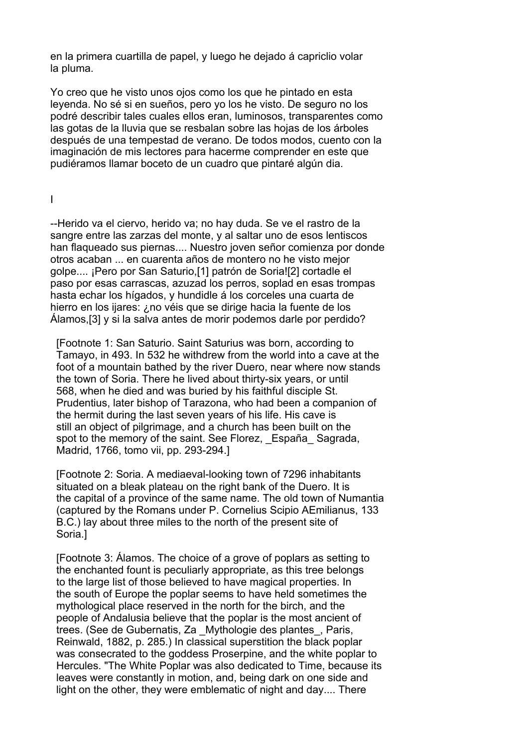en la primera cuartilla de papel, y luego he dejado á capriclio volar la pluma.

Yo creo que he visto unos ojos como los que he pintado en esta leyenda. No sé si en sueños, pero yo los he visto. De seguro no los podré describir tales cuales ellos eran, luminosos, transparentes como las gotas de la lluvia que se resbalan sobre las hojas de los árboles después de una tempestad de verano. De todos modos, cuento con la imaginación de mis lectores para hacerme comprender en este que pudiéramos llamar boceto de un cuadro que pintaré algún dia.

## I

--Herido va el ciervo, herido va; no hay duda. Se ve el rastro de la sangre entre las zarzas del monte, y al saltar uno de esos lentiscos han flaqueado sus piernas.... Nuestro joven señor comienza por donde otros acaban ... en cuarenta años de montero no he visto mejor golpe.... ¡Pero por San Saturio,[1] patrón de Soria![2] cortadle el paso por esas carrascas, azuzad los perros, soplad en esas trompas hasta echar los hígados, y hundidle á los corceles una cuarta de hierro en los ijares: ¿no véis que se dirige hacia la fuente de los Álamos,[3] y si la salva antes de morir podemos darle por perdido?

[Footnote 1: San Saturio. Saint Saturius was born, according to Tamayo, in 493. In 532 he withdrew from the world into a cave at the foot of a mountain bathed by the river Duero, near where now stands the town of Soria. There he lived about thirty-six years, or until 568, when he died and was buried by his faithful disciple St. Prudentius, later bishop of Tarazona, who had been a companion of the hermit during the last seven years of his life. His cave is still an object of pilgrimage, and a church has been built on the spot to the memory of the saint. See Florez, _España_ Sagrada, Madrid, 1766, tomo vii, pp. 293-294.]

[Footnote 2: Soria. A mediaeval-looking town of 7296 inhabitants situated on a bleak plateau on the right bank of the Duero. It is the capital of a province of the same name. The old town of Numantia (captured by the Romans under P. Cornelius Scipio AEmilianus, 133 B.C.) lay about three miles to the north of the present site of Soria.]

[Footnote 3: Álamos. The choice of a grove of poplars as setting to the enchanted fount is peculiarly appropriate, as this tree belongs to the large list of those believed to have magical properties. In the south of Europe the poplar seems to have held sometimes the mythological place reserved in the north for the birch, and the people of Andalusia believe that the poplar is the most ancient of trees. (See de Gubernatis, Za _Mythologie des plantes_, Paris, Reinwald, 1882, p. 285.) In classical superstition the black poplar was consecrated to the goddess Proserpine, and the white poplar to Hercules. "The White Poplar was also dedicated to Time, because its leaves were constantly in motion, and, being dark on one side and light on the other, they were emblematic of night and day.... There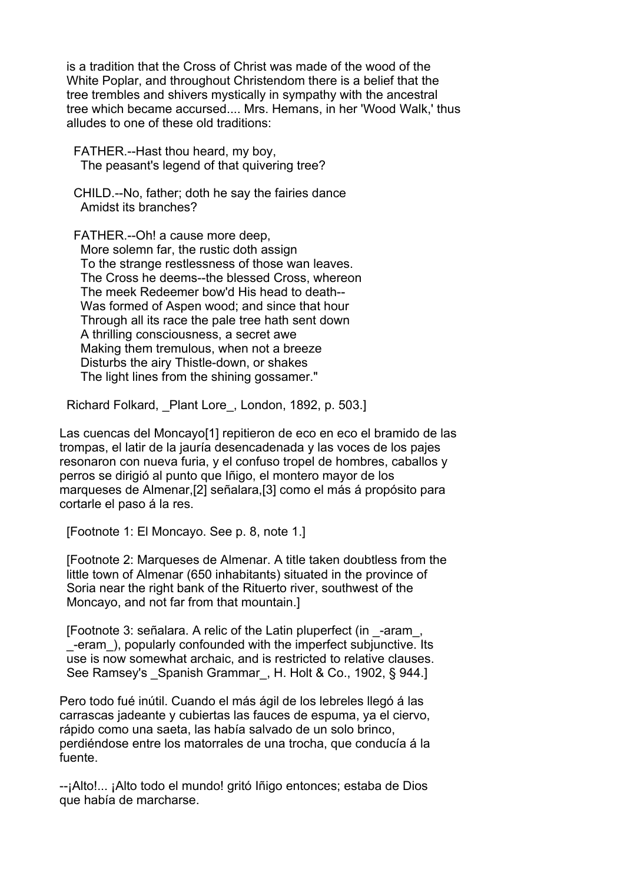is a tradition that the Cross of Christ was made of the wood of the White Poplar, and throughout Christendom there is a belief that the tree trembles and shivers mystically in sympathy with the ancestral tree which became accursed.... Mrs. Hemans, in her 'Wood Walk,' thus alludes to one of these old traditions:

FATHER.--Hast thou heard, my boy,
  The peasant's legend of that quivering tree?

CHILD.--No, father; doth he say the fairies dance
  Amidst its branches?

FATHER.--Oh! a cause more deep,
  More solemn far, the rustic doth assign
  To the strange restlessness of those wan leaves.
  The Cross he deems--the blessed Cross, whereon
  The meek Redeemer bow'd His head to death--
  Was formed of Aspen wood; and since that hour
  Through all its race the pale tree hath sent down
  A thrilling consciousness, a secret awe
  Making them tremulous, when not a breeze
  Disturbs the airy Thistle-down, or shakes
  The light lines from the shining gossamer."

Richard Folkard, _Plant Lore_, London, 1892, p. 503.]

Las cuencas del Moncayo[1] repitieron de eco en eco el bramido de las trompas, el latir de la jauría desencadenada y las voces de los pajes resonaron con nueva furia, y el confuso tropel de hombres, caballos y perros se dirigió al punto que Iñigo, el montero mayor de los marqueses de Almenar,[2] señalara,[3] como el más á propósito para cortarle el paso á la res.

[Footnote 1: El Moncayo. See p. 8, note 1.]

[Footnote 2: Marqueses de Almenar. A title taken doubtless from the little town of Almenar (650 inhabitants) situated in the province of Soria near the right bank of the Rituerto river, southwest of the Moncayo, and not far from that mountain.]

[Footnote 3: señalara. A relic of the Latin pluperfect (in _-aram_, _-eram_), popularly confounded with the imperfect subjunctive. Its use is now somewhat archaic, and is restricted to relative clauses. See Ramsey's _Spanish Grammar_, H. Holt & Co., 1902, § 944.]

Pero todo fué inútil. Cuando el más ágil de los lebreles llegó á las carrascas jadeante y cubiertas las fauces de espuma, ya el ciervo, rápido como una saeta, las había salvado de un solo brinco, perdiéndose entre los matorrales de una trocha, que conducía á la fuente.

--¡Alto!... ¡Alto todo el mundo! gritó Iñigo entonces; estaba de Dios que había de marcharse.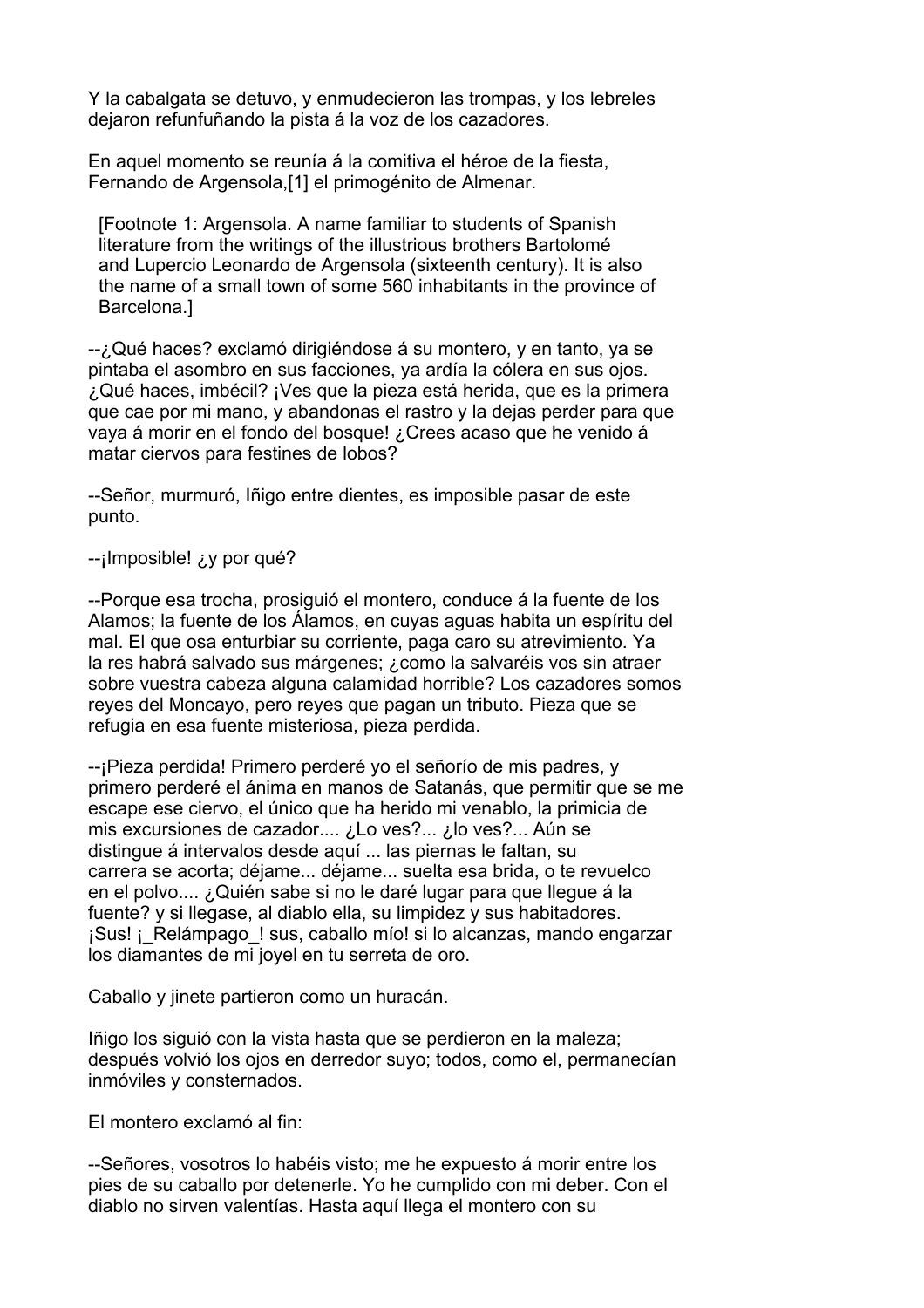Y la cabalgata se detuvo, y enmudecieron las trompas, y los lebreles dejaron refunfuñando la pista á la voz de los cazadores.

En aquel momento se reunía á la comitiva el héroe de la fiesta, Fernando de Argensola,[1] el primogénito de Almenar.

> [Footnote 1: Argensola. A name familiar to students of Spanish literature from the writings of the illustrious brothers Bartolomé and Lupercio Leonardo de Argensola (sixteenth century). It is also the name of a small town of some 560 inhabitants in the province of Barcelona.]

--¿Qué haces? exclamó dirigiéndose á su montero, y en tanto, ya se pintaba el asombro en sus facciones, ya ardía la cólera en sus ojos. ¿Qué haces, imbécil? ¡Ves que la pieza está herida, que es la primera que cae por mi mano, y abandonas el rastro y la dejas perder para que vaya á morir en el fondo del bosque! ¿Crees acaso que he venido á matar ciervos para festines de lobos?

--Señor, murmuró, Iñigo entre dientes, es imposible pasar de este punto.

--¡Imposible! ¿y por qué?

--Porque esa trocha, prosiguió el montero, conduce á la fuente de los Alamos; la fuente de los Álamos, en cuyas aguas habita un espíritu del mal. El que osa enturbiar su corriente, paga caro su atrevimiento. Ya la res habrá salvado sus márgenes; ¿como la salvaréis vos sin atraer sobre vuestra cabeza alguna calamidad horrible? Los cazadores somos reyes del Moncayo, pero reyes que pagan un tributo. Pieza que se refugia en esa fuente misteriosa, pieza perdida.

--¡Pieza perdida! Primero perderé yo el señorío de mis padres, y primero perderé el ánima en manos de Satanás, que permitir que se me escape ese ciervo, el único que ha herido mi venablo, la primicia de mis excursiones de cazador.... ¿Lo ves?... ¿lo ves?... Aún se distingue á intervalos desde aquí ... las piernas le faltan, su carrera se acorta; déjame... déjame... suelta esa brida, o te revuelco en el polvo.... ¿Quién sabe si no le daré lugar para que llegue á la fuente? y si llegase, al diablo ella, su limpidez y sus habitadores. ¡Sus! ¡_Relámpago_! sus, caballo mío! si lo alcanzas, mando engarzar los diamantes de mi joyel en tu serreta de oro.

Caballo y jinete partieron como un huracán.

Iñigo los siguió con la vista hasta que se perdieron en la maleza; después volvió los ojos en derredor suyo; todos, como el, permanecían inmóviles y consternados.

El montero exclamó al fin:

--Señores, vosotros lo habéis visto; me he expuesto á morir entre los pies de su caballo por detenerle. Yo he cumplido con mi deber. Con el diablo no sirven valentías. Hasta aquí llega el montero con su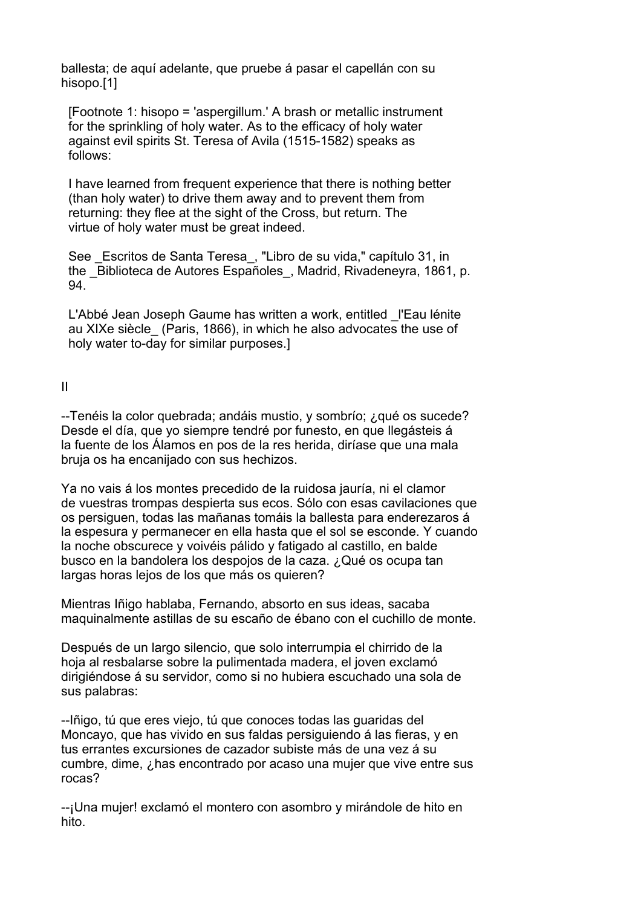ballesta; de aquí adelante, que pruebe á pasar el capellán con su hisopo.[1]

[Footnote 1: hisopo = 'aspergillum.' A brash or metallic instrument for the sprinkling of holy water. As to the efficacy of holy water against evil spirits St. Teresa of Avila (1515-1582) speaks as follows:

I have learned from frequent experience that there is nothing better (than holy water) to drive them away and to prevent them from returning: they flee at the sight of the Cross, but return. The virtue of holy water must be great indeed.

See _Escritos de Santa Teresa_, "Libro de su vida," capítulo 31, in the _Biblioteca de Autores Españoles_, Madrid, Rivadeneyra, 1861, p. 94.

L'Abbé Jean Joseph Gaume has written a work, entitled _l'Eau lénite au XIXe siècle_ (Paris, 1866), in which he also advocates the use of holy water to-day for similar purposes.]

## II

--Tenéis la color quebrada; andáis mustio, y sombrío; ¿qué os sucede? Desde el día, que yo siempre tendré por funesto, en que llegásteis á la fuente de los Álamos en pos de la res herida, diríase que una mala bruja os ha encanijado con sus hechizos.

Ya no vais á los montes precedido de la ruidosa jauría, ni el clamor de vuestras trompas despierta sus ecos. Sólo con esas cavilaciones que os persiguen, todas las mañanas tomáis la ballesta para enderezaros á la espesura y permanecer en ella hasta que el sol se esconde. Y cuando la noche obscurece y volvéis pálido y fatigado al castillo, en balde busco en la bandolera los despojos de la caza. ¿Qué os ocupa tan largas horas lejos de los que más os quieren?

Mientras Iñigo hablaba, Fernando, absorto en sus ideas, sacaba maquinalmente astillas de su escaño de ébano con el cuchillo de monte.

Después de un largo silencio, que solo interrumpia el chirrido de la hoja al resbalarse sobre la pulimentada madera, el joven exclamó dirigiéndose á su servidor, como si no hubiera escuchado una sola de sus palabras:

--Iñigo, tú que eres viejo, tú que conoces todas las guaridas del Moncayo, que has vivido en sus faldas persiguiendo á las fieras, y en tus errantes excursiones de cazador subiste más de una vez á su cumbre, dime, ¿has encontrado por acaso una mujer que vive entre sus rocas?

--¡Una mujer! exclamó el montero con asombro y mirándole de hito en hito.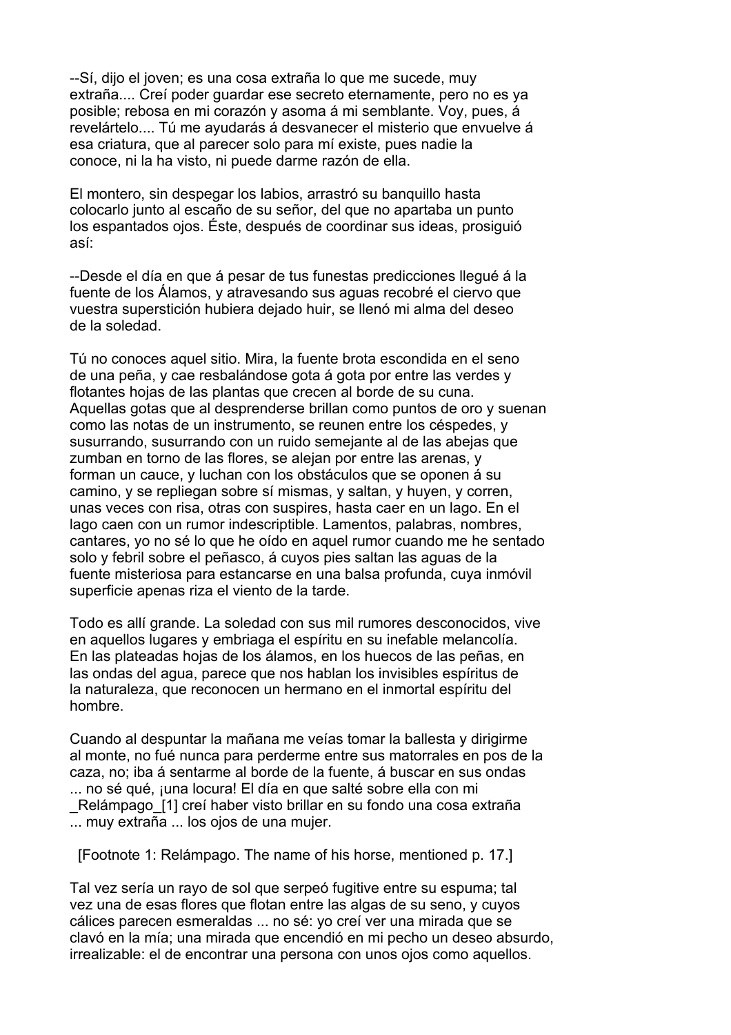--Sí, dijo el joven; es una cosa extraña lo que me sucede, muy extraña.... Creí poder guardar ese secreto eternamente, pero no es ya posible; rebosa en mi corazón y asoma á mi semblante. Voy, pues, á revelártelo.... Tú me ayudarás á desvanecer el misterio que envuelve á esa criatura, que al parecer solo para mí existe, pues nadie la conoce, ni la ha visto, ni puede darme razón de ella.

El montero, sin despegar los labios, arrastró su banquillo hasta colocarlo junto al escaño de su señor, del que no apartaba un punto los espantados ojos. Éste, después de coordinar sus ideas, prosiguió así:

--Desde el día en que á pesar de tus funestas predicciones llegué á la fuente de los Álamos, y atravesando sus aguas recobré el ciervo que vuestra superstición hubiera dejado huir, se llenó mi alma del deseo de la soledad.

Tú no conoces aquel sitio. Mira, la fuente brota escondida en el seno de una peña, y cae resbalándose gota á gota por entre las verdes y flotantes hojas de las plantas que crecen al borde de su cuna. Aquellas gotas que al desprenderse brillan como puntos de oro y suenan como las notas de un instrumento, se reunen entre los céspedes, y susurrando, susurrando con un ruido semejante al de las abejas que zumban en torno de las flores, se alejan por entre las arenas, y forman un cauce, y luchan con los obstáculos que se oponen á su camino, y se repliegan sobre sí mismas, y saltan, y huyen, y corren, unas veces con risa, otras con suspires, hasta caer en un lago. En el lago caen con un rumor indescriptible. Lamentos, palabras, nombres, cantares, yo no sé lo que he oído en aquel rumor cuando me he sentado solo y febril sobre el peñasco, á cuyos pies saltan las aguas de la fuente misteriosa para estancarse en una balsa profunda, cuya inmóvil superficie apenas riza el viento de la tarde.

Todo es allí grande. La soledad con sus mil rumores desconocidos, vive en aquellos lugares y embriaga el espíritu en su inefable melancolía. En las plateadas hojas de los álamos, en los huecos de las peñas, en las ondas del agua, parece que nos hablan los invisibles espíritus de la naturaleza, que reconocen un hermano en el inmortal espíritu del hombre.

Cuando al despuntar la mañana me veías tomar la ballesta y dirigirme al monte, no fué nunca para perderme entre sus matorrales en pos de la caza, no; iba á sentarme al borde de la fuente, á buscar en sus ondas ... no sé qué, ¡una locura! El día en que salté sobre ella con mi _Relámpago_[1] creí haber visto brillar en su fondo una cosa extraña ... muy extraña ... los ojos de una mujer.

[Footnote 1: Relámpago. The name of his horse, mentioned p. 17.]

Tal vez sería un rayo de sol que serpeó fugitive entre su espuma; tal vez una de esas flores que flotan entre las algas de su seno, y cuyos cálices parecen esmeraldas ... no sé: yo creí ver una mirada que se clavó en la mía; una mirada que encendió en mi pecho un deseo absurdo, irrealizable: el de encontrar una persona con unos ojos como aquellos.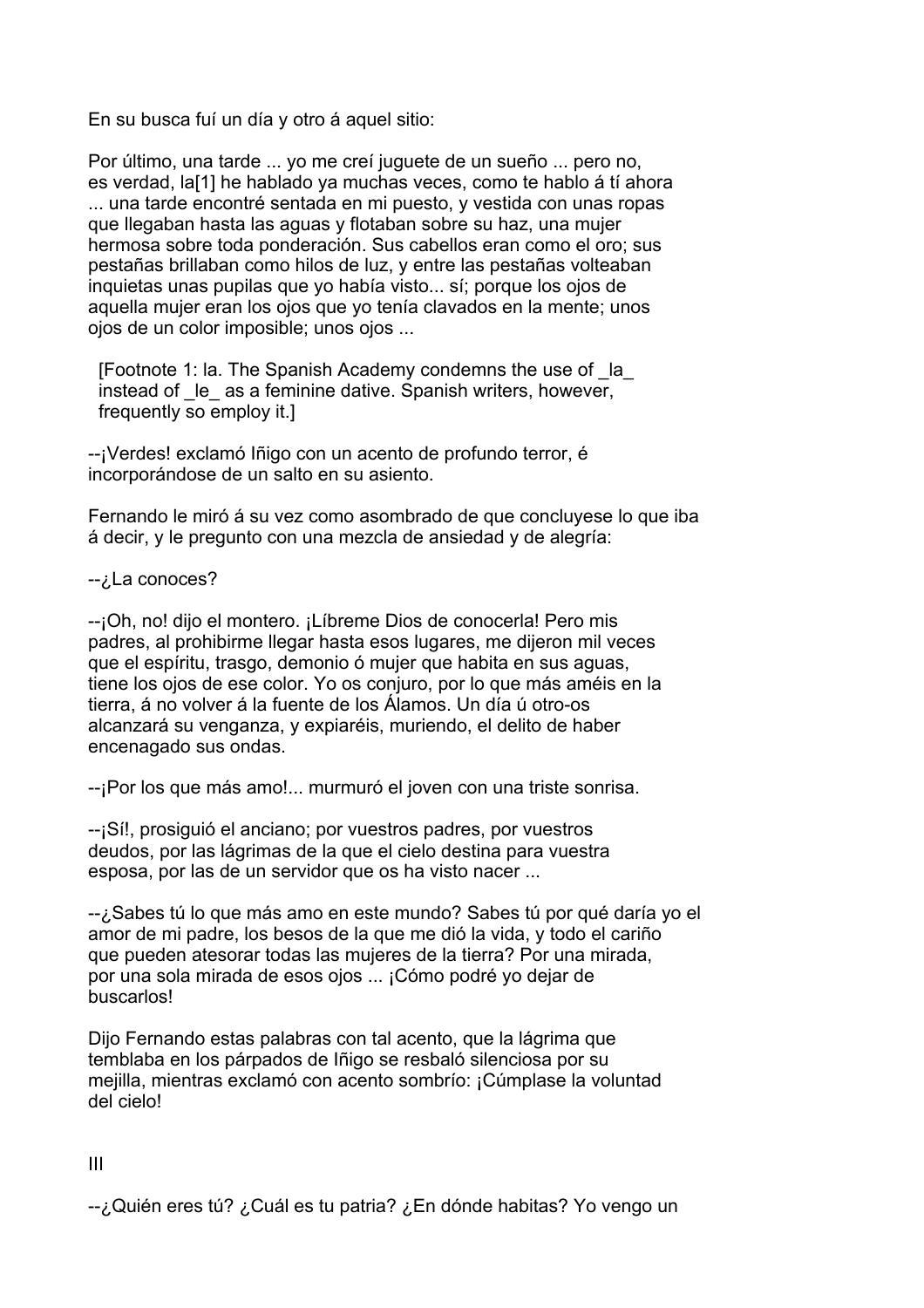En su busca fuí un día y otro á aquel sitio:

Por último, una tarde ... yo me creí juguete de un sueño ... pero no, es verdad, la[1] he hablado ya muchas veces, como te hablo á tí ahora ... una tarde encontré sentada en mi puesto, y vestida con unas ropas que llegaban hasta las aguas y flotaban sobre su haz, una mujer hermosa sobre toda ponderación. Sus cabellos eran como el oro; sus pestañas brillaban como hilos de luz, y entre las pestañas volteaban inquietas unas pupilas que yo había visto... sí; porque los ojos de aquella mujer eran los ojos que yo tenía clavados en la mente; unos ojos de un color imposible; unos ojos ...

> [Footnote 1: la. The Spanish Academy condemns the use of _la_ instead of _le_ as a feminine dative. Spanish writers, however, frequently so employ it.]

--¡Verdes! exclamó Iñigo con un acento de profundo terror, é incorporándose de un salto en su asiento.

Fernando le miró á su vez como asombrado de que concluyese lo que iba á decir, y le pregunto con una mezcla de ansiedad y de alegría:

--¿La conoces?

--¡Oh, no! dijo el montero. ¡Líbreme Dios de conocerla! Pero mis padres, al prohibirme llegar hasta esos lugares, me dijeron mil veces que el espíritu, trasgo, demonio ó mujer que habita en sus aguas, tiene los ojos de ese color. Yo os conjuro, por lo que más améis en la tierra, á no volver á la fuente de los Álamos. Un día ú otro-os alcanzará su venganza, y expiaréis, muriendo, el delito de haber encenagado sus ondas.

--¡Por los que más amo!... murmuró el joven con una triste sonrisa.

--¡Sí!, prosiguió el anciano; por vuestros padres, por vuestros deudos, por las lágrimas de la que el cielo destina para vuestra esposa, por las de un servidor que os ha visto nacer ...

--¿Sabes tú lo que más amo en este mundo? Sabes tú por qué daría yo el amor de mi padre, los besos de la que me dió la vida, y todo el cariño que pueden atesorar todas las mujeres de la tierra? Por una mirada, por una sola mirada de esos ojos ... ¡Cómo podré yo dejar de buscarlos!

Dijo Fernando estas palabras con tal acento, que la lágrima que temblaba en los párpados de Iñigo se resbaló silenciosa por su mejilla, mientras exclamó con acento sombrío: ¡Cúmplase la voluntad del cielo!

## III

--¿Quién eres tú? ¿Cuál es tu patria? ¿En dónde habitas? Yo vengo un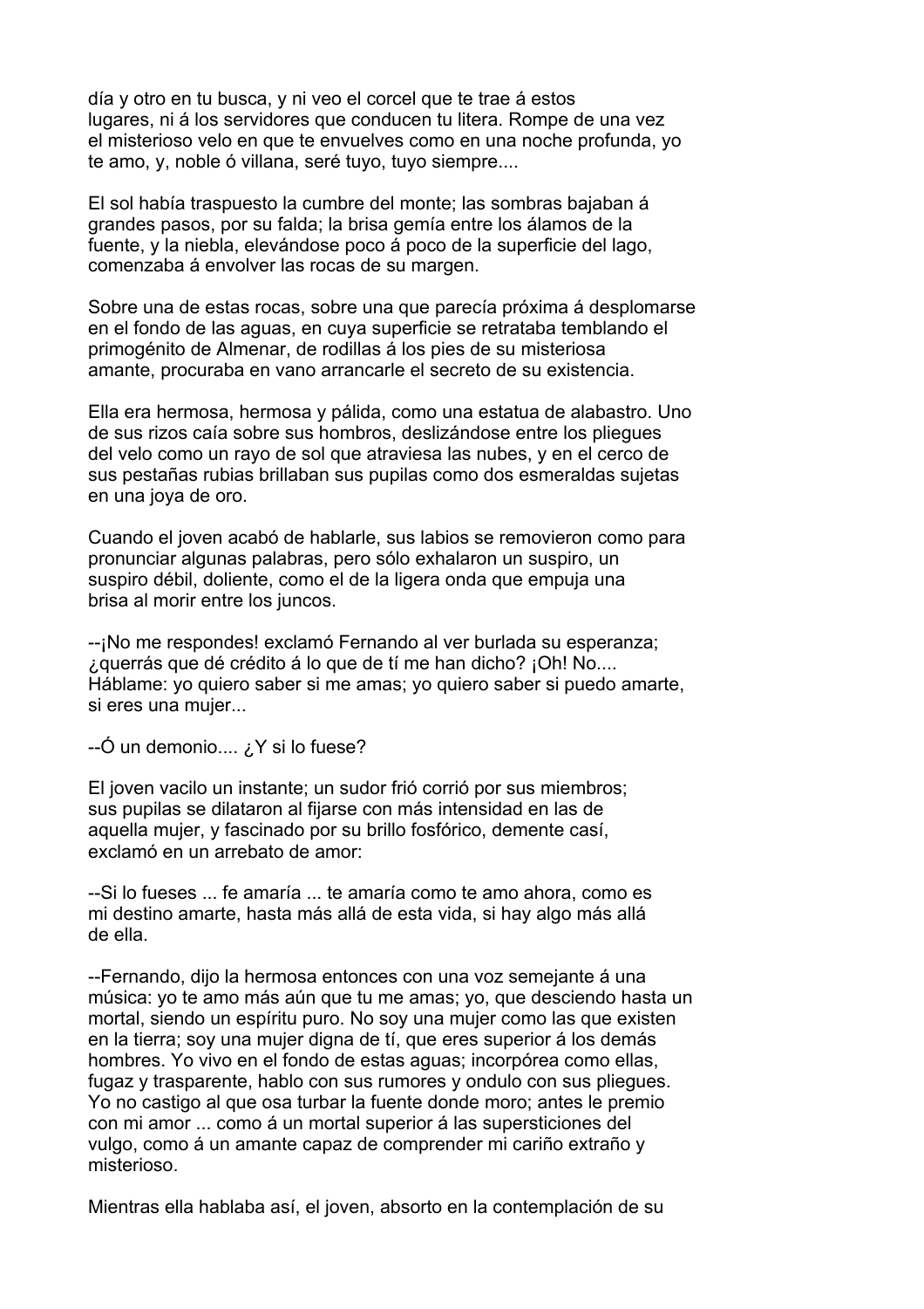día y otro en tu busca, y ni veo el corcel que te trae á estos lugares, ni á los servidores que conducen tu litera. Rompe de una vez el misterioso velo en que te envuelves como en una noche profunda, yo te amo, y, noble ó villana, seré tuyo, tuyo siempre....

El sol había traspuesto la cumbre del monte; las sombras bajaban á grandes pasos, por su falda; la brisa gemía entre los álamos de la fuente, y la niebla, elevándose poco á poco de la superficie del lago, comenzaba á envolver las rocas de su margen.

Sobre una de estas rocas, sobre una que parecía próxima á desplomarse en el fondo de las aguas, en cuya superficie se retrataba temblando el primogénito de Almenar, de rodillas á los pies de su misteriosa amante, procuraba en vano arrancarle el secreto de su existencia.

Ella era hermosa, hermosa y pálida, como una estatua de alabastro. Uno de sus rizos caía sobre sus hombros, deslizándose entre los pliegues del velo como un rayo de sol que atraviesa las nubes, y en el cerco de sus pestañas rubias brillaban sus pupilas como dos esmeraldas sujetas en una joya de oro.

Cuando el joven acabó de hablarle, sus labios se removieron como para pronunciar algunas palabras, pero sólo exhalaron un suspiro, un suspiro débil, doliente, como el de la ligera onda que empuja una brisa al morir entre los juncos.

--¡No me respondes! exclamó Fernando al ver burlada su esperanza; ¿querrás que dé crédito á lo que de tí me han dicho? ¡Oh! No.... Háblame: yo quiero saber si me amas; yo quiero saber si puedo amarte, si eres una mujer...

--Ó un demonio.... ¿Y si lo fuese?

El joven vacilo un instante; un sudor frió corrió por sus miembros; sus pupilas se dilataron al fijarse con más intensidad en las de aquella mujer, y fascinado por su brillo fosfórico, demente casí, exclamó en un arrebato de amor:

--Si lo fueses ... fe amaría ... te amaría como te amo ahora, como es mi destino amarte, hasta más allá de esta vida, si hay algo más allá de ella.

--Fernando, dijo la hermosa entonces con una voz semejante á una música: yo te amo más aún que tu me amas; yo, que desciendo hasta un mortal, siendo un espíritu puro. No soy una mujer como las que existen en la tierra; soy una mujer digna de tí, que eres superior á los demás hombres. Yo vivo en el fondo de estas aguas; incorpórea como ellas, fugaz y trasparente, hablo con sus rumores y ondulo con sus pliegues. Yo no castigo al que osa turbar la fuente donde moro; antes le premio con mi amor ... como á un mortal superior á las supersticiones del vulgo, como á un amante capaz de comprender mi cariño extraño y misterioso.

Mientras ella hablaba así, el joven, absorto en la contemplación de su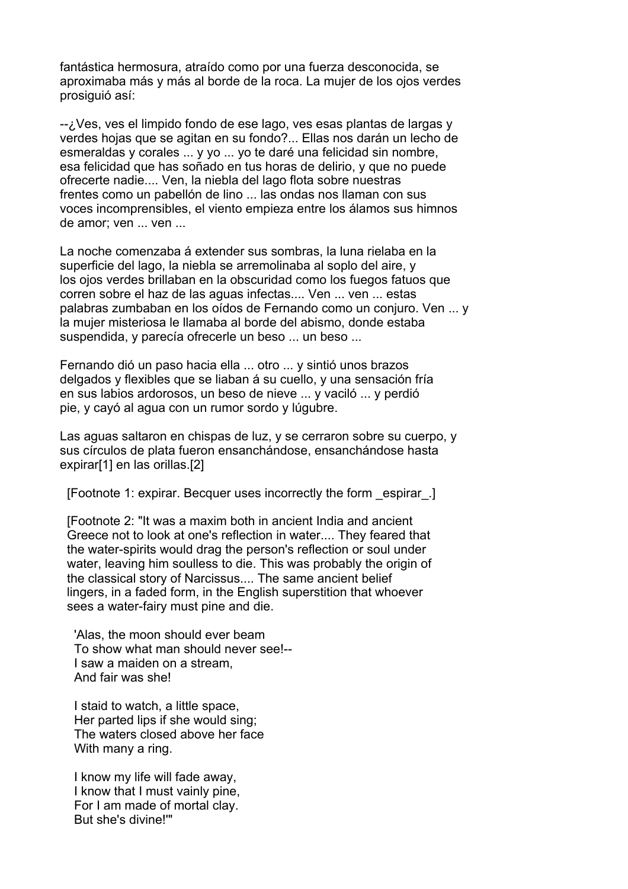fantástica hermosura, atraído como por una fuerza desconocida, se aproximaba más y más al borde de la roca. La mujer de los ojos verdes prosiguió así:

--¿Ves, ves el limpido fondo de ese lago, ves esas plantas de largas y verdes hojas que se agitan en su fondo?... Ellas nos darán un lecho de esmeraldas y corales ... y yo ... yo te daré una felicidad sin nombre, esa felicidad que has soñado en tus horas de delirio, y que no puede ofrecerte nadie.... Ven, la niebla del lago flota sobre nuestras frentes como un pabellón de lino ... las ondas nos llaman con sus voces incomprensibles, el viento empieza entre los álamos sus himnos de amor; ven ... ven ...

La noche comenzaba á extender sus sombras, la luna rielaba en la superficie del lago, la niebla se arremolinaba al soplo del aire, y los ojos verdes brillaban en la obscuridad como los fuegos fatuos que corren sobre el haz de las aguas infectas.... Ven ... ven ... estas palabras zumbaban en los oídos de Fernando como un conjuro. Ven ... y la mujer misteriosa le llamaba al borde del abismo, donde estaba suspendida, y parecía ofrecerle un beso ... un beso ...

Fernando dió un paso hacia ella ... otro ... y sintió unos brazos delgados y flexibles que se liaban á su cuello, y una sensación fría en sus labios ardorosos, un beso de nieve ... y vaciló ... y perdió pie, y cayó al agua con un rumor sordo y lúgubre.

Las aguas saltaron en chispas de luz, y se cerraron sobre su cuerpo, y sus círculos de plata fueron ensanchándose, ensanchándose hasta expirar[1] en las orillas.[2]

[Footnote 1: expirar. Becquer uses incorrectly the form _espirar_.]

[Footnote 2: "It was a maxim both in ancient India and ancient Greece not to look at one's reflection in water.... They feared that the water-spirits would drag the person's reflection or soul under water, leaving him soulless to die. This was probably the origin of the classical story of Narcissus.... The same ancient belief lingers, in a faded form, in the English superstition that whoever sees a water-fairy must pine and die.

'Alas, the moon should ever beam
To show what man should never see!--
I saw a maiden on a stream,
And fair was she!

I staid to watch, a little space,
Her parted lips if she would sing;
The waters closed above her face
With many a ring.

I know my life will fade away,
I know that I must vainly pine,
For I am made of mortal clay.
But she's divine!'"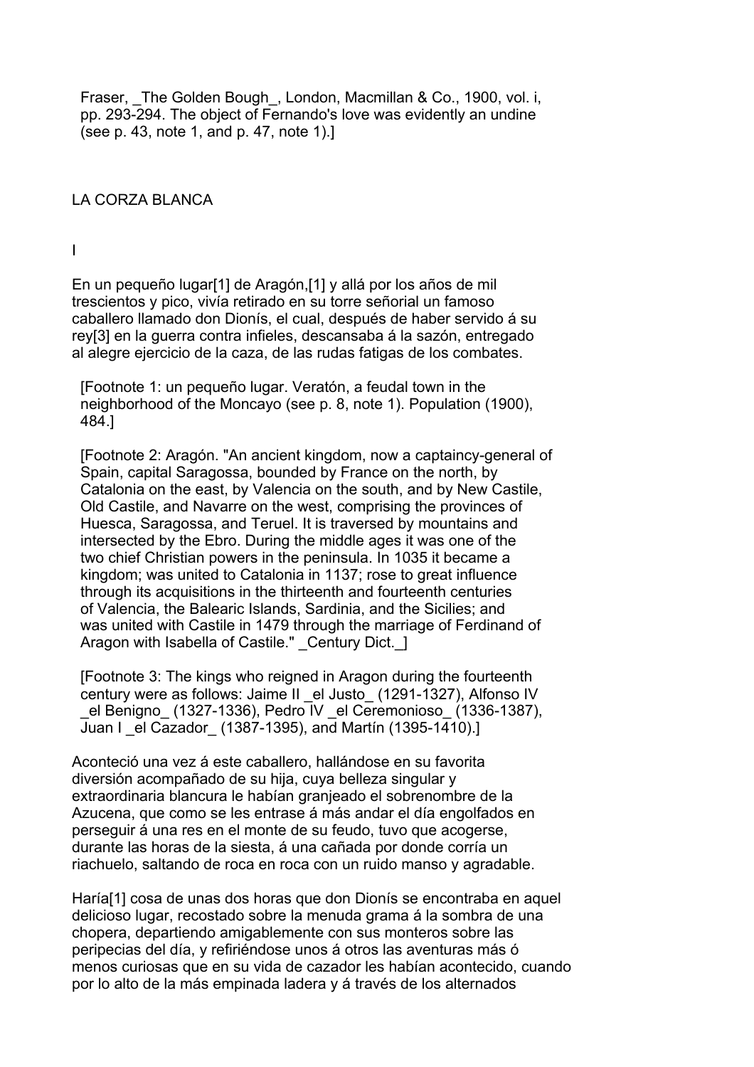Fraser, _The Golden Bough_, London, Macmillan & Co., 1900, vol. i, pp. 293-294. The object of Fernando's love was evidently an undine (see p. 43, note 1, and p. 47, note 1).]

## LA CORZA BLANCA

### I

En un pequeño lugar[1] de Aragón,[1] y allá por los años de mil trescientos y pico, vivía retirado en su torre señorial un famoso caballero llamado don Dionís, el cual, después de haber servido á su rey[3] en la guerra contra infieles, descansaba á la sazón, entregado al alegre ejercicio de la caza, de las rudas fatigas de los combates.

[Footnote 1: un pequeño lugar. Veratón, a feudal town in the neighborhood of the Moncayo (see p. 8, note 1). Population (1900), 484.]

[Footnote 2: Aragón. "An ancient kingdom, now a captaincy-general of Spain, capital Saragossa, bounded by France on the north, by Catalonia on the east, by Valencia on the south, and by New Castile, Old Castile, and Navarre on the west, comprising the provinces of Huesca, Saragossa, and Teruel. It is traversed by mountains and intersected by the Ebro. During the middle ages it was one of the two chief Christian powers in the peninsula. In 1035 it became a kingdom; was united to Catalonia in 1137; rose to great influence through its acquisitions in the thirteenth and fourteenth centuries of Valencia, the Balearic Islands, Sardinia, and the Sicilies; and was united with Castile in 1479 through the marriage of Ferdinand of Aragon with Isabella of Castile." _Century Dict._]

[Footnote 3: The kings who reigned in Aragon during the fourteenth century were as follows: Jaime II _el Justo_ (1291-1327), Alfonso IV _el Benigno_ (1327-1336), Pedro IV _el Ceremonioso_ (1336-1387), Juan I _el Cazador_ (1387-1395), and Martín (1395-1410).]

Aconteció una vez á este caballero, hallándose en su favorita diversión acompañado de su hija, cuya belleza singular y extraordinaria blancura le habían granjeado el sobrenombre de la Azucena, que como se les entrase á más andar el día engolfados en perseguir á una res en el monte de su feudo, tuvo que acogerse, durante las horas de la siesta, á una cañada por donde corría un riachuelo, saltando de roca en roca con un ruido manso y agradable.

Haría[1] cosa de unas dos horas que don Dionís se encontraba en aquel delicioso lugar, recostado sobre la menuda grama á la sombra de una chopera, departiendo amigablemente con sus monteros sobre las peripecias del día, y refiriéndose unos á otros las aventuras más ó menos curiosas que en su vida de cazador les habían acontecido, cuando por lo alto de la más empinada ladera y á través de los alternados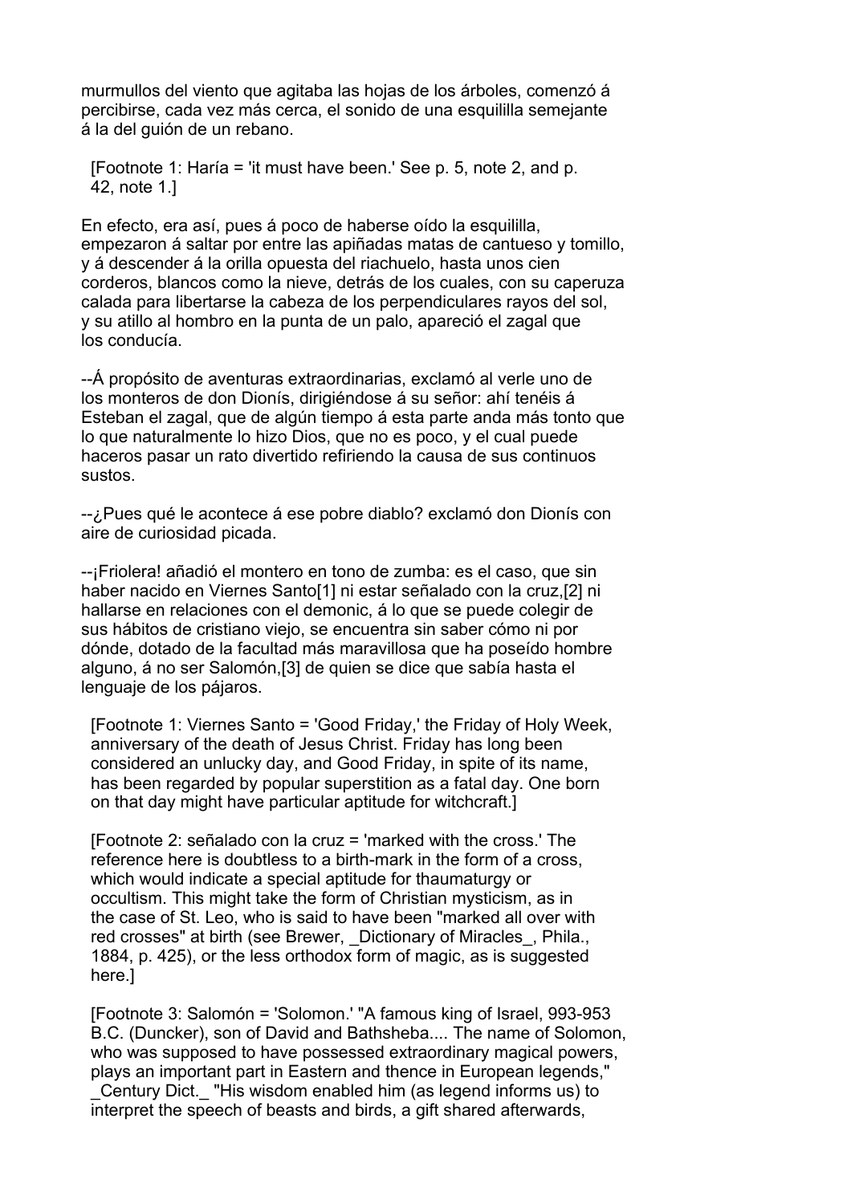murmullos del viento que agitaba las hojas de los árboles, comenzó á percibirse, cada vez más cerca, el sonido de una esquililla semejante á la del guión de un rebano.

[Footnote 1: Haría = 'it must have been.' See p. 5, note 2, and p. 42, note 1.]

En efecto, era así, pues á poco de haberse oído la esquililla, empezaron á saltar por entre las apiñadas matas de cantueso y tomillo, y á descender á la orilla opuesta del riachuelo, hasta unos cien corderos, blancos como la nieve, detrás de los cuales, con su caperuza calada para libertarse la cabeza de los perpendiculares rayos del sol, y su atillo al hombro en la punta de un palo, apareció el zagal que los conducía.

--Á propósito de aventuras extraordinarias, exclamó al verle uno de los monteros de don Dionís, dirigiéndose á su señor: ahí tenéis á Esteban el zagal, que de algún tiempo á esta parte anda más tonto que lo que naturalmente lo hizo Dios, que no es poco, y el cual puede haceros pasar un rato divertido refiriendo la causa de sus continuos sustos.

--¿Pues qué le acontece á ese pobre diablo? exclamó don Dionís con aire de curiosidad picada.

--¡Friolera! añadió el montero en tono de zumba: es el caso, que sin haber nacido en Viernes Santo[1] ni estar señalado con la cruz,[2] ni hallarse en relaciones con el demonic, á lo que se puede colegir de sus hábitos de cristiano viejo, se encuentra sin saber cómo ni por dónde, dotado de la facultad más maravillosa que ha poseído hombre alguno, á no ser Salomón,[3] de quien se dice que sabía hasta el lenguaje de los pájaros.

[Footnote 1: Viernes Santo = 'Good Friday,' the Friday of Holy Week, anniversary of the death of Jesus Christ. Friday has long been considered an unlucky day, and Good Friday, in spite of its name, has been regarded by popular superstition as a fatal day. One born on that day might have particular aptitude for witchcraft.]

[Footnote 2: señalado con la cruz = 'marked with the cross.' The reference here is doubtless to a birth-mark in the form of a cross, which would indicate a special aptitude for thaumaturgy or occultism. This might take the form of Christian mysticism, as in the case of St. Leo, who is said to have been "marked all over with red crosses" at birth (see Brewer, _Dictionary of Miracles_, Phila., 1884, p. 425), or the less orthodox form of magic, as is suggested here.]

[Footnote 3: Salomón = 'Solomon.' "A famous king of Israel, 993-953 B.C. (Duncker), son of David and Bathsheba.... The name of Solomon, who was supposed to have possessed extraordinary magical powers, plays an important part in Eastern and thence in European legends," _Century Dict._ "His wisdom enabled him (as legend informs us) to interpret the speech of beasts and birds, a gift shared afterwards,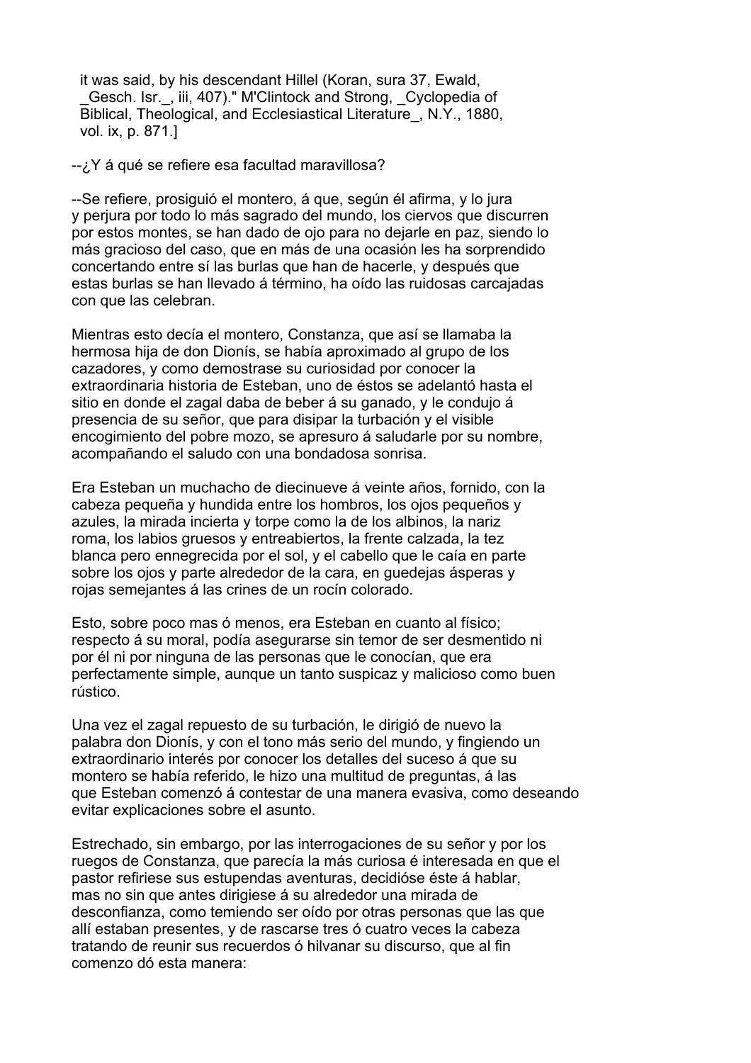it was said, by his descendant Hillel (Koran, sura 37, Ewald, _Gesch. Isr._, iii, 407)." M'Clintock and Strong, _Cyclopedia of Biblical, Theological, and Ecclesiastical Literature_, N.Y., 1880, vol. ix, p. 871.]

--¿Y á qué se refiere esa facultad maravillosa?

--Se refiere, prosiguió el montero, á que, según él afirma, y lo jura y perjura por todo lo más sagrado del mundo, los ciervos que discurren por estos montes, se han dado de ojo para no dejarle en paz, siendo lo más gracioso del caso, que en más de una ocasión les ha sorprendido concertando entre sí las burlas que han de hacerle, y después que estas burlas se han llevado á término, ha oído las ruidosas carcajadas con que las celebran.

Mientras esto decía el montero, Constanza, que así se llamaba la hermosa hija de don Dionís, se había aproximado al grupo de los cazadores, y como demostrase su curiosidad por conocer la extraordinaria historia de Esteban, uno de éstos se adelantó hasta el sitio en donde el zagal daba de beber á su ganado, y le condujo á presencia de su señor, que para disipar la turbación y el visible encogimiento del pobre mozo, se apresuro á saludarle por su nombre, acompañando el saludo con una bondadosa sonrisa.

Era Esteban un muchacho de diecinueve á veinte años, fornido, con la cabeza pequeña y hundida entre los hombros, los ojos pequeños y azules, la mirada incierta y torpe como la de los albinos, la nariz roma, los labios gruesos y entreabiertos, la frente calzada, la tez blanca pero ennegrecida por el sol, y el cabello que le caía en parte sobre los ojos y parte alrededor de la cara, en guedejas ásperas y rojas semejantes á las crines de un rocín colorado.

Esto, sobre poco mas ó menos, era Esteban en cuanto al físico; respecto á su moral, podía asegurarse sin temor de ser desmentido ni por él ni por ninguna de las personas que le conocían, que era perfectamente simple, aunque un tanto suspicaz y malicioso como buen rústico.

Una vez el zagal repuesto de su turbación, le dirigió de nuevo la palabra don Dionís, y con el tono más serio del mundo, y fingiendo un extraordinario interés por conocer los detalles del suceso á que su montero se había referido, le hizo una multitud de preguntas, á las que Esteban comenzó á contestar de una manera evasiva, como deseando evitar explicaciones sobre el asunto.

Estrechado, sin embargo, por las interrogaciones de su señor y por los ruegos de Constanza, que parecía la más curiosa é interesada en que el pastor refiriese sus estupendas aventuras, decidióse éste á hablar, mas no sin que antes dirigiese á su alrededor una mirada de desconfianza, como temiendo ser oído por otras personas que las que allí estaban presentes, y de rascarse tres ó cuatro veces la cabeza tratando de reunir sus recuerdos ó hilvanar su discurso, que al fin comenzo dó esta manera: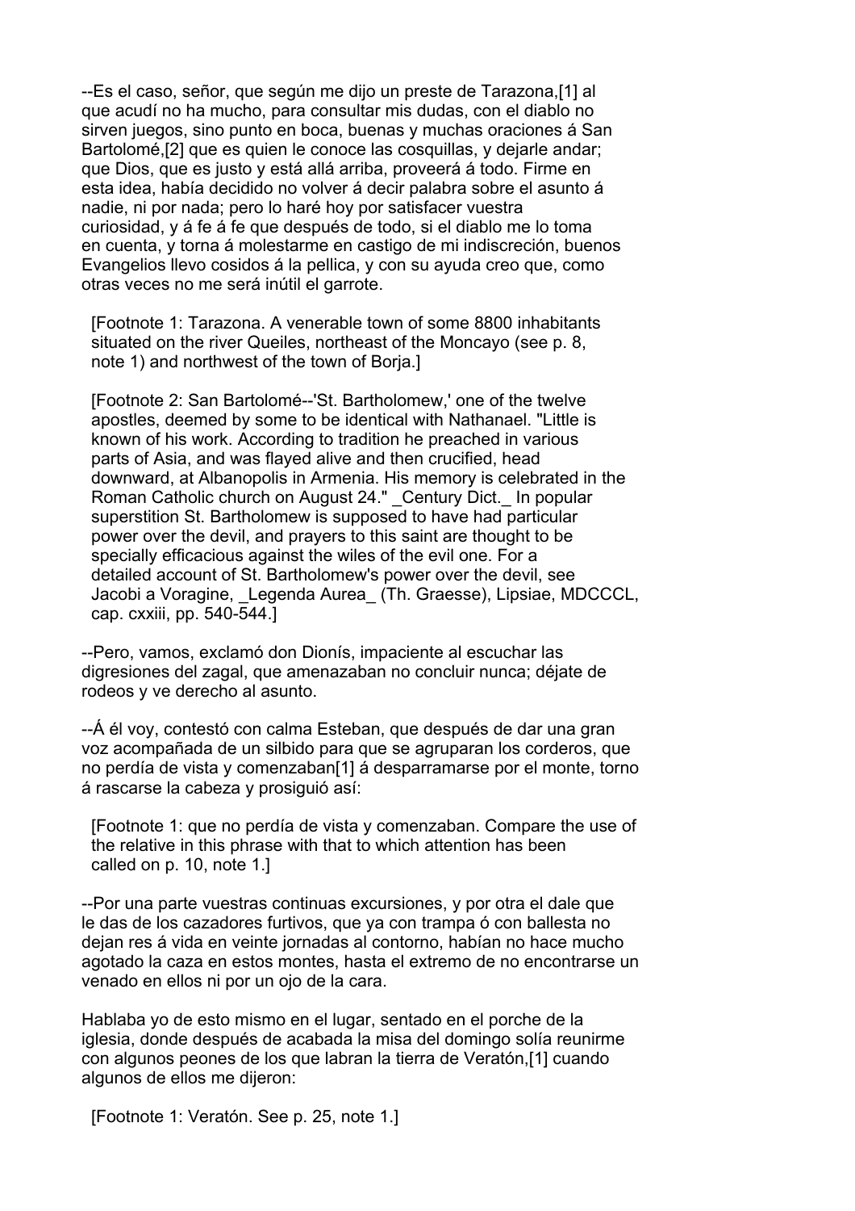--Es el caso, señor, que según me dijo un preste de Tarazona,[1] al que acudí no ha mucho, para consultar mis dudas, con el diablo no sirven juegos, sino punto en boca, buenas y muchas oraciones á San Bartolomé,[2] que es quien le conoce las cosquillas, y dejarle andar; que Dios, que es justo y está allá arriba, proveerá á todo. Firme en esta idea, había decidido no volver á decir palabra sobre el asunto á nadie, ni por nada; pero lo haré hoy por satisfacer vuestra curiosidad, y á fe á fe que después de todo, si el diablo me lo toma en cuenta, y torna á molestarme en castigo de mi indiscreción, buenos Evangelios llevo cosidos á la pellica, y con su ayuda creo que, como otras veces no me será inútil el garrote.

[Footnote 1: Tarazona. A venerable town of some 8800 inhabitants situated on the river Queiles, northeast of the Moncayo (see p. 8, note 1) and northwest of the town of Borja.]

[Footnote 2: San Bartolomé--'St. Bartholomew,' one of the twelve apostles, deemed by some to be identical with Nathanael. "Little is known of his work. According to tradition he preached in various parts of Asia, and was flayed alive and then crucified, head downward, at Albanopolis in Armenia. His memory is celebrated in the Roman Catholic church on August 24." _Century Dict._ In popular superstition St. Bartholomew is supposed to have had particular power over the devil, and prayers to this saint are thought to be specially efficacious against the wiles of the evil one. For a detailed account of St. Bartholomew's power over the devil, see Jacobi a Voragine, _Legenda Aurea_ (Th. Graesse), Lipsiae, MDCCCL, cap. cxxiii, pp. 540-544.]

--Pero, vamos, exclamó don Dionís, impaciente al escuchar las digresiones del zagal, que amenazaban no concluir nunca; déjate de rodeos y ve derecho al asunto.

--Á él voy, contestó con calma Esteban, que después de dar una gran voz acompañada de un silbido para que se agruparan los corderos, que no perdía de vista y comenzaban[1] á desparramarse por el monte, torno á rascarse la cabeza y prosiguió así:

[Footnote 1: que no perdía de vista y comenzaban. Compare the use of the relative in this phrase with that to which attention has been called on p. 10, note 1.]

--Por una parte vuestras continuas excursiones, y por otra el dale que le das de los cazadores furtivos, que ya con trampa ó con ballesta no dejan res á vida en veinte jornadas al contorno, habían no hace mucho agotado la caza en estos montes, hasta el extremo de no encontrarse un venado en ellos ni por un ojo de la cara.

Hablaba yo de esto mismo en el lugar, sentado en el porche de la iglesia, donde después de acabada la misa del domingo solía reunirme con algunos peones de los que labran la tierra de Veratón,[1] cuando algunos de ellos me dijeron:

[Footnote 1: Veratón. See p. 25, note 1.]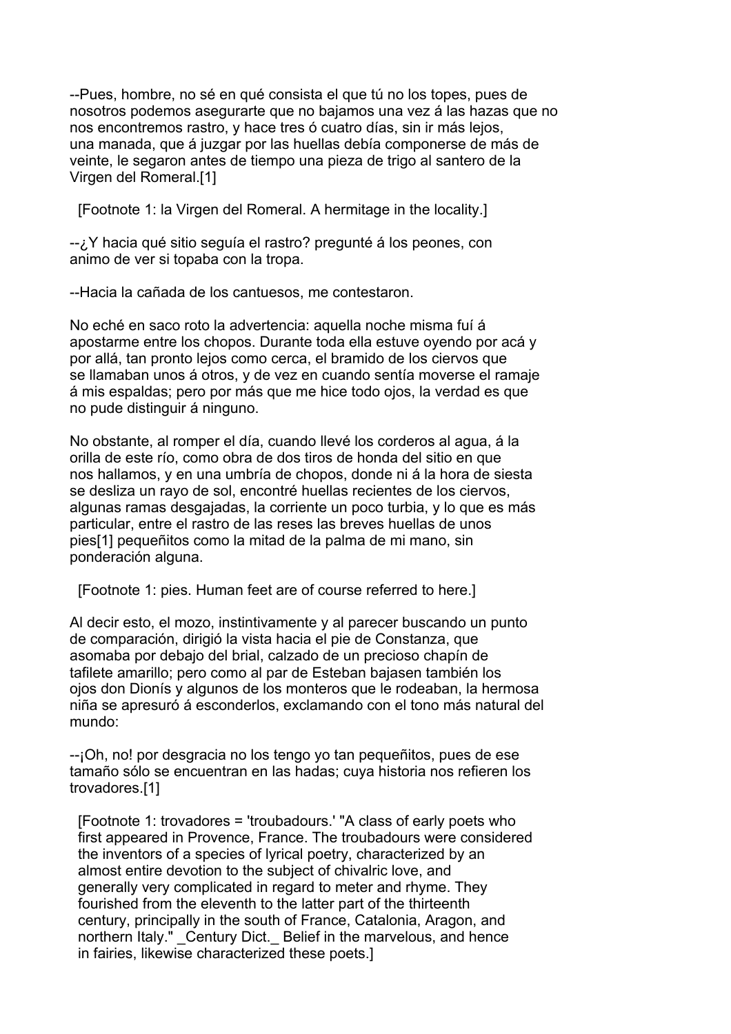--Pues, hombre, no sé en qué consista el que tú no los topes, pues de nosotros podemos asegurarte que no bajamos una vez á las hazas que no nos encontremos rastro, y hace tres ó cuatro días, sin ir más lejos, una manada, que á juzgar por las huellas debía componerse de más de veinte, le segaron antes de tiempo una pieza de trigo al santero de la Virgen del Romeral.[1]

[Footnote 1: la Virgen del Romeral. A hermitage in the locality.]

--¿Y hacia qué sitio seguía el rastro? pregunté á los peones, con animo de ver si topaba con la tropa.

--Hacia la cañada de los cantuesos, me contestaron.

No eché en saco roto la advertencia: aquella noche misma fuí á apostarme entre los chopos. Durante toda ella estuve oyendo por acá y por allá, tan pronto lejos como cerca, el bramido de los ciervos que se llamaban unos á otros, y de vez en cuando sentía moverse el ramaje á mis espaldas; pero por más que me hice todo ojos, la verdad es que no pude distinguir á ninguno.

No obstante, al romper el día, cuando llevé los corderos al agua, á la orilla de este río, como obra de dos tiros de honda del sitio en que nos hallamos, y en una umbría de chopos, donde ni á la hora de siesta se desliza un rayo de sol, encontré huellas recientes de los ciervos, algunas ramas desgajadas, la corriente un poco turbia, y lo que es más particular, entre el rastro de las reses las breves huellas de unos pies[1] pequeñitos como la mitad de la palma de mi mano, sin ponderación alguna.

[Footnote 1: pies. Human feet are of course referred to here.]

Al decir esto, el mozo, instintivamente y al parecer buscando un punto de comparación, dirigió la vista hacia el pie de Constanza, que asomaba por debajo del brial, calzado de un precioso chapín de tafilete amarillo; pero como al par de Esteban bajasen también los ojos don Dionís y algunos de los monteros que le rodeaban, la hermosa niña se apresuró á esconderlos, exclamando con el tono más natural del mundo:

--¡Oh, no! por desgracia no los tengo yo tan pequeñitos, pues de ese tamaño sólo se encuentran en las hadas; cuya historia nos refieren los trovadores.[1]

[Footnote 1: trovadores = 'troubadours.' "A class of early poets who first appeared in Provence, France. The troubadours were considered the inventors of a species of lyrical poetry, characterized by an almost entire devotion to the subject of chivalric love, and generally very complicated in regard to meter and rhyme. They fourished from the eleventh to the latter part of the thirteenth century, principally in the south of France, Catalonia, Aragon, and northern Italy." _Century Dict._ Belief in the marvelous, and hence in fairies, likewise characterized these poets.]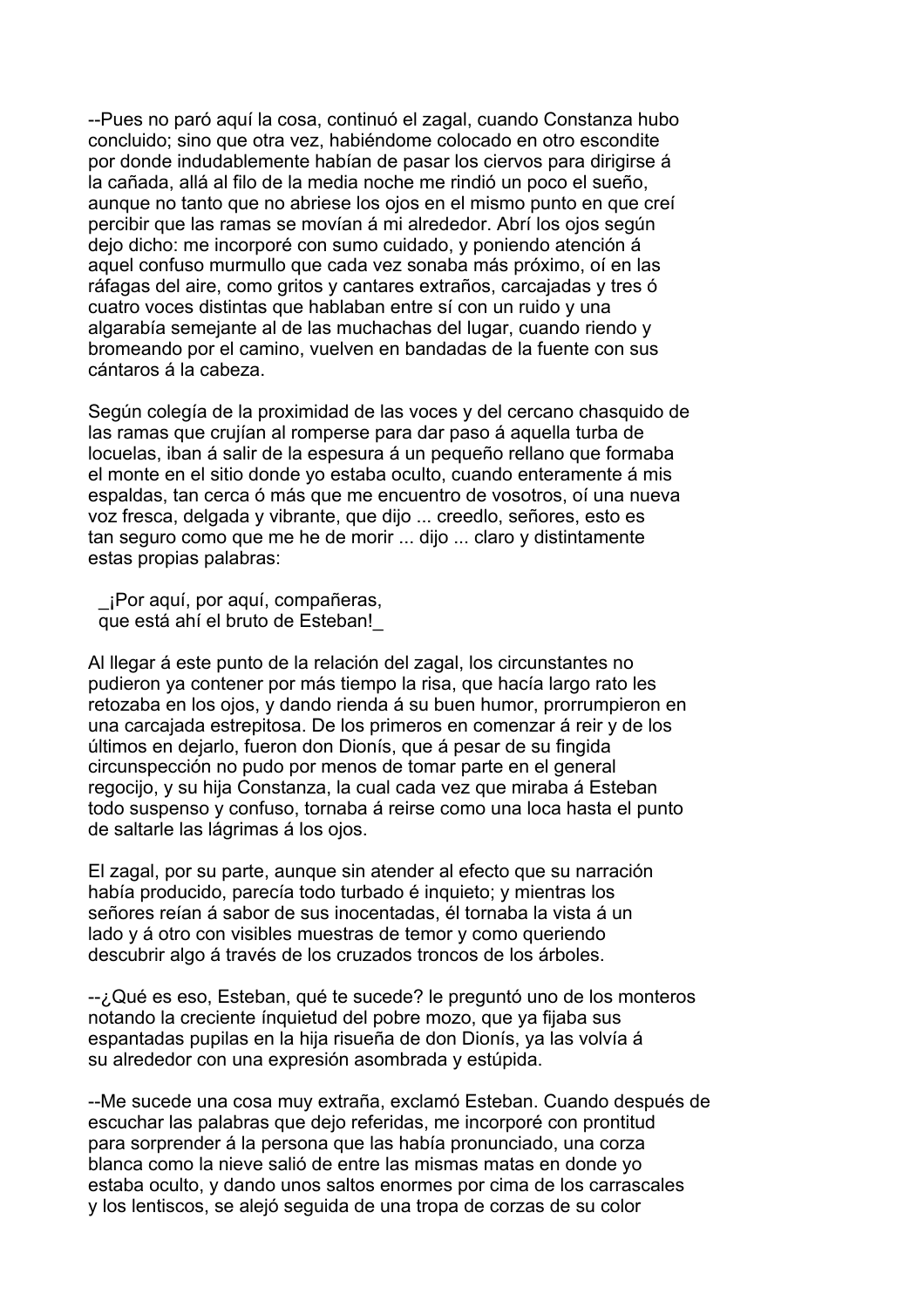--Pues no paró aquí la cosa, continuó el zagal, cuando Constanza hubo concluido; sino que otra vez, habiéndome colocado en otro escondite por donde indudablemente habían de pasar los ciervos para dirigirse á la cañada, allá al filo de la media noche me rindió un poco el sueño, aunque no tanto que no abriese los ojos en el mismo punto en que creí percibir que las ramas se movían á mi alrededor. Abrí los ojos según dejo dicho: me incorporé con sumo cuidado, y poniendo atención á aquel confuso murmullo que cada vez sonaba más próximo, oí en las ráfagas del aire, como gritos y cantares extraños, carcajadas y tres ó cuatro voces distintas que hablaban entre sí con un ruido y una algarabía semejante al de las muchachas del lugar, cuando riendo y bromeando por el camino, vuelven en bandadas de la fuente con sus cántaros á la cabeza.

Según colegía de la proximidad de las voces y del cercano chasquido de las ramas que crujían al romperse para dar paso á aquella turba de locuelas, iban á salir de la espesura á un pequeño rellano que formaba el monte en el sitio donde yo estaba oculto, cuando enteramente á mis espaldas, tan cerca ó más que me encuentro de vosotros, oí una nueva voz fresca, delgada y vibrante, que dijo ... creedlo, señores, esto es tan seguro como que me he de morir ... dijo ... claro y distintamente estas propias palabras:

_¡Por aquí, por aquí, compañeras,
que está ahí el bruto de Esteban!_

Al llegar á este punto de la relación del zagal, los circunstantes no pudieron ya contener por más tiempo la risa, que hacía largo rato les retozaba en los ojos, y dando rienda á su buen humor, prorrumpieron en una carcajada estrepitosa. De los primeros en comenzar á reir y de los últimos en dejarlo, fueron don Dionís, que á pesar de su fingida circunspección no pudo por menos de tomar parte en el general regocijo, y su hija Constanza, la cual cada vez que miraba á Esteban todo suspenso y confuso, tornaba á reirse como una loca hasta el punto de saltarle las lágrimas á los ojos.

El zagal, por su parte, aunque sin atender al efecto que su narración había producido, parecía todo turbado é inquieto; y mientras los señores reían á sabor de sus inocentadas, él tornaba la vista á un lado y á otro con visibles muestras de temor y como queriendo descubrir algo á través de los cruzados troncos de los árboles.

--¿Qué es eso, Esteban, qué te sucede? le preguntó uno de los monteros notando la creciente ínquietud del pobre mozo, que ya fijaba sus espantadas pupilas en la hija risueña de don Dionís, ya las volvía á su alrededor con una expresión asombrada y estúpida.

--Me sucede una cosa muy extraña, exclamó Esteban. Cuando después de escuchar las palabras que dejo referidas, me incorporé con prontitud para sorprender á la persona que las había pronunciado, una corza blanca como la nieve salió de entre las mismas matas en donde yo estaba oculto, y dando unos saltos enormes por cima de los carrascales y los lentiscos, se alejó seguida de una tropa de corzas de su color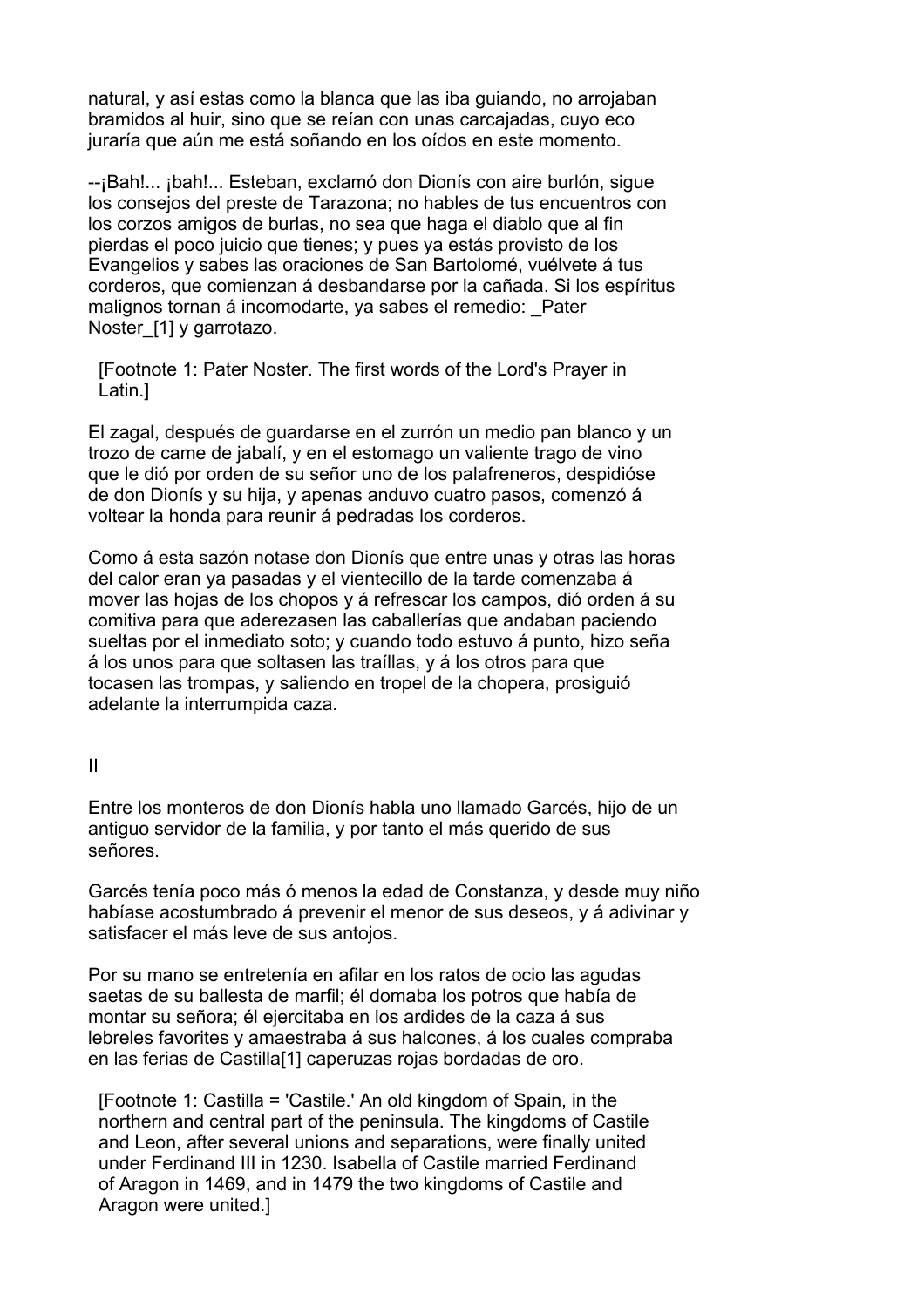natural, y así estas como la blanca que las iba guiando, no arrojaban bramidos al huir, sino que se reían con unas carcajadas, cuyo eco juraría que aún me está soñando en los oídos en este momento.

--¡Bah!... ¡bah!... Esteban, exclamó don Dionís con aire burlón, sigue los consejos del preste de Tarazona; no hables de tus encuentros con los corzos amigos de burlas, no sea que haga el diablo que al fin pierdas el poco juicio que tienes; y pues ya estás provisto de los Evangelios y sabes las oraciones de San Bartolomé, vuélvete á tus corderos, que comienzan á desbandarse por la cañada. Si los espíritus malignos tornan á incomodarte, ya sabes el remedio: _Pater Noster_[1] y garrotazo.

[Footnote 1: Pater Noster. The first words of the Lord's Prayer in Latin.]

El zagal, después de guardarse en el zurrón un medio pan blanco y un trozo de came de jabalí, y en el estomago un valiente trago de vino que le dió por orden de su señor uno de los palafreneros, despidióse de don Dionís y su hija, y apenas anduvo cuatro pasos, comenzó á voltear la honda para reunir á pedradas los corderos.

Como á esta sazón notase don Dionís que entre unas y otras las horas del calor eran ya pasadas y el vientecillo de la tarde comenzaba á mover las hojas de los chopos y á refrescar los campos, dió orden á su comitiva para que aderezasen las caballerías que andaban paciendo sueltas por el inmediato soto; y cuando todo estuvo á punto, hizo seña á los unos para que soltasen las traíllas, y á los otros para que tocasen las trompas, y saliendo en tropel de la chopera, prosiguió adelante la interrumpida caza.

## II

Entre los monteros de don Dionís habla uno llamado Garcés, hijo de un antiguo servidor de la familia, y por tanto el más querido de sus señores.

Garcés tenía poco más ó menos la edad de Constanza, y desde muy niño habíase acostumbrado á prevenir el menor de sus deseos, y á adivinar y satisfacer el más leve de sus antojos.

Por su mano se entretenía en afilar en los ratos de ocio las agudas saetas de su ballesta de marfil; él domaba los potros que había de montar su señora; él ejercitaba en los ardides de la caza á sus lebreles favorites y amaestraba á sus halcones, á los cuales compraba en las ferias de Castilla[1] caperuzas rojas bordadas de oro.

[Footnote 1: Castilla = 'Castile.' An old kingdom of Spain, in the northern and central part of the peninsula. The kingdoms of Castile and Leon, after several unions and separations, were finally united under Ferdinand III in 1230. Isabella of Castile married Ferdinand of Aragon in 1469, and in 1479 the two kingdoms of Castile and Aragon were united.]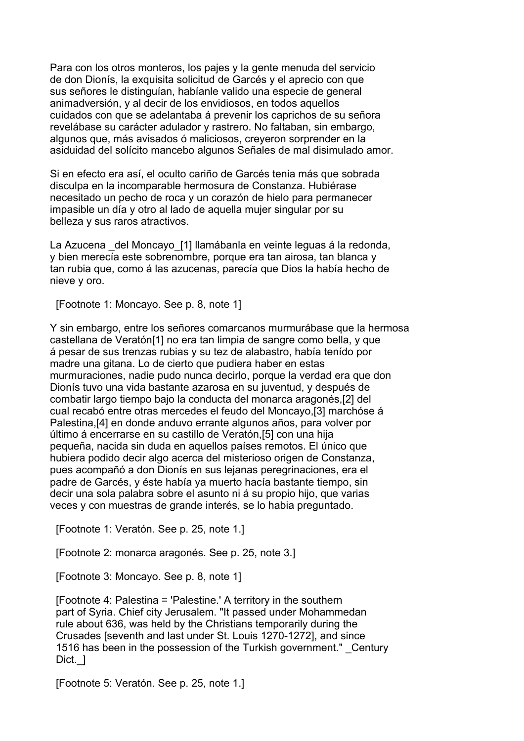Para con los otros monteros, los pajes y la gente menuda del servicio de don Dionís, la exquisita solicitud de Garcés y el aprecio con que sus señores le distinguían, habíanle valido una especie de general animadversión, y al decir de los envidiosos, en todos aquellos cuidados con que se adelantaba á prevenir los caprichos de su señora revelábase su carácter adulador y rastrero. No faltaban, sin embargo, algunos que, más avisados ó maliciosos, creyeron sorprender en la asiduidad del solícito mancebo algunos Señales de mal disimulado amor.

Si en efecto era así, el oculto cariño de Garcés tenia más que sobrada disculpa en la incomparable hermosura de Constanza. Hubiérase necesitado un pecho de roca y un corazón de hielo para permanecer impasible un día y otro al lado de aquella mujer singular por su belleza y sus raros atractivos.

La Azucena _del Moncayo_[1] llamábanla en veinte leguas á la redonda, y bien merecía este sobrenombre, porque era tan airosa, tan blanca y tan rubia que, como á las azucenas, parecía que Dios la había hecho de nieve y oro.

[Footnote 1: Moncayo. See p. 8, note 1]

Y sin embargo, entre los señores comarcanos murmurábase que la hermosa castellana de Veratón[1] no era tan limpia de sangre como bella, y que á pesar de sus trenzas rubias y su tez de alabastro, había tenído por madre una gitana. Lo de cierto que pudiera haber en estas murmuraciones, nadie pudo nunca decirlo, porque la verdad era que don Dionís tuvo una vida bastante azarosa en su juventud, y después de combatir largo tiempo bajo la conducta del monarca aragonés,[2] del cual recabó entre otras mercedes el feudo del Moncayo,[3] marchóse á Palestina,[4] en donde anduvo errante algunos años, para volver por último á encerrarse en su castillo de Veratón,[5] con una hija pequeña, nacida sin duda en aquellos países remotos. El único que hubiera podido decir algo acerca del misterioso origen de Constanza, pues acompañó a don Dionís en sus lejanas peregrinaciones, era el padre de Garcés, y éste había ya muerto hacía bastante tiempo, sin decir una sola palabra sobre el asunto ni á su propio hijo, que varias veces y con muestras de grande interés, se lo habia preguntado.

[Footnote 1: Veratón. See p. 25, note 1.]

[Footnote 2: monarca aragonés. See p. 25, note 3.]

[Footnote 3: Moncayo. See p. 8, note 1]

[Footnote 4: Palestina = 'Palestine.' A territory in the southern part of Syria. Chief city Jerusalem. "It passed under Mohammedan rule about 636, was held by the Christians temporarily during the Crusades [seventh and last under St. Louis 1270-1272], and since 1516 has been in the possession of the Turkish government." _Century Dict._]

[Footnote 5: Veratón. See p. 25, note 1.]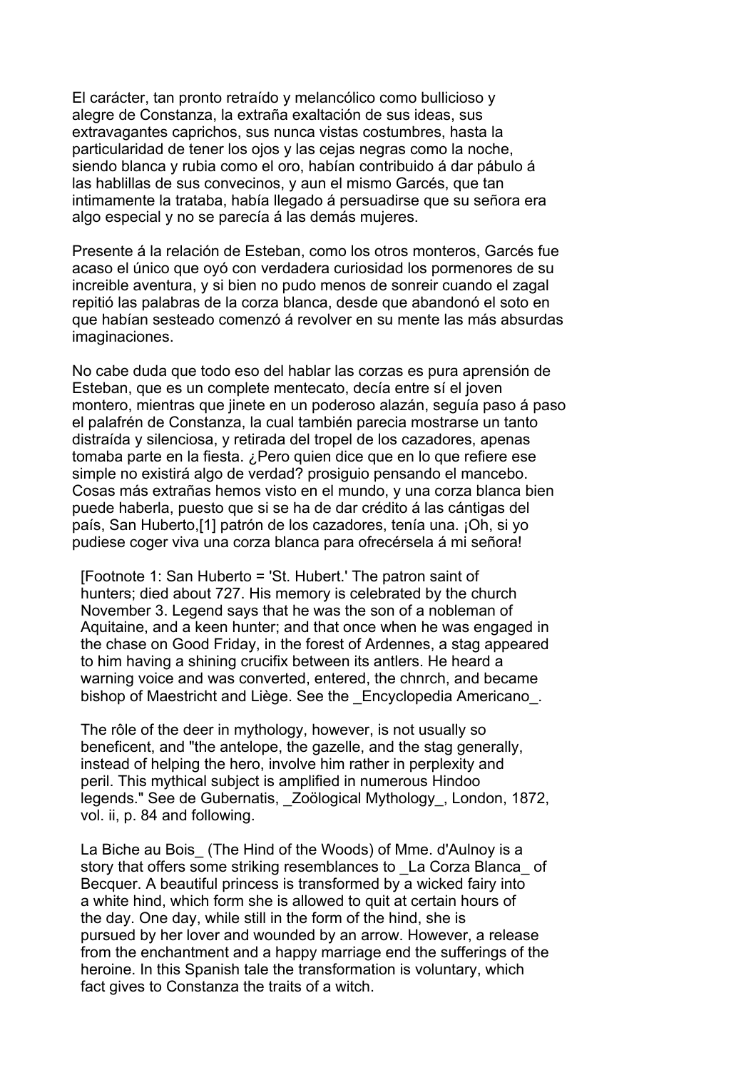El carácter, tan pronto retraído y melancólico como bullicioso y alegre de Constanza, la extraña exaltación de sus ideas, sus extravagantes caprichos, sus nunca vistas costumbres, hasta la particularidad de tener los ojos y las cejas negras como la noche, siendo blanca y rubia como el oro, habían contribuido á dar pábulo á las hablillas de sus convecinos, y aun el mismo Garcés, que tan intimamente la trataba, había llegado á persuadirse que su señora era algo especial y no se parecía á las demás mujeres.

Presente á la relación de Esteban, como los otros monteros, Garcés fue acaso el único que oyó con verdadera curiosidad los pormenores de su increible aventura, y si bien no pudo menos de sonreir cuando el zagal repitió las palabras de la corza blanca, desde que abandonó el soto en que habían sesteado comenzó á revolver en su mente las más absurdas imaginaciones.

No cabe duda que todo eso del hablar las corzas es pura aprensión de Esteban, que es un complete mentecato, decía entre sí el joven montero, mientras que jinete en un poderoso alazán, seguía paso á paso el palafrén de Constanza, la cual también parecia mostrarse un tanto distraída y silenciosa, y retirada del tropel de los cazadores, apenas tomaba parte en la fiesta. ¿Pero quien dice que en lo que refiere ese simple no existirá algo de verdad? prosiguio pensando el mancebo. Cosas más extrañas hemos visto en el mundo, y una corza blanca bien puede haberla, puesto que si se ha de dar crédito á las cántigas del país, San Huberto,[1] patrón de los cazadores, tenía una. ¡Oh, si yo pudiese coger viva una corza blanca para ofrecérsela á mi señora!

[Footnote 1: San Huberto = 'St. Hubert.' The patron saint of hunters; died about 727. His memory is celebrated by the church November 3. Legend says that he was the son of a nobleman of Aquitaine, and a keen hunter; and that once when he was engaged in the chase on Good Friday, in the forest of Ardennes, a stag appeared to him having a shining crucifix between its antlers. He heard a warning voice and was converted, entered, the chnrch, and became bishop of Maestricht and Liège. See the _Encyclopedia Americano_.

The rôle of the deer in mythology, however, is not usually so beneficent, and "the antelope, the gazelle, and the stag generally, instead of helping the hero, involve him rather in perplexity and peril. This mythical subject is amplified in numerous Hindoo legends." See de Gubernatis, _Zoölogical Mythology_, London, 1872, vol. ii, p. 84 and following.

La Biche au Bois_ (The Hind of the Woods) of Mme. d'Aulnoy is a story that offers some striking resemblances to _La Corza Blanca_ of Becquer. A beautiful princess is transformed by a wicked fairy into a white hind, which form she is allowed to quit at certain hours of the day. One day, while still in the form of the hind, she is pursued by her lover and wounded by an arrow. However, a release from the enchantment and a happy marriage end the sufferings of the heroine. In this Spanish tale the transformation is voluntary, which fact gives to Constanza the traits of a witch.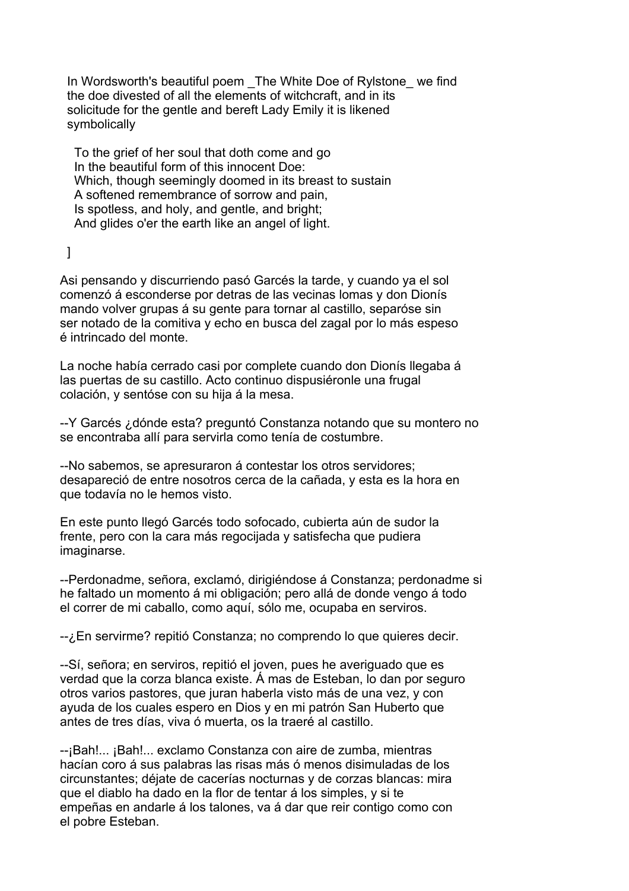In Wordsworth's beautiful poem _The White Doe of Rylstone_ we find the doe divested of all the elements of witchcraft, and in its solicitude for the gentle and bereft Lady Emily it is likened symbolically

> To the grief of her soul that doth come and go
> In the beautiful form of this innocent Doe:
> Which, though seemingly doomed in its breast to sustain
> A softened remembrance of sorrow and pain,
> Is spotless, and holy, and gentle, and bright;
> And glides o'er the earth like an angel of light.

]

Asi pensando y discurriendo pasó Garcés la tarde, y cuando ya el sol comenzó á esconderse por detras de las vecinas lomas y don Dionís mando volver grupas á su gente para tornar al castillo, separóse sin ser notado de la comitiva y echo en busca del zagal por lo más espeso é intrincado del monte.

La noche había cerrado casi por complete cuando don Dionís llegaba á las puertas de su castillo. Acto continuo dispusiéronle una frugal colación, y sentóse con su hija á la mesa.

--Y Garcés ¿dónde esta? preguntó Constanza notando que su montero no se encontraba allí para servirla como tenía de costumbre.

--No sabemos, se apresuraron á contestar los otros servidores; desapareció de entre nosotros cerca de la cañada, y esta es la hora en que todavía no le hemos visto.

En este punto llegó Garcés todo sofocado, cubierta aún de sudor la frente, pero con la cara más regocijada y satisfecha que pudiera imaginarse.

--Perdonadme, señora, exclamó, dirigiéndose á Constanza; perdonadme si he faltado un momento á mi obligación; pero allá de donde vengo á todo el correr de mi caballo, como aquí, sólo me, ocupaba en serviros.

--¿En servirme? repitió Constanza; no comprendo lo que quieres decir.

--Sí, señora; en serviros, repitió el joven, pues he averiguado que es verdad que la corza blanca existe. Á mas de Esteban, lo dan por seguro otros varios pastores, que juran haberla visto más de una vez, y con ayuda de los cuales espero en Dios y en mi patrón San Huberto que antes de tres días, viva ó muerta, os la traeré al castillo.

--¡Bah!... ¡Bah!... exclamo Constanza con aire de zumba, mientras hacían coro á sus palabras las risas más ó menos disimuladas de los circunstantes; déjate de cacerías nocturnas y de corzas blancas: mira que el diablo ha dado en la flor de tentar á los simples, y si te empeñas en andarle á los talones, va á dar que reir contigo como con el pobre Esteban.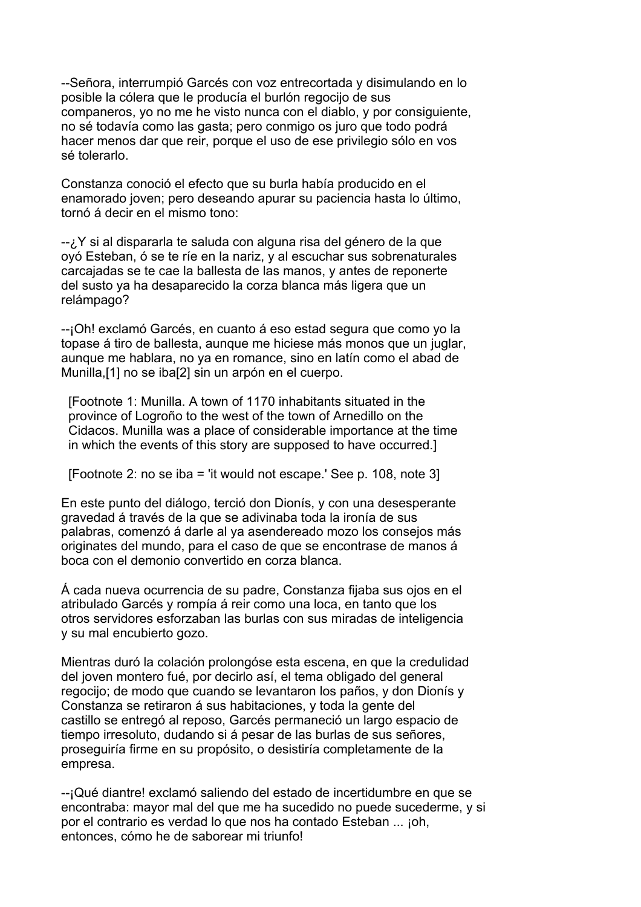--Señora, interrumpió Garcés con voz entrecortada y disimulando en lo posible la cólera que le producía el burlón regocijo de sus companeros, yo no me he visto nunca con el diablo, y por consiguiente, no sé todavía como las gasta; pero conmigo os juro que todo podrá hacer menos dar que reir, porque el uso de ese privilegio sólo en vos sé tolerarlo.

Constanza conoció el efecto que su burla había producido en el enamorado joven; pero deseando apurar su paciencia hasta lo último, tornó á decir en el mismo tono:

--¿Y si al dispararla te saluda con alguna risa del género de la que oyó Esteban, ó se te ríe en la nariz, y al escuchar sus sobrenaturales carcajadas se te cae la ballesta de las manos, y antes de reponerte del susto ya ha desaparecido la corza blanca más ligera que un relámpago?

--¡Oh! exclamó Garcés, en cuanto á eso estad segura que como yo la topase á tiro de ballesta, aunque me hiciese más monos que un juglar, aunque me hablara, no ya en romance, sino en latín como el abad de Munilla,[1] no se iba[2] sin un arpón en el cuerpo.

[Footnote 1: Munilla. A town of 1170 inhabitants situated in the province of Logroño to the west of the town of Arnedillo on the Cidacos. Munilla was a place of considerable importance at the time in which the events of this story are supposed to have occurred.]

[Footnote 2: no se iba = 'it would not escape.' See p. 108, note 3]

En este punto del diálogo, terció don Dionís, y con una desesperante gravedad á través de la que se adivinaba toda la ironía de sus palabras, comenzó á darle al ya asendereado mozo los consejos más originates del mundo, para el caso de que se encontrase de manos á boca con el demonio convertido en corza blanca.

Á cada nueva ocurrencia de su padre, Constanza fijaba sus ojos en el atribulado Garcés y rompía á reir como una loca, en tanto que los otros servidores esforzaban las burlas con sus miradas de inteligencia y su mal encubierto gozo.

Mientras duró la colación prolongóse esta escena, en que la credulidad del joven montero fué, por decirlo así, el tema obligado del general regocijo; de modo que cuando se levantaron los paños, y don Dionís y Constanza se retiraron á sus habitaciones, y toda la gente del castillo se entregó al reposo, Garcés permaneció un largo espacio de tiempo irresoluto, dudando si á pesar de las burlas de sus señores, proseguiría firme en su propósito, o desistiría completamente de la empresa.

--¡Qué diantre! exclamó saliendo del estado de incertidumbre en que se encontraba: mayor mal del que me ha sucedido no puede sucederme, y si por el contrario es verdad lo que nos ha contado Esteban ... ¡oh, entonces, cómo he de saborear mi triunfo!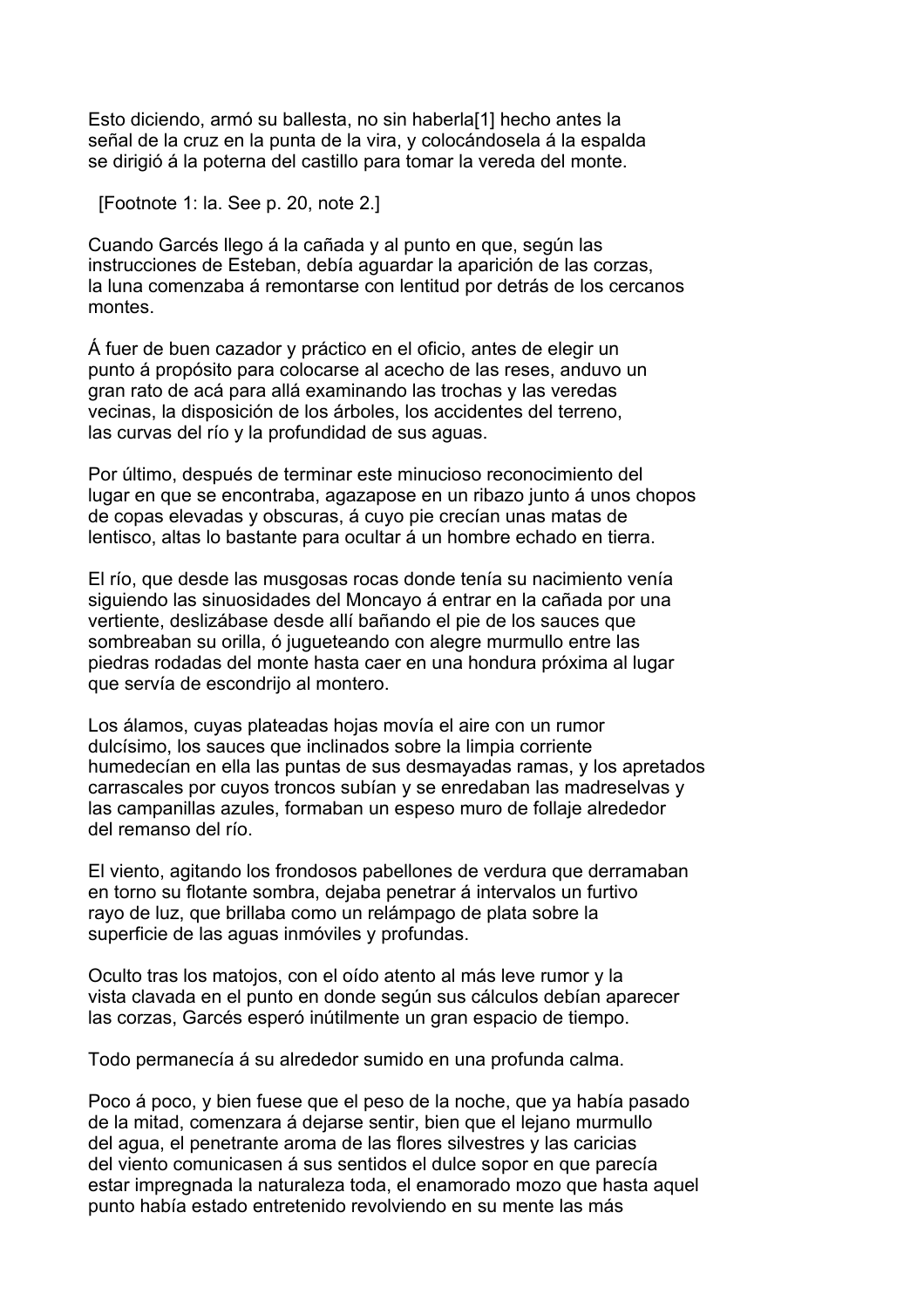Esto diciendo, armó su ballesta, no sin haberla[1] hecho antes la señal de la cruz en la punta de la vira, y colocándosela á la espalda se dirigió á la poterna del castillo para tomar la vereda del monte.

[Footnote 1: la. See p. 20, note 2.]

Cuando Garcés llego á la cañada y al punto en que, según las instrucciones de Esteban, debía aguardar la aparición de las corzas, la luna comenzaba á remontarse con lentitud por detrás de los cercanos montes.

Á fuer de buen cazador y práctico en el oficio, antes de elegir un punto á propósito para colocarse al acecho de las reses, anduvo un gran rato de acá para allá examinando las trochas y las veredas vecinas, la disposición de los árboles, los accidentes del terreno, las curvas del río y la profundidad de sus aguas.

Por último, después de terminar este minucioso reconocimiento del lugar en que se encontraba, agazapose en un ribazo junto á unos chopos de copas elevadas y obscuras, á cuyo pie crecían unas matas de lentisco, altas lo bastante para ocultar á un hombre echado en tierra.

El río, que desde las musgosas rocas donde tenía su nacimiento venía siguiendo las sinuosidades del Moncayo á entrar en la cañada por una vertiente, deslizábase desde allí bañando el pie de los sauces que sombreaban su orilla, ó jugueteando con alegre murmullo entre las piedras rodadas del monte hasta caer en una hondura próxima al lugar que servía de escondrijo al montero.

Los álamos, cuyas plateadas hojas movía el aire con un rumor dulcísimo, los sauces que inclinados sobre la limpia corriente humedecían en ella las puntas de sus desmayadas ramas, y los apretados carrascales por cuyos troncos subían y se enredaban las madreselvas y las campanillas azules, formaban un espeso muro de follaje alrededor del remanso del río.

El viento, agitando los frondosos pabellones de verdura que derramaban en torno su flotante sombra, dejaba penetrar á intervalos un furtivo rayo de luz, que brillaba como un relámpago de plata sobre la superficie de las aguas inmóviles y profundas.

Oculto tras los matojos, con el oído atento al más leve rumor y la vista clavada en el punto en donde según sus cálculos debían aparecer las corzas, Garcés esperó inútilmente un gran espacio de tiempo.

Todo permanecía á su alrededor sumido en una profunda calma.

Poco á poco, y bien fuese que el peso de la noche, que ya había pasado de la mitad, comenzara á dejarse sentir, bien que el lejano murmullo del agua, el penetrante aroma de las flores silvestres y las caricias del viento comunicasen á sus sentidos el dulce sopor en que parecía estar impregnada la naturaleza toda, el enamorado mozo que hasta aquel punto había estado entretenido revolviendo en su mente las más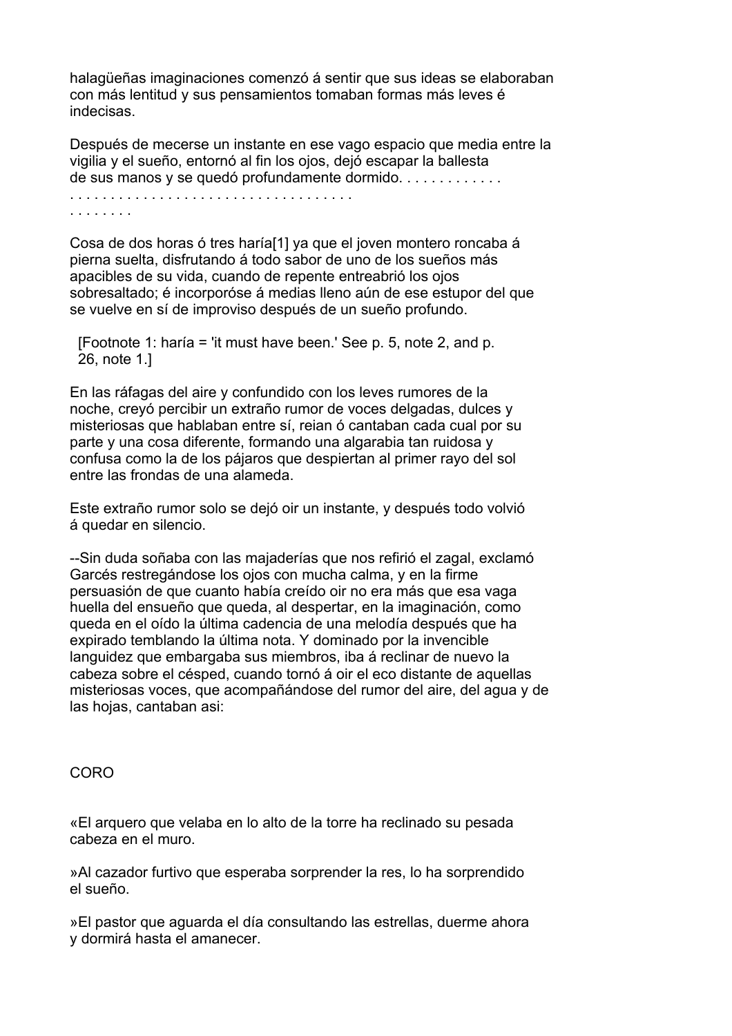halagüeñas imaginaciones comenzó á sentir que sus ideas se elaboraban con más lentitud y sus pensamientos tomaban formas más leves é indecisas.

Después de mecerse un instante en ese vago espacio que media entre la vigilia y el sueño, entornó al fin los ojos, dejó escapar la ballesta de sus manos y se quedó profundamente dormido. . . . . . . . . . . . .
. . . . . . . . . . . . . . . . . . . . . . . . . . . . . . . . . .
. . . . . . . .

Cosa de dos horas ó tres haría[1] ya que el joven montero roncaba á pierna suelta, disfrutando á todo sabor de uno de los sueños más apacibles de su vida, cuando de repente entreabrió los ojos sobresaltado; é incorporóse á medias lleno aún de ese estupor del que se vuelve en sí de improviso después de un sueño profundo.

[Footnote 1: haría = 'it must have been.' See p. 5, note 2, and p. 26, note 1.]

En las ráfagas del aire y confundido con los leves rumores de la noche, creyó percibir un extraño rumor de voces delgadas, dulces y misteriosas que hablaban entre sí, reian ó cantaban cada cual por su parte y una cosa diferente, formando una algarabia tan ruidosa y confusa como la de los pájaros que despiertan al primer rayo del sol entre las frondas de una alameda.

Este extraño rumor solo se dejó oir un instante, y después todo volvió á quedar en silencio.

--Sin duda soñaba con las majaderías que nos refirió el zagal, exclamó Garcés restregándose los ojos con mucha calma, y en la firme persuasión de que cuanto había creído oir no era más que esa vaga huella del ensueño que queda, al despertar, en la imaginación, como queda en el oído la última cadencia de una melodía después que ha expirado temblando la última nota. Y dominado por la invencible languidez que embargaba sus miembros, iba á reclinar de nuevo la cabeza sobre el césped, cuando tornó á oir el eco distante de aquellas misteriosas voces, que acompañándose del rumor del aire, del agua y de las hojas, cantaban asi:

CORO

«El arquero que velaba en lo alto de la torre ha reclinado su pesada cabeza en el muro.

»Al cazador furtivo que esperaba sorprender la res, lo ha sorprendido el sueño.

»El pastor que aguarda el día consultando las estrellas, duerme ahora y dormirá hasta el amanecer.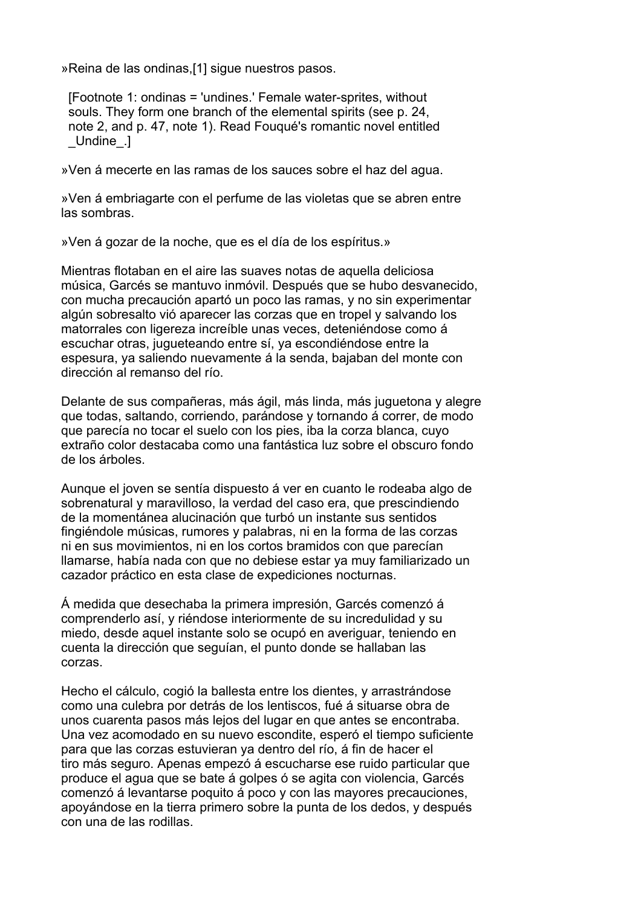»Reina de las ondinas,[1] sigue nuestros pasos.

[Footnote 1: ondinas = 'undines.' Female water-sprites, without souls. They form one branch of the elemental spirits (see p. 24, note 2, and p. 47, note 1). Read Fouqué's romantic novel entitled _Undine_.]

»Ven á mecerte en las ramas de los sauces sobre el haz del agua.

»Ven á embriagarte con el perfume de las violetas que se abren entre las sombras.

»Ven á gozar de la noche, que es el día de los espíritus.»

Mientras flotaban en el aire las suaves notas de aquella deliciosa música, Garcés se mantuvo inmóvil. Después que se hubo desvanecido, con mucha precaución apartó un poco las ramas, y no sin experimentar algún sobresalto vió aparecer las corzas que en tropel y salvando los matorrales con ligereza increíble unas veces, deteniéndose como á escuchar otras, jugueteando entre sí, ya escondiéndose entre la espesura, ya saliendo nuevamente á la senda, bajaban del monte con dirección al remanso del río.

Delante de sus compañeras, más ágil, más linda, más juguetona y alegre que todas, saltando, corriendo, parándose y tornando á correr, de modo que parecía no tocar el suelo con los pies, iba la corza blanca, cuyo extraño color destacaba como una fantástica luz sobre el obscuro fondo de los árboles.

Aunque el joven se sentía dispuesto á ver en cuanto le rodeaba algo de sobrenatural y maravilloso, la verdad del caso era, que prescindiendo de la momentánea alucinación que turbó un instante sus sentidos fingiéndole músicas, rumores y palabras, ni en la forma de las corzas ni en sus movimientos, ni en los cortos bramidos con que parecían llamarse, había nada con que no debiese estar ya muy familiarizado un cazador práctico en esta clase de expediciones nocturnas.

Á medida que desechaba la primera impresión, Garcés comenzó á comprenderlo así, y riéndose interiormente de su incredulidad y su miedo, desde aquel instante solo se ocupó en averiguar, teniendo en cuenta la dirección que seguían, el punto donde se hallaban las corzas.

Hecho el cálculo, cogió la ballesta entre los dientes, y arrastrándose como una culebra por detrás de los lentiscos, fué á situarse obra de unos cuarenta pasos más lejos del lugar en que antes se encontraba. Una vez acomodado en su nuevo escondite, esperó el tiempo suficiente para que las corzas estuvieran ya dentro del río, á fin de hacer el tiro más seguro. Apenas empezó á escucharse ese ruido particular que produce el agua que se bate á golpes ó se agita con violencia, Garcés comenzó á levantarse poquito á poco y con las mayores precauciones, apoyándose en la tierra primero sobre la punta de los dedos, y después con una de las rodillas.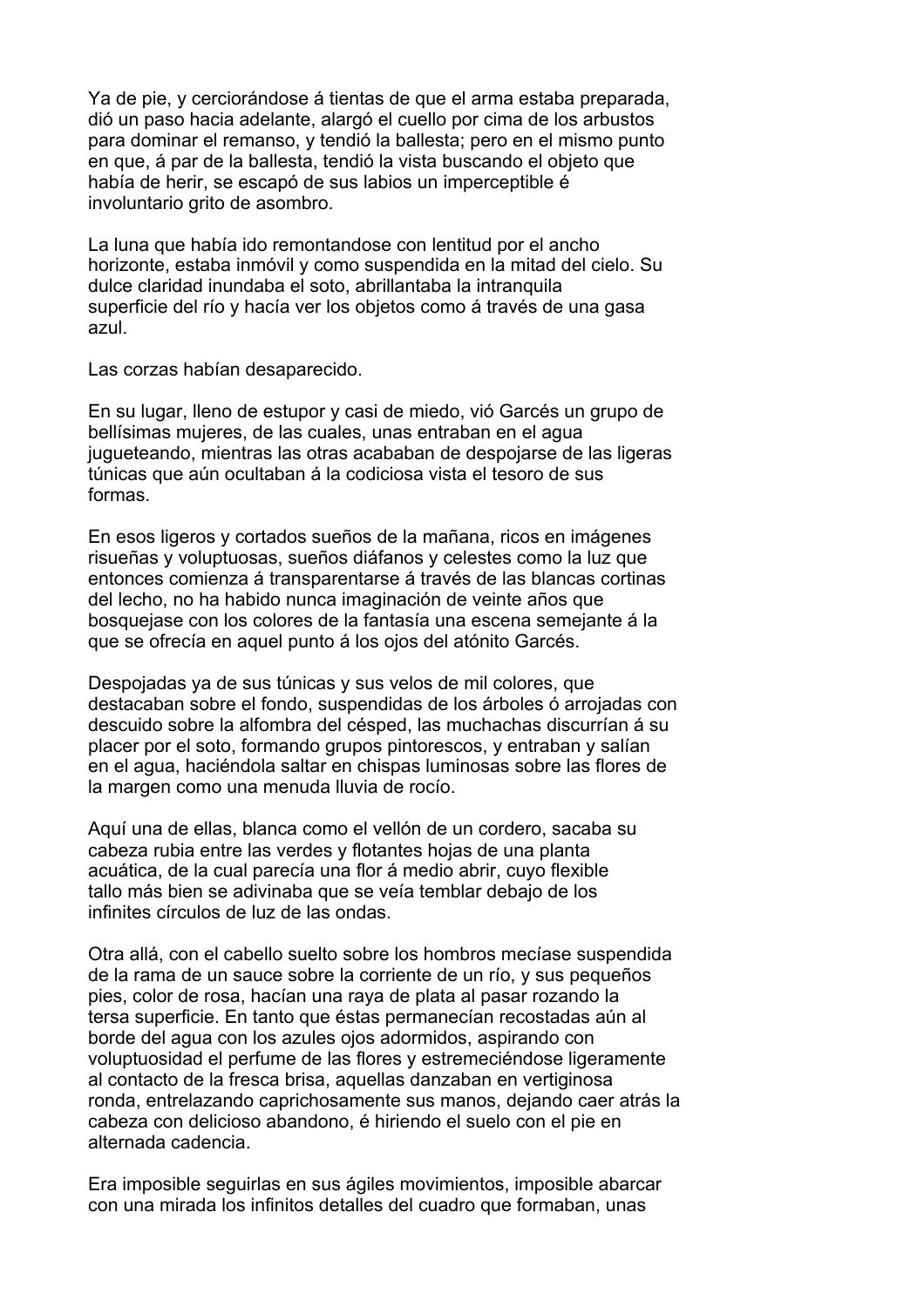Ya de pie, y cerciorándose á tientas de que el arma estaba preparada, dió un paso hacia adelante, alargó el cuello por cima de los arbustos para dominar el remanso, y tendió la ballesta; pero en el mismo punto en que, á par de la ballesta, tendió la vista buscando el objeto que había de herir, se escapó de sus labios un imperceptible é involuntario grito de asombro.

La luna que había ido remontandose con lentitud por el ancho horizonte, estaba inmóvil y como suspendida en la mitad del cielo. Su dulce claridad inundaba el soto, abrillantaba la intranquila superficie del río y hacía ver los objetos como á través de una gasa azul.

Las corzas habían desaparecido.

En su lugar, lleno de estupor y casi de miedo, vió Garcés un grupo de bellísimas mujeres, de las cuales, unas entraban en el agua jugueteando, mientras las otras acababan de despojarse de las ligeras túnicas que aún ocultaban á la codiciosa vista el tesoro de sus formas.

En esos ligeros y cortados sueños de la mañana, ricos en imágenes risueñas y voluptuosas, sueños diáfanos y celestes como la luz que entonces comienza á transparentarse á través de las blancas cortinas del lecho, no ha habido nunca imaginación de veinte años que bosquejase con los colores de la fantasía una escena semejante á la que se ofrecía en aquel punto á los ojos del atónito Garcés.

Despojadas ya de sus túnicas y sus velos de mil colores, que destacaban sobre el fondo, suspendidas de los árboles ó arrojadas con descuido sobre la alfombra del césped, las muchachas discurrían á su placer por el soto, formando grupos pintorescos, y entraban y salían en el agua, haciéndola saltar en chispas luminosas sobre las flores de la margen como una menuda lluvia de rocío.

Aquí una de ellas, blanca como el vellón de un cordero, sacaba su cabeza rubia entre las verdes y flotantes hojas de una planta acuática, de la cual parecía una flor á medio abrir, cuyo flexible tallo más bien se adivinaba que se veía temblar debajo de los infinites círculos de luz de las ondas.

Otra allá, con el cabello suelto sobre los hombros mecíase suspendida de la rama de un sauce sobre la corriente de un río, y sus pequeños pies, color de rosa, hacían una raya de plata al pasar rozando la tersa superficie. En tanto que éstas permanecían recostadas aún al borde del agua con los azules ojos adormidos, aspirando con voluptuosidad el perfume de las flores y estremeciéndose ligeramente al contacto de la fresca brisa, aquellas danzaban en vertiginosa ronda, entrelazando caprichosamente sus manos, dejando caer atrás la cabeza con delicioso abandono, é hiriendo el suelo con el pie en alternada cadencia.

Era imposible seguirlas en sus ágiles movimientos, imposible abarcar con una mirada los infinitos detalles del cuadro que formaban, unas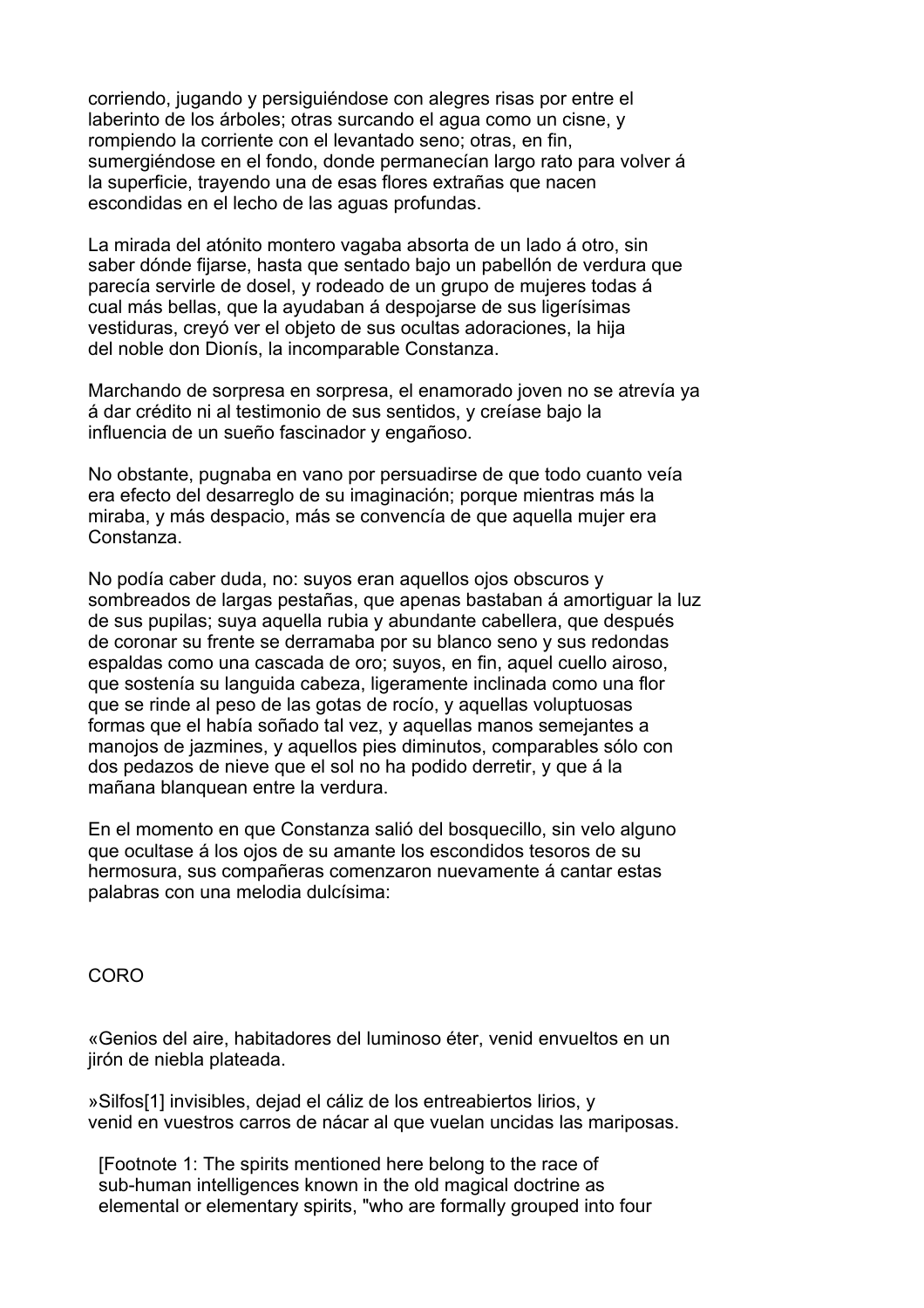corriendo, jugando y persiguiéndose con alegres risas por entre el laberinto de los árboles; otras surcando el agua como un cisne, y rompiendo la corriente con el levantado seno; otras, en fin, sumergiéndose en el fondo, donde permanecían largo rato para volver á la superficie, trayendo una de esas flores extrañas que nacen escondidas en el lecho de las aguas profundas.

La mirada del atónito montero vagaba absorta de un lado á otro, sin saber dónde fijarse, hasta que sentado bajo un pabellón de verdura que parecía servirle de dosel, y rodeado de un grupo de mujeres todas á cual más bellas, que la ayudaban á despojarse de sus ligerísimas vestiduras, creyó ver el objeto de sus ocultas adoraciones, la hija del noble don Dionís, la incomparable Constanza.

Marchando de sorpresa en sorpresa, el enamorado joven no se atrevía ya á dar crédito ni al testimonio de sus sentidos, y creíase bajo la influencia de un sueño fascinador y engañoso.

No obstante, pugnaba en vano por persuadirse de que todo cuanto veía era efecto del desarreglo de su imaginación; porque mientras más la miraba, y más despacio, más se convencía de que aquella mujer era Constanza.

No podía caber duda, no: suyos eran aquellos ojos obscuros y sombreados de largas pestañas, que apenas bastaban á amortiguar la luz de sus pupilas; suya aquella rubia y abundante cabellera, que después de coronar su frente se derramaba por su blanco seno y sus redondas espaldas como una cascada de oro; suyos, en fin, aquel cuello airoso, que sostenía su languida cabeza, ligeramente inclinada como una flor que se rinde al peso de las gotas de rocío, y aquellas voluptuosas formas que el había soñado tal vez, y aquellas manos semejantes a manojos de jazmines, y aquellos pies diminutos, comparables sólo con dos pedazos de nieve que el sol no ha podido derretir, y que á la mañana blanquean entre la verdura.

En el momento en que Constanza salió del bosquecillo, sin velo alguno que ocultase á los ojos de su amante los escondidos tesoros de su hermosura, sus compañeras comenzaron nuevamente á cantar estas palabras con una melodia dulcísima:

CORO

«Genios del aire, habitadores del luminoso éter, venid envueltos en un jirón de niebla plateada.

»Silfos[1] invisibles, dejad el cáliz de los entreabiertos lirios, y venid en vuestros carros de nácar al que vuelan uncidas las mariposas.

[Footnote 1: The spirits mentioned here belong to the race of sub-human intelligences known in the old magical doctrine as elemental or elementary spirits, "who are formally grouped into four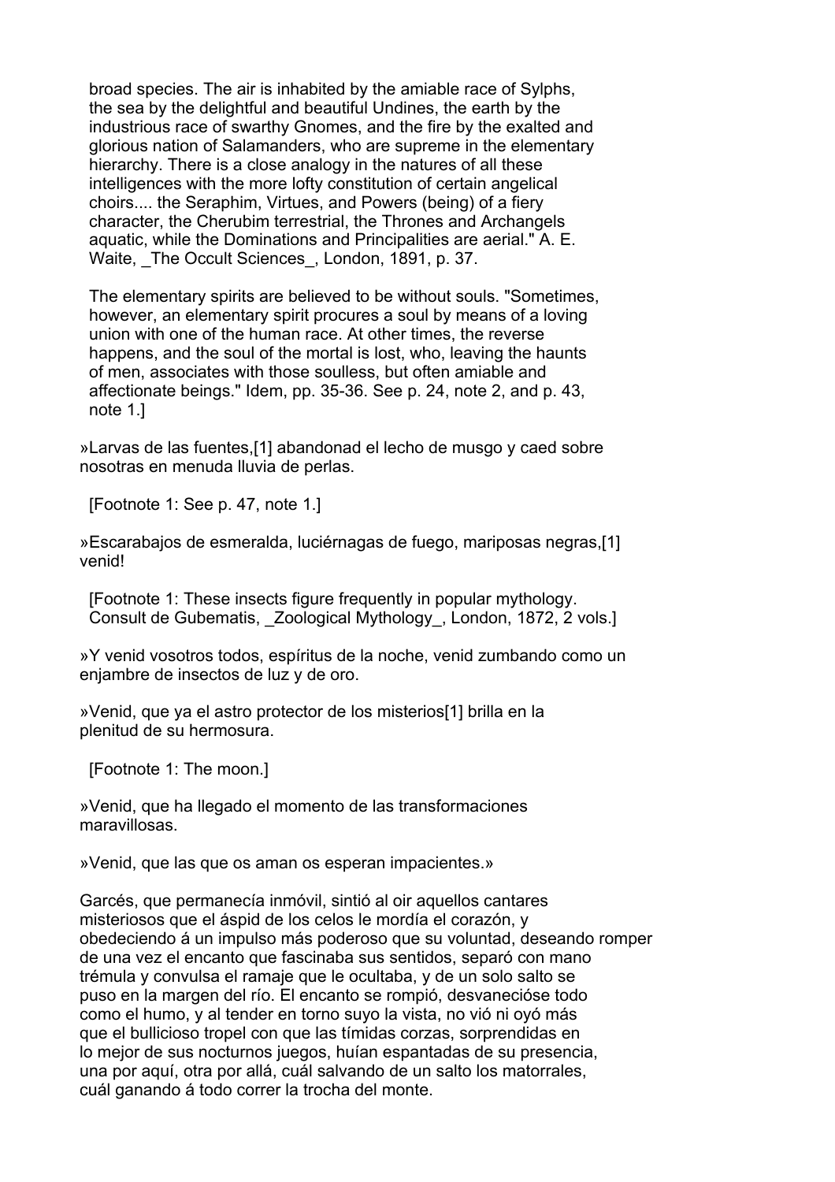broad species. The air is inhabited by the amiable race of Sylphs, the sea by the delightful and beautiful Undines, the earth by the industrious race of swarthy Gnomes, and the fire by the exalted and glorious nation of Salamanders, who are supreme in the elementary hierarchy. There is a close analogy in the natures of all these intelligences with the more lofty constitution of certain angelical choirs.... the Seraphim, Virtues, and Powers (being) of a fiery character, the Cherubim terrestrial, the Thrones and Archangels aquatic, while the Dominations and Principalities are aerial." A. E. Waite, _The Occult Sciences_, London, 1891, p. 37.

The elementary spirits are believed to be without souls. "Sometimes, however, an elementary spirit procures a soul by means of a loving union with one of the human race. At other times, the reverse happens, and the soul of the mortal is lost, who, leaving the haunts of men, associates with those soulless, but often amiable and affectionate beings." Idem, pp. 35-36. See p. 24, note 2, and p. 43, note 1.]

»Larvas de las fuentes,[1] abandonad el lecho de musgo y caed sobre nosotras en menuda lluvia de perlas.

[Footnote 1: See p. 47, note 1.]

»Escarabajos de esmeralda, luciérnagas de fuego, mariposas negras,[1] venid!

[Footnote 1: These insects figure frequently in popular mythology. Consult de Gubematis, _Zoological Mythology_, London, 1872, 2 vols.]

»Y venid vosotros todos, espíritus de la noche, venid zumbando como un enjambre de insectos de luz y de oro.

»Venid, que ya el astro protector de los misterios[1] brilla en la plenitud de su hermosura.

[Footnote 1: The moon.]

»Venid, que ha llegado el momento de las transformaciones maravillosas.

»Venid, que las que os aman os esperan impacientes.»

Garcés, que permanecía inmóvil, sintió al oir aquellos cantares misteriosos que el áspid de los celos le mordía el corazón, y obedeciendo á un impulso más poderoso que su voluntad, deseando romper de una vez el encanto que fascinaba sus sentidos, separó con mano trémula y convulsa el ramaje que le ocultaba, y de un solo salto se puso en la margen del río. El encanto se rompió, desvanecióse todo como el humo, y al tender en torno suyo la vista, no vió ni oyó más que el bullicioso tropel con que las tímidas corzas, sorprendidas en lo mejor de sus nocturnos juegos, huían espantadas de su presencia, una por aquí, otra por allá, cuál salvando de un salto los matorrales, cuál ganando á todo correr la trocha del monte.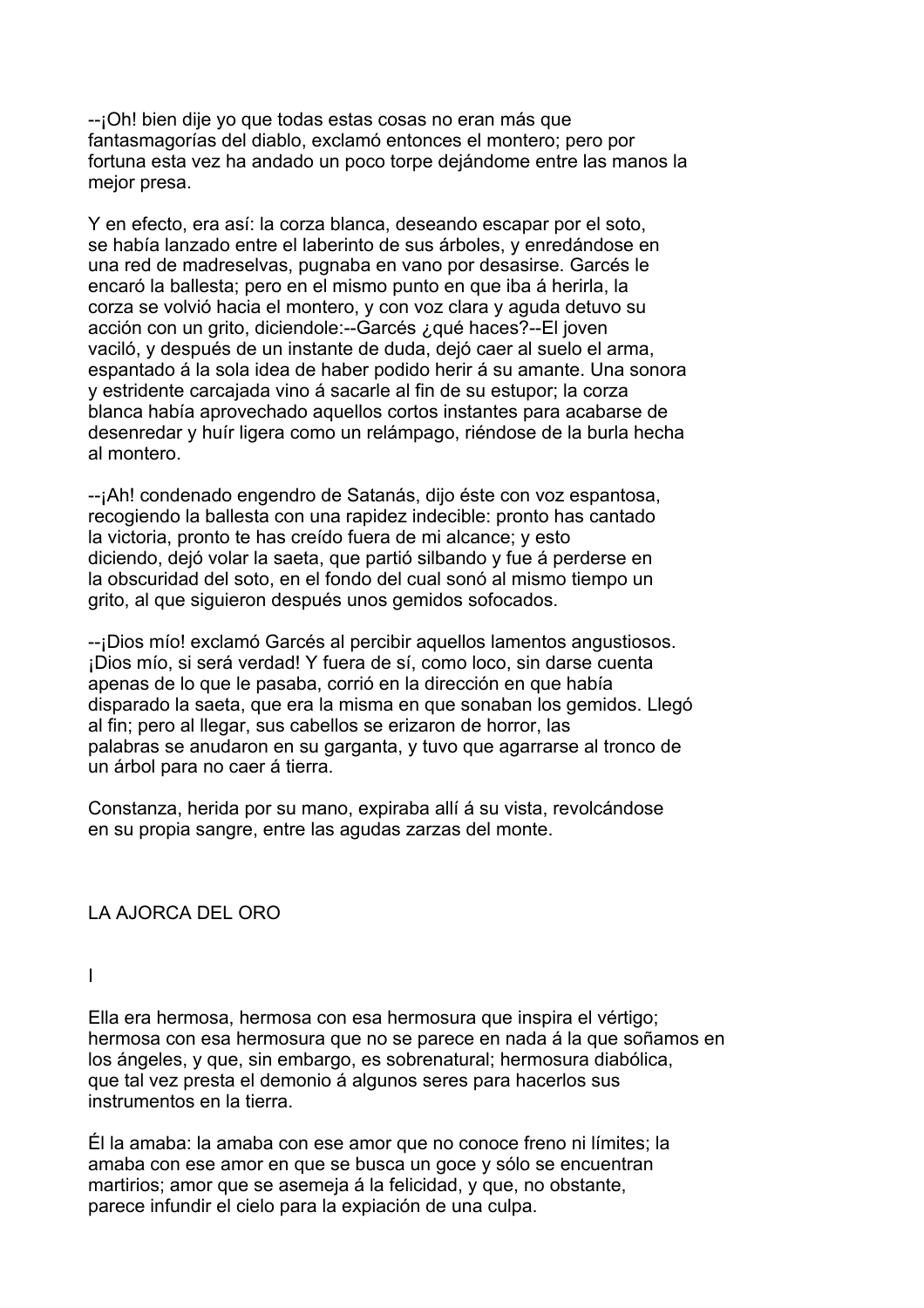--¡Oh! bien dije yo que todas estas cosas no eran más que fantasmagorías del diablo, exclamó entonces el montero; pero por fortuna esta vez ha andado un poco torpe dejándome entre las manos la mejor presa.

Y en efecto, era así: la corza blanca, deseando escapar por el soto, se había lanzado entre el laberinto de sus árboles, y enredándose en una red de madreselvas, pugnaba en vano por desasirse. Garcés le encaró la ballesta; pero en el mismo punto en que iba á herirla, la corza se volvió hacia el montero, y con voz clara y aguda detuvo su acción con un grito, diciendole:--Garcés ¿qué haces?--El joven vaciló, y después de un instante de duda, dejó caer al suelo el arma, espantado á la sola idea de haber podido herir á su amante. Una sonora y estridente carcajada vino á sacarle al fin de su estupor; la corza blanca había aprovechado aquellos cortos instantes para acabarse de desenredar y huír ligera como un relámpago, riéndose de la burla hecha al montero.

--¡Ah! condenado engendro de Satanás, dijo éste con voz espantosa, recogiendo la ballesta con una rapidez indecible: pronto has cantado la victoria, pronto te has creído fuera de mi alcance; y esto diciendo, dejó volar la saeta, que partió silbando y fue á perderse en la obscuridad del soto, en el fondo del cual sonó al mismo tiempo un grito, al que siguieron después unos gemidos sofocados.

--¡Dios mío! exclamó Garcés al percibir aquellos lamentos angustiosos. ¡Dios mío, si será verdad! Y fuera de sí, como loco, sin darse cuenta apenas de lo que le pasaba, corrió en la dirección en que había disparado la saeta, que era la misma en que sonaban los gemidos. Llegó al fin; pero al llegar, sus cabellos se erizaron de horror, las palabras se anudaron en su garganta, y tuvo que agarrarse al tronco de un árbol para no caer á tierra.

Constanza, herida por su mano, expiraba allí á su vista, revolcándose en su propia sangre, entre las agudas zarzas del monte.

## LA AJORCA DEL ORO

### I

Ella era hermosa, hermosa con esa hermosura que inspira el vértigo; hermosa con esa hermosura que no se parece en nada á la que soñamos en los ángeles, y que, sin embargo, es sobrenatural; hermosura diabólica, que tal vez presta el demonio á algunos seres para hacerlos sus instrumentos en la tierra.

Él la amaba: la amaba con ese amor que no conoce freno ni límites; la amaba con ese amor en que se busca un goce y sólo se encuentran martirios; amor que se asemeja á la felicidad, y que, no obstante, parece infundir el cielo para la expiación de una culpa.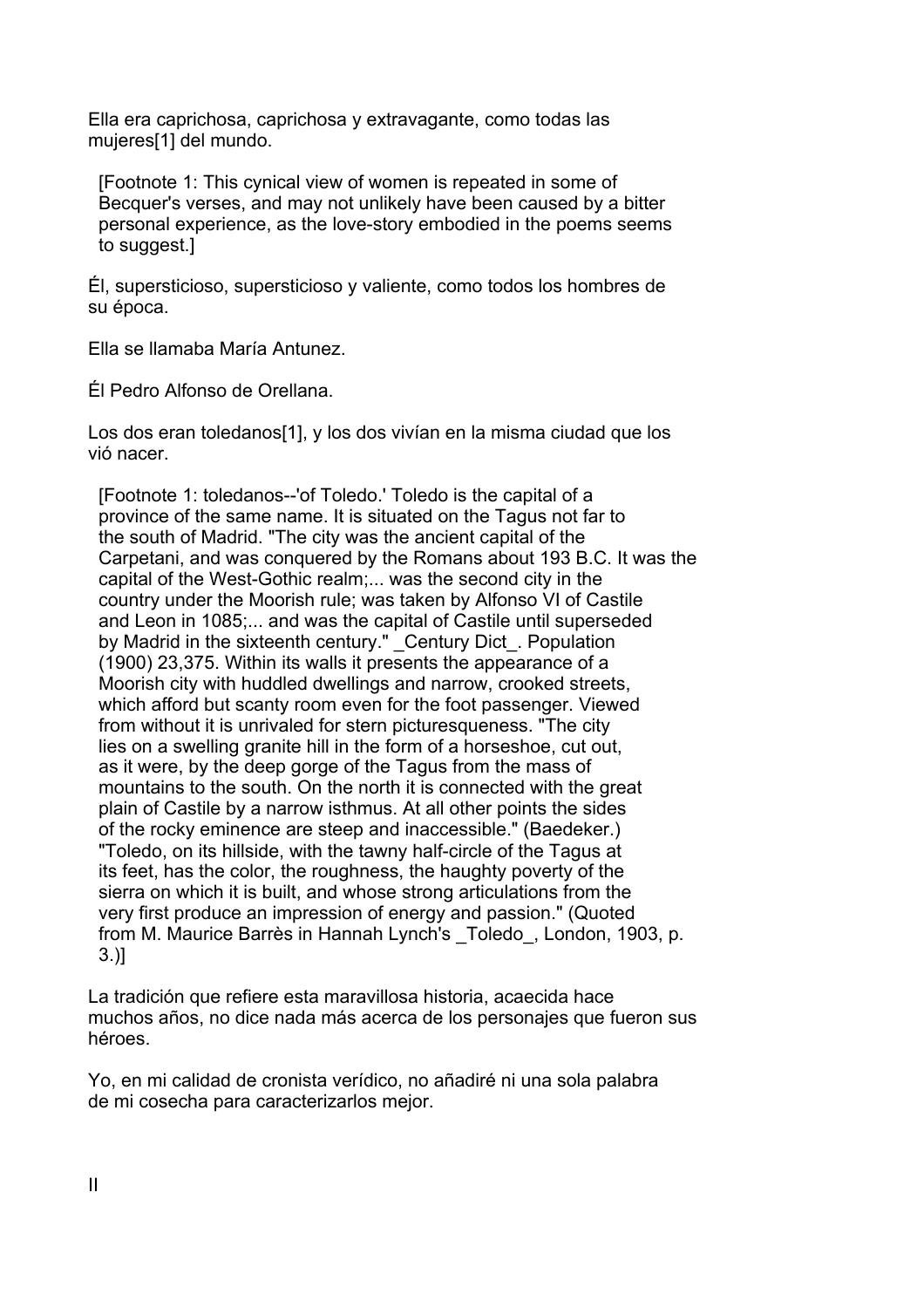Ella era caprichosa, caprichosa y extravagante, como todas las mujeres[1] del mundo.

[Footnote 1: This cynical view of women is repeated in some of Becquer's verses, and may not unlikely have been caused by a bitter personal experience, as the love-story embodied in the poems seems to suggest.]

Él, supersticioso, supersticioso y valiente, como todos los hombres de su época.

Ella se llamaba María Antunez.

Él Pedro Alfonso de Orellana.

Los dos eran toledanos[1], y los dos vivían en la misma ciudad que los vió nacer.

[Footnote 1: toledanos--'of Toledo.' Toledo is the capital of a province of the same name. It is situated on the Tagus not far to the south of Madrid. "The city was the ancient capital of the Carpetani, and was conquered by the Romans about 193 B.C. It was the capital of the West-Gothic realm;... was the second city in the country under the Moorish rule; was taken by Alfonso VI of Castile and Leon in 1085;... and was the capital of Castile until superseded by Madrid in the sixteenth century." _Century Dict_. Population (1900) 23,375. Within its walls it presents the appearance of a Moorish city with huddled dwellings and narrow, crooked streets, which afford but scanty room even for the foot passenger. Viewed from without it is unrivaled for stern picturesqueness. "The city lies on a swelling granite hill in the form of a horseshoe, cut out, as it were, by the deep gorge of the Tagus from the mass of mountains to the south. On the north it is connected with the great plain of Castile by a narrow isthmus. At all other points the sides of the rocky eminence are steep and inaccessible." (Baedeker.) "Toledo, on its hillside, with the tawny half-circle of the Tagus at its feet, has the color, the roughness, the haughty poverty of the sierra on which it is built, and whose strong articulations from the very first produce an impression of energy and passion." (Quoted from M. Maurice Barrès in Hannah Lynch's _Toledo_, London, 1903, p. 3.)]

La tradición que refiere esta maravillosa historia, acaecida hace muchos años, no dice nada más acerca de los personajes que fueron sus héroes.

Yo, en mi calidad de cronista verídico, no añadiré ni una sola palabra de mi cosecha para caracterizarlos mejor.

II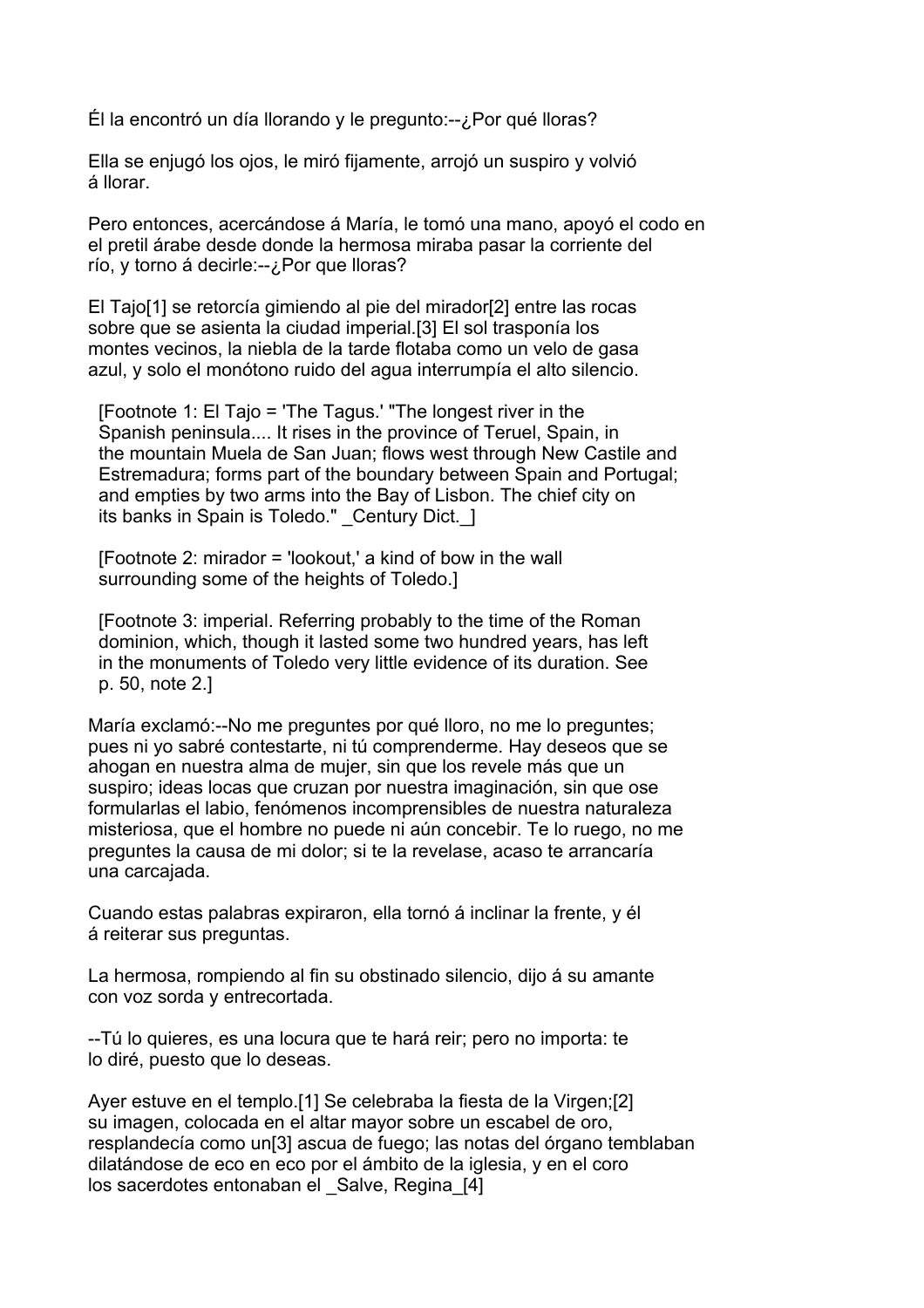Él la encontró un día llorando y le pregunto:--¿Por qué lloras?

Ella se enjugó los ojos, le miró fijamente, arrojó un suspiro y volvió á llorar.

Pero entonces, acercándose á María, le tomó una mano, apoyó el codo en el pretil árabe desde donde la hermosa miraba pasar la corriente del río, y torno á decirle:--¿Por que lloras?

El Tajo[1] se retorcía gimiendo al pie del mirador[2] entre las rocas sobre que se asienta la ciudad imperial.[3] El sol trasponía los montes vecinos, la niebla de la tarde flotaba como un velo de gasa azul, y solo el monótono ruido del agua interrumpía el alto silencio.

[Footnote 1: El Tajo = 'The Tagus.' "The longest river in the Spanish peninsula.... It rises in the province of Teruel, Spain, in the mountain Muela de San Juan; flows west through New Castile and Estremadura; forms part of the boundary between Spain and Portugal; and empties by two arms into the Bay of Lisbon. The chief city on its banks in Spain is Toledo." _Century Dict._]

[Footnote 2: mirador = 'lookout,' a kind of bow in the wall surrounding some of the heights of Toledo.]

[Footnote 3: imperial. Referring probably to the time of the Roman dominion, which, though it lasted some two hundred years, has left in the monuments of Toledo very little evidence of its duration. See p. 50, note 2.]

María exclamó:--No me preguntes por qué lloro, no me lo preguntes; pues ni yo sabré contestarte, ni tú comprenderme. Hay deseos que se ahogan en nuestra alma de mujer, sin que los revele más que un suspiro; ideas locas que cruzan por nuestra imaginación, sin que ose formularlas el labio, fenómenos incomprensibles de nuestra naturaleza misteriosa, que el hombre no puede ni aún concebir. Te lo ruego, no me preguntes la causa de mi dolor; si te la revelase, acaso te arrancaría una carcajada.

Cuando estas palabras expiraron, ella tornó á inclinar la frente, y él á reiterar sus preguntas.

La hermosa, rompiendo al fin su obstinado silencio, dijo á su amante con voz sorda y entrecortada.

--Tú lo quieres, es una locura que te hará reir; pero no importa: te lo diré, puesto que lo deseas.

Ayer estuve en el templo.[1] Se celebraba la fiesta de la Virgen;[2] su imagen, colocada en el altar mayor sobre un escabel de oro, resplandecía como un[3] ascua de fuego; las notas del órgano temblaban dilatándose de eco en eco por el ámbito de la iglesia, y en el coro los sacerdotes entonaban el _Salve, Regina_[4]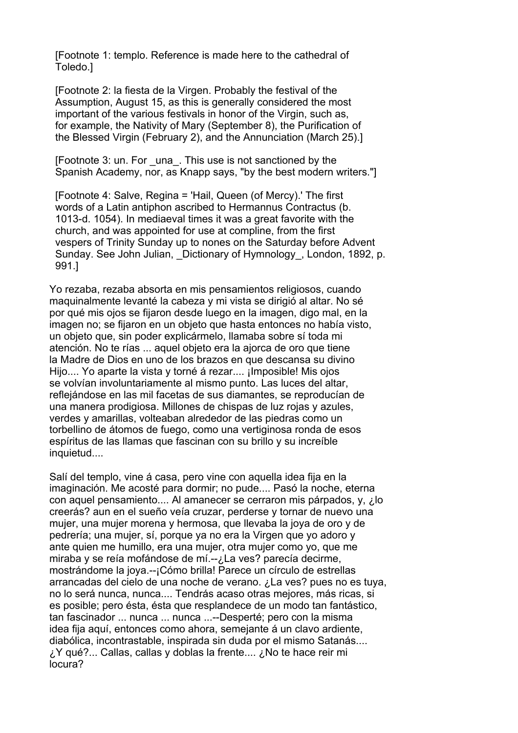[Footnote 1: templo. Reference is made here to the cathedral of Toledo.]

[Footnote 2: la fiesta de la Virgen. Probably the festival of the Assumption, August 15, as this is generally considered the most important of the various festivals in honor of the Virgin, such as, for example, the Nativity of Mary (September 8), the Purification of the Blessed Virgin (February 2), and the Annunciation (March 25).]

[Footnote 3: un. For _una_. This use is not sanctioned by the Spanish Academy, nor, as Knapp says, "by the best modern writers."]

[Footnote 4: Salve, Regina = 'Hail, Queen (of Mercy).' The first words of a Latin antiphon ascribed to Hermannus Contractus (b. 1013-d. 1054). In mediaeval times it was a great favorite with the church, and was appointed for use at compline, from the first vespers of Trinity Sunday up to nones on the Saturday before Advent Sunday. See John Julian, _Dictionary of Hymnology_, London, 1892, p. 991.]

Yo rezaba, rezaba absorta en mis pensamientos religiosos, cuando maquinalmente levanté la cabeza y mi vista se dirigió al altar. No sé por qué mis ojos se fijaron desde luego en la imagen, digo mal, en la imagen no; se fijaron en un objeto que hasta entonces no había visto, un objeto que, sin poder explicármelo, llamaba sobre sí toda mi atención. No te rías ... aquel objeto era la ajorca de oro que tiene la Madre de Dios en uno de los brazos en que descansa su divino Hijo.... Yo aparte la vista y torné á rezar.... ¡Imposible! Mis ojos se volvían involuntariamente al mismo punto. Las luces del altar, reflejándose en las mil facetas de sus diamantes, se reproducían de una manera prodigiosa. Millones de chispas de luz rojas y azules, verdes y amarillas, volteaban alrededor de las piedras como un torbellino de átomos de fuego, como una vertiginosa ronda de esos espíritus de las llamas que fascinan con su brillo y su increíble inquietud....

Salí del templo, vine á casa, pero vine con aquella idea fija en la imaginación. Me acosté para dormir; no pude.... Pasó la noche, eterna con aquel pensamiento.... Al amanecer se cerraron mis párpados, y, ¿lo creerás? aun en el sueño veía cruzar, perderse y tornar de nuevo una mujer, una mujer morena y hermosa, que llevaba la joya de oro y de pedrería; una mujer, sí, porque ya no era la Virgen que yo adoro y ante quien me humillo, era una mujer, otra mujer como yo, que me miraba y se reía mofándose de mí.--¿La ves? parecía decirme, mostrándome la joya.--¡Cómo brilla! Parece un círculo de estrellas arrancadas del cielo de una noche de verano. ¿La ves? pues no es tuya, no lo será nunca, nunca.... Tendrás acaso otras mejores, más ricas, si es posible; pero ésta, ésta que resplandece de un modo tan fantástico, tan fascinador ... nunca ... nunca ...--Desperté; pero con la misma idea fija aquí, entonces como ahora, semejante á un clavo ardiente, diabólica, incontrastable, inspirada sin duda por el mismo Satanás.... ¿Y qué?... Callas, callas y doblas la frente.... ¿No te hace reir mi locura?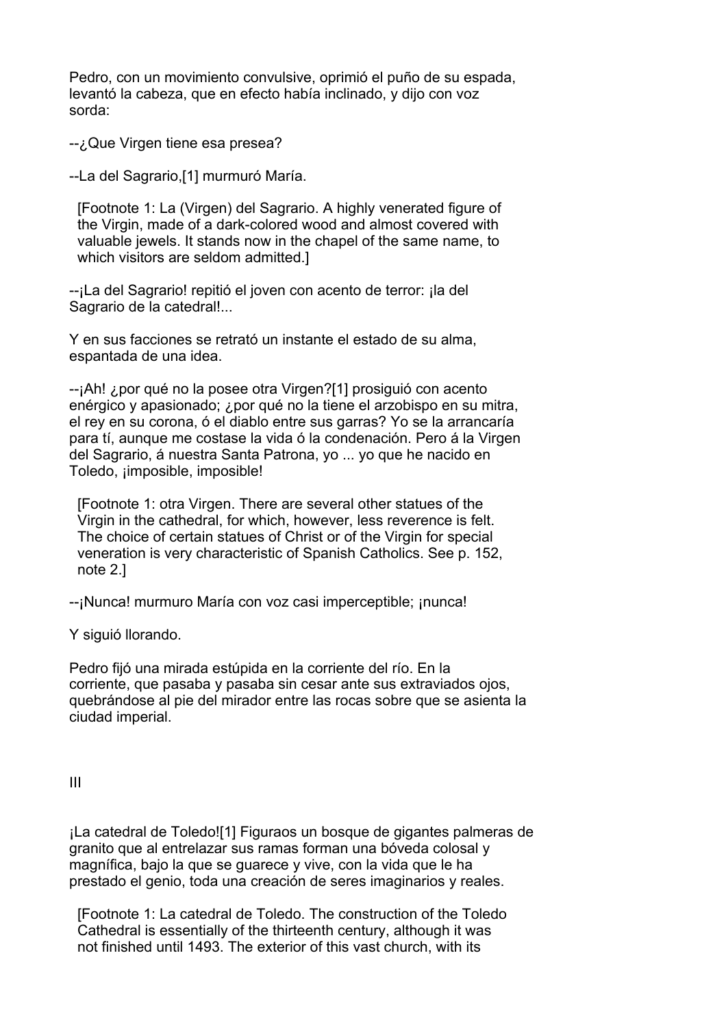Pedro, con un movimiento convulsive, oprimió el puño de su espada, levantó la cabeza, que en efecto había inclinado, y dijo con voz sorda:

--¿Que Virgen tiene esa presea?

--La del Sagrario,[1] murmuró María.

[Footnote 1: La (Virgen) del Sagrario. A highly venerated figure of the Virgin, made of a dark-colored wood and almost covered with valuable jewels. It stands now in the chapel of the same name, to which visitors are seldom admitted.]

--¡La del Sagrario! repitió el joven con acento de terror: ¡la del Sagrario de la catedral!...

Y en sus facciones se retrató un instante el estado de su alma, espantada de una idea.

--¡Ah! ¿por qué no la posee otra Virgen?[1] prosiguió con acento enérgico y apasionado; ¿por qué no la tiene el arzobispo en su mitra, el rey en su corona, ó el diablo entre sus garras? Yo se la arrancaría para tí, aunque me costase la vida ó la condenación. Pero á la Virgen del Sagrario, á nuestra Santa Patrona, yo ... yo que he nacido en Toledo, ¡imposible, imposible!

[Footnote 1: otra Virgen. There are several other statues of the Virgin in the cathedral, for which, however, less reverence is felt. The choice of certain statues of Christ or of the Virgin for special veneration is very characteristic of Spanish Catholics. See p. 152, note 2.]

--¡Nunca! murmuro María con voz casi imperceptible; ¡nunca!

Y siguió llorando.

Pedro fijó una mirada estúpida en la corriente del río. En la corriente, que pasaba y pasaba sin cesar ante sus extraviados ojos, quebrándose al pie del mirador entre las rocas sobre que se asienta la ciudad imperial.

## III

¡La catedral de Toledo![1] Figuraos un bosque de gigantes palmeras de granito que al entrelazar sus ramas forman una bóveda colosal y magnífica, bajo la que se guarece y vive, con la vida que le ha prestado el genio, toda una creación de seres imaginarios y reales.

[Footnote 1: La catedral de Toledo. The construction of the Toledo Cathedral is essentially of the thirteenth century, although it was not finished until 1493. The exterior of this vast church, with its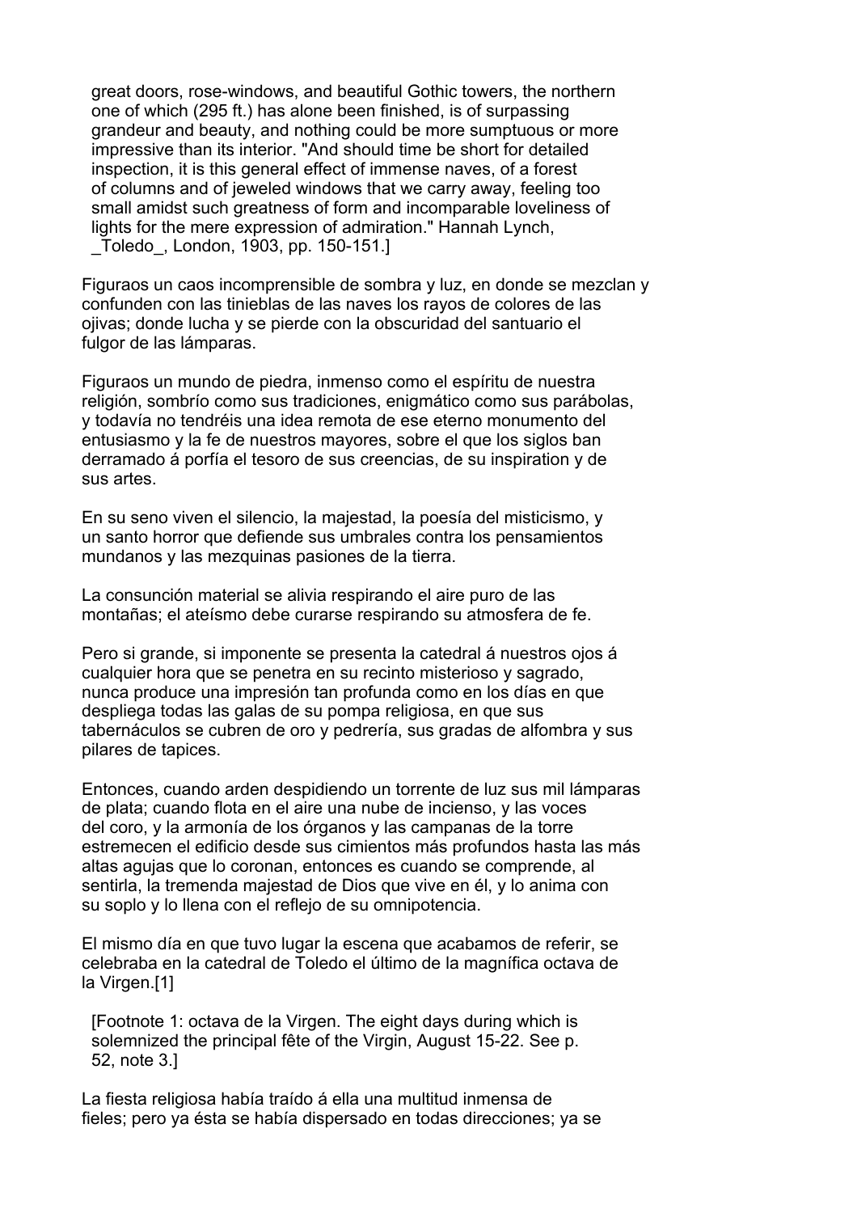great doors, rose-windows, and beautiful Gothic towers, the northern one of which (295 ft.) has alone been finished, is of surpassing grandeur and beauty, and nothing could be more sumptuous or more impressive than its interior. "And should time be short for detailed inspection, it is this general effect of immense naves, of a forest of columns and of jeweled windows that we carry away, feeling too small amidst such greatness of form and incomparable loveliness of lights for the mere expression of admiration." Hannah Lynch, _Toledo_, London, 1903, pp. 150-151.]

Figuraos un caos incomprensible de sombra y luz, en donde se mezclan y confunden con las tinieblas de las naves los rayos de colores de las ojivas; donde lucha y se pierde con la obscuridad del santuario el fulgor de las lámparas.

Figuraos un mundo de piedra, inmenso como el espíritu de nuestra religión, sombrío como sus tradiciones, enigmático como sus parábolas, y todavía no tendréis una idea remota de ese eterno monumento del entusiasmo y la fe de nuestros mayores, sobre el que los siglos ban derramado á porfía el tesoro de sus creencias, de su inspiration y de sus artes.

En su seno viven el silencio, la majestad, la poesía del misticismo, y un santo horror que defiende sus umbrales contra los pensamientos mundanos y las mezquinas pasiones de la tierra.

La consunción material se alivia respirando el aire puro de las montañas; el ateísmo debe curarse respirando su atmosfera de fe.

Pero si grande, si imponente se presenta la catedral á nuestros ojos á cualquier hora que se penetra en su recinto misterioso y sagrado, nunca produce una impresión tan profunda como en los días en que despliega todas las galas de su pompa religiosa, en que sus tabernáculos se cubren de oro y pedrería, sus gradas de alfombra y sus pilares de tapices.

Entonces, cuando arden despidiendo un torrente de luz sus mil lámparas de plata; cuando flota en el aire una nube de incienso, y las voces del coro, y la armonía de los órganos y las campanas de la torre estremecen el edificio desde sus cimientos más profundos hasta las más altas agujas que lo coronan, entonces es cuando se comprende, al sentirla, la tremenda majestad de Dios que vive en él, y lo anima con su soplo y lo llena con el reflejo de su omnipotencia.

El mismo día en que tuvo lugar la escena que acabamos de referir, se celebraba en la catedral de Toledo el último de la magnífica octava de la Virgen.[1]

[Footnote 1: octava de la Virgen. The eight days during which is solemnized the principal fête of the Virgin, August 15-22. See p. 52, note 3.]

La fiesta religiosa había traído á ella una multitud inmensa de fieles; pero ya ésta se había dispersado en todas direcciones; ya se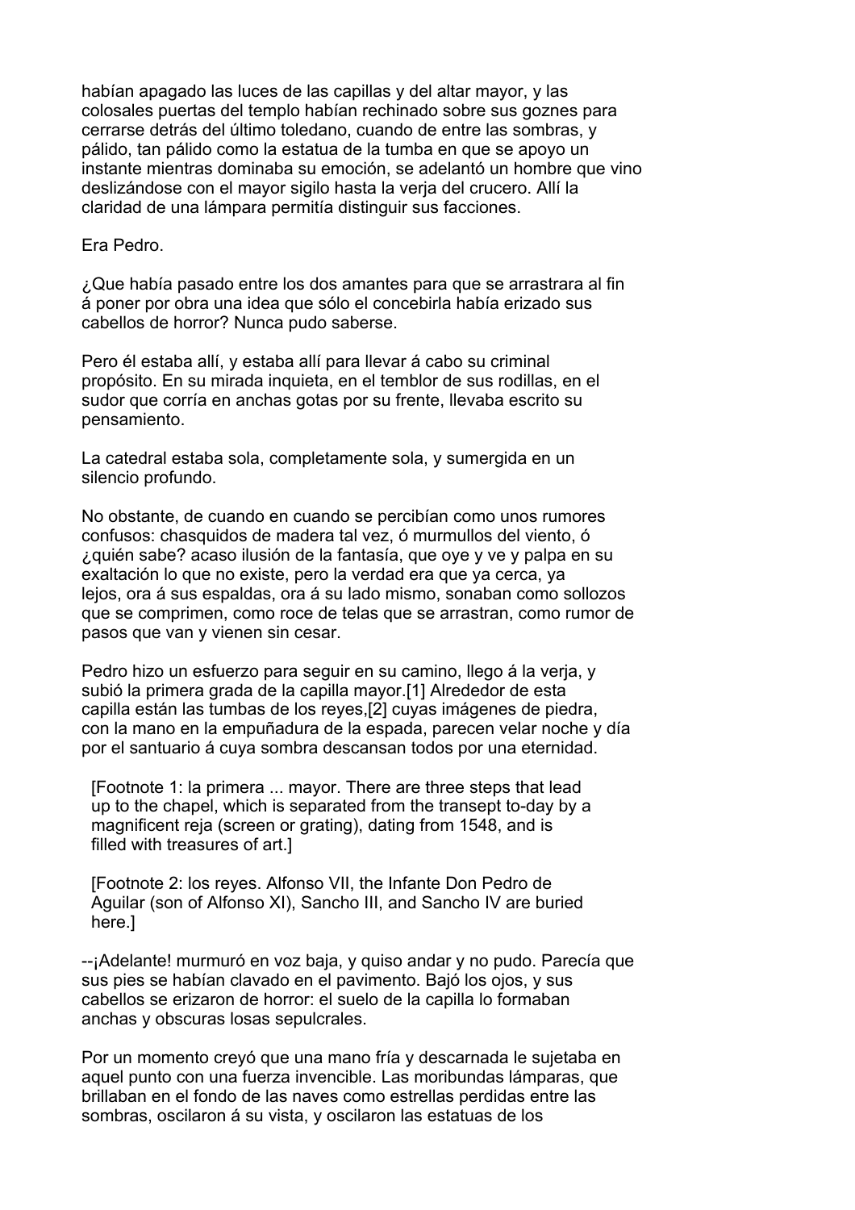habían apagado las luces de las capillas y del altar mayor, y las colosales puertas del templo habían rechinado sobre sus goznes para cerrarse detrás del último toledano, cuando de entre las sombras, y pálido, tan pálido como la estatua de la tumba en que se apoyo un instante mientras dominaba su emoción, se adelantó un hombre que vino deslizándose con el mayor sigilo hasta la verja del crucero. Allí la claridad de una lámpara permitía distinguir sus facciones.

Era Pedro.

¿Que había pasado entre los dos amantes para que se arrastrara al fin á poner por obra una idea que sólo el concebirla había erizado sus cabellos de horror? Nunca pudo saberse.

Pero él estaba allí, y estaba allí para llevar á cabo su criminal propósito. En su mirada inquieta, en el temblor de sus rodillas, en el sudor que corría en anchas gotas por su frente, llevaba escrito su pensamiento.

La catedral estaba sola, completamente sola, y sumergida en un silencio profundo.

No obstante, de cuando en cuando se percibían como unos rumores confusos: chasquidos de madera tal vez, ó murmullos del viento, ó ¿quién sabe? acaso ilusión de la fantasía, que oye y ve y palpa en su exaltación lo que no existe, pero la verdad era que ya cerca, ya lejos, ora á sus espaldas, ora á su lado mismo, sonaban como sollozos que se comprimen, como roce de telas que se arrastran, como rumor de pasos que van y vienen sin cesar.

Pedro hizo un esfuerzo para seguir en su camino, llego á la verja, y subió la primera grada de la capilla mayor.[1] Alrededor de esta capilla están las tumbas de los reyes,[2] cuyas imágenes de piedra, con la mano en la empuñadura de la espada, parecen velar noche y día por el santuario á cuya sombra descansan todos por una eternidad.

[Footnote 1: la primera ... mayor. There are three steps that lead up to the chapel, which is separated from the transept to-day by a magnificent reja (screen or grating), dating from 1548, and is filled with treasures of art.]

[Footnote 2: los reyes. Alfonso VII, the Infante Don Pedro de Aguilar (son of Alfonso XI), Sancho III, and Sancho IV are buried here.]

--¡Adelante! murmuró en voz baja, y quiso andar y no pudo. Parecía que sus pies se habían clavado en el pavimento. Bajó los ojos, y sus cabellos se erizaron de horror: el suelo de la capilla lo formaban anchas y obscuras losas sepulcrales.

Por un momento creyó que una mano fría y descarnada le sujetaba en aquel punto con una fuerza invencible. Las moribundas lámparas, que brillaban en el fondo de las naves como estrellas perdidas entre las sombras, oscilaron á su vista, y oscilaron las estatuas de los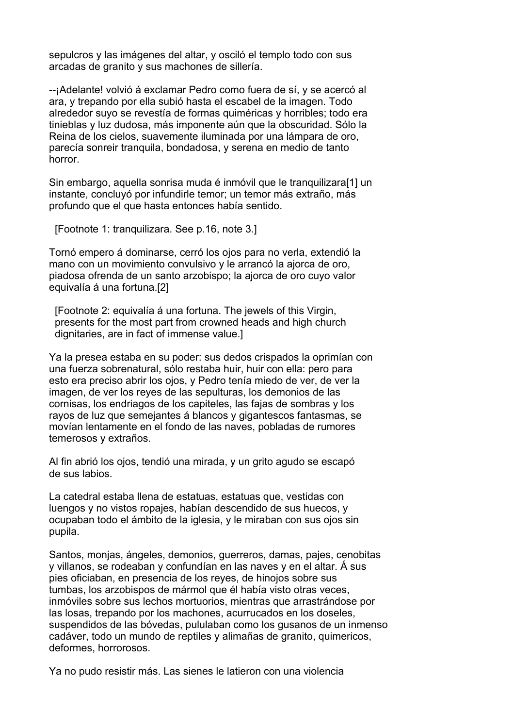sepulcros y las imágenes del altar, y osciló el templo todo con sus arcadas de granito y sus machones de sillería.

--¡Adelante! volvió á exclamar Pedro como fuera de sí, y se acercó al ara, y trepando por ella subió hasta el escabel de la imagen. Todo alrededor suyo se revestía de formas quiméricas y horribles; todo era tinieblas y luz dudosa, más imponente aún que la obscuridad. Sólo la Reina de los cielos, suavemente iluminada por una lámpara de oro, parecía sonreir tranquila, bondadosa, y serena en medio de tanto horror.

Sin embargo, aquella sonrisa muda é inmóvil que le tranquilizara[1] un instante, concluyó por infundirle temor; un temor más extraño, más profundo que el que hasta entonces había sentido.

[Footnote 1: tranquilizara. See p.16, note 3.]

Tornó empero á dominarse, cerró los ojos para no verla, extendió la mano con un movimiento convulsivo y le arrancó la ajorca de oro, piadosa ofrenda de un santo arzobispo; la ajorca de oro cuyo valor equivalía á una fortuna.[2]

[Footnote 2: equivalía á una fortuna. The jewels of this Virgin, presents for the most part from crowned heads and high church dignitaries, are in fact of immense value.]

Ya la presea estaba en su poder: sus dedos crispados la oprimían con una fuerza sobrenatural, sólo restaba huir, huir con ella: pero para esto era preciso abrir los ojos, y Pedro tenía miedo de ver, de ver la imagen, de ver los reyes de las sepulturas, los demonios de las cornisas, los endriagos de los capiteles, las fajas de sombras y los rayos de luz que semejantes á blancos y gigantescos fantasmas, se movían lentamente en el fondo de las naves, pobladas de rumores temerosos y extraños.

Al fin abrió los ojos, tendió una mirada, y un grito agudo se escapó de sus labios.

La catedral estaba llena de estatuas, estatuas que, vestidas con luengos y no vistos ropajes, habían descendido de sus huecos, y ocupaban todo el ámbito de la iglesia, y le miraban con sus ojos sin pupila.

Santos, monjas, ángeles, demonios, guerreros, damas, pajes, cenobitas y villanos, se rodeaban y confundían en las naves y en el altar. Á sus pies oficiaban, en presencia de los reyes, de hinojos sobre sus tumbas, los arzobispos de mármol que él había visto otras veces, inmóviles sobre sus lechos mortuorios, mientras que arrastrándose por las losas, trepando por los machones, acurrucados en los doseles, suspendidos de las bóvedas, pululaban como los gusanos de un inmenso cadáver, todo un mundo de reptiles y alimañas de granito, quimericos, deformes, horrorosos.

Ya no pudo resistir más. Las sienes le latieron con una violencia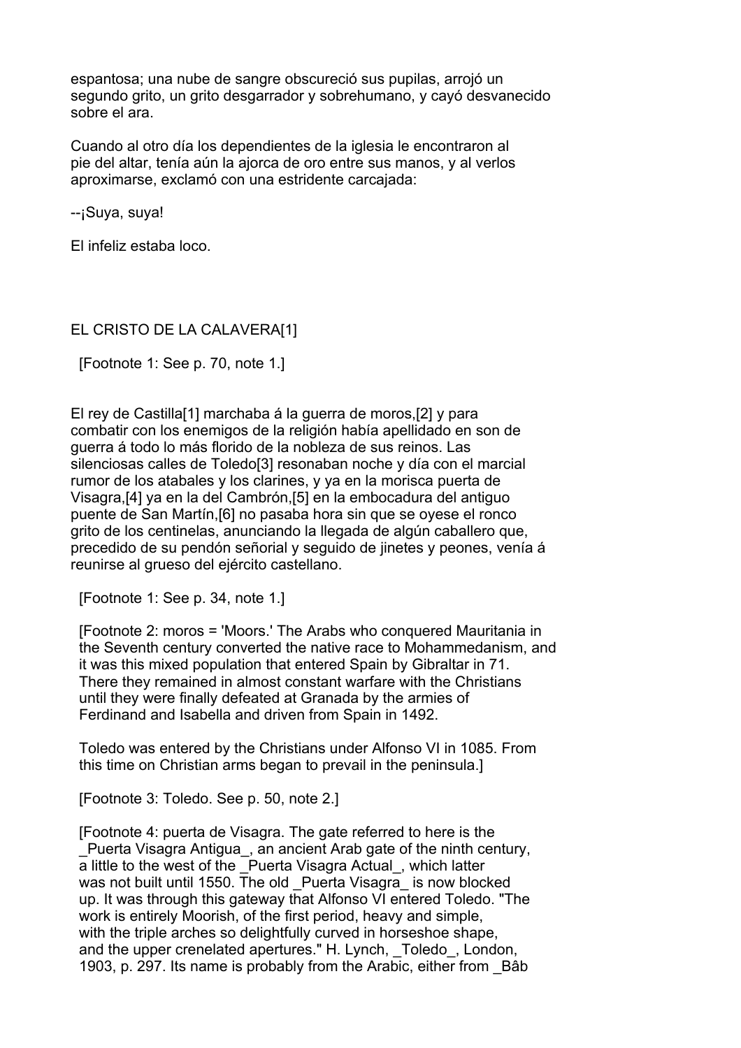espantosa; una nube de sangre obscureció sus pupilas, arrojó un segundo grito, un grito desgarrador y sobrehumano, y cayó desvanecido sobre el ara.

Cuando al otro día los dependientes de la iglesia le encontraron al pie del altar, tenía aún la ajorca de oro entre sus manos, y al verlos aproximarse, exclamó con una estridente carcajada:

--¡Suya, suya!

El infeliz estaba loco.

## EL CRISTO DE LA CALAVERA[1]

[Footnote 1: See p. 70, note 1.]

El rey de Castilla[1] marchaba á la guerra de moros,[2] y para combatir con los enemigos de la religión había apellidado en son de guerra á todo lo más florido de la nobleza de sus reinos. Las silenciosas calles de Toledo[3] resonaban noche y día con el marcial rumor de los atabales y los clarines, y ya en la morisca puerta de Visagra,[4] ya en la del Cambrón,[5] en la embocadura del antiguo puente de San Martín,[6] no pasaba hora sin que se oyese el ronco grito de los centinelas, anunciando la llegada de algún caballero que, precedido de su pendón señorial y seguido de jinetes y peones, venía á reunirse al grueso del ejército castellano.

[Footnote 1: See p. 34, note 1.]

[Footnote 2: moros = 'Moors.' The Arabs who conquered Mauritania in the Seventh century converted the native race to Mohammedanism, and it was this mixed population that entered Spain by Gibraltar in 71. There they remained in almost constant warfare with the Christians until they were finally defeated at Granada by the armies of Ferdinand and Isabella and driven from Spain in 1492.

Toledo was entered by the Christians under Alfonso VI in 1085. From this time on Christian arms began to prevail in the peninsula.]

[Footnote 3: Toledo. See p. 50, note 2.]

[Footnote 4: puerta de Visagra. The gate referred to here is the _Puerta Visagra Antigua_, an ancient Arab gate of the ninth century, a little to the west of the _Puerta Visagra Actual_, which latter was not built until 1550. The old _Puerta Visagra_ is now blocked up. It was through this gateway that Alfonso VI entered Toledo. "The work is entirely Moorish, of the first period, heavy and simple, with the triple arches so delightfully curved in horseshoe shape, and the upper crenelated apertures." H. Lynch, _Toledo_, London, 1903, p. 297. Its name is probably from the Arabic, either from _Bâb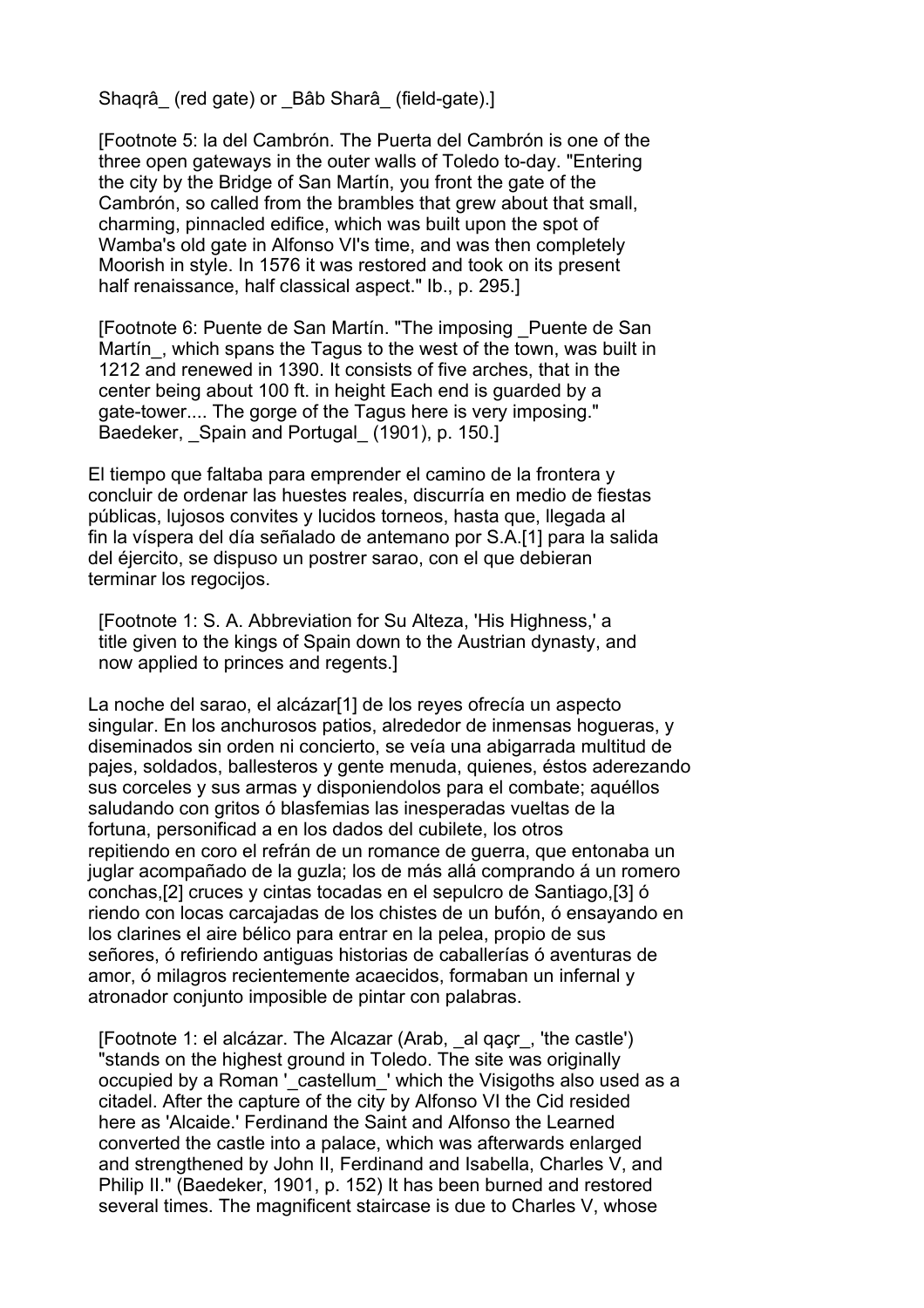Shaqrâ_ (red gate) or _Bâb Sharâ_ (field-gate).]

[Footnote 5: la del Cambrón. The Puerta del Cambrón is one of the three open gateways in the outer walls of Toledo to-day. "Entering the city by the Bridge of San Martín, you front the gate of the Cambrón, so called from the brambles that grew about that small, charming, pinnacled edifice, which was built upon the spot of Wamba's old gate in Alfonso VI's time, and was then completely Moorish in style. In 1576 it was restored and took on its present half renaissance, half classical aspect." Ib., p. 295.]

[Footnote 6: Puente de San Martín. "The imposing _Puente de San Martín_, which spans the Tagus to the west of the town, was built in 1212 and renewed in 1390. It consists of five arches, that in the center being about 100 ft. in height Each end is guarded by a gate-tower.... The gorge of the Tagus here is very imposing." Baedeker, _Spain and Portugal_ (1901), p. 150.]

El tiempo que faltaba para emprender el camino de la frontera y concluir de ordenar las huestes reales, discurría en medio de fiestas públicas, lujosos convites y lucidos torneos, hasta que, llegada al fin la víspera del día señalado de antemano por S.A.[1] para la salida del éjercito, se dispuso un postrer sarao, con el que debieran terminar los regocijos.

[Footnote 1: S. A. Abbreviation for Su Alteza, 'His Highness,' a title given to the kings of Spain down to the Austrian dynasty, and now applied to princes and regents.]

La noche del sarao, el alcázar[1] de los reyes ofrecía un aspecto singular. En los anchurosos patios, alrededor de inmensas hogueras, y diseminados sin orden ni concierto, se veía una abigarrada multitud de pajes, soldados, ballesteros y gente menuda, quienes, éstos aderezando sus corceles y sus armas y disponiendolos para el combate; aquéllos saludando con gritos ó blasfemias las inesperadas vueltas de la fortuna, personificad a en los dados del cubilete, los otros repitiendo en coro el refrán de un romance de guerra, que entonaba un juglar acompañado de la guzla; los de más allá comprando á un romero conchas,[2] cruces y cintas tocadas en el sepulcro de Santiago,[3] ó riendo con locas carcajadas de los chistes de un bufón, ó ensayando en los clarines el aire bélico para entrar en la pelea, propio de sus señores, ó refiriendo antiguas historias de caballerías ó aventuras de amor, ó milagros recientemente acaecidos, formaban un infernal y atronador conjunto imposible de pintar con palabras.

[Footnote 1: el alcázar. The Alcazar (Arab, _al qaçr_, 'the castle') "stands on the highest ground in Toledo. The site was originally occupied by a Roman '_castellum_' which the Visigoths also used as a citadel. After the capture of the city by Alfonso VI the Cid resided here as 'Alcaide.' Ferdinand the Saint and Alfonso the Learned converted the castle into a palace, which was afterwards enlarged and strengthened by John II, Ferdinand and Isabella, Charles V, and Philip II." (Baedeker, 1901, p. 152) It has been burned and restored several times. The magnificent staircase is due to Charles V, whose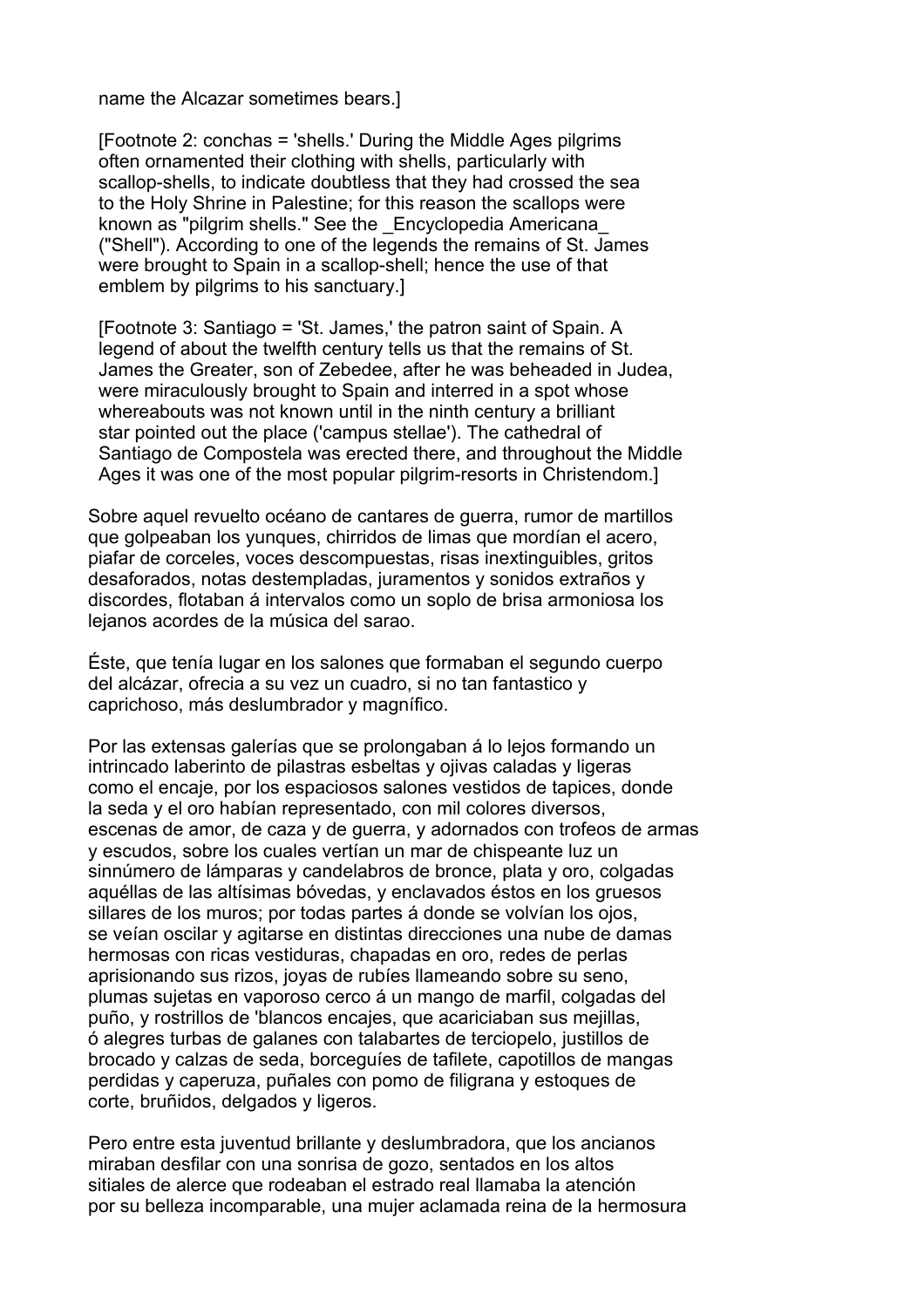name the Alcazar sometimes bears.]

[Footnote 2: conchas = 'shells.' During the Middle Ages pilgrims often ornamented their clothing with shells, particularly with scallop-shells, to indicate doubtless that they had crossed the sea to the Holy Shrine in Palestine; for this reason the scallops were known as "pilgrim shells." See the _Encyclopedia Americana_ ("Shell"). According to one of the legends the remains of St. James were brought to Spain in a scallop-shell; hence the use of that emblem by pilgrims to his sanctuary.]

[Footnote 3: Santiago = 'St. James,' the patron saint of Spain. A legend of about the twelfth century tells us that the remains of St. James the Greater, son of Zebedee, after he was beheaded in Judea, were miraculously brought to Spain and interred in a spot whose whereabouts was not known until in the ninth century a brilliant star pointed out the place ('campus stellae'). The cathedral of Santiago de Compostela was erected there, and throughout the Middle Ages it was one of the most popular pilgrim-resorts in Christendom.]

Sobre aquel revuelto océano de cantares de guerra, rumor de martillos que golpeaban los yunques, chirridos de limas que mordían el acero, piafar de corceles, voces descompuestas, risas inextinguibles, gritos desaforados, notas destempladas, juramentos y sonidos extraños y discordes, flotaban á intervalos como un soplo de brisa armoniosa los lejanos acordes de la música del sarao.

Éste, que tenía lugar en los salones que formaban el segundo cuerpo del alcázar, ofrecia a su vez un cuadro, si no tan fantastico y caprichoso, más deslumbrador y magnífico.

Por las extensas galerías que se prolongaban á lo lejos formando un intrincado laberinto de pilastras esbeltas y ojivas caladas y ligeras como el encaje, por los espaciosos salones vestidos de tapices, donde la seda y el oro habían representado, con mil colores diversos, escenas de amor, de caza y de guerra, y adornados con trofeos de armas y escudos, sobre los cuales vertían un mar de chispeante luz un sinnúmero de lámparas y candelabros de bronce, plata y oro, colgadas aquéllas de las altísimas bóvedas, y enclavados éstos en los gruesos sillares de los muros; por todas partes á donde se volvían los ojos, se veían oscilar y agitarse en distintas direcciones una nube de damas hermosas con ricas vestiduras, chapadas en oro, redes de perlas aprisionando sus rizos, joyas de rubíes llameando sobre su seno, plumas sujetas en vaporoso cerco á un mango de marfil, colgadas del puño, y rostrillos de 'blancos encajes, que acariciaban sus mejillas, ó alegres turbas de galanes con talabartes de terciopelo, justillos de brocado y calzas de seda, borceguíes de tafilete, capotillos de mangas perdidas y caperuza, puñales con pomo de filigrana y estoques de corte, bruñidos, delgados y ligeros.

Pero entre esta juventud brillante y deslumbradora, que los ancianos miraban desfilar con una sonrisa de gozo, sentados en los altos sitiales de alerce que rodeaban el estrado real llamaba la atención por su belleza incomparable, una mujer aclamada reina de la hermosura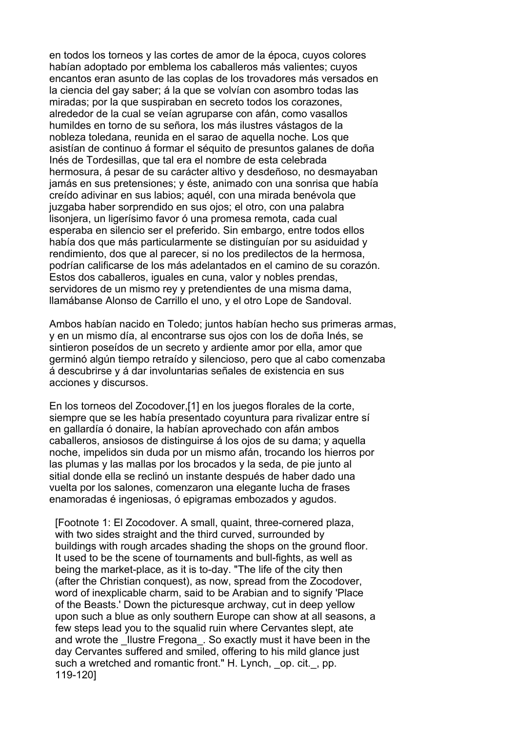en todos los torneos y las cortes de amor de la época, cuyos colores habían adoptado por emblema los caballeros más valientes; cuyos encantos eran asunto de las coplas de los trovadores más versados en la ciencia del gay saber; á la que se volvían con asombro todas las miradas; por la que suspiraban en secreto todos los corazones, alrededor de la cual se veían agruparse con afán, como vasallos humildes en torno de su señora, los más ilustres vástagos de la nobleza toledana, reunida en el sarao de aquella noche. Los que asistían de continuo á formar el séquito de presuntos galanes de doña Inés de Tordesillas, que tal era el nombre de esta celebrada hermosura, á pesar de su carácter altivo y desdeñoso, no desmayaban jamás en sus pretensiones; y éste, animado con una sonrisa que había creído adivinar en sus labios; aquél, con una mirada benévola que juzgaba haber sorprendido en sus ojos; el otro, con una palabra lisonjera, un ligerísimo favor ó una promesa remota, cada cual esperaba en silencio ser el preferido. Sin embargo, entre todos ellos había dos que más particularmente se distinguían por su asiduidad y rendimiento, dos que al parecer, si no los predilectos de la hermosa, podrían calificarse de los más adelantados en el camino de su corazón. Estos dos caballeros, iguales en cuna, valor y nobles prendas, servidores de un mismo rey y pretendientes de una misma dama, llamábanse Alonso de Carrillo el uno, y el otro Lope de Sandoval.

Ambos habían nacido en Toledo; juntos habían hecho sus primeras armas, y en un mismo día, al encontrarse sus ojos con los de doña Inés, se sintieron poseídos de un secreto y ardiente amor por ella, amor que germinó algún tiempo retraído y silencioso, pero que al cabo comenzaba á descubrirse y á dar involuntarias señales de existencia en sus acciones y discursos.

En los torneos del Zocodover,[1] en los juegos florales de la corte, siempre que se les había presentado coyuntura para rivalizar entre sí en gallardía ó donaire, la habían aprovechado con afán ambos caballeros, ansiosos de distinguirse á los ojos de su dama; y aquella noche, impelidos sin duda por un mismo afán, trocando los hierros por las plumas y las mallas por los brocados y la seda, de pie junto al sitial donde ella se reclinó un instante después de haber dado una vuelta por los salones, comenzaron una elegante lucha de frases enamoradas é ingeniosas, ó epigramas embozados y agudos.

[Footnote 1: El Zocodover. A small, quaint, three-cornered plaza, with two sides straight and the third curved, surrounded by buildings with rough arcades shading the shops on the ground floor. It used to be the scene of tournaments and bull-fights, as well as being the market-place, as it is to-day. "The life of the city then (after the Christian conquest), as now, spread from the Zocodover, word of inexplicable charm, said to be Arabian and to signify 'Place of the Beasts.' Down the picturesque archway, cut in deep yellow upon such a blue as only southern Europe can show at all seasons, a few steps lead you to the squalid ruin where Cervantes slept, ate and wrote the _Ilustre Fregona_. So exactly must it have been in the day Cervantes suffered and smiled, offering to his mild glance just such a wretched and romantic front." H. Lynch, _op. cit._, pp. 119-120]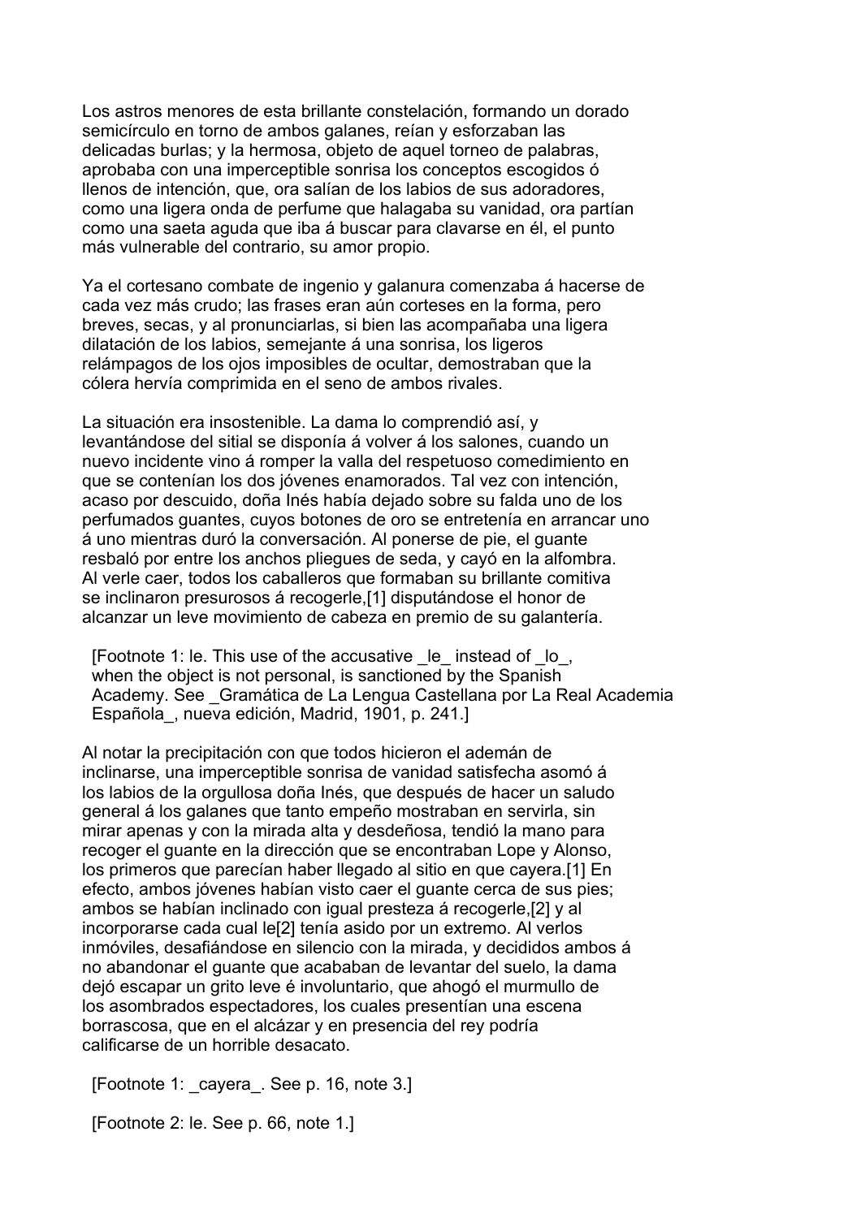Los astros menores de esta brillante constelación, formando un dorado semicírculo en torno de ambos galanes, reían y esforzaban las delicadas burlas; y la hermosa, objeto de aquel torneo de palabras, aprobaba con una imperceptible sonrisa los conceptos escogidos ó llenos de intención, que, ora salían de los labios de sus adoradores, como una ligera onda de perfume que halagaba su vanidad, ora partían como una saeta aguda que iba á buscar para clavarse en él, el punto más vulnerable del contrario, su amor propio.

Ya el cortesano combate de ingenio y galanura comenzaba á hacerse de cada vez más crudo; las frases eran aún corteses en la forma, pero breves, secas, y al pronunciarlas, si bien las acompañaba una ligera dilatación de los labios, semejante á una sonrisa, los ligeros relámpagos de los ojos imposibles de ocultar, demostraban que la cólera hervía comprimida en el seno de ambos rivales.

La situación era insostenible. La dama lo comprendió así, y levantándose del sitial se disponía á volver á los salones, cuando un nuevo incidente vino á romper la valla del respetuoso comedimiento en que se contenían los dos jóvenes enamorados. Tal vez con intención, acaso por descuido, doña Inés había dejado sobre su falda uno de los perfumados guantes, cuyos botones de oro se entretenía en arrancar uno á uno mientras duró la conversación. Al ponerse de pie, el guante resbaló por entre los anchos pliegues de seda, y cayó en la alfombra. Al verle caer, todos los caballeros que formaban su brillante comitiva se inclinaron presurosos á recogerle,[1] disputándose el honor de alcanzar un leve movimiento de cabeza en premio de su galantería.

[Footnote 1: le. This use of the accusative _le_ instead of _lo_, when the object is not personal, is sanctioned by the Spanish Academy. See _Gramática de La Lengua Castellana por La Real Academia Española_, nueva edición, Madrid, 1901, p. 241.]

Al notar la precipitación con que todos hicieron el ademán de inclinarse, una imperceptible sonrisa de vanidad satisfecha asomó á los labios de la orgullosa doña Inés, que después de hacer un saludo general á los galanes que tanto empeño mostraban en servirla, sin mirar apenas y con la mirada alta y desdeñosa, tendió la mano para recoger el guante en la dirección que se encontraban Lope y Alonso, los primeros que parecían haber llegado al sitio en que cayera.[1] En efecto, ambos jóvenes habían visto caer el guante cerca de sus pies; ambos se habían inclinado con igual presteza á recogerle,[2] y al incorporarse cada cual le[2] tenía asido por un extremo. Al verlos inmóviles, desafiándose en silencio con la mirada, y decididos ambos á no abandonar el guante que acababan de levantar del suelo, la dama dejó escapar un grito leve é involuntario, que ahogó el murmullo de los asombrados espectadores, los cuales presentían una escena borrascosa, que en el alcázar y en presencia del rey podría calificarse de un horrible desacato.

[Footnote 1: _cayera_. See p. 16, note 3.]

[Footnote 2: le. See p. 66, note 1.]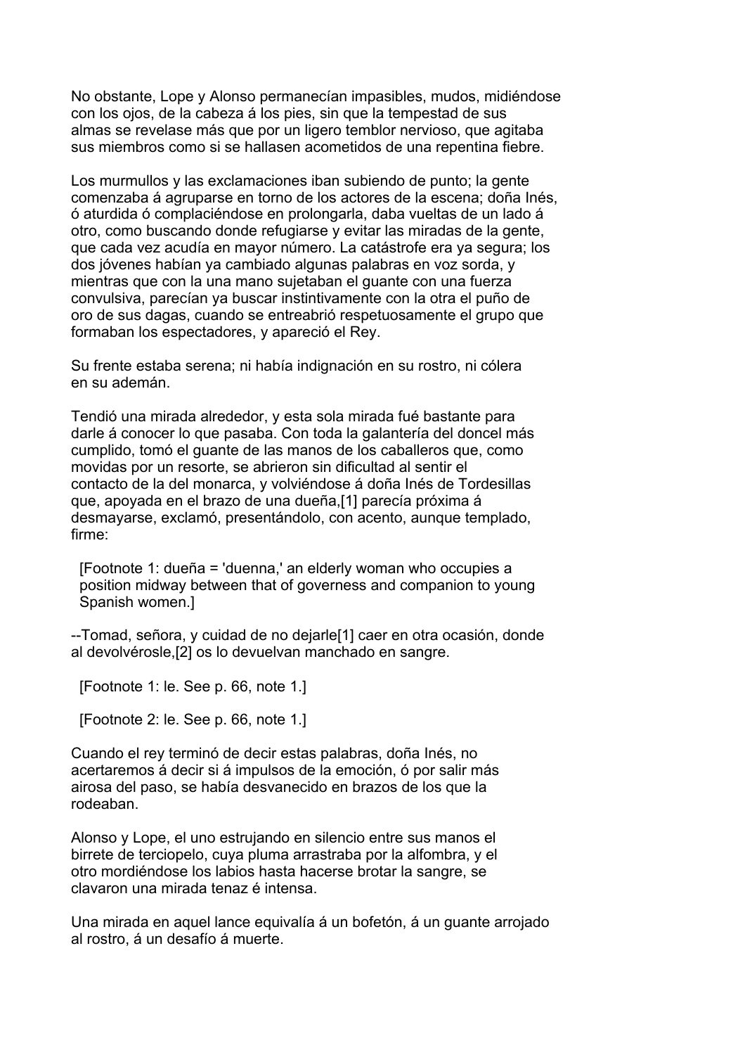No obstante, Lope y Alonso permanecían impasibles, mudos, midiéndose con los ojos, de la cabeza á los pies, sin que la tempestad de sus almas se revelase más que por un ligero temblor nervioso, que agitaba sus miembros como si se hallasen acometidos de una repentina fiebre.

Los murmullos y las exclamaciones iban subiendo de punto; la gente comenzaba á agruparse en torno de los actores de la escena; doña Inés, ó aturdida ó complaciéndose en prolongarla, daba vueltas de un lado á otro, como buscando donde refugiarse y evitar las miradas de la gente, que cada vez acudía en mayor número. La catástrofe era ya segura; los dos jóvenes habían ya cambiado algunas palabras en voz sorda, y mientras que con la una mano sujetaban el guante con una fuerza convulsiva, parecían ya buscar instintivamente con la otra el puño de oro de sus dagas, cuando se entreabrió respetuosamente el grupo que formaban los espectadores, y apareció el Rey.

Su frente estaba serena; ni había indignación en su rostro, ni cólera en su ademán.

Tendió una mirada alrededor, y esta sola mirada fué bastante para darle á conocer lo que pasaba. Con toda la galantería del doncel más cumplido, tomó el guante de las manos de los caballeros que, como movidas por un resorte, se abrieron sin dificultad al sentir el contacto de la del monarca, y volviéndose á doña Inés de Tordesillas que, apoyada en el brazo de una dueña,[1] parecía próxima á desmayarse, exclamó, presentándolo, con acento, aunque templado, firme:

[Footnote 1: dueña = 'duenna,' an elderly woman who occupies a position midway between that of governess and companion to young Spanish women.]

--Tomad, señora, y cuidad de no dejarle[1] caer en otra ocasión, donde al devolvérosle,[2] os lo devuelvan manchado en sangre.

[Footnote 1: le. See p. 66, note 1.]

[Footnote 2: le. See p. 66, note 1.]

Cuando el rey terminó de decir estas palabras, doña Inés, no acertaremos á decir si á impulsos de la emoción, ó por salir más airosa del paso, se había desvanecido en brazos de los que la rodeaban.

Alonso y Lope, el uno estrujando en silencio entre sus manos el birrete de terciopelo, cuya pluma arrastraba por la alfombra, y el otro mordiéndose los labios hasta hacerse brotar la sangre, se clavaron una mirada tenaz é intensa.

Una mirada en aquel lance equivalía á un bofetón, á un guante arrojado al rostro, á un desafío á muerte.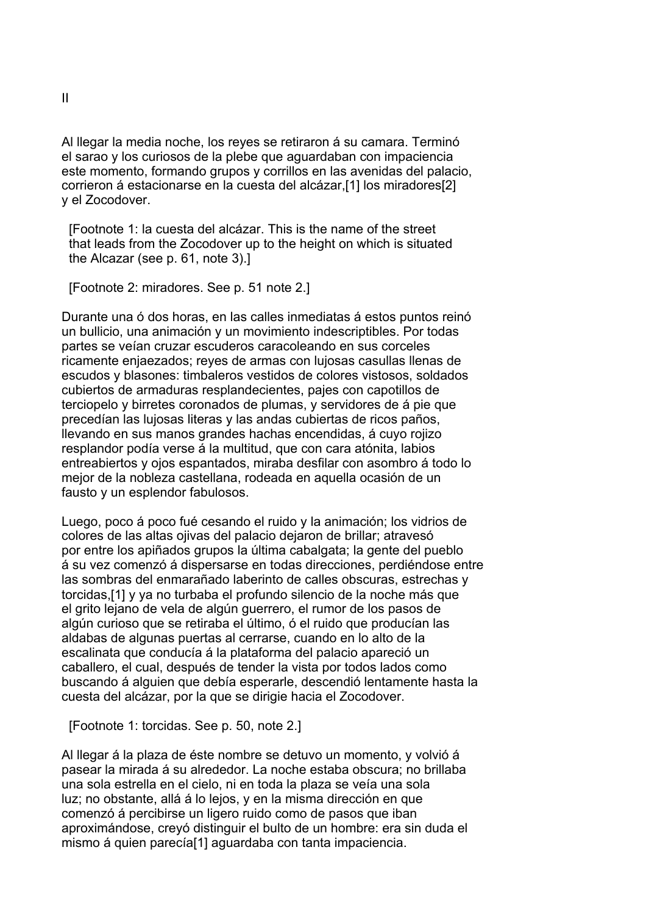## II

Al llegar la media noche, los reyes se retiraron á su camara. Terminó el sarao y los curiosos de la plebe que aguardaban con impaciencia este momento, formando grupos y corrillos en las avenidas del palacio, corrieron á estacionarse en la cuesta del alcázar,[1] los miradores[2] y el Zocodover.

[Footnote 1: la cuesta del alcázar. This is the name of the street that leads from the Zocodover up to the height on which is situated the Alcazar (see p. 61, note 3).]

[Footnote 2: miradores. See p. 51 note 2.]

Durante una ó dos horas, en las calles inmediatas á estos puntos reinó un bullicio, una animación y un movimiento indescriptibles. Por todas partes se veían cruzar escuderos caracoleando en sus corceles ricamente enjaezados; reyes de armas con lujosas casullas llenas de escudos y blasones: timbaleros vestidos de colores vistosos, soldados cubiertos de armaduras resplandecientes, pajes con capotillos de terciopelo y birretes coronados de plumas, y servidores de á pie que precedían las lujosas literas y las andas cubiertas de ricos paños, llevando en sus manos grandes hachas encendidas, á cuyo rojizo resplandor podía verse á la multitud, que con cara atónita, labios entreabiertos y ojos espantados, miraba desfilar con asombro á todo lo mejor de la nobleza castellana, rodeada en aquella ocasión de un fausto y un esplendor fabulosos.

Luego, poco á poco fué cesando el ruido y la animación; los vidrios de colores de las altas ojivas del palacio dejaron de brillar; atravesó por entre los apiñados grupos la última cabalgata; la gente del pueblo á su vez comenzó á dispersarse en todas direcciones, perdiéndose entre las sombras del enmarañado laberinto de calles obscuras, estrechas y torcidas,[1] y ya no turbaba el profundo silencio de la noche más que el grito lejano de vela de algún guerrero, el rumor de los pasos de algún curioso que se retiraba el último, ó el ruido que producían las aldabas de algunas puertas al cerrarse, cuando en lo alto de la escalinata que conducía á la plataforma del palacio apareció un caballero, el cual, después de tender la vista por todos lados como buscando á alguien que debía esperarle, descendió lentamente hasta la cuesta del alcázar, por la que se dirigie hacia el Zocodover.

[Footnote 1: torcidas. See p. 50, note 2.]

Al llegar á la plaza de éste nombre se detuvo un momento, y volvió á pasear la mirada á su alrededor. La noche estaba obscura; no brillaba una sola estrella en el cielo, ni en toda la plaza se veía una sola luz; no obstante, allá á lo lejos, y en la misma dirección en que comenzó á percibirse un ligero ruido como de pasos que iban aproximándose, creyó distinguir el bulto de un hombre: era sin duda el mismo á quien parecía[1] aguardaba con tanta impaciencia.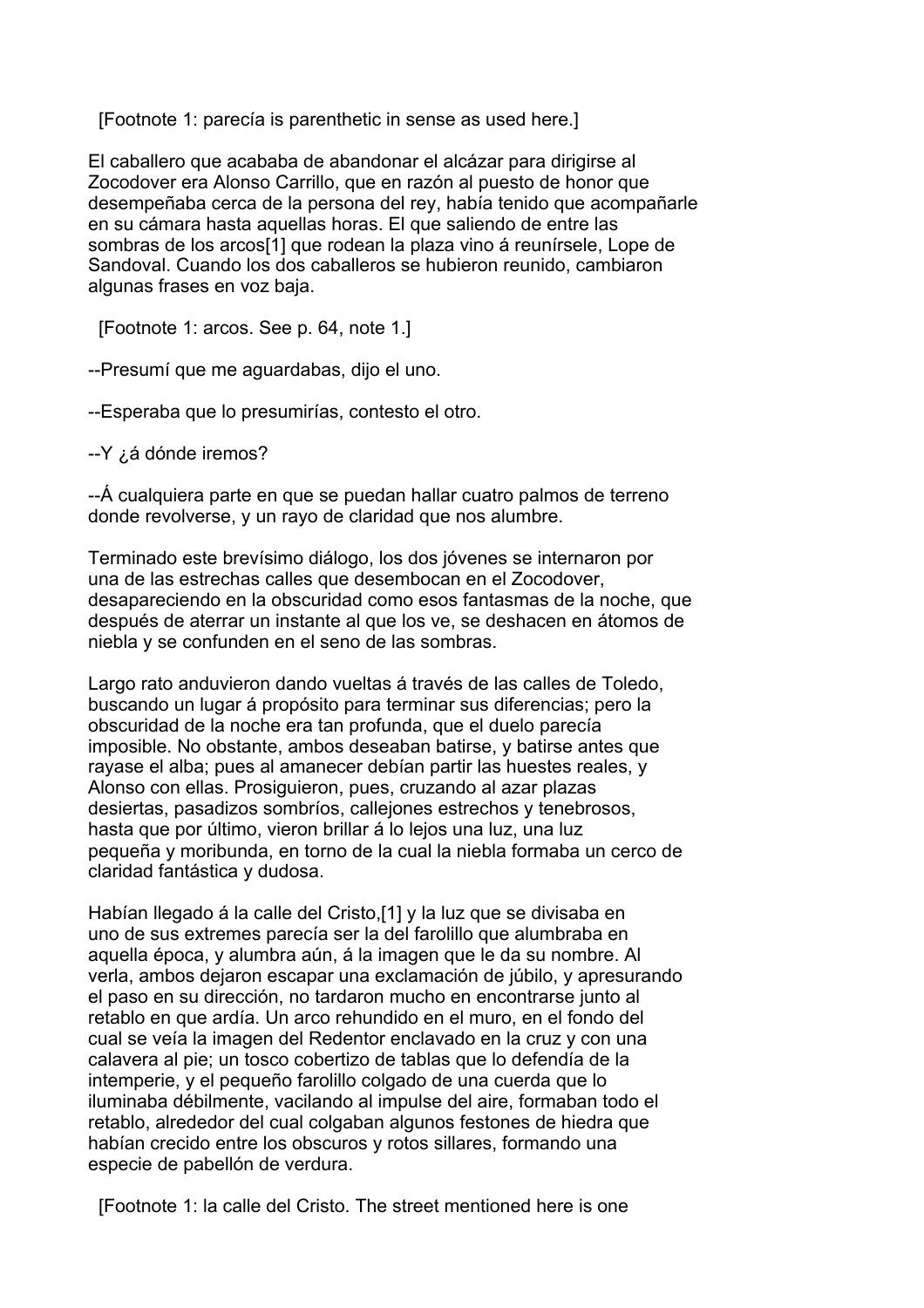[Footnote 1: parecía is parenthetic in sense as used here.]

El caballero que acababa de abandonar el alcázar para dirigirse al Zocodover era Alonso Carrillo, que en razón al puesto de honor que desempeñaba cerca de la persona del rey, había tenido que acompañarle en su cámara hasta aquellas horas. El que saliendo de entre las sombras de los arcos[1] que rodean la plaza vino á reunírsele, Lope de Sandoval. Cuando los dos caballeros se hubieron reunido, cambiaron algunas frases en voz baja.

[Footnote 1: arcos. See p. 64, note 1.]

--Presumí que me aguardabas, dijo el uno.

--Esperaba que lo presumirías, contesto el otro.

--Y ¿á dónde iremos?

--Á cualquiera parte en que se puedan hallar cuatro palmos de terreno donde revolverse, y un rayo de claridad que nos alumbre.

Terminado este brevísimo diálogo, los dos jóvenes se internaron por una de las estrechas calles que desembocan en el Zocodover, desapareciendo en la obscuridad como esos fantasmas de la noche, que después de aterrar un instante al que los ve, se deshacen en átomos de niebla y se confunden en el seno de las sombras.

Largo rato anduvieron dando vueltas á través de las calles de Toledo, buscando un lugar á propósito para terminar sus diferencias; pero la obscuridad de la noche era tan profunda, que el duelo parecía imposible. No obstante, ambos deseaban batirse, y batirse antes que rayase el alba; pues al amanecer debían partir las huestes reales, y Alonso con ellas. Prosiguieron, pues, cruzando al azar plazas desiertas, pasadizos sombríos, callejones estrechos y tenebrosos, hasta que por último, vieron brillar á lo lejos una luz, una luz pequeña y moribunda, en torno de la cual la niebla formaba un cerco de claridad fantástica y dudosa.

Habían llegado á la calle del Cristo,[1] y la luz que se divisaba en uno de sus extremes parecía ser la del farolillo que alumbraba en aquella época, y alumbra aún, á la imagen que le da su nombre. Al verla, ambos dejaron escapar una exclamación de júbilo, y apresurando el paso en su dirección, no tardaron mucho en encontrarse junto al retablo en que ardía. Un arco rehundido en el muro, en el fondo del cual se veía la imagen del Redentor enclavado en la cruz y con una calavera al pie; un tosco cobertizo de tablas que lo defendía de la intemperie, y el pequeño farolillo colgado de una cuerda que lo iluminaba débilmente, vacilando al impulse del aire, formaban todo el retablo, alrededor del cual colgaban algunos festones de hiedra que habían crecido entre los obscuros y rotos sillares, formando una especie de pabellón de verdura.

[Footnote 1: la calle del Cristo. The street mentioned here is one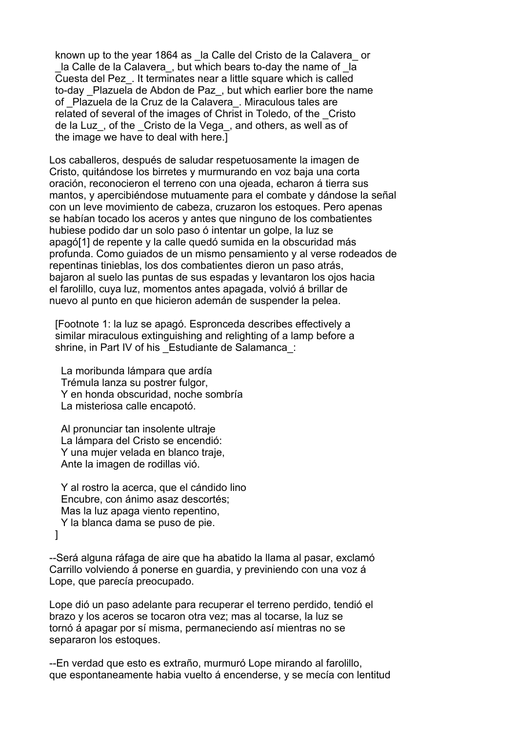known up to the year 1864 as _la Calle del Cristo de la Calavera_ or _la Calle de la Calavera_, but which bears to-day the name of _la Cuesta del Pez_. It terminates near a little square which is called to-day _Plazuela de Abdon de Paz_, but which earlier bore the name of _Plazuela de la Cruz de la Calavera_. Miraculous tales are related of several of the images of Christ in Toledo, of the _Cristo de la Luz_, of the _Cristo de la Vega_, and others, as well as of the image we have to deal with here.]

Los caballeros, después de saludar respetuosamente la imagen de Cristo, quitándose los birretes y murmurando en voz baja una corta oración, reconocieron el terreno con una ojeada, echaron á tierra sus mantos, y apercibiéndose mutuamente para el combate y dándose la señal con un leve movimiento de cabeza, cruzaron los estoques. Pero apenas se habían tocado los aceros y antes que ninguno de los combatientes hubiese podido dar un solo paso ó intentar un golpe, la luz se apagó[1] de repente y la calle quedó sumida en la obscuridad más profunda. Como guiados de un mismo pensamiento y al verse rodeados de repentinas tinieblas, los dos combatientes dieron un paso atrás, bajaron al suelo las puntas de sus espadas y levantaron los ojos hacia el farolillo, cuya luz, momentos antes apagada, volvió á brillar de nuevo al punto en que hicieron ademán de suspender la pelea.

[Footnote 1: la luz se apagó. Espronceda describes effectively a similar miraculous extinguishing and relighting of a lamp before a shrine, in Part IV of his _Estudiante de Salamanca_:

La moribunda lámpara que ardía
Trémula lanza su postrer fulgor,
Y en honda obscuridad, noche sombría
La misteriosa calle encapotó.

Al pronunciar tan insolente ultraje
La lámpara del Cristo se encendió:
Y una mujer velada en blanco traje,
Ante la imagen de rodillas vió.

Y al rostro la acerca, que el cándido lino
Encubre, con ánimo asaz descortés;
Mas la luz apaga viento repentino,
Y la blanca dama se puso de pie.
]

--Será alguna ráfaga de aire que ha abatido la llama al pasar, exclamó Carrillo volviendo á ponerse en guardia, y previniendo con una voz á Lope, que parecía preocupado.

Lope dió un paso adelante para recuperar el terreno perdido, tendió el brazo y los aceros se tocaron otra vez; mas al tocarse, la luz se tornó á apagar por sí misma, permaneciendo así mientras no se separaron los estoques.

--En verdad que esto es extraño, murmuró Lope mirando al farolillo, que espontaneamente habia vuelto á encenderse, y se mecía con lentitud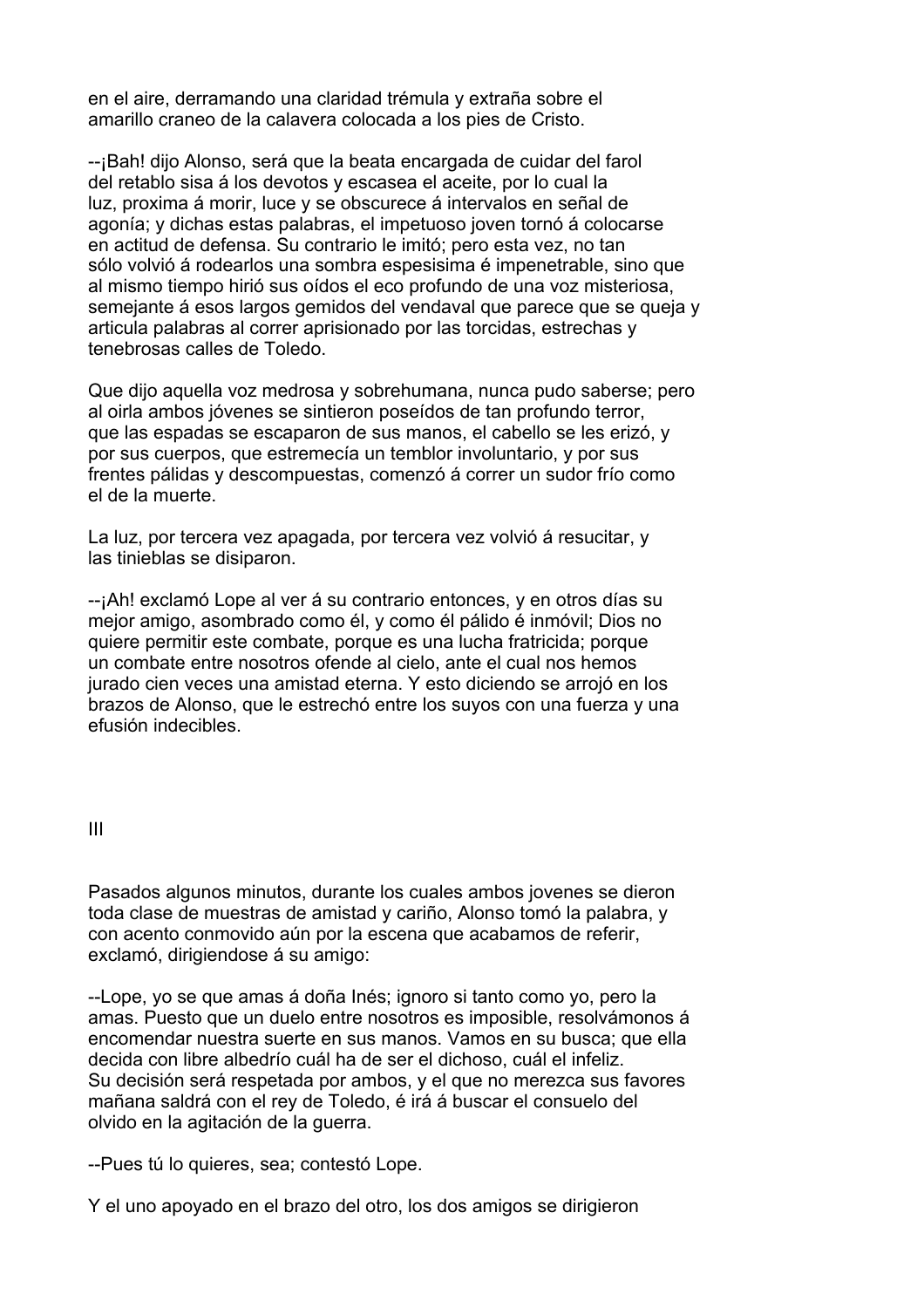en el aire, derramando una claridad trémula y extraña sobre el amarillo craneo de la calavera colocada a los pies de Cristo.

--¡Bah! dijo Alonso, será que la beata encargada de cuidar del farol del retablo sisa á los devotos y escasea el aceite, por lo cual la luz, proxima á morir, luce y se obscurece á intervalos en señal de agonía; y dichas estas palabras, el impetuoso joven tornó á colocarse en actitud de defensa. Su contrario le imitó; pero esta vez, no tan sólo volvió á rodearlos una sombra espesisima é impenetrable, sino que al mismo tiempo hirió sus oídos el eco profundo de una voz misteriosa, semejante á esos largos gemidos del vendaval que parece que se queja y articula palabras al correr aprisionado por las torcidas, estrechas y tenebrosas calles de Toledo.

Que dijo aquella voz medrosa y sobrehumana, nunca pudo saberse; pero al oirla ambos jóvenes se sintieron poseídos de tan profundo terror, que las espadas se escaparon de sus manos, el cabello se les erizó, y por sus cuerpos, que estremecía un temblor involuntario, y por sus frentes pálidas y descompuestas, comenzó á correr un sudor frío como el de la muerte.

La luz, por tercera vez apagada, por tercera vez volvió á resucitar, y las tinieblas se disiparon.

--¡Ah! exclamó Lope al ver á su contrario entonces, y en otros días su mejor amigo, asombrado como él, y como él pálido é inmóvil; Dios no quiere permitir este combate, porque es una lucha fratricida; porque un combate entre nosotros ofende al cielo, ante el cual nos hemos jurado cien veces una amistad eterna. Y esto diciendo se arrojó en los brazos de Alonso, que le estrechó entre los suyos con una fuerza y una efusión indecibles.

## III

Pasados algunos minutos, durante los cuales ambos jovenes se dieron toda clase de muestras de amistad y cariño, Alonso tomó la palabra, y con acento conmovido aún por la escena que acabamos de referir, exclamó, dirigiendose á su amigo:

--Lope, yo se que amas á doña Inés; ignoro si tanto como yo, pero la amas. Puesto que un duelo entre nosotros es imposible, resolvámonos á encomendar nuestra suerte en sus manos. Vamos en su busca; que ella decida con libre albedrío cuál ha de ser el dichoso, cuál el infeliz. Su decisión será respetada por ambos, y el que no merezca sus favores mañana saldrá con el rey de Toledo, é irá á buscar el consuelo del olvido en la agitación de la guerra.

--Pues tú lo quieres, sea; contestó Lope.

Y el uno apoyado en el brazo del otro, los dos amigos se dirigieron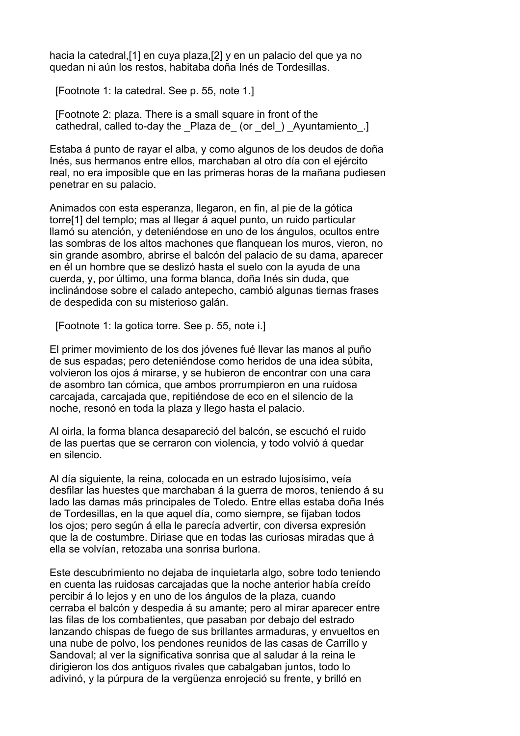hacia la catedral,[1] en cuya plaza,[2] y en un palacio del que ya no quedan ni aún los restos, habitaba doña Inés de Tordesillas.

[Footnote 1: la catedral. See p. 55, note 1.]

[Footnote 2: plaza. There is a small square in front of the cathedral, called to-day the _Plaza de_ (or _del_) _Ayuntamiento_.]

Estaba á punto de rayar el alba, y como algunos de los deudos de doña Inés, sus hermanos entre ellos, marchaban al otro día con el ejército real, no era imposible que en las primeras horas de la mañana pudiesen penetrar en su palacio.

Animados con esta esperanza, llegaron, en fin, al pie de la gótica torre[1] del templo; mas al llegar á aquel punto, un ruido particular llamó su atención, y deteniéndose en uno de los ángulos, ocultos entre las sombras de los altos machones que flanquean los muros, vieron, no sin grande asombro, abrirse el balcón del palacio de su dama, aparecer en él un hombre que se deslizó hasta el suelo con la ayuda de una cuerda, y, por último, una forma blanca, doña Inés sin duda, que inclinándose sobre el calado antepecho, cambió algunas tiernas frases de despedida con su misterioso galán.

[Footnote 1: la gotica torre. See p. 55, note i.]

El primer movimiento de los dos jóvenes fué llevar las manos al puño de sus espadas; pero deteniéndose como heridos de una idea súbita, volvieron los ojos á mirarse, y se hubieron de encontrar con una cara de asombro tan cómica, que ambos prorrumpieron en una ruidosa carcajada, carcajada que, repitiéndose de eco en el silencio de la noche, resonó en toda la plaza y llego hasta el palacio.

Al oirla, la forma blanca desapareció del balcón, se escuchó el ruido de las puertas que se cerraron con violencia, y todo volvió á quedar en silencio.

Al día siguiente, la reina, colocada en un estrado lujosísimo, veía desfilar las huestes que marchaban á la guerra de moros, teniendo á su lado las damas más principales de Toledo. Entre ellas estaba doña Inés de Tordesillas, en la que aquel día, como siempre, se fijaban todos los ojos; pero según á ella le parecía advertir, con diversa expresión que la de costumbre. Diriase que en todas las curiosas miradas que á ella se volvían, retozaba una sonrisa burlona.

Este descubrimiento no dejaba de inquietarla algo, sobre todo teniendo en cuenta las ruidosas carcajadas que la noche anterior había creído percibir á lo lejos y en uno de los ángulos de la plaza, cuando cerraba el balcón y despedia á su amante; pero al mirar aparecer entre las filas de los combatientes, que pasaban por debajo del estrado lanzando chispas de fuego de sus brillantes armaduras, y envueltos en una nube de polvo, los pendones reunidos de las casas de Carrillo y Sandoval; al ver la significativa sonrisa que al saludar á la reina le dirigieron los dos antiguos rivales que cabalgaban juntos, todo lo adivinó, y la púrpura de la vergüenza enrojeció su frente, y brilló en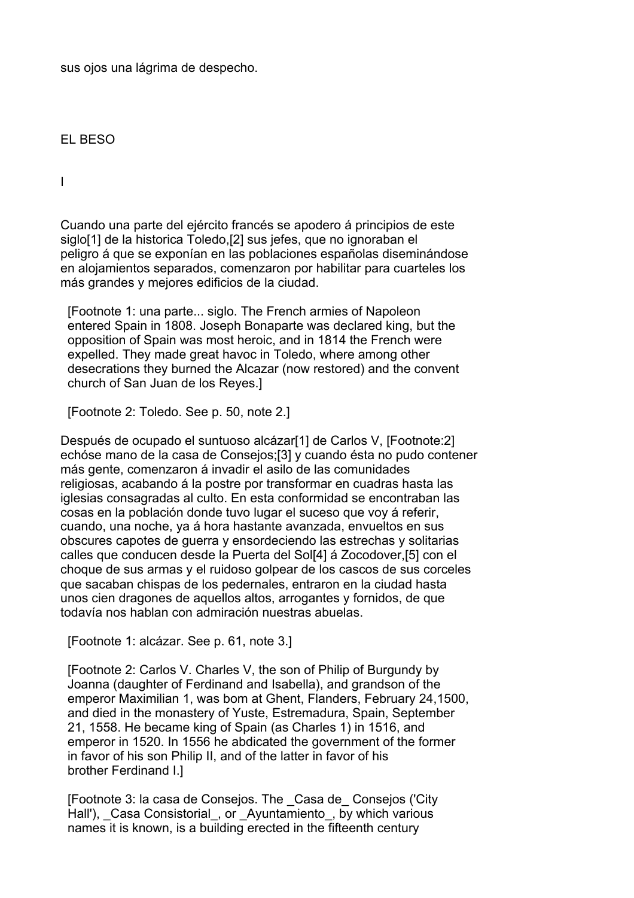sus ojos una lágrima de despecho.

# EL BESO

## I

Cuando una parte del ejército francés se apodero á principios de este siglo[1] de la historica Toledo,[2] sus jefes, que no ignoraban el peligro á que se exponían en las poblaciones españolas diseminándose en alojamientos separados, comenzaron por habilitar para cuarteles los más grandes y mejores edificios de la ciudad.

[Footnote 1: una parte... siglo. The French armies of Napoleon entered Spain in 1808. Joseph Bonaparte was declared king, but the opposition of Spain was most heroic, and in 1814 the French were expelled. They made great havoc in Toledo, where among other desecrations they burned the Alcazar (now restored) and the convent church of San Juan de los Reyes.]

[Footnote 2: Toledo. See p. 50, note 2.]

Después de ocupado el suntuoso alcázar[1] de Carlos V, [Footnote:2] echóse mano de la casa de Consejos;[3] y cuando ésta no pudo contener más gente, comenzaron á invadir el asilo de las comunidades religiosas, acabando á la postre por transformar en cuadras hasta las iglesias consagradas al culto. En esta conformidad se encontraban las cosas en la población donde tuvo lugar el suceso que voy á referir, cuando, una noche, ya á hora hastante avanzada, envueltos en sus obscures capotes de guerra y ensordeciendo las estrechas y solitarias calles que conducen desde la Puerta del Sol[4] á Zocodover,[5] con el choque de sus armas y el ruidoso golpear de los cascos de sus corceles que sacaban chispas de los pedernales, entraron en la ciudad hasta unos cien dragones de aquellos altos, arrogantes y fornidos, de que todavía nos hablan con admiración nuestras abuelas.

[Footnote 1: alcázar. See p. 61, note 3.]

[Footnote 2: Carlos V. Charles V, the son of Philip of Burgundy by Joanna (daughter of Ferdinand and Isabella), and grandson of the emperor Maximilian 1, was bom at Ghent, Flanders, February 24,1500, and died in the monastery of Yuste, Estremadura, Spain, September 21, 1558. He became king of Spain (as Charles 1) in 1516, and emperor in 1520. In 1556 he abdicated the government of the former in favor of his son Philip II, and of the latter in favor of his brother Ferdinand I.]

[Footnote 3: la casa de Consejos. The _Casa de_ Consejos ('City Hall'), _Casa Consistorial_, or _Ayuntamiento_, by which various names it is known, is a building erected in the fifteenth century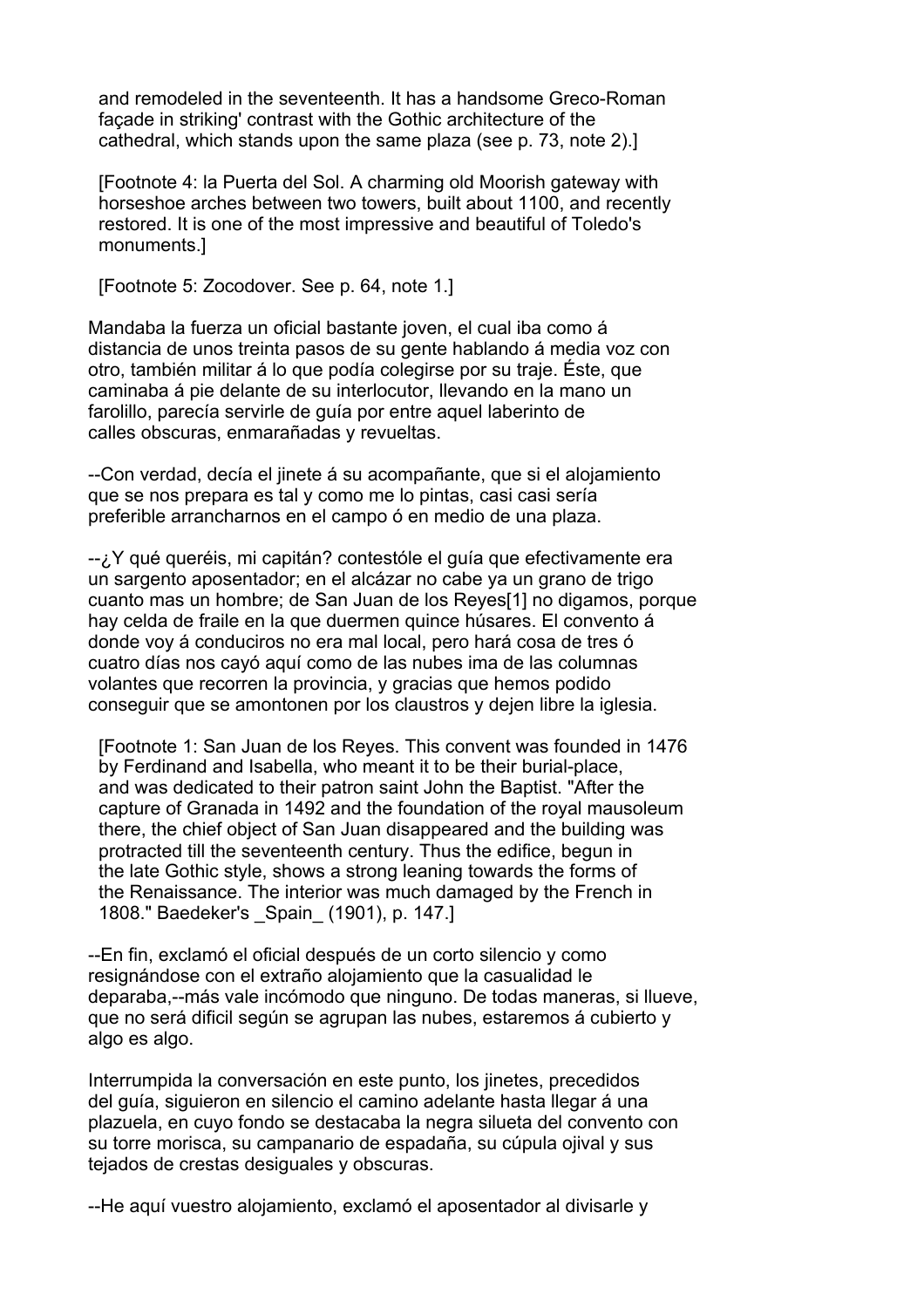and remodeled in the seventeenth. It has a handsome Greco-Roman façade in striking' contrast with the Gothic architecture of the cathedral, which stands upon the same plaza (see p. 73, note 2).]

[Footnote 4: la Puerta del Sol. A charming old Moorish gateway with horseshoe arches between two towers, built about 1100, and recently restored. It is one of the most impressive and beautiful of Toledo's monuments.]

[Footnote 5: Zocodover. See p. 64, note 1.]

Mandaba la fuerza un oficial bastante joven, el cual iba como á distancia de unos treinta pasos de su gente hablando á media voz con otro, también militar á lo que podía colegirse por su traje. Éste, que caminaba á pie delante de su interlocutor, llevando en la mano un farolillo, parecía servirle de guía por entre aquel laberinto de calles obscuras, enmarañadas y revueltas.

--Con verdad, decía el jinete á su acompañante, que si el alojamiento que se nos prepara es tal y como me lo pintas, casi casi sería preferible arrancharnos en el campo ó en medio de una plaza.

--¿Y qué queréis, mi capitán? contestóle el guía que efectivamente era un sargento aposentador; en el alcázar no cabe ya un grano de trigo cuanto mas un hombre; de San Juan de los Reyes[1] no digamos, porque hay celda de fraile en la que duermen quince húsares. El convento á donde voy á conduciros no era mal local, pero hará cosa de tres ó cuatro días nos cayó aquí como de las nubes ima de las columnas volantes que recorren la provincia, y gracias que hemos podido conseguir que se amontonen por los claustros y dejen libre la iglesia.

[Footnote 1: San Juan de los Reyes. This convent was founded in 1476 by Ferdinand and Isabella, who meant it to be their burial-place, and was dedicated to their patron saint John the Baptist. "After the capture of Granada in 1492 and the foundation of the royal mausoleum there, the chief object of San Juan disappeared and the building was protracted till the seventeenth century. Thus the edifice, begun in the late Gothic style, shows a strong leaning towards the forms of the Renaissance. The interior was much damaged by the French in 1808." Baedeker's _Spain_ (1901), p. 147.]

--En fin, exclamó el oficial después de un corto silencio y como resignándose con el extraño alojamiento que la casualidad le deparaba,--más vale incómodo que ninguno. De todas maneras, si llueve, que no será difícil según se agrupan las nubes, estaremos á cubierto y algo es algo.

Interrumpida la conversación en este punto, los jinetes, precedidos del guía, siguieron en silencio el camino adelante hasta llegar á una plazuela, en cuyo fondo se destacaba la negra silueta del convento con su torre morisca, su campanario de espadaña, su cúpula ojival y sus tejados de crestas desiguales y obscuras.

--He aquí vuestro alojamiento, exclamó el aposentador al divisarle y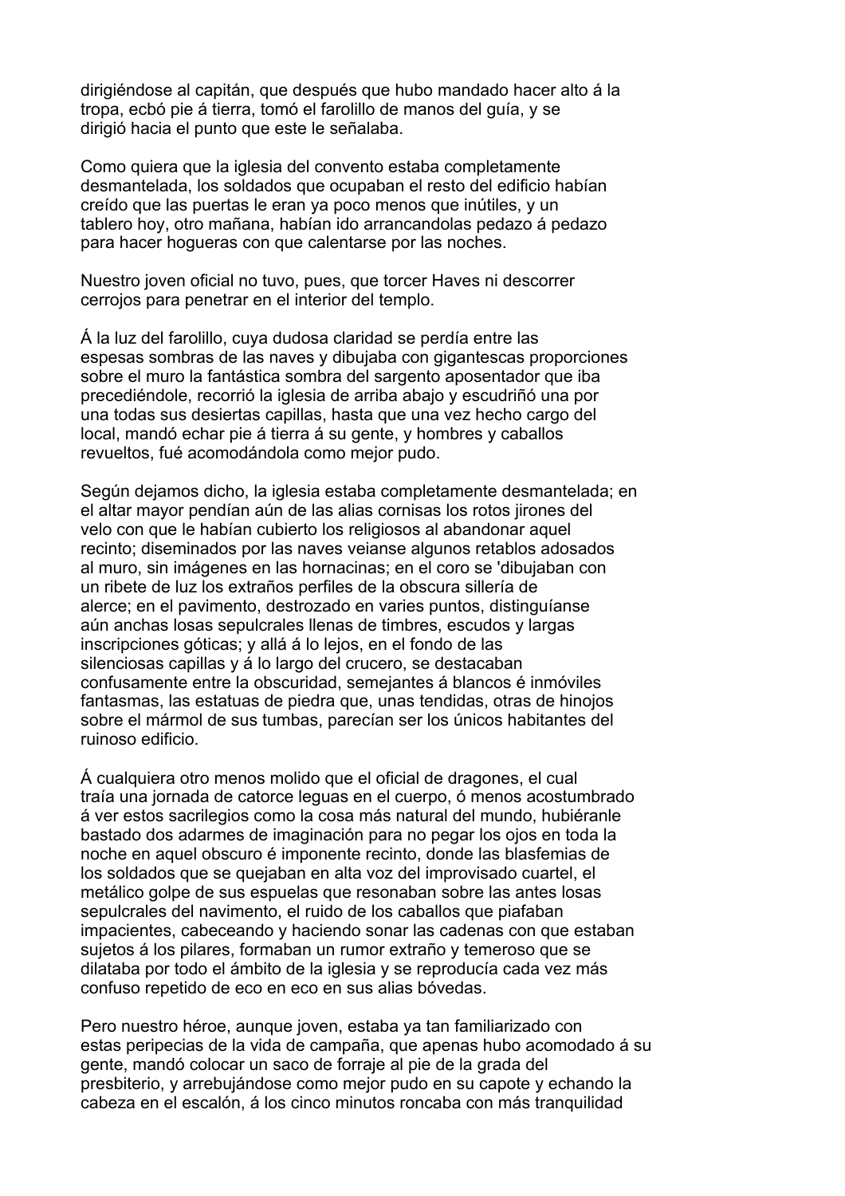dirigiéndose al capitán, que después que hubo mandado hacer alto á la tropa, echó pie á tierra, tomó el farolillo de manos del guía, y se dirigió hacia el punto que este le señalaba.

Como quiera que la iglesia del convento estaba completamente desmantelada, los soldados que ocupaban el resto del edificio habían creído que las puertas le eran ya poco menos que inútiles, y un tablero hoy, otro mañana, habían ido arrancandolas pedazo á pedazo para hacer hogueras con que calentarse por las noches.

Nuestro joven oficial no tuvo, pues, que torcer Haves ni descorrer cerrojos para penetrar en el interior del templo.

Á la luz del farolillo, cuya dudosa claridad se perdía entre las espesas sombras de las naves y dibujaba con gigantescas proporciones sobre el muro la fantástica sombra del sargento aposentador que iba precediéndole, recorrió la iglesia de arriba abajo y escudriñó una por una todas sus desiertas capillas, hasta que una vez hecho cargo del local, mandó echar pie á tierra á su gente, y hombres y caballos revueltos, fué acomodándola como mejor pudo.

Según dejamos dicho, la iglesia estaba completamente desmantelada; en el altar mayor pendían aún de las alias cornisas los rotos jirones del velo con que le habían cubierto los religiosos al abandonar aquel recinto; diseminados por las naves veianse algunos retablos adosados al muro, sin imágenes en las hornacinas; en el coro se 'dibujaban con un ribete de luz los extraños perfiles de la obscura sillería de alerce; en el pavimento, destrozado en varies puntos, distinguíanse aún anchas losas sepulcrales llenas de timbres, escudos y largas inscripciones góticas; y allá á lo lejos, en el fondo de las silenciosas capillas y á lo largo del crucero, se destacaban confusamente entre la obscuridad, semejantes á blancos é inmóviles fantasmas, las estatuas de piedra que, unas tendidas, otras de hinojos sobre el mármol de sus tumbas, parecían ser los únicos habitantes del ruinoso edificio.

Á cualquiera otro menos molido que el oficial de dragones, el cual traía una jornada de catorce leguas en el cuerpo, ó menos acostumbrado á ver estos sacrilegios como la cosa más natural del mundo, hubiéranle bastado dos adarmes de imaginación para no pegar los ojos en toda la noche en aquel obscuro é imponente recinto, donde las blasfemias de los soldados que se quejaban en alta voz del improvisado cuartel, el metálico golpe de sus espuelas que resonaban sobre las antes losas sepulcrales del navimento, el ruido de los caballos que piafaban impacientes, cabeceando y haciendo sonar las cadenas con que estaban sujetos á los pilares, formaban un rumor extraño y temeroso que se dilataba por todo el ámbito de la iglesia y se reproducía cada vez más confuso repetido de eco en eco en sus alias bóvedas.

Pero nuestro héroe, aunque joven, estaba ya tan familiarizado con estas peripecias de la vida de campaña, que apenas hubo acomodado á su gente, mandó colocar un saco de forraje al pie de la grada del presbiterio, y arrebujándose como mejor pudo en su capote y echando la cabeza en el escalón, á los cinco minutos roncaba con más tranquilidad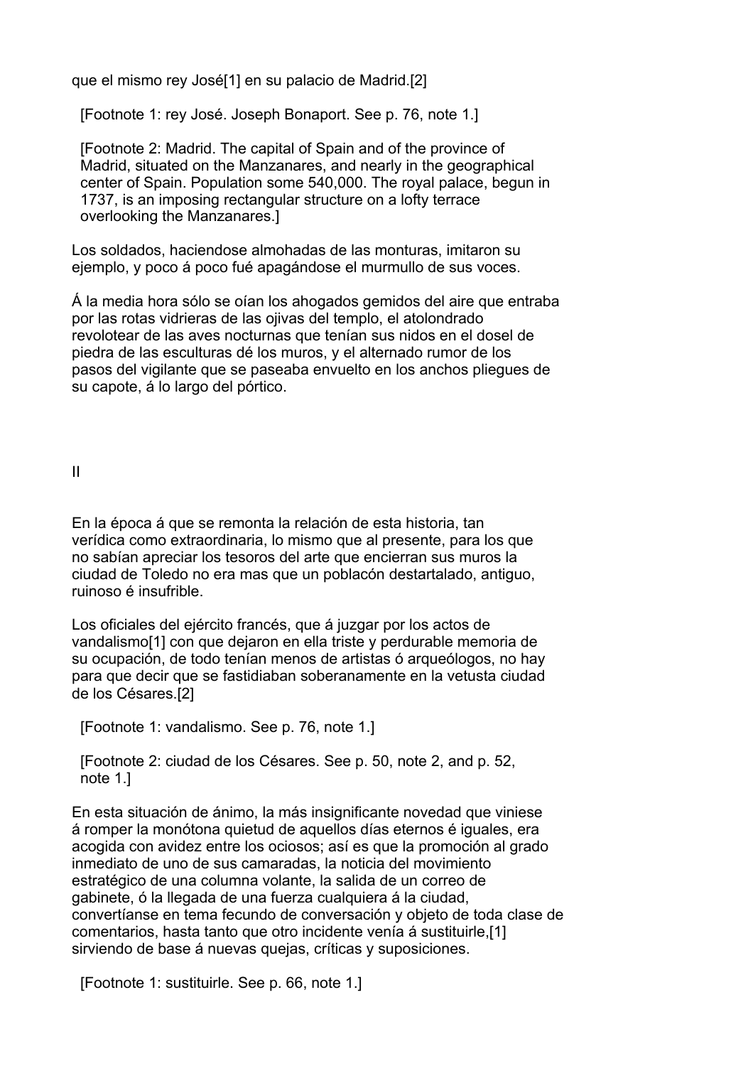que el mismo rey José[1] en su palacio de Madrid.[2]

[Footnote 1: rey José. Joseph Bonaport. See p. 76, note 1.]

[Footnote 2: Madrid. The capital of Spain and of the province of Madrid, situated on the Manzanares, and nearly in the geographical center of Spain. Population some 540,000. The royal palace, begun in 1737, is an imposing rectangular structure on a lofty terrace overlooking the Manzanares.]

Los soldados, haciendose almohadas de las monturas, imitaron su ejemplo, y poco á poco fué apagándose el murmullo de sus voces.

Á la media hora sólo se oían los ahogados gemidos del aire que entraba por las rotas vidrieras de las ojivas del templo, el atolondrado revolotear de las aves nocturnas que tenían sus nidos en el dosel de piedra de las esculturas dé los muros, y el alternado rumor de los pasos del vigilante que se paseaba envuelto en los anchos pliegues de su capote, á lo largo del pórtico.

## II

En la época á que se remonta la relación de esta historia, tan verídica como extraordinaria, lo mismo que al presente, para los que no sabían apreciar los tesoros del arte que encierran sus muros la ciudad de Toledo no era mas que un poblacón destartalado, antiguo, ruinoso é insufrible.

Los oficiales del ejército francés, que á juzgar por los actos de vandalismo[1] con que dejaron en ella triste y perdurable memoria de su ocupación, de todo tenían menos de artistas ó arqueólogos, no hay para que decir que se fastidiaban soberanamente en la vetusta ciudad de los Césares.[2]

[Footnote 1: vandalismo. See p. 76, note 1.]

[Footnote 2: ciudad de los Césares. See p. 50, note 2, and p. 52, note 1.]

En esta situación de ánimo, la más insignificante novedad que viniese á romper la monótona quietud de aquellos días eternos é iguales, era acogida con avidez entre los ociosos; así es que la promoción al grado inmediato de uno de sus camaradas, la noticia del movimiento estratégico de una columna volante, la salida de un correo de gabinete, ó la llegada de una fuerza cualquiera á la ciudad, convertíanse en tema fecundo de conversación y objeto de toda clase de comentarios, hasta tanto que otro incidente venía á sustituirle,[1] sirviendo de base á nuevas quejas, críticas y suposiciones.

[Footnote 1: sustituirle. See p. 66, note 1.]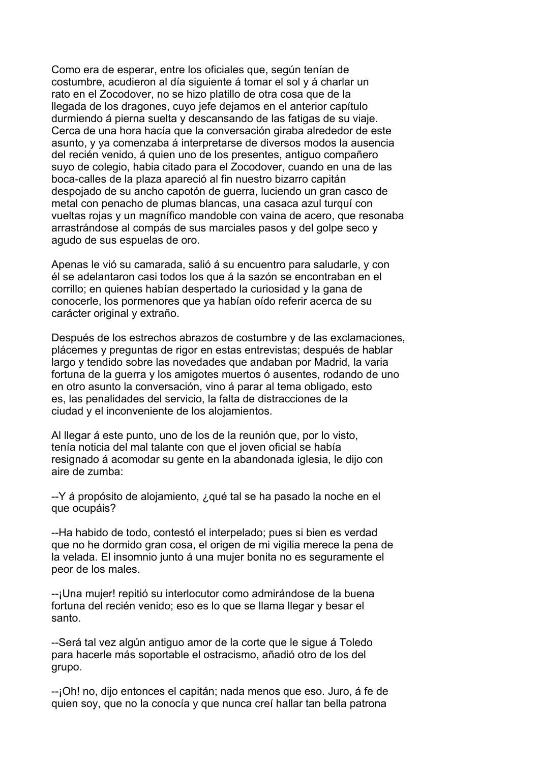Como era de esperar, entre los oficiales que, según tenían de costumbre, acudieron al día siguiente á tomar el sol y á charlar un rato en el Zocodover, no se hizo platillo de otra cosa que de la llegada de los dragones, cuyo jefe dejamos en el anterior capítulo durmiendo á pierna suelta y descansando de las fatigas de su viaje. Cerca de una hora hacía que la conversación giraba alrededor de este asunto, y ya comenzaba á interpretarse de diversos modos la ausencia del recién venido, á quien uno de los presentes, antiguo compañero suyo de colegio, habia citado para el Zocodover, cuando en una de las boca-calles de la plaza apareció al fin nuestro bizarro capitán despojado de su ancho capotón de guerra, luciendo un gran casco de metal con penacho de plumas blancas, una casaca azul turquí con vueltas rojas y un magnífico mandoble con vaina de acero, que resonaba arrastrándose al compás de sus marciales pasos y del golpe seco y agudo de sus espuelas de oro.

Apenas le vió su camarada, salió á su encuentro para saludarle, y con él se adelantaron casi todos los que á la sazón se encontraban en el corrillo; en quienes habían despertado la curiosidad y la gana de conocerle, los pormenores que ya habían oído referir acerca de su carácter original y extraño.

Después de los estrechos abrazos de costumbre y de las exclamaciones, plácemes y preguntas de rigor en estas entrevistas; después de hablar largo y tendido sobre las novedades que andaban por Madrid, la varia fortuna de la guerra y los amigotes muertos ó ausentes, rodando de uno en otro asunto la conversación, vino á parar al tema obligado, esto es, las penalidades del servicio, la falta de distracciones de la ciudad y el inconveniente de los alojamientos.

Al llegar á este punto, uno de los de la reunión que, por lo visto, tenía noticia del mal talante con que el joven oficial se había resignado á acomodar su gente en la abandonada iglesia, le dijo con aire de zumba:

--Y á propósito de alojamiento, ¿qué tal se ha pasado la noche en el que ocupáis?

--Ha habido de todo, contestó el interpelado; pues si bien es verdad que no he dormido gran cosa, el origen de mi vigilia merece la pena de la velada. El insomnio junto á una mujer bonita no es seguramente el peor de los males.

--¡Una mujer! repitió su interlocutor como admirándose de la buena fortuna del recién venido; eso es lo que se llama llegar y besar el santo.

--Será tal vez algún antiguo amor de la corte que le sigue á Toledo para hacerle más soportable el ostracismo, añadió otro de los del grupo.

--¡Oh! no, dijo entonces el capitán; nada menos que eso. Juro, á fe de quien soy, que no la conocía y que nunca creí hallar tan bella patrona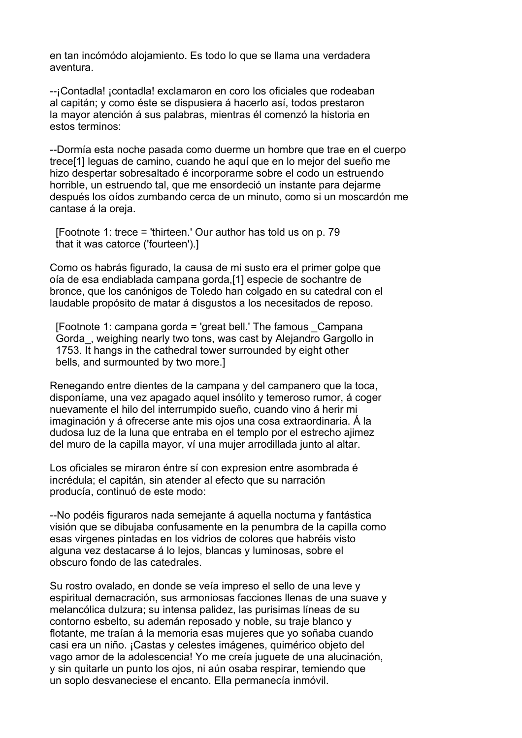en tan incómódo alojamiento. Es todo lo que se llama una verdadera aventura.

--¡Contadla! ¡contadla! exclamaron en coro los oficiales que rodeaban al capitán; y como éste se dispusiera á hacerlo así, todos prestaron la mayor atención á sus palabras, mientras él comenzó la historia en estos terminos:

--Dormía esta noche pasada como duerme un hombre que trae en el cuerpo trece[1] leguas de camino, cuando he aquí que en lo mejor del sueño me hizo despertar sobresaltado é incorporarme sobre el codo un estruendo horrible, un estruendo tal, que me ensordeció un instante para dejarme después los oídos zumbando cerca de un minuto, como si un moscardón me cantase á la oreja.

[Footnote 1: trece = 'thirteen.' Our author has told us on p. 79 that it was catorce ('fourteen').]

Como os habrás figurado, la causa de mi susto era el primer golpe que oía de esa endiablada campana gorda,[1] especie de sochantre de bronce, que los canónigos de Toledo han colgado en su catedral con el laudable propósito de matar á disgustos a los necesitados de reposo.

[Footnote 1: campana gorda = 'great bell.' The famous _Campana Gorda_, weighing nearly two tons, was cast by Alejandro Gargollo in 1753. It hangs in the cathedral tower surrounded by eight other bells, and surmounted by two more.]

Renegando entre dientes de la campana y del campanero que la toca, disponíame, una vez apagado aquel insólito y temeroso rumor, á coger nuevamente el hilo del interrumpido sueño, cuando vino á herir mi imaginación y á ofrecerse ante mis ojos una cosa extraordinaria. Á la dudosa luz de la luna que entraba en el templo por el estrecho ajimez del muro de la capilla mayor, ví una mujer arrodillada junto al altar.

Los oficiales se miraron éntre sí con expresion entre asombrada é incrédula; el capitán, sin atender al efecto que su narración producía, continuó de este modo:

--No podéis figuraros nada semejante á aquella nocturna y fantástica visión que se dibujaba confusamente en la penumbra de la capilla como esas virgenes pintadas en los vidrios de colores que habréis visto alguna vez destacarse á lo lejos, blancas y luminosas, sobre el obscuro fondo de las catedrales.

Su rostro ovalado, en donde se veía impreso el sello de una leve y espiritual demacración, sus armoniosas facciones llenas de una suave y melancólica dulzura; su intensa palidez, las purisimas líneas de su contorno esbelto, su ademán reposado y noble, su traje blanco y flotante, me traían á la memoria esas mujeres que yo soñaba cuando casi era un niño. ¡Castas y celestes imágenes, quimérico objeto del vago amor de la adolescencia! Yo me creía juguete de una alucinación, y sin quitarle un punto los ojos, ni aún osaba respirar, temiendo que un soplo desvaneciese el encanto. Ella permanecía inmóvil.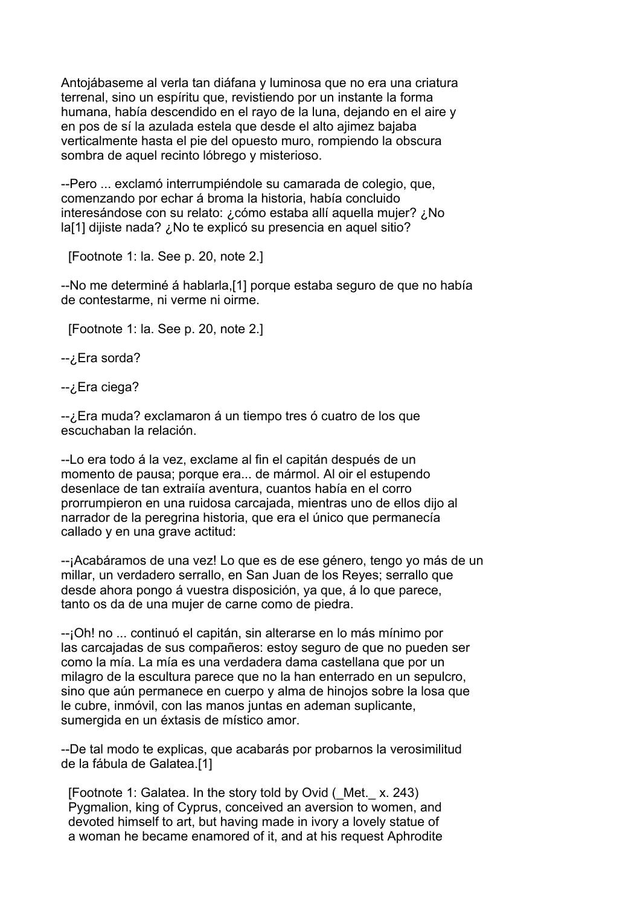Antojábaseme al verla tan diáfana y luminosa que no era una criatura terrenal, sino un espíritu que, revistiendo por un instante la forma humana, había descendido en el rayo de la luna, dejando en el aire y en pos de sí la azulada estela que desde el alto ajimez bajaba verticalmente hasta el pie del opuesto muro, rompiendo la obscura sombra de aquel recinto lóbrego y misterioso.

--Pero ... exclamó interrumpiéndole su camarada de colegio, que, comenzando por echar á broma la historia, había concluido interesándose con su relato: ¿cómo estaba allí aquella mujer? ¿No la[1] dijiste nada? ¿No te explicó su presencia en aquel sitio?

[Footnote 1: la. See p. 20, note 2.]

--No me determiné á hablarla,[1] porque estaba seguro de que no había de contestarme, ni verme ni oirme.

[Footnote 1: la. See p. 20, note 2.]

--¿Era sorda?

--¿Era ciega?

--¿Era muda? exclamaron á un tiempo tres ó cuatro de los que escuchaban la relación.

--Lo era todo á la vez, exclame al fin el capitán después de un momento de pausa; porque era... de mármol. Al oir el estupendo desenlace de tan extraiía aventura, cuantos había en el corro prorrumpieron en una ruidosa carcajada, mientras uno de ellos dijo al narrador de la peregrina historia, que era el único que permanecía callado y en una grave actitud:

--¡Acabáramos de una vez! Lo que es de ese género, tengo yo más de un millar, un verdadero serrallo, en San Juan de los Reyes; serrallo que desde ahora pongo á vuestra disposición, ya que, á lo que parece, tanto os da de una mujer de carne como de piedra.

--¡Oh! no ... continuó el capitán, sin alterarse en lo más mínimo por las carcajadas de sus compañeros: estoy seguro de que no pueden ser como la mía. La mía es una verdadera dama castellana que por un milagro de la escultura parece que no la han enterrado en un sepulcro, sino que aún permanece en cuerpo y alma de hinojos sobre la losa que le cubre, inmóvil, con las manos juntas en ademan suplicante, sumergida en un éxtasis de místico amor.

--De tal modo te explicas, que acabarás por probarnos la verosimilitud de la fábula de Galatea.[1]

[Footnote 1: Galatea. In the story told by Ovid (_Met._ x. 243) Pygmalion, king of Cyprus, conceived an aversion to women, and devoted himself to art, but having made in ivory a lovely statue of a woman he became enamored of it, and at his request Aphrodite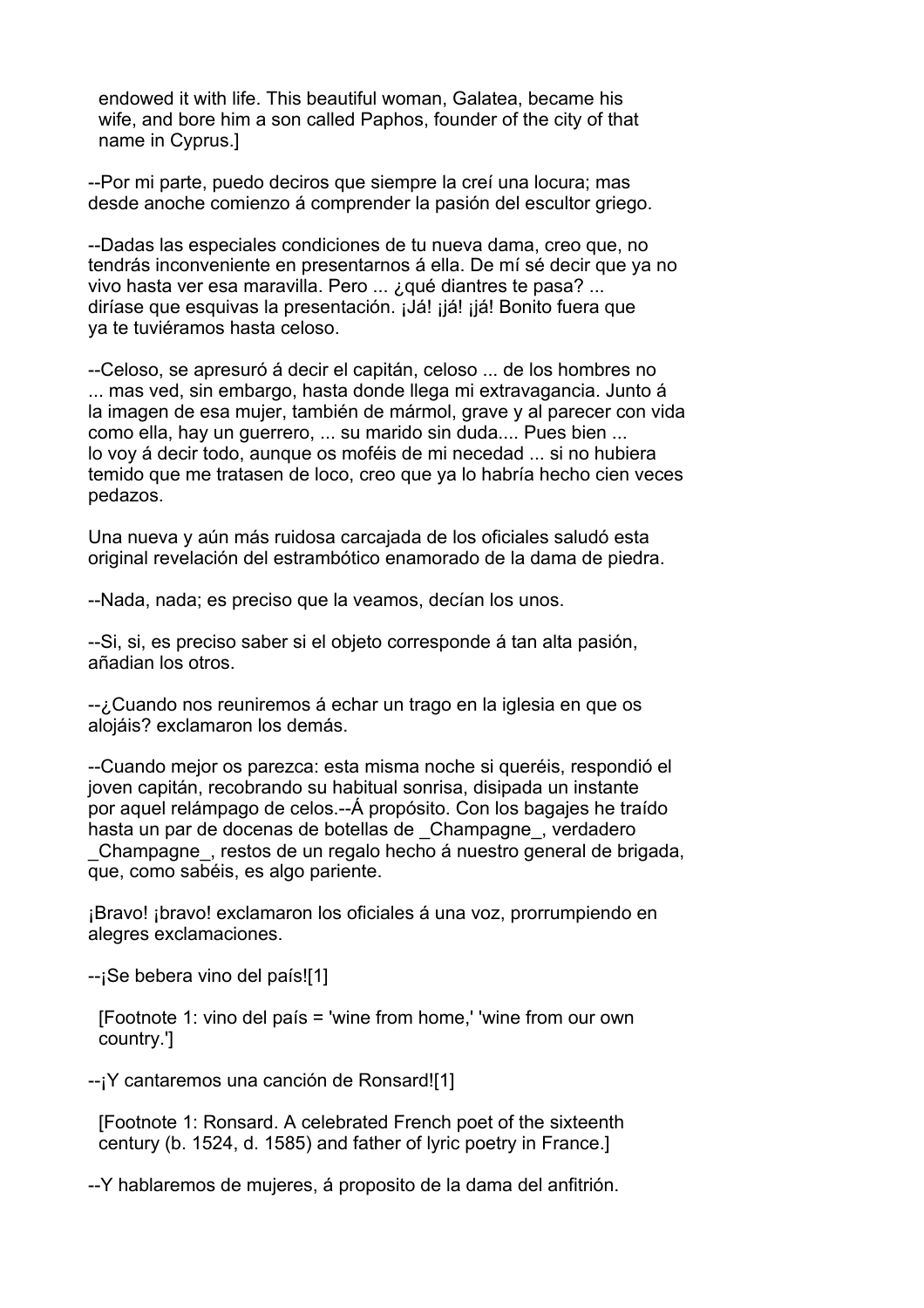endowed it with life. This beautiful woman, Galatea, became his wife, and bore him a son called Paphos, founder of the city of that name in Cyprus.]

--Por mi parte, puedo deciros que siempre la creí una locura; mas desde anoche comienzo á comprender la pasión del escultor griego.

--Dadas las especiales condiciones de tu nueva dama, creo que, no tendrás inconveniente en presentarnos á ella. De mí sé decir que ya no vivo hasta ver esa maravilla. Pero ... ¿qué diantres te pasa? ... diríase que esquivas la presentación. ¡Já! ¡já! ¡já! Bonito fuera que ya te tuviéramos hasta celoso.

--Celoso, se apresuró á decir el capitán, celoso ... de los hombres no ... mas ved, sin embargo, hasta donde llega mi extravagancia. Junto á la imagen de esa mujer, también de mármol, grave y al parecer con vida como ella, hay un guerrero, ... su marido sin duda.... Pues bien ... lo voy á decir todo, aunque os moféis de mi necedad ... si no hubiera temido que me tratasen de loco, creo que ya lo habría hecho cien veces pedazos.

Una nueva y aún más ruidosa carcajada de los oficiales saludó esta original revelación del estrambótico enamorado de la dama de piedra.

--Nada, nada; es preciso que la veamos, decían los unos.

--Si, si, es preciso saber si el objeto corresponde á tan alta pasión, añadian los otros.

--¿Cuando nos reuniremos á echar un trago en la iglesia en que os alojáis? exclamaron los demás.

--Cuando mejor os parezca: esta misma noche si queréis, respondió el joven capitán, recobrando su habitual sonrisa, disipada un instante por aquel relámpago de celos.--Á propósito. Con los bagajes he traído hasta un par de docenas de botellas de _Champagne_, verdadero _Champagne_, restos de un regalo hecho á nuestro general de brigada, que, como sabéis, es algo pariente.

¡Bravo! ¡bravo! exclamaron los oficiales á una voz, prorrumpiendo en alegres exclamaciones.

--¡Se bebera vino del país![1]

[Footnote 1: vino del país = 'wine from home,' 'wine from our own country.']

--¡Y cantaremos una canción de Ronsard![1]

[Footnote 1: Ronsard. A celebrated French poet of the sixteenth century (b. 1524, d. 1585) and father of lyric poetry in France.]

--Y hablaremos de mujeres, á proposito de la dama del anfitrión.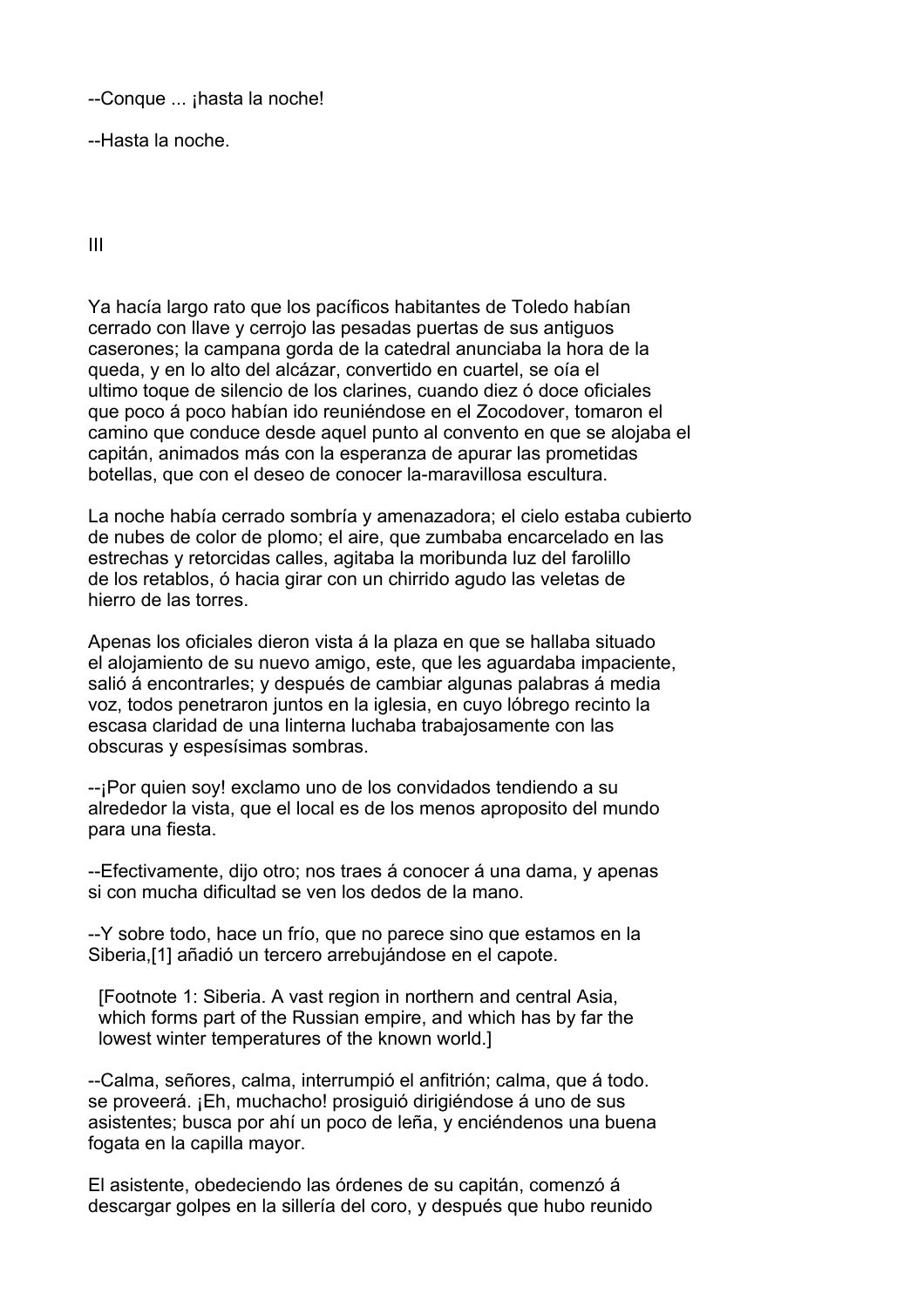--Conque ... ¡hasta la noche!

--Hasta la noche.

## III

Ya hacía largo rato que los pacíficos habitantes de Toledo habían cerrado con llave y cerrojo las pesadas puertas de sus antiguos caserones; la campana gorda de la catedral anunciaba la hora de la queda, y en lo alto del alcázar, convertido en cuartel, se oía el ultimo toque de silencio de los clarines, cuando diez ó doce oficiales que poco á poco habían ido reuniéndose en el Zocodover, tomaron el camino que conduce desde aquel punto al convento en que se alojaba el capitán, animados más con la esperanza de apurar las prometidas botellas, que con el deseo de conocer la-maravillosa escultura.

La noche había cerrado sombría y amenazadora; el cielo estaba cubierto de nubes de color de plomo; el aire, que zumbaba encarcelado en las estrechas y retorcidas calles, agitaba la moribunda luz del farolillo de los retablos, ó hacia girar con un chirrido agudo las veletas de hierro de las torres.

Apenas los oficiales dieron vista á la plaza en que se hallaba situado el alojamiento de su nuevo amigo, este, que les aguardaba impaciente, salió á encontrarles; y después de cambiar algunas palabras á media voz, todos penetraron juntos en la iglesia, en cuyo lóbrego recinto la escasa claridad de una linterna luchaba trabajosamente con las obscuras y espesísimas sombras.

--¡Por quien soy! exclamo uno de los convidados tendiendo a su alrededor la vista, que el local es de los menos aproposito del mundo para una fiesta.

--Efectivamente, dijo otro; nos traes á conocer á una dama, y apenas si con mucha dificultad se ven los dedos de la mano.

--Y sobre todo, hace un frío, que no parece sino que estamos en la Siberia,[1] añadió un tercero arrebujándose en el capote.

[Footnote 1: Siberia. A vast region in northern and central Asia, which forms part of the Russian empire, and which has by far the lowest winter temperatures of the known world.]

--Calma, señores, calma, interrumpió el anfitrión; calma, que á todo. se proveerá. ¡Eh, muchacho! prosiguió dirigiéndose á uno de sus asistentes; busca por ahí un poco de leña, y enciéndenos una buena fogata en la capilla mayor.

El asistente, obedeciendo las órdenes de su capitán, comenzó á descargar golpes en la sillería del coro, y después que hubo reunido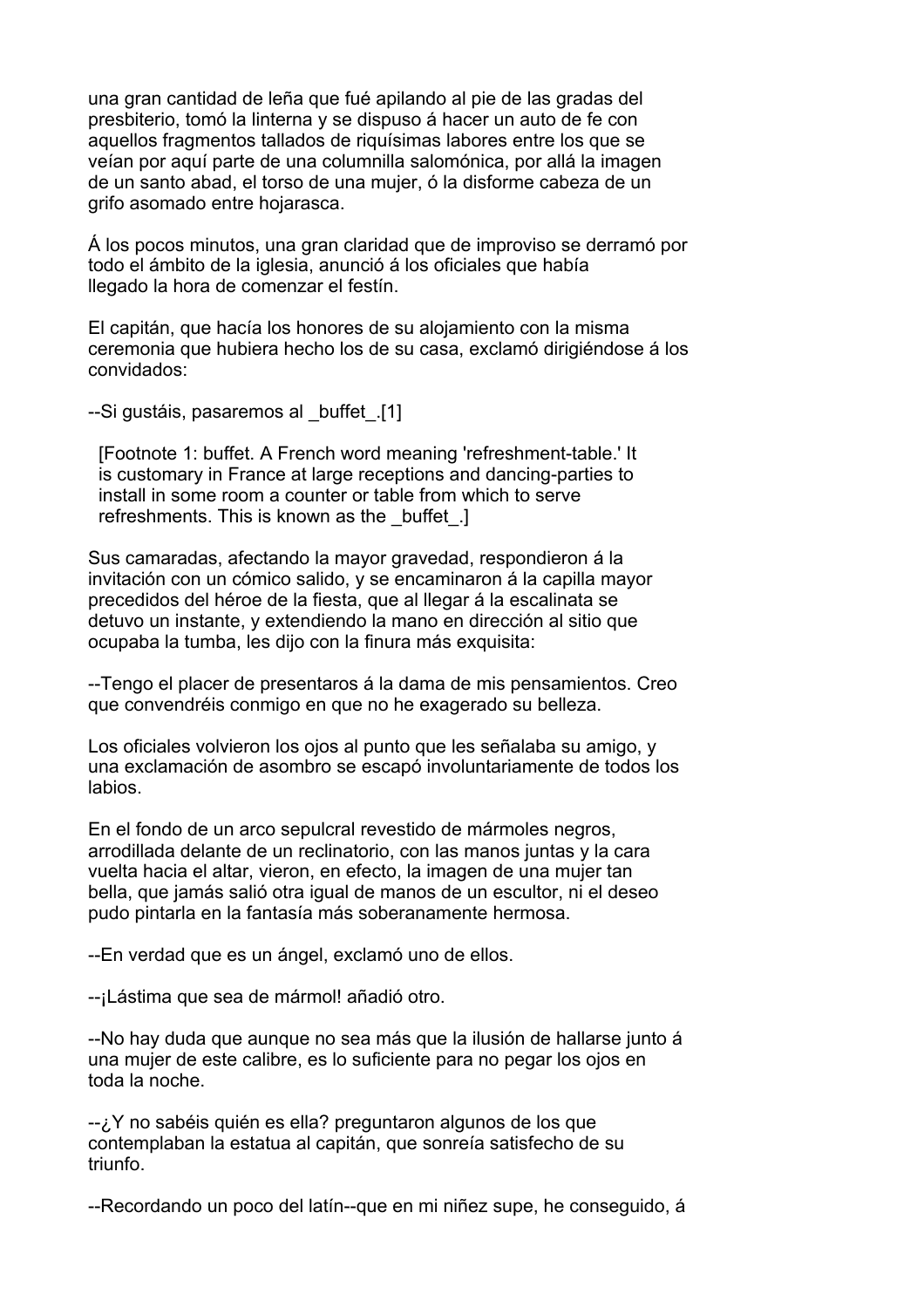una gran cantidad de leña que fué apilando al pie de las gradas del presbiterio, tomó la linterna y se dispuso á hacer un auto de fe con aquellos fragmentos tallados de riquísimas labores entre los que se veían por aquí parte de una columnilla salomónica, por allá la imagen de un santo abad, el torso de una mujer, ó la disforme cabeza de un grifo asomado entre hojarasca.

Á los pocos minutos, una gran claridad que de improviso se derramó por todo el ámbito de la iglesia, anunció á los oficiales que había llegado la hora de comenzar el festín.

El capitán, que hacía los honores de su alojamiento con la misma ceremonia que hubiera hecho los de su casa, exclamó dirigiéndose á los convidados:

--Si gustáis, pasaremos al _buffet_.[1]

[Footnote 1: buffet. A French word meaning 'refreshment-table.' It is customary in France at large receptions and dancing-parties to install in some room a counter or table from which to serve refreshments. This is known as the _buffet_.]

Sus camaradas, afectando la mayor gravedad, respondieron á la invitación con un cómico salido, y se encaminaron á la capilla mayor precedidos del héroe de la fiesta, que al llegar á la escalinata se detuvo un instante, y extendiendo la mano en dirección al sitio que ocupaba la tumba, les dijo con la finura más exquisita:

--Tengo el placer de presentaros á la dama de mis pensamientos. Creo que convendréis conmigo en que no he exagerado su belleza.

Los oficiales volvieron los ojos al punto que les señalaba su amigo, y una exclamación de asombro se escapó involuntariamente de todos los labios.

En el fondo de un arco sepulcral revestido de mármoles negros, arrodillada delante de un reclinatorio, con las manos juntas y la cara vuelta hacia el altar, vieron, en efecto, la imagen de una mujer tan bella, que jamás salió otra igual de manos de un escultor, ni el deseo pudo pintarla en la fantasía más soberanamente hermosa.

--En verdad que es un ángel, exclamó uno de ellos.

--¡Lástima que sea de mármol! añadió otro.

--No hay duda que aunque no sea más que la ilusión de hallarse junto á una mujer de este calibre, es lo suficiente para no pegar los ojos en toda la noche.

--¿Y no sabéis quién es ella? preguntaron algunos de los que contemplaban la estatua al capitán, que sonreía satisfecho de su triunfo.

--Recordando un poco del latín--que en mi niñez supe, he conseguido, á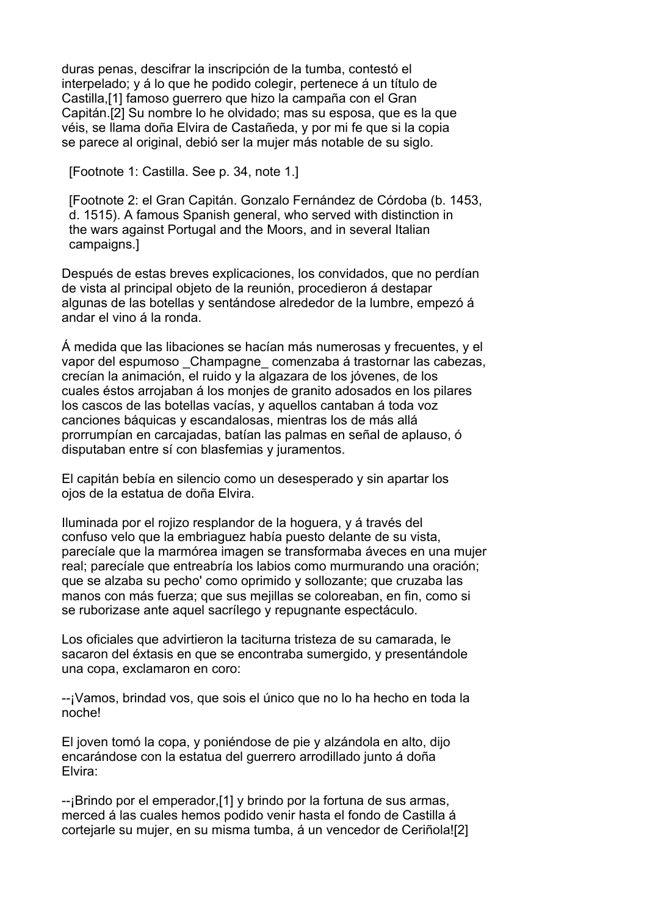duras penas, descifrar la inscripción de la tumba, contestó el interpelado; y á lo que he podido colegir, pertenece á un título de Castilla,[1] famoso guerrero que hizo la campaña con el Gran Capitán.[2] Su nombre lo he olvidado; mas su esposa, que es la que véis, se llama doña Elvira de Castañeda, y por mi fe que si la copia se parece al original, debió ser la mujer más notable de su siglo.

[Footnote 1: Castilla. See p. 34, note 1.]

[Footnote 2: el Gran Capitán. Gonzalo Fernández de Córdoba (b. 1453, d. 1515). A famous Spanish general, who served with distinction in the wars against Portugal and the Moors, and in several Italian campaigns.]

Después de estas breves explicaciones, los convidados, que no perdían de vista al principal objeto de la reunión, procedieron á destapar algunas de las botellas y sentándose alrededor de la lumbre, empezó á andar el vino á la ronda.

Á medida que las libaciones se hacían más numerosas y frecuentes, y el vapor del espumoso _Champagne_ comenzaba á trastornar las cabezas, crecían la animación, el ruido y la algazara de los jóvenes, de los cuales éstos arrojaban á los monjes de granito adosados en los pilares los cascos de las botellas vacías, y aquellos cantaban á toda voz canciones báquicas y escandalosas, mientras los de más allá prorrumpían en carcajadas, batían las palmas en señal de aplauso, ó disputaban entre sí con blasfemias y juramentos.

El capitán bebía en silencio como un desesperado y sin apartar los ojos de la estatua de doña Elvira.

Iluminada por el rojizo resplandor de la hoguera, y á través del confuso velo que la embriaguez había puesto delante de su vista, parecíale que la marmórea imagen se transformaba áveces en una mujer real; parecíale que entreabría los labios como murmurando una oración; que se alzaba su pecho' como oprimido y sollozante; que cruzaba las manos con más fuerza; que sus mejillas se coloreaban, en fin, como si se ruborizase ante aquel sacrílego y repugnante espectáculo.

Los oficiales que advirtieron la taciturna tristeza de su camarada, le sacaron del éxtasis en que se encontraba sumergido, y presentándole una copa, exclamaron en coro:

--¡Vamos, brindad vos, que sois el único que no lo ha hecho en toda la noche!

El joven tomó la copa, y poniéndose de pie y alzándola en alto, dijo encarándose con la estatua del guerrero arrodillado junto á doña Elvira:

--¡Brindo por el emperador,[1] y brindo por la fortuna de sus armas, merced á las cuales hemos podido venir hasta el fondo de Castilla á cortejarle su mujer, en su misma tumba, á un vencedor de Ceriñola![2]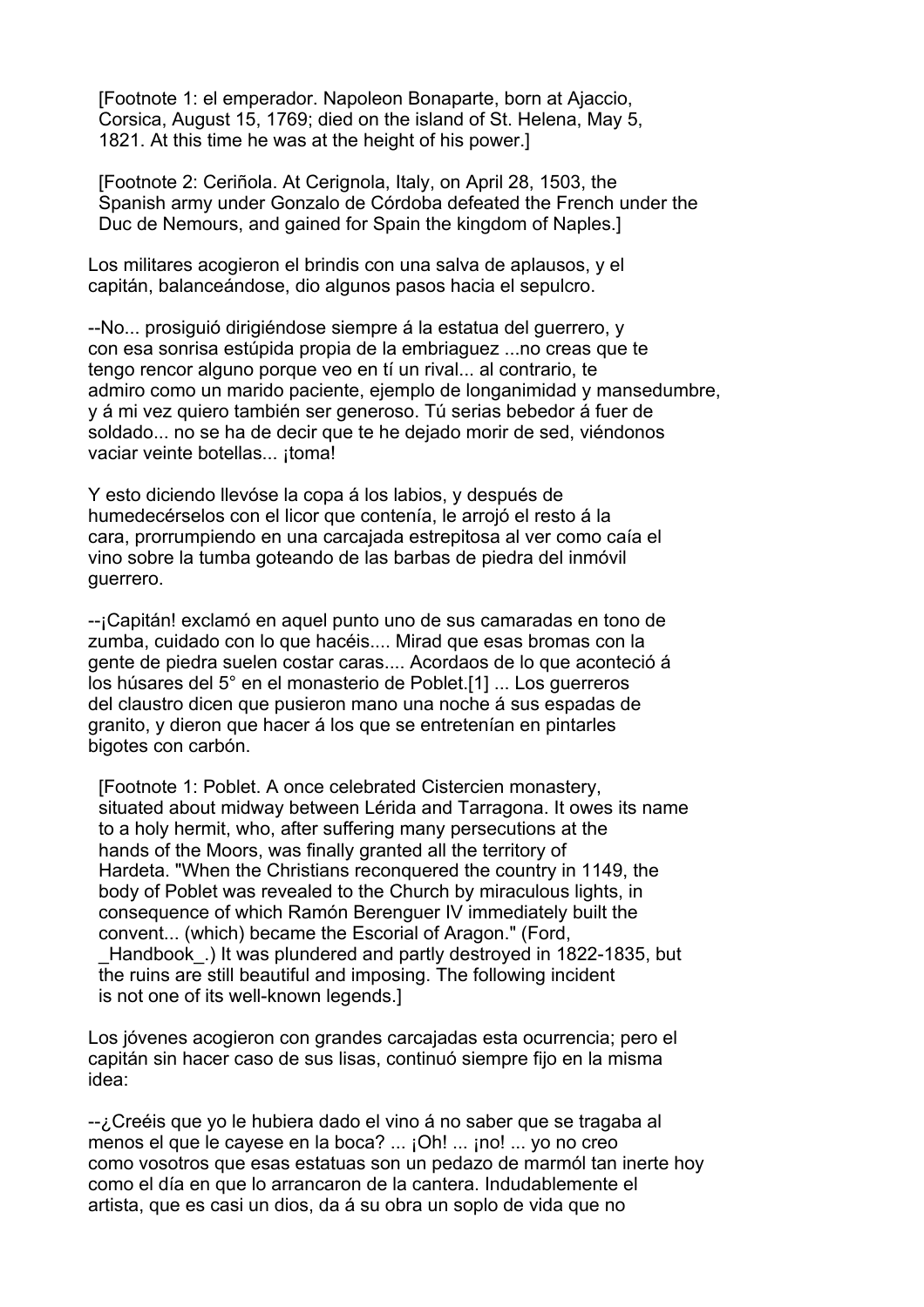[Footnote 1: el emperador. Napoleon Bonaparte, born at Ajaccio, Corsica, August 15, 1769; died on the island of St. Helena, May 5, 1821. At this time he was at the height of his power.]

[Footnote 2: Ceriñola. At Cerignola, Italy, on April 28, 1503, the Spanish army under Gonzalo de Córdoba defeated the French under the Duc de Nemours, and gained for Spain the kingdom of Naples.]

Los militares acogieron el brindis con una salva de aplausos, y el capitán, balanceándose, dio algunos pasos hacia el sepulcro.

--No... prosiguió dirigiéndose siempre á la estatua del guerrero, y con esa sonrisa estúpida propia de la embriaguez ...no creas que te tengo rencor alguno porque veo en tí un rival... al contrario, te admiro como un marido paciente, ejemplo de longanimidad y mansedumbre, y á mi vez quiero también ser generoso. Tú serias bebedor á fuer de soldado... no se ha de decir que te he dejado morir de sed, viéndonos vaciar veinte botellas... ¡toma!

Y esto diciendo llevóse la copa á los labios, y después de humedecérselos con el licor que contenía, le arrojó el resto á la cara, prorrumpiendo en una carcajada estrepitosa al ver como caía el vino sobre la tumba goteando de las barbas de piedra del inmóvil guerrero.

--¡Capitán! exclamó en aquel punto uno de sus camaradas en tono de zumba, cuidado con lo que hacéis.... Mirad que esas bromas con la gente de piedra suelen costar caras.... Acordaos de lo que aconteció á los húsares del 5° en el monasterio de Poblet.[1] ... Los guerreros del claustro dicen que pusieron mano una noche á sus espadas de granito, y dieron que hacer á los que se entretenían en pintarles bigotes con carbón.

[Footnote 1: Poblet. A once celebrated Cistercien monastery, situated about midway between Lérida and Tarragona. It owes its name to a holy hermit, who, after suffering many persecutions at the hands of the Moors, was finally granted all the territory of Hardeta. "When the Christians reconquered the country in 1149, the body of Poblet was revealed to the Church by miraculous lights, in consequence of which Ramón Berenguer IV immediately built the convent... (which) became the Escorial of Aragon." (Ford, _Handbook_.) It was plundered and partly destroyed in 1822-1835, but the ruins are still beautiful and imposing. The following incident is not one of its well-known legends.]

Los jóvenes acogieron con grandes carcajadas esta ocurrencia; pero el capitán sin hacer caso de sus lisas, continuó siempre fijo en la misma idea:

--¿Creéis que yo le hubiera dado el vino á no saber que se tragaba al menos el que le cayese en la boca? ... ¡Oh! ... ¡no! ... yo no creo como vosotros que esas estatuas son un pedazo de marmól tan inerte hoy como el día en que lo arrancaron de la cantera. Indudablemente el artista, que es casi un dios, da á su obra un soplo de vida que no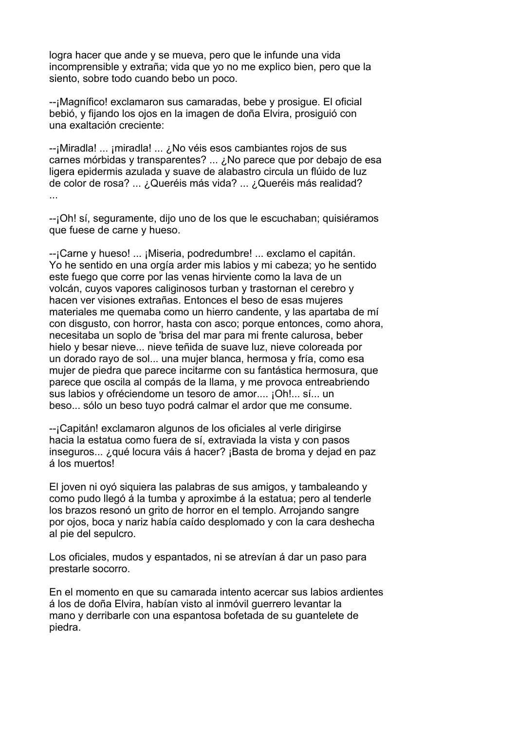logra hacer que ande y se mueva, pero que le infunde una vida incomprensible y extraña; vida que yo no me explico bien, pero que la siento, sobre todo cuando bebo un poco.

--¡Magnífico! exclamaron sus camaradas, bebe y prosigue. El oficial bebió, y fijando los ojos en la imagen de doña Elvira, prosiguió con una exaltación creciente:

--¡Miradla! ... ¡miradla! ... ¿No véis esos cambiantes rojos de sus carnes mórbidas y transparentes? ... ¿No parece que por debajo de esa ligera epidermis azulada y suave de alabastro circula un flúido de luz de color de rosa? ... ¿Queréis más vida? ... ¿Queréis más realidad? ...

--¡Oh! sí, seguramente, dijo uno de los que le escuchaban; quisiéramos que fuese de carne y hueso.

--¡Carne y hueso! ... ¡Miseria, podredumbre! ... exclamo el capitán. Yo he sentido en una orgía arder mis labios y mi cabeza; yo he sentido este fuego que corre por las venas hirviente como la lava de un volcán, cuyos vapores caliginosos turban y trastornan el cerebro y hacen ver visiones extrañas. Entonces el beso de esas mujeres materiales me quemaba como un hierro candente, y las apartaba de mí con disgusto, con horror, hasta con asco; porque entonces, como ahora, necesitaba un soplo de 'brisa del mar para mi frente calurosa, beber hielo y besar nieve... nieve teñida de suave luz, nieve coloreada por un dorado rayo de sol... una mujer blanca, hermosa y fría, como esa mujer de piedra que parece incitarme con su fantástica hermosura, que parece que oscila al compás de la llama, y me provoca entreabriendo sus labios y ofréciendome un tesoro de amor.... ¡Oh!... sí... un beso... sólo un beso tuyo podrá calmar el ardor que me consume.

--¡Capitán! exclamaron algunos de los oficiales al verle dirigirse hacia la estatua como fuera de sí, extraviada la vista y con pasos inseguros... ¿qué locura váis á hacer? ¡Basta de broma y dejad en paz á los muertos!

El joven ni oyó siquiera las palabras de sus amigos, y tambaleando y como pudo llegó á la tumba y aproximbe á la estatua; pero al tenderle los brazos resonó un grito de horror en el templo. Arrojando sangre por ojos, boca y nariz había caído desplomado y con la cara deshecha al pie del sepulcro.

Los oficiales, mudos y espantados, ni se atrevían á dar un paso para prestarle socorro.

En el momento en que su camarada intento acercar sus labios ardientes á los de doña Elvira, habían visto al inmóvil guerrero levantar la mano y derribarle con una espantosa bofetada de su guantelete de piedra.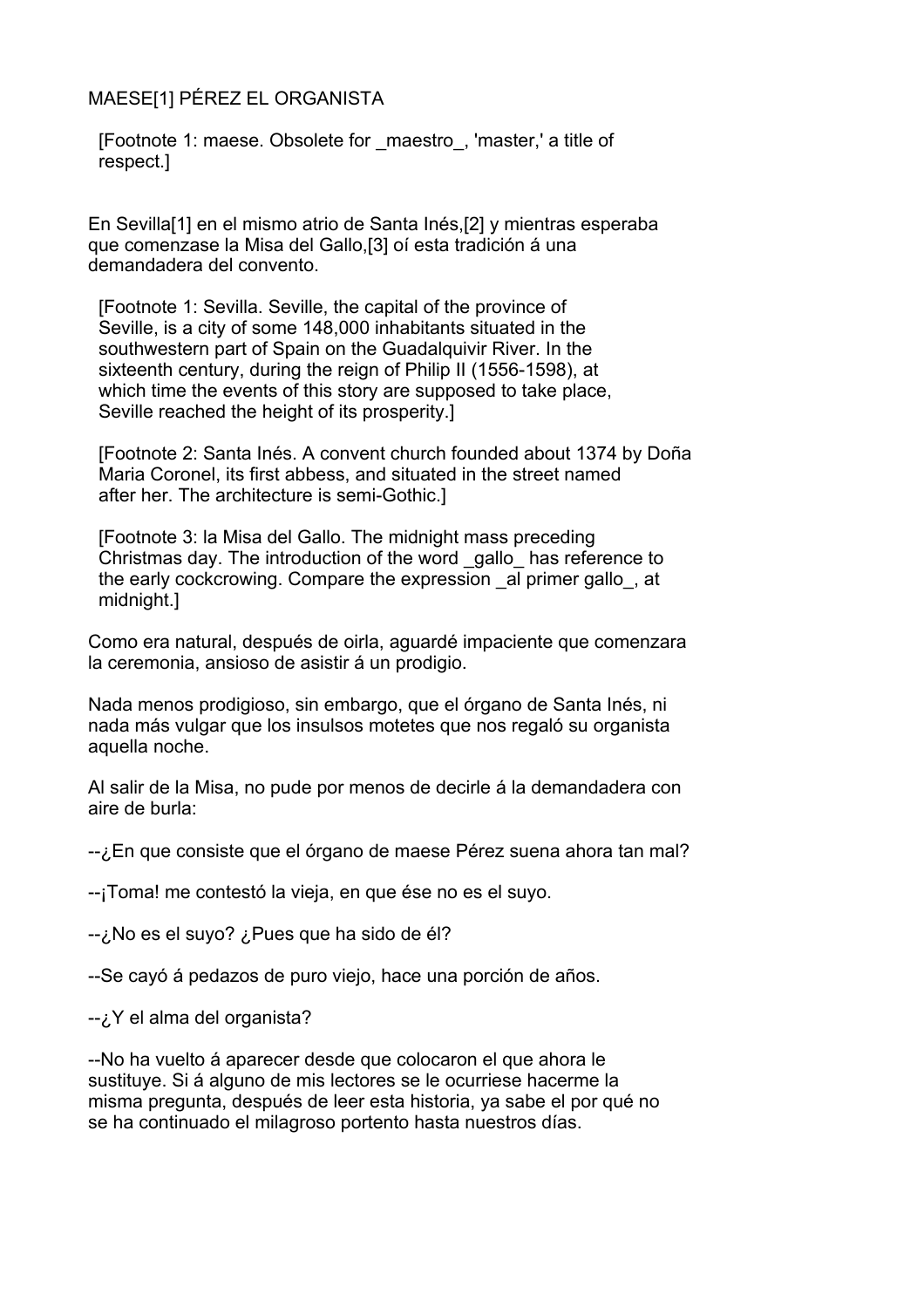MAESE[1] PÉREZ EL ORGANISTA

[Footnote 1: maese. Obsolete for _maestro_, 'master,' a title of respect.]

En Sevilla[1] en el mismo atrio de Santa Inés,[2] y mientras esperaba que comenzase la Misa del Gallo,[3] oí esta tradición á una demandadera del convento.

[Footnote 1: Sevilla. Seville, the capital of the province of Seville, is a city of some 148,000 inhabitants situated in the southwestern part of Spain on the Guadalquivir River. In the sixteenth century, during the reign of Philip II (1556-1598), at which time the events of this story are supposed to take place, Seville reached the height of its prosperity.]

[Footnote 2: Santa Inés. A convent church founded about 1374 by Doña Maria Coronel, its first abbess, and situated in the street named after her. The architecture is semi-Gothic.]

[Footnote 3: la Misa del Gallo. The midnight mass preceding Christmas day. The introduction of the word _gallo_ has reference to the early cockcrowing. Compare the expression _al primer gallo_, at midnight.]

Como era natural, después de oirla, aguardé impaciente que comenzara la ceremonia, ansioso de asistir á un prodigio.

Nada menos prodigioso, sin embargo, que el órgano de Santa Inés, ni nada más vulgar que los insulsos motetes que nos regaló su organista aquella noche.

Al salir de la Misa, no pude por menos de decirle á la demandadera con aire de burla:

--¿En que consiste que el órgano de maese Pérez suena ahora tan mal?

--¡Toma! me contestó la vieja, en que ése no es el suyo.

--¿No es el suyo? ¿Pues que ha sido de él?

--Se cayó á pedazos de puro viejo, hace una porción de años.

--¿Y el alma del organista?

--No ha vuelto á aparecer desde que colocaron el que ahora le sustituye. Si á alguno de mis lectores se le ocurriese hacerme la misma pregunta, después de leer esta historia, ya sabe el por qué no se ha continuado el milagroso portento hasta nuestros días.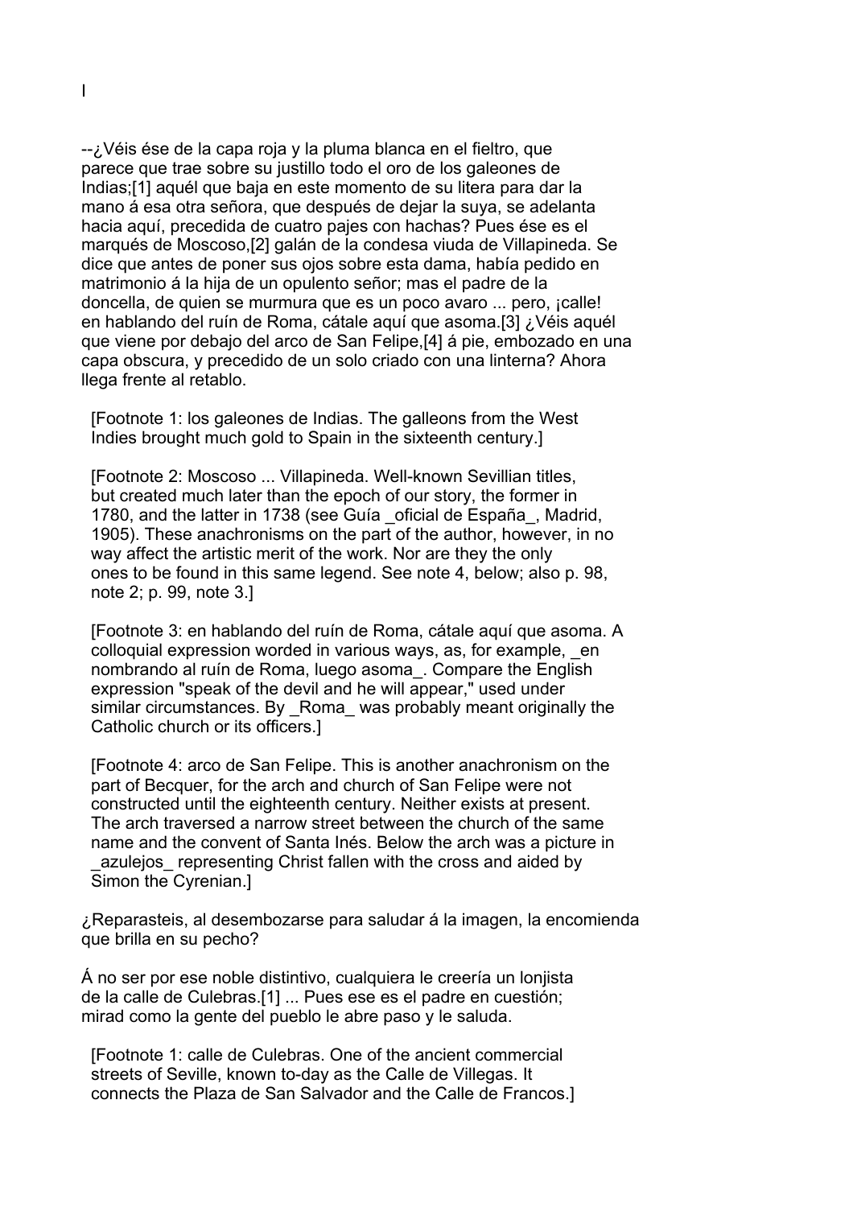I

--¿Véis ése de la capa roja y la pluma blanca en el fieltro, que parece que trae sobre su justillo todo el oro de los galeones de Indias;[1] aquél que baja en este momento de su litera para dar la mano á esa otra señora, que después de dejar la suya, se adelanta hacia aquí, precedida de cuatro pajes con hachas? Pues ése es el marqués de Moscoso,[2] galán de la condesa viuda de Villapineda. Se dice que antes de poner sus ojos sobre esta dama, había pedido en matrimonio á la hija de un opulento señor; mas el padre de la doncella, de quien se murmura que es un poco avaro ... pero, ¡calle! en hablando del ruín de Roma, cátale aquí que asoma.[3] ¿Véis aquél que viene por debajo del arco de San Felipe,[4] á pie, embozado en una capa obscura, y precedido de un solo criado con una linterna? Ahora llega frente al retablo.

[Footnote 1: los galeones de Indias. The galleons from the West Indies brought much gold to Spain in the sixteenth century.]

[Footnote 2: Moscoso ... Villapineda. Well-known Sevillian titles, but created much later than the epoch of our story, the former in 1780, and the latter in 1738 (see Guía _oficial de España_, Madrid, 1905). These anachronisms on the part of the author, however, in no way affect the artistic merit of the work. Nor are they the only ones to be found in this same legend. See note 4, below; also p. 98, note 2; p. 99, note 3.]

[Footnote 3: en hablando del ruín de Roma, cátale aquí que asoma. A colloquial expression worded in various ways, as, for example, _en nombrando al ruín de Roma, luego asoma_. Compare the English expression "speak of the devil and he will appear," used under similar circumstances. By _Roma_ was probably meant originally the Catholic church or its officers.]

[Footnote 4: arco de San Felipe. This is another anachronism on the part of Becquer, for the arch and church of San Felipe were not constructed until the eighteenth century. Neither exists at present. The arch traversed a narrow street between the church of the same name and the convent of Santa Inés. Below the arch was a picture in _azulejos_ representing Christ fallen with the cross and aided by Simon the Cyrenian.]

¿Reparasteis, al desembozarse para saludar á la imagen, la encomienda que brilla en su pecho?

Á no ser por ese noble distintivo, cualquiera le creería un lonjista de la calle de Culebras.[1] ... Pues ese es el padre en cuestión; mirad como la gente del pueblo le abre paso y le saluda.

[Footnote 1: calle de Culebras. One of the ancient commercial streets of Seville, known to-day as the Calle de Villegas. It connects the Plaza de San Salvador and the Calle de Francos.]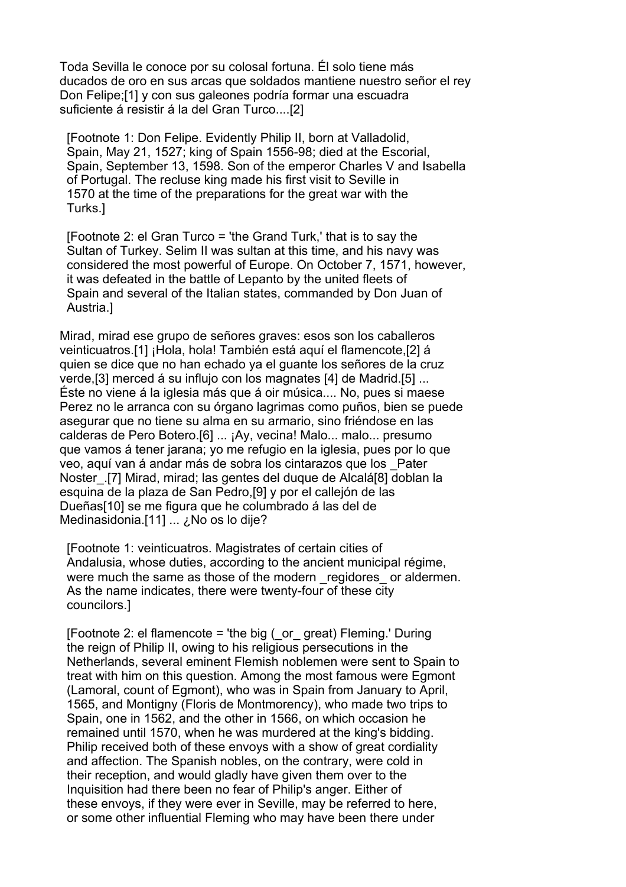Toda Sevilla le conoce por su colosal fortuna. Él solo tiene más ducados de oro en sus arcas que soldados mantiene nuestro señor el rey Don Felipe;[1] y con sus galeones podría formar una escuadra suficiente á resistir á la del Gran Turco....[2]

[Footnote 1: Don Felipe. Evidently Philip II, born at Valladolid, Spain, May 21, 1527; king of Spain 1556-98; died at the Escorial, Spain, September 13, 1598. Son of the emperor Charles V and Isabella of Portugal. The recluse king made his first visit to Seville in 1570 at the time of the preparations for the great war with the Turks.]

[Footnote 2: el Gran Turco = 'the Grand Turk,' that is to say the Sultan of Turkey. Selim II was sultan at this time, and his navy was considered the most powerful of Europe. On October 7, 1571, however, it was defeated in the battle of Lepanto by the united fleets of Spain and several of the Italian states, commanded by Don Juan of Austria.]

Mirad, mirad ese grupo de señores graves: esos son los caballeros veinticuatros.[1] ¡Hola, hola! También está aquí el flamencote,[2] á quien se dice que no han echado ya el guante los señores de la cruz verde,[3] merced á su influjo con los magnates [4] de Madrid.[5] ... Éste no viene á la iglesia más que á oir música.... No, pues si maese Perez no le arranca con su órgano lagrimas como puños, bien se puede asegurar que no tiene su alma en su armario, sino friéndose en las calderas de Pero Botero.[6] ... ¡Ay, vecina! Malo... malo... presumo que vamos á tener jarana; yo me refugio en la iglesia, pues por lo que veo, aquí van á andar más de sobra los cintarazos que los _Pater Noster_.[7] Mirad, mirad; las gentes del duque de Alcalá[8] doblan la esquina de la plaza de San Pedro,[9] y por el callejón de las Dueñas[10] se me figura que he columbrado á las del de Medinasidonia.[11] ... ¿No os lo dije?

[Footnote 1: veinticuatros. Magistrates of certain cities of Andalusia, whose duties, according to the ancient municipal régime, were much the same as those of the modern _regidores_ or aldermen. As the name indicates, there were twenty-four of these city councilors.]

[Footnote 2: el flamencote = 'the big (_or_ great) Fleming.' During the reign of Philip II, owing to his religious persecutions in the Netherlands, several eminent Flemish noblemen were sent to Spain to treat with him on this question. Among the most famous were Egmont (Lamoral, count of Egmont), who was in Spain from January to April, 1565, and Montigny (Floris de Montmorency), who made two trips to Spain, one in 1562, and the other in 1566, on which occasion he remained until 1570, when he was murdered at the king's bidding. Philip received both of these envoys with a show of great cordiality and affection. The Spanish nobles, on the contrary, were cold in their reception, and would gladly have given them over to the Inquisition had there been no fear of Philip's anger. Either of these envoys, if they were ever in Seville, may be referred to here, or some other influential Fleming who may have been there under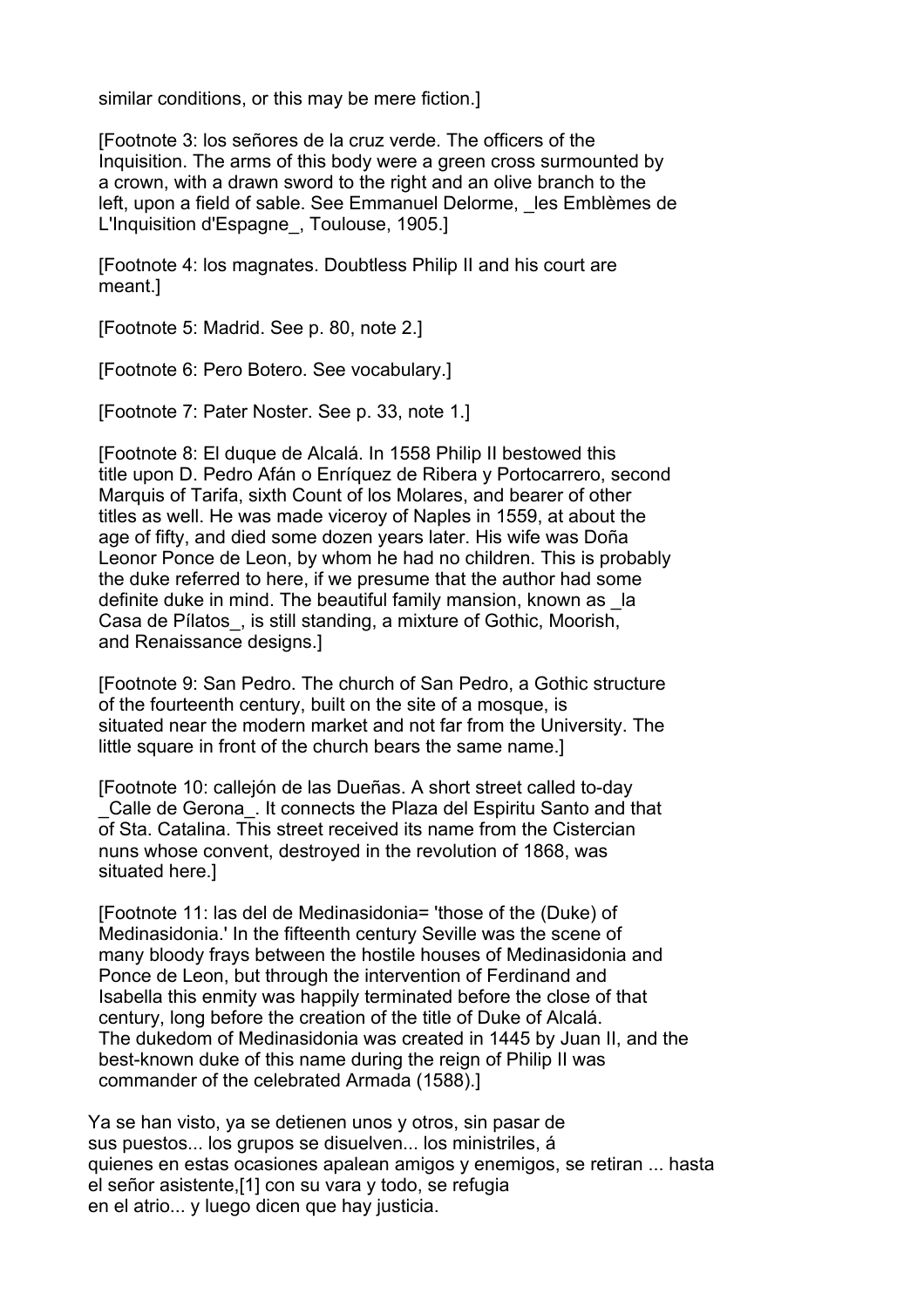similar conditions, or this may be mere fiction.]

[Footnote 3: los señores de la cruz verde. The officers of the Inquisition. The arms of this body were a green cross surmounted by a crown, with a drawn sword to the right and an olive branch to the left, upon a field of sable. See Emmanuel Delorme, _les Emblèmes de L'Inquisition d'Espagne_, Toulouse, 1905.]

[Footnote 4: los magnates. Doubtless Philip II and his court are meant.]

[Footnote 5: Madrid. See p. 80, note 2.]

[Footnote 6: Pero Botero. See vocabulary.]

[Footnote 7: Pater Noster. See p. 33, note 1.]

[Footnote 8: El duque de Alcalá. In 1558 Philip II bestowed this title upon D. Pedro Afán o Enríquez de Ribera y Portocarrero, second Marquis of Tarifa, sixth Count of los Molares, and bearer of other titles as well. He was made viceroy of Naples in 1559, at about the age of fifty, and died some dozen years later. His wife was Doña Leonor Ponce de Leon, by whom he had no children. This is probably the duke referred to here, if we presume that the author had some definite duke in mind. The beautiful family mansion, known as _la Casa de Pílatos_, is still standing, a mixture of Gothic, Moorish, and Renaissance designs.]

[Footnote 9: San Pedro. The church of San Pedro, a Gothic structure of the fourteenth century, built on the site of a mosque, is situated near the modern market and not far from the University. The little square in front of the church bears the same name.]

[Footnote 10: callejón de las Dueñas. A short street called to-day _Calle de Gerona_. It connects the Plaza del Espiritu Santo and that of Sta. Catalina. This street received its name from the Cistercian nuns whose convent, destroyed in the revolution of 1868, was situated here.]

[Footnote 11: las del de Medinasidonia= 'those of the (Duke) of Medinasidonia.' In the fifteenth century Seville was the scene of many bloody frays between the hostile houses of Medinasidonia and Ponce de Leon, but through the intervention of Ferdinand and Isabella this enmity was happily terminated before the close of that century, long before the creation of the title of Duke of Alcalá. The dukedom of Medinasidonia was created in 1445 by Juan II, and the best-known duke of this name during the reign of Philip II was commander of the celebrated Armada (1588).]

Ya se han visto, ya se detienen unos y otros, sin pasar de sus puestos... los grupos se disuelven... los ministriles, á quienes en estas ocasiones apalean amigos y enemigos, se retiran ... hasta el señor asistente,[1] con su vara y todo, se refugia en el atrio... y luego dicen que hay justicia.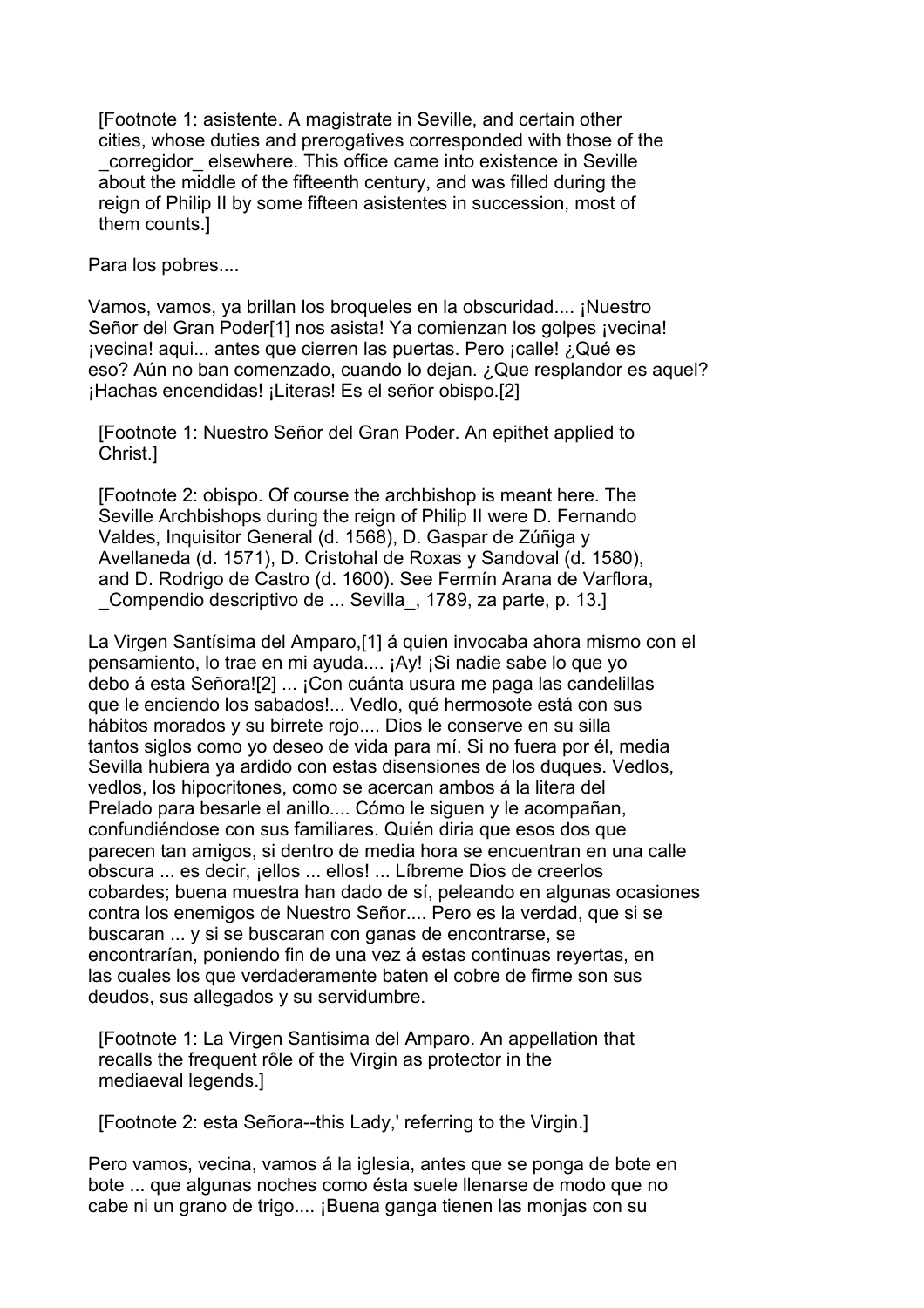[Footnote 1: asistente. A magistrate in Seville, and certain other cities, whose duties and prerogatives corresponded with those of the _corregidor_ elsewhere. This office came into existence in Seville about the middle of the fifteenth century, and was filled during the reign of Philip II by some fifteen asistentes in succession, most of them counts.]

Para los pobres....

Vamos, vamos, ya brillan los broqueles en la obscuridad.... ¡Nuestro Señor del Gran Poder[1] nos asista! Ya comienzan los golpes ¡vecina! ¡vecina! aqui... antes que cierren las puertas. Pero ¡calle! ¿Qué es eso? Aún no ban comenzado, cuando lo dejan. ¿Que resplandor es aquel? ¡Hachas encendidas! ¡Literas! Es el señor obispo.[2]

[Footnote 1: Nuestro Señor del Gran Poder. An epithet applied to Christ.]

[Footnote 2: obispo. Of course the archbishop is meant here. The Seville Archbishops during the reign of Philip II were D. Fernando Valdes, Inquisitor General (d. 1568), D. Gaspar de Zúñiga y Avellaneda (d. 1571), D. Cristohal de Roxas y Sandoval (d. 1580), and D. Rodrigo de Castro (d. 1600). See Fermín Arana de Varflora, _Compendio descriptivo de ... Sevilla_, 1789, za parte, p. 13.]

La Virgen Santísima del Amparo,[1] á quien invocaba ahora mismo con el pensamiento, lo trae en mi ayuda.... ¡Ay! ¡Si nadie sabe lo que yo debo á esta Señora![2] ... ¡Con cuánta usura me paga las candelillas que le enciendo los sabados!... Vedlo, qué hermosote está con sus hábitos morados y su birrete rojo.... Dios le conserve en su silla tantos siglos como yo deseo de vida para mí. Si no fuera por él, media Sevilla hubiera ya ardido con estas disensiones de los duques. Vedlos, vedlos, los hipocritones, como se acercan ambos á la litera del Prelado para besarle el anillo.... Cómo le siguen y le acompañan, confundiéndose con sus familiares. Quién diria que esos dos que parecen tan amigos, si dentro de media hora se encuentran en una calle obscura ... es decir, ¡ellos ... ellos! ... Líbreme Dios de creerlos cobardes; buena muestra han dado de sí, peleando en algunas ocasiones contra los enemigos de Nuestro Señor.... Pero es la verdad, que si se buscaran ... y si se buscaran con ganas de encontrarse, se encontrarían, poniendo fin de una vez á estas continuas reyertas, en las cuales los que verdaderamente baten el cobre de firme son sus deudos, sus allegados y su servidumbre.

[Footnote 1: La Virgen Santisima del Amparo. An appellation that recalls the frequent rôle of the Virgin as protector in the mediaeval legends.]

[Footnote 2: esta Señora--this Lady,' referring to the Virgin.]

Pero vamos, vecina, vamos á la iglesia, antes que se ponga de bote en bote ... que algunas noches como ésta suele llenarse de modo que no cabe ni un grano de trigo.... ¡Buena ganga tienen las monjas con su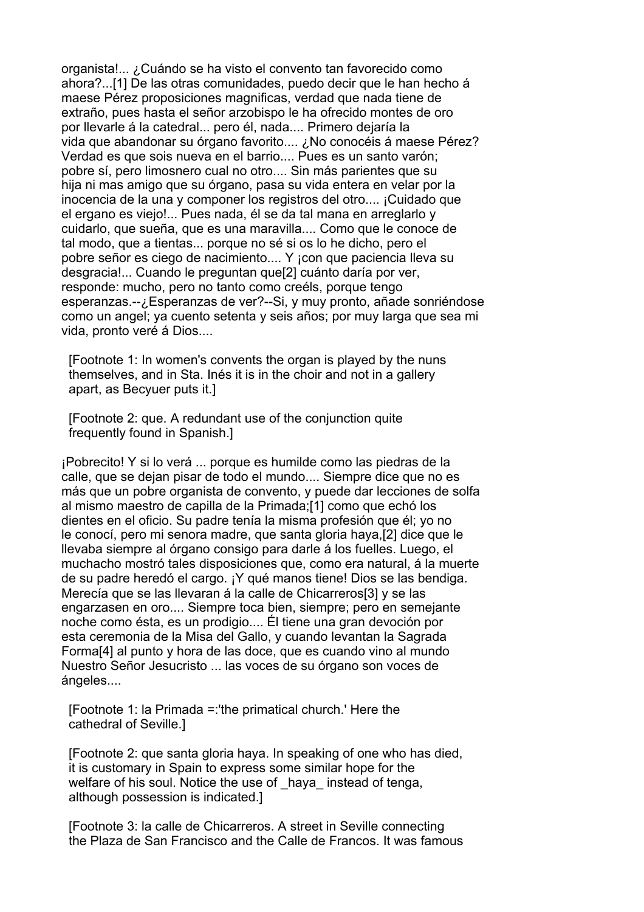organista!... ¿Cuándo se ha visto el convento tan favorecido como ahora?...[1] De las otras comunidades, puedo decir que le han hecho á maese Pérez proposiciones magnificas, verdad que nada tiene de extraño, pues hasta el señor arzobispo le ha ofrecido montes de oro por llevarle á la catedral... pero él, nada.... Primero dejaría la vida que abandonar su órgano favorito.... ¿No conocéis á maese Pérez? Verdad es que sois nueva en el barrio.... Pues es un santo varón; pobre sí, pero limosnero cual no otro.... Sin más parientes que su hija ni mas amigo que su órgano, pasa su vida entera en velar por la inocencia de la una y componer los registros del otro.... ¡Cuidado que el ergano es viejo!... Pues nada, él se da tal mana en arreglarlo y cuidarlo, que sueña, que es una maravilla.... Como que le conoce de tal modo, que a tientas... porque no sé si os lo he dicho, pero el pobre señor es ciego de nacimiento.... Y ¡con que paciencia lleva su desgracia!... Cuando le preguntan que[2] cuánto daría por ver, responde: mucho, pero no tanto como creéls, porque tengo esperanzas.--¿Esperanzas de ver?--Si, y muy pronto, añade sonriéndose como un angel; ya cuento setenta y seis años; por muy larga que sea mi vida, pronto veré á Dios....

[Footnote 1: In women's convents the organ is played by the nuns themselves, and in Sta. Inés it is in the choir and not in a gallery apart, as Becyuer puts it.]

[Footnote 2: que. A redundant use of the conjunction quite frequently found in Spanish.]

¡Pobrecito! Y si lo verá ... porque es humilde como las piedras de la calle, que se dejan pisar de todo el mundo.... Siempre dice que no es más que un pobre organista de convento, y puede dar lecciones de solfa al mismo maestro de capilla de la Primada;[1] como que echó los dientes en el oficio. Su padre tenía la misma profesión que él; yo no le conocí, pero mi senora madre, que santa gloria haya,[2] dice que le llevaba siempre al órgano consigo para darle á los fuelles. Luego, el muchacho mostró tales disposiciones que, como era natural, á la muerte de su padre heredó el cargo. ¡Y qué manos tiene! Dios se las bendiga. Merecía que se las llevaran á la calle de Chicarreros[3] y se las engarzasen en oro.... Siempre toca bien, siempre; pero en semejante noche como ésta, es un prodigio.... Él tiene una gran devoción por esta ceremonia de la Misa del Gallo, y cuando levantan la Sagrada Forma[4] al punto y hora de las doce, que es cuando vino al mundo Nuestro Señor Jesucristo ... las voces de su órgano son voces de ángeles....

[Footnote 1: la Primada =:'the primatical church.' Here the cathedral of Seville.]

[Footnote 2: que santa gloria haya. In speaking of one who has died, it is customary in Spain to express some similar hope for the welfare of his soul. Notice the use of _haya_ instead of tenga, although possession is indicated.]

[Footnote 3: la calle de Chicarreros. A street in Seville connecting the Plaza de San Francisco and the Calle de Francos. It was famous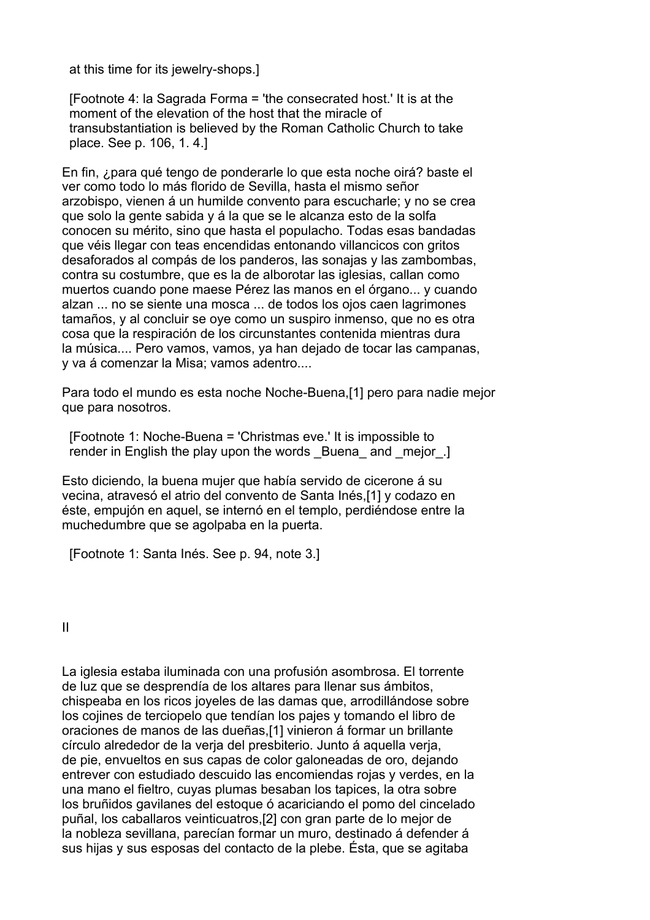at this time for its jewelry-shops.]

[Footnote 4: la Sagrada Forma = 'the consecrated host.' It is at the moment of the elevation of the host that the miracle of transubstantiation is believed by the Roman Catholic Church to take place. See p. 106, 1. 4.]

En fin, ¿para qué tengo de ponderarle lo que esta noche oirá? baste el ver como todo lo más florido de Sevilla, hasta el mismo señor arzobispo, vienen á un humilde convento para escucharle; y no se crea que solo la gente sabida y á la que se le alcanza esto de la solfa conocen su mérito, sino que hasta el populacho. Todas esas bandadas que véis llegar con teas encendidas entonando villancicos con gritos desaforados al compás de los panderos, las sonajas y las zambombas, contra su costumbre, que es la de alborotar las iglesias, callan como muertos cuando pone maese Pérez las manos en el órgano... y cuando alzan ... no se siente una mosca ... de todos los ojos caen lagrimones tamaños, y al concluir se oye como un suspiro inmenso, que no es otra cosa que la respiración de los circunstantes contenida mientras dura la música.... Pero vamos, vamos, ya han dejado de tocar las campanas, y va á comenzar la Misa; vamos adentro....

Para todo el mundo es esta noche Noche-Buena,[1] pero para nadie mejor que para nosotros.

[Footnote 1: Noche-Buena = 'Christmas eve.' It is impossible to render in English the play upon the words _Buena_ and _mejor_.]

Esto diciendo, la buena mujer que había servido de cicerone á su vecina, atravesó el atrio del convento de Santa Inés,[1] y codazo en éste, empujón en aquel, se internó en el templo, perdiéndose entre la muchedumbre que se agolpaba en la puerta.

[Footnote 1: Santa Inés. See p. 94, note 3.]

## II

La iglesia estaba iluminada con una profusión asombrosa. El torrente de luz que se desprendía de los altares para llenar sus ámbitos, chispeaba en los ricos joyeles de las damas que, arrodillándose sobre los cojines de terciopelo que tendían los pajes y tomando el libro de oraciones de manos de las dueñas,[1] vinieron á formar un brillante círculo alrededor de la verja del presbiterio. Junto á aquella verja, de pie, envueltos en sus capas de color galoneadas de oro, dejando entrever con estudiado descuido las encomiendas rojas y verdes, en la una mano el fieltro, cuyas plumas besaban los tapices, la otra sobre los bruñidos gavilanes del estoque ó acariciando el pomo del cincelado puñal, los caballaros veinticuatros,[2] con gran parte de lo mejor de la nobleza sevillana, parecían formar un muro, destinado á defender á sus hijas y sus esposas del contacto de la plebe. Ésta, que se agitaba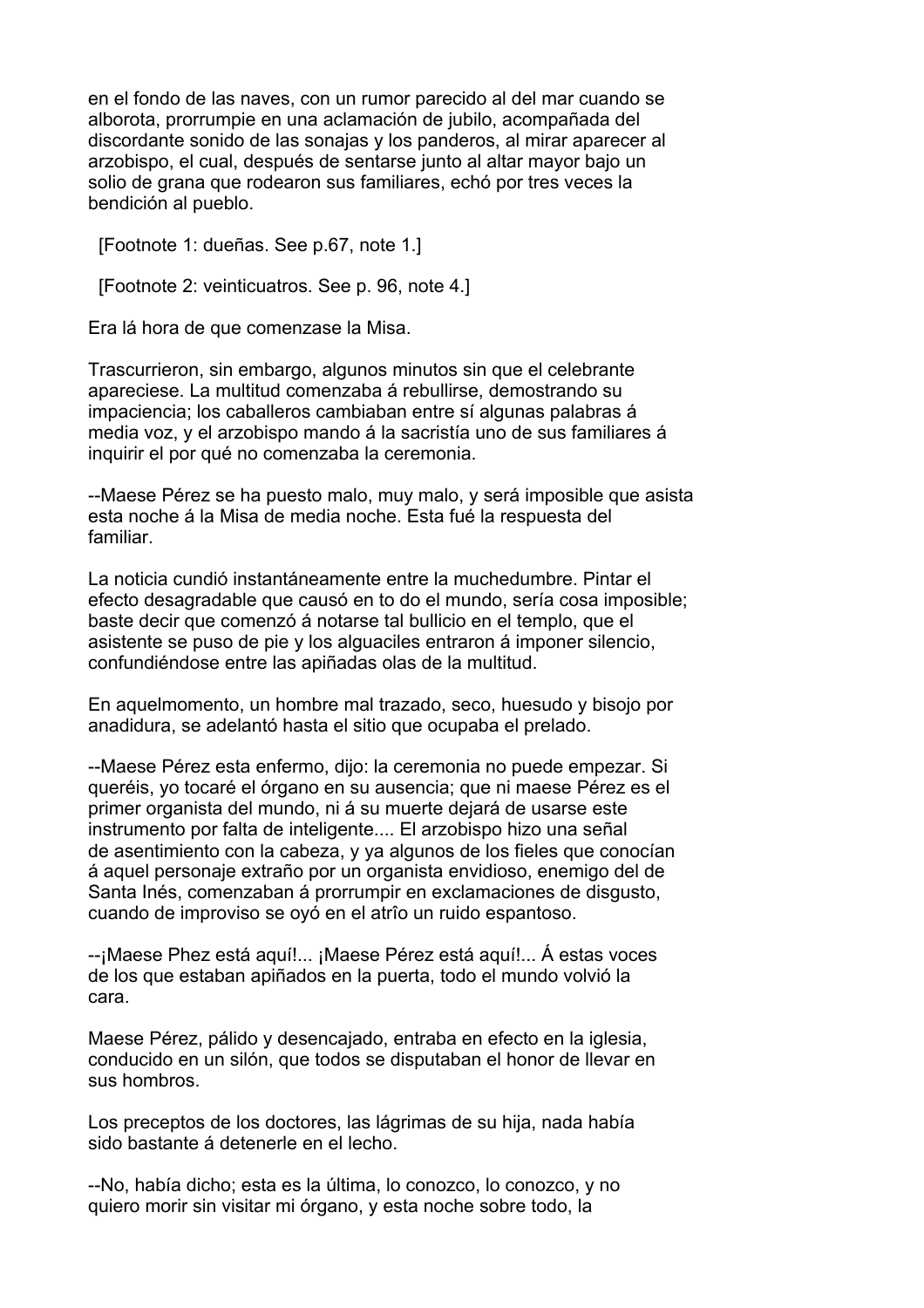en el fondo de las naves, con un rumor parecido al del mar cuando se alborota, prorrumpie en una aclamación de jubilo, acompañada del discordante sonido de las sonajas y los panderos, al mirar aparecer al arzobispo, el cual, después de sentarse junto al altar mayor bajo un solio de grana que rodearon sus familiares, echó por tres veces la bendición al pueblo.

[Footnote 1: dueñas. See p.67, note 1.]

[Footnote 2: veinticuatros. See p. 96, note 4.]

Era lá hora de que comenzase la Misa.

Trascurrieron, sin embargo, algunos minutos sin que el celebrante apareciese. La multitud comenzaba á rebullirse, demostrando su impaciencia; los caballeros cambiaban entre sí algunas palabras á media voz, y el arzobispo mando á la sacristía uno de sus familiares á inquirir el por qué no comenzaba la ceremonia.

--Maese Pérez se ha puesto malo, muy malo, y será imposible que asista esta noche á la Misa de media noche. Esta fué la respuesta del familiar.

La noticia cundió instantáneamente entre la muchedumbre. Pintar el efecto desagradable que causó en to do el mundo, sería cosa imposible; baste decir que comenzó á notarse tal bullicio en el templo, que el asistente se puso de pie y los alguaciles entraron á imponer silencio, confundiéndose entre las apiñadas olas de la multitud.

En aquelmomento, un hombre mal trazado, seco, huesudo y bisojo por anadidura, se adelantó hasta el sitio que ocupaba el prelado.

--Maese Pérez esta enfermo, dijo: la ceremonia no puede empezar. Si queréis, yo tocaré el órgano en su ausencia; que ni maese Pérez es el primer organista del mundo, ni á su muerte dejará de usarse este instrumento por falta de inteligente.... El arzobispo hizo una señal de asentimiento con la cabeza, y ya algunos de los fieles que conocían á aquel personaje extraño por un organista envidioso, enemigo del de Santa Inés, comenzaban á prorrumpir en exclamaciones de disgusto, cuando de improviso se oyó en el atrîo un ruido espantoso.

--¡Maese Phez está aquí!... ¡Maese Pérez está aquí!... Á estas voces de los que estaban apiñados en la puerta, todo el mundo volvió la cara.

Maese Pérez, pálido y desencajado, entraba en efecto en la iglesia, conducido en un silón, que todos se disputaban el honor de llevar en sus hombros.

Los preceptos de los doctores, las lágrimas de su hija, nada había sido bastante á detenerle en el lecho.

--No, había dicho; esta es la última, lo conozco, lo conozco, y no quiero morir sin visitar mi órgano, y esta noche sobre todo, la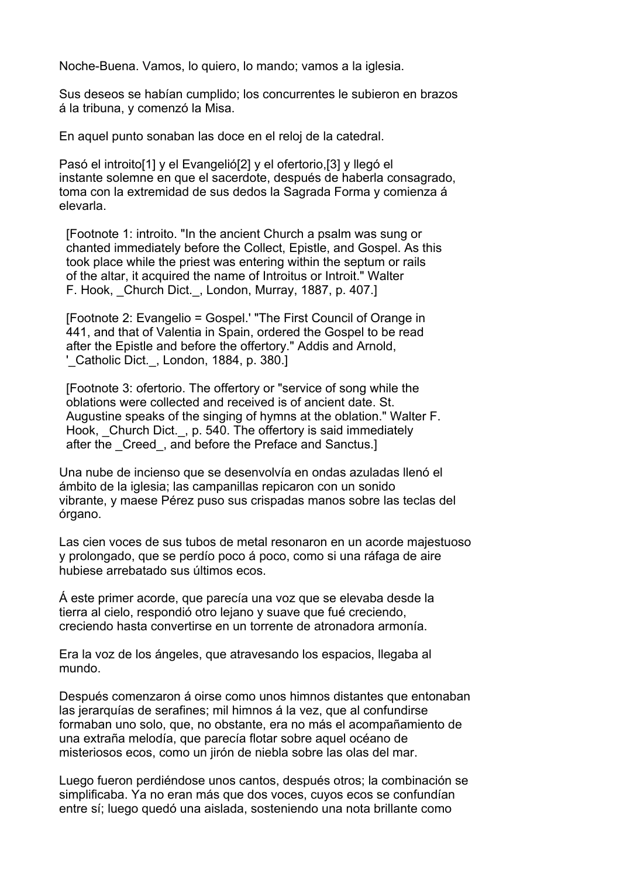Noche-Buena. Vamos, lo quiero, lo mando; vamos a la iglesia.

Sus deseos se habían cumplido; los concurrentes le subieron en brazos á la tribuna, y comenzó la Misa.

En aquel punto sonaban las doce en el reloj de la catedral.

Pasó el introito[1] y el Evangelió[2] y el ofertorio,[3] y llegó el instante solemne en que el sacerdote, después de haberla consagrado, toma con la extremidad de sus dedos la Sagrada Forma y comienza á elevarla.

[Footnote 1: introito. "In the ancient Church a psalm was sung or chanted immediately before the Collect, Epistle, and Gospel. As this took place while the priest was entering within the septum or rails of the altar, it acquired the name of Introitus or Introit." Walter F. Hook, _Church Dict._, London, Murray, 1887, p. 407.]

[Footnote 2: Evangelio = Gospel.' "The First Council of Orange in 441, and that of Valentia in Spain, ordered the Gospel to be read after the Epistle and before the offertory." Addis and Arnold, '_Catholic Dict._, London, 1884, p. 380.]

[Footnote 3: ofertorio. The offertory or "service of song while the oblations were collected and received is of ancient date. St. Augustine speaks of the singing of hymns at the oblation." Walter F. Hook, _Church Dict._, p. 540. The offertory is said immediately after the _Creed_, and before the Preface and Sanctus.]

Una nube de incienso que se desenvolvía en ondas azuladas llenó el ámbito de la iglesia; las campanillas repicaron con un sonido vibrante, y maese Pérez puso sus crispadas manos sobre las teclas del órgano.

Las cien voces de sus tubos de metal resonaron en un acorde majestuoso y prolongado, que se perdío poco á poco, como si una ráfaga de aire hubiese arrebatado sus últimos ecos.

Á este primer acorde, que parecía una voz que se elevaba desde la tierra al cielo, respondió otro lejano y suave que fué creciendo, creciendo hasta convertirse en un torrente de atronadora armonía.

Era la voz de los ángeles, que atravesando los espacios, llegaba al mundo.

Después comenzaron á oirse como unos himnos distantes que entonaban las jerarquías de serafines; mil himnos á la vez, que al confundirse formaban uno solo, que, no obstante, era no más el acompañamiento de una extraña melodía, que parecía flotar sobre aquel océano de misteriosos ecos, como un jirón de niebla sobre las olas del mar.

Luego fueron perdiéndose unos cantos, después otros; la combinación se simplificaba. Ya no eran más que dos voces, cuyos ecos se confundían entre sí; luego quedó una aislada, sosteniendo una nota brillante como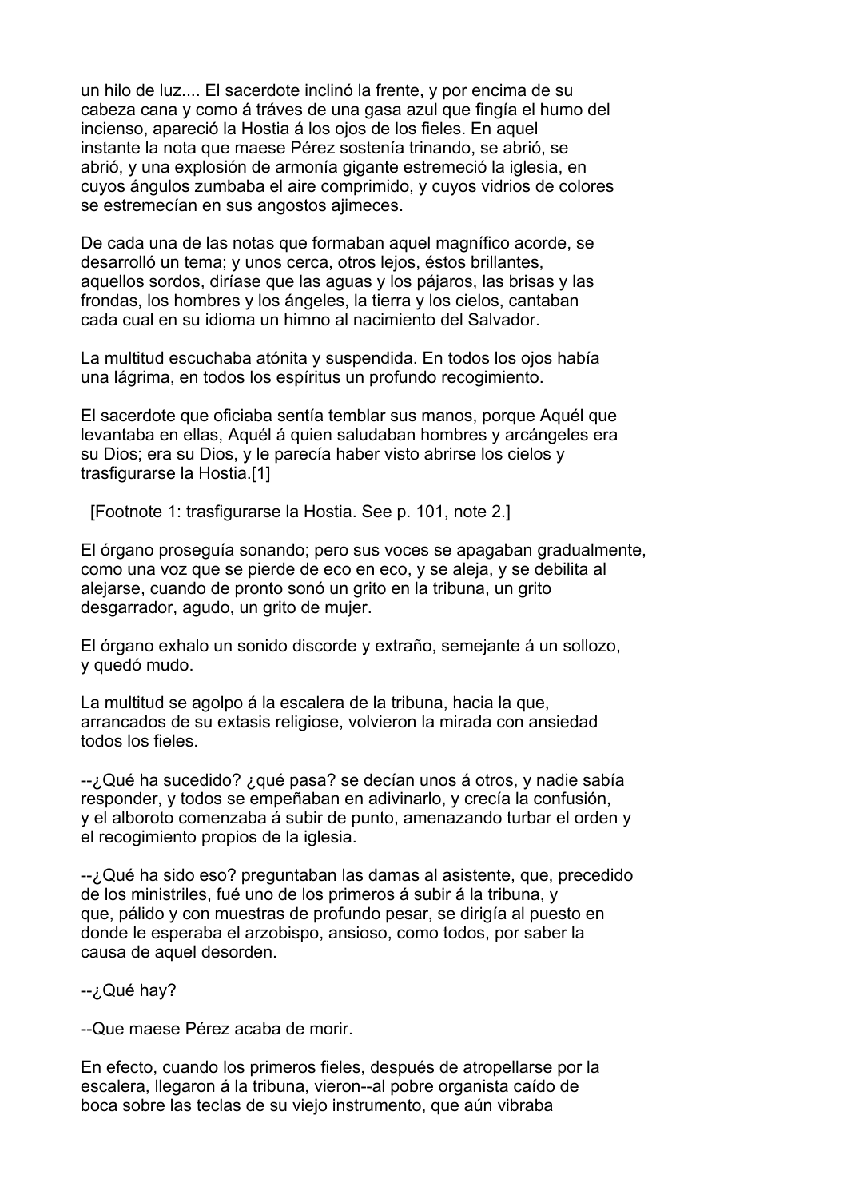un hilo de luz.... El sacerdote inclinó la frente, y por encima de su cabeza cana y como á tráves de una gasa azul que fingía el humo del incienso, apareció la Hostia á los ojos de los fieles. En aquel instante la nota que maese Pérez sostenía trinando, se abrió, se abrió, y una explosión de armonía gigante estremeció la iglesia, en cuyos ángulos zumbaba el aire comprimido, y cuyos vidrios de colores se estremecían en sus angostos ajimeces.

De cada una de las notas que formaban aquel magnífico acorde, se desarrolló un tema; y unos cerca, otros lejos, éstos brillantes, aquellos sordos, diríase que las aguas y los pájaros, las brisas y las frondas, los hombres y los ángeles, la tierra y los cielos, cantaban cada cual en su idioma un himno al nacimiento del Salvador.

La multitud escuchaba atónita y suspendida. En todos los ojos había una lágrima, en todos los espíritus un profundo recogimiento.

El sacerdote que oficiaba sentía temblar sus manos, porque Aquél que levantaba en ellas, Aquél á quien saludaban hombres y arcángeles era su Dios; era su Dios, y le parecía haber visto abrirse los cielos y trasfigurarse la Hostia.[1]

[Footnote 1: trasfigurarse la Hostia. See p. 101, note 2.]

El órgano proseguía sonando; pero sus voces se apagaban gradualmente, como una voz que se pierde de eco en eco, y se aleja, y se debilita al alejarse, cuando de pronto sonó un grito en la tribuna, un grito desgarrador, agudo, un grito de mujer.

El órgano exhalo un sonido discorde y extraño, semejante á un sollozo, y quedó mudo.

La multitud se agolpo á la escalera de la tribuna, hacia la que, arrancados de su extasis religiose, volvieron la mirada con ansiedad todos los fieles.

--¿Qué ha sucedido? ¿qué pasa? se decían unos á otros, y nadie sabía responder, y todos se empeñaban en adivinarlo, y crecía la confusión, y el alboroto comenzaba á subir de punto, amenazando turbar el orden y el recogimiento propios de la iglesia.

--¿Qué ha sido eso? preguntaban las damas al asistente, que, precedido de los ministriles, fué uno de los primeros á subir á la tribuna, y que, pálido y con muestras de profundo pesar, se dirigía al puesto en donde le esperaba el arzobispo, ansioso, como todos, por saber la causa de aquel desorden.

--¿Qué hay?

--Que maese Pérez acaba de morir.

En efecto, cuando los primeros fieles, después de atropellarse por la escalera, llegaron á la tribuna, vieron--al pobre organista caído de boca sobre las teclas de su viejo instrumento, que aún vibraba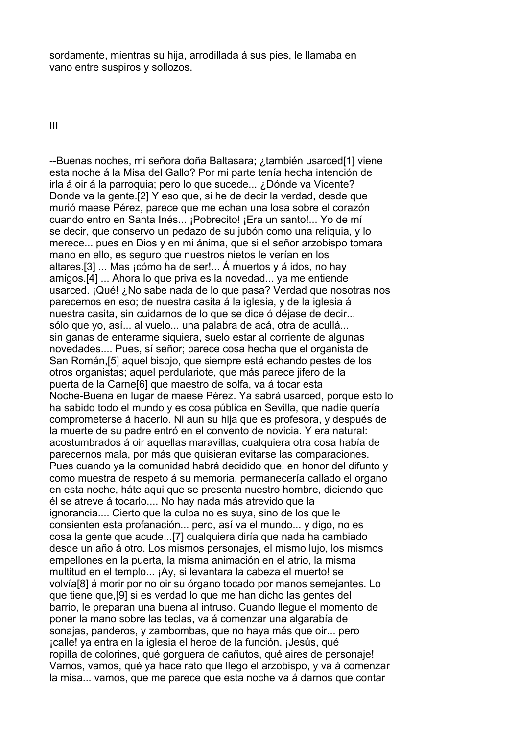sordamente, mientras su hija, arrodillada á sus pies, le llamaba en vano entre suspiros y sollozos.

## III

--Buenas noches, mi señora doña Baltasara; ¿también usarced[1] viene esta noche á la Misa del Gallo? Por mi parte tenía hecha intención de irla á oir á la parroquia; pero lo que sucede... ¿Dónde va Vicente? Donde va la gente.[2] Y eso que, si he de decir la verdad, desde que murió maese Pérez, parece que me echan una losa sobre el corazón cuando entro en Santa Inés... ¡Pobrecito! ¡Era un santo!... Yo de mí se decir, que conservo un pedazo de su jubón como una reliquia, y lo merece... pues en Dios y en mi ánima, que si el señor arzobispo tomara mano en ello, es seguro que nuestros nietos le verían en los altares.[3] ... Mas ¡cómo ha de ser!... Á muertos y á idos, no hay amigos.[4] ... Ahora lo que priva es la novedad... ya me entiende usarced. ¡Qué! ¿No sabe nada de lo que pasa? Verdad que nosotras nos parecemos en eso; de nuestra casita á la iglesia, y de la iglesia á nuestra casita, sin cuidarnos de lo que se dice ó déjase de decir... sólo que yo, así... al vuelo... una palabra de acá, otra de acullá... sin ganas de enterarme siquiera, suelo estar al corriente de algunas novedades.... Pues, sí señor; parece cosa hecha que el organista de San Román,[5] aquel bisojo, que siempre está echando pestes de los otros organistas; aquel perdulariote, que más parece jifero de la puerta de la Carne[6] que maestro de solfa, va á tocar esta Noche-Buena en lugar de maese Pérez. Ya sabrá usarced, porque esto lo ha sabido todo el mundo y es cosa pública en Sevilla, que nadie quería comprometerse á hacerlo. Ni aun su hija que es profesora, y después de la muerte de su padre entró en el convento de novicia. Y era natural: acostumbrados á oir aquellas maravillas, cualquiera otra cosa había de parecernos mala, por más que quisieran evitarse las comparaciones. Pues cuando ya la comunidad habrá decidido que, en honor del difunto y como muestra de respeto á su memoria, permanecería callado el organo en esta noche, háte aqui que se presenta nuestro hombre, diciendo que él se atreve á tocarlo.... No hay nada más atrevido que la ignorancia.... Cierto que la culpa no es suya, sino de los que le consienten esta profanación... pero, así va el mundo... y digo, no es cosa la gente que acude...[7] cualquiera diría que nada ha cambiado desde un año á otro. Los mismos personajes, el mismo lujo, los mismos empellones en la puerta, la misma animación en el atrio, la misma multitud en el templo... ¡Ay, si levantara la cabeza el muerto! se volvía[8] á morir por no oir su órgano tocado por manos semejantes. Lo que tiene que,[9] si es verdad lo que me han dicho las gentes del barrio, le preparan una buena al intruso. Cuando llegue el momento de poner la mano sobre las teclas, va á comenzar una algarabía de sonajas, panderos, y zambombas, que no haya más que oir... pero ¡calle! ya entra en la iglesia el heroe de la función. ¡Jesús, qué ropilla de colorines, qué gorguera de cañutos, qué aires de personaje! Vamos, vamos, qué ya hace rato que llego el arzobispo, y va á comenzar la misa... vamos, que me parece que esta noche va á darnos que contar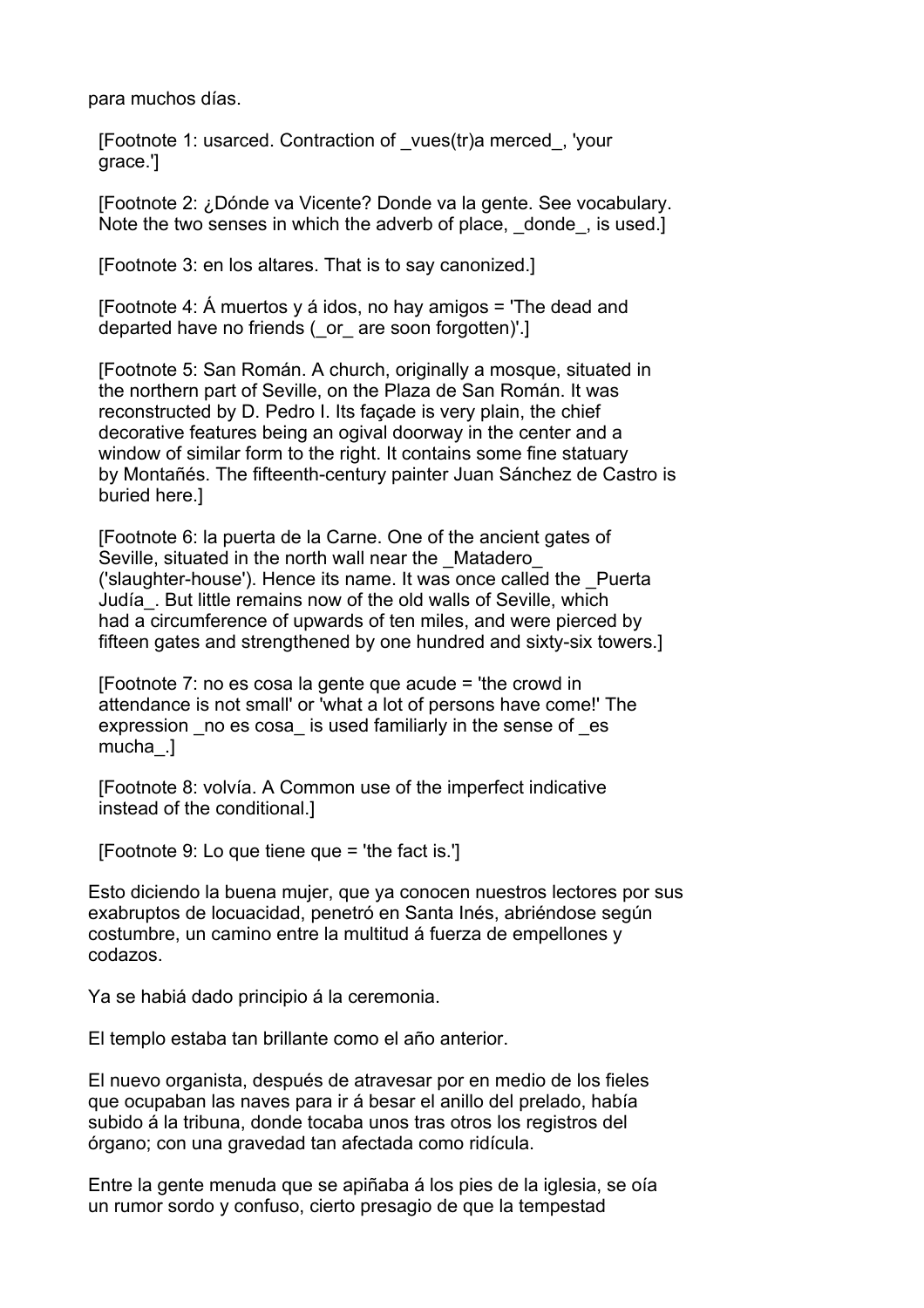para muchos días.

[Footnote 1: usarced. Contraction of _vues(tr)a merced_, 'your grace.']

[Footnote 2: ¿Dónde va Vicente? Donde va la gente. See vocabulary. Note the two senses in which the adverb of place, _donde_, is used.]

[Footnote 3: en los altares. That is to say canonized.]

[Footnote 4: Á muertos y á idos, no hay amigos = 'The dead and departed have no friends (_or_ are soon forgotten)'.]

[Footnote 5: San Román. A church, originally a mosque, situated in the northern part of Seville, on the Plaza de San Román. It was reconstructed by D. Pedro I. Its façade is very plain, the chief decorative features being an ogival doorway in the center and a window of similar form to the right. It contains some fine statuary by Montañés. The fifteenth-century painter Juan Sánchez de Castro is buried here.]

[Footnote 6: la puerta de la Carne. One of the ancient gates of Seville, situated in the north wall near the _Matadero_ ('slaughter-house'). Hence its name. It was once called the _Puerta Judía_. But little remains now of the old walls of Seville, which had a circumference of upwards of ten miles, and were pierced by fifteen gates and strengthened by one hundred and sixty-six towers.]

[Footnote 7: no es cosa la gente que acude = 'the crowd in attendance is not small' or 'what a lot of persons have come!' The expression _no es cosa_ is used familiarly in the sense of _es mucha_.]

[Footnote 8: volvía. A Common use of the imperfect indicative instead of the conditional.]

[Footnote 9: Lo que tiene que = 'the fact is.']

Esto diciendo la buena mujer, que ya conocen nuestros lectores por sus exabruptos de locuacidad, penetró en Santa Inés, abriéndose según costumbre, un camino entre la multitud á fuerza de empellones y codazos.

Ya se habiá dado principio á la ceremonia.

El templo estaba tan brillante como el año anterior.

El nuevo organista, después de atravesar por en medio de los fieles que ocupaban las naves para ir á besar el anillo del prelado, había subido á la tribuna, donde tocaba unos tras otros los registros del órgano; con una gravedad tan afectada como ridícula.

Entre la gente menuda que se apiñaba á los pies de la iglesia, se oía un rumor sordo y confuso, cierto presagio de que la tempestad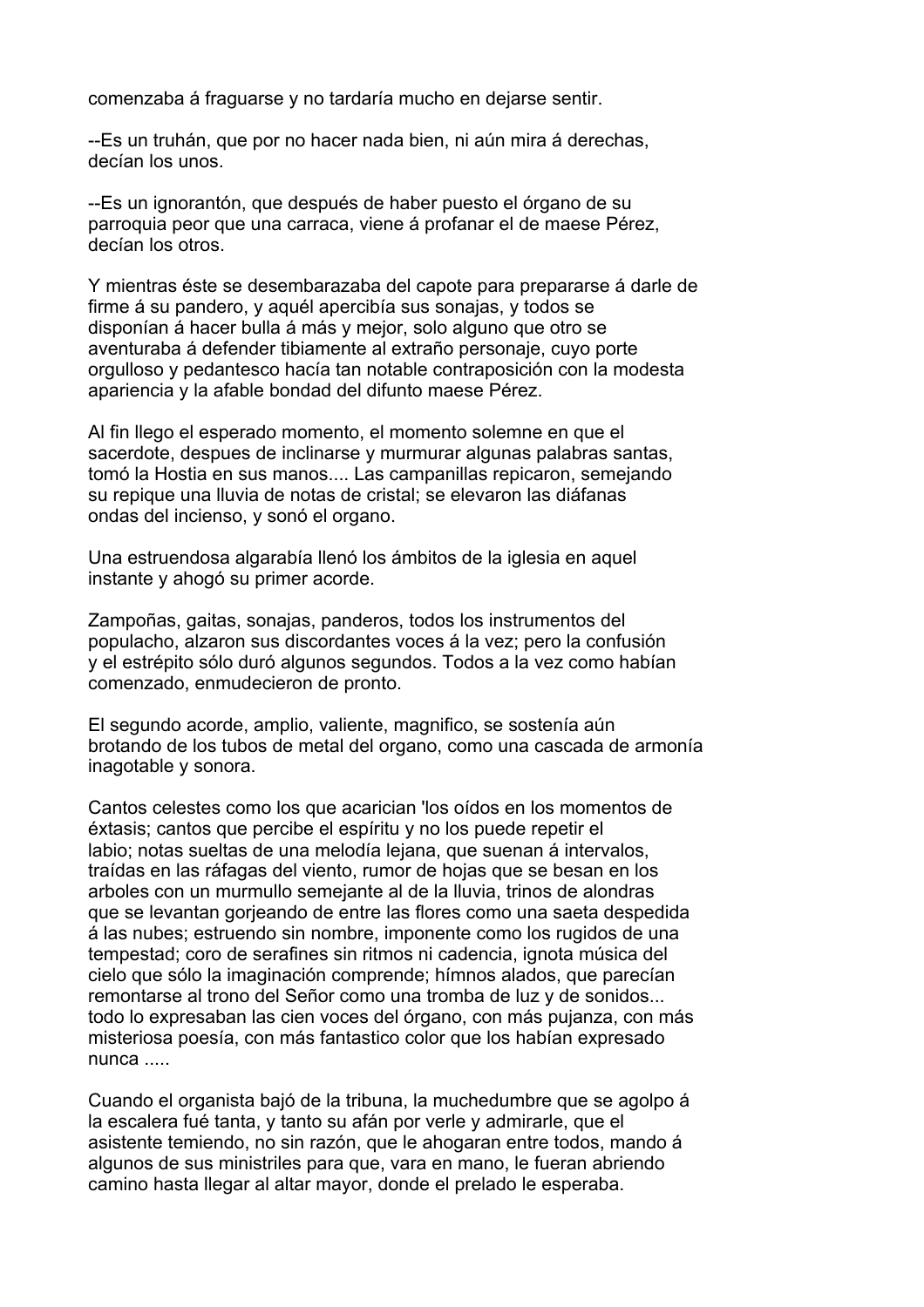comenzaba á fraguarse y no tardaría mucho en dejarse sentir.

--Es un truhán, que por no hacer nada bien, ni aún mira á derechas, decían los unos.

--Es un ignorantón, que después de haber puesto el órgano de su parroquia peor que una carraca, viene á profanar el de maese Pérez, decían los otros.

Y mientras éste se desembarazaba del capote para prepararse á darle de firme á su pandero, y aquél apercibía sus sonajas, y todos se disponían á hacer bulla á más y mejor, solo alguno que otro se aventuraba á defender tibiamente al extraño personaje, cuyo porte orgulloso y pedantesco hacía tan notable contraposición con la modesta apariencia y la afable bondad del difunto maese Pérez.

Al fin llego el esperado momento, el momento solemne en que el sacerdote, despues de inclinarse y murmurar algunas palabras santas, tomó la Hostia en sus manos.... Las campanillas repicaron, semejando su repique una lluvia de notas de cristal; se elevaron las diáfanas ondas del incienso, y sonó el organo.

Una estruendosa algarabía llenó los ámbitos de la iglesia en aquel instante y ahogó su primer acorde.

Zampoñas, gaitas, sonajas, panderos, todos los instrumentos del populacho, alzaron sus discordantes voces á la vez; pero la confusión y el estrépito sólo duró algunos segundos. Todos a la vez como habían comenzado, enmudecieron de pronto.

El segundo acorde, amplio, valiente, magnifico, se sostenía aún brotando de los tubos de metal del organo, como una cascada de armonía inagotable y sonora.

Cantos celestes como los que acarician 'los oídos en los momentos de éxtasis; cantos que percibe el espíritu y no los puede repetir el labio; notas sueltas de una melodía lejana, que suenan á intervalos, traídas en las ráfagas del viento, rumor de hojas que se besan en los arboles con un murmullo semejante al de la lluvia, trinos de alondras que se levantan gorjeando de entre las flores como una saeta despedida á las nubes; estruendo sin nombre, imponente como los rugidos de una tempestad; coro de serafines sin ritmos ni cadencia, ignota música del cielo que sólo la imaginación comprende; hímnos alados, que parecían remontarse al trono del Señor como una tromba de luz y de sonidos... todo lo expresaban las cien voces del órgano, con más pujanza, con más misteriosa poesía, con más fantastico color que los habían expresado nunca .....

Cuando el organista bajó de la tribuna, la muchedumbre que se agolpo á la escalera fué tanta, y tanto su afán por verle y admirarle, que el asistente temiendo, no sin razón, que le ahogaran entre todos, mando á algunos de sus ministriles para que, vara en mano, le fueran abriendo camino hasta llegar al altar mayor, donde el prelado le esperaba.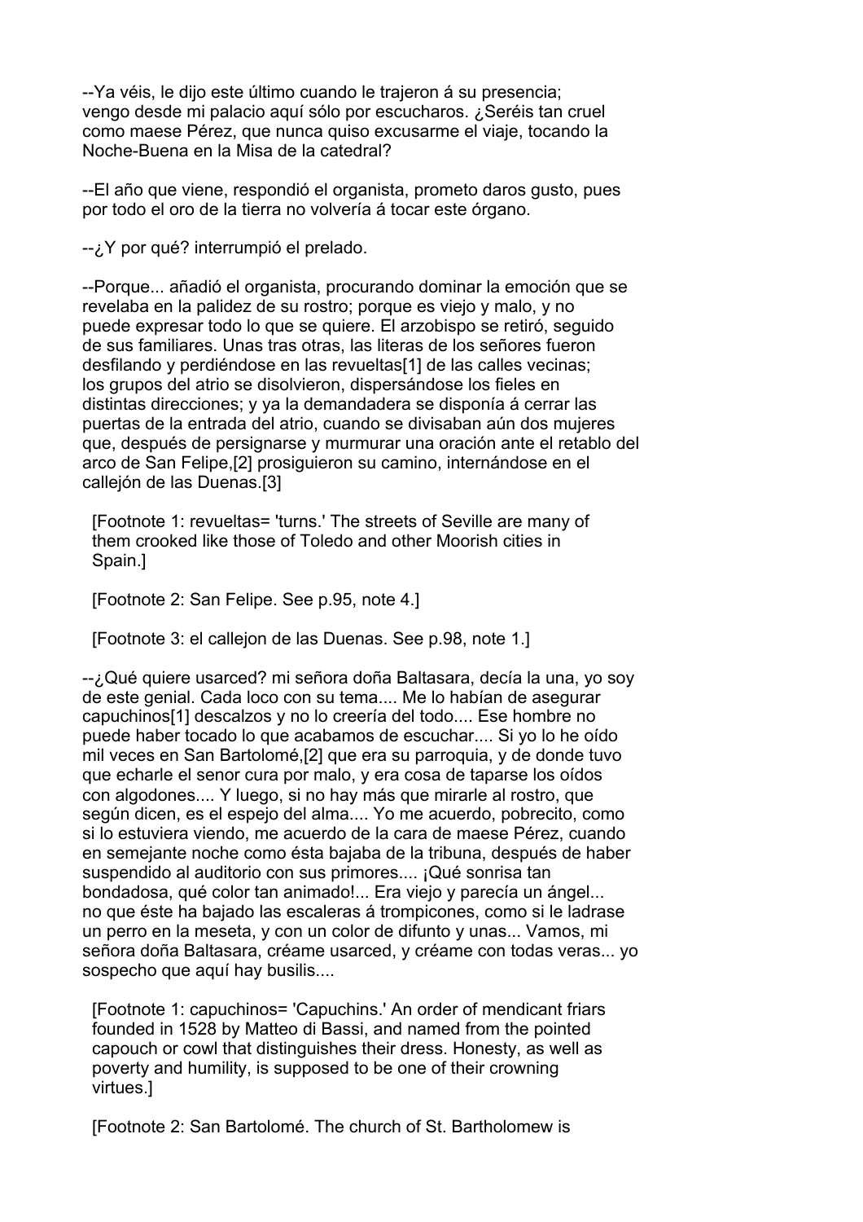--Ya véis, le dijo este último cuando le trajeron á su presencia; vengo desde mi palacio aquí sólo por escucharos. ¿Seréis tan cruel como maese Pérez, que nunca quiso excusarme el viaje, tocando la Noche-Buena en la Misa de la catedral?

--El año que viene, respondió el organista, prometo daros gusto, pues por todo el oro de la tierra no volvería á tocar este órgano.

--¿Y por qué? interrumpió el prelado.

--Porque... añadió el organista, procurando dominar la emoción que se revelaba en la palidez de su rostro; porque es viejo y malo, y no puede expresar todo lo que se quiere. El arzobispo se retiró, seguido de sus familiares. Unas tras otras, las literas de los señores fueron desfilando y perdiéndose en las revueltas[1] de las calles vecinas; los grupos del atrio se disolvieron, dispersándose los fieles en distintas direcciones; y ya la demandadera se disponía á cerrar las puertas de la entrada del atrio, cuando se divisaban aún dos mujeres que, después de persignarse y murmurar una oración ante el retablo del arco de San Felipe,[2] prosiguieron su camino, internándose en el callejón de las Duenas.[3]

[Footnote 1: revueltas= 'turns.' The streets of Seville are many of them crooked like those of Toledo and other Moorish cities in Spain.]

[Footnote 2: San Felipe. See p.95, note 4.]

[Footnote 3: el callejon de las Duenas. See p.98, note 1.]

--¿Qué quiere usarced? mi señora doña Baltasara, decía la una, yo soy de este genial. Cada loco con su tema.... Me lo habían de asegurar capuchinos[1] descalzos y no lo creería del todo.... Ese hombre no puede haber tocado lo que acabamos de escuchar.... Si yo lo he oído mil veces en San Bartolomé,[2] que era su parroquia, y de donde tuvo que echarle el senor cura por malo, y era cosa de taparse los oídos con algodones.... Y luego, si no hay más que mirarle al rostro, que según dicen, es el espejo del alma.... Yo me acuerdo, pobrecito, como si lo estuviera viendo, me acuerdo de la cara de maese Pérez, cuando en semejante noche como ésta bajaba de la tribuna, después de haber suspendido al auditorio con sus primores.... ¡Qué sonrisa tan bondadosa, qué color tan animado!... Era viejo y parecía un ángel... no que éste ha bajado las escaleras á trompicones, como si le ladrase un perro en la meseta, y con un color de difunto y unas... Vamos, mi señora doña Baltasara, créame usarced, y créame con todas veras... yo sospecho que aquí hay busilis....

[Footnote 1: capuchinos= 'Capuchins.' An order of mendicant friars founded in 1528 by Matteo di Bassi, and named from the pointed capouch or cowl that distinguishes their dress. Honesty, as well as poverty and humility, is supposed to be one of their crowning virtues.]

[Footnote 2: San Bartolomé. The church of St. Bartholomew is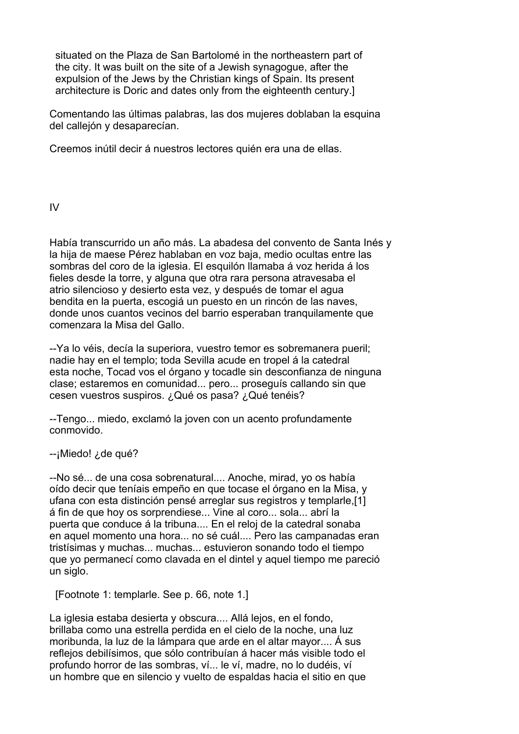situated on the Plaza de San Bartolomé in the northeastern part of the city. It was built on the site of a Jewish synagogue, after the expulsion of the Jews by the Christian kings of Spain. Its present architecture is Doric and dates only from the eighteenth century.]

Comentando las últimas palabras, las dos mujeres doblaban la esquina del callejón y desaparecían.

Creemos inútil decir á nuestros lectores quién era una de ellas.

## IV

Había transcurrido un año más. La abadesa del convento de Santa Inés y la hija de maese Pérez hablaban en voz baja, medio ocultas entre las sombras del coro de la iglesia. El esquilón llamaba á voz herida á los fieles desde la torre, y alguna que otra rara persona atravesaba el atrio silencioso y desierto esta vez, y después de tomar el agua bendita en la puerta, escogiá un puesto en un rincón de las naves, donde unos cuantos vecinos del barrio esperaban tranquilamente que comenzara la Misa del Gallo.

--Ya lo véis, decía la superiora, vuestro temor es sobremanera pueril; nadie hay en el templo; toda Sevilla acude en tropel á la catedral esta noche, Tocad vos el órgano y tocadle sin desconfianza de ninguna clase; estaremos en comunidad... pero... proseguís callando sin que cesen vuestros suspiros. ¿Qué os pasa? ¿Qué tenéis?

--Tengo... miedo, exclamó la joven con un acento profundamente conmovido.

--¡Miedo! ¿de qué?

--No sé... de una cosa sobrenatural.... Anoche, mirad, yo os había oído decir que teníais empeño en que tocase el órgano en la Misa, y ufana con esta distinción pensé arreglar sus registros y templarle,[1] á fin de que hoy os sorprendiese... Vine al coro... sola... abrí la puerta que conduce á la tribuna.... En el reloj de la catedral sonaba en aquel momento una hora... no sé cuál.... Pero las campanadas eran tristísimas y muchas... muchas... estuvieron sonando todo el tiempo que yo permanecí como clavada en el dintel y aquel tiempo me pareció un siglo.

[Footnote 1: templarle. See p. 66, note 1.]

La iglesia estaba desierta y obscura.... Allá lejos, en el fondo, brillaba como una estrella perdida en el cielo de la noche, una luz moribunda, la luz de la lámpara que arde en el altar mayor.... Á sus reflejos debilísimos, que sólo contribuían á hacer más visible todo el profundo horror de las sombras, ví... le ví, madre, no lo dudéis, ví un hombre que en silencio y vuelto de espaldas hacia el sitio en que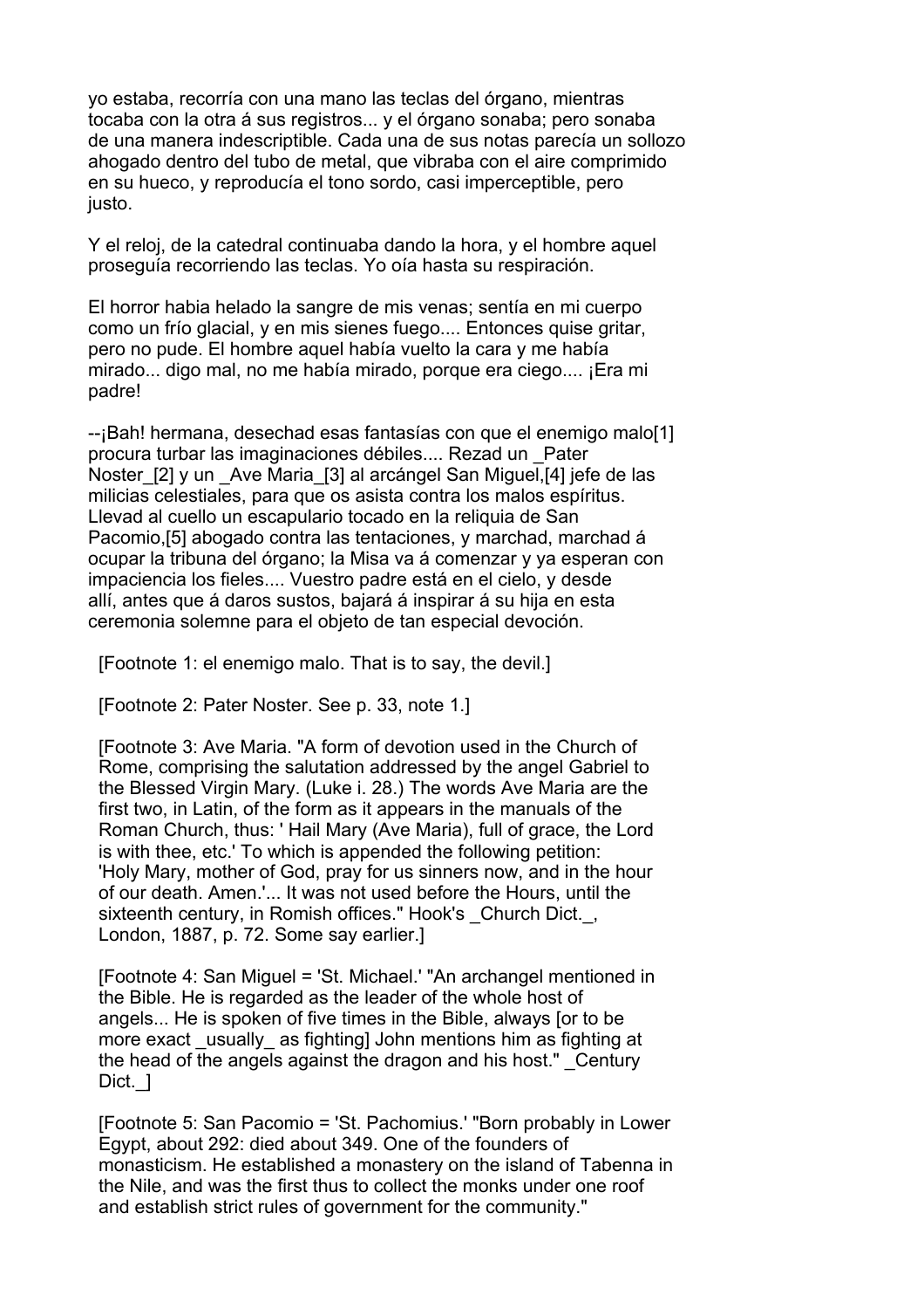yo estaba, recorría con una mano las teclas del órgano, mientras tocaba con la otra á sus registros... y el órgano sonaba; pero sonaba de una manera indescriptible. Cada una de sus notas parecía un sollozo ahogado dentro del tubo de metal, que vibraba con el aire comprimido en su hueco, y reproducía el tono sordo, casi imperceptible, pero justo.

Y el reloj, de la catedral continuaba dando la hora, y el hombre aquel proseguía recorriendo las teclas. Yo oía hasta su respiración.

El horror habia helado la sangre de mis venas; sentía en mi cuerpo como un frío glacial, y en mis sienes fuego.... Entonces quise gritar, pero no pude. El hombre aquel había vuelto la cara y me había mirado... digo mal, no me había mirado, porque era ciego.... ¡Era mi padre!

--¡Bah! hermana, desechad esas fantasías con que el enemigo malo[1] procura turbar las imaginaciones débiles.... Rezad un _Pater Noster_[2] y un _Ave Maria_[3] al arcángel San Miguel,[4] jefe de las milicias celestiales, para que os asista contra los malos espíritus. Llevad al cuello un escapulario tocado en la reliquia de San Pacomio,[5] abogado contra las tentaciones, y marchad, marchad á ocupar la tribuna del órgano; la Misa va á comenzar y ya esperan con impaciencia los fieles.... Vuestro padre está en el cielo, y desde allí, antes que á daros sustos, bajará á inspirar á su hija en esta ceremonia solemne para el objeto de tan especial devoción.

[Footnote 1: el enemigo malo. That is to say, the devil.]

[Footnote 2: Pater Noster. See p. 33, note 1.]

[Footnote 3: Ave Maria. "A form of devotion used in the Church of Rome, comprising the salutation addressed by the angel Gabriel to the Blessed Virgin Mary. (Luke i. 28.) The words Ave Maria are the first two, in Latin, of the form as it appears in the manuals of the Roman Church, thus: ' Hail Mary (Ave Maria), full of grace, the Lord is with thee, etc.' To which is appended the following petition: 'Holy Mary, mother of God, pray for us sinners now, and in the hour of our death. Amen.'... It was not used before the Hours, until the sixteenth century, in Romish offices." Hook's _Church Dict._, London, 1887, p. 72. Some say earlier.]

[Footnote 4: San Miguel = 'St. Michael.' "An archangel mentioned in the Bible. He is regarded as the leader of the whole host of angels... He is spoken of five times in the Bible, always [or to be more exact _usually_ as fighting] John mentions him as fighting at the head of the angels against the dragon and his host." _Century Dict._]

[Footnote 5: San Pacomio = 'St. Pachomius.' "Born probably in Lower Egypt, about 292: died about 349. One of the founders of monasticism. He established a monastery on the island of Tabenna in the Nile, and was the first thus to collect the monks under one roof and establish strict rules of government for the community."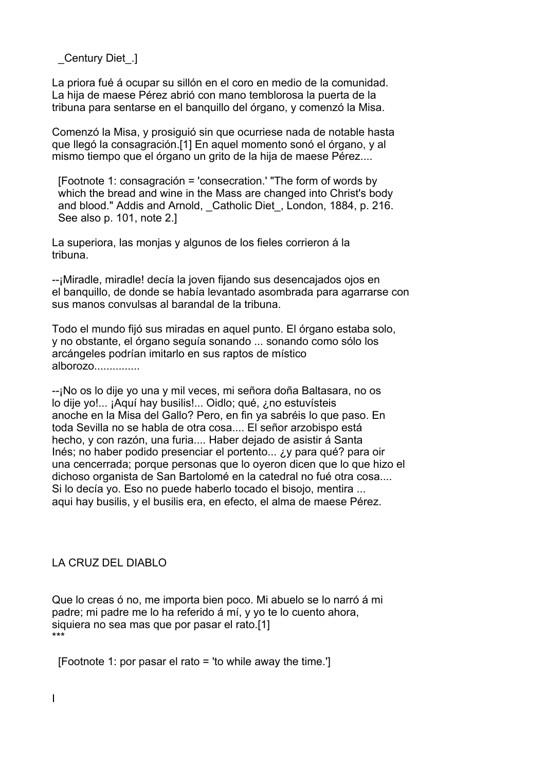_Century Diet_.]

La priora fué á ocupar su sillón en el coro en medio de la comunidad. La hija de maese Pérez abrió con mano temblorosa la puerta de la tribuna para sentarse en el banquillo del órgano, y comenzó la Misa.

Comenzó la Misa, y prosiguió sin que ocurriese nada de notable hasta que llegó la consagración.[1] En aquel momento sonó el órgano, y al mismo tiempo que el órgano un grito de la hija de maese Pérez....

[Footnote 1: consagración = 'consecration.' "The form of words by which the bread and wine in the Mass are changed into Christ's body and blood." Addis and Arnold, _Catholic Dict_, London, 1884, p. 216. See also p. 101, note 2.]

La superiora, las monjas y algunos de los fieles corrieron á la tribuna.

--¡Miradle, miradle! decía la joven fijando sus desencajados ojos en el banquillo, de donde se había levantado asombrada para agarrarse con sus manos convulsas al barandal de la tribuna.

Todo el mundo fijó sus miradas en aquel punto. El órgano estaba solo, y no obstante, el órgano seguía sonando ... sonando como sólo los arcángeles podrían imitarlo en sus raptos de místico alborozo...............

--¡No os lo dije yo una y mil veces, mi señora doña Baltasara, no os lo dije yo!... ¡Aquí hay busilis!... Oidlo; qué, ¿no estuvísteis anoche en la Misa del Gallo? Pero, en fin ya sabréis lo que paso. En toda Sevilla no se habla de otra cosa.... El señor arzobispo está hecho, y con razón, una furia.... Haber dejado de asistir á Santa Inés; no haber podido presenciar el portento... ¿y para qué? para oir una cencerrada; porque personas que lo oyeron dicen que lo que hizo el dichoso organista de San Bartolomé en la catedral no fué otra cosa.... Si lo decía yo. Eso no puede haberlo tocado el bisojo, mentira ... aqui hay busilis, y el busilis era, en efecto, el alma de maese Pérez.

## LA CRUZ DEL DIABLO

Que lo creas ó no, me importa bien poco. Mi abuelo se lo narró á mi padre; mi padre me lo ha referido á mí, y yo te lo cuento ahora, siquiera no sea mas que por pasar el rato.[1]
***

[Footnote 1: por pasar el rato = 'to while away the time.']

I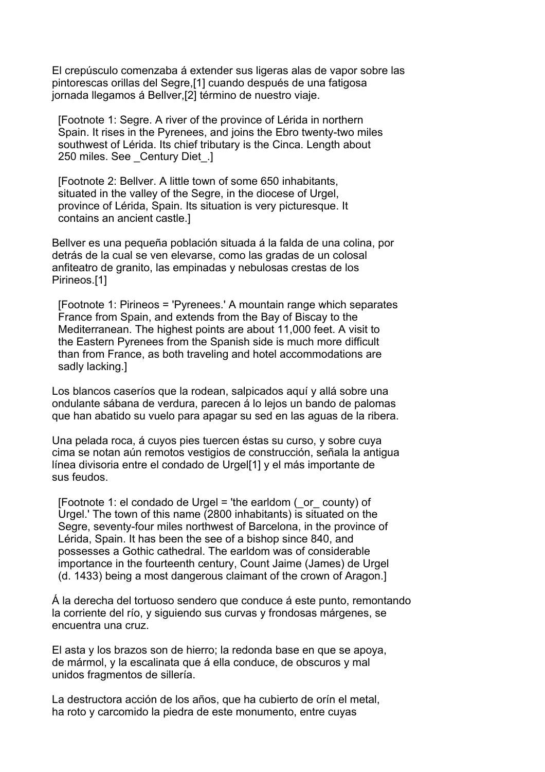El crepúsculo comenzaba á extender sus ligeras alas de vapor sobre las pintorescas orillas del Segre,[1] cuando después de una fatigosa jornada llegamos á Bellver,[2] término de nuestro viaje.

[Footnote 1: Segre. A river of the province of Lérida in northern Spain. It rises in the Pyrenees, and joins the Ebro twenty-two miles southwest of Lérida. Its chief tributary is the Cinca. Length about 250 miles. See _Century Diet_.]

[Footnote 2: Bellver. A little town of some 650 inhabitants, situated in the valley of the Segre, in the diocese of Urgel, province of Lérida, Spain. Its situation is very picturesque. It contains an ancient castle.]

Bellver es una pequeña población situada á la falda de una colina, por detrás de la cual se ven elevarse, como las gradas de un colosal anfiteatro de granito, las empinadas y nebulosas crestas de los Pirineos.[1]

[Footnote 1: Pirineos = 'Pyrenees.' A mountain range which separates France from Spain, and extends from the Bay of Biscay to the Mediterranean. The highest points are about 11,000 feet. A visit to the Eastern Pyrenees from the Spanish side is much more difficult than from France, as both traveling and hotel accommodations are sadly lacking.]

Los blancos caseríos que la rodean, salpicados aquí y allá sobre una ondulante sábana de verdura, parecen á lo lejos un bando de palomas que han abatido su vuelo para apagar su sed en las aguas de la ribera.

Una pelada roca, á cuyos pies tuercen éstas su curso, y sobre cuya cima se notan aún remotos vestigios de construcción, señala la antigua línea divisoria entre el condado de Urgel[1] y el más importante de sus feudos.

[Footnote 1: el condado de Urgel = 'the earldom (_or_ county) of Urgel.' The town of this name (2800 inhabitants) is situated on the Segre, seventy-four miles northwest of Barcelona, in the province of Lérida, Spain. It has been the see of a bishop since 840, and possesses a Gothic cathedral. The earldom was of considerable importance in the fourteenth century, Count Jaime (James) de Urgel (d. 1433) being a most dangerous claimant of the crown of Aragon.]

Á la derecha del tortuoso sendero que conduce á este punto, remontando la corriente del río, y siguiendo sus curvas y frondosas márgenes, se encuentra una cruz.

El asta y los brazos son de hierro; la redonda base en que se apoya, de mármol, y la escalinata que á ella conduce, de obscuros y mal unidos fragmentos de sillería.

La destructora acción de los años, que ha cubierto de orín el metal, ha roto y carcomido la piedra de este monumento, entre cuyas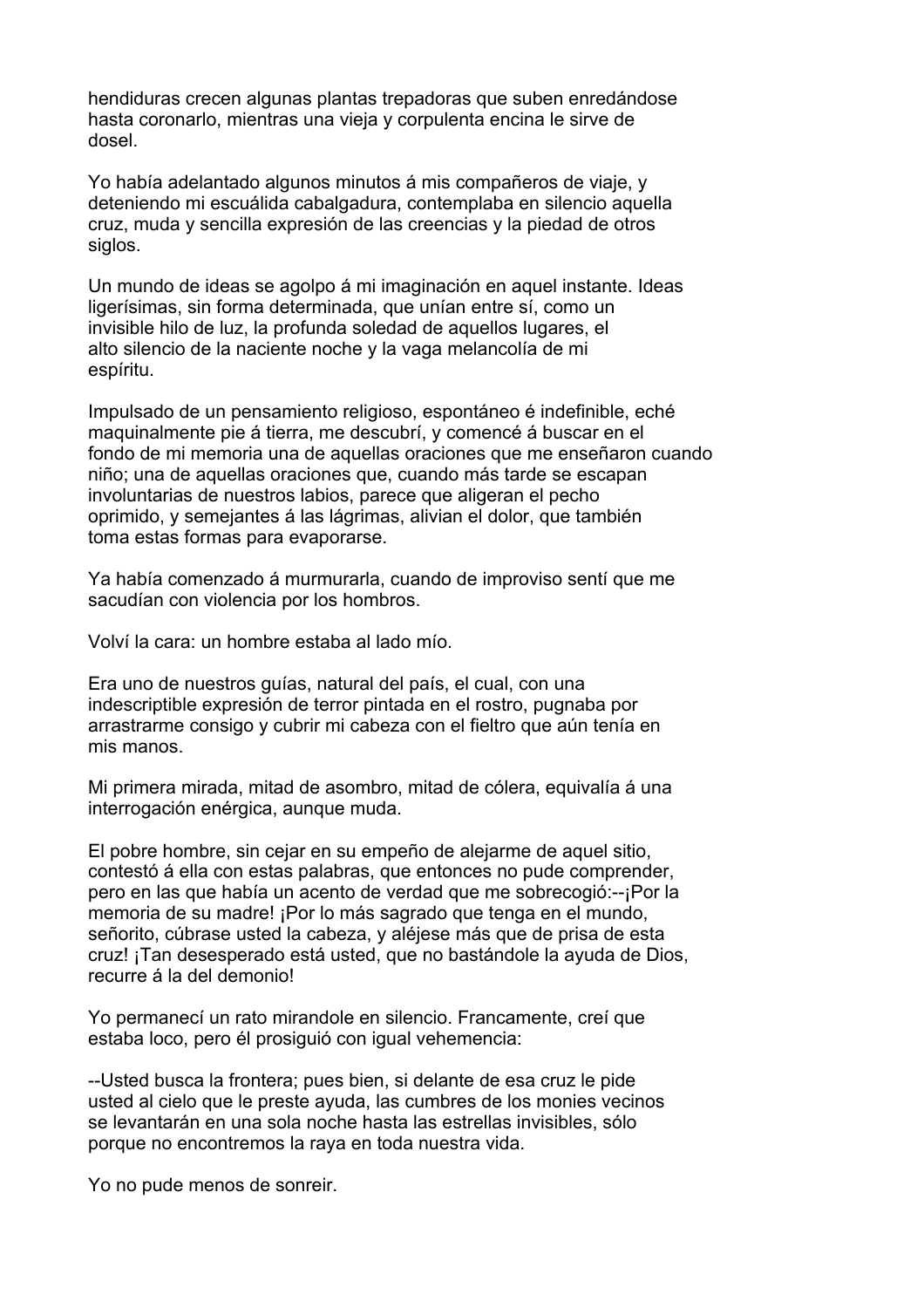hendiduras crecen algunas plantas trepadoras que suben enredándose hasta coronarlo, mientras una vieja y corpulenta encina le sirve de dosel.

Yo había adelantado algunos minutos á mis compañeros de viaje, y deteniendo mi escuálida cabalgadura, contemplaba en silencio aquella cruz, muda y sencilla expresión de las creencias y la piedad de otros siglos.

Un mundo de ideas se agolpo á mi imaginación en aquel instante. Ideas ligerísimas, sin forma determinada, que unían entre sí, como un invisible hilo de luz, la profunda soledad de aquellos lugares, el alto silencio de la naciente noche y la vaga melancolía de mi espíritu.

Impulsado de un pensamiento religioso, espontáneo é indefinible, eché maquinalmente pie á tierra, me descubrí, y comencé á buscar en el fondo de mi memoria una de aquellas oraciones que me enseñaron cuando niño; una de aquellas oraciones que, cuando más tarde se escapan involuntarias de nuestros labios, parece que aligeran el pecho oprimido, y semejantes á las lágrimas, alivian el dolor, que también toma estas formas para evaporarse.

Ya había comenzado á murmurarla, cuando de improviso sentí que me sacudían con violencia por los hombros.

Volví la cara: un hombre estaba al lado mío.

Era uno de nuestros guías, natural del país, el cual, con una indescriptible expresión de terror pintada en el rostro, pugnaba por arrastrarme consigo y cubrir mi cabeza con el fieltro que aún tenía en mis manos.

Mi primera mirada, mitad de asombro, mitad de cólera, equivalía á una interrogación enérgica, aunque muda.

El pobre hombre, sin cejar en su empeño de alejarme de aquel sitio, contestó á ella con estas palabras, que entonces no pude comprender, pero en las que había un acento de verdad que me sobrecogió:--¡Por la memoria de su madre! ¡Por lo más sagrado que tenga en el mundo, señorito, cúbrase usted la cabeza, y aléjese más que de prisa de esta cruz! ¡Tan desesperado está usted, que no bastándole la ayuda de Dios, recurre á la del demonio!

Yo permanecí un rato mirandole en silencio. Francamente, creí que estaba loco, pero él prosiguió con igual vehemencia:

--Usted busca la frontera; pues bien, si delante de esa cruz le pide usted al cielo que le preste ayuda, las cumbres de los monies vecinos se levantarán en una sola noche hasta las estrellas invisibles, sólo porque no encontremos la raya en toda nuestra vida.

Yo no pude menos de sonreir.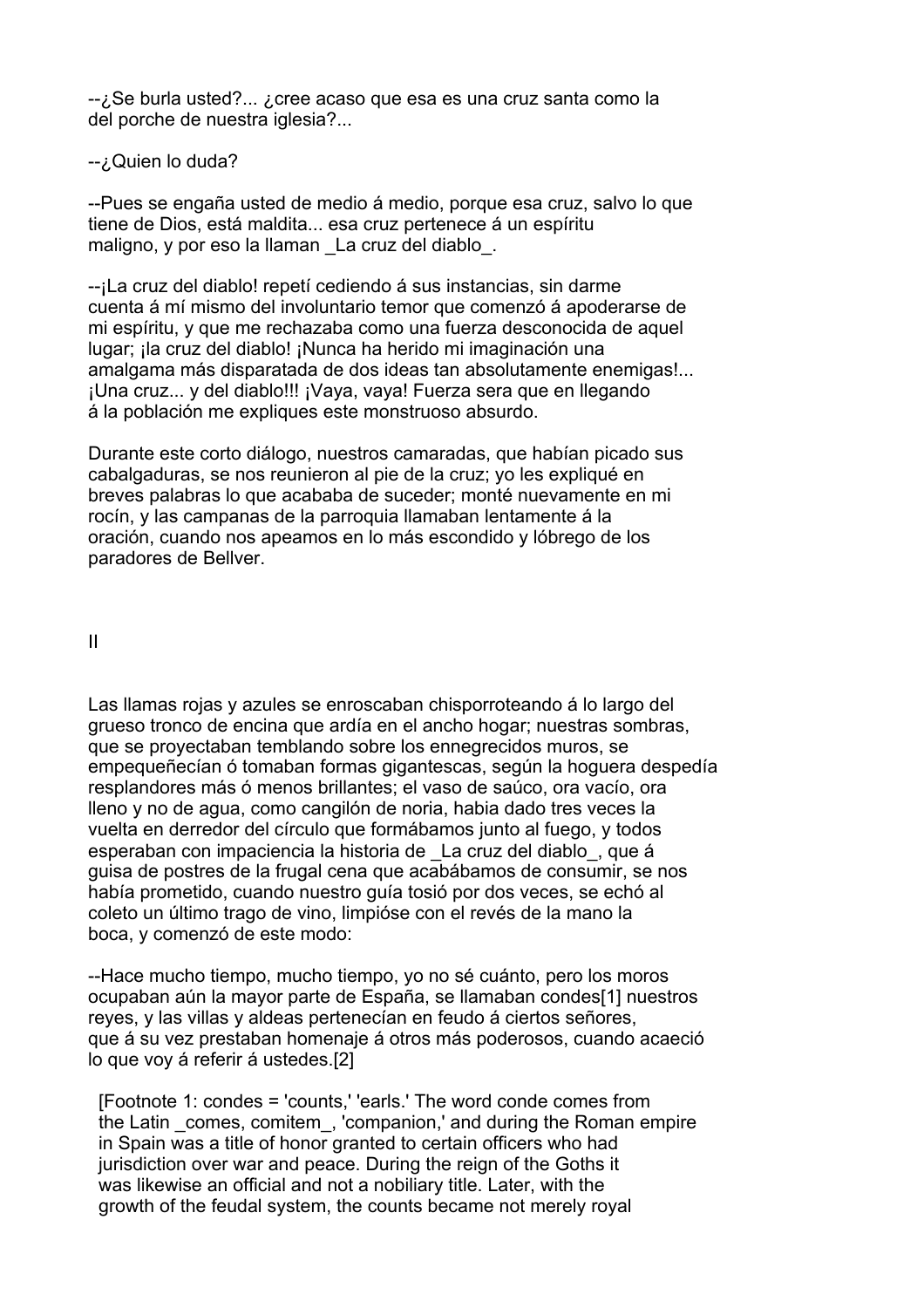--¿Se burla usted?... ¿cree acaso que esa es una cruz santa como la del porche de nuestra iglesia?...

--¿Quien lo duda?

--Pues se engaña usted de medio á medio, porque esa cruz, salvo lo que tiene de Dios, está maldita... esa cruz pertenece á un espíritu maligno, y por eso la llaman _La cruz del diablo_.

--¡La cruz del diablo! repetí cediendo á sus instancias, sin darme cuenta á mí mismo del involuntario temor que comenzó á apoderarse de mi espíritu, y que me rechazaba como una fuerza desconocida de aquel lugar; ¡la cruz del diablo! ¡Nunca ha herido mi imaginación una amalgama más disparatada de dos ideas tan absolutamente enemigas!... ¡Una cruz... y del diablo!!! ¡Vaya, vaya! Fuerza sera que en llegando á la población me expliques este monstruoso absurdo.

Durante este corto diálogo, nuestros camaradas, que habían picado sus cabalgaduras, se nos reunieron al pie de la cruz; yo les expliqué en breves palabras lo que acababa de suceder; monté nuevamente en mi rocín, y las campanas de la parroquia llamaban lentamente á la oración, cuando nos apeamos en lo más escondido y lóbrego de los paradores de Bellver.

## II

Las llamas rojas y azules se enroscaban chisporroteando á lo largo del grueso tronco de encina que ardía en el ancho hogar; nuestras sombras, que se proyectaban temblando sobre los ennegrecidos muros, se empequeñecían ó tomaban formas gigantescas, según la hoguera despedía resplandores más ó menos brillantes; el vaso de saúco, ora vacío, ora lleno y no de agua, como cangilón de noria, habia dado tres veces la vuelta en derredor del círculo que formábamos junto al fuego, y todos esperaban con impaciencia la historia de _La cruz del diablo_, que á guisa de postres de la frugal cena que acabábamos de consumir, se nos había prometido, cuando nuestro guía tosió por dos veces, se echó al coleto un último trago de vino, limpióse con el revés de la mano la boca, y comenzó de este modo:

--Hace mucho tiempo, mucho tiempo, yo no sé cuánto, pero los moros ocupaban aún la mayor parte de España, se llamaban condes[1] nuestros reyes, y las villas y aldeas pertenecían en feudo á ciertos señores, que á su vez prestaban homenaje á otros más poderosos, cuando acaeció lo que voy á referir á ustedes.[2]

[Footnote 1: condes = 'counts,' 'earls.' The word conde comes from the Latin _comes, comitem_, 'companion,' and during the Roman empire in Spain was a title of honor granted to certain officers who had jurisdiction over war and peace. During the reign of the Goths it was likewise an official and not a nobiliary title. Later, with the growth of the feudal system, the counts became not merely royal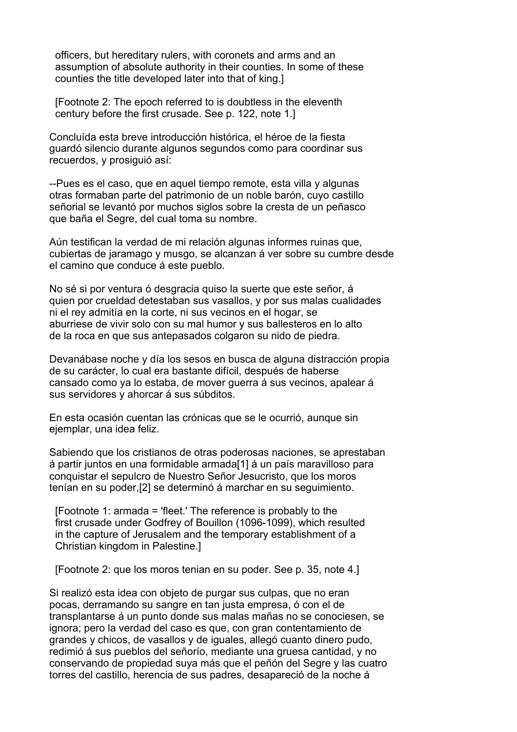officers, but hereditary rulers, with coronets and arms and an assumption of absolute authority in their counties. In some of these counties the title developed later into that of king.]

[Footnote 2: The epoch referred to is doubtless in the eleventh century before the first crusade. See p. 122, note 1.]

Concluída esta breve introducción histórica, el héroe de la fiesta guardó silencio durante algunos segundos como para coordinar sus recuerdos, y prosiguió así:

--Pues es el caso, que en aquel tiempo remote, esta villa y algunas otras formaban parte del patrimonio de un noble barón, cuyo castillo señorial se levantó por muchos siglos sobre la cresta de un peñasco que baña el Segre, del cual toma su nombre.

Aún testifican la verdad de mi relación algunas informes ruinas que, cubiertas de jaramago y musgo, se alcanzan á ver sobre su cumbre desde el camino que conduce á este pueblo.

No sé si por ventura ó desgracia quiso la suerte que este señor, á quien por crueldad detestaban sus vasallos, y por sus malas cualidades ni el rey admitía en la corte, ni sus vecinos en el hogar, se aburriese de vivir solo con su mal humor y sus ballesteros en lo alto de la roca en que sus antepasados colgaron su nido de piedra.

Devanábase noche y día los sesos en busca de alguna distracción propia de su carácter, lo cual era bastante difícil, después de haberse cansado como ya lo estaba, de mover guerra á sus vecinos, apalear á sus servidores y ahorcar á sus súbditos.

En esta ocasión cuentan las crónicas que se le ocurrió, aunque sin ejemplar, una idea feliz.

Sabiendo que los cristianos de otras poderosas naciones, se aprestaban á partir juntos en una formidable armada[1] á un país maravilloso para conquistar el sepulcro de Nuestro Señor Jesucristo, que los moros tenían en su poder,[2] se determinó á marchar en su seguimiento.

[Footnote 1: armada = 'fleet.' The reference is probably to the first crusade under Godfrey of Bouillon (1096-1099), which resulted in the capture of Jerusalem and the temporary establishment of a Christian kingdom in Palestine.]

[Footnote 2: que los moros tenian en su poder. See p. 35, note 4.]

Si realizó esta idea con objeto de purgar sus culpas, que no eran pocas, derramando su sangre en tan justa empresa, ó con el de transplantarse á un punto donde sus malas mañas no se conociesen, se ignora; pero la verdad del caso es que, con gran contentamiento de grandes y chicos, de vasallos y de iguales, allegó cuanto dinero pudo, redimió á sus pueblos del señorío, mediante una gruesa cantidad, y no conservando de propiedad suya más que el peñón del Segre y las cuatro torres del castillo, herencia de sus padres, desapareció de la noche á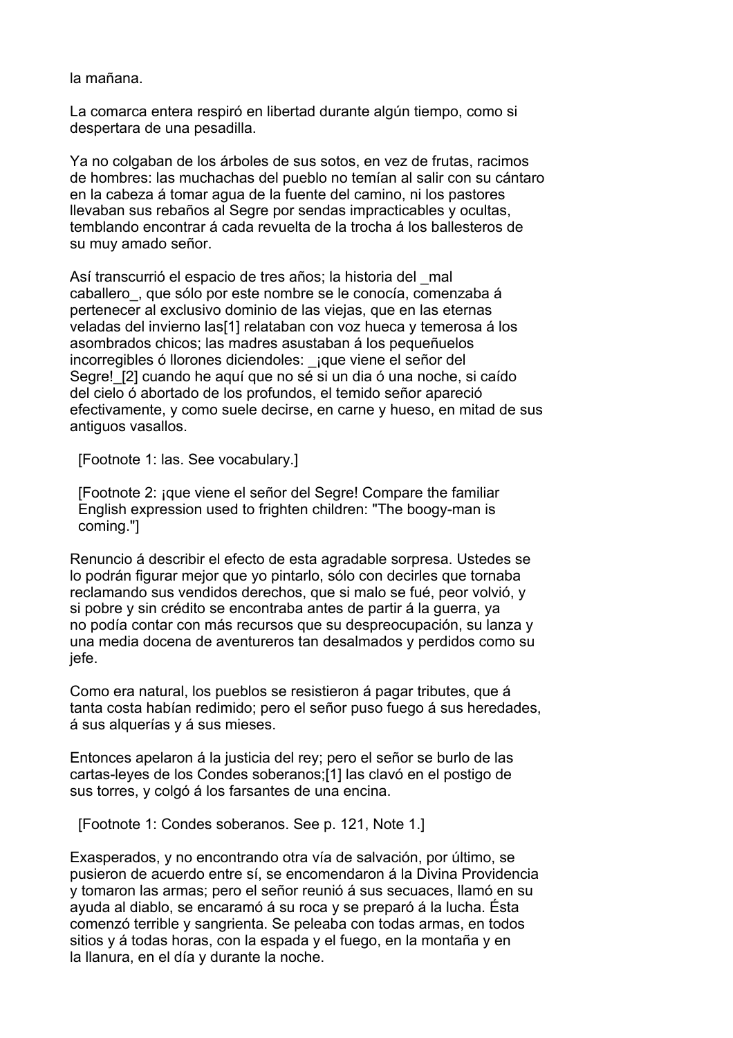la mañana.

La comarca entera respiró en libertad durante algún tiempo, como si despertara de una pesadilla.

Ya no colgaban de los árboles de sus sotos, en vez de frutas, racimos de hombres: las muchachas del pueblo no temían al salir con su cántaro en la cabeza á tomar agua de la fuente del camino, ni los pastores llevaban sus rebaños al Segre por sendas impracticables y ocultas, temblando encontrar á cada revuelta de la trocha á los ballesteros de su muy amado señor.

Así transcurrió el espacio de tres años; la historia del _mal caballero_, que sólo por este nombre se le conocía, comenzaba á pertenecer al exclusivo dominio de las viejas, que en las eternas veladas del invierno las[1] relataban con voz hueca y temerosa á los asombrados chicos; las madres asustaban á los pequeñuelos incorregibles ó llorones diciendoles: _¡que viene el señor del Segre!_[2] cuando he aquí que no sé si un dia ó una noche, si caído del cielo ó abortado de los profundos, el temido señor apareció efectivamente, y como suele decirse, en carne y hueso, en mitad de sus antiguos vasallos.

[Footnote 1: las. See vocabulary.]

[Footnote 2: ¡que viene el señor del Segre! Compare the familiar English expression used to frighten children: "The boogy-man is coming."]

Renuncio á describir el efecto de esta agradable sorpresa. Ustedes se lo podrán figurar mejor que yo pintarlo, sólo con decirles que tornaba reclamando sus vendidos derechos, que si malo se fué, peor volvió, y si pobre y sin crédito se encontraba antes de partir á la guerra, ya no podía contar con más recursos que su despreocupación, su lanza y una media docena de aventureros tan desalmados y perdidos como su jefe.

Como era natural, los pueblos se resistieron á pagar tributes, que á tanta costa habían redimido; pero el señor puso fuego á sus heredades, á sus alquerías y á sus mieses.

Entonces apelaron á la justicia del rey; pero el señor se burlo de las cartas-leyes de los Condes soberanos;[1] las clavó en el postigo de sus torres, y colgó á los farsantes de una encina.

[Footnote 1: Condes soberanos. See p. 121, Note 1.]

Exasperados, y no encontrando otra vía de salvación, por último, se pusieron de acuerdo entre sí, se encomendaron á la Divina Providencia y tomaron las armas; pero el señor reunió á sus secuaces, llamó en su ayuda al diablo, se encaramó á su roca y se preparó á la lucha. Ésta comenzó terrible y sangrienta. Se peleaba con todas armas, en todos sitios y á todas horas, con la espada y el fuego, en la montaña y en la llanura, en el día y durante la noche.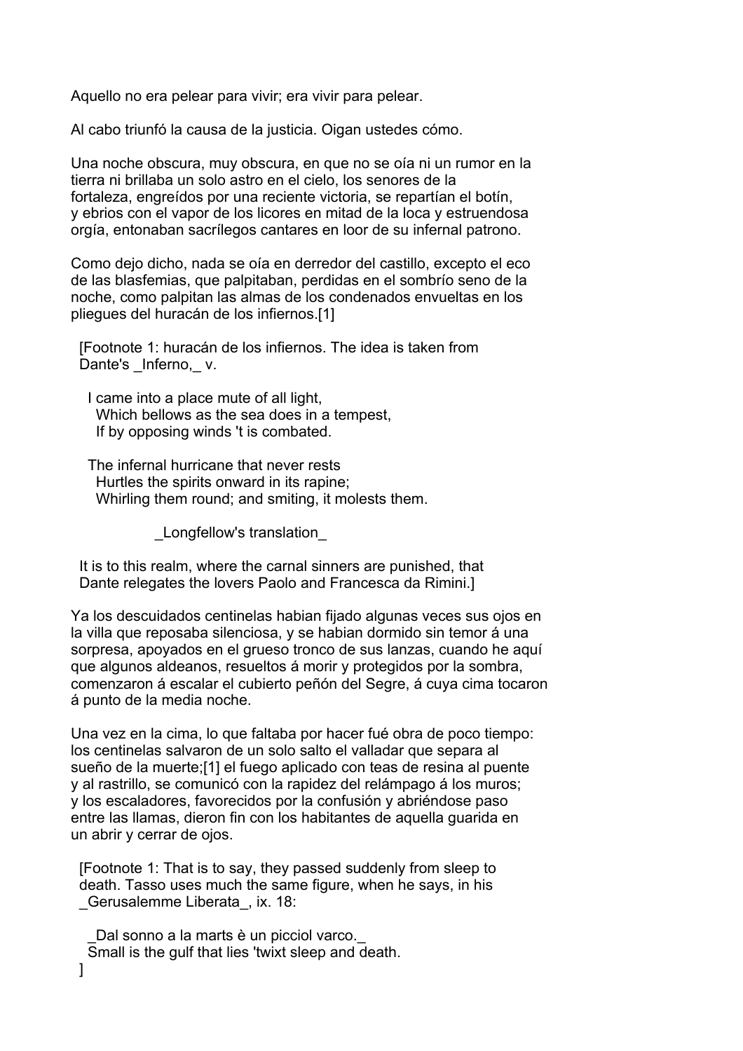Aquello no era pelear para vivir; era vivir para pelear.

Al cabo triunfó la causa de la justicia. Oigan ustedes cómo.

Una noche obscura, muy obscura, en que no se oía ni un rumor en la tierra ni brillaba un solo astro en el cielo, los senores de la fortaleza, engreídos por una reciente victoria, se repartían el botín, y ebrios con el vapor de los licores en mitad de la loca y estruendosa orgía, entonaban sacrílegos cantares en loor de su infernal patrono.

Como dejo dicho, nada se oía en derredor del castillo, excepto el eco de las blasfemias, que palpitaban, perdidas en el sombrío seno de la noche, como palpitan las almas de los condenados envueltas en los pliegues del huracán de los infiernos.[1]

> [Footnote 1: huracán de los infiernos. The idea is taken from Dante's _Inferno,_ v.
>
> I came into a place mute of all light,
> Which bellows as the sea does in a tempest,
> If by opposing winds 't is combated.
>
> The infernal hurricane that never rests
> Hurtles the spirits onward in its rapine;
> Whirling them round; and smiting, it molests them.
>
> _Longfellow's translation_
>
> It is to this realm, where the carnal sinners are punished, that Dante relegates the lovers Paolo and Francesca da Rimini.]

Ya los descuidados centinelas habian fijado algunas veces sus ojos en la villa que reposaba silenciosa, y se habian dormido sin temor á una sorpresa, apoyados en el grueso tronco de sus lanzas, cuando he aquí que algunos aldeanos, resueltos á morir y protegidos por la sombra, comenzaron á escalar el cubierto peñón del Segre, á cuya cima tocaron á punto de la media noche.

Una vez en la cima, lo que faltaba por hacer fué obra de poco tiempo: los centinelas salvaron de un solo salto el valladar que separa al sueño de la muerte;[1] el fuego aplicado con teas de resina al puente y al rastrillo, se comunicó con la rapidez del relámpago á los muros; y los escaladores, favorecidos por la confusión y abriéndose paso entre las llamas, dieron fin con los habitantes de aquella guarida en un abrir y cerrar de ojos.

> [Footnote 1: That is to say, they passed suddenly from sleep to death. Tasso uses much the same figure, when he says, in his _Gerusalemme Liberata_, ix. 18:
>
> _Dal sonno a la marts è un picciol varco._
> Small is the gulf that lies 'twixt sleep and death.
> ]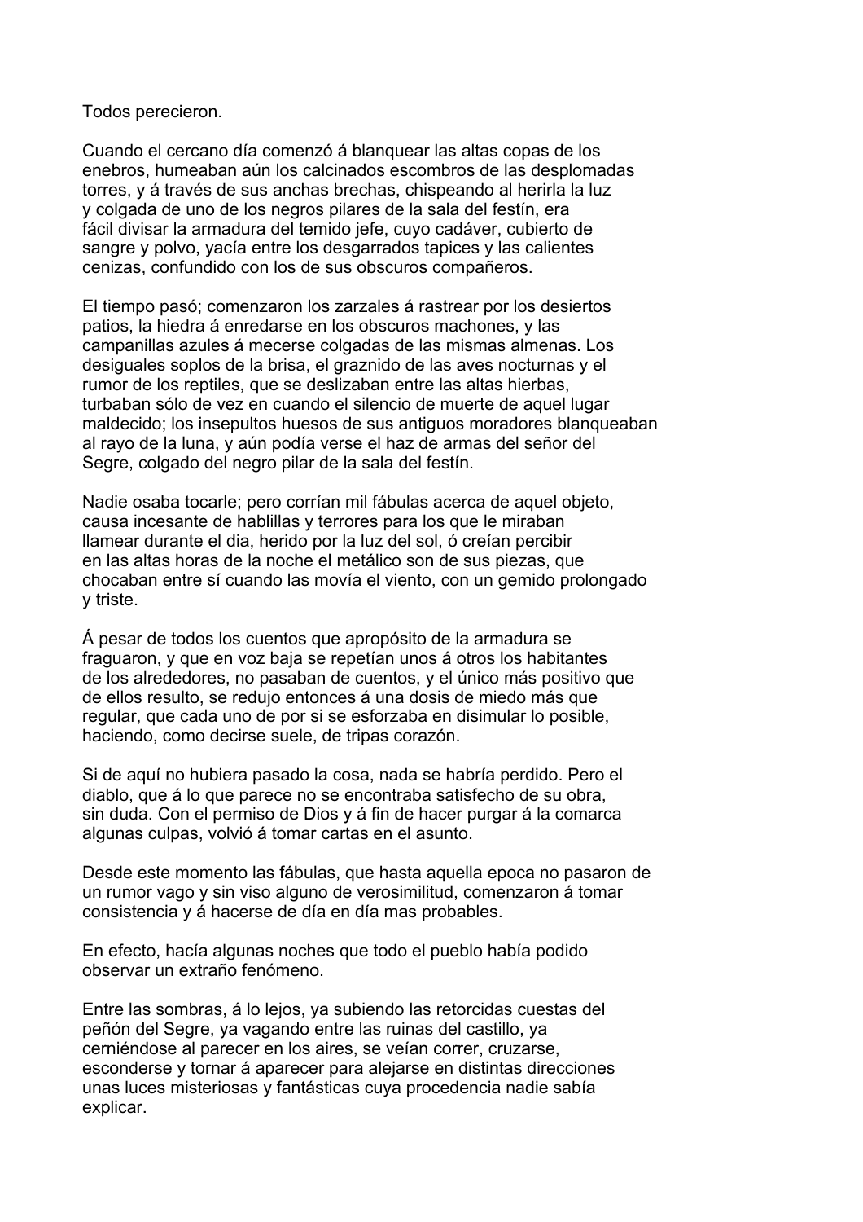Todos perecieron.

Cuando el cercano día comenzó á blanquear las altas copas de los enebros, humeaban aún los calcinados escombros de las desplomadas torres, y á través de sus anchas brechas, chispeando al herirla la luz y colgada de uno de los negros pilares de la sala del festín, era fácil divisar la armadura del temido jefe, cuyo cadáver, cubierto de sangre y polvo, yacía entre los desgarrados tapices y las calientes cenizas, confundido con los de sus obscuros compañeros.

El tiempo pasó; comenzaron los zarzales á rastrear por los desiertos patios, la hiedra á enredarse en los obscuros machones, y las campanillas azules á mecerse colgadas de las mismas almenas. Los desiguales soplos de la brisa, el graznido de las aves nocturnas y el rumor de los reptiles, que se deslizaban entre las altas hierbas, turbaban sólo de vez en cuando el silencio de muerte de aquel lugar maldecido; los insepultos huesos de sus antiguos moradores blanqueaban al rayo de la luna, y aún podía verse el haz de armas del señor del Segre, colgado del negro pilar de la sala del festín.

Nadie osaba tocarle; pero corrían mil fábulas acerca de aquel objeto, causa incesante de hablillas y terrores para los que le miraban llamear durante el dia, herido por la luz del sol, ó creían percibir en las altas horas de la noche el metálico son de sus piezas, que chocaban entre sí cuando las movía el viento, con un gemido prolongado y triste.

Á pesar de todos los cuentos que apropósito de la armadura se fraguaron, y que en voz baja se repetían unos á otros los habitantes de los alrededores, no pasaban de cuentos, y el único más positivo que de ellos resulto, se redujo entonces á una dosis de miedo más que regular, que cada uno de por si se esforzaba en disimular lo posible, haciendo, como decirse suele, de tripas corazón.

Si de aquí no hubiera pasado la cosa, nada se habría perdido. Pero el diablo, que á lo que parece no se encontraba satisfecho de su obra, sin duda. Con el permiso de Dios y á fin de hacer purgar á la comarca algunas culpas, volvió á tomar cartas en el asunto.

Desde este momento las fábulas, que hasta aquella epoca no pasaron de un rumor vago y sin viso alguno de verosimilitud, comenzaron á tomar consistencia y á hacerse de día en día mas probables.

En efecto, hacía algunas noches que todo el pueblo había podido observar un extraño fenómeno.

Entre las sombras, á lo lejos, ya subiendo las retorcidas cuestas del peñón del Segre, ya vagando entre las ruinas del castillo, ya cerniéndose al parecer en los aires, se veían correr, cruzarse, esconderse y tornar á aparecer para alejarse en distintas direcciones unas luces misteriosas y fantásticas cuya procedencia nadie sabía explicar.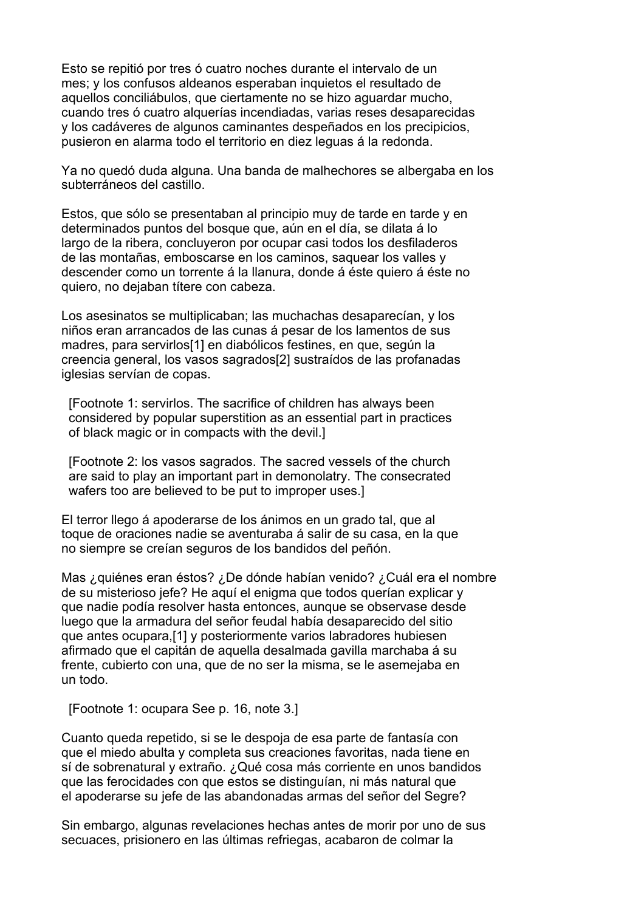Esto se repitió por tres ó cuatro noches durante el intervalo de un mes; y los confusos aldeanos esperaban inquietos el resultado de aquellos conciliábulos, que ciertamente no se hizo aguardar mucho, cuando tres ó cuatro alquerías incendiadas, varias reses desaparecidas y los cadáveres de algunos caminantes despeñados en los precipicios, pusieron en alarma todo el territorio en diez leguas á la redonda.

Ya no quedó duda alguna. Una banda de malhechores se albergaba en los subterráneos del castillo.

Estos, que sólo se presentaban al principio muy de tarde en tarde y en determinados puntos del bosque que, aún en el día, se dilata á lo largo de la ribera, concluyeron por ocupar casi todos los desfiladeros de las montañas, emboscarse en los caminos, saquear los valles y descender como un torrente á la llanura, donde á éste quiero á éste no quiero, no dejaban títere con cabeza.

Los asesinatos se multiplicaban; las muchachas desaparecían, y los niños eran arrancados de las cunas á pesar de los lamentos de sus madres, para servirlos[1] en diabólicos festines, en que, según la creencia general, los vasos sagrados[2] sustraídos de las profanadas iglesias servían de copas.

[Footnote 1: servirlos. The sacrifice of children has always been considered by popular superstition as an essential part in practices of black magic or in compacts with the devil.]

[Footnote 2: los vasos sagrados. The sacred vessels of the church are said to play an important part in demonolatry. The consecrated wafers too are believed to be put to improper uses.]

El terror llego á apoderarse de los ánimos en un grado tal, que al toque de oraciones nadie se aventuraba á salir de su casa, en la que no siempre se creían seguros de los bandidos del peñón.

Mas ¿quiénes eran éstos? ¿De dónde habían venido? ¿Cuál era el nombre de su misterioso jefe? He aquí el enigma que todos querían explicar y que nadie podía resolver hasta entonces, aunque se observase desde luego que la armadura del señor feudal había desaparecido del sitio que antes ocupara,[1] y posteriormente varios labradores hubiesen afirmado que el capitán de aquella desalmada gavilla marchaba á su frente, cubierto con una, que de no ser la misma, se le asemejaba en un todo.

[Footnote 1: ocupara See p. 16, note 3.]

Cuanto queda repetido, si se le despoja de esa parte de fantasía con que el miedo abulta y completa sus creaciones favoritas, nada tiene en sí de sobrenatural y extraño. ¿Qué cosa más corriente en unos bandidos que las ferocidades con que estos se distinguían, ni más natural que el apoderarse su jefe de las abandonadas armas del señor del Segre?

Sin embargo, algunas revelaciones hechas antes de morir por uno de sus secuaces, prisionero en las últimas refriegas, acabaron de colmar la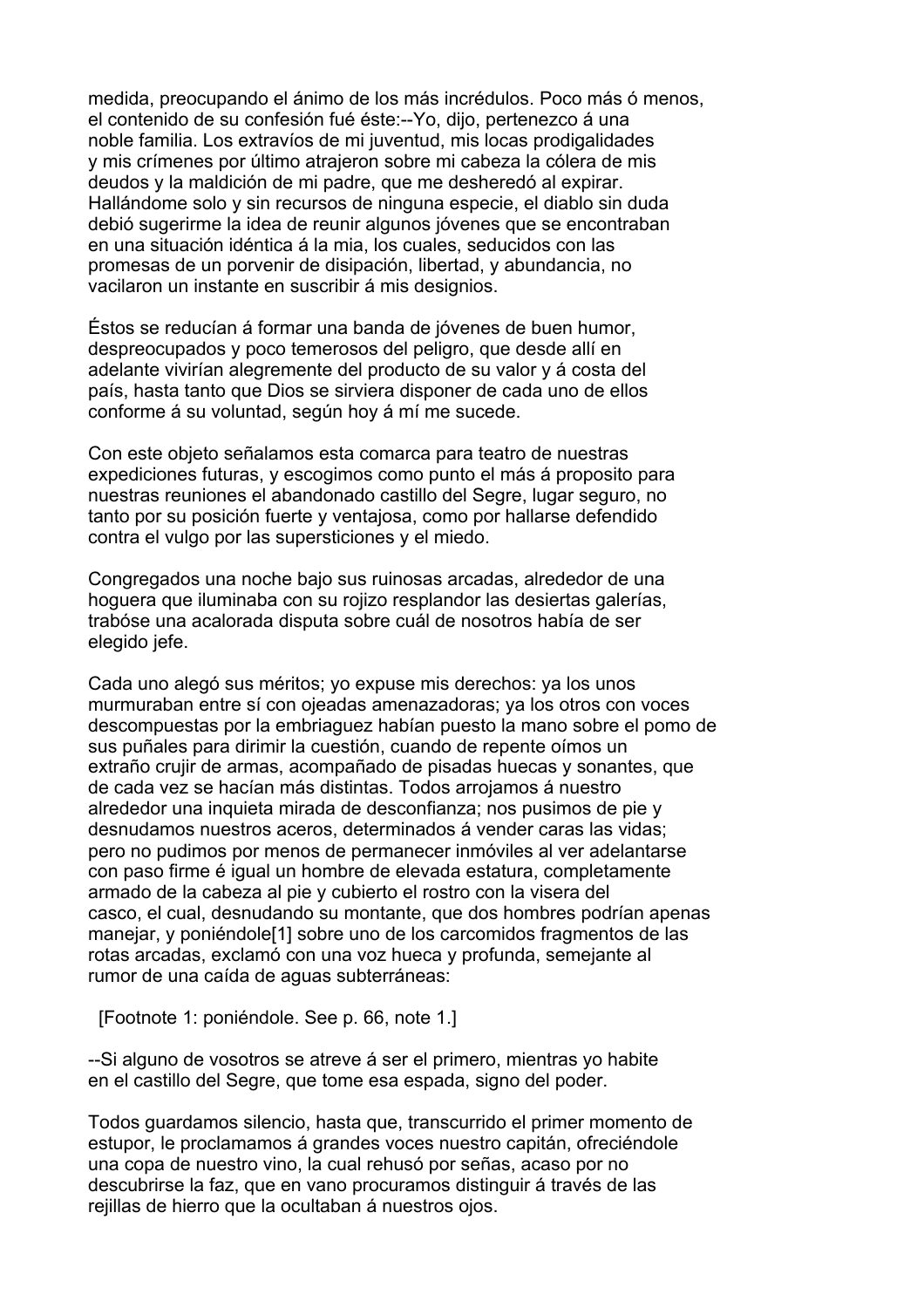medida, preocupando el ánimo de los más incrédulos. Poco más ó menos, el contenido de su confesión fué éste:--Yo, dijo, pertenezco á una noble familia. Los extravíos de mi juventud, mis locas prodigalidades y mis crímenes por último atrajeron sobre mi cabeza la cólera de mis deudos y la maldición de mi padre, que me desheredó al expirar. Hallándome solo y sin recursos de ninguna especie, el diablo sin duda debió sugerirme la idea de reunir algunos jóvenes que se encontraban en una situación idéntica á la mia, los cuales, seducidos con las promesas de un porvenir de disipación, libertad, y abundancia, no vacilaron un instante en suscribir á mis designios.

Éstos se reducían á formar una banda de jóvenes de buen humor, despreocupados y poco temerosos del peligro, que desde allí en adelante vivirían alegremente del producto de su valor y á costa del país, hasta tanto que Dios se sirviera disponer de cada uno de ellos conforme á su voluntad, según hoy á mí me sucede.

Con este objeto señalamos esta comarca para teatro de nuestras expediciones futuras, y escogimos como punto el más á proposito para nuestras reuniones el abandonado castillo del Segre, lugar seguro, no tanto por su posición fuerte y ventajosa, como por hallarse defendido contra el vulgo por las supersticiones y el miedo.

Congregados una noche bajo sus ruinosas arcadas, alrededor de una hoguera que iluminaba con su rojizo resplandor las desiertas galerías, trabóse una acalorada disputa sobre cuál de nosotros había de ser elegido jefe.

Cada uno alegó sus méritos; yo expuse mis derechos: ya los unos murmuraban entre sí con ojeadas amenazadoras; ya los otros con voces descompuestas por la embriaguez habían puesto la mano sobre el pomo de sus puñales para dirimir la cuestión, cuando de repente oímos un extraño crujir de armas, acompañado de pisadas huecas y sonantes, que de cada vez se hacían más distintas. Todos arrojamos á nuestro alrededor una inquieta mirada de desconfianza; nos pusimos de pie y desnudamos nuestros aceros, determinados á vender caras las vidas; pero no pudimos por menos de permanecer inmóviles al ver adelantarse con paso firme é igual un hombre de elevada estatura, completamente armado de la cabeza al pie y cubierto el rostro con la visera del casco, el cual, desnudando su montante, que dos hombres podrían apenas manejar, y poniéndole[1] sobre uno de los carcomidos fragmentos de las rotas arcadas, exclamó con una voz hueca y profunda, semejante al rumor de una caída de aguas subterráneas:

[Footnote 1: poniéndole. See p. 66, note 1.]

--Si alguno de vosotros se atreve á ser el primero, mientras yo habite en el castillo del Segre, que tome esa espada, signo del poder.

Todos guardamos silencio, hasta que, transcurrido el primer momento de estupor, le proclamamos á grandes voces nuestro capitán, ofreciéndole una copa de nuestro vino, la cual rehusó por señas, acaso por no descubrirse la faz, que en vano procuramos distinguir á través de las rejillas de hierro que la ocultaban á nuestros ojos.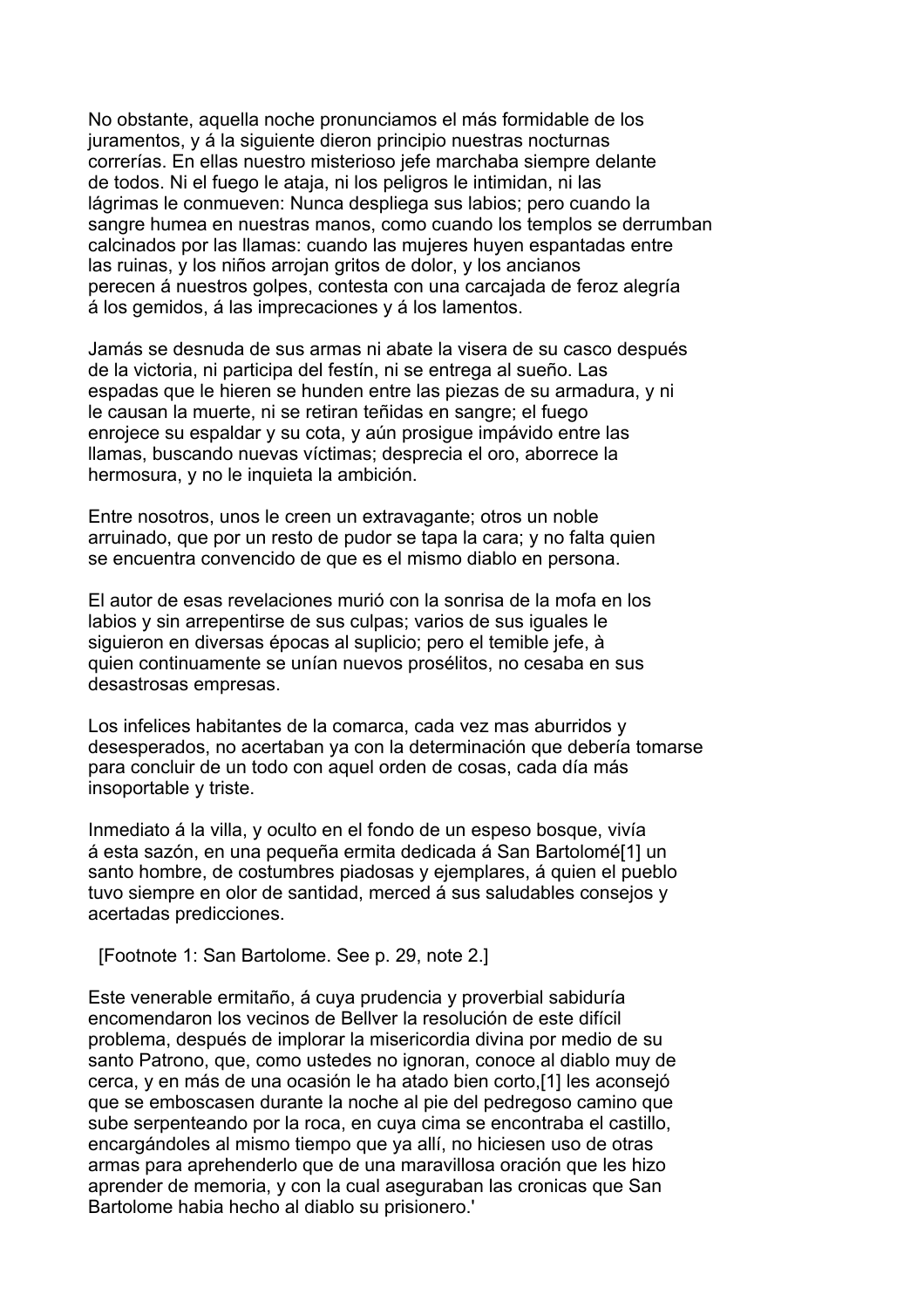No obstante, aquella noche pronunciamos el más formidable de los juramentos, y á la siguiente dieron principio nuestras nocturnas correrías. En ellas nuestro misterioso jefe marchaba siempre delante de todos. Ni el fuego le ataja, ni los peligros le intimidan, ni las lágrimas le conmueven: Nunca despliega sus labios; pero cuando la sangre humea en nuestras manos, como cuando los templos se derrumban calcinados por las llamas: cuando las mujeres huyen espantadas entre las ruinas, y los niños arrojan gritos de dolor, y los ancianos perecen á nuestros golpes, contesta con una carcajada de feroz alegría á los gemidos, á las imprecaciones y á los lamentos.

Jamás se desnuda de sus armas ni abate la visera de su casco después de la victoria, ni participa del festín, ni se entrega al sueño. Las espadas que le hieren se hunden entre las piezas de su armadura, y ni le causan la muerte, ni se retiran teñidas en sangre; el fuego enrojece su espaldar y su cota, y aún prosigue impávido entre las llamas, buscando nuevas víctimas; desprecia el oro, aborrece la hermosura, y no le inquieta la ambición.

Entre nosotros, unos le creen un extravagante; otros un noble arruinado, que por un resto de pudor se tapa la cara; y no falta quien se encuentra convencido de que es el mismo diablo en persona.

El autor de esas revelaciones murió con la sonrisa de la mofa en los labios y sin arrepentirse de sus culpas; varios de sus iguales le siguieron en diversas épocas al suplicio; pero el temible jefe, à quien continuamente se unían nuevos prosélitos, no cesaba en sus desastrosas empresas.

Los infelices habitantes de la comarca, cada vez mas aburridos y desesperados, no acertaban ya con la determinación que debería tomarse para concluir de un todo con aquel orden de cosas, cada día más insoportable y triste.

Inmediato á la villa, y oculto en el fondo de un espeso bosque, vivía á esta sazón, en una pequeña ermita dedicada á San Bartolomé[1] un santo hombre, de costumbres piadosas y ejemplares, á quien el pueblo tuvo siempre en olor de santidad, merced á sus saludables consejos y acertadas predicciones.

[Footnote 1: San Bartolome. See p. 29, note 2.]

Este venerable ermitaño, á cuya prudencia y proverbial sabiduría encomendaron los vecinos de Bellver la resolución de este difícil problema, después de implorar la misericordia divina por medio de su santo Patrono, que, como ustedes no ignoran, conoce al diablo muy de cerca, y en más de una ocasión le ha atado bien corto,[1] les aconsejó que se emboscasen durante la noche al pie del pedregoso camino que sube serpenteando por la roca, en cuya cima se encontraba el castillo, encargándoles al mismo tiempo que ya allí, no hiciesen uso de otras armas para aprehenderlo que de una maravillosa oración que les hizo aprender de memoria, y con la cual aseguraban las cronicas que San Bartolome habia hecho al diablo su prisionero.'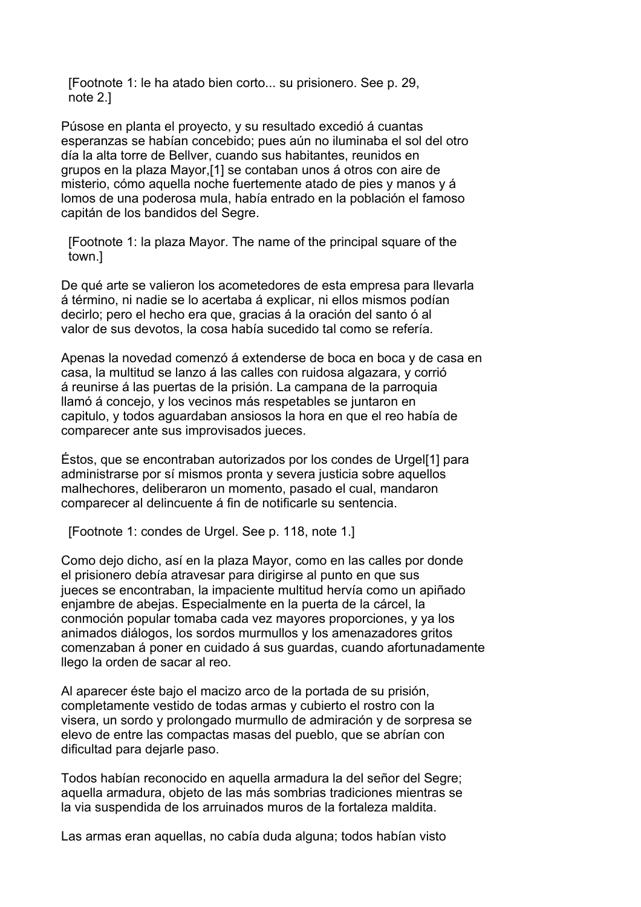[Footnote 1: le ha atado bien corto... su prisionero. See p. 29, note 2.]

Púsose en planta el proyecto, y su resultado excedió á cuantas esperanzas se habían concebido; pues aún no iluminaba el sol del otro día la alta torre de Bellver, cuando sus habitantes, reunidos en grupos en la plaza Mayor,[1] se contaban unos á otros con aire de misterio, cómo aquella noche fuertemente atado de pies y manos y á lomos de una poderosa mula, había entrado en la población el famoso capitán de los bandidos del Segre.

[Footnote 1: la plaza Mayor. The name of the principal square of the town.]

De qué arte se valieron los acometedores de esta empresa para llevarla á término, ni nadie se lo acertaba á explicar, ni ellos mismos podían decirlo; pero el hecho era que, gracias á la oración del santo ó al valor de sus devotos, la cosa había sucedido tal como se refería.

Apenas la novedad comenzó á extenderse de boca en boca y de casa en casa, la multitud se lanzo á las calles con ruidosa algazara, y corrió á reunirse á las puertas de la prisión. La campana de la parroquia llamó á concejo, y los vecinos más respetables se juntaron en capitulo, y todos aguardaban ansiosos la hora en que el reo había de comparecer ante sus improvisados jueces.

Éstos, que se encontraban autorizados por los condes de Urgel[1] para administrarse por sí mismos pronta y severa justicia sobre aquellos malhechores, deliberaron un momento, pasado el cual, mandaron comparecer al delincuente á fin de notificarle su sentencia.

[Footnote 1: condes de Urgel. See p. 118, note 1.]

Como dejo dicho, así en la plaza Mayor, como en las calles por donde el prisionero debía atravesar para dirigirse al punto en que sus jueces se encontraban, la impaciente multitud hervía como un apiñado enjambre de abejas. Especialmente en la puerta de la cárcel, la conmoción popular tomaba cada vez mayores proporciones, y ya los animados diálogos, los sordos murmullos y los amenazadores gritos comenzaban á poner en cuidado á sus guardas, cuando afortunadamente llego la orden de sacar al reo.

Al aparecer éste bajo el macizo arco de la portada de su prisión, completamente vestido de todas armas y cubierto el rostro con la visera, un sordo y prolongado murmullo de admiración y de sorpresa se elevo de entre las compactas masas del pueblo, que se abrían con dificultad para dejarle paso.

Todos habían reconocido en aquella armadura la del señor del Segre; aquella armadura, objeto de las más sombrias tradiciones mientras se la via suspendida de los arruinados muros de la fortaleza maldita.

Las armas eran aquellas, no cabía duda alguna; todos habían visto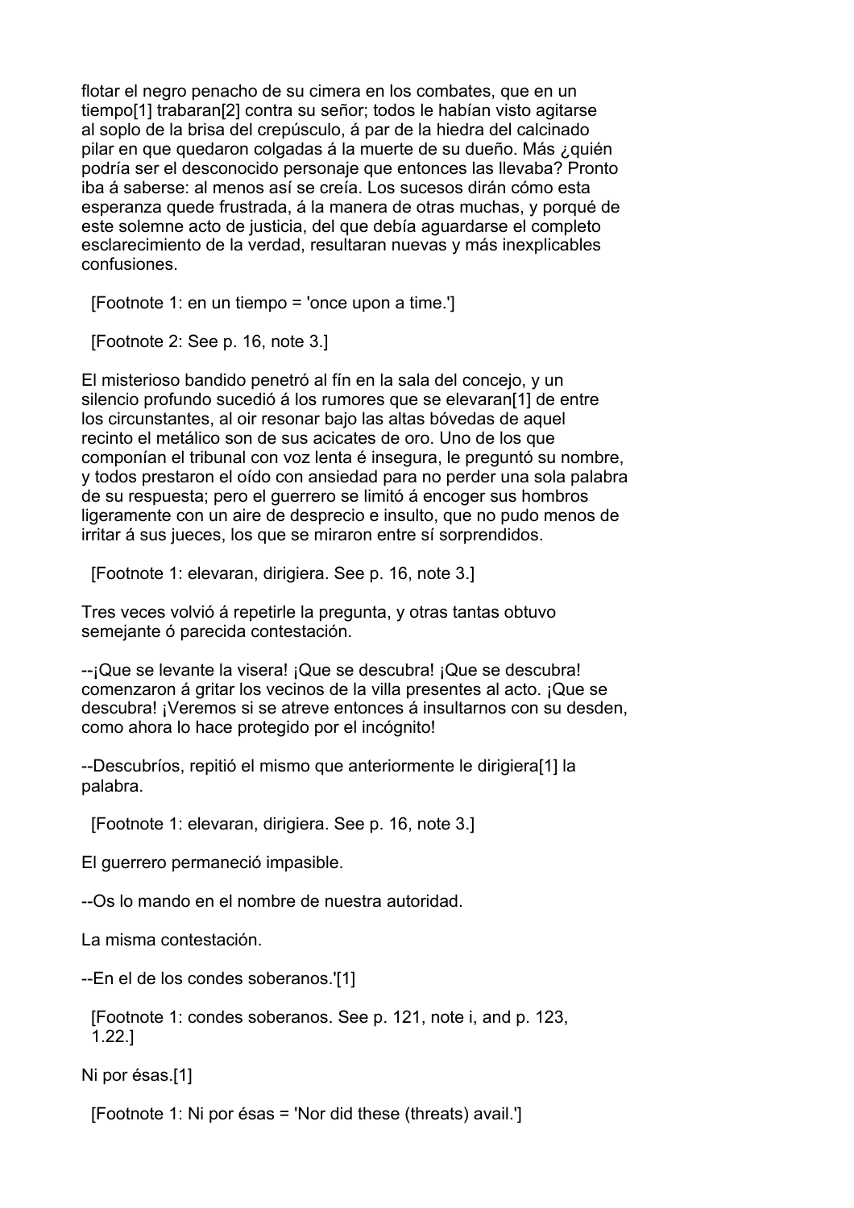flotar el negro penacho de su cimera en los combates, que en un tiempo[1] trabaran[2] contra su señor; todos le habían visto agitarse al soplo de la brisa del crepúsculo, á par de la hiedra del calcinado pilar en que quedaron colgadas á la muerte de su dueño. Más ¿quién podría ser el desconocido personaje que entonces las llevaba? Pronto iba á saberse: al menos así se creía. Los sucesos dirán cómo esta esperanza quede frustrada, á la manera de otras muchas, y porqué de este solemne acto de justicia, del que debía aguardarse el completo esclarecimiento de la verdad, resultaran nuevas y más inexplicables confusiones.

[Footnote 1: en un tiempo = 'once upon a time.']

[Footnote 2: See p. 16, note 3.]

El misterioso bandido penetró al fín en la sala del concejo, y un silencio profundo sucedió á los rumores que se elevaran[1] de entre los circunstantes, al oir resonar bajo las altas bóvedas de aquel recinto el metálico son de sus acicates de oro. Uno de los que componían el tribunal con voz lenta é insegura, le preguntó su nombre, y todos prestaron el oído con ansiedad para no perder una sola palabra de su respuesta; pero el guerrero se limitó á encoger sus hombros ligeramente con un aire de desprecio e insulto, que no pudo menos de irritar á sus jueces, los que se miraron entre sí sorprendidos.

[Footnote 1: elevaran, dirigiera. See p. 16, note 3.]

Tres veces volvió á repetirle la pregunta, y otras tantas obtuvo semejante ó parecida contestación.

--¡Que se levante la visera! ¡Que se descubra! ¡Que se descubra! comenzaron á gritar los vecinos de la villa presentes al acto. ¡Que se descubra! ¡Veremos si se atreve entonces á insultarnos con su desden, como ahora lo hace protegido por el incógnito!

--Descubríos, repitió el mismo que anteriormente le dirigiera[1] la palabra.

[Footnote 1: elevaran, dirigiera. See p. 16, note 3.]

El guerrero permaneció impasible.

--Os lo mando en el nombre de nuestra autoridad.

La misma contestación.

--En el de los condes soberanos.'[1]

[Footnote 1: condes soberanos. See p. 121, note i, and p. 123, 1.22.]

Ni por ésas.[1]

[Footnote 1: Ni por ésas = 'Nor did these (threats) avail.']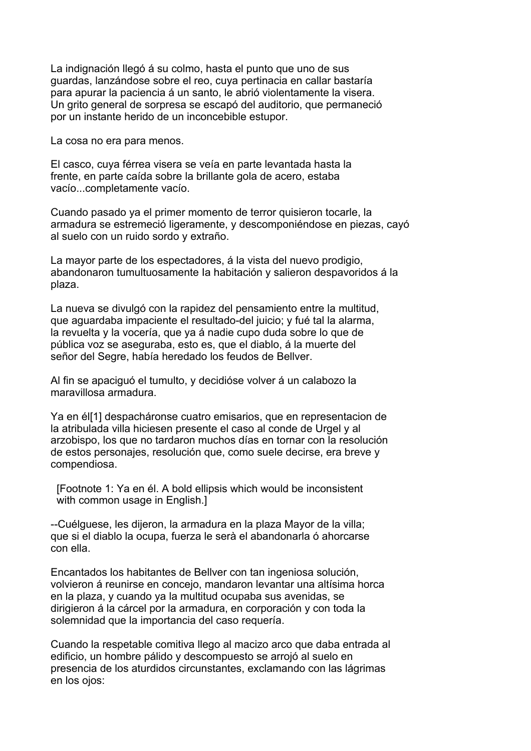La indignación llegó á su colmo, hasta el punto que uno de sus guardas, lanzándose sobre el reo, cuya pertinacia en callar bastaría para apurar la paciencia á un santo, le abrió violentamente la visera. Un grito general de sorpresa se escapó del auditorio, que permaneció por un instante herido de un inconcebible estupor.

La cosa no era para menos.

El casco, cuya férrea visera se veía en parte levantada hasta la frente, en parte caída sobre la brillante gola de acero, estaba vacío...completamente vacío.

Cuando pasado ya el primer momento de terror quisieron tocarle, la armadura se estremeció ligeramente, y descomponiéndose en piezas, cayó al suelo con un ruido sordo y extraño.

La mayor parte de los espectadores, á la vista del nuevo prodigio, abandonaron tumultuosamente la habitación y salieron despavoridos á la plaza.

La nueva se divulgó con la rapidez del pensamiento entre la multitud, que aguardaba impaciente el resultado-del juicio; y fué tal la alarma, la revuelta y la vocería, que ya á nadie cupo duda sobre lo que de pública voz se aseguraba, esto es, que el diablo, á la muerte del señor del Segre, había heredado los feudos de Bellver.

Al fin se apaciguó el tumulto, y decidióse volver á un calabozo la maravillosa armadura.

Ya en él[1] despacháronse cuatro emisarios, que en representacion de la atribulada villa hiciesen presente el caso al conde de Urgel y al arzobispo, los que no tardaron muchos días en tornar con la resolución de estos personajes, resolución que, como suele decirse, era breve y compendiosa.

[Footnote 1: Ya en él. A bold ellipsis which would be inconsistent with common usage in English.]

--Cuélguese, les dijeron, la armadura en la plaza Mayor de la villa; que si el diablo la ocupa, fuerza le serà el abandonarla ó ahorcarse con ella.

Encantados los habitantes de Bellver con tan ingeniosa solución, volvieron á reunirse en concejo, mandaron levantar una altísima horca en la plaza, y cuando ya la multitud ocupaba sus avenidas, se dirigieron á la cárcel por la armadura, en corporación y con toda la solemnidad que la importancia del caso requería.

Cuando la respetable comitiva llego al macizo arco que daba entrada al edificio, un hombre pálido y descompuesto se arrojó al suelo en presencia de los aturdidos circunstantes, exclamando con las lágrimas en los ojos: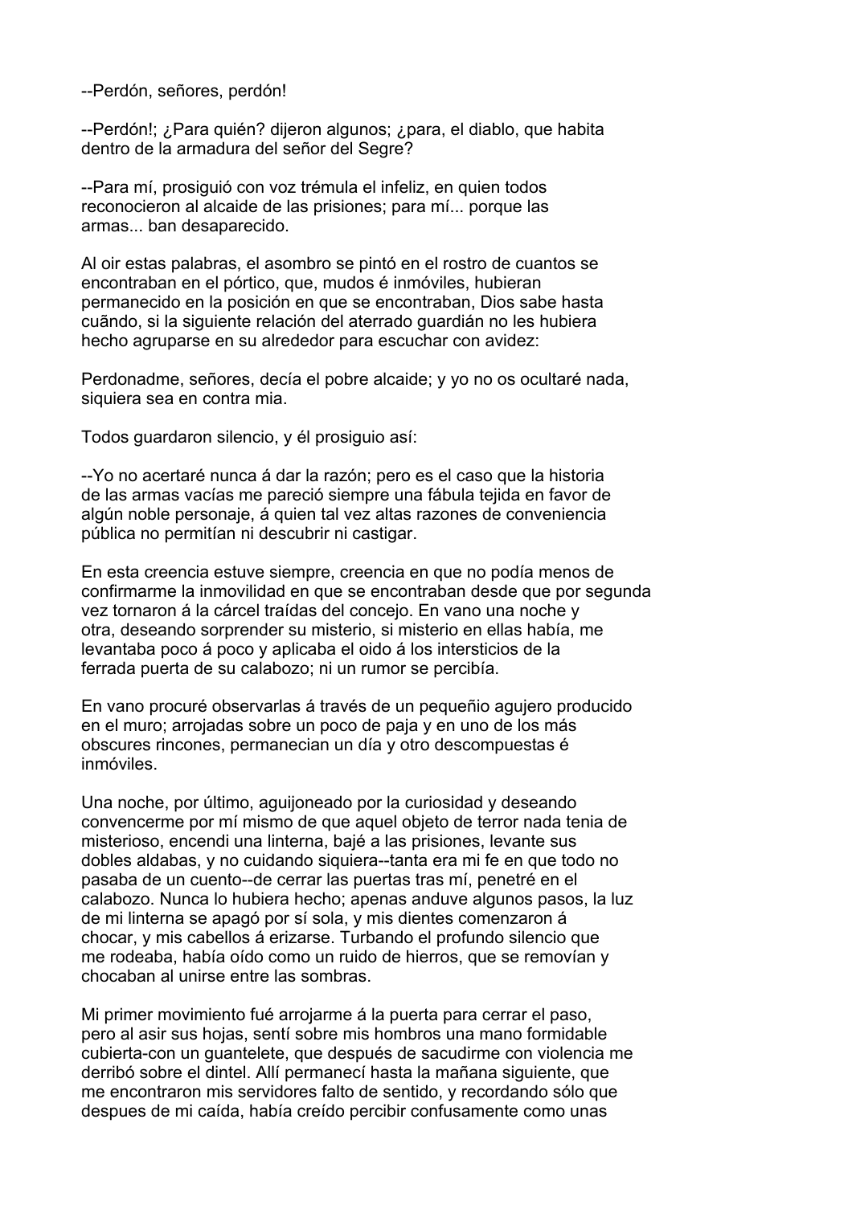--Perdón, señores, perdón!

--Perdón!; ¿Para quién? dijeron algunos; ¿para, el diablo, que habita dentro de la armadura del señor del Segre?

--Para mí, prosiguió con voz trémula el infeliz, en quien todos reconocieron al alcaide de las prisiones; para mí... porque las armas... ban desaparecido.

Al oir estas palabras, el asombro se pintó en el rostro de cuantos se encontraban en el pórtico, que, mudos é inmóviles, hubieran permanecido en la posición en que se encontraban, Dios sabe hasta cuãndo, si la siguiente relación del aterrado guardián no les hubiera hecho agruparse en su alrededor para escuchar con avidez:

Perdonadme, señores, decía el pobre alcaide; y yo no os ocultaré nada, siquiera sea en contra mia.

Todos guardaron silencio, y él prosiguio así:

--Yo no acertaré nunca á dar la razón; pero es el caso que la historia de las armas vacías me pareció siempre una fábula tejida en favor de algún noble personaje, á quien tal vez altas razones de conveniencia pública no permitían ni descubrir ni castigar.

En esta creencia estuve siempre, creencia en que no podía menos de confirmarme la inmovilidad en que se encontraban desde que por segunda vez tornaron á la cárcel traídas del concejo. En vano una noche y otra, deseando sorprender su misterio, si misterio en ellas había, me levantaba poco á poco y aplicaba el oido á los intersticios de la ferrada puerta de su calabozo; ni un rumor se percibía.

En vano procuré observarlas á través de un pequeñio agujero producido en el muro; arrojadas sobre un poco de paja y en uno de los más obscures rincones, permanecian un día y otro descompuestas é inmóviles.

Una noche, por último, aguijoneado por la curiosidad y deseando convencerme por mí mismo de que aquel objeto de terror nada tenia de misterioso, encendi una linterna, bajé a las prisiones, levante sus dobles aldabas, y no cuidando siquiera--tanta era mi fe en que todo no pasaba de un cuento--de cerrar las puertas tras mí, penetré en el calabozo. Nunca lo hubiera hecho; apenas anduve algunos pasos, la luz de mi linterna se apagó por sí sola, y mis dientes comenzaron á chocar, y mis cabellos á erizarse. Turbando el profundo silencio que me rodeaba, había oído como un ruido de hierros, que se removían y chocaban al unirse entre las sombras.

Mi primer movimiento fué arrojarme á la puerta para cerrar el paso, pero al asir sus hojas, sentí sobre mis hombros una mano formidable cubierta-con un guantelete, que después de sacudirme con violencia me derribó sobre el dintel. Allí permanecí hasta la mañana siguiente, que me encontraron mis servidores falto de sentido, y recordando sólo que despues de mi caída, había creído percibir confusamente como unas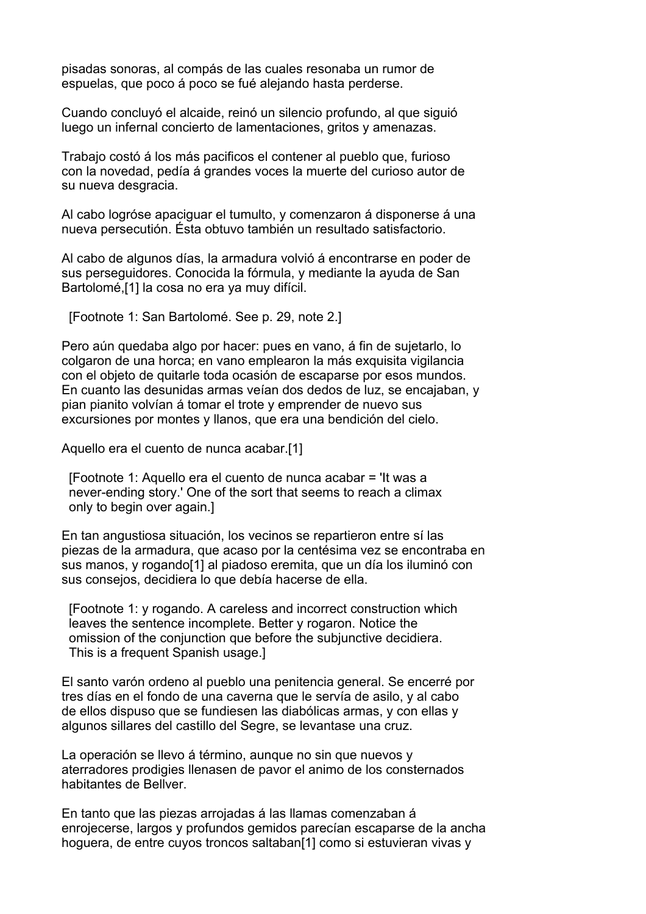pisadas sonoras, al compás de las cuales resonaba un rumor de espuelas, que poco á poco se fué alejando hasta perderse.

Cuando concluyó el alcaide, reinó un silencio profundo, al que siguió luego un infernal concierto de lamentaciones, gritos y amenazas.

Trabajo costó á los más pacificos el contener al pueblo que, furioso con la novedad, pedía á grandes voces la muerte del curioso autor de su nueva desgracia.

Al cabo logróse apaciguar el tumulto, y comenzaron á disponerse á una nueva persecutión. Ésta obtuvo también un resultado satisfactorio.

Al cabo de algunos días, la armadura volvió á encontrarse en poder de sus perseguidores. Conocida la fórmula, y mediante la ayuda de San Bartolomé,[1] la cosa no era ya muy difícil.

[Footnote 1: San Bartolomé. See p. 29, note 2.]

Pero aún quedaba algo por hacer: pues en vano, á fin de sujetarlo, lo colgaron de una horca; en vano emplearon la más exquisita vigilancia con el objeto de quitarle toda ocasión de escaparse por esos mundos. En cuanto las desunidas armas veían dos dedos de luz, se encajaban, y pian pianito volvían á tomar el trote y emprender de nuevo sus excursiones por montes y llanos, que era una bendición del cielo.

Aquello era el cuento de nunca acabar.[1]

[Footnote 1: Aquello era el cuento de nunca acabar = 'It was a never-ending story.' One of the sort that seems to reach a climax only to begin over again.]

En tan angustiosa situación, los vecinos se repartieron entre sí las piezas de la armadura, que acaso por la centésima vez se encontraba en sus manos, y rogando[1] al piadoso eremita, que un día los iluminó con sus consejos, decidiera lo que debía hacerse de ella.

[Footnote 1: y rogando. A careless and incorrect construction which leaves the sentence incomplete. Better y rogaron. Notice the omission of the conjunction que before the subjunctive decidiera. This is a frequent Spanish usage.]

El santo varón ordeno al pueblo una penitencia general. Se encerré por tres días en el fondo de una caverna que le servía de asilo, y al cabo de ellos dispuso que se fundiesen las diabólicas armas, y con ellas y algunos sillares del castillo del Segre, se levantase una cruz.

La operación se llevo á término, aunque no sin que nuevos y aterradores prodigies llenasen de pavor el animo de los consternados habitantes de Bellver.

En tanto que las piezas arrojadas á las llamas comenzaban á enrojecerse, largos y profundos gemidos parecían escaparse de la ancha hoguera, de entre cuyos troncos saltaban[1] como si estuvieran vivas y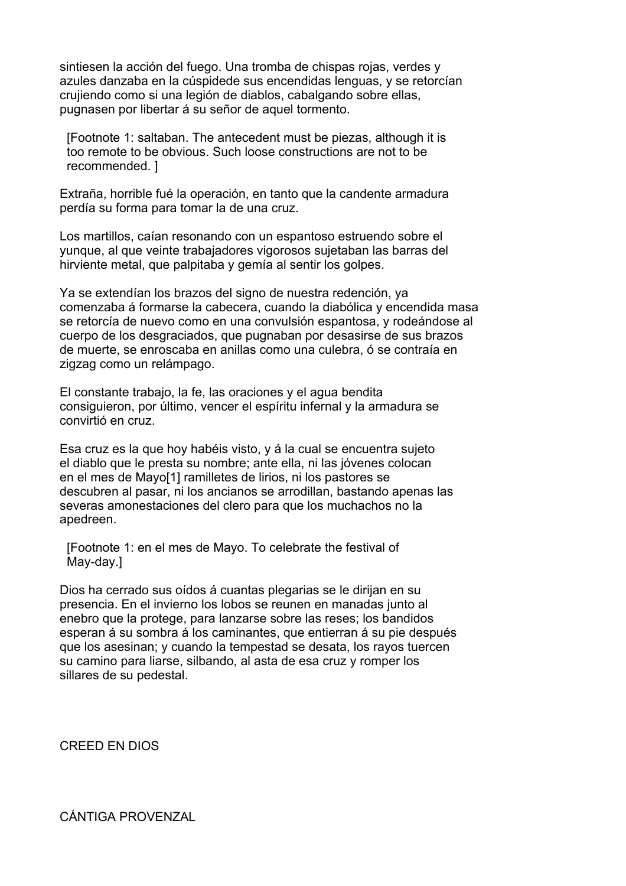sintiesen la acción del fuego. Una tromba de chispas rojas, verdes y azules danzaba en la cúspidede sus encendidas lenguas, y se retorcían crujiendo como si una legión de diablos, cabalgando sobre ellas, pugnasen por libertar á su señor de aquel tormento.

[Footnote 1: saltaban. The antecedent must be piezas, although it is too remote to be obvious. Such loose constructions are not to be recommended. ]

Extraña, horrible fué la operación, en tanto que la candente armadura perdía su forma para tomar la de una cruz.

Los martillos, caían resonando con un espantoso estruendo sobre el yunque, al que veinte trabajadores vigorosos sujetaban las barras del hirviente metal, que palpitaba y gemía al sentir los golpes.

Ya se extendían los brazos del signo de nuestra redención, ya comenzaba á formarse la cabecera, cuando la diabólica y encendida masa se retorcía de nuevo como en una convulsión espantosa, y rodeándose al cuerpo de los desgraciados, que pugnaban por desasirse de sus brazos de muerte, se enroscaba en anillas como una culebra, ó se contraía en zigzag como un relámpago.

El constante trabajo, la fe, las oraciones y el agua bendita consiguieron, por último, vencer el espíritu infernal y la armadura se convirtió en cruz.

Esa cruz es la que hoy habéis visto, y á la cual se encuentra sujeto el diablo que le presta su nombre; ante ella, ni las jóvenes colocan en el mes de Mayo[1] ramilletes de lirios, ni los pastores se descubren al pasar, ni los ancianos se arrodillan, bastando apenas las severas amonestaciones del clero para que los muchachos no la apedreen.

[Footnote 1: en el mes de Mayo. To celebrate the festival of May-day.]

Dios ha cerrado sus oídos á cuantas plegarias se le dirijan en su presencia. En el invierno los lobos se reunen en manadas junto al enebro que la protege, para lanzarse sobre las reses; los bandidos esperan á su sombra á los caminantes, que entierran á su pie después que los asesinan; y cuando la tempestad se desata, los rayos tuercen su camino para liarse, silbando, al asta de esa cruz y romper los sillares de su pedestal.

## CREED EN DIOS

### CÁNTIGA PROVENZAL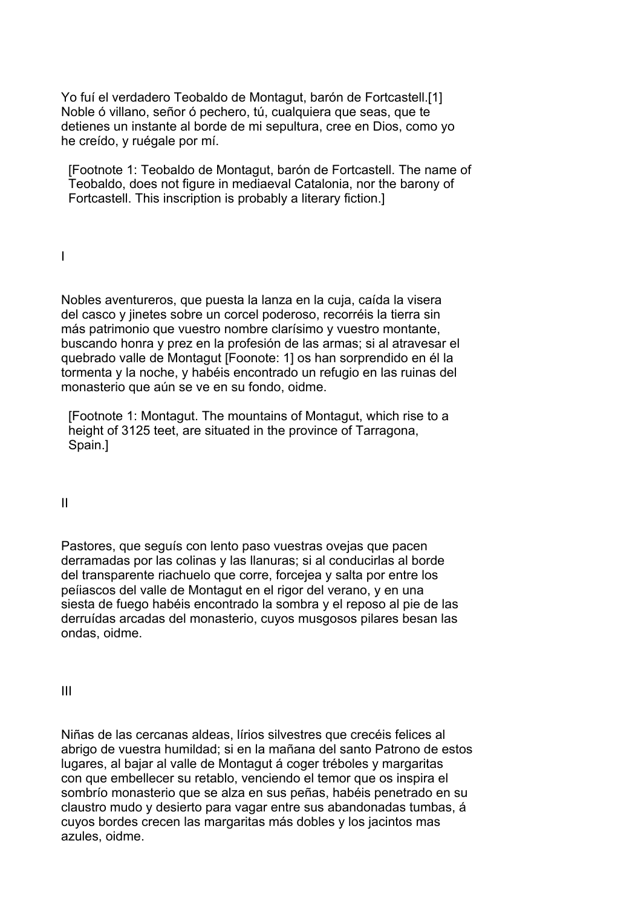Yo fuí el verdadero Teobaldo de Montagut, barón de Fortcastell.[1] Noble ó villano, señor ó pechero, tú, cualquiera que seas, que te detienes un instante al borde de mi sepultura, cree en Dios, como yo he creído, y ruégale por mí.

[Footnote 1: Teobaldo de Montagut, barón de Fortcastell. The name of Teobaldo, does not figure in mediaeval Catalonia, nor the barony of Fortcastell. This inscription is probably a literary fiction.]

## I

Nobles aventureros, que puesta la lanza en la cuja, caída la visera del casco y jinetes sobre un corcel poderoso, recorréis la tierra sin más patrimonio que vuestro nombre clarísimo y vuestro montante, buscando honra y prez en la profesión de las armas; si al atravesar el quebrado valle de Montagut [Foonote: 1] os han sorprendido en él la tormenta y la noche, y habéis encontrado un refugio en las ruinas del monasterio que aún se ve en su fondo, oidme.

[Footnote 1: Montagut. The mountains of Montagut, which rise to a height of 3125 teet, are situated in the province of Tarragona, Spain.]

## II

Pastores, que seguís con lento paso vuestras ovejas que pacen derramadas por las colinas y las llanuras; si al conducirlas al borde del transparente riachuelo que corre, forcejea y salta por entre los peíiascos del valle de Montagut en el rigor del verano, y en una siesta de fuego habéis encontrado la sombra y el reposo al pie de las derruídas arcadas del monasterio, cuyos musgosos pilares besan las ondas, oidme.

## III

Niñas de las cercanas aldeas, lírios silvestres que crecéis felices al abrigo de vuestra humildad; si en la mañana del santo Patrono de estos lugares, al bajar al valle de Montagut á coger tréboles y margaritas con que embellecer su retablo, venciendo el temor que os inspira el sombrío monasterio que se alza en sus peñas, habéis penetrado en su claustro mudo y desierto para vagar entre sus abandonadas tumbas, á cuyos bordes crecen las margaritas más dobles y los jacintos mas azules, oidme.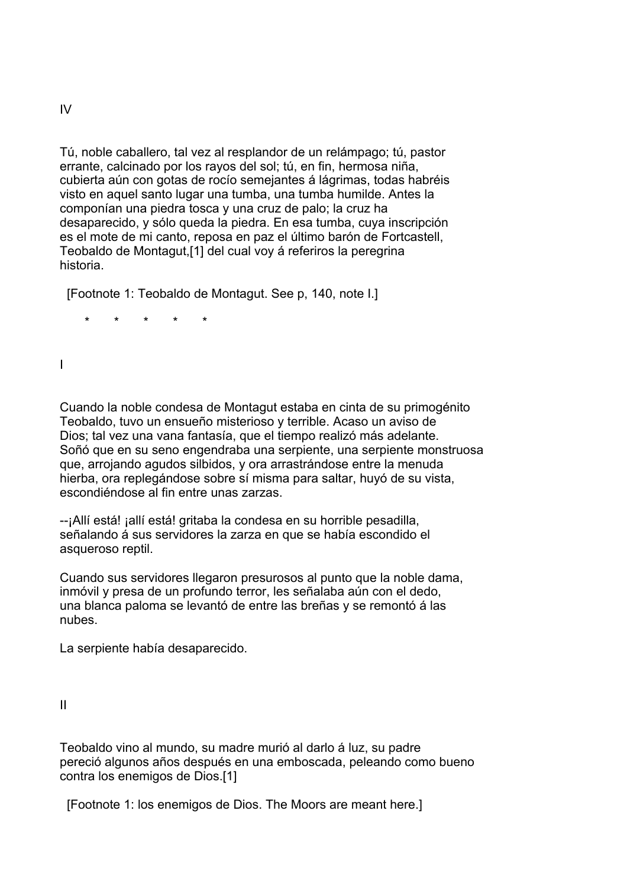IV

Tú, noble caballero, tal vez al resplandor de un relámpago; tú, pastor errante, calcinado por los rayos del sol; tú, en fin, hermosa niña, cubierta aún con gotas de rocío semejantes á lágrimas, todas habréis visto en aquel santo lugar una tumba, una tumba humilde. Antes la componían una piedra tosca y una cruz de palo; la cruz ha desaparecido, y sólo queda la piedra. En esa tumba, cuya inscripción es el mote de mi canto, reposa en paz el último barón de Fortcastell, Teobaldo de Montagut,[1] del cual voy á referiros la peregrina historia.

[Footnote 1: Teobaldo de Montagut. See p, 140, note I.]

\*       \*       \*       \*       \*

I

Cuando la noble condesa de Montagut estaba en cinta de su primogénito Teobaldo, tuvo un ensueño misterioso y terrible. Acaso un aviso de Dios; tal vez una vana fantasía, que el tiempo realizó más adelante. Soñó que en su seno engendraba una serpiente, una serpiente monstruosa que, arrojando agudos silbidos, y ora arrastrándose entre la menuda hierba, ora replegándose sobre sí misma para saltar, huyó de su vista, escondiéndose al fin entre unas zarzas.

--¡Allí está! ¡allí está! gritaba la condesa en su horrible pesadilla, señalando á sus servidores la zarza en que se había escondido el asqueroso reptil.

Cuando sus servidores llegaron presurosos al punto que la noble dama, inmóvil y presa de un profundo terror, les señalaba aún con el dedo, una blanca paloma se levantó de entre las breñas y se remontó á las nubes.

La serpiente había desaparecido.

II

Teobaldo vino al mundo, su madre murió al darlo á luz, su padre pereció algunos años después en una emboscada, peleando como bueno contra los enemigos de Dios.[1]

[Footnote 1: los enemigos de Dios. The Moors are meant here.]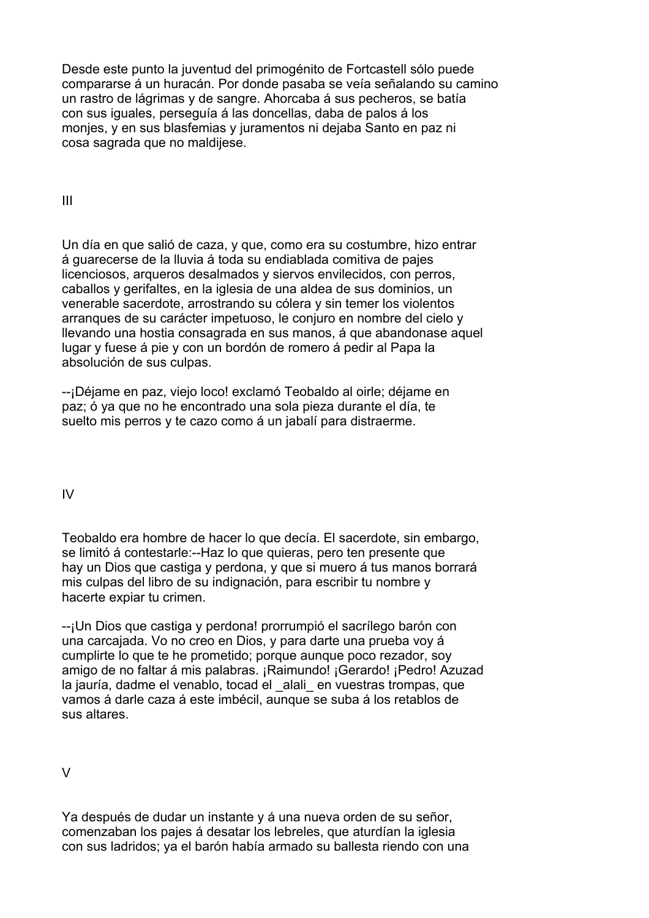Desde este punto la juventud del primogénito de Fortcastell sólo puede compararse á un huracán. Por donde pasaba se veía señalando su camino un rastro de lágrimas y de sangre. Ahorcaba á sus pecheros, se batía con sus iguales, perseguía á las doncellas, daba de palos á los monjes, y en sus blasfemias y juramentos ni dejaba Santo en paz ni cosa sagrada que no maldijese.

## III

Un día en que salió de caza, y que, como era su costumbre, hizo entrar á guarecerse de la lluvia á toda su endiablada comitiva de pajes licenciosos, arqueros desalmados y siervos envilecidos, con perros, caballos y gerifaltes, en la iglesia de una aldea de sus dominios, un venerable sacerdote, arrostrando su cólera y sin temer los violentos arranques de su carácter impetuoso, le conjuro en nombre del cielo y llevando una hostia consagrada en sus manos, á que abandonase aquel lugar y fuese á pie y con un bordón de romero á pedir al Papa la absolución de sus culpas.

--¡Déjame en paz, viejo loco! exclamó Teobaldo al oirle; déjame en paz; ó ya que no he encontrado una sola pieza durante el día, te suelto mis perros y te cazo como á un jabalí para distraerme.

## IV

Teobaldo era hombre de hacer lo que decía. El sacerdote, sin embargo, se limitó á contestarle:--Haz lo que quieras, pero ten presente que hay un Dios que castiga y perdona, y que si muero á tus manos borrará mis culpas del libro de su indignación, para escribir tu nombre y hacerte expiar tu crimen.

--¡Un Dios que castiga y perdona! prorrumpió el sacrílego barón con una carcajada. Vo no creo en Dios, y para darte una prueba voy á cumplirte lo que te he prometido; porque aunque poco rezador, soy amigo de no faltar á mis palabras. ¡Raimundo! ¡Gerardo! ¡Pedro! Azuzad la jauría, dadme el venablo, tocad el _alali_ en vuestras trompas, que vamos á darle caza á este imbécil, aunque se suba á los retablos de sus altares.

## V

Ya después de dudar un instante y á una nueva orden de su señor, comenzaban los pajes á desatar los lebreles, que aturdían la iglesia con sus ladridos; ya el barón había armado su ballesta riendo con una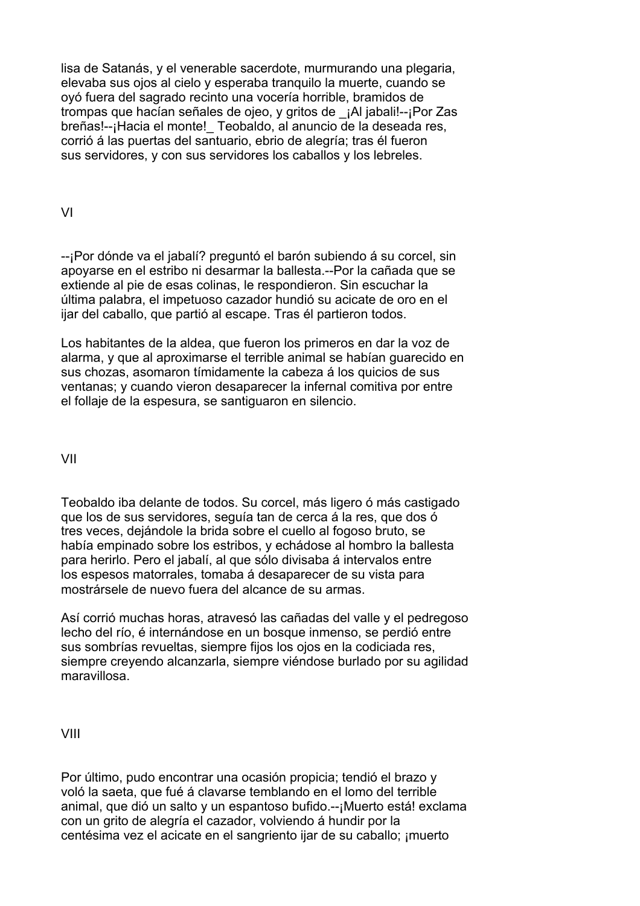lisa de Satanás, y el venerable sacerdote, murmurando una plegaria, elevaba sus ojos al cielo y esperaba tranquilo la muerte, cuando se oyó fuera del sagrado recinto una vocería horrible, bramidos de trompas que hacían señales de ojeo, y gritos de _¡Al jabali!--¡Por Zas breñas!--¡Hacia el monte!_ Teobaldo, al anuncio de la deseada res, corrió á las puertas del santuario, ebrio de alegría; tras él fueron sus servidores, y con sus servidores los caballos y los lebreles.

## VI

--¡Por dónde va el jabalí? preguntó el barón subiendo á su corcel, sin apoyarse en el estribo ni desarmar la ballesta.--Por la cañada que se extiende al pie de esas colinas, le respondieron. Sin escuchar la última palabra, el impetuoso cazador hundió su acicate de oro en el ijar del caballo, que partió al escape. Tras él partieron todos.

Los habitantes de la aldea, que fueron los primeros en dar la voz de alarma, y que al aproximarse el terrible animal se habían guarecido en sus chozas, asomaron tímidamente la cabeza á los quicios de sus ventanas; y cuando vieron desaparecer la infernal comitiva por entre el follaje de la espesura, se santiguaron en silencio.

## VII

Teobaldo iba delante de todos. Su corcel, más ligero ó más castigado que los de sus servidores, seguía tan de cerca á la res, que dos ó tres veces, dejándole la brida sobre el cuello al fogoso bruto, se había empinado sobre los estribos, y echádose al hombro la ballesta para herirlo. Pero el jabalí, al que sólo divisaba á intervalos entre los espesos matorrales, tomaba á desaparecer de su vista para mostrársele de nuevo fuera del alcance de su armas.

Así corrió muchas horas, atravesó las cañadas del valle y el pedregoso lecho del río, é internándose en un bosque inmenso, se perdió entre sus sombrías revueltas, siempre fijos los ojos en la codiciada res, siempre creyendo alcanzarla, siempre viéndose burlado por su agilidad maravillosa.

## VIII

Por último, pudo encontrar una ocasión propicia; tendió el brazo y voló la saeta, que fué á clavarse temblando en el lomo del terrible animal, que dió un salto y un espantoso bufido.--¡Muerto está! exclama con un grito de alegría el cazador, volviendo á hundir por la centésima vez el acicate en el sangriento ijar de su caballo; ¡muerto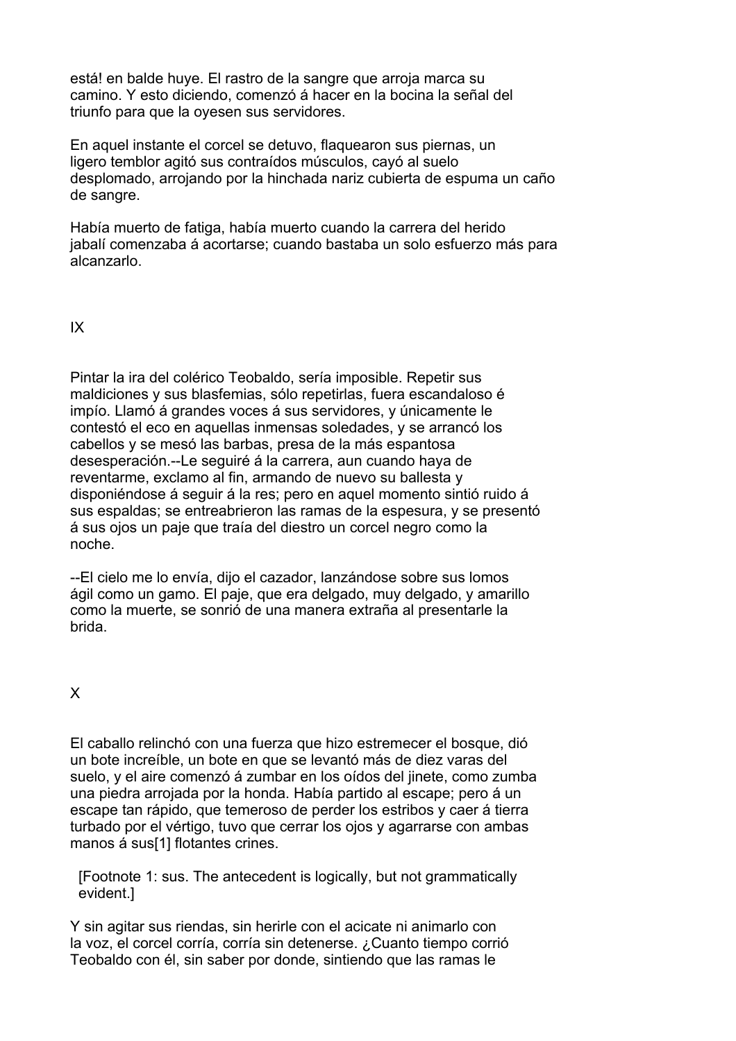está! en balde huye. El rastro de la sangre que arroja marca su camino. Y esto diciendo, comenzó á hacer en la bocina la señal del triunfo para que la oyesen sus servidores.

En aquel instante el corcel se detuvo, flaquearon sus piernas, un ligero temblor agitó sus contraídos músculos, cayó al suelo desplomado, arrojando por la hinchada nariz cubierta de espuma un caño de sangre.

Había muerto de fatiga, había muerto cuando la carrera del herido jabalí comenzaba á acortarse; cuando bastaba un solo esfuerzo más para alcanzarlo.

## IX

Pintar la ira del colérico Teobaldo, sería imposible. Repetir sus maldiciones y sus blasfemias, sólo repetirlas, fuera escandaloso é impío. Llamó á grandes voces á sus servidores, y únicamente le contestó el eco en aquellas inmensas soledades, y se arrancó los cabellos y se mesó las barbas, presa de la más espantosa desesperación.--Le seguiré á la carrera, aun cuando haya de reventarme, exclamo al fin, armando de nuevo su ballesta y disponiéndose á seguir á la res; pero en aquel momento sintió ruido á sus espaldas; se entreabrieron las ramas de la espesura, y se presentó á sus ojos un paje que traía del diestro un corcel negro como la noche.

--El cielo me lo envía, dijo el cazador, lanzándose sobre sus lomos ágil como un gamo. El paje, que era delgado, muy delgado, y amarillo como la muerte, se sonrió de una manera extraña al presentarle la brida.

## X

El caballo relinchó con una fuerza que hizo estremecer el bosque, dió un bote increíble, un bote en que se levantó más de diez varas del suelo, y el aire comenzó á zumbar en los oídos del jinete, como zumba una piedra arrojada por la honda. Había partido al escape; pero á un escape tan rápido, que temeroso de perder los estribos y caer á tierra turbado por el vértigo, tuvo que cerrar los ojos y agarrarse con ambas manos á sus[1] flotantes crines.

[Footnote 1: sus. The antecedent is logically, but not grammatically evident.]

Y sin agitar sus riendas, sin herirle con el acicate ni animarlo con la voz, el corcel corría, corría sin detenerse. ¿Cuanto tiempo corrió Teobaldo con él, sin saber por donde, sintiendo que las ramas le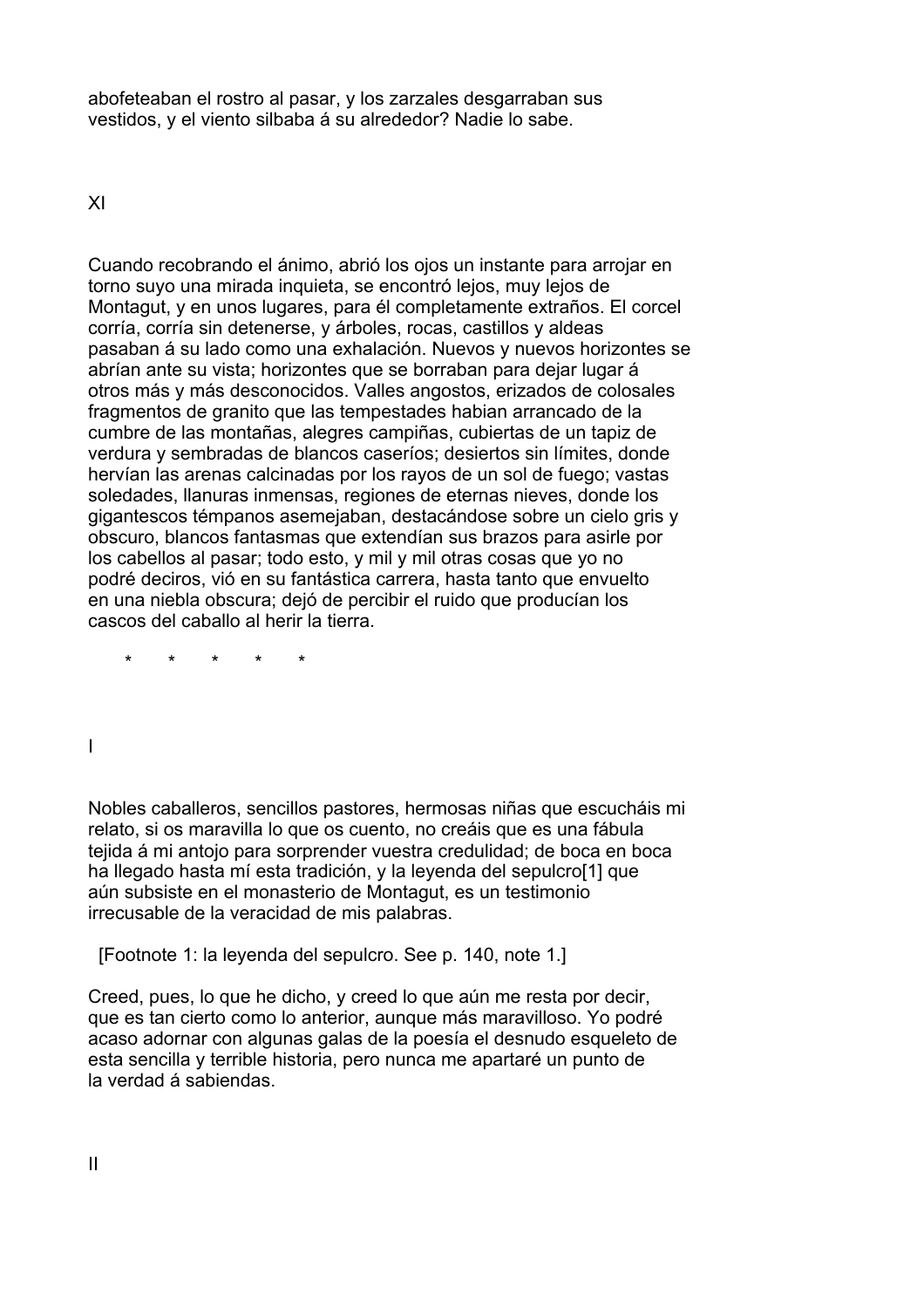abofeteaban el rostro al pasar, y los zarzales desgarraban sus vestidos, y el viento silbaba á su alrededor? Nadie lo sabe.

## XI

Cuando recobrando el ánimo, abrió los ojos un instante para arrojar en torno suyo una mirada inquieta, se encontró lejos, muy lejos de Montagut, y en unos lugares, para él completamente extraños. El corcel corría, corría sin detenerse, y árboles, rocas, castillos y aldeas pasaban á su lado como una exhalación. Nuevos y nuevos horizontes se abrían ante su vista; horizontes que se borraban para dejar lugar á otros más y más desconocidos. Valles angostos, erizados de colosales fragmentos de granito que las tempestades habian arrancado de la cumbre de las montañas, alegres campiñas, cubiertas de un tapiz de verdura y sembradas de blancos caseríos; desiertos sin límites, donde hervían las arenas calcinadas por los rayos de un sol de fuego; vastas soledades, llanuras inmensas, regiones de eternas nieves, donde los gigantescos témpanos asemejaban, destacándose sobre un cielo gris y obscuro, blancos fantasmas que extendían sus brazos para asirle por los cabellos al pasar; todo esto, y mil y mil otras cosas que yo no podré deciros, vió en su fantástica carrera, hasta tanto que envuelto en una niebla obscura; dejó de percibir el ruido que producían los cascos del caballo al herir la tierra.

\*       \*       \*       \*       \*

## I

Nobles caballeros, sencillos pastores, hermosas niñas que escucháis mi relato, si os maravilla lo que os cuento, no creáis que es una fábula tejida á mi antojo para sorprender vuestra credulidad; de boca en boca ha llegado hasta mí esta tradición, y la leyenda del sepulcro[1] que aún subsiste en el monasterio de Montagut, es un testimonio irrecusable de la veracidad de mis palabras.

[Footnote 1: la leyenda del sepulcro. See p. 140, note 1.]

Creed, pues, lo que he dicho, y creed lo que aún me resta por decir, que es tan cierto como lo anterior, aunque más maravilloso. Yo podré acaso adornar con algunas galas de la poesía el desnudo esqueleto de esta sencilla y terrible historia, pero nunca me apartaré un punto de la verdad á sabiendas.

## II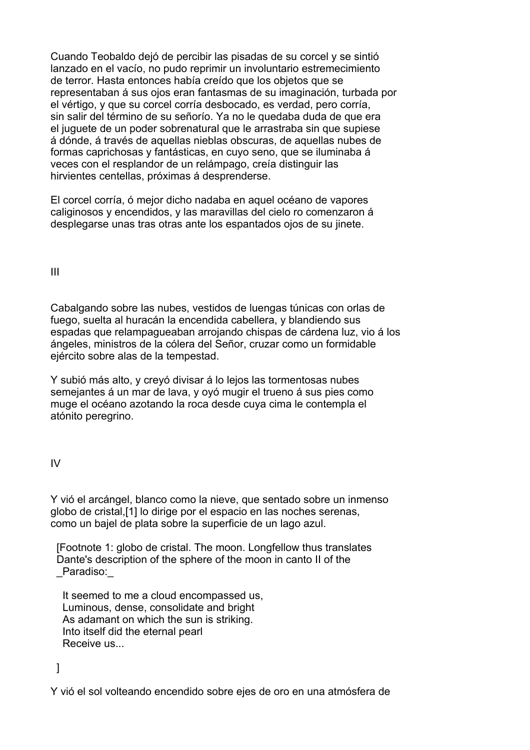Cuando Teobaldo dejó de percibir las pisadas de su corcel y se sintió lanzado en el vacío, no pudo reprimir un involuntario estremecimiento de terror. Hasta entonces había creído que los objetos que se representaban á sus ojos eran fantasmas de su imaginación, turbada por el vértigo, y que su corcel corría desbocado, es verdad, pero corría, sin salir del término de su señorío. Ya no le quedaba duda de que era el juguete de un poder sobrenatural que le arrastraba sin que supiese á dónde, á través de aquellas nieblas obscuras, de aquellas nubes de formas caprichosas y fantásticas, en cuyo seno, que se iluminaba á veces con el resplandor de un relámpago, creía distinguir las hirvientes centellas, próximas á desprenderse.

El corcel corría, ó mejor dicho nadaba en aquel océano de vapores caliginosos y encendidos, y las maravillas del cielo ro comenzaron á desplegarse unas tras otras ante los espantados ojos de su jinete.

III

Cabalgando sobre las nubes, vestidos de luengas túnicas con orlas de fuego, suelta al huracán la encendida cabellera, y blandiendo sus espadas que relampagueaban arrojando chispas de cárdena luz, vio á los ángeles, ministros de la cólera del Señor, cruzar como un formidable ejército sobre alas de la tempestad.

Y subió más alto, y creyó divisar á lo lejos las tormentosas nubes semejantes á un mar de lava, y oyó mugir el trueno á sus pies como muge el océano azotando la roca desde cuya cima le contempla el atónito peregrino.

IV

Y vió el arcángel, blanco como la nieve, que sentado sobre un inmenso globo de cristal,[1] lo dirige por el espacio en las noches serenas, como un bajel de plata sobre la superficie de un lago azul.

[Footnote 1: globo de cristal. The moon. Longfellow thus translates Dante's description of the sphere of the moon in canto II of the _Paradiso:_

It seemed to me a cloud encompassed us,
Luminous, dense, consolidate and bright
As adamant on which the sun is striking.
Into itself did the eternal pearl
Receive us...

]

Y vió el sol volteando encendido sobre ejes de oro en una atmósfera de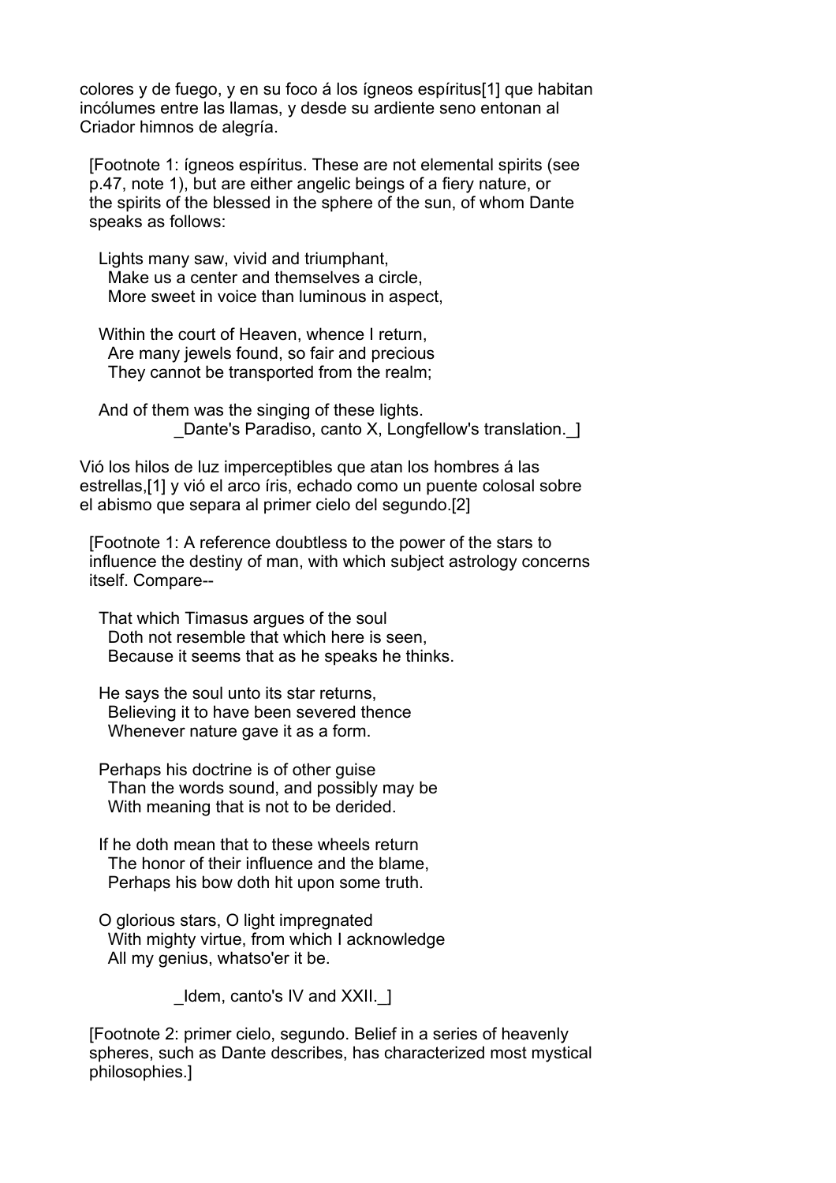colores y de fuego, y en su foco á los ígneos espíritus[1] que habitan incólumes entre las llamas, y desde su ardiente seno entonan al Criador himnos de alegría.

[Footnote 1: ígneos espíritus. These are not elemental spirits (see p.47, note 1), but are either angelic beings of a fiery nature, or the spirits of the blessed in the sphere of the sun, of whom Dante speaks as follows:

> Lights many saw, vivid and triumphant,
> Make us a center and themselves a circle,
> More sweet in voice than luminous in aspect,
>
> Within the court of Heaven, whence I return,
> Are many jewels found, so fair and precious
> They cannot be transported from the realm;
>
> And of them was the singing of these lights.
> _Dante's Paradiso, canto X, Longfellow's translation._]

Vió los hilos de luz imperceptibles que atan los hombres á las estrellas,[1] y vió el arco íris, echado como un puente colosal sobre el abismo que separa al primer cielo del segundo.[2]

[Footnote 1: A reference doubtless to the power of the stars to influence the destiny of man, with which subject astrology concerns itself. Compare--

> That which Timasus argues of the soul
> Doth not resemble that which here is seen,
> Because it seems that as he speaks he thinks.
>
> He says the soul unto its star returns,
> Believing it to have been severed thence
> Whenever nature gave it as a form.
>
> Perhaps his doctrine is of other guise
> Than the words sound, and possibly may be
> With meaning that is not to be derided.
>
> If he doth mean that to these wheels return
> The honor of their influence and the blame,
> Perhaps his bow doth hit upon some truth.
>
> O glorious stars, O light impregnated
> With mighty virtue, from which I acknowledge
> All my genius, whatso'er it be.
>
> _Idem, canto's IV and XXII._]

[Footnote 2: primer cielo, segundo. Belief in a series of heavenly spheres, such as Dante describes, has characterized most mystical philosophies.]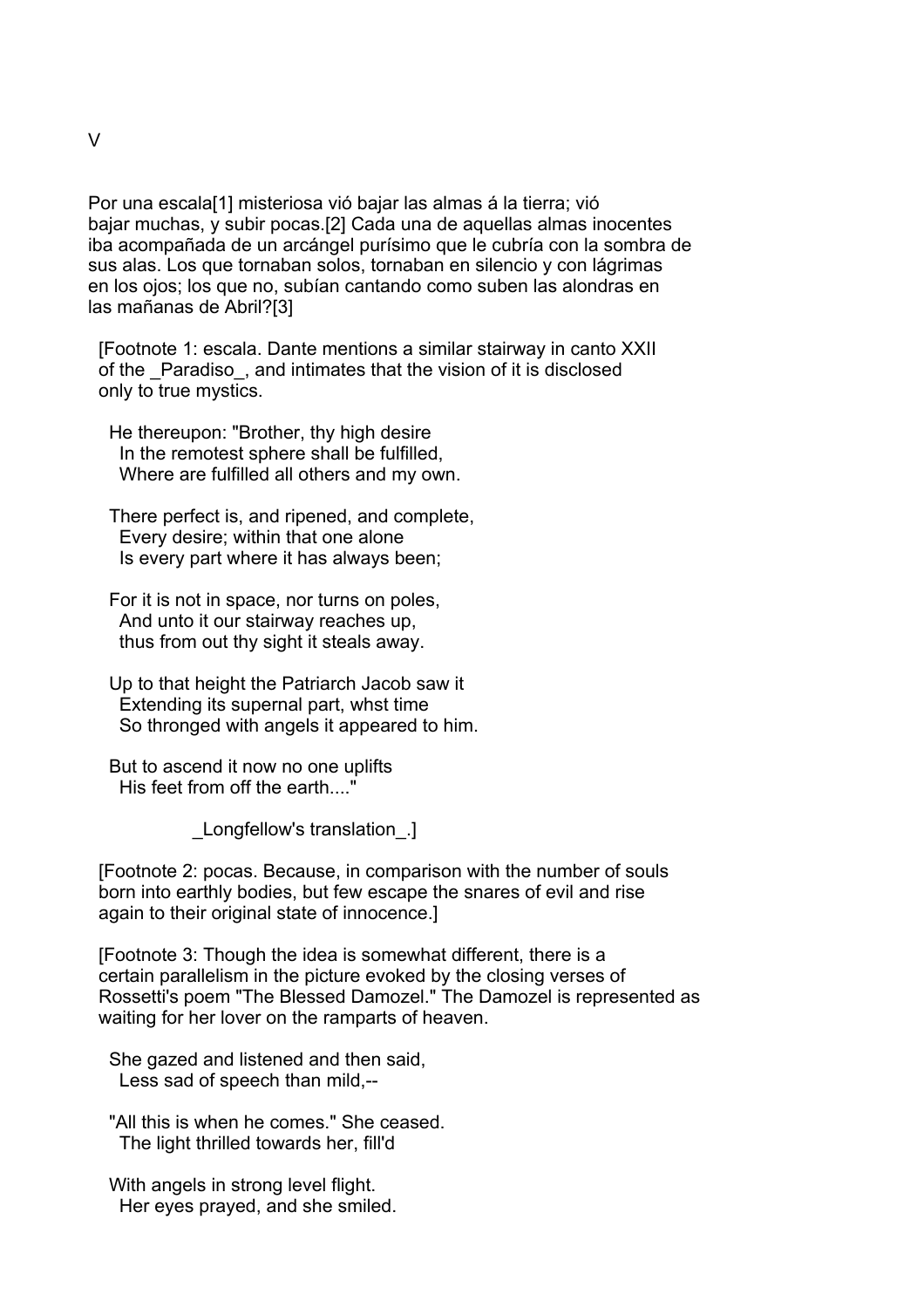V

Por una escala[1] misteriosa vió bajar las almas á la tierra; vió bajar muchas, y subir pocas.[2] Cada una de aquellas almas inocentes iba acompañada de un arcángel purísimo que le cubría con la sombra de sus alas. Los que tornaban solos, tornaban en silencio y con lágrimas en los ojos; los que no, subían cantando como suben las alondras en las mañanas de Abril?[3]

[Footnote 1: escala. Dante mentions a similar stairway in canto XXII of the _Paradiso_, and intimates that the vision of it is disclosed only to true mystics.

> He thereupon: "Brother, thy high desire
> In the remotest sphere shall be fulfilled,
> Where are fulfilled all others and my own.
>
> There perfect is, and ripened, and complete,
> Every desire; within that one alone
> Is every part where it has always been;
>
> For it is not in space, nor turns on poles,
> And unto it our stairway reaches up,
> thus from out thy sight it steals away.
>
> Up to that height the Patriarch Jacob saw it
> Extending its supernal part, whst time
> So thronged with angels it appeared to him.
>
> But to ascend it now no one uplifts
> His feet from off the earth...."
>
> _Longfellow's translation_.]

[Footnote 2: pocas. Because, in comparison with the number of souls born into earthly bodies, but few escape the snares of evil and rise again to their original state of innocence.]

[Footnote 3: Though the idea is somewhat different, there is a certain parallelism in the picture evoked by the closing verses of Rossetti's poem "The Blessed Damozel." The Damozel is represented as waiting for her lover on the ramparts of heaven.

> She gazed and listened and then said,
> Less sad of speech than mild,--
>
> "All this is when he comes." She ceased.
> The light thrilled towards her, fill'd
>
> With angels in strong level flight.
> Her eyes prayed, and she smiled.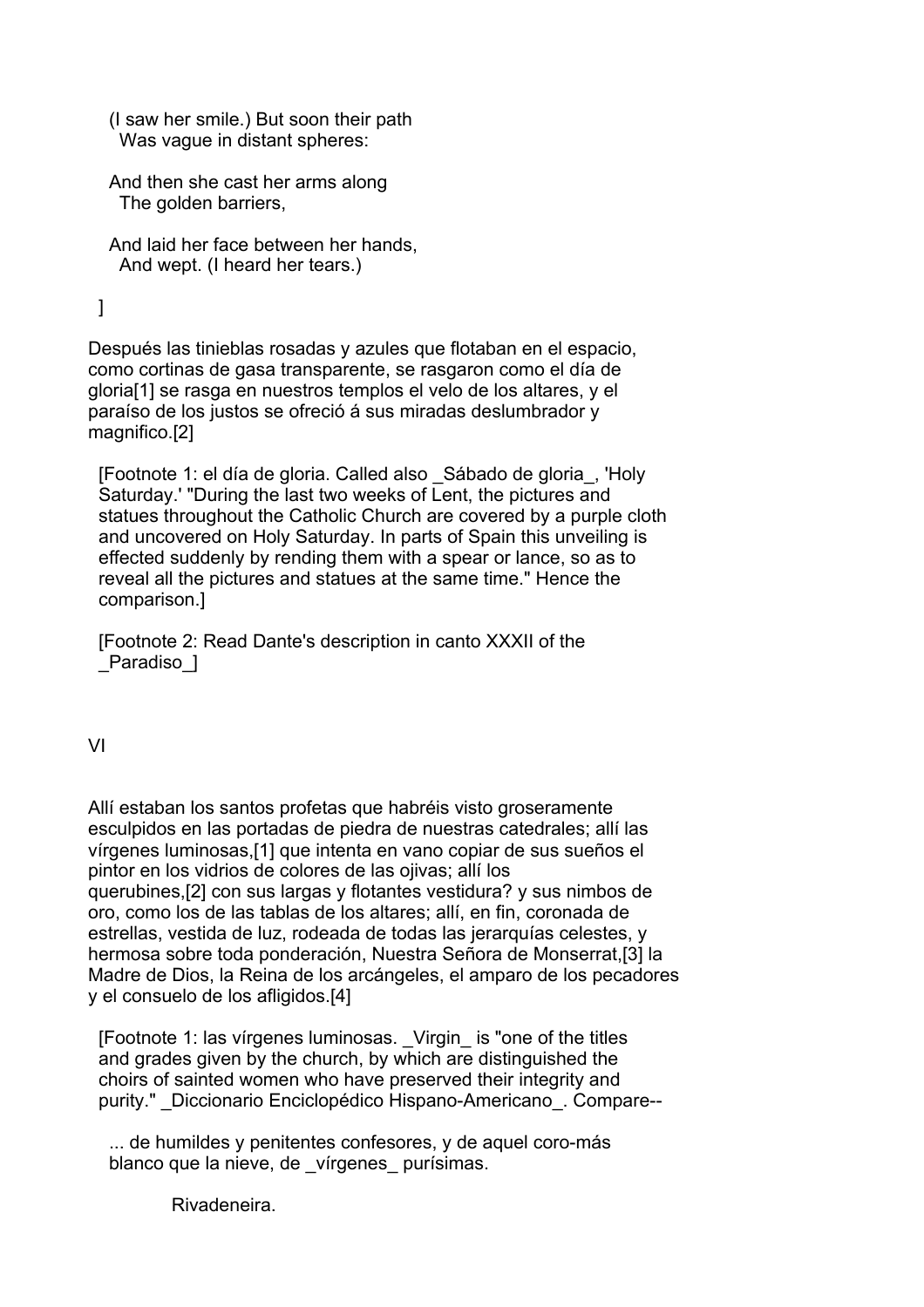(I saw her smile.) But soon their path
  Was vague in distant spheres:

And then she cast her arms along
  The golden barriers,

And laid her face between her hands,
  And wept. (I heard her tears.)

]

Después las tinieblas rosadas y azules que flotaban en el espacio, como cortinas de gasa transparente, se rasgaron como el día de gloria[1] se rasga en nuestros templos el velo de los altares, y el paraíso de los justos se ofreció á sus miradas deslumbrador y magnifico.[2]

[Footnote 1: el día de gloria. Called also _Sábado de gloria_, 'Holy Saturday.' "During the last two weeks of Lent, the pictures and statues throughout the Catholic Church are covered by a purple cloth and uncovered on Holy Saturday. In parts of Spain this unveiling is effected suddenly by rending them with a spear or lance, so as to reveal all the pictures and statues at the same time." Hence the comparison.]

[Footnote 2: Read Dante's description in canto XXXII of the _Paradiso_]

## VI

Allí estaban los santos profetas que habréis visto groseramente esculpidos en las portadas de piedra de nuestras catedrales; allí las vírgenes luminosas,[1] que intenta en vano copiar de sus sueños el pintor en los vidrios de colores de las ojivas; allí los querubines,[2] con sus largas y flotantes vestidura? y sus nimbos de oro, como los de las tablas de los altares; allí, en fin, coronada de estrellas, vestida de luz, rodeada de todas las jerarquías celestes, y hermosa sobre toda ponderación, Nuestra Señora de Monserrat,[3] la Madre de Dios, la Reina de los arcángeles, el amparo de los pecadores y el consuelo de los afligidos.[4]

[Footnote 1: las vírgenes luminosas. _Virgin_ is "one of the titles and grades given by the church, by which are distinguished the choirs of sainted women who have preserved their integrity and purity." _Diccionario Enciclopédico Hispano-Americano_. Compare--

... de humildes y penitentes confesores, y de aquel coro-más blanco que la nieve, de _vírgenes_ purísimas.

Rivadeneira.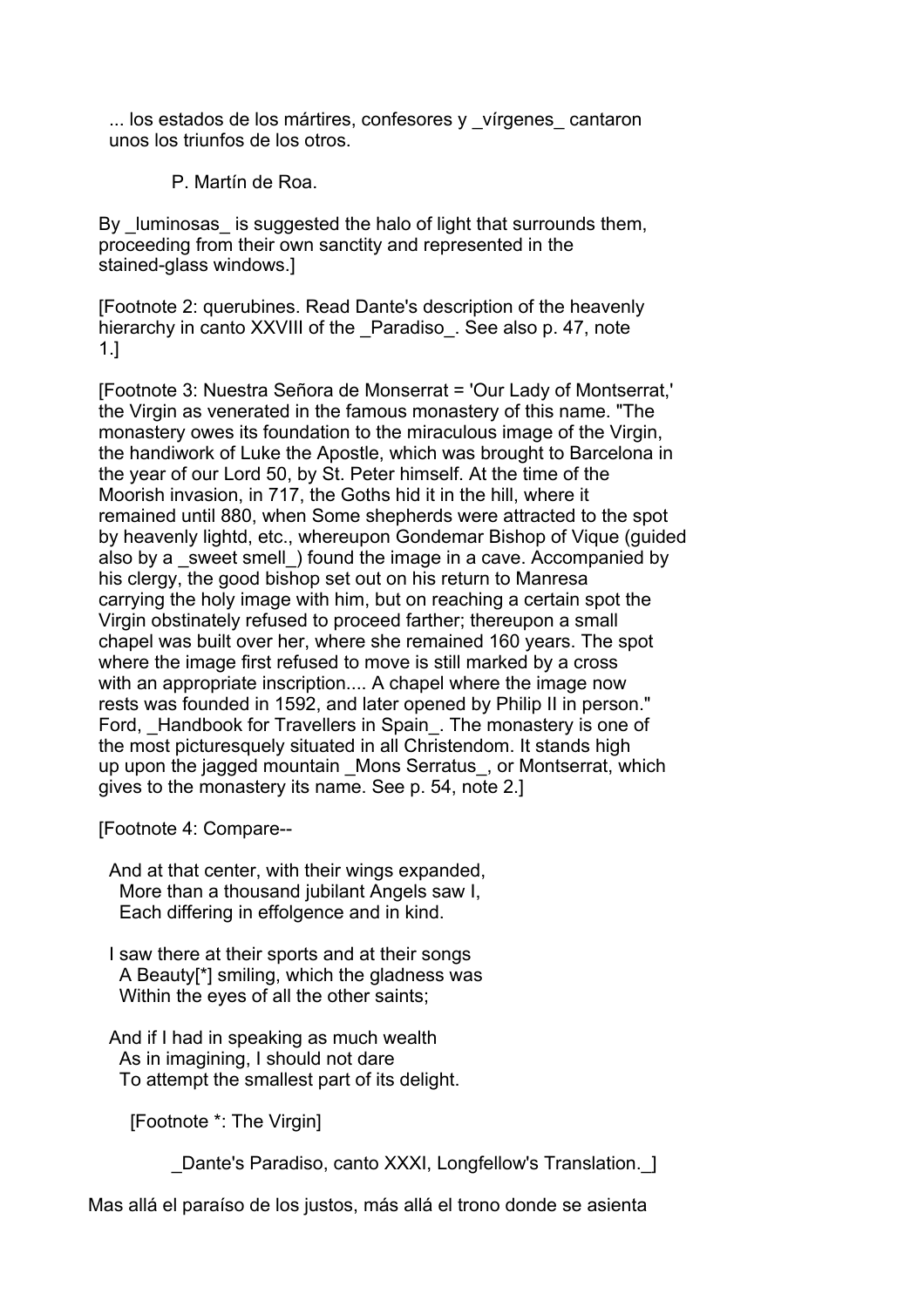... los estados de los mártires, confesores y _vírgenes_ cantaron
unos los triunfos de los otros.

P. Martín de Roa.

By _luminosas_ is suggested the halo of light that surrounds them, proceeding from their own sanctity and represented in the stained-glass windows.]

[Footnote 2: querubines. Read Dante's description of the heavenly hierarchy in canto XXVIII of the _Paradiso_. See also p. 47, note 1.]

[Footnote 3: Nuestra Señora de Monserrat = 'Our Lady of Montserrat,' the Virgin as venerated in the famous monastery of this name. "The monastery owes its foundation to the miraculous image of the Virgin, the handiwork of Luke the Apostle, which was brought to Barcelona in the year of our Lord 50, by St. Peter himself. At the time of the Moorish invasion, in 717, the Goths hid it in the hill, where it remained until 880, when Some shepherds were attracted to the spot by heavenly lightd, etc., whereupon Gondemar Bishop of Vique (guided also by a _sweet smell_) found the image in a cave. Accompanied by his clergy, the good bishop set out on his return to Manresa carrying the holy image with him, but on reaching a certain spot the Virgin obstinately refused to proceed farther; thereupon a small chapel was built over her, where she remained 160 years. The spot where the image first refused to move is still marked by a cross with an appropriate inscription.... A chapel where the image now rests was founded in 1592, and later opened by Philip II in person." Ford, _Handbook for Travellers in Spain_. The monastery is one of the most picturesquely situated in all Christendom. It stands high up upon the jagged mountain _Mons Serratus_, or Montserrat, which gives to the monastery its name. See p. 54, note 2.]

[Footnote 4: Compare--

And at that center, with their wings expanded,
More than a thousand jubilant Angels saw I,
Each differing in effolgence and in kind.

I saw there at their sports and at their songs
A Beauty[*] smiling, which the gladness was
Within the eyes of all the other saints;

And if I had in speaking as much wealth
As in imagining, I should not dare
To attempt the smallest part of its delight.

[Footnote *: The Virgin]

_Dante's Paradiso, canto XXXI, Longfellow's Translation._]

Mas allá el paraíso de los justos, más allá el trono donde se asienta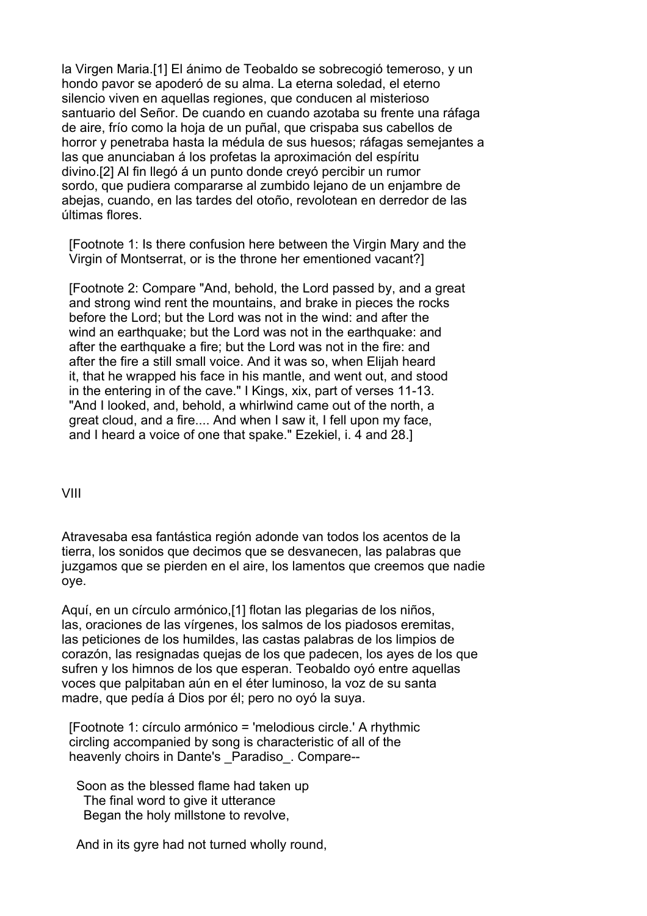la Virgen Maria.[1] El ánimo de Teobaldo se sobrecogió temeroso, y un hondo pavor se apoderó de su alma. La eterna soledad, el eterno silencio viven en aquellas regiones, que conducen al misterioso santuario del Señor. De cuando en cuando azotaba su frente una ráfaga de aire, frío como la hoja de un puñal, que crispaba sus cabellos de horror y penetraba hasta la médula de sus huesos; ráfagas semejantes a las que anunciaban á los profetas la aproximación del espíritu divino.[2] Al fin llegó á un punto donde creyó percibir un rumor sordo, que pudiera compararse al zumbido lejano de un enjambre de abejas, cuando, en las tardes del otoño, revolotean en derredor de las últimas flores.

[Footnote 1: Is there confusion here between the Virgin Mary and the Virgin of Montserrat, or is the throne her ementioned vacant?]

[Footnote 2: Compare "And, behold, the Lord passed by, and a great and strong wind rent the mountains, and brake in pieces the rocks before the Lord; but the Lord was not in the wind: and after the wind an earthquake; but the Lord was not in the earthquake: and after the earthquake a fire; but the Lord was not in the fire: and after the fire a still small voice. And it was so, when Elijah heard it, that he wrapped his face in his mantle, and went out, and stood in the entering in of the cave." I Kings, xix, part of verses 11-13. "And I looked, and, behold, a whirlwind came out of the north, a great cloud, and a fire.... And when I saw it, I fell upon my face, and I heard a voice of one that spake." Ezekiel, i. 4 and 28.]

## VIII

Atravesaba esa fantástica región adonde van todos los acentos de la tierra, los sonidos que decimos que se desvanecen, las palabras que juzgamos que se pierden en el aire, los lamentos que creemos que nadie oye.

Aquí, en un círculo armónico,[1] flotan las plegarias de los niños, las, oraciones de las vírgenes, los salmos de los piadosos eremitas, las peticiones de los humildes, las castas palabras de los limpios de corazón, las resignadas quejas de los que padecen, los ayes de los que sufren y los himnos de los que esperan. Teobaldo oyó entre aquellas voces que palpitaban aún en el éter luminoso, la voz de su santa madre, que pedía á Dios por él; pero no oyó la suya.

[Footnote 1: círculo armónico = 'melodious circle.' A rhythmic circling accompanied by song is characteristic of all of the heavenly choirs in Dante's _Paradiso_. Compare--

Soon as the blessed flame had taken up
The final word to give it utterance
Began the holy millstone to revolve,

And in its gyre had not turned wholly round,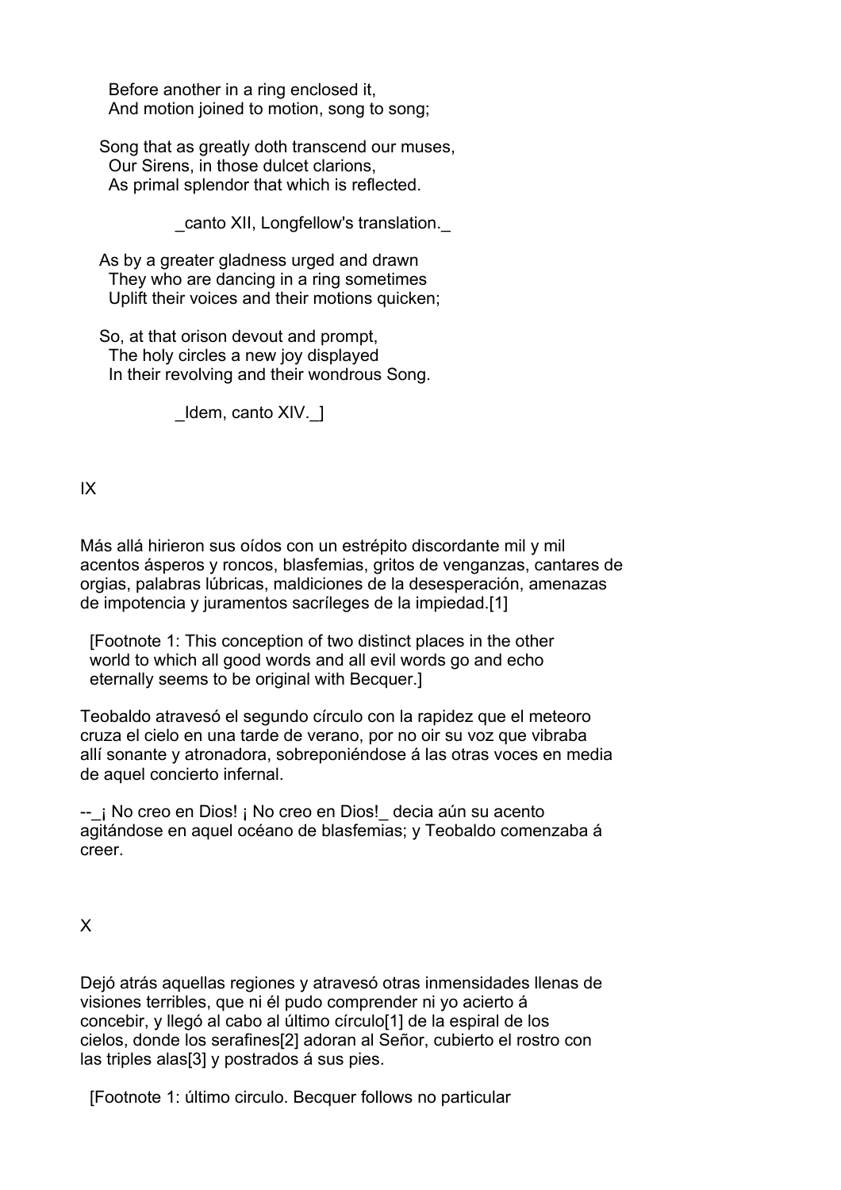Before another in a ring enclosed it,
And motion joined to motion, song to song;

Song that as greatly doth transcend our muses,
Our Sirens, in those dulcet clarions,
As primal splendor that which is reflected.

_canto XII, Longfellow's translation._

As by a greater gladness urged and drawn
They who are dancing in a ring sometimes
Uplift their voices and their motions quicken;

So, at that orison devout and prompt,
The holy circles a new joy displayed
In their revolving and their wondrous Song.

_Idem, canto XIV._]

IX

Más allá hirieron sus oídos con un estrépito discordante mil y mil acentos ásperos y roncos, blasfemias, gritos de venganzas, cantares de orgias, palabras lúbricas, maldiciones de la desesperación, amenazas de impotencia y juramentos sacríleges de la impiedad.[1]

[Footnote 1: This conception of two distinct places in the other world to which all good words and all evil words go and echo eternally seems to be original with Becquer.]

Teobaldo atravesó el segundo círculo con la rapidez que el meteoro cruza el cielo en una tarde de verano, por no oir su voz que vibraba allí sonante y atronadora, sobreponiéndose á las otras voces en media de aquel concierto infernal.

--_¡ No creo en Dios! ¡ No creo en Dios!_ decia aún su acento agitándose en aquel océano de blasfemias; y Teobaldo comenzaba á creer.

X

Dejó atrás aquellas regiones y atravesó otras inmensidades llenas de visiones terribles, que ni él pudo comprender ni yo acierto á concebir, y llegó al cabo al último círculo[1] de la espiral de los cielos, donde los serafines[2] adoran al Señor, cubierto el rostro con las triples alas[3] y postrados á sus pies.

[Footnote 1: último circulo. Becquer follows no particular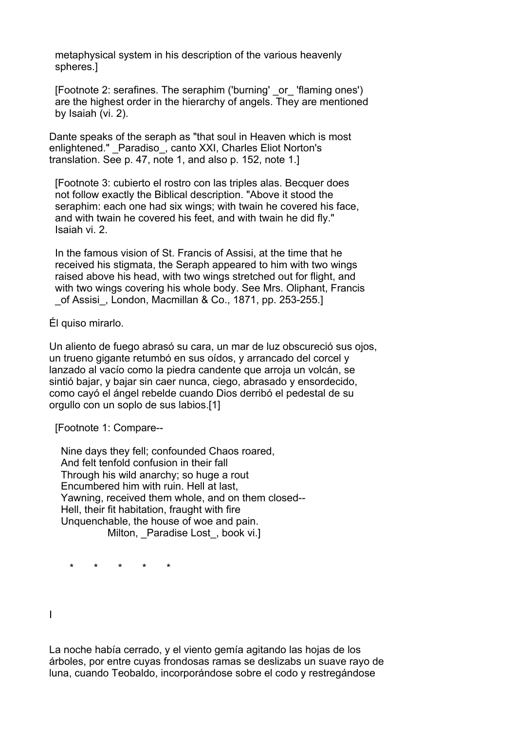metaphysical system in his description of the various heavenly spheres.]

[Footnote 2: serafines. The seraphim ('burning' _or_ 'flaming ones') are the highest order in the hierarchy of angels. They are mentioned by Isaiah (vi. 2).

Dante speaks of the seraph as "that soul in Heaven which is most enlightened." _Paradiso_, canto XXI, Charles Eliot Norton's translation. See p. 47, note 1, and also p. 152, note 1.]

[Footnote 3: cubierto el rostro con las triples alas. Becquer does not follow exactly the Biblical description. "Above it stood the seraphim: each one had six wings; with twain he covered his face, and with twain he covered his feet, and with twain he did fly." Isaiah vi. 2.

In the famous vision of St. Francis of Assisi, at the time that he received his stigmata, the Seraph appeared to him with two wings raised above his head, with two wings stretched out for flight, and with two wings covering his whole body. See Mrs. Oliphant, Francis _of Assisi_, London, Macmillan & Co., 1871, pp. 253-255.]

Él quiso mirarlo.

Un aliento de fuego abrasó su cara, un mar de luz obscureció sus ojos, un trueno gigante retumbó en sus oídos, y arrancado del corcel y lanzado al vacío como la piedra candente que arroja un volcán, se sintió bajar, y bajar sin caer nunca, ciego, abrasado y ensordecido, como cayó el ángel rebelde cuando Dios derribó el pedestal de su orgullo con un soplo de sus labios.[1]

[Footnote 1: Compare--

Nine days they fell; confounded Chaos roared,  
And felt tenfold confusion in their fall  
Through his wild anarchy; so huge a rout  
Encumbered him with ruin. Hell at last,  
Yawning, received them whole, and on them closed--  
Hell, their fit habitation, fraught with fire  
Unquenchable, the house of woe and pain.  
Milton, _Paradise Lost_, book vi.]

\*       \*       \*       \*       \*

I

La noche había cerrado, y el viento gemía agitando las hojas de los árboles, por entre cuyas frondosas ramas se deslizabs un suave rayo de luna, cuando Teobaldo, incorporándose sobre el codo y restregándose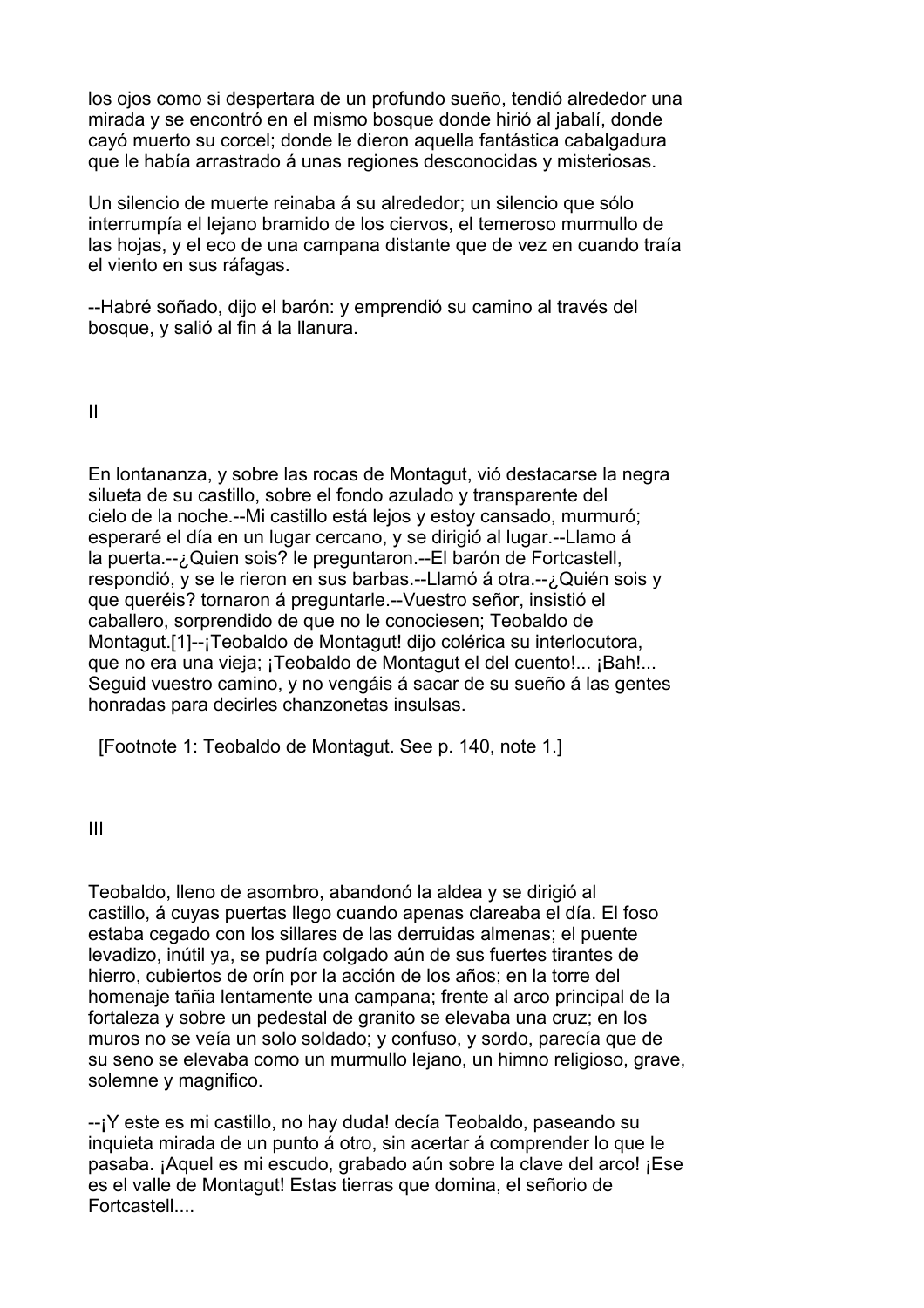los ojos como si despertara de un profundo sueño, tendió alrededor una mirada y se encontró en el mismo bosque donde hirió al jabalí, donde cayó muerto su corcel; donde le dieron aquella fantástica cabalgadura que le había arrastrado á unas regiones desconocidas y misteriosas.

Un silencio de muerte reinaba á su alrededor; un silencio que sólo interrumpía el lejano bramido de los ciervos, el temeroso murmullo de las hojas, y el eco de una campana distante que de vez en cuando traía el viento en sus ráfagas.

--Habré soñado, dijo el barón: y emprendió su camino al través del bosque, y salió al fin á la llanura.

## II

En lontananza, y sobre las rocas de Montagut, vió destacarse la negra silueta de su castillo, sobre el fondo azulado y transparente del cielo de la noche.--Mi castillo está lejos y estoy cansado, murmuró; esperaré el día en un lugar cercano, y se dirigió al lugar.--Llamo á la puerta.--¿Quien sois? le preguntaron.--El barón de Fortcastell, respondió, y se le rieron en sus barbas.--Llamó á otra.--¿Quién sois y que queréis? tornaron á preguntarle.--Vuestro señor, insistió el caballero, sorprendido de que no le conociesen; Teobaldo de Montagut.[1]--¡Teobaldo de Montagut! dijo colérica su interlocutora, que no era una vieja; ¡Teobaldo de Montagut el del cuento!... ¡Bah!... Seguid vuestro camino, y no vengáis á sacar de su sueño á las gentes honradas para decirles chanzonetas insulsas.

[Footnote 1: Teobaldo de Montagut. See p. 140, note 1.]

## III

Teobaldo, lleno de asombro, abandonó la aldea y se dirigió al castillo, á cuyas puertas llego cuando apenas clareaba el día. El foso estaba cegado con los sillares de las derruidas almenas; el puente levadizo, inútil ya, se pudría colgado aún de sus fuertes tirantes de hierro, cubiertos de orín por la acción de los años; en la torre del homenaje tañia lentamente una campana; frente al arco principal de la fortaleza y sobre un pedestal de granito se elevaba una cruz; en los muros no se veía un solo soldado; y confuso, y sordo, parecía que de su seno se elevaba como un murmullo lejano, un himno religioso, grave, solemne y magnifico.

--¡Y este es mi castillo, no hay duda! decía Teobaldo, paseando su inquieta mirada de un punto á otro, sin acertar á comprender lo que le pasaba. ¡Aquel es mi escudo, grabado aún sobre la clave del arco! ¡Ese es el valle de Montagut! Estas tierras que domina, el señorio de Fortcastell....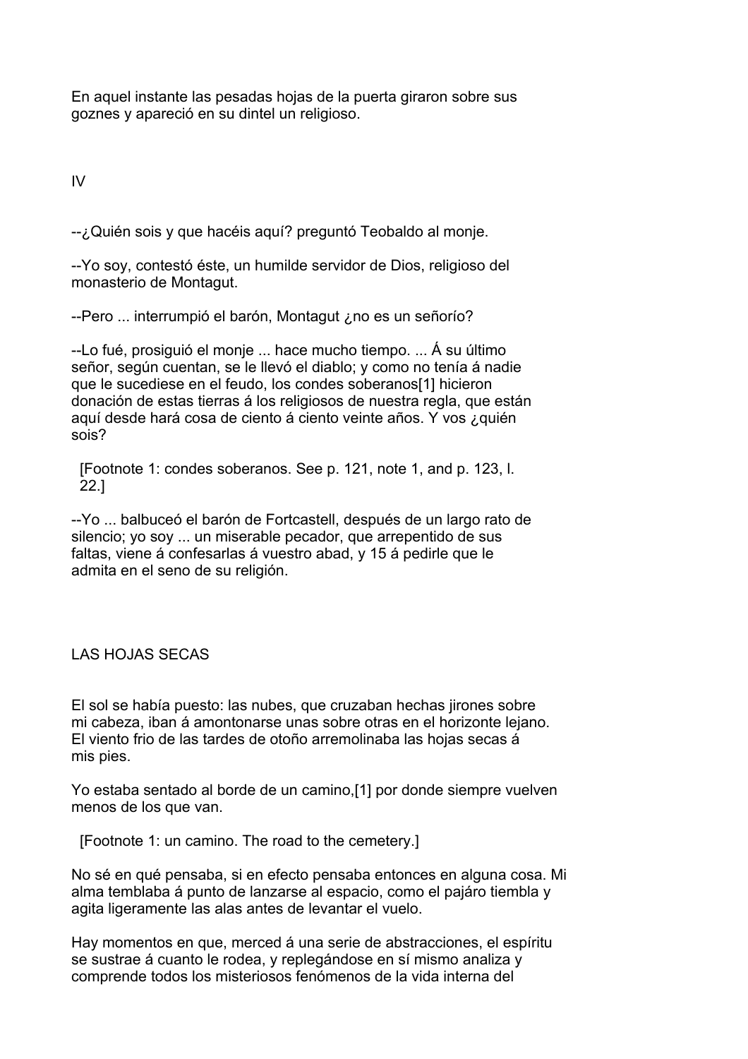En aquel instante las pesadas hojas de la puerta giraron sobre sus goznes y apareció en su dintel un religioso.

## IV

--¿Quién sois y que hacéis aquí? preguntó Teobaldo al monje.

--Yo soy, contestó éste, un humilde servidor de Dios, religioso del monasterio de Montagut.

--Pero ... interrumpió el barón, Montagut ¿no es un señorío?

--Lo fué, prosiguió el monje ... hace mucho tiempo. ... Á su último señor, según cuentan, se le llevó el diablo; y como no tenía á nadie que le sucediese en el feudo, los condes soberanos[1] hicieron donación de estas tierras á los religiosos de nuestra regla, que están aquí desde hará cosa de ciento á ciento veinte años. Y vos ¿quién sois?

[Footnote 1: condes soberanos. See p. 121, note 1, and p. 123, l. 22.]

--Yo ... balbuceó el barón de Fortcastell, después de un largo rato de silencio; yo soy ... un miserable pecador, que arrepentido de sus faltas, viene á confesarlas á vuestro abad, y 15 á pedirle que le admita en el seno de su religión.

## LAS HOJAS SECAS

El sol se había puesto: las nubes, que cruzaban hechas jirones sobre mi cabeza, iban á amontonarse unas sobre otras en el horizonte lejano. El viento frio de las tardes de otoño arremolinaba las hojas secas á mis pies.

Yo estaba sentado al borde de un camino,[1] por donde siempre vuelven menos de los que van.

[Footnote 1: un camino. The road to the cemetery.]

No sé en qué pensaba, si en efecto pensaba entonces en alguna cosa. Mi alma temblaba á punto de lanzarse al espacio, como el pajáro tiembla y agita ligeramente las alas antes de levantar el vuelo.

Hay momentos en que, merced á una serie de abstracciones, el espíritu se sustrae á cuanto le rodea, y replegándose en sí mismo analiza y comprende todos los misteriosos fenómenos de la vida interna del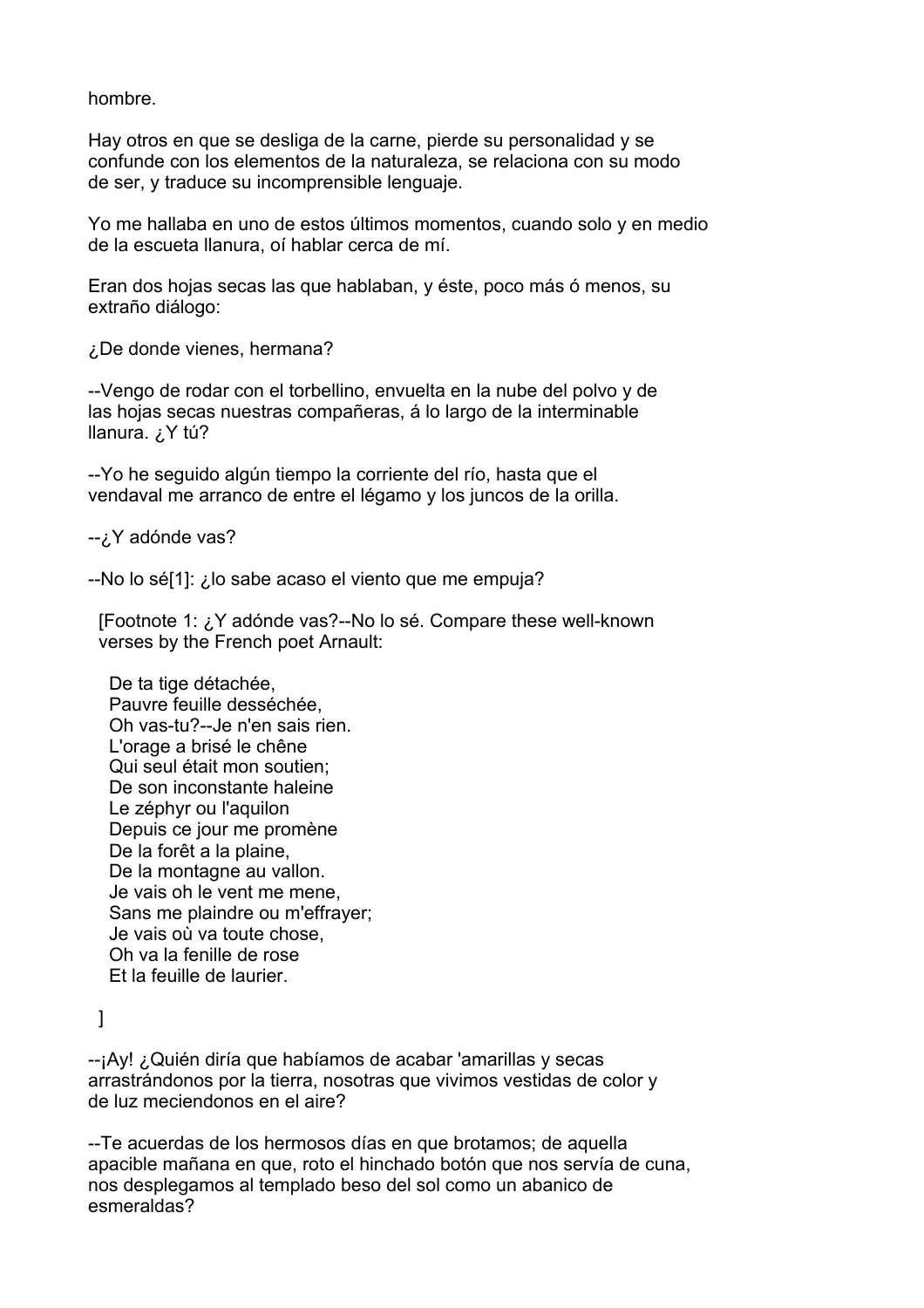hombre.

Hay otros en que se desliga de la carne, pierde su personalidad y se confunde con los elementos de la naturaleza, se relaciona con su modo de ser, y traduce su incomprensible lenguaje.

Yo me hallaba en uno de estos últimos momentos, cuando solo y en medio de la escueta llanura, oí hablar cerca de mí.

Eran dos hojas secas las que hablaban, y éste, poco más ó menos, su extraño diálogo:

¿De donde vienes, hermana?

--Vengo de rodar con el torbellino, envuelta en la nube del polvo y de las hojas secas nuestras compañeras, á lo largo de la interminable llanura. ¿Y tú?

--Yo he seguido algún tiempo la corriente del río, hasta que el vendaval me arranco de entre el légamo y los juncos de la orilla.

--¿Y adónde vas?

--No lo sé[1]: ¿lo sabe acaso el viento que me empuja?

[Footnote 1: ¿Y adónde vas?--No lo sé. Compare these well-known verses by the French poet Arnault:

De ta tige détachée,
Pauvre feuille desséchée,
Oh vas-tu?--Je n'en sais rien.
L'orage a brisé le chêne
Qui seul était mon soutien;
De son inconstante haleine
Le zéphyr ou l'aquilon
Depuis ce jour me promène
De la forêt a la plaine,
De la montagne au vallon.
Je vais oh le vent me mene,
Sans me plaindre ou m'effrayer;
Je vais où va toute chose,
Oh va la fenille de rose
Et la feuille de laurier.

]

--¡Ay! ¿Quién diría que habíamos de acabar 'amarillas y secas arrastrándonos por la tierra, nosotras que vivimos vestidas de color y de luz meciendonos en el aire?

--Te acuerdas de los hermosos días en que brotamos; de aquella apacible mañana en que, roto el hinchado botón que nos servía de cuna, nos desplegamos al templado beso del sol como un abanico de esmeraldas?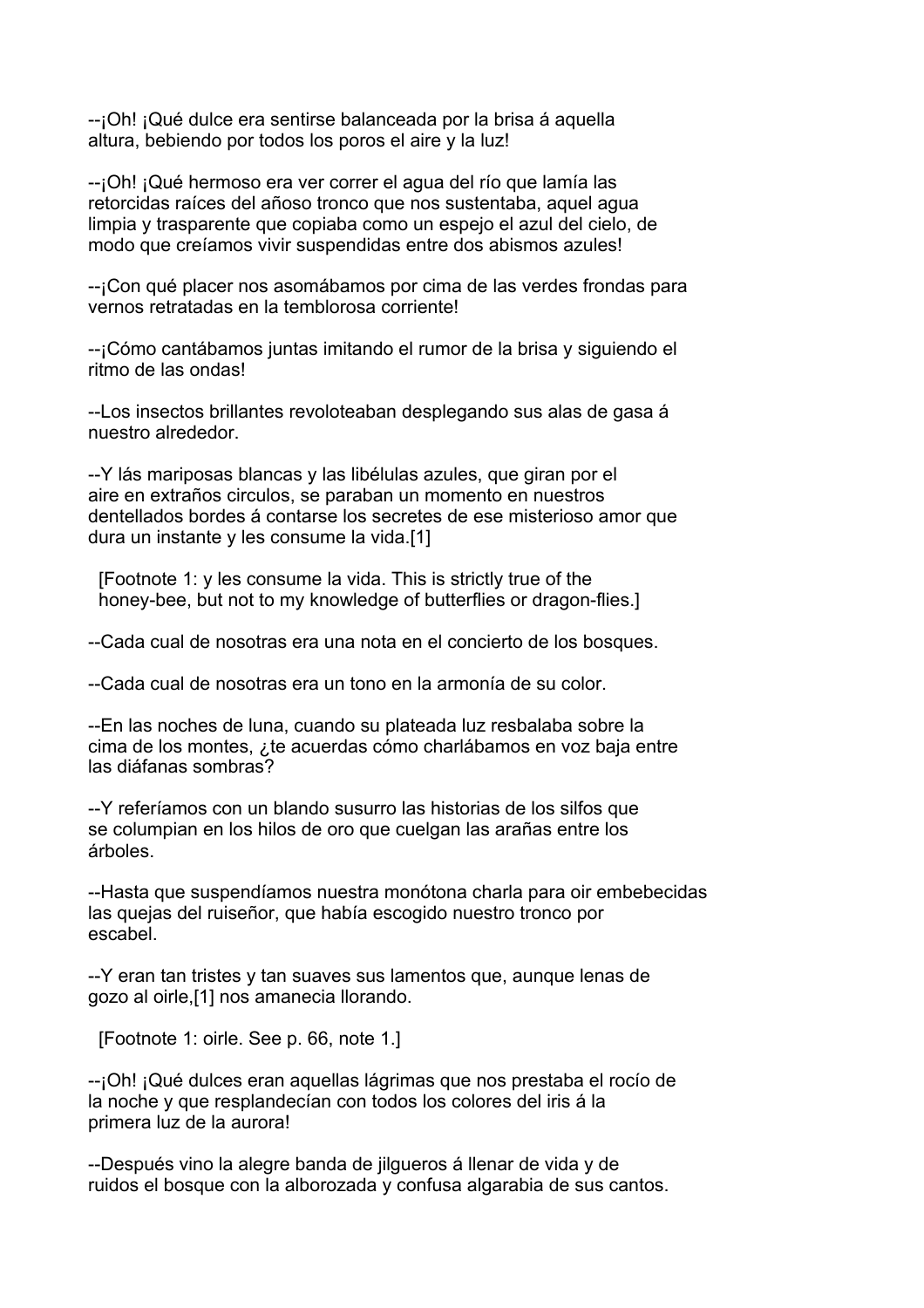--¡Oh! ¡Qué dulce era sentirse balanceada por la brisa á aquella altura, bebiendo por todos los poros el aire y la luz!

--¡Oh! ¡Qué hermoso era ver correr el agua del río que lamía las retorcidas raíces del añoso tronco que nos sustentaba, aquel agua limpia y trasparente que copiaba como un espejo el azul del cielo, de modo que creíamos vivir suspendidas entre dos abismos azules!

--¡Con qué placer nos asomábamos por cima de las verdes frondas para vernos retratadas en la temblorosa corriente!

--¡Cómo cantábamos juntas imitando el rumor de la brisa y siguiendo el ritmo de las ondas!

--Los insectos brillantes revoloteaban desplegando sus alas de gasa á nuestro alrededor.

--Y lás mariposas blancas y las libélulas azules, que giran por el aire en extraños circulos, se paraban un momento en nuestros dentellados bordes á contarse los secretos de ese misterioso amor que dura un instante y les consume la vida.[1]

[Footnote 1: y les consume la vida. This is strictly true of the honey-bee, but not to my knowledge of butterflies or dragon-flies.]

--Cada cual de nosotras era una nota en el concierto de los bosques.

--Cada cual de nosotras era un tono en la armonía de su color.

--En las noches de luna, cuando su plateada luz resbalaba sobre la cima de los montes, ¿te acuerdas cómo charlábamos en voz baja entre las diáfanas sombras?

--Y referíamos con un blando susurro las historias de los silfos que se columpian en los hilos de oro que cuelgan las arañas entre los árboles.

--Hasta que suspendíamos nuestra monótona charla para oir embebecidas las quejas del ruiseñor, que había escogido nuestro tronco por escabel.

--Y eran tan tristes y tan suaves sus lamentos que, aunque lenas de gozo al oirle,[1] nos amanecia llorando.

[Footnote 1: oirle. See p. 66, note 1.]

--¡Oh! ¡Qué dulces eran aquellas lágrimas que nos prestaba el rocío de la noche y que resplandecían con todos los colores del iris á la primera luz de la aurora!

--Después vino la alegre banda de jilgueros á llenar de vida y de ruidos el bosque con la alborozada y confusa algarabia de sus cantos.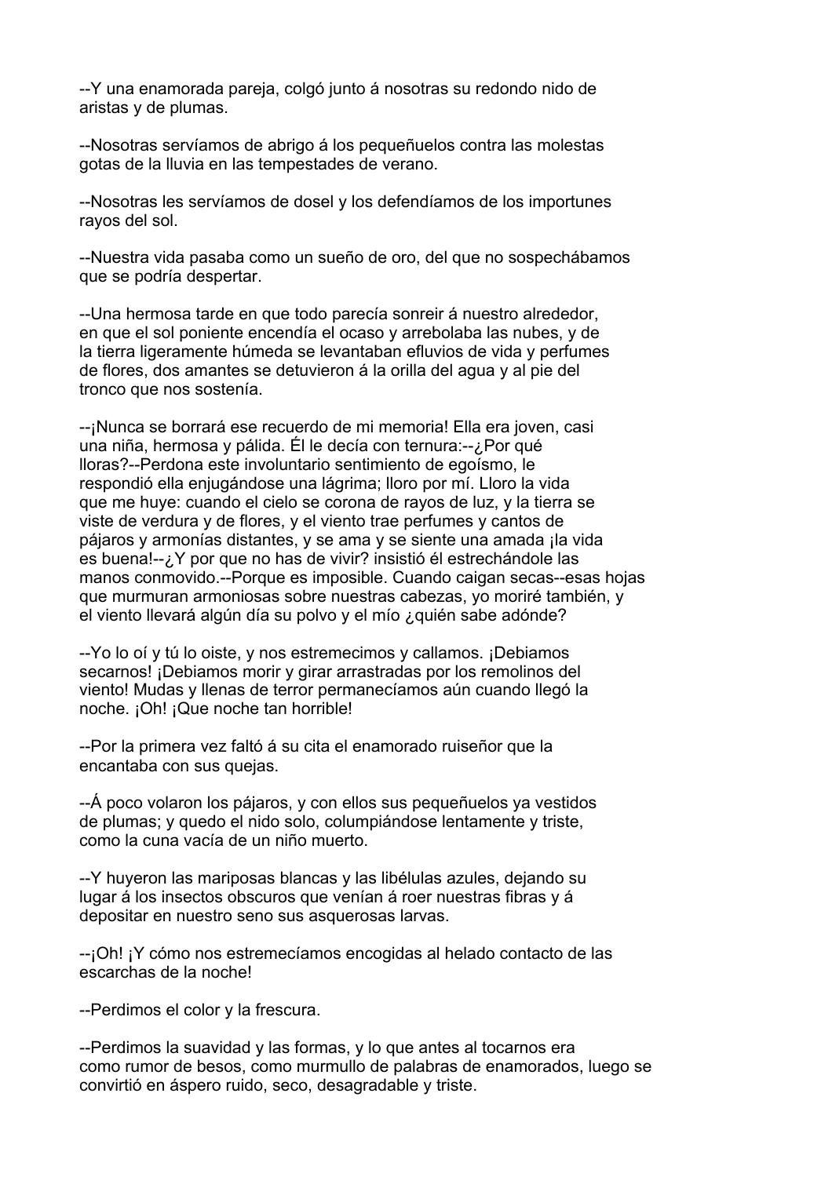--Y una enamorada pareja, colgó junto á nosotras su redondo nido de aristas y de plumas.

--Nosotras servíamos de abrigo á los pequeñuelos contra las molestas gotas de la lluvia en las tempestades de verano.

--Nosotras les servíamos de dosel y los defendíamos de los importunes rayos del sol.

--Nuestra vida pasaba como un sueño de oro, del que no sospechábamos que se podría despertar.

--Una hermosa tarde en que todo parecía sonreir á nuestro alrededor, en que el sol poniente encendía el ocaso y arrebolaba las nubes, y de la tierra ligeramente húmeda se levantaban efluvios de vida y perfumes de flores, dos amantes se detuvieron á la orilla del agua y al pie del tronco que nos sostenía.

--¡Nunca se borrará ese recuerdo de mi memoria! Ella era joven, casi una niña, hermosa y pálida. Él le decía con ternura:--¿Por qué lloras?--Perdona este involuntario sentimiento de egoísmo, le respondió ella enjugándose una lágrima; lloro por mí. Lloro la vida que me huye: cuando el cielo se corona de rayos de luz, y la tierra se viste de verdura y de flores, y el viento trae perfumes y cantos de pájaros y armonías distantes, y se ama y se siente una amada ¡la vida es buena!--¿Y por que no has de vivir? insistió él estrechándole las manos conmovido.--Porque es imposible. Cuando caigan secas--esas hojas que murmuran armoniosas sobre nuestras cabezas, yo moriré también, y el viento llevará algún día su polvo y el mío ¿quién sabe adónde?

--Yo lo oí y tú lo oiste, y nos estremecimos y callamos. ¡Debiamos secarnos! ¡Debiamos morir y girar arrastradas por los remolinos del viento! Mudas y llenas de terror permanecíamos aún cuando llegó la noche. ¡Oh! ¡Que noche tan horrible!

--Por la primera vez faltó á su cita el enamorado ruiseñor que la encantaba con sus quejas.

--Á poco volaron los pájaros, y con ellos sus pequeñuelos ya vestidos de plumas; y quedo el nido solo, columpiándose lentamente y triste, como la cuna vacía de un niño muerto.

--Y huyeron las mariposas blancas y las libélulas azules, dejando su lugar á los insectos obscuros que venían á roer nuestras fibras y á depositar en nuestro seno sus asquerosas larvas.

--¡Oh! ¡Y cómo nos estremecíamos encogidas al helado contacto de las escarchas de la noche!

--Perdimos el color y la frescura.

--Perdimos la suavidad y las formas, y lo que antes al tocarnos era como rumor de besos, como murmullo de palabras de enamorados, luego se convirtió en áspero ruido, seco, desagradable y triste.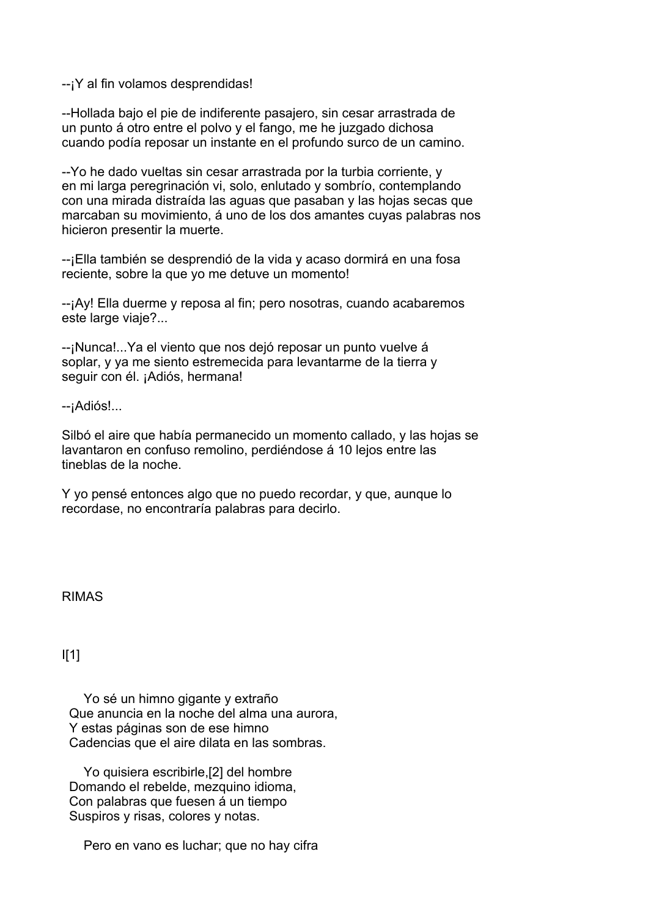--¡Y al fin volamos desprendidas!

--Hollada bajo el pie de indiferente pasajero, sin cesar arrastrada de un punto á otro entre el polvo y el fango, me he juzgado dichosa cuando podía reposar un instante en el profundo surco de un camino.

--Yo he dado vueltas sin cesar arrastrada por la turbia corriente, y en mi larga peregrinación vi, solo, enlutado y sombrío, contemplando con una mirada distraída las aguas que pasaban y las hojas secas que marcaban su movimiento, á uno de los dos amantes cuyas palabras nos hicieron presentir la muerte.

--¡Ella también se desprendió de la vida y acaso dormirá en una fosa reciente, sobre la que yo me detuve un momento!

--¡Ay! Ella duerme y reposa al fin; pero nosotras, cuando acabaremos este large viaje?...

--¡Nunca!...Ya el viento que nos dejó reposar un punto vuelve á soplar, y ya me siento estremecida para levantarme de la tierra y seguir con él. ¡Adiós, hermana!

--¡Adiós!...

Silbó el aire que había permanecido un momento callado, y las hojas se lavantaron en confuso remolino, perdiéndose á 10 lejos entre las tineblas de la noche.

Y yo pensé entonces algo que no puedo recordar, y que, aunque lo recordase, no encontraría palabras para decirlo.

## RIMAS

### I[1]

Yo sé un himno gigante y extraño  
Que anuncia en la noche del alma una aurora,  
Y estas páginas son de ese himno  
Cadencias que el aire dilata en las sombras.

Yo quisiera escribirle,[2] del hombre  
Domando el rebelde, mezquino idioma,  
Con palabras que fuesen á un tiempo  
Suspiros y risas, colores y notas.

Pero en vano es luchar; que no hay cifra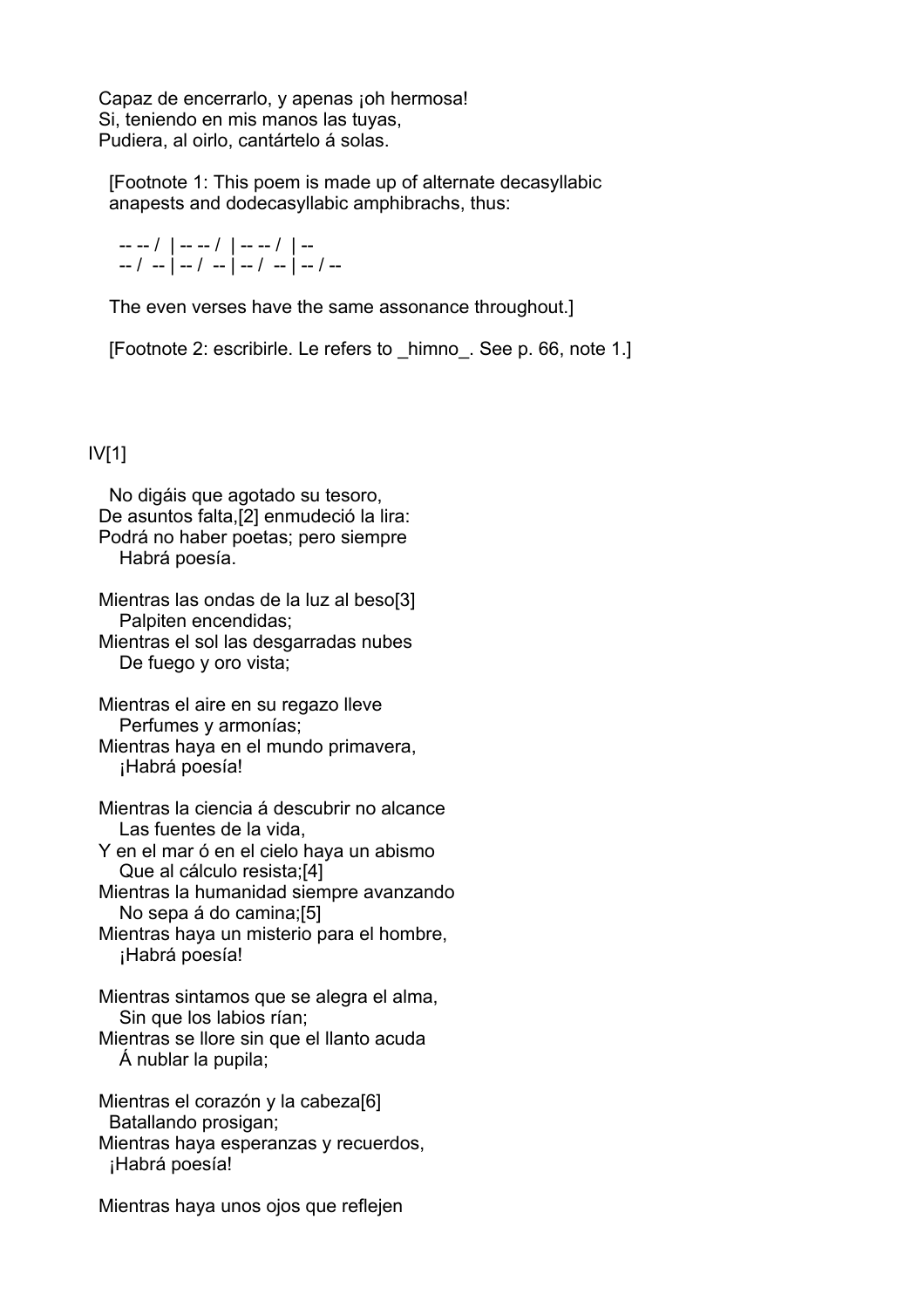Capaz de encerrarlo, y apenas ¡oh hermosa!
Si, teniendo en mis manos las tuyas,
Pudiera, al oirlo, cantártelo á solas.

[Footnote 1: This poem is made up of alternate decasyllabic anapests and dodecasyllabic amphibrachs, thus:

```
-- -- /  | -- -- /  | -- -- /  | --
-- /  -- | -- /  -- | -- /  -- | -- / --
```

The even verses have the same assonance throughout.]

[Footnote 2: escribirle. Le refers to _himno_. See p. 66, note 1.]

## IV[1]

No digáis que agotado su tesoro,
De asuntos falta,[2] enmudeció la lira:
Podrá no haber poetas; pero siempre
Habrá poesía.

Mientras las ondas de la luz al beso[3]
Palpiten encendidas;
Mientras el sol las desgarradas nubes
De fuego y oro vista;

Mientras el aire en su regazo lleve
Perfumes y armonías;
Mientras haya en el mundo primavera,
¡Habrá poesía!

Mientras la ciencia á descubrir no alcance
Las fuentes de la vida,
Y en el mar ó en el cielo haya un abismo
Que al cálculo resista;[4]
Mientras la humanidad siempre avanzando
No sepa á do camina;[5]
Mientras haya un misterio para el hombre,
¡Habrá poesía!

Mientras sintamos que se alegra el alma,
Sin que los labios rían;
Mientras se llore sin que el llanto acuda
Á nublar la pupila;

Mientras el corazón y la cabeza[6]
Batallando prosigan;
Mientras haya esperanzas y recuerdos,
¡Habrá poesía!

Mientras haya unos ojos que reflejen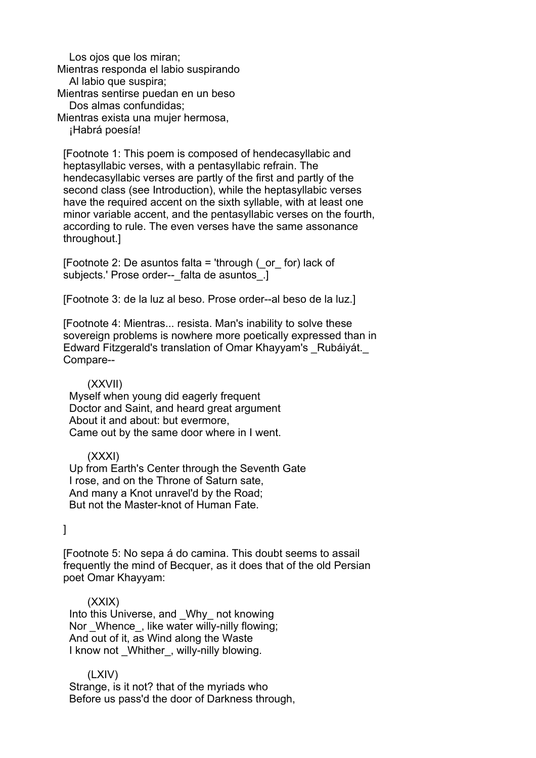Los ojos que los miran;
Mientras responda el labio suspirando
   Al labio que suspira;
Mientras sentirse puedan en un beso
   Dos almas confundidas;
Mientras exista una mujer hermosa,
   ¡Habrá poesía!

[Footnote 1: This poem is composed of hendecasyllabic and heptasyllabic verses, with a pentasyllabic refrain. The hendecasyllabic verses are partly of the first and partly of the second class (see Introduction), while the heptasyllabic verses have the required accent on the sixth syllable, with at least one minor variable accent, and the pentasyllabic verses on the fourth, according to rule. The even verses have the same assonance throughout.]

[Footnote 2: De asuntos falta = 'through (_or_ for) lack of subjects.' Prose order--_falta de asuntos_.]

[Footnote 3: de la luz al beso. Prose order--al beso de la luz.]

[Footnote 4: Mientras... resista. Man's inability to solve these sovereign problems is nowhere more poetically expressed than in Edward Fitzgerald's translation of Omar Khayyam's _Rubáiyát._ Compare--

   (XXVII)
 Myself when young did eagerly frequent
 Doctor and Saint, and heard great argument
 About it and about: but evermore,
 Came out by the same door where in I went.

   (XXXI)
 Up from Earth's Center through the Seventh Gate
 I rose, and on the Throne of Saturn sate,
 And many a Knot unravel'd by the Road;
 But not the Master-knot of Human Fate.

]

[Footnote 5: No sepa á do camina. This doubt seems to assail frequently the mind of Becquer, as it does that of the old Persian poet Omar Khayyam:

   (XXIX)
 Into this Universe, and _Why_ not knowing
 Nor _Whence_, like water willy-nilly flowing;
 And out of it, as Wind along the Waste
 I know not _Whither_, willy-nilly blowing.

   (LXIV)
 Strange, is it not? that of the myriads who
 Before us pass'd the door of Darkness through,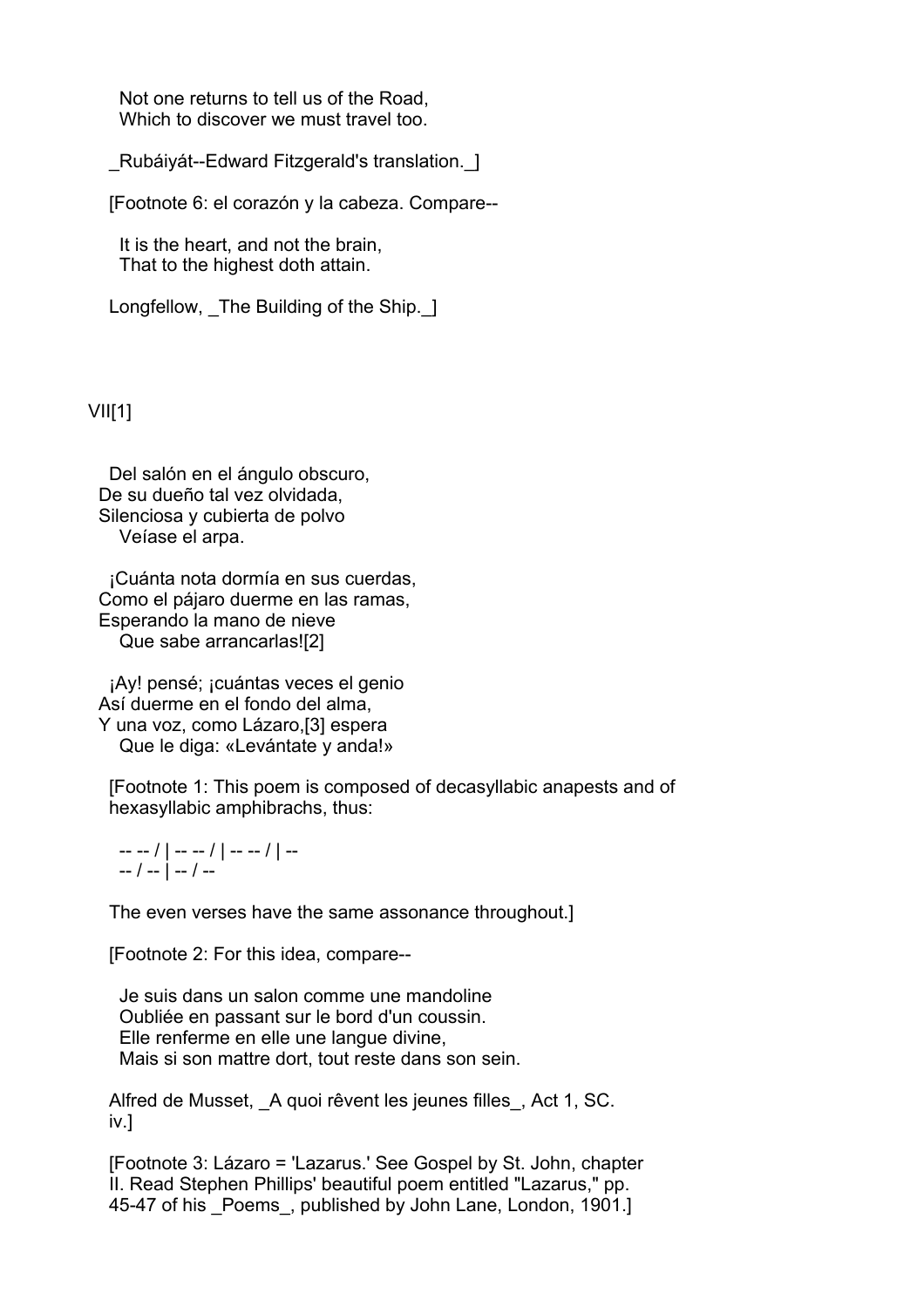Not one returns to tell us of the Road,
Which to discover we must travel too.

_Rubáiyát--Edward Fitzgerald's translation._]

[Footnote 6: el corazón y la cabeza. Compare--

It is the heart, and not the brain,
That to the highest doth attain.

Longfellow, _The Building of the Ship._]

## VII[1]

Del salón en el ángulo obscuro,
De su dueño tal vez olvidada,
Silenciosa y cubierta de polvo
Veíase el arpa.

¡Cuánta nota dormía en sus cuerdas,
Como el pájaro duerme en las ramas,
Esperando la mano de nieve
Que sabe arrancarlas![2]

¡Ay! pensé; ¡cuántas veces el genio
Así duerme en el fondo del alma,
Y una voz, como Lázaro,[3] espera
Que le diga: «Levántate y anda!»

[Footnote 1: This poem is composed of decasyllabic anapests and of hexasyllabic amphibrachs, thus:

```
-- -- / | -- -- / | -- -- / | --
-- / -- | -- / --
```

The even verses have the same assonance throughout.]

[Footnote 2: For this idea, compare--

Je suis dans un salon comme une mandoline
Oubliée en passant sur le bord d'un coussin.
Elle renferme en elle une langue divine,
Mais si son mattre dort, tout reste dans son sein.

Alfred de Musset, _A quoi rêvent les jeunes filles_, Act 1, SC. iv.]

[Footnote 3: Lázaro = 'Lazarus.' See Gospel by St. John, chapter II. Read Stephen Phillips' beautiful poem entitled "Lazarus," pp. 45-47 of his _Poems_, published by John Lane, London, 1901.]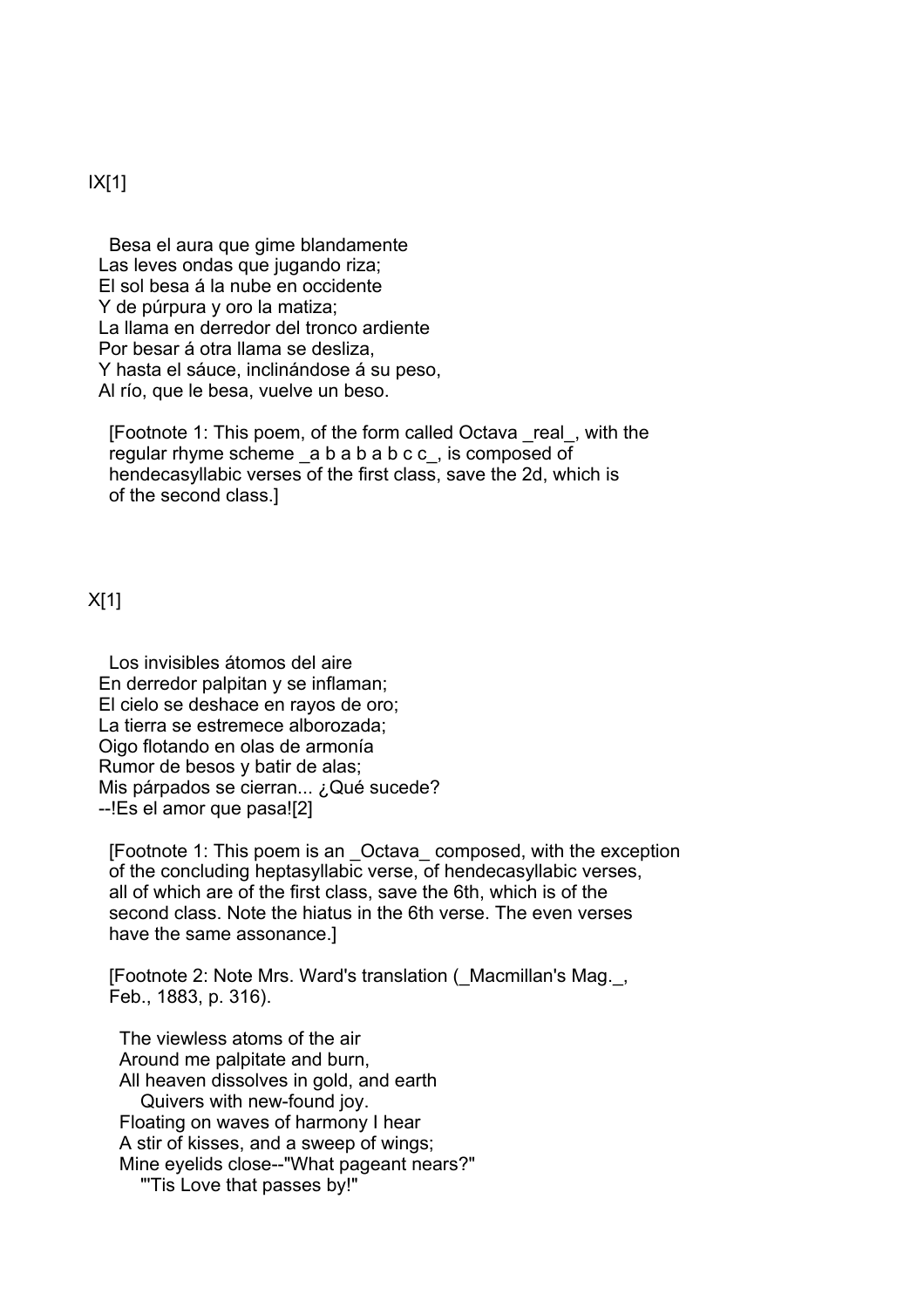## IX[1]

Besa el aura que gime blandamente
Las leves ondas que jugando riza;
El sol besa á la nube en occidente
Y de púrpura y oro la matiza;
La llama en derredor del tronco ardiente
Por besar á otra llama se desliza,
Y hasta el sáuce, inclinándose á su peso,
Al río, que le besa, vuelve un beso.

[Footnote 1: This poem, of the form called Octava _real_, with the regular rhyme scheme _a b a b a b c c_, is composed of hendecasyllabic verses of the first class, save the 2d, which is of the second class.]

## X[1]

Los invisibles átomos del aire
En derredor palpitan y se inflaman;
El cielo se deshace en rayos de oro;
La tierra se estremece alborozada;
Oigo flotando en olas de armonía
Rumor de besos y batir de alas;
Mis párpados se cierran... ¿Qué sucede?
--!Es el amor que pasa![2]

[Footnote 1: This poem is an _Octava_ composed, with the exception of the concluding heptasyllabic verse, of hendecasyllabic verses, all of which are of the first class, save the 6th, which is of the second class. Note the hiatus in the 6th verse. The even verses have the same assonance.]

[Footnote 2: Note Mrs. Ward's translation (_Macmillan's Mag._, Feb., 1883, p. 316).

The viewless atoms of the air
Around me palpitate and burn,
All heaven dissolves in gold, and earth
    Quivers with new-found joy.
Floating on waves of harmony I hear
A stir of kisses, and a sweep of wings;
Mine eyelids close--"What pageant nears?"
    "'Tis Love that passes by!"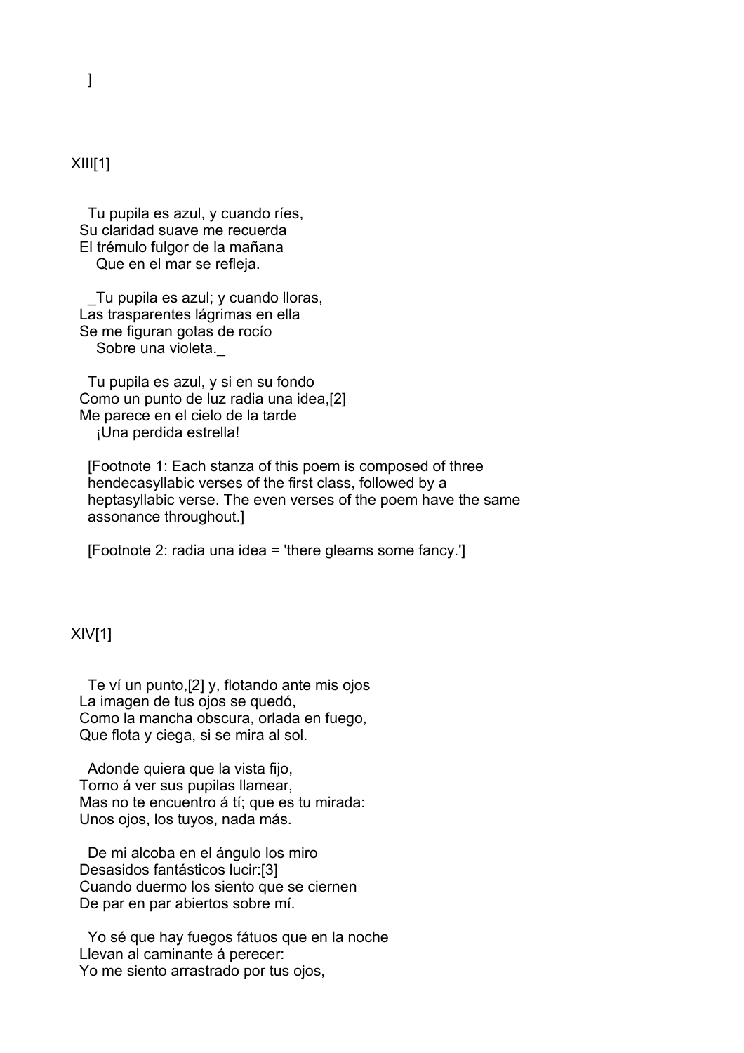]

XIII[1]

Tu pupila es azul, y cuando ríes,
Su claridad suave me recuerda
El trémulo fulgor de la mañana
Que en el mar se refleja.

_Tu pupila es azul; y cuando lloras,
Las trasparentes lágrimas en ella
Se me figuran gotas de rocío
Sobre una violeta._

Tu pupila es azul, y si en su fondo
Como un punto de luz radia una idea,[2]
Me parece en el cielo de la tarde
¡Una perdida estrella!

[Footnote 1: Each stanza of this poem is composed of three hendecasyllabic verses of the first class, followed by a heptasyllabic verse. The even verses of the poem have the same assonance throughout.]

[Footnote 2: radia una idea = 'there gleams some fancy.']

XIV[1]

Te ví un punto,[2] y, flotando ante mis ojos
La imagen de tus ojos se quedó,
Como la mancha obscura, orlada en fuego,
Que flota y ciega, si se mira al sol.

Adonde quiera que la vista fijo,
Torno á ver sus pupilas llamear,
Mas no te encuentro á tí; que es tu mirada:
Unos ojos, los tuyos, nada más.

De mi alcoba en el ángulo los miro
Desasidos fantásticos lucir:[3]
Cuando duermo los siento que se ciernen
De par en par abiertos sobre mí.

Yo sé que hay fuegos fátuos que en la noche
Llevan al caminante á perecer:
Yo me siento arrastrado por tus ojos,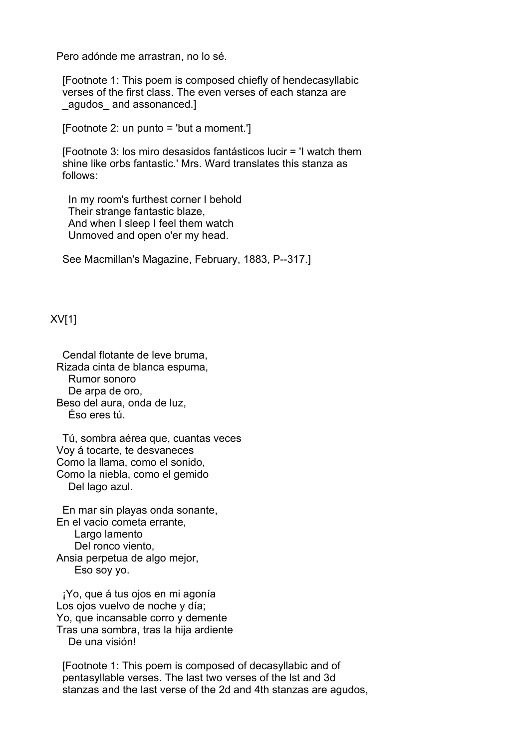Pero adónde me arrastran, no lo sé.

[Footnote 1: This poem is composed chiefly of hendecasyllabic verses of the first class. The even verses of each stanza are _agudos_ and assonanced.]

[Footnote 2: un punto = 'but a moment.']

[Footnote 3: los miro desasidos fantásticos lucir = 'I watch them shine like orbs fantastic.' Mrs. Ward translates this stanza as follows:

In my room's furthest corner I behold  
Their strange fantastic blaze,  
And when I sleep I feel them watch  
Unmoved and open o'er my head.

See Macmillan's Magazine, February, 1883, P--317.]

## XV[1]

Cendal flotante de leve bruma,  
Rizada cinta de blanca espuma,  
Rumor sonoro  
De arpa de oro,  
Beso del aura, onda de luz,  
Éso eres tú.

Tú, sombra aérea que, cuantas veces  
Voy á tocarte, te desvaneces  
Como la llama, como el sonido,  
Como la niebla, como el gemido  
Del lago azul.

En mar sin playas onda sonante,  
En el vacio cometa errante,  
Largo lamento  
Del ronco viento,  
Ansia perpetua de algo mejor,  
Eso soy yo.

¡Yo, que á tus ojos en mi agonía  
Los ojos vuelvo de noche y día;  
Yo, que incansable corro y demente  
Tras una sombra, tras la hija ardiente  
De una visión!

[Footnote 1: This poem is composed of decasyllabic and of pentasyllable verses. The last two verses of the lst and 3d stanzas and the last verse of the 2d and 4th stanzas are agudos,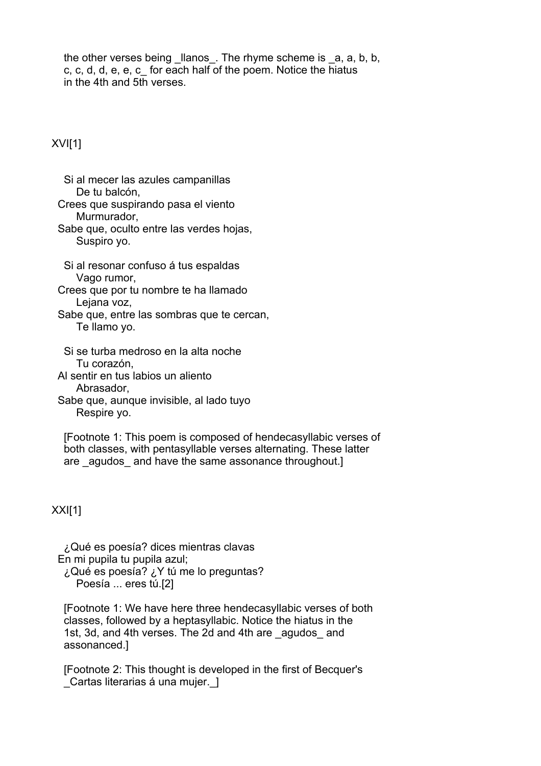the other verses being _llanos_. The rhyme scheme is _a, a, b, b, c, c, d, d, e, e, c_ for each half of the poem. Notice the hiatus in the 4th and 5th verses.

## XVI[1]

Si al mecer las azules campanillas
 De tu balcón,
Crees que suspirando pasa el viento
 Murmurador,
Sabe que, oculto entre las verdes hojas,
 Suspiro yo.

Si al resonar confuso á tus espaldas
 Vago rumor,
Crees que por tu nombre te ha llamado
 Lejana voz,
Sabe que, entre las sombras que te cercan,
 Te llamo yo.

Si se turba medroso en la alta noche
 Tu corazón,
Al sentir en tus labios un aliento
 Abrasador,
Sabe que, aunque invisible, al lado tuyo
 Respire yo.

[Footnote 1: This poem is composed of hendecasyllabic verses of both classes, with pentasyllable verses alternating. These latter are _agudos_ and have the same assonance throughout.]

## XXI[1]

¿Qué es poesía? dices mientras clavas
En mi pupila tu pupila azul;
¿Qué es poesía? ¿Y tú me lo preguntas?
 Poesía ... eres tú.[2]

[Footnote 1: We have here three hendecasyllabic verses of both classes, followed by a heptasyllabic. Notice the hiatus in the 1st, 3d, and 4th verses. The 2d and 4th are _agudos_ and assonanced.]

[Footnote 2: This thought is developed in the first of Becquer's _Cartas literarias á una mujer._]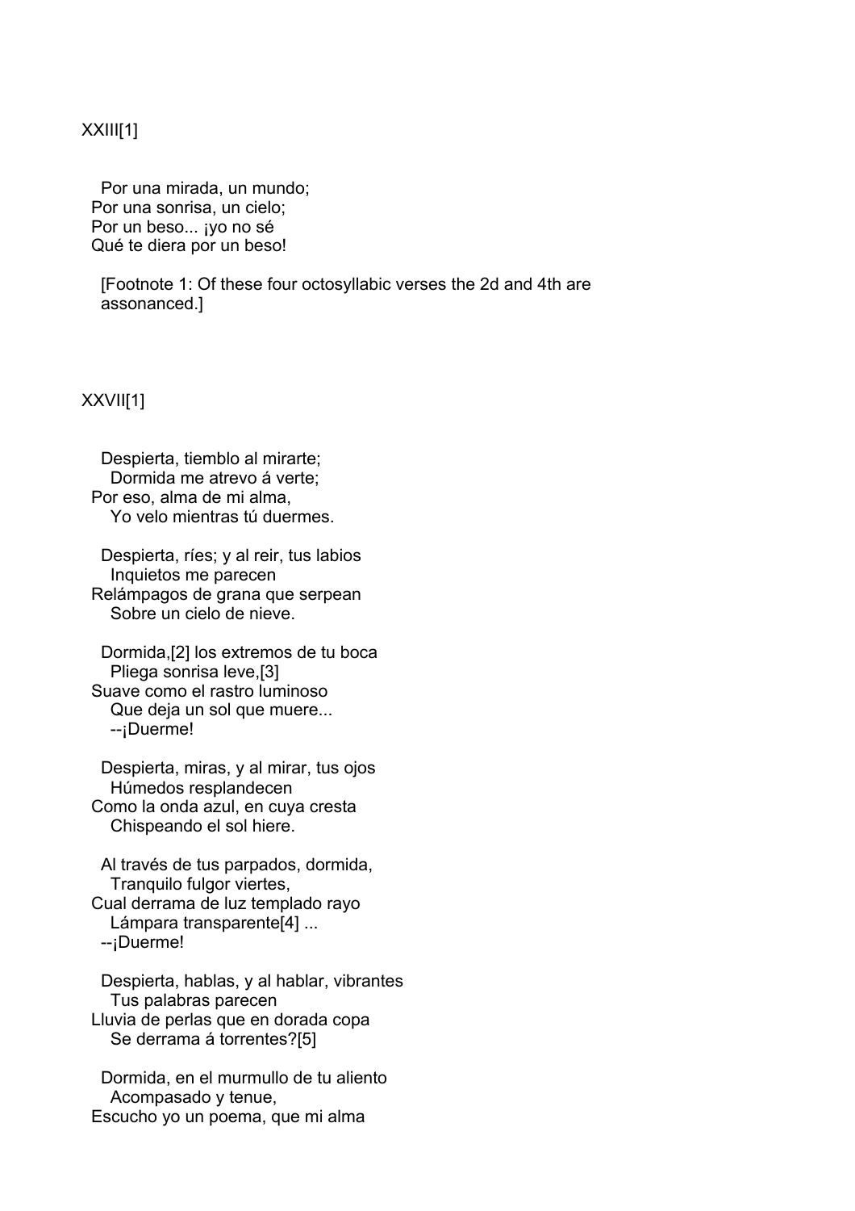## XXIII[1]

Por una mirada, un mundo;  
Por una sonrisa, un cielo;  
Por un beso... ¡yo no sé  
Qué te diera por un beso!

[Footnote 1: Of these four octosyllabic verses the 2d and 4th are assonanced.]

## XXVII[1]

Despierta, tiemblo al mirarte;  
Dormida me atrevo á verte;  
Por eso, alma de mi alma,  
Yo velo mientras tú duermes.

Despierta, ríes; y al reir, tus labios  
Inquietos me parecen  
Relámpagos de grana que serpean  
Sobre un cielo de nieve.

Dormida,[2] los extremos de tu boca  
Pliega sonrisa leve,[3]  
Suave como el rastro luminoso  
Que deja un sol que muere...  
--¡Duerme!

Despierta, miras, y al mirar, tus ojos  
Húmedos resplandecen  
Como la onda azul, en cuya cresta  
Chispeando el sol hiere.

Al través de tus parpados, dormida,  
Tranquilo fulgor viertes,  
Cual derrama de luz templado rayo  
Lámpara transparente[4] ...  
--¡Duerme!

Despierta, hablas, y al hablar, vibrantes  
Tus palabras parecen  
Lluvia de perlas que en dorada copa  
Se derrama á torrentes?[5]

Dormida, en el murmullo de tu aliento  
Acompasado y tenue,  
Escucho yo un poema, que mi alma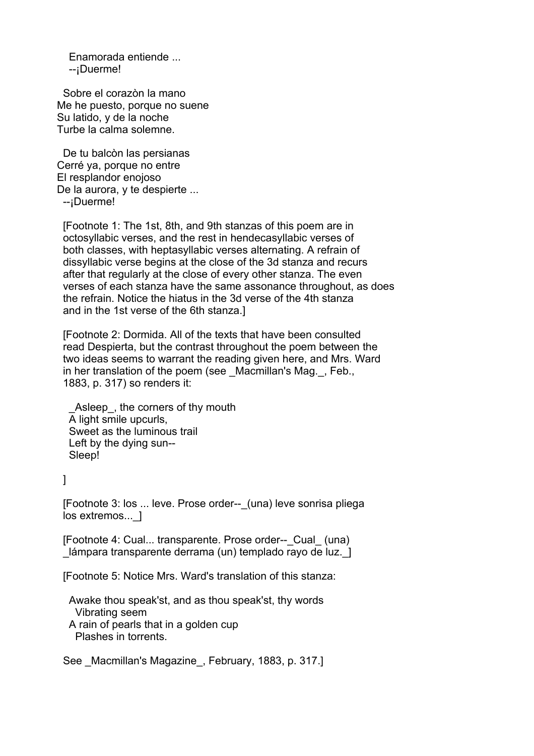Enamorada entiende ...
--¡Duerme!

Sobre el corazòn la mano
Me he puesto, porque no suene
Su latido, y de la noche
Turbe la calma solemne.

De tu balcòn las persianas
Cerré ya, porque no entre
El resplandor enojoso
De la aurora, y te despierte ...
--¡Duerme!

[Footnote 1: The 1st, 8th, and 9th stanzas of this poem are in octosyllabic verses, and the rest in hendecasyllabic verses of both classes, with heptasyllabic verses alternating. A refrain of dissyllabic verse begins at the close of the 3d stanza and recurs after that regularly at the close of every other stanza. The even verses of each stanza have the same assonance throughout, as does the refrain. Notice the hiatus in the 3d verse of the 4th stanza and in the 1st verse of the 6th stanza.]

[Footnote 2: Dormida. All of the texts that have been consulted read Despierta, but the contrast throughout the poem between the two ideas seems to warrant the reading given here, and Mrs. Ward in her translation of the poem (see _Macmillan's Mag._, Feb., 1883, p. 317) so renders it:

_Asleep_, the corners of thy mouth
A light smile upcurls,
Sweet as the luminous trail
Left by the dying sun--
Sleep!

]

[Footnote 3: los ... leve. Prose order--_(una) leve sonrisa pliega los extremos..._]

[Footnote 4: Cual... transparente. Prose order--_Cual_ (una) _lámpara transparente derrama (un) templado rayo de luz._]

[Footnote 5: Notice Mrs. Ward's translation of this stanza:

Awake thou speak'st, and as thou speak'st, thy words
Vibrating seem
A rain of pearls that in a golden cup
Plashes in torrents.

See _Macmillan's Magazine_, February, 1883, p. 317.]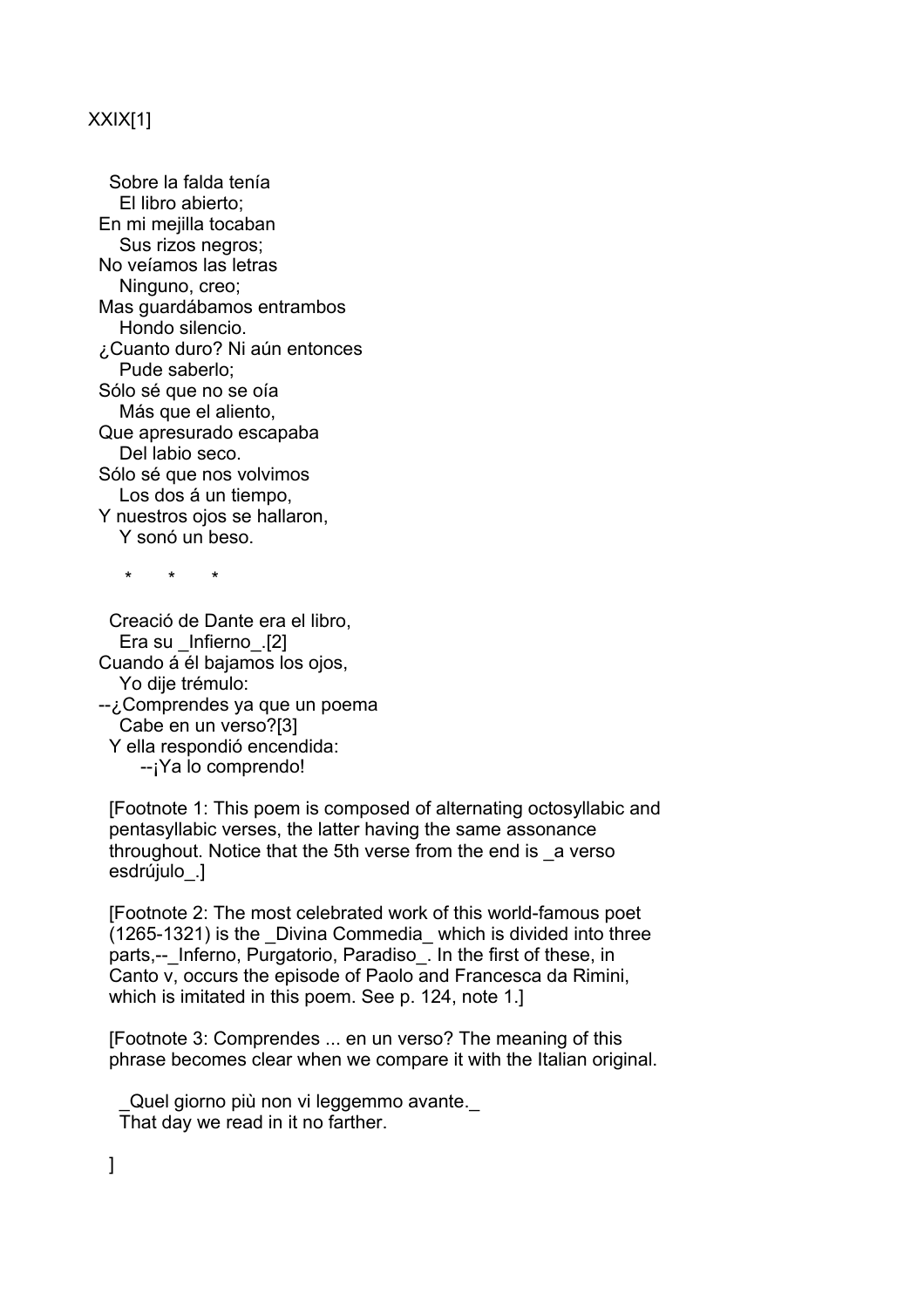XXIX[1]

Sobre la falda tenía  
El libro abierto;  
En mi mejilla tocaban  
Sus rizos negros;  
No veíamos las letras  
Ninguno, creo;  
Mas guardábamos entrambos  
Hondo silencio.  
¿Cuanto duro? Ni aún entonces  
Pude saberlo;  
Sólo sé que no se oía  
Más que el aliento,  
Que apresurado escapaba  
Del labio seco.  
Sólo sé que nos volvimos  
Los dos á un tiempo,  
Y nuestros ojos se hallaron,  
Y sonó un beso.

\* \* \*

Creació de Dante era el libro,  
Era su _Infierno_.[2]  
Cuando á él bajamos los ojos,  
Yo dije trémulo:  
--¿Comprendes ya que un poema  
Cabe en un verso?[3]  
Y ella respondió encendida:  
--¡Ya lo comprendo!

[Footnote 1: This poem is composed of alternating octosyllabic and pentasyllabic verses, the latter having the same assonance throughout. Notice that the 5th verse from the end is _a verso esdrújulo_.]

[Footnote 2: The most celebrated work of this world-famous poet (1265-1321) is the _Divina Commedia_ which is divided into three parts,--_Inferno, Purgatorio, Paradiso_. In the first of these, in Canto v, occurs the episode of Paolo and Francesca da Rimini, which is imitated in this poem. See p. 124, note 1.]

[Footnote 3: Comprendes ... en un verso? The meaning of this phrase becomes clear when we compare it with the Italian original.

_Quel giorno più non vi leggemmo avante._  
That day we read in it no farther.

]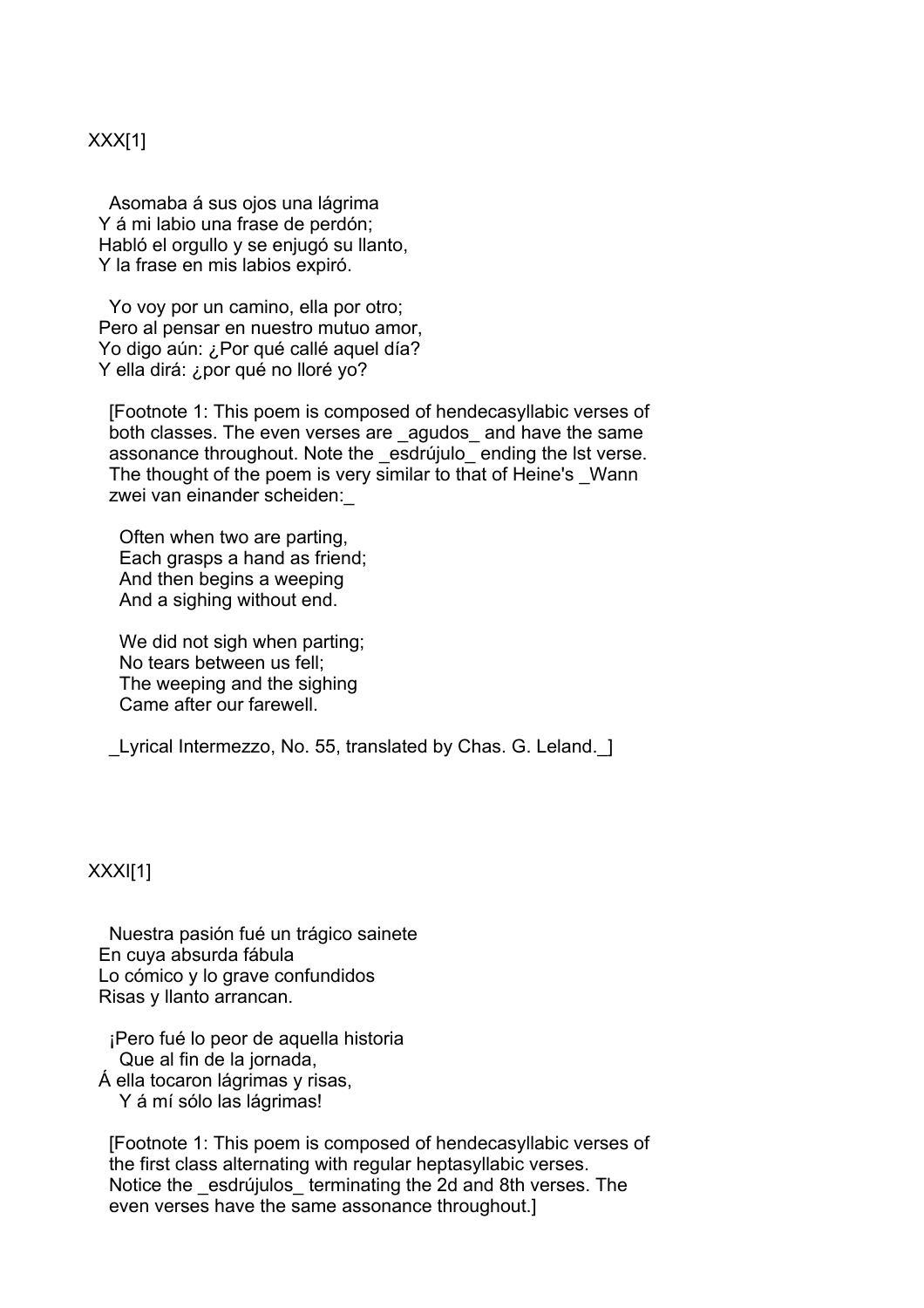XXX[1]

Asomaba á sus ojos una lágrima  
Y á mi labio una frase de perdón;  
Habló el orgullo y se enjugó su llanto,  
Y la frase en mis labios expiró.

Yo voy por un camino, ella por otro;  
Pero al pensar en nuestro mutuo amor,  
Yo digo aún: ¿Por qué callé aquel día?  
Y ella dirá: ¿por qué no lloré yo?

[Footnote 1: This poem is composed of hendecasyllabic verses of both classes. The even verses are _agudos_ and have the same assonance throughout. Note the _esdrújulo_ ending the lst verse. The thought of the poem is very similar to that of Heine's _Wann zwei van einander scheiden:_

Often when two are parting,  
Each grasps a hand as friend;  
And then begins a weeping  
And a sighing without end.

We did not sigh when parting;  
No tears between us fell;  
The weeping and the sighing  
Came after our farewell.

_Lyrical Intermezzo, No. 55, translated by Chas. G. Leland._]

XXXI[1]

Nuestra pasión fué un trágico sainete  
En cuya absurda fábula  
Lo cómico y lo grave confundidos  
Risas y llanto arrancan.

¡Pero fué lo peor de aquella historia  
Que al fin de la jornada,  
Á ella tocaron lágrimas y risas,  
Y á mí sólo las lágrimas!

[Footnote 1: This poem is composed of hendecasyllabic verses of the first class alternating with regular heptasyllabic verses. Notice the _esdrújulos_ terminating the 2d and 8th verses. The even verses have the same assonance throughout.]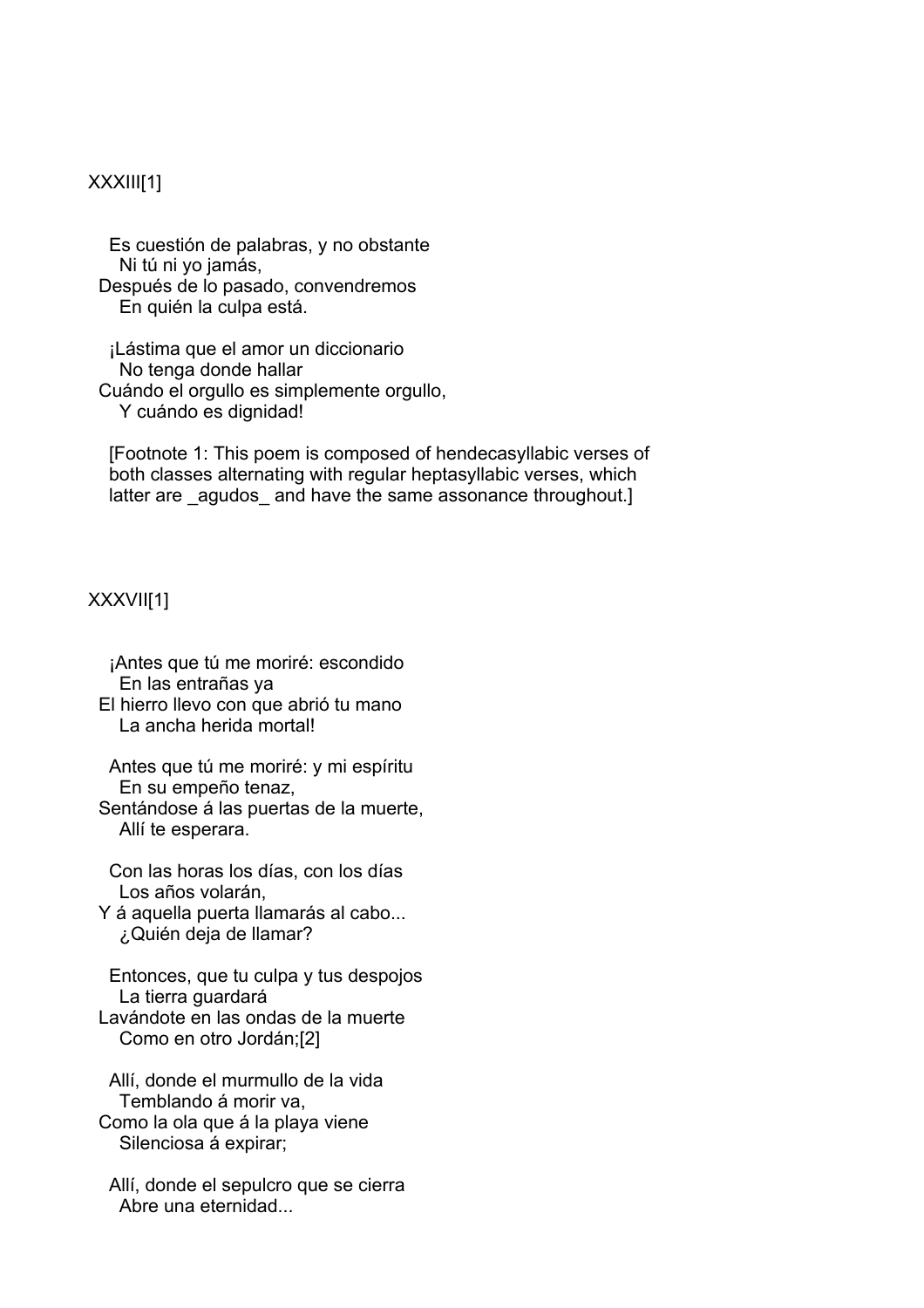XXXIII[1]

Es cuestión de palabras, y no obstante  
Ni tú ni yo jamás,  
Después de lo pasado, convendremos  
En quién la culpa está.

¡Lástima que el amor un diccionario  
No tenga donde hallar  
Cuándo el orgullo es simplemente orgullo,  
Y cuándo es dignidad!

[Footnote 1: This poem is composed of hendecasyllabic verses of both classes alternating with regular heptasyllabic verses, which latter are _agudos_ and have the same assonance throughout.]

XXXVII[1]

¡Antes que tú me moriré: escondido  
En las entrañas ya  
El hierro llevo con que abrió tu mano  
La ancha herida mortal!

Antes que tú me moriré: y mi espíritu  
En su empeño tenaz,  
Sentándose á las puertas de la muerte,  
Allí te esperara.

Con las horas los días, con los días  
Los años volarán,  
Y á aquella puerta llamarás al cabo...  
¿Quién deja de llamar?

Entonces, que tu culpa y tus despojos  
La tierra guardará  
Lavándote en las ondas de la muerte  
Como en otro Jordán;[2]

Allí, donde el murmullo de la vida  
Temblando á morir va,  
Como la ola que á la playa viene  
Silenciosa á expirar;

Allí, donde el sepulcro que se cierra  
Abre una eternidad...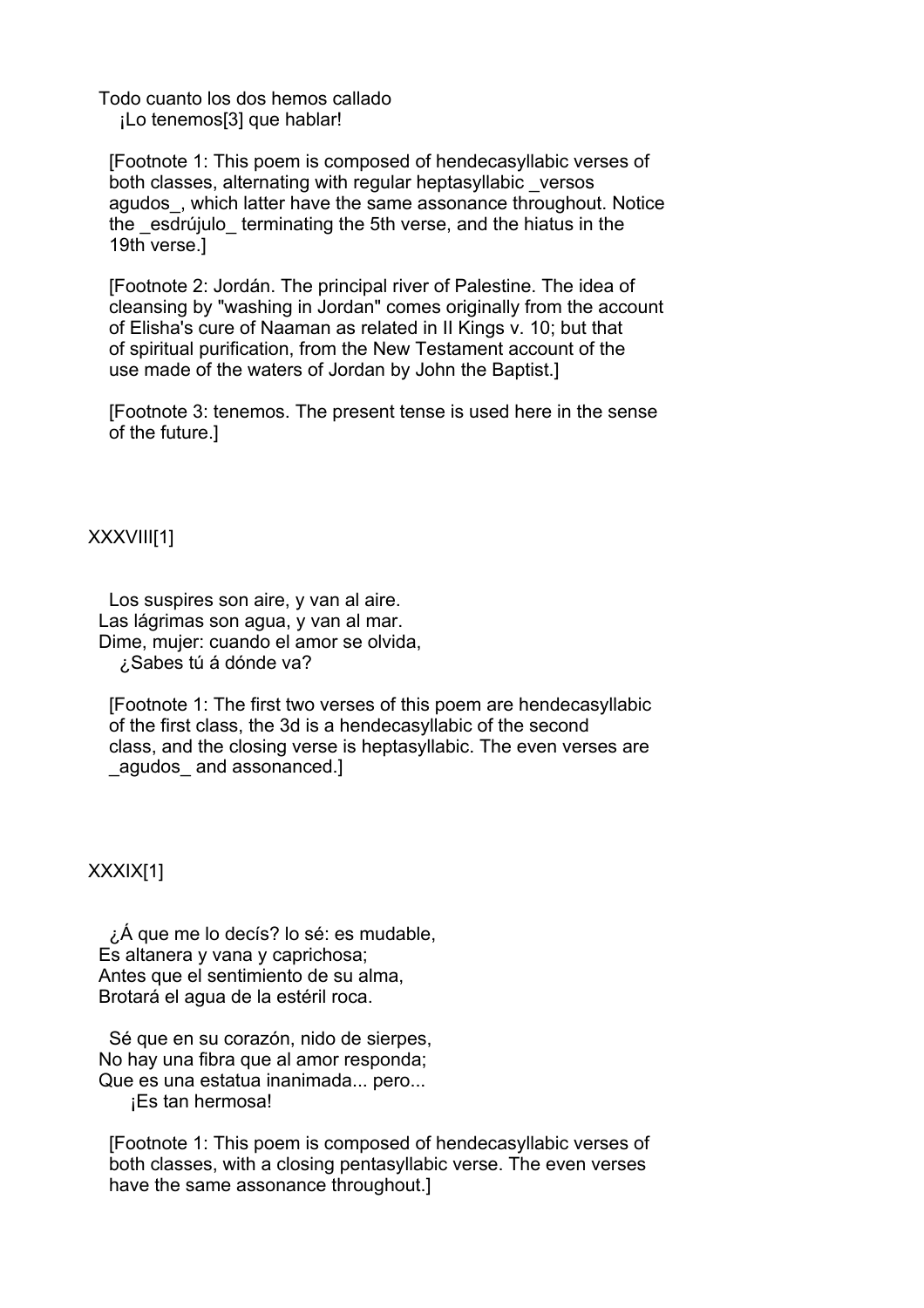Todo cuanto los dos hemos callado
¡Lo tenemos[3] que hablar!

[Footnote 1: This poem is composed of hendecasyllabic verses of both classes, alternating with regular heptasyllabic _versos agudos_, which latter have the same assonance throughout. Notice the _esdrújulo_ terminating the 5th verse, and the hiatus in the 19th verse.]

[Footnote 2: Jordán. The principal river of Palestine. The idea of cleansing by "washing in Jordan" comes originally from the account of Elisha's cure of Naaman as related in II Kings v. 10; but that of spiritual purification, from the New Testament account of the use made of the waters of Jordan by John the Baptist.]

[Footnote 3: tenemos. The present tense is used here in the sense of the future.]

## XXXVIII[1]

Los suspires son aire, y van al aire.
Las lágrimas son agua, y van al mar.
Dime, mujer: cuando el amor se olvida,
¿Sabes tú á dónde va?

[Footnote 1: The first two verses of this poem are hendecasyllabic of the first class, the 3d is a hendecasyllabic of the second class, and the closing verse is heptasyllabic. The even verses are _agudos_ and assonanced.]

## XXXIX[1]

¿Á que me lo decís? lo sé: es mudable,
Es altanera y vana y caprichosa;
Antes que el sentimiento de su alma,
Brotará el agua de la estéril roca.

Sé que en su corazón, nido de sierpes,
No hay una fibra que al amor responda;
Que es una estatua inanimada... pero...
¡Es tan hermosa!

[Footnote 1: This poem is composed of hendecasyllabic verses of both classes, with a closing pentasyllabic verse. The even verses have the same assonance throughout.]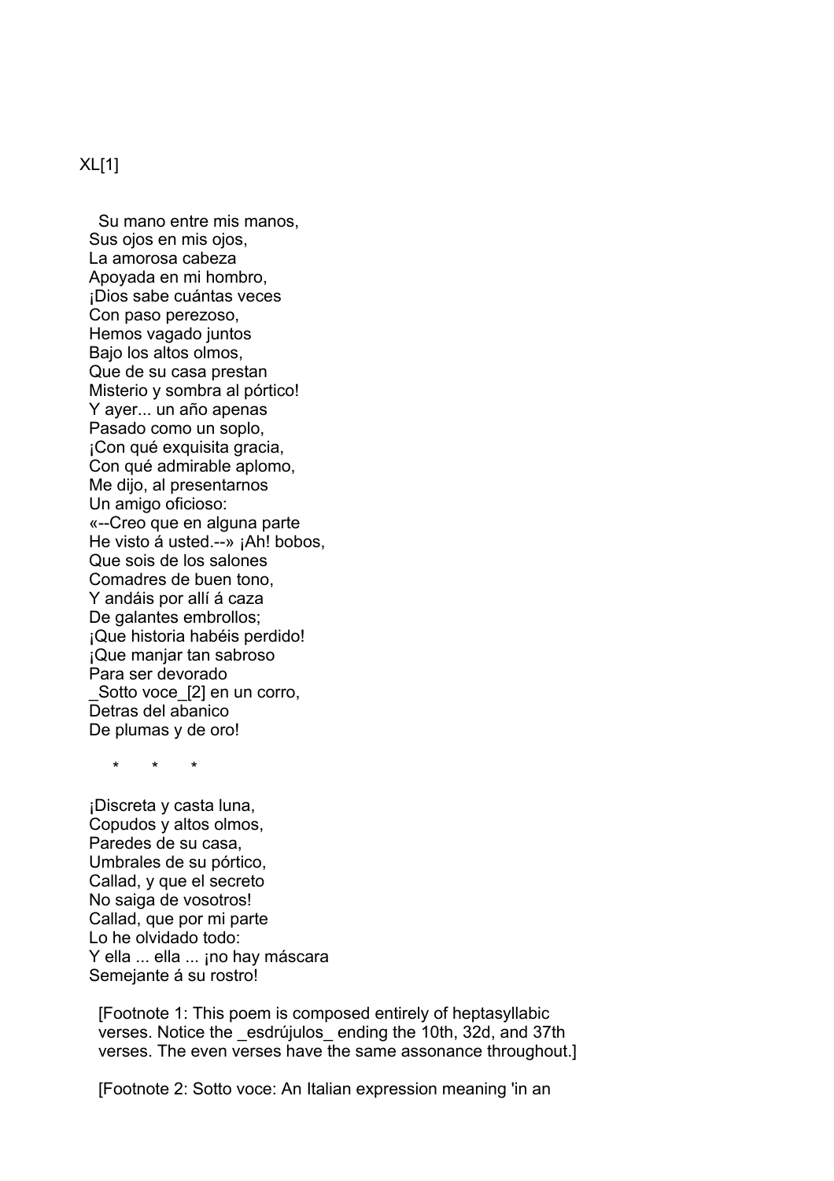XL[1]

Su mano entre mis manos,
Sus ojos en mis ojos,
La amorosa cabeza
Apoyada en mi hombro,
¡Dios sabe cuántas veces
Con paso perezoso,
Hemos vagado juntos
Bajo los altos olmos,
Que de su casa prestan
Misterio y sombra al pórtico!
Y ayer... un año apenas
Pasado como un soplo,
¡Con qué exquisita gracia,
Con qué admirable aplomo,
Me dijo, al presentarnos
Un amigo oficioso:
«--Creo que en alguna parte
He visto á usted.--» ¡Ah! bobos,
Que sois de los salones
Comadres de buen tono,
Y andáis por allí á caza
De galantes embrollos;
¡Que historia habéis perdido!
¡Que manjar tan sabroso
Para ser devorado
_Sotto voce_[2] en un corro,
Detras del abanico
De plumas y de oro!

\* \* \*

¡Discreta y casta luna,
Copudos y altos olmos,
Paredes de su casa,
Umbrales de su pórtico,
Callad, y que el secreto
No saiga de vosotros!
Callad, que por mi parte
Lo he olvidado todo:
Y ella ... ella ... ¡no hay máscara
Semejante á su rostro!

[Footnote 1: This poem is composed entirely of heptasyllabic verses. Notice the _esdrújulos_ ending the 10th, 32d, and 37th verses. The even verses have the same assonance throughout.]

[Footnote 2: Sotto voce: An Italian expression meaning 'in an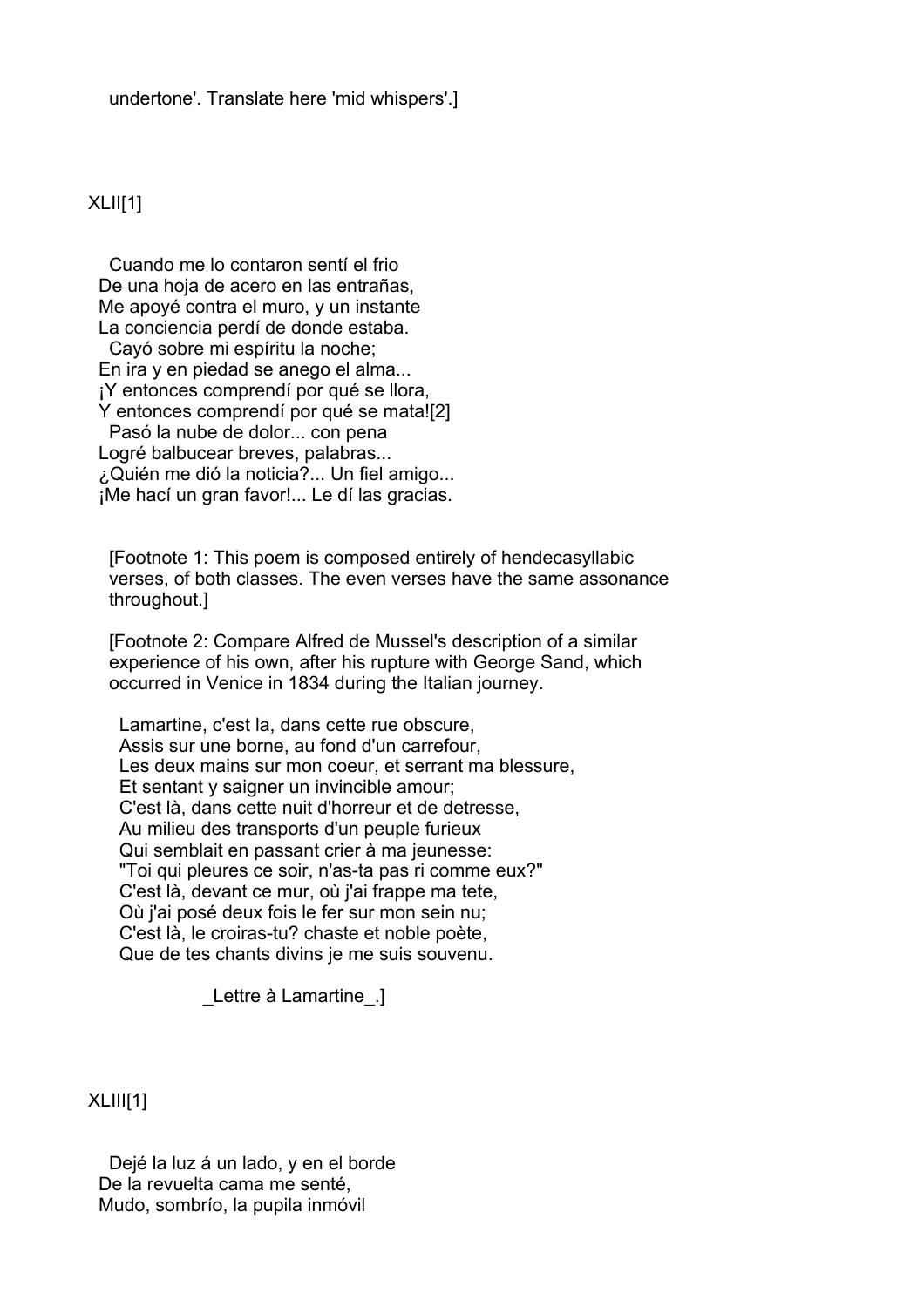undertone'. Translate here 'mid whispers'.]

XLII[1]

  Cuando me lo contaron sentí el frio
De una hoja de acero en las entrañas,
Me apoyé contra el muro, y un instante
La conciencia perdí de donde estaba.
  Cayó sobre mi espíritu la noche;
En ira y en piedad se anego el alma...
¡Y entonces comprendí por qué se llora,
Y entonces comprendí por qué se mata![2]
  Pasó la nube de dolor... con pena
Logré balbucear breves, palabras...
¿Quién me dió la noticia?... Un fiel amigo...
¡Me hací un gran favor!... Le dí las gracias.

[Footnote 1: This poem is composed entirely of hendecasyllabic verses, of both classes. The even verses have the same assonance throughout.]

[Footnote 2: Compare Alfred de Mussel's description of a similar experience of his own, after his rupture with George Sand, which occurred in Venice in 1834 during the Italian journey.

  Lamartine, c'est la, dans cette rue obscure,
  Assis sur une borne, au fond d'un carrefour,
  Les deux mains sur mon coeur, et serrant ma blessure,
  Et sentant y saigner un invincible amour;
  C'est là, dans cette nuit d'horreur et de detresse,
  Au milieu des transports d'un peuple furieux
  Qui semblait en passant crier à ma jeunesse:
  "Toi qui pleures ce soir, n'as-ta pas ri comme eux?"
  C'est là, devant ce mur, où j'ai frappe ma tete,
  Où j'ai posé deux fois le fer sur mon sein nu;
  C'est là, le croiras-tu? chaste et noble poète,
  Que de tes chants divins je me suis souvenu.

      _Lettre à Lamartine_.]

XLIII[1]

  Dejé la luz á un lado, y en el borde
De la revuelta cama me senté,
Mudo, sombrío, la pupila inmóvil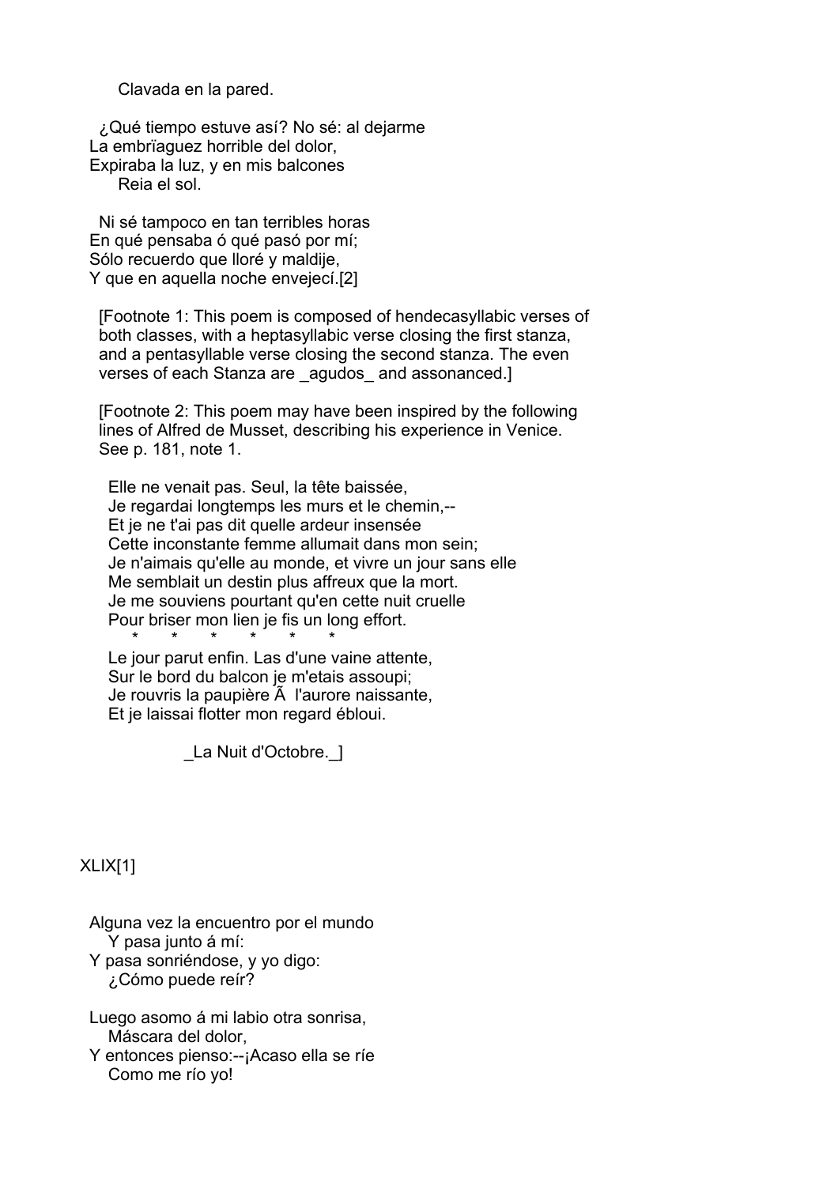Clavada en la pared.

¿Qué tiempo estuve así? No sé: al dejarme
La embrïaguez horrible del dolor,
Expiraba la luz, y en mis balcones
Reia el sol.

Ni sé tampoco en tan terribles horas
En qué pensaba ó qué pasó por mí;
Sólo recuerdo que lloré y maldije,
Y que en aquella noche envejecí.[2]

[Footnote 1: This poem is composed of hendecasyllabic verses of both classes, with a heptasyllabic verse closing the first stanza, and a pentasyllable verse closing the second stanza. The even verses of each Stanza are _agudos_ and assonanced.]

[Footnote 2: This poem may have been inspired by the following lines of Alfred de Musset, describing his experience in Venice. See p. 181, note 1.

Elle ne venait pas. Seul, la tête baissée,
Je regardai longtemps les murs et le chemin,--
Et je ne t'ai pas dit quelle ardeur insensée
Cette inconstante femme allumait dans mon sein;
Je n'aimais qu'elle au monde, et vivre un jour sans elle
Me semblait un destin plus affreux que la mort.
Je me souviens pourtant qu'en cette nuit cruelle
Pour briser mon lien je fis un long effort.

\*       \*       \*       \*       \*       \*

Le jour parut enfin. Las d'une vaine attente,
Sur le bord du balcon je m'etais assoupi;
Je rouvris la paupière Ã  l'aurore naissante,
Et je laissai flotter mon regard ébloui.

_La Nuit d'Octobre._]

XLIX[1]

Alguna vez la encuentro por el mundo
Y pasa junto á mí:
Y pasa sonriéndose, y yo digo:
¿Cómo puede reír?

Luego asomo á mi labio otra sonrisa,
Máscara del dolor,
Y entonces pienso:--¡Acaso ella se ríe
Como me río yo!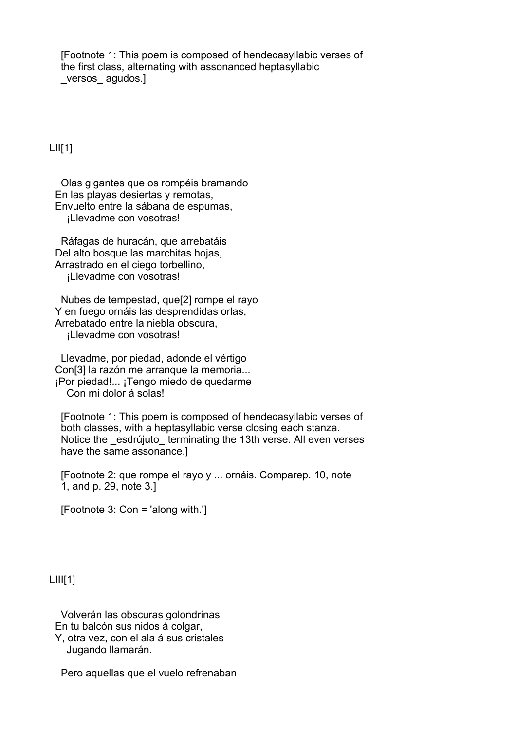[Footnote 1: This poem is composed of hendecasyllabic verses of the first class, alternating with assonanced heptasyllabic _versos_ agudos.]

## LII[1]

Olas gigantes que os rompéis bramando  
En las playas desiertas y remotas,  
Envuelto entre la sábana de espumas,  
¡Llevadme con vosotras!

Ráfagas de huracán, que arrebatáis  
Del alto bosque las marchitas hojas,  
Arrastrado en el ciego torbellino,  
¡Llevadme con vosotras!

Nubes de tempestad, que[2] rompe el rayo  
Y en fuego ornáis las desprendidas orlas,  
Arrebatado entre la niebla obscura,  
¡Llevadme con vosotras!

Llevadme, por piedad, adonde el vértigo  
Con[3] la razón me arranque la memoria...  
¡Por piedad!... ¡Tengo miedo de quedarme  
Con mi dolor á solas!

[Footnote 1: This poem is composed of hendecasyllabic verses of both classes, with a heptasyllabic verse closing each stanza. Notice the _esdrújuto_ terminating the 13th verse. All even verses have the same assonance.]

[Footnote 2: que rompe el rayo y ... ornáis. Comparep. 10, note 1, and p. 29, note 3.]

[Footnote 3: Con = 'along with.']

## LIII[1]

Volverán las obscuras golondrinas  
En tu balcón sus nidos á colgar,  
Y, otra vez, con el ala á sus cristales  
Jugando llamarán.

Pero aquellas que el vuelo refrenaban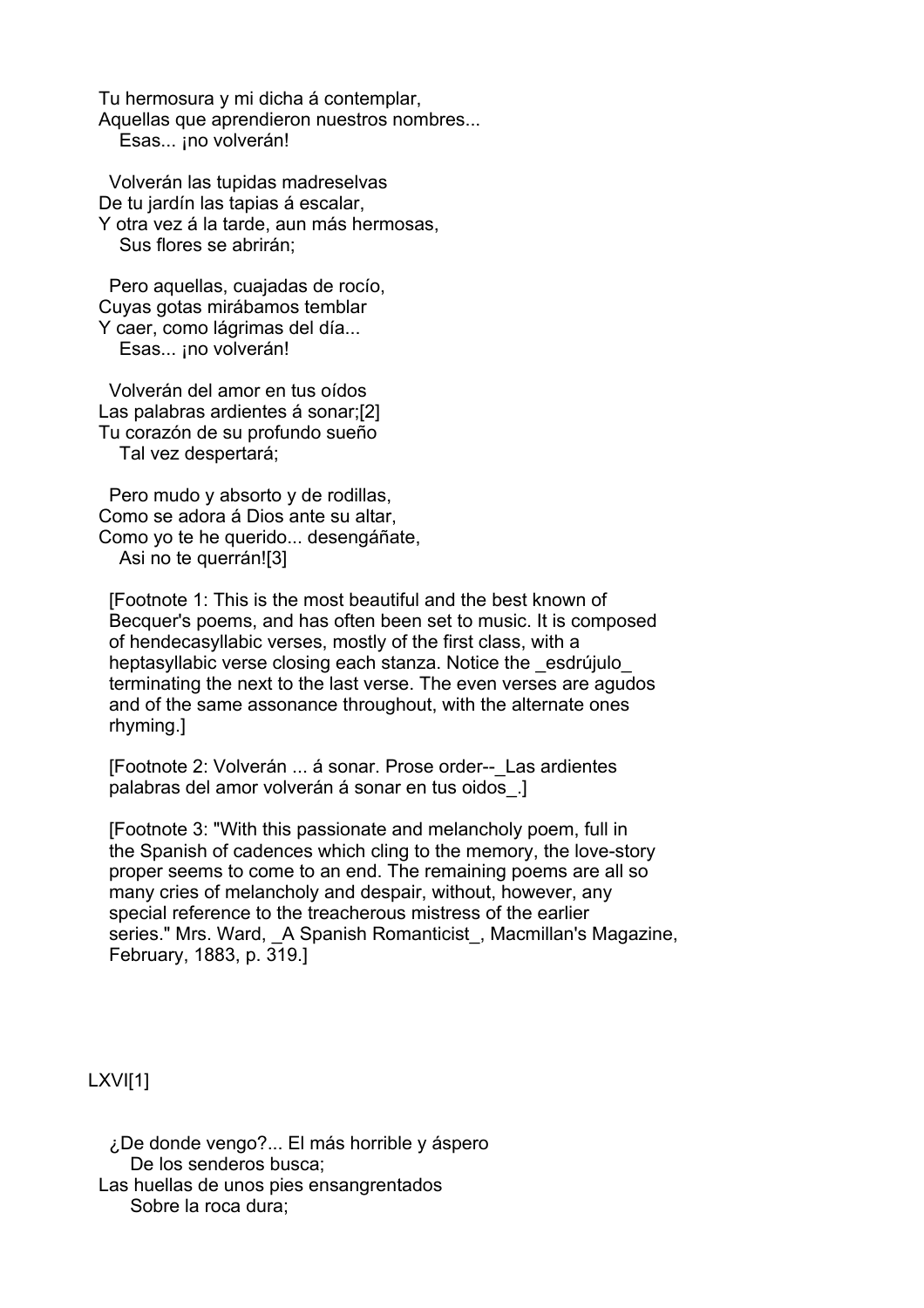Tu hermosura y mi dicha á contemplar,
Aquellas que aprendieron nuestros nombres...
   Esas... ¡no volverán!

  Volverán las tupidas madreselvas
De tu jardín las tapias á escalar,
Y otra vez á la tarde, aun más hermosas,
   Sus flores se abrirán;

  Pero aquellas, cuajadas de rocío,
Cuyas gotas mirábamos temblar
Y caer, como lágrimas del día...
   Esas... ¡no volverán!

  Volverán del amor en tus oídos
Las palabras ardientes á sonar;[2]
Tu corazón de su profundo sueño
   Tal vez despertará;

  Pero mudo y absorto y de rodillas,
Como se adora á Dios ante su altar,
Como yo te he querido... desengáñate,
   Asi no te querrán![3]

[Footnote 1: This is the most beautiful and the best known of Becquer's poems, and has often been set to music. It is composed of hendecasyllabic verses, mostly of the first class, with a heptasyllabic verse closing each stanza. Notice the _esdrújulo_ terminating the next to the last verse. The even verses are agudos and of the same assonance throughout, with the alternate ones rhyming.]

[Footnote 2: Volverán ... á sonar. Prose order--_Las ardientes palabras del amor volverán á sonar en tus oidos_.]

[Footnote 3: "With this passionate and melancholy poem, full in the Spanish of cadences which cling to the memory, the love-story proper seems to come to an end. The remaining poems are all so many cries of melancholy and despair, without, however, any special reference to the treacherous mistress of the earlier series." Mrs. Ward, _A Spanish Romanticist_, Macmillan's Magazine, February, 1883, p. 319.]

## LXVI[1]

  ¿De donde vengo?... El más horrible y áspero
    De los senderos busca;
Las huellas de unos pies ensangrentados
    Sobre la roca dura;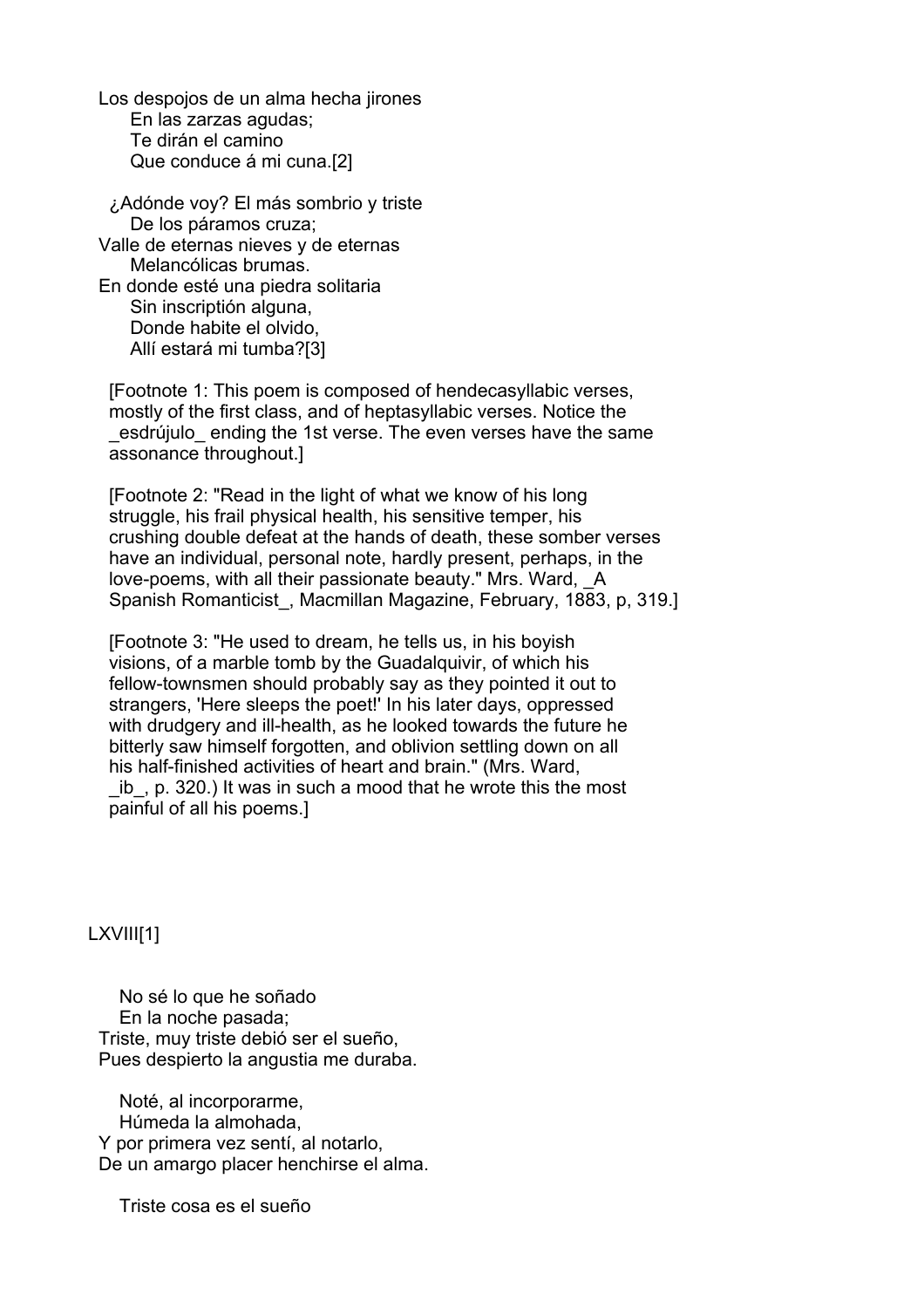Los despojos de un alma hecha jirones
    En las zarzas agudas;
    Te dirán el camino
    Que conduce á mi cuna.[2]

¿Adónde voy? El más sombrio y triste
    De los páramos cruza;
Valle de eternas nieves y de eternas
    Melancólicas brumas.
En donde esté una piedra solitaria
    Sin inscriptión alguna,
    Donde habite el olvido,
    Allí estará mi tumba?[3]

[Footnote 1: This poem is composed of hendecasyllabic verses, mostly of the first class, and of heptasyllabic verses. Notice the _esdrújulo_ ending the 1st verse. The even verses have the same assonance throughout.]

[Footnote 2: "Read in the light of what we know of his long struggle, his frail physical health, his sensitive temper, his crushing double defeat at the hands of death, these somber verses have an individual, personal note, hardly present, perhaps, in the love-poems, with all their passionate beauty." Mrs. Ward, _A Spanish Romanticist_, Macmillan Magazine, February, 1883, p, 319.]

[Footnote 3: "He used to dream, he tells us, in his boyish visions, of a marble tomb by the Guadalquivir, of which his fellow-townsmen should probably say as they pointed it out to strangers, 'Here sleeps the poet!' In his later days, oppressed with drudgery and ill-health, as he looked towards the future he bitterly saw himself forgotten, and oblivion settling down on all his half-finished activities of heart and brain." (Mrs. Ward, _ib_, p. 320.) It was in such a mood that he wrote this the most painful of all his poems.]

## LXVIII[1]

    No sé lo que he soñado
    En la noche pasada;
Triste, muy triste debió ser el sueño,
Pues despierto la angustia me duraba.

    Noté, al incorporarme,
    Húmeda la almohada,
Y por primera vez sentí, al notarlo,
De un amargo placer henchirse el alma.

    Triste cosa es el sueño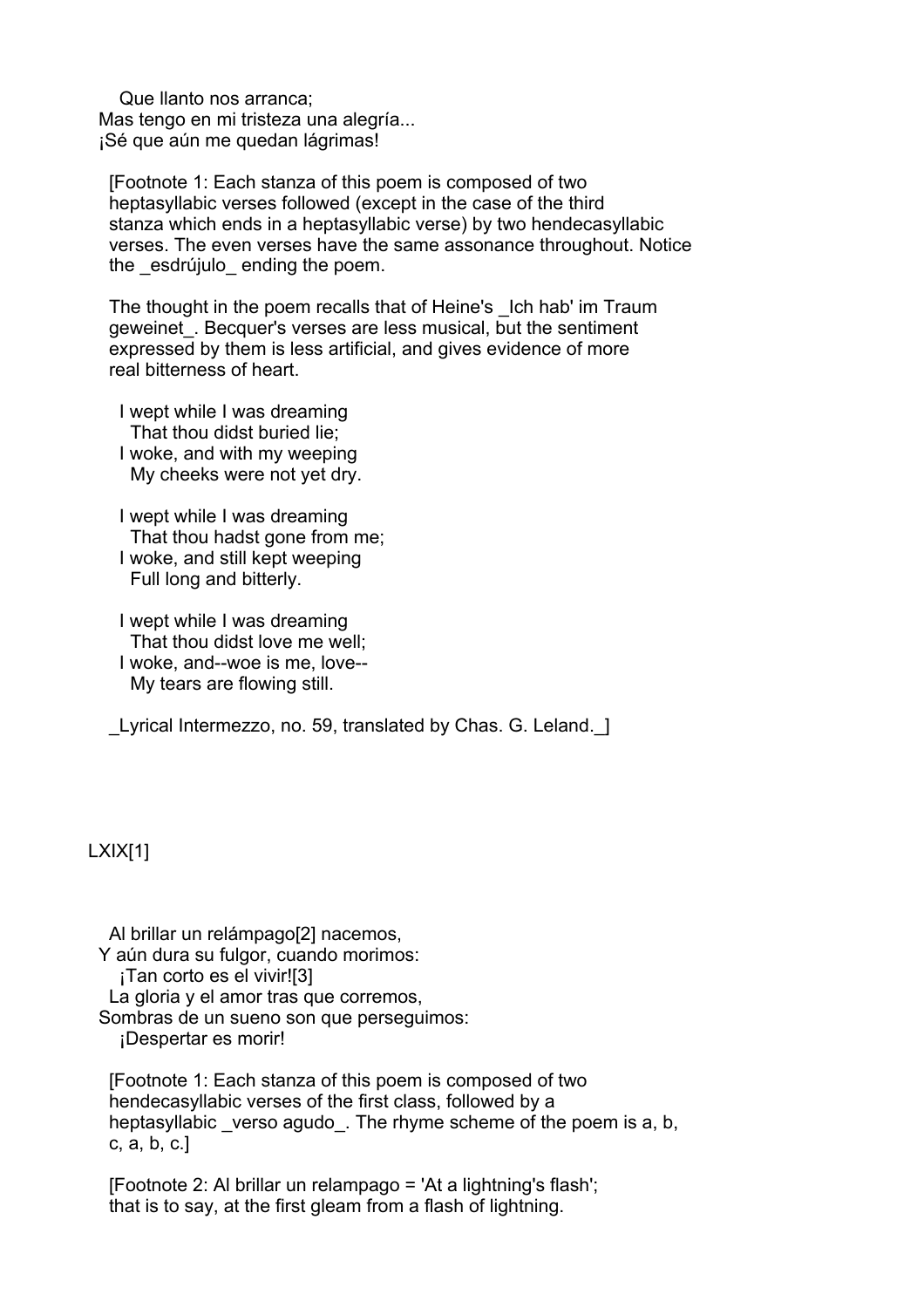Que llanto nos arranca;
Mas tengo en mi tristeza una alegría...
¡Sé que aún me quedan lágrimas!

[Footnote 1: Each stanza of this poem is composed of two heptasyllabic verses followed (except in the case of the third stanza which ends in a heptasyllabic verse) by two hendecasyllabic verses. The even verses have the same assonance throughout. Notice the _esdrújulo_ ending the poem.

The thought in the poem recalls that of Heine's _Ich hab' im Traum geweinet_. Becquer's verses are less musical, but the sentiment expressed by them is less artificial, and gives evidence of more real bitterness of heart.

I wept while I was dreaming
  That thou didst buried lie;
I woke, and with my weeping
  My cheeks were not yet dry.

I wept while I was dreaming
  That thou hadst gone from me;
I woke, and still kept weeping
  Full long and bitterly.

I wept while I was dreaming
  That thou didst love me well;
I woke, and--woe is me, love--
  My tears are flowing still.

_Lyrical Intermezzo, no. 59, translated by Chas. G. Leland._]

## LXIX[1]

Al brillar un relámpago[2] nacemos,
Y aún dura su fulgor, cuando morimos:
  ¡Tan corto es el vivir![3]
La gloria y el amor tras que corremos,
Sombras de un sueno son que perseguimos:
  ¡Despertar es morir!

[Footnote 1: Each stanza of this poem is composed of two hendecasyllabic verses of the first class, followed by a heptasyllabic _verso agudo_. The rhyme scheme of the poem is a, b, c, a, b, c.]

[Footnote 2: Al brillar un relampago = 'At a lightning's flash'; that is to say, at the first gleam from a flash of lightning.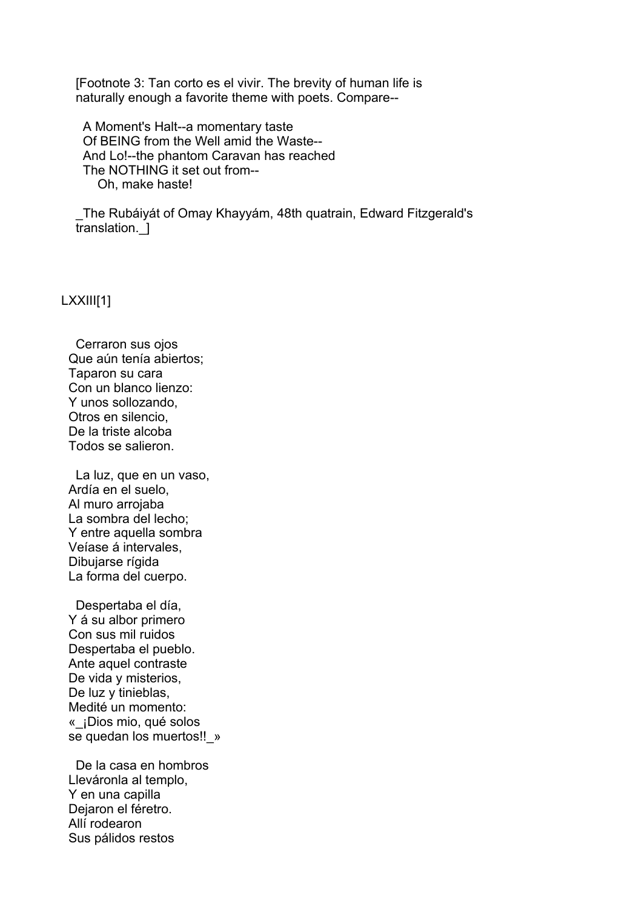[Footnote 3: Tan corto es el vivir. The brevity of human life is naturally enough a favorite theme with poets. Compare--

A Moment's Halt--a momentary taste  
Of BEING from the Well amid the Waste--  
And Lo!--the phantom Caravan has reached  
The NOTHING it set out from--  
    Oh, make haste!

_The Rubáiyát of Omay Khayyám, 48th quatrain, Edward Fitzgerald's translation._]

## LXXIII[1]

Cerraron sus ojos  
Que aún tenía abiertos;  
Taparon su cara  
Con un blanco lienzo:  
Y unos sollozando,  
Otros en silencio,  
De la triste alcoba  
Todos se salieron.

La luz, que en un vaso,  
Ardía en el suelo,  
Al muro arrojaba  
La sombra del lecho;  
Y entre aquella sombra  
Veíase á intervales,  
Dibujarse rígida  
La forma del cuerpo.

Despertaba el día,  
Y á su albor primero  
Con sus mil ruidos  
Despertaba el pueblo.  
Ante aquel contraste  
De vida y misterios,  
De luz y tinieblas,  
Medité un momento:  
«_¡Dios mio, qué solos  
se quedan los muertos!!_»

De la casa en hombros  
Lleváronla al templo,  
Y en una capilla  
Dejaron el féretro.  
Allí rodearon  
Sus pálidos restos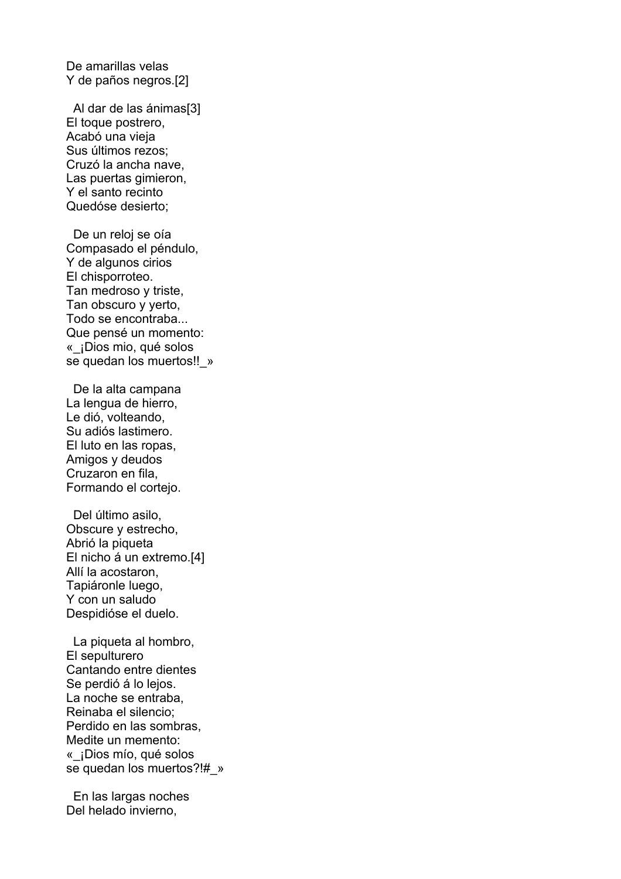De amarillas velas
Y de paños negros.[2]

Al dar de las ánimas[3]
El toque postrero,
Acabó una vieja
Sus últimos rezos;
Cruzó la ancha nave,
Las puertas gimieron,
Y el santo recinto
Quedóse desierto;

De un reloj se oía
Compasado el péndulo,
Y de algunos cirios
El chisporroteo.
Tan medroso y triste,
Tan obscuro y yerto,
Todo se encontraba...
Que pensé un momento:
«_¡Dios mio, qué solos
se quedan los muertos!!_»

De la alta campana
La lengua de hierro,
Le dió, volteando,
Su adiós lastimero.
El luto en las ropas,
Amigos y deudos
Cruzaron en fila,
Formando el cortejo.

Del último asilo,
Obscure y estrecho,
Abrió la piqueta
El nicho á un extremo.[4]
Allí la acostaron,
Tapiáronle luego,
Y con un saludo
Despidióse el duelo.

La piqueta al hombro,
El sepulturero
Cantando entre dientes
Se perdió á lo lejos.
La noche se entraba,
Reinaba el silencio;
Perdido en las sombras,
Medite un memento:
«_¡Dios mío, qué solos
se quedan los muertos?!#_»

En las largas noches
Del helado invierno,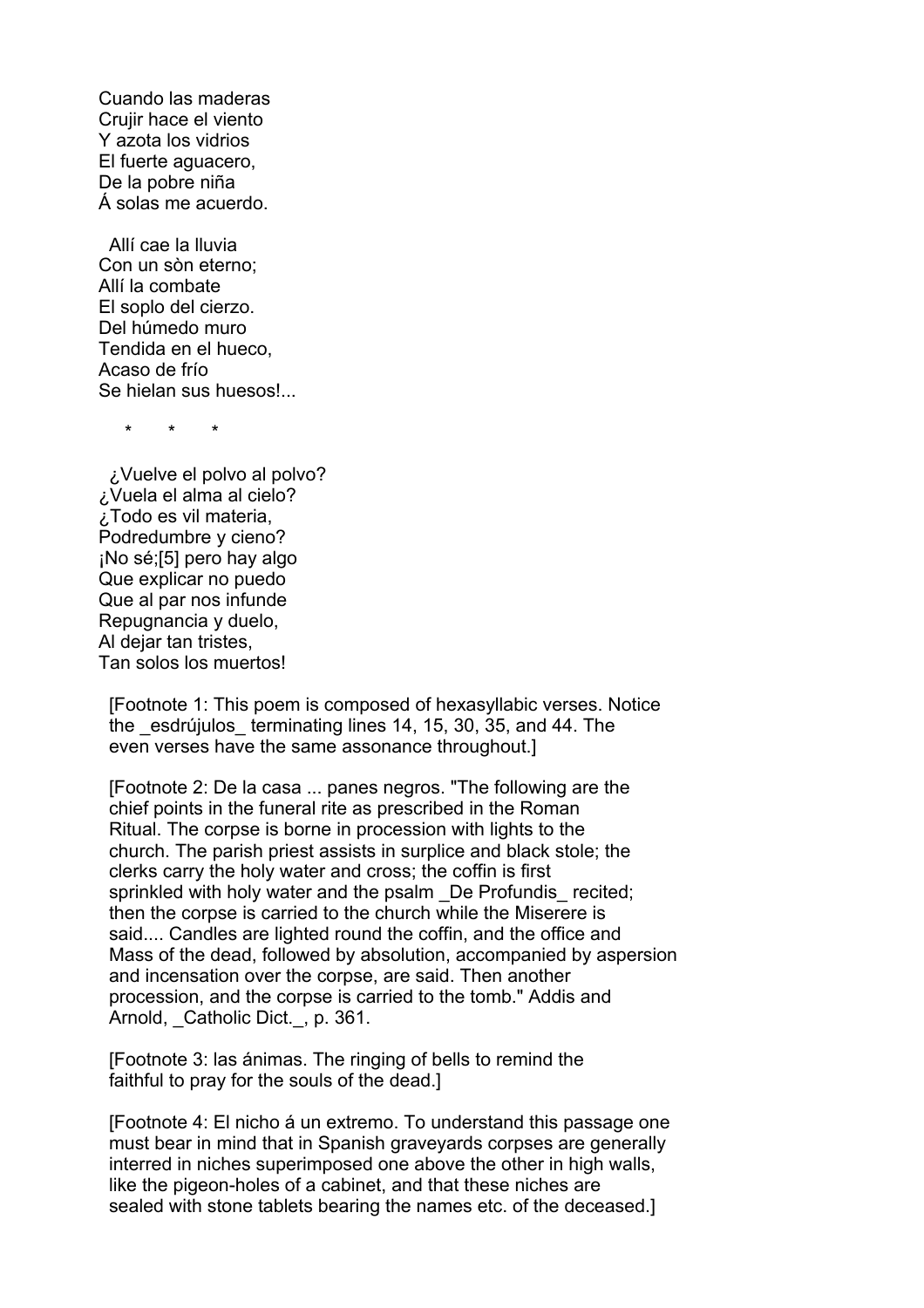Cuando las maderas
Crujir hace el viento
Y azota los vidrios
El fuerte aguacero,
De la pobre niña
Á solas me acuerdo.

Allí cae la lluvia
Con un sòn eterno;
Allí la combate
El soplo del cierzo.
Del húmedo muro
Tendida en el hueco,
Acaso de frío
Se hielan sus huesos!...

\* \* \*

¿Vuelve el polvo al polvo?
¿Vuela el alma al cielo?
¿Todo es vil materia,
Podredumbre y cieno?
¡No sé;[5] pero hay algo
Que explicar no puedo
Que al par nos infunde
Repugnancia y duelo,
Al dejar tan tristes,
Tan solos los muertos!

[Footnote 1: This poem is composed of hexasyllabic verses. Notice the _esdrújulos_ terminating lines 14, 15, 30, 35, and 44. The even verses have the same assonance throughout.]

[Footnote 2: De la casa ... panes negros. "The following are the chief points in the funeral rite as prescribed in the Roman Ritual. The corpse is borne in procession with lights to the church. The parish priest assists in surplice and black stole; the clerks carry the holy water and cross; the coffin is first sprinkled with holy water and the psalm _De Profundis_ recited; then the corpse is carried to the church while the Miserere is said.... Candles are lighted round the coffin, and the office and Mass of the dead, followed by absolution, accompanied by aspersion and incensation over the corpse, are said. Then another procession, and the corpse is carried to the tomb." Addis and Arnold, _Catholic Dict._, p. 361.

[Footnote 3: las ánimas. The ringing of bells to remind the faithful to pray for the souls of the dead.]

[Footnote 4: El nicho á un extremo. To understand this passage one must bear in mind that in Spanish graveyards corpses are generally interred in niches superimposed one above the other in high walls, like the pigeon-holes of a cabinet, and that these niches are sealed with stone tablets bearing the names etc. of the deceased.]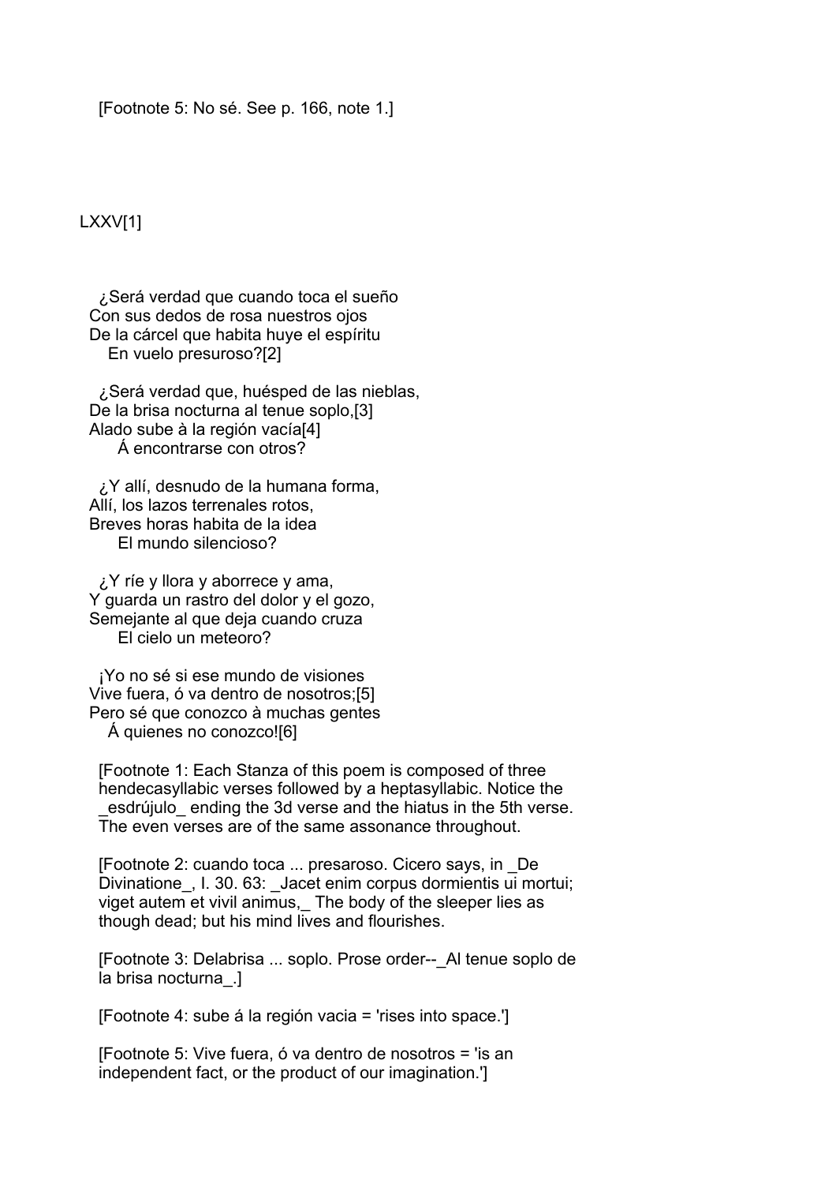[Footnote 5: No sé. See p. 166, note 1.]

## LXXV[1]

¿Será verdad que cuando toca el sueño
Con sus dedos de rosa nuestros ojos
De la cárcel que habita huye el espíritu
En vuelo presuroso?[2]

¿Será verdad que, huésped de las nieblas,
De la brisa nocturna al tenue soplo,[3]
Alado sube à la región vacía[4]
Á encontrarse con otros?

¿Y allí, desnudo de la humana forma,
Allí, los lazos terrenales rotos,
Breves horas habita de la idea
El mundo silencioso?

¿Y ríe y llora y aborrece y ama,
Y guarda un rastro del dolor y el gozo,
Semejante al que deja cuando cruza
El cielo un meteoro?

¡Yo no sé si ese mundo de visiones
Vive fuera, ó va dentro de nosotros;[5]
Pero sé que conozco à muchas gentes
Á quienes no conozco![6]

[Footnote 1: Each Stanza of this poem is composed of three hendecasyllabic verses followed by a heptasyllabic. Notice the _esdrújulo_ ending the 3d verse and the hiatus in the 5th verse. The even verses are of the same assonance throughout.

[Footnote 2: cuando toca ... presaroso. Cicero says, in _De Divinatione_, I. 30. 63: _Jacet enim corpus dormientis ui mortui; viget autem et vivil animus,_ The body of the sleeper lies as though dead; but his mind lives and flourishes.

[Footnote 3: Delabrisa ... soplo. Prose order--_Al tenue soplo de la brisa nocturna_.]

[Footnote 4: sube á la región vacia = 'rises into space.']

[Footnote 5: Vive fuera, ó va dentro de nosotros = 'is an independent fact, or the product of our imagination.']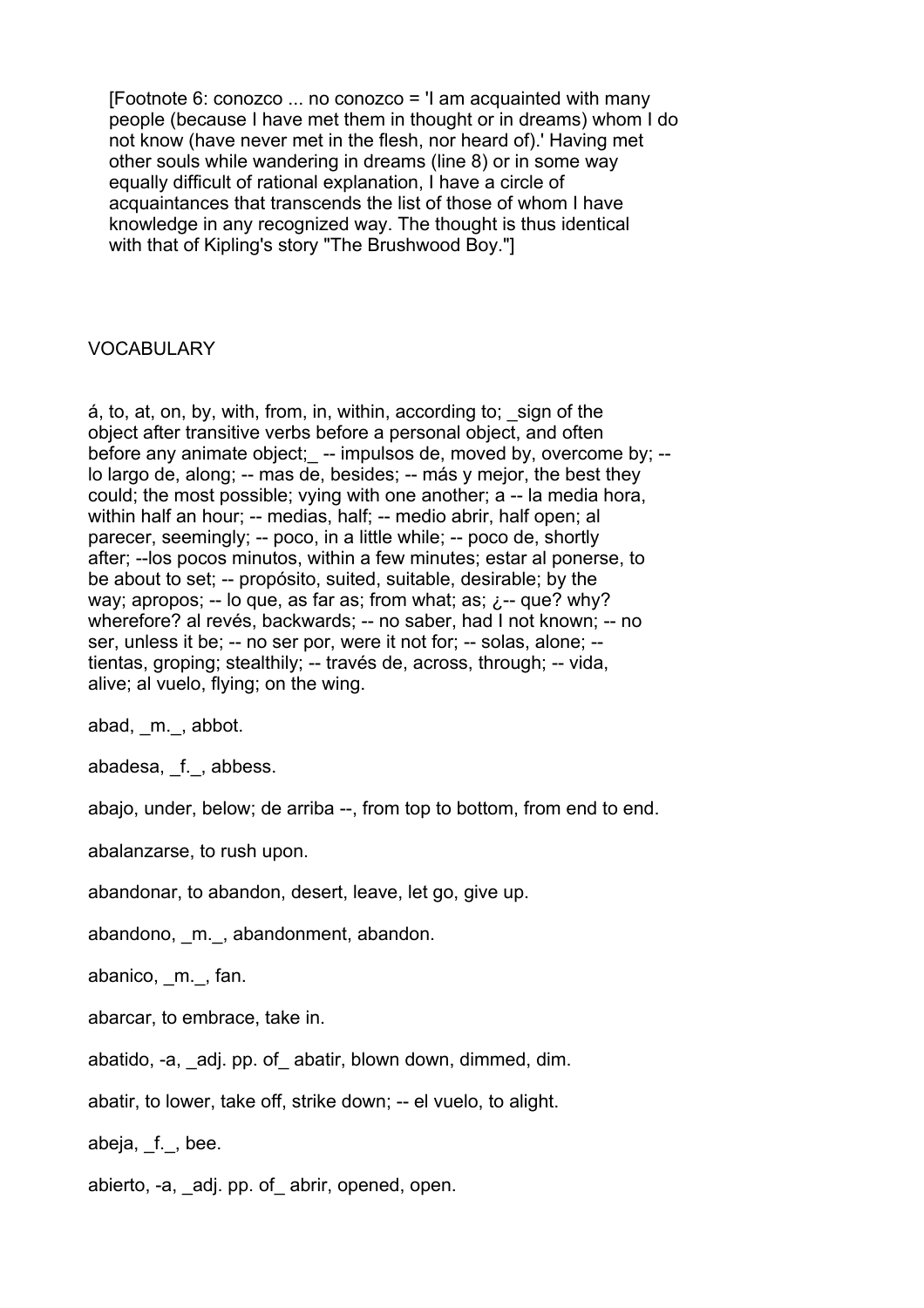[Footnote 6: conozco ... no conozco = 'I am acquainted with many people (because I have met them in thought or in dreams) whom I do not know (have never met in the flesh, nor heard of).' Having met other souls while wandering in dreams (line 8) or in some way equally difficult of rational explanation, I have a circle of acquaintances that transcends the list of those of whom I have knowledge in any recognized way. The thought is thus identical with that of Kipling's story "The Brushwood Boy."]

VOCABULARY

á, to, at, on, by, with, from, in, within, according to; _sign of the object after transitive verbs before a personal object, and often before any animate object;_ -- impulsos de, moved by, overcome by; -- lo largo de, along; -- mas de, besides; -- más y mejor, the best they could; the most possible; vying with one another; a -- la media hora, within half an hour; -- medias, half; -- medio abrir, half open; al parecer, seemingly; -- poco, in a little while; -- poco de, shortly after; --los pocos minutos, within a few minutes; estar al ponerse, to be about to set; -- propósito, suited, suitable, desirable; by the way; apropos; -- lo que, as far as; from what; as; ¿-- que? why? wherefore? al revés, backwards; -- no saber, had I not known; -- no ser, unless it be; -- no ser por, were it not for; -- solas, alone; -- tientas, groping; stealthily; -- través de, across, through; -- vida, alive; al vuelo, flying; on the wing.

abad, _m._, abbot.

abadesa, _f._, abbess.

abajo, under, below; de arriba --, from top to bottom, from end to end.

abalanzarse, to rush upon.

abandonar, to abandon, desert, leave, let go, give up.

abandono, _m._, abandonment, abandon.

abanico, _m._, fan.

abarcar, to embrace, take in.

abatido, -a, _adj. pp. of_ abatir, blown down, dimmed, dim.

abatir, to lower, take off, strike down; -- el vuelo, to alight.

abeja, _f._, bee.

abierto, -a, _adj. pp. of_ abrir, opened, open.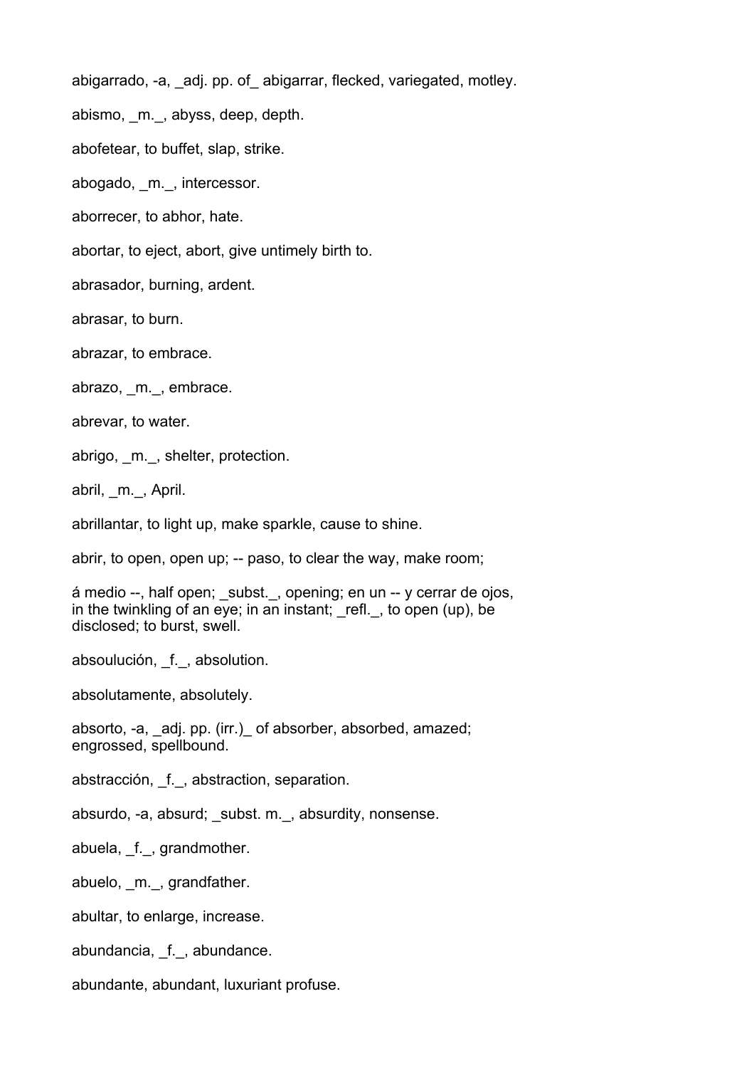abigarrado, -a, _adj. pp. of_ abigarrar, flecked, variegated, motley.

abismo, _m._, abyss, deep, depth.

abofetear, to buffet, slap, strike.

abogado, _m._, intercessor.

aborrecer, to abhor, hate.

abortar, to eject, abort, give untimely birth to.

abrasador, burning, ardent.

abrasar, to burn.

abrazar, to embrace.

abrazo, _m._, embrace.

abrevar, to water.

abrigo, _m._, shelter, protection.

abril, _m._, April.

abrillantar, to light up, make sparkle, cause to shine.

abrir, to open, open up; -- paso, to clear the way, make room;

á medio --, half open; _subst._, opening; en un -- y cerrar de ojos, in the twinkling of an eye; in an instant; _refl._, to open (up), be disclosed; to burst, swell.

absoulución, _f._, absolution.

absolutamente, absolutely.

absorto, -a, _adj. pp. (irr.)_ of absorber, absorbed, amazed; engrossed, spellbound.

abstracción, _f._, abstraction, separation.

absurdo, -a, absurd; _subst. m._, absurdity, nonsense.

abuela, _f._, grandmother.

abuelo, _m._, grandfather.

abultar, to enlarge, increase.

abundancia, _f._, abundance.

abundante, abundant, luxuriant profuse.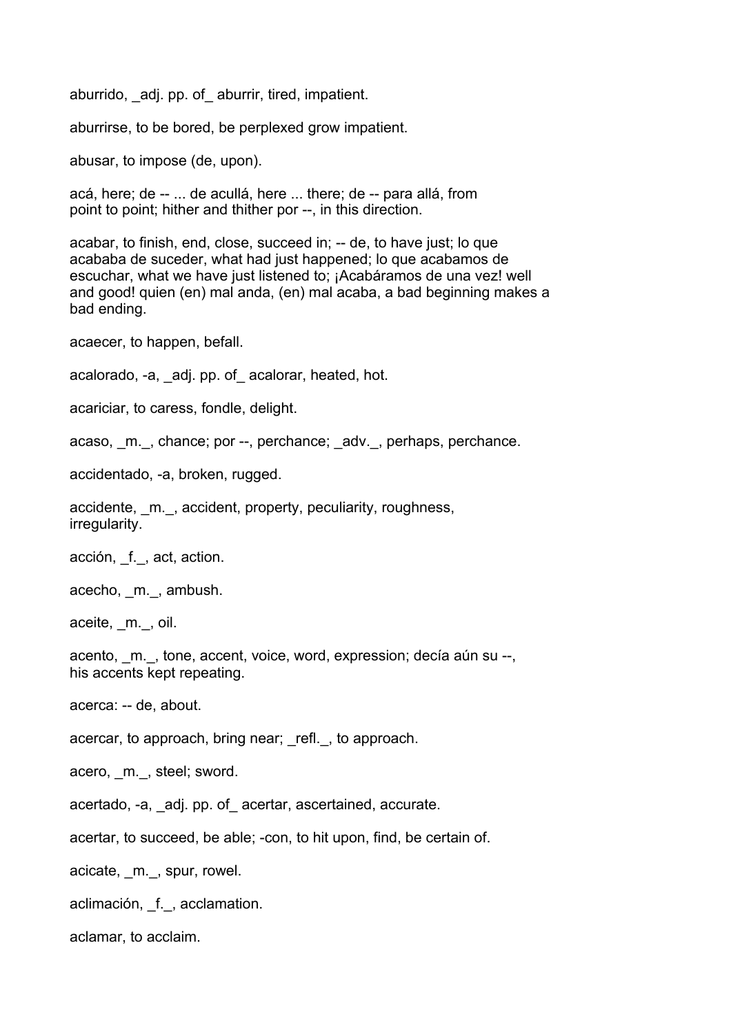aburrido, _adj. pp. of_ aburrir, tired, impatient.

aburrirse, to be bored, be perplexed grow impatient.

abusar, to impose (de, upon).

acá, here; de -- ... de acullá, here ... there; de -- para allá, from point to point; hither and thither por --, in this direction.

acabar, to finish, end, close, succeed in; -- de, to have just; lo que acababa de suceder, what had just happened; lo que acabamos de escuchar, what we have just listened to; ¡Acabáramos de una vez! well and good! quien (en) mal anda, (en) mal acaba, a bad beginning makes a bad ending.

acaecer, to happen, befall.

acalorado, -a, _adj. pp. of_ acalorar, heated, hot.

acariciar, to caress, fondle, delight.

acaso, _m._, chance; por --, perchance; _adv._, perhaps, perchance.

accidentado, -a, broken, rugged.

accidente, _m._, accident, property, peculiarity, roughness, irregularity.

acción, _f._, act, action.

acecho, _m._, ambush.

aceite, _m._, oil.

acento, _m._, tone, accent, voice, word, expression; decía aún su --, his accents kept repeating.

acerca: -- de, about.

acercar, to approach, bring near; _refl._, to approach.

acero, _m._, steel; sword.

acertado, -a, _adj. pp. of_ acertar, ascertained, accurate.

acertar, to succeed, be able; -con, to hit upon, find, be certain of.

acicate, _m._, spur, rowel.

aclimación, _f._, acclamation.

aclamar, to acclaim.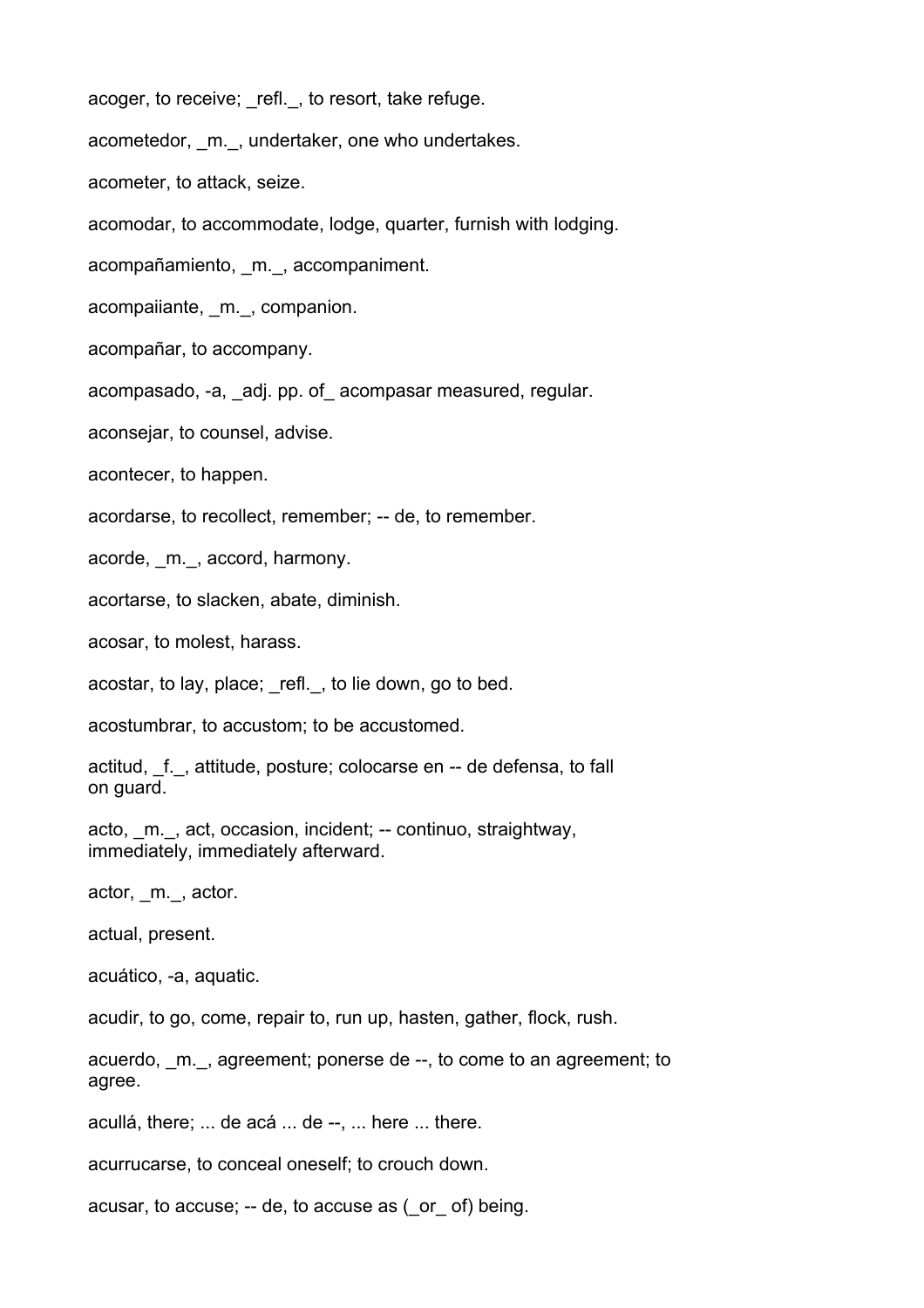acoger, to receive; _refl._, to resort, take refuge.

acometedor, _m._, undertaker, one who undertakes.

acometer, to attack, seize.

acomodar, to accommodate, lodge, quarter, furnish with lodging.

acompañamiento, _m._, accompaniment.

acompaiiante, _m._, companion.

acompañar, to accompany.

acompasado, -a, _adj. pp. of_ acompasar measured, regular.

aconsejar, to counsel, advise.

acontecer, to happen.

acordarse, to recollect, remember; -- de, to remember.

acorde, _m._, accord, harmony.

acortarse, to slacken, abate, diminish.

acosar, to molest, harass.

acostar, to lay, place; _refl._, to lie down, go to bed.

acostumbrar, to accustom; to be accustomed.

actitud, _f._, attitude, posture; colocarse en -- de defensa, to fall on guard.

acto, _m._, act, occasion, incident; -- continuo, straightway, immediately, immediately afterward.

actor, _m._, actor.

actual, present.

acuático, -a, aquatic.

acudir, to go, come, repair to, run up, hasten, gather, flock, rush.

acuerdo, _m._, agreement; ponerse de --, to come to an agreement; to agree.

acullá, there; ... de acá ... de --, ... here ... there.

acurrucarse, to conceal oneself; to crouch down.

acusar, to accuse; -- de, to accuse as (_or_ of) being.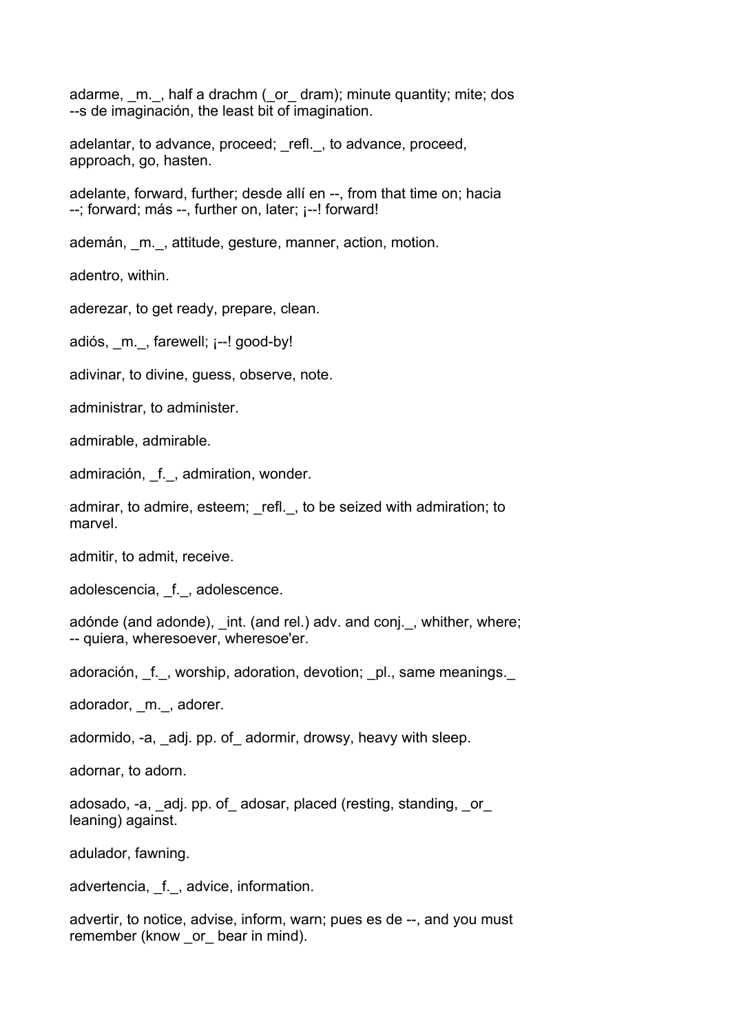adarme, _m._, half a drachm (_or_ dram); minute quantity; mite; dos --s de imaginación, the least bit of imagination.

adelantar, to advance, proceed; _refl._, to advance, proceed, approach, go, hasten.

adelante, forward, further; desde allí en --, from that time on; hacia --; forward; más --, further on, later; ¡--! forward!

ademán, _m._, attitude, gesture, manner, action, motion.

adentro, within.

aderezar, to get ready, prepare, clean.

adiós, _m._, farewell; ¡--! good-by!

adivinar, to divine, guess, observe, note.

administrar, to administer.

admirable, admirable.

admiración, _f._, admiration, wonder.

admirar, to admire, esteem; _refl._, to be seized with admiration; to marvel.

admitir, to admit, receive.

adolescencia, _f._, adolescence.

adónde (and adonde), _int. (and rel.) adv. and conj._, whither, where; -- quiera, wheresoever, wheresoe'er.

adoración, _f._, worship, adoration, devotion; _pl., same meanings._

adorador, _m._, adorer.

adormido, -a, _adj. pp. of_ adormir, drowsy, heavy with sleep.

adornar, to adorn.

adosado, -a, _adj. pp. of_ adosar, placed (resting, standing, _or_ leaning) against.

adulador, fawning.

advertencia, _f._, advice, information.

advertir, to notice, advise, inform, warn; pues es de --, and you must remember (know _or_ bear in mind).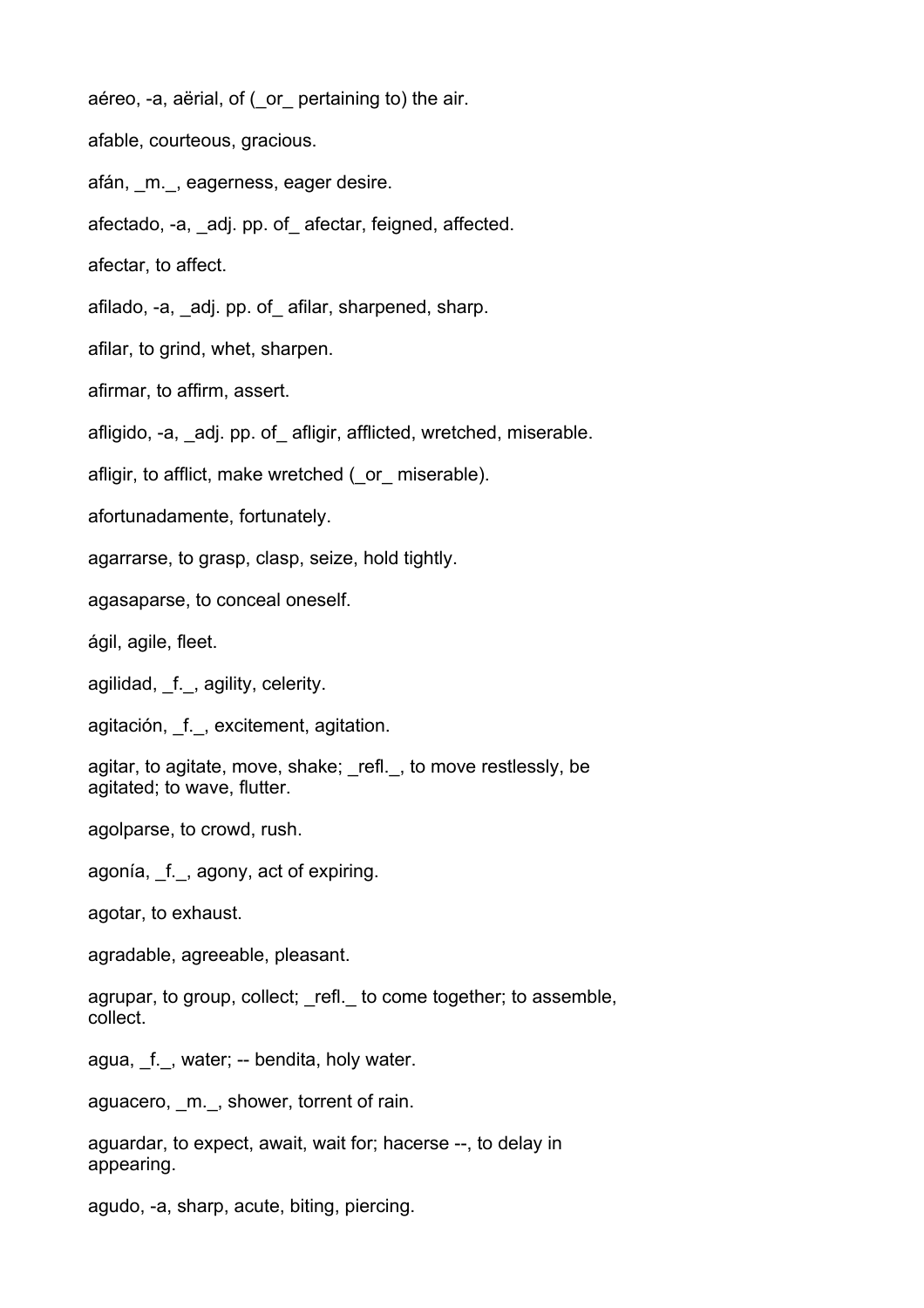aéreo, -a, aërial, of (_or_ pertaining to) the air.

afable, courteous, gracious.

afán, _m._, eagerness, eager desire.

afectado, -a, _adj. pp. of_ afectar, feigned, affected.

afectar, to affect.

afilado, -a, _adj. pp. of_ afilar, sharpened, sharp.

afilar, to grind, whet, sharpen.

afirmar, to affirm, assert.

afligido, -a, _adj. pp. of_ afligir, afflicted, wretched, miserable.

afligir, to afflict, make wretched (_or_ miserable).

afortunadamente, fortunately.

agarrarse, to grasp, clasp, seize, hold tightly.

agasaparse, to conceal oneself.

ágil, agile, fleet.

agilidad, _f._, agility, celerity.

agitación, _f._, excitement, agitation.

agitar, to agitate, move, shake; _refl._, to move restlessly, be agitated; to wave, flutter.

agolparse, to crowd, rush.

agonía, _f._, agony, act of expiring.

agotar, to exhaust.

agradable, agreeable, pleasant.

agrupar, to group, collect; _refl._ to come together; to assemble, collect.

agua, _f._, water; -- bendita, holy water.

aguacero, _m._, shower, torrent of rain.

aguardar, to expect, await, wait for; hacerse --, to delay in appearing.

agudo, -a, sharp, acute, biting, piercing.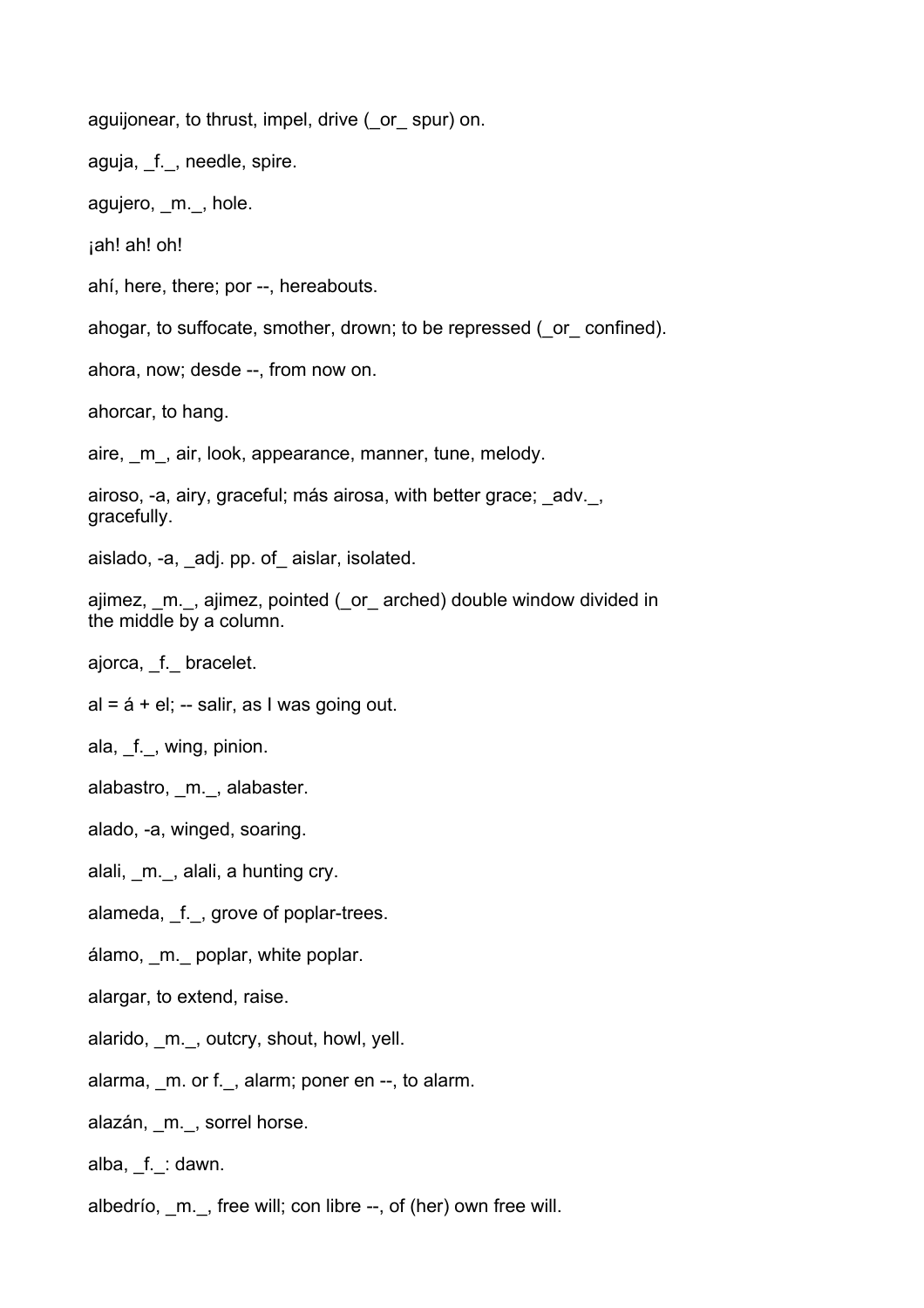aguijonear, to thrust, impel, drive (_or_ spur) on.

aguja, _f._, needle, spire.

agujero, _m._, hole.

¡ah! ah! oh!

ahí, here, there; por --, hereabouts.

ahogar, to suffocate, smother, drown; to be repressed (_or_ confined).

ahora, now; desde --, from now on.

ahorcar, to hang.

aire, _m_, air, look, appearance, manner, tune, melody.

airoso, -a, airy, graceful; más airosa, with better grace; _adv._, gracefully.

aislado, -a, _adj. pp. of_ aislar, isolated.

ajimez, _m._, ajimez, pointed (_or_ arched) double window divided in the middle by a column.

ajorca, _f._ bracelet.

al = á + el; -- salir, as I was going out.

ala, _f._, wing, pinion.

alabastro, _m._, alabaster.

alado, -a, winged, soaring.

alali, _m._, alali, a hunting cry.

alameda, _f._, grove of poplar-trees.

álamo, _m._ poplar, white poplar.

alargar, to extend, raise.

alarido, _m._, outcry, shout, howl, yell.

alarma, _m. or f._, alarm; poner en --, to alarm.

alazán, _m._, sorrel horse.

alba, _f._: dawn.

albedrío, _m._, free will; con libre --, of (her) own free will.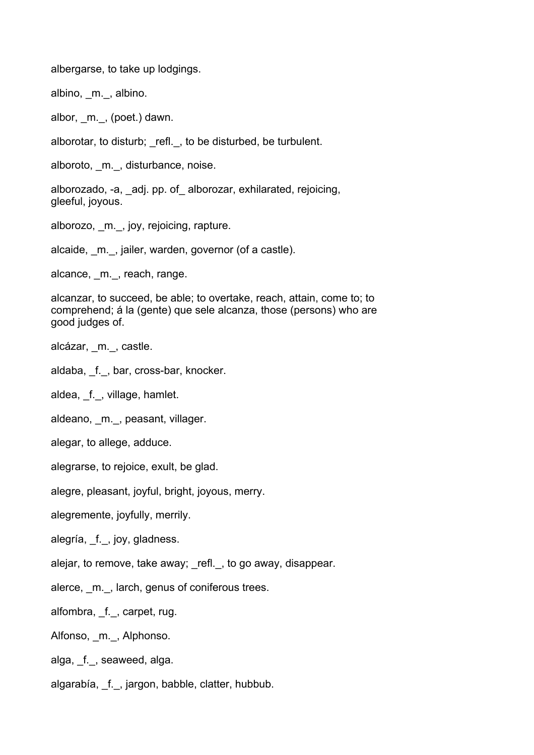albergarse, to take up lodgings.

albino, _m._, albino.

albor, _m._, (poet.) dawn.

alborotar, to disturb; _refl._, to be disturbed, be turbulent.

alboroto, _m._, disturbance, noise.

alborozado, -a, _adj. pp. of_ alborozar, exhilarated, rejoicing, gleeful, joyous.

alborozo, _m._, joy, rejoicing, rapture.

alcaide, _m._, jailer, warden, governor (of a castle).

alcance, _m._, reach, range.

alcanzar, to succeed, be able; to overtake, reach, attain, come to; to comprehend; á la (gente) que sele alcanza, those (persons) who are good judges of.

alcázar, _m._, castle.

aldaba, _f._, bar, cross-bar, knocker.

aldea, _f._, village, hamlet.

aldeano, _m._, peasant, villager.

alegar, to allege, adduce.

alegrarse, to rejoice, exult, be glad.

alegre, pleasant, joyful, bright, joyous, merry.

alegremente, joyfully, merrily.

alegría, _f._, joy, gladness.

alejar, to remove, take away; _refl._, to go away, disappear.

alerce, _m._, larch, genus of coniferous trees.

alfombra, _f._, carpet, rug.

Alfonso, _m._, Alphonso.

alga, _f._, seaweed, alga.

algarabía, _f._, jargon, babble, clatter, hubbub.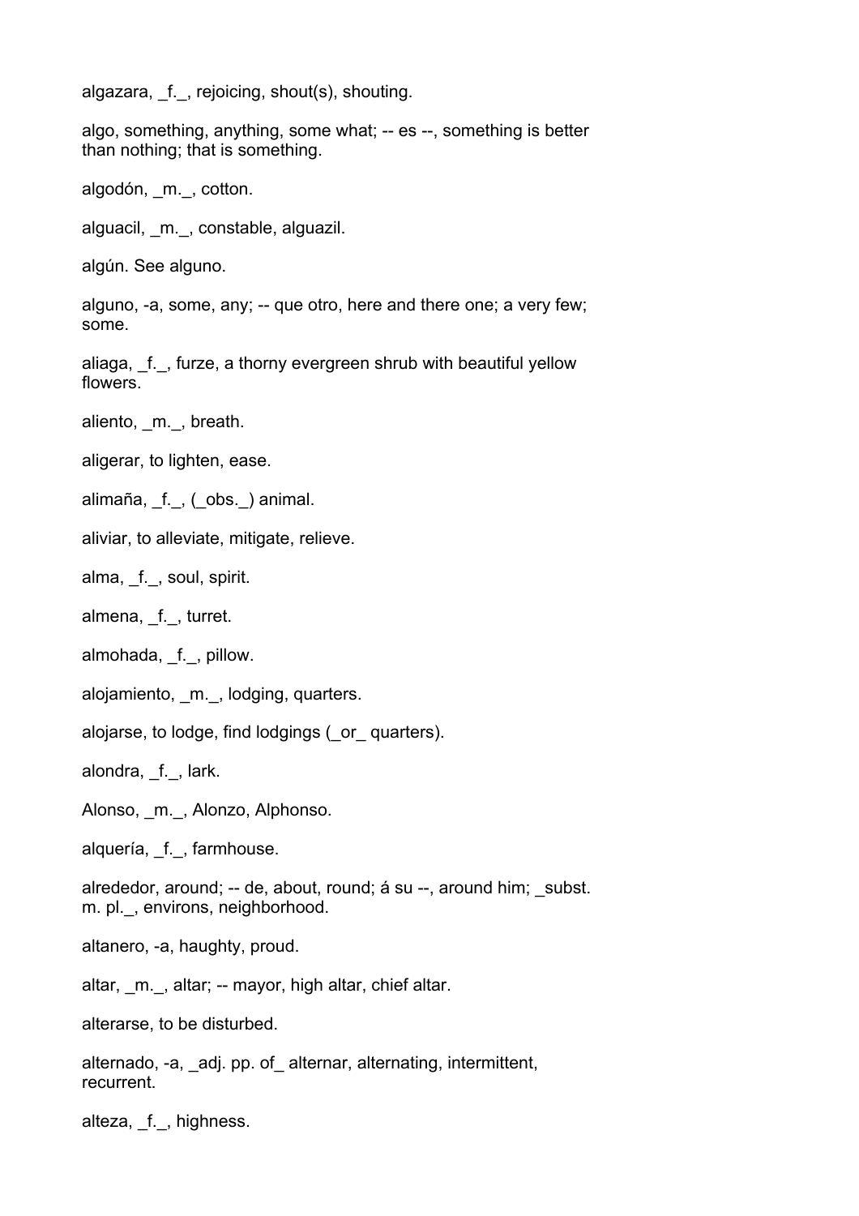algazara, _f._, rejoicing, shout(s), shouting.

algo, something, anything, some what; -- es --, something is better than nothing; that is something.

algodón, _m._, cotton.

alguacil, _m._, constable, alguazil.

algún. See alguno.

alguno, -a, some, any; -- que otro, here and there one; a very few; some.

aliaga, _f._, furze, a thorny evergreen shrub with beautiful yellow flowers.

aliento, _m._, breath.

aligerar, to lighten, ease.

alimaña, _f._, (_obs._) animal.

aliviar, to alleviate, mitigate, relieve.

alma, _f._, soul, spirit.

almena, _f._, turret.

almohada, _f._, pillow.

alojamiento, _m._, lodging, quarters.

alojarse, to lodge, find lodgings (_or_ quarters).

alondra, _f._, lark.

Alonso, _m._, Alonzo, Alphonso.

alquería, _f._, farmhouse.

alrededor, around; -- de, about, round; á su --, around him; _subst. m. pl._, environs, neighborhood.

altanero, -a, haughty, proud.

altar, _m._, altar; -- mayor, high altar, chief altar.

alterarse, to be disturbed.

alternado, -a, _adj. pp. of_ alternar, alternating, intermittent, recurrent.

alteza, _f._, highness.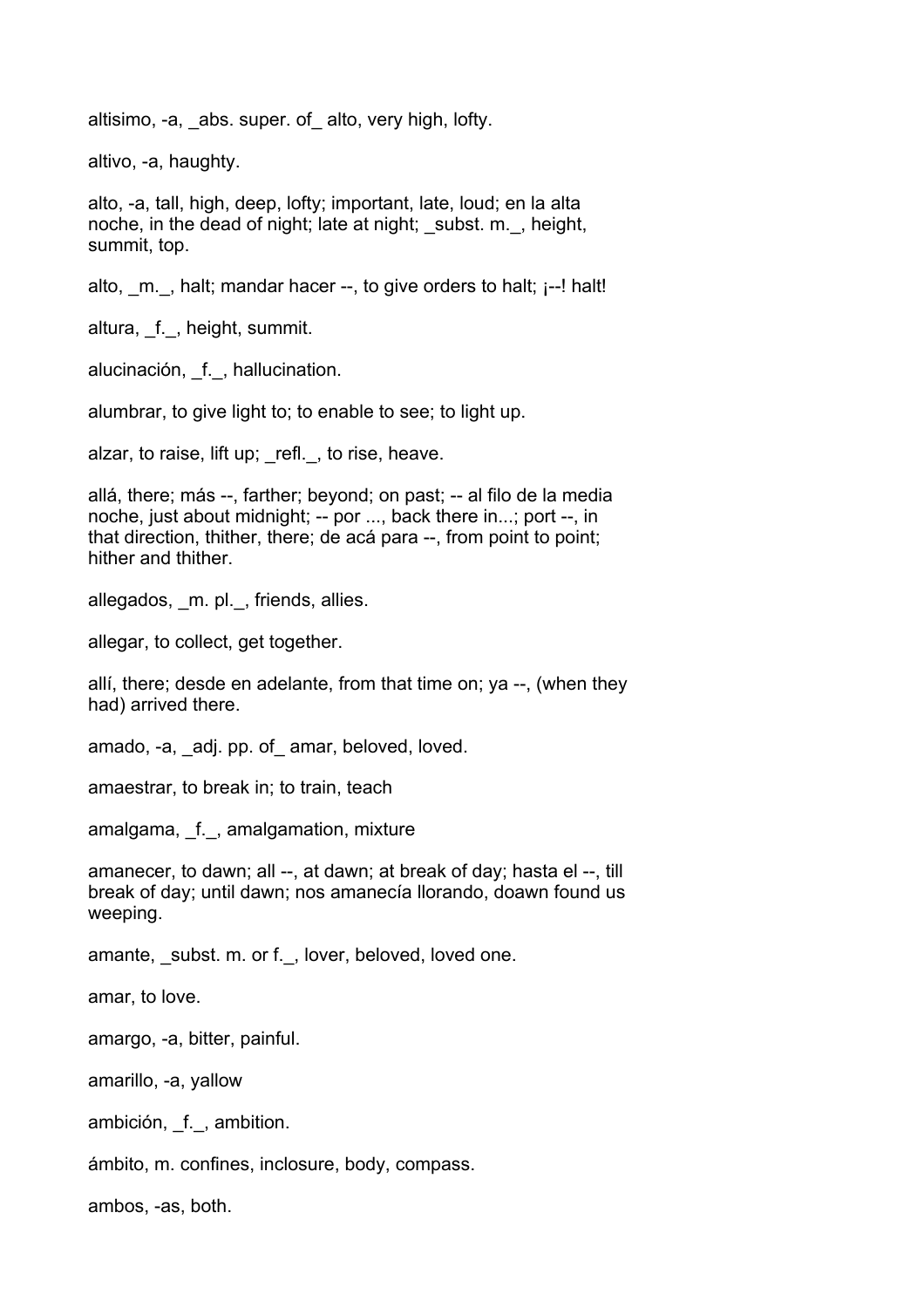altisimo, -a, _abs. super. of_ alto, very high, lofty.

altivo, -a, haughty.

alto, -a, tall, high, deep, lofty; important, late, loud; en la alta noche, in the dead of night; late at night; _subst. m._, height, summit, top.

alto, _m._, halt; mandar hacer --, to give orders to halt; ¡--! halt!

altura, _f._, height, summit.

alucinación, _f._, hallucination.

alumbrar, to give light to; to enable to see; to light up.

alzar, to raise, lift up; _refl._, to rise, heave.

allá, there; más --, farther; beyond; on past; -- al filo de la media noche, just about midnight; -- por ..., back there in...; port --, in that direction, thither, there; de acá para --, from point to point; hither and thither.

allegados, _m. pl._, friends, allies.

allegar, to collect, get together.

allí, there; desde en adelante, from that time on; ya --, (when they had) arrived there.

amado, -a, _adj. pp. of_ amar, beloved, loved.

amaestrar, to break in; to train, teach

amalgama, _f._, amalgamation, mixture

amanecer, to dawn; all --, at dawn; at break of day; hasta el --, till break of day; until dawn; nos amanecía llorando, doawn found us weeping.

amante, _subst. m. or f._, lover, beloved, loved one.

amar, to love.

amargo, -a, bitter, painful.

amarillo, -a, yallow

ambición, _f._, ambition.

ámbito, m. confines, inclosure, body, compass.

ambos, -as, both.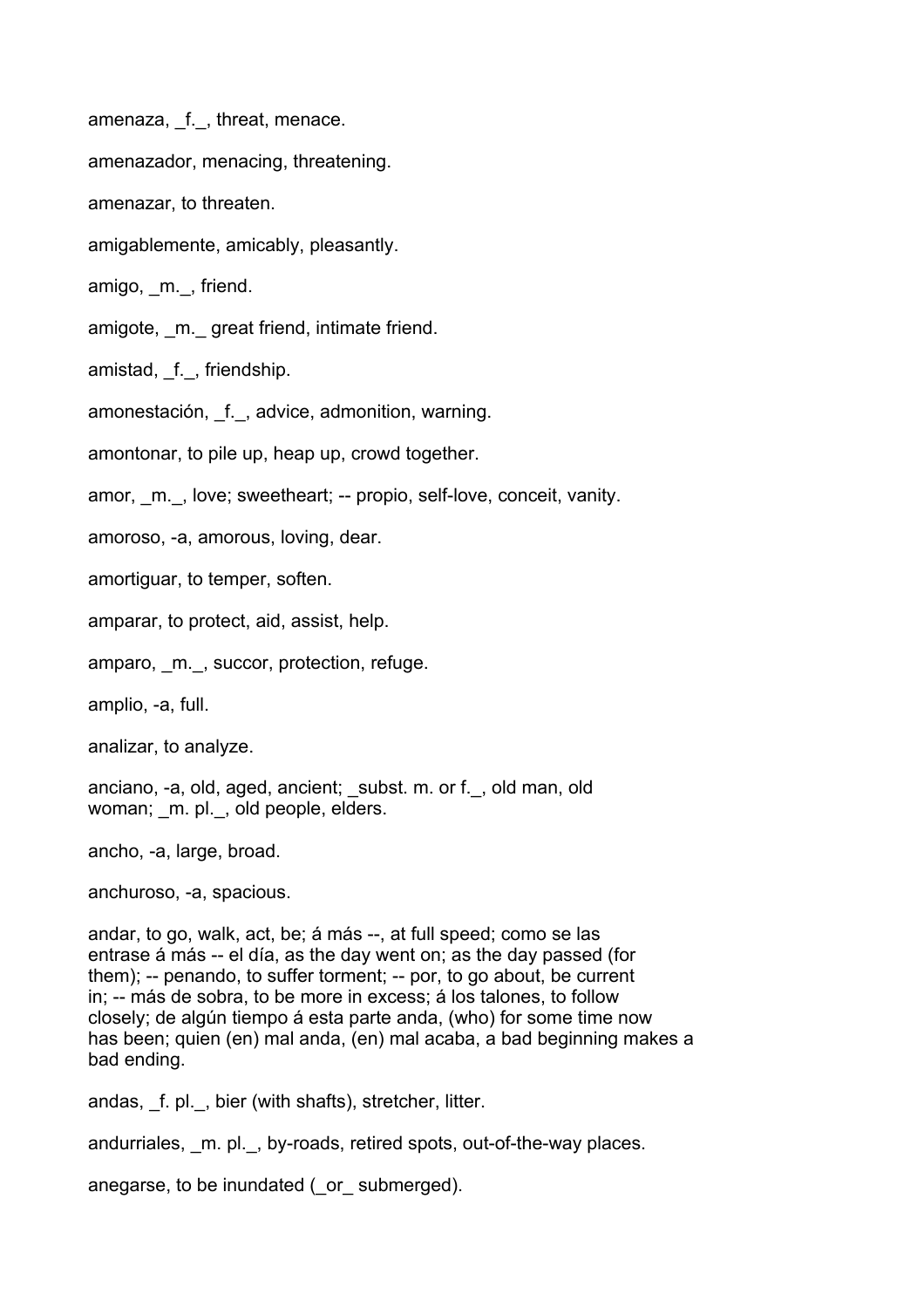amenaza, _f._, threat, menace.

amenazador, menacing, threatening.

amenazar, to threaten.

amigablemente, amicably, pleasantly.

amigo, _m._, friend.

amigote, _m._ great friend, intimate friend.

amistad, _f._, friendship.

amonestación, _f._, advice, admonition, warning.

amontonar, to pile up, heap up, crowd together.

amor, _m._, love; sweetheart; -- propio, self-love, conceit, vanity.

amoroso, -a, amorous, loving, dear.

amortiguar, to temper, soften.

amparar, to protect, aid, assist, help.

amparo, _m._, succor, protection, refuge.

amplio, -a, full.

analizar, to analyze.

anciano, -a, old, aged, ancient; _subst. m. or f._, old man, old woman; _m. pl._, old people, elders.

ancho, -a, large, broad.

anchuroso, -a, spacious.

andar, to go, walk, act, be; á más --, at full speed; como se las entrase á más -- el día, as the day went on; as the day passed (for them); -- penando, to suffer torment; -- por, to go about, be current in; -- más de sobra, to be more in excess; á los talones, to follow closely; de algún tiempo á esta parte anda, (who) for some time now has been; quien (en) mal anda, (en) mal acaba, a bad beginning makes a bad ending.

andas, _f. pl._, bier (with shafts), stretcher, litter.

andurriales, _m. pl._, by-roads, retired spots, out-of-the-way places.

anegarse, to be inundated (_or_ submerged).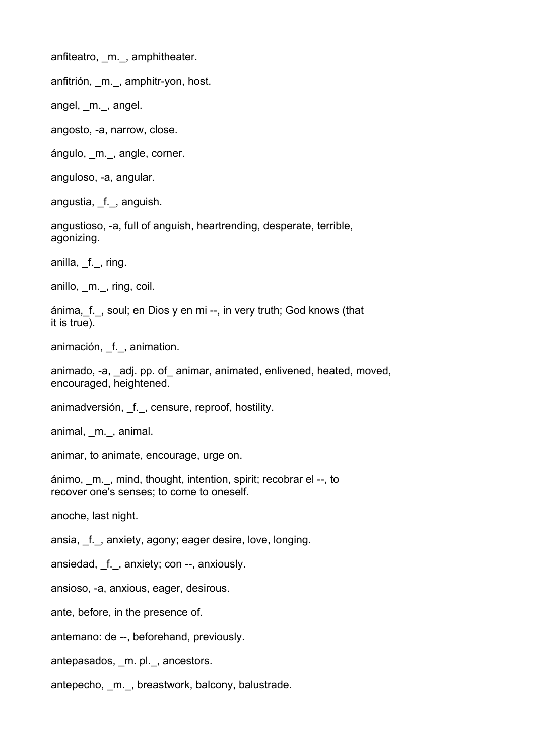anfiteatro, _m._, amphitheater.

anfitrión, _m._, amphitr-yon, host.

angel, _m._, angel.

angosto, -a, narrow, close.

ángulo, _m._, angle, corner.

anguloso, -a, angular.

angustia, _f._, anguish.

angustioso, -a, full of anguish, heartrending, desperate, terrible, agonizing.

anilla, _f._, ring.

anillo, _m._, ring, coil.

ánima,_f._, soul; en Dios y en mi --, in very truth; God knows (that it is true).

animación, _f._, animation.

animado, -a, _adj. pp. of_ animar, animated, enlivened, heated, moved, encouraged, heightened.

animadversión, _f._, censure, reproof, hostility.

animal, _m._, animal.

animar, to animate, encourage, urge on.

ánimo, _m._, mind, thought, intention, spirit; recobrar el --, to recover one's senses; to come to oneself.

anoche, last night.

ansia, _f._, anxiety, agony; eager desire, love, longing.

ansiedad, _f._, anxiety; con --, anxiously.

ansioso, -a, anxious, eager, desirous.

ante, before, in the presence of.

antemano: de --, beforehand, previously.

antepasados, _m. pl._, ancestors.

antepecho, _m._, breastwork, balcony, balustrade.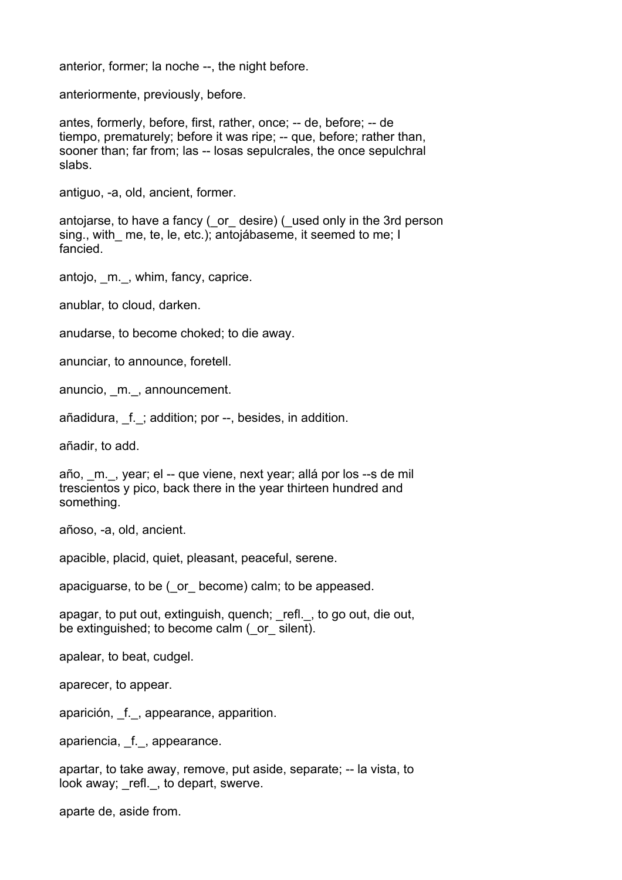anterior, former; la noche --, the night before.

anteriormente, previously, before.

antes, formerly, before, first, rather, once; -- de, before; -- de tiempo, prematurely; before it was ripe; -- que, before; rather than, sooner than; far from; las -- losas sepulcrales, the once sepulchral slabs.

antiguo, -a, old, ancient, former.

antojarse, to have a fancy (_or_ desire) (_used only in the 3rd person sing., with_ me, te, le, etc.); antojábaseme, it seemed to me; I fancied.

antojo, _m._, whim, fancy, caprice.

anublar, to cloud, darken.

anudarse, to become choked; to die away.

anunciar, to announce, foretell.

anuncio, _m._, announcement.

añadidura, _f._; addition; por --, besides, in addition.

añadir, to add.

año, _m._, year; el -- que viene, next year; allá por los --s de mil trescientos y pico, back there in the year thirteen hundred and something.

añoso, -a, old, ancient.

apacible, placid, quiet, pleasant, peaceful, serene.

apaciguarse, to be (_or_ become) calm; to be appeased.

apagar, to put out, extinguish, quench; _refl._, to go out, die out, be extinguished; to become calm (_or_ silent).

apalear, to beat, cudgel.

aparecer, to appear.

aparición, _f._, appearance, apparition.

apariencia, _f._, appearance.

apartar, to take away, remove, put aside, separate; -- la vista, to look away; _refl._, to depart, swerve.

aparte de, aside from.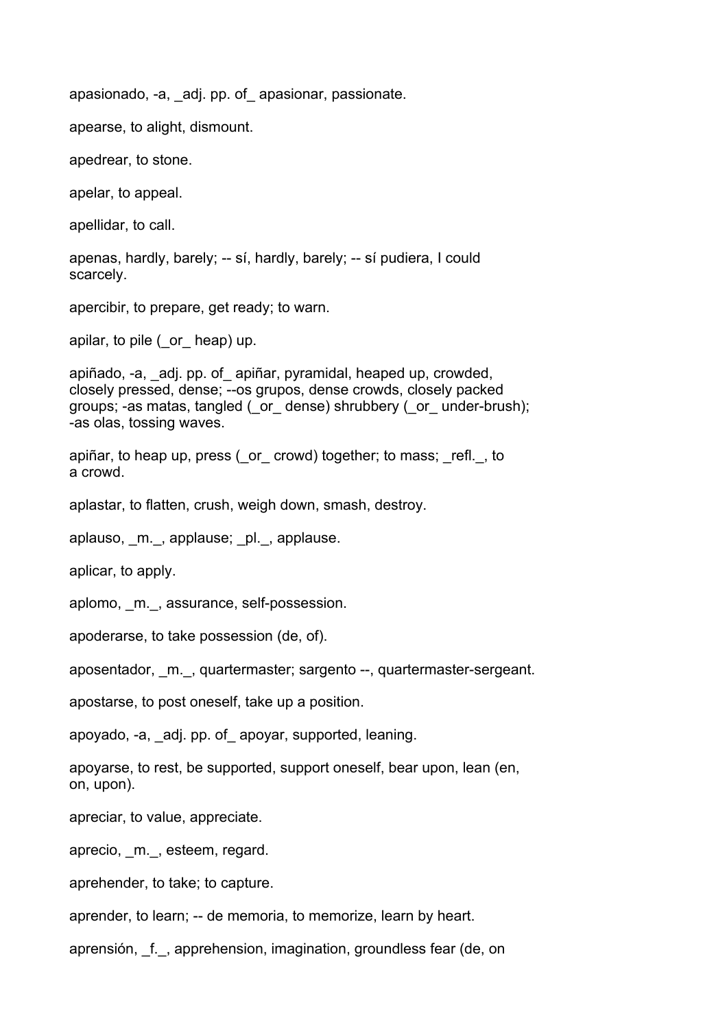apasionado, -a, _adj. pp. of_ apasionar, passionate.

apearse, to alight, dismount.

apedrear, to stone.

apelar, to appeal.

apellidar, to call.

apenas, hardly, barely; -- sí, hardly, barely; -- sí pudiera, I could scarcely.

apercibir, to prepare, get ready; to warn.

apilar, to pile (_or_ heap) up.

apiñado, -a, _adj. pp. of_ apiñar, pyramidal, heaped up, crowded, closely pressed, dense; --os grupos, dense crowds, closely packed groups; -as matas, tangled (_or_ dense) shrubbery (_or_ under-brush); -as olas, tossing waves.

apiñar, to heap up, press (_or_ crowd) together; to mass; _refl._, to a crowd.

aplastar, to flatten, crush, weigh down, smash, destroy.

aplauso, _m._, applause; _pl._, applause.

aplicar, to apply.

aplomo, _m._, assurance, self-possession.

apoderarse, to take possession (de, of).

aposentador, _m._, quartermaster; sargento --, quartermaster-sergeant.

apostarse, to post oneself, take up a position.

apoyado, -a, _adj. pp. of_ apoyar, supported, leaning.

apoyarse, to rest, be supported, support oneself, bear upon, lean (en, on, upon).

apreciar, to value, appreciate.

aprecio, _m._, esteem, regard.

aprehender, to take; to capture.

aprender, to learn; -- de memoria, to memorize, learn by heart.

aprensión, _f._, apprehension, imagination, groundless fear (de, on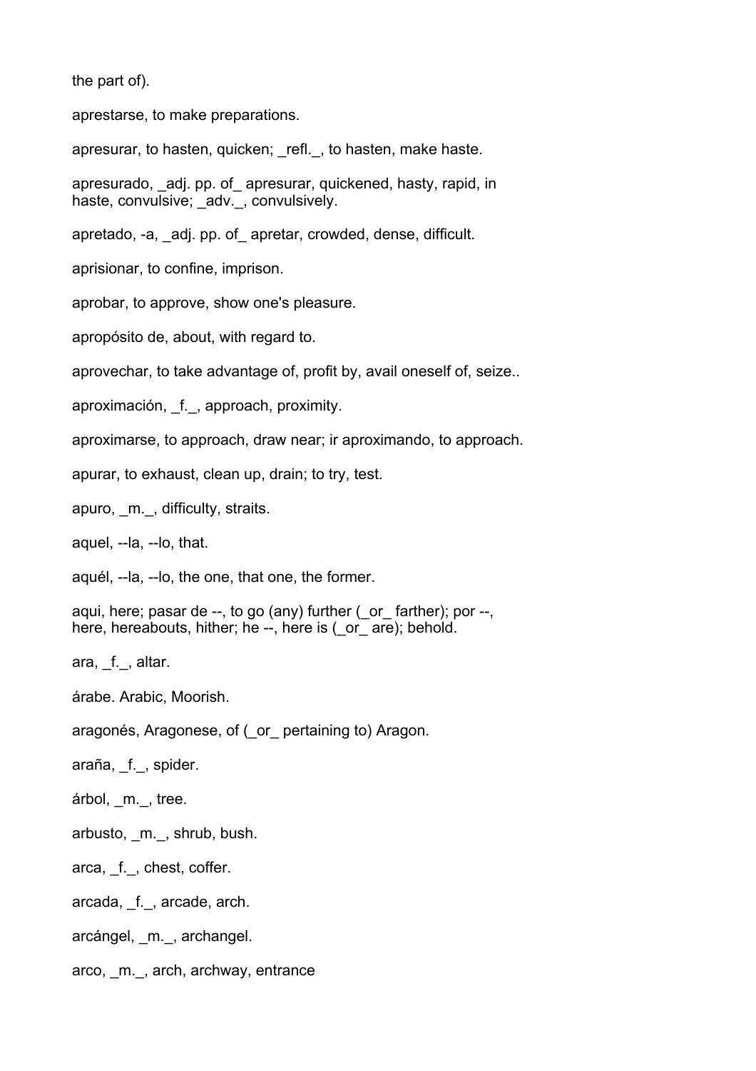the part of).

aprestarse, to make preparations.

apresurar, to hasten, quicken; _refl._, to hasten, make haste.

apresurado, _adj. pp. of_ apresurar, quickened, hasty, rapid, in haste, convulsive; _adv._, convulsively.

apretado, -a, _adj. pp. of_ apretar, crowded, dense, difficult.

aprisionar, to confine, imprison.

aprobar, to approve, show one's pleasure.

apropósito de, about, with regard to.

aprovechar, to take advantage of, profit by, avail oneself of, seize..

aproximación, _f._, approach, proximity.

aproximarse, to approach, draw near; ir aproximando, to approach.

apurar, to exhaust, clean up, drain; to try, test.

apuro, _m._, difficulty, straits.

aquel, --la, --lo, that.

aquél, --la, --lo, the one, that one, the former.

aqui, here; pasar de --, to go (any) further (_or_ farther); por --, here, hereabouts, hither; he --, here is (_or_ are); behold.

ara, _f._, altar.

árabe. Arabic, Moorish.

aragonés, Aragonese, of (_or_ pertaining to) Aragon.

araña, _f._, spider.

árbol, _m._, tree.

arbusto, _m._, shrub, bush.

arca, _f._, chest, coffer.

arcada, _f._, arcade, arch.

arcángel, _m._, archangel.

arco, _m._, arch, archway, entrance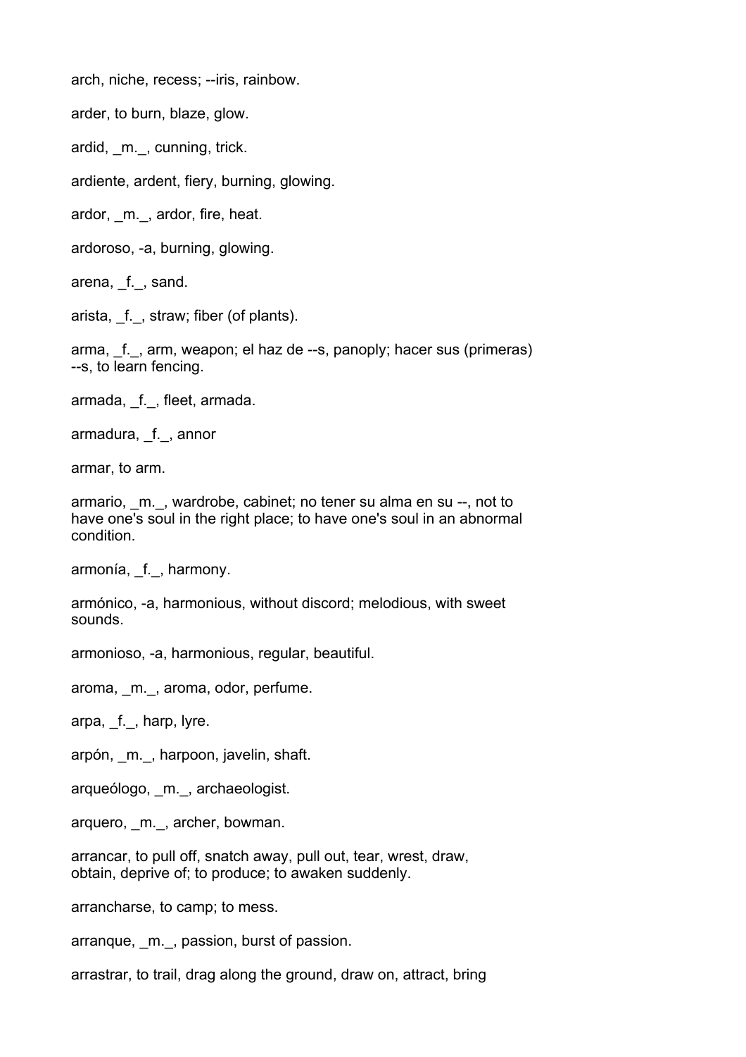arch, niche, recess; --iris, rainbow.

arder, to burn, blaze, glow.

ardid, _m._, cunning, trick.

ardiente, ardent, fiery, burning, glowing.

ardor, _m._, ardor, fire, heat.

ardoroso, -a, burning, glowing.

arena, _f._, sand.

arista, _f._, straw; fiber (of plants).

arma, _f._, arm, weapon; el haz de --s, panoply; hacer sus (primeras) --s, to learn fencing.

armada, _f._, fleet, armada.

armadura, _f._, annor

armar, to arm.

armario, _m._, wardrobe, cabinet; no tener su alma en su --, not to have one's soul in the right place; to have one's soul in an abnormal condition.

armonía, _f._, harmony.

armónico, -a, harmonious, without discord; melodious, with sweet sounds.

armonioso, -a, harmonious, regular, beautiful.

aroma, _m._, aroma, odor, perfume.

arpa, _f._, harp, lyre.

arpón, _m._, harpoon, javelin, shaft.

arqueólogo, _m._, archaeologist.

arquero, _m._, archer, bowman.

arrancar, to pull off, snatch away, pull out, tear, wrest, draw, obtain, deprive of; to produce; to awaken suddenly.

arrancharse, to camp; to mess.

arranque, _m._, passion, burst of passion.

arrastrar, to trail, drag along the ground, draw on, attract, bring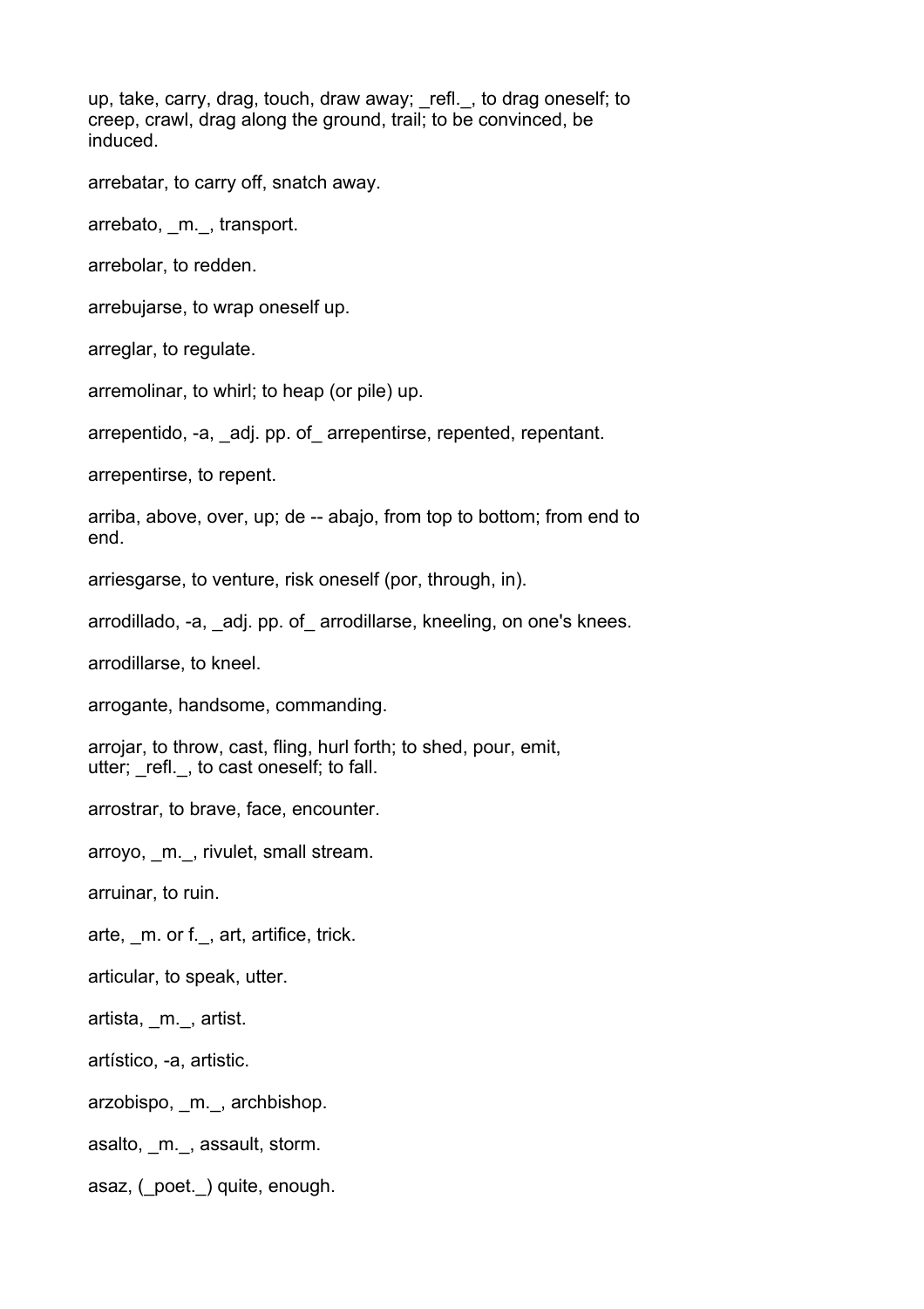up, take, carry, drag, touch, draw away; _refl._, to drag oneself; to creep, crawl, drag along the ground, trail; to be convinced, be induced.

arrebatar, to carry off, snatch away.

arrebato, _m._, transport.

arrebolar, to redden.

arrebujarse, to wrap oneself up.

arreglar, to regulate.

arremolinar, to whirl; to heap (or pile) up.

arrepentido, -a, _adj. pp. of_ arrepentirse, repented, repentant.

arrepentirse, to repent.

arriba, above, over, up; de -- abajo, from top to bottom; from end to end.

arriesgarse, to venture, risk oneself (por, through, in).

arrodillado, -a, _adj. pp. of_ arrodillarse, kneeling, on one's knees.

arrodillarse, to kneel.

arrogante, handsome, commanding.

arrojar, to throw, cast, fling, hurl forth; to shed, pour, emit, utter; _refl._, to cast oneself; to fall.

arrostrar, to brave, face, encounter.

arroyo, _m._, rivulet, small stream.

arruinar, to ruin.

arte, _m. or f._, art, artifice, trick.

articular, to speak, utter.

artista, _m._, artist.

artístico, -a, artistic.

arzobispo, _m._, archbishop.

asalto, _m._, assault, storm.

asaz, (_poet._) quite, enough.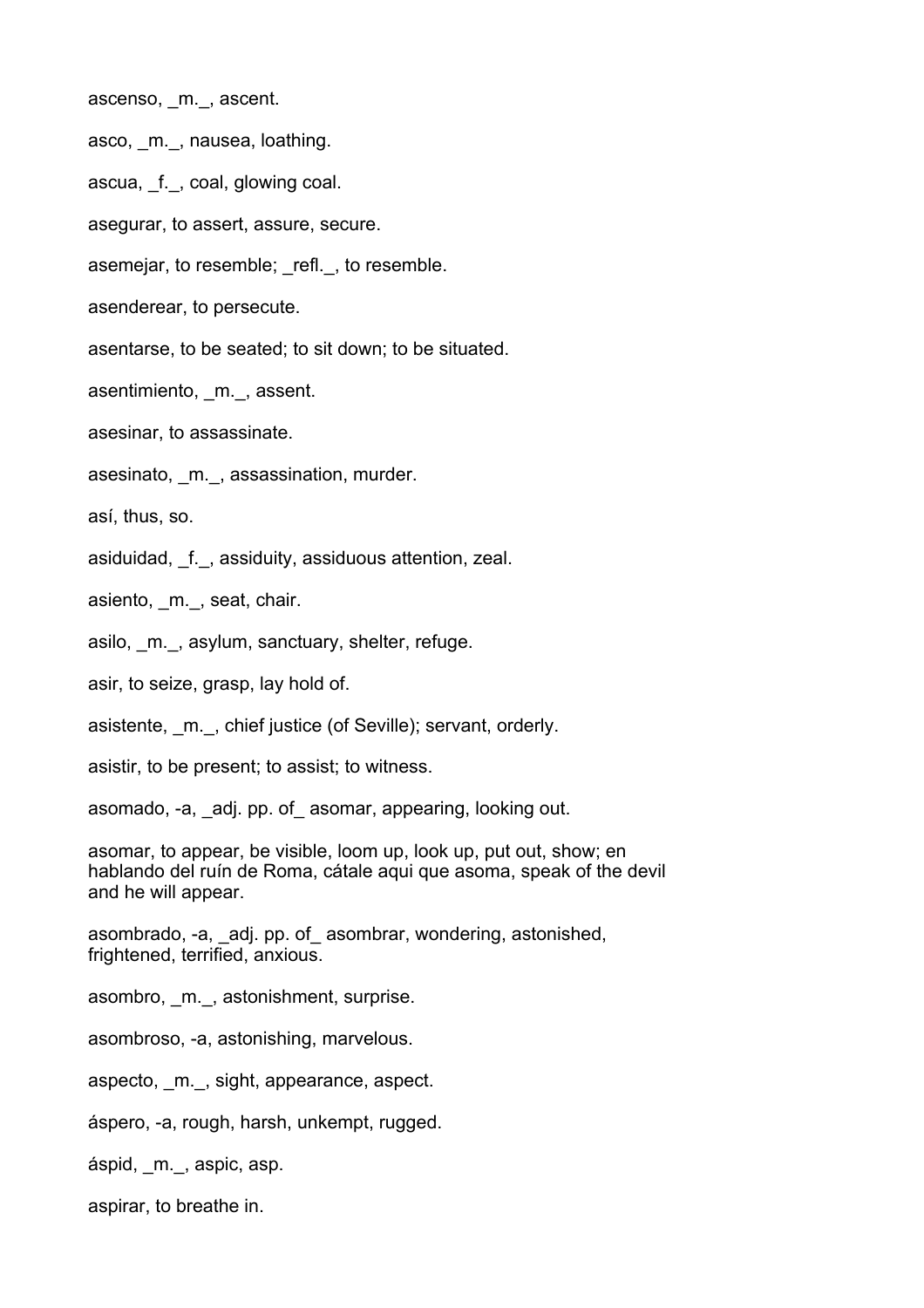ascenso, _m._, ascent.

asco, _m._, nausea, loathing.

ascua, _f._, coal, glowing coal.

asegurar, to assert, assure, secure.

asemejar, to resemble; _refl._, to resemble.

asenderear, to persecute.

asentarse, to be seated; to sit down; to be situated.

asentimiento, _m._, assent.

asesinar, to assassinate.

asesinato, _m._, assassination, murder.

así, thus, so.

asiduidad, _f._, assiduity, assiduous attention, zeal.

asiento, _m._, seat, chair.

asilo, _m._, asylum, sanctuary, shelter, refuge.

asir, to seize, grasp, lay hold of.

asistente, _m._, chief justice (of Seville); servant, orderly.

asistir, to be present; to assist; to witness.

asomado, -a, _adj. pp. of_ asomar, appearing, looking out.

asomar, to appear, be visible, loom up, look up, put out, show; en hablando del ruín de Roma, cátale aqui que asoma, speak of the devil and he will appear.

asombrado, -a, _adj. pp. of_ asombrar, wondering, astonished, frightened, terrified, anxious.

asombro, _m._, astonishment, surprise.

asombroso, -a, astonishing, marvelous.

aspecto, _m._, sight, appearance, aspect.

áspero, -a, rough, harsh, unkempt, rugged.

áspid, _m._, aspic, asp.

aspirar, to breathe in.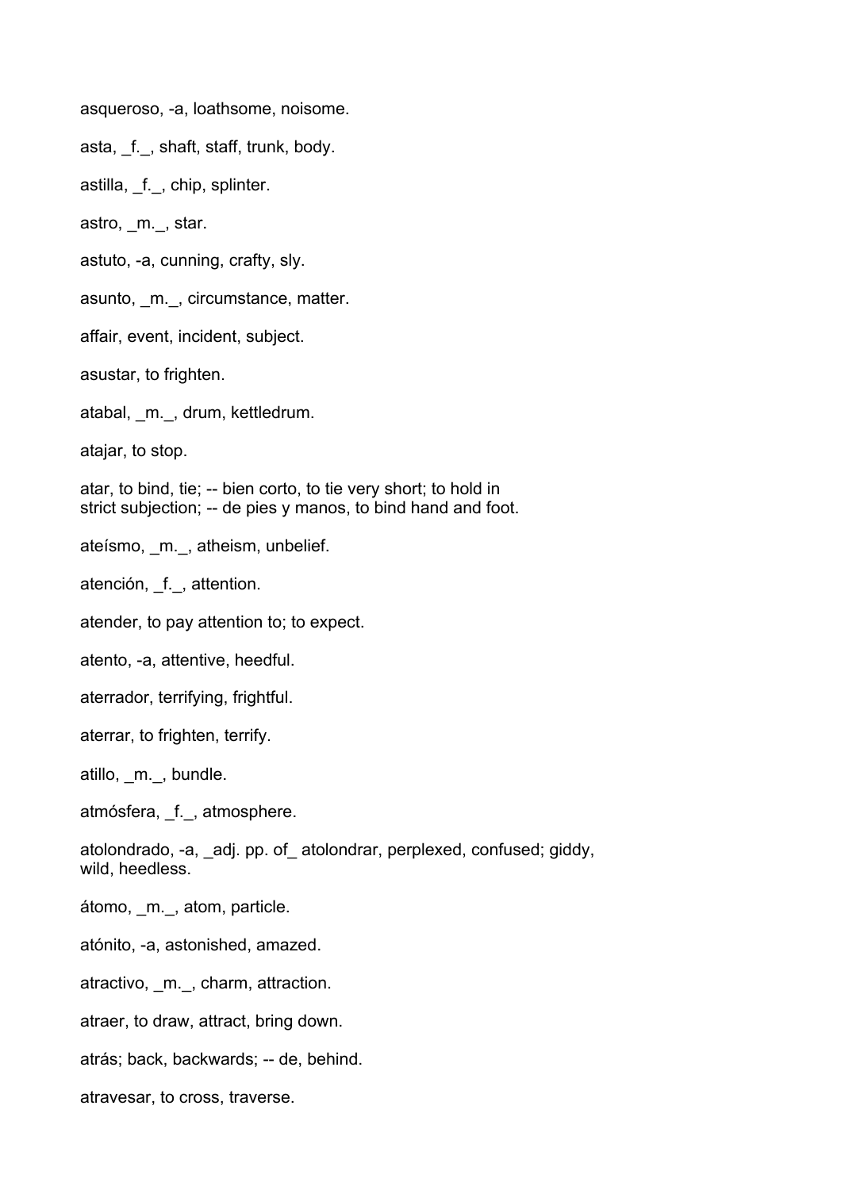asqueroso, -a, loathsome, noisome.

asta, _f._, shaft, staff, trunk, body.

astilla, _f._, chip, splinter.

astro, _m._, star.

astuto, -a, cunning, crafty, sly.

asunto, _m._, circumstance, matter.

affair, event, incident, subject.

asustar, to frighten.

atabal, _m._, drum, kettledrum.

atajar, to stop.

atar, to bind, tie; -- bien corto, to tie very short; to hold in strict subjection; -- de pies y manos, to bind hand and foot.

ateísmo, _m._, atheism, unbelief.

atención, _f._, attention.

atender, to pay attention to; to expect.

atento, -a, attentive, heedful.

aterrador, terrifying, frightful.

aterrar, to frighten, terrify.

atillo, _m._, bundle.

atmósfera, _f._, atmosphere.

atolondrado, -a, _adj. pp. of_ atolondrar, perplexed, confused; giddy, wild, heedless.

átomo, _m._, atom, particle.

atónito, -a, astonished, amazed.

atractivo, _m._, charm, attraction.

atraer, to draw, attract, bring down.

atrás; back, backwards; -- de, behind.

atravesar, to cross, traverse.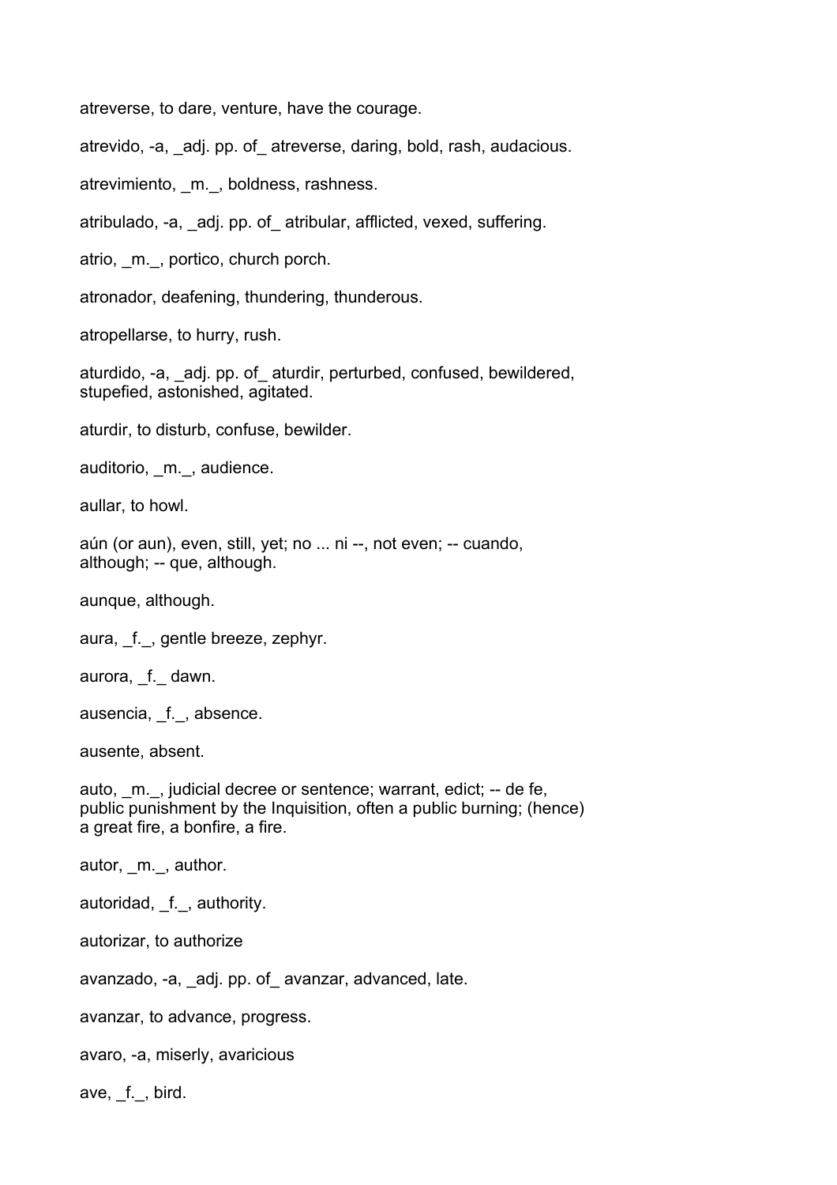atreverse, to dare, venture, have the courage.

atrevido, -a, _adj. pp. of_ atreverse, daring, bold, rash, audacious.

atrevimiento, _m._, boldness, rashness.

atribulado, -a, _adj. pp. of_ atribular, afflicted, vexed, suffering.

atrio, _m._, portico, church porch.

atronador, deafening, thundering, thunderous.

atropellarse, to hurry, rush.

aturdido, -a, _adj. pp. of_ aturdir, perturbed, confused, bewildered, stupefied, astonished, agitated.

aturdir, to disturb, confuse, bewilder.

auditorio, _m._, audience.

aullar, to howl.

aún (or aun), even, still, yet; no ... ni --, not even; -- cuando, although; -- que, although.

aunque, although.

aura, _f._, gentle breeze, zephyr.

aurora, _f._ dawn.

ausencia, _f._, absence.

ausente, absent.

auto, _m._, judicial decree or sentence; warrant, edict; -- de fe, public punishment by the Inquisition, often a public burning; (hence) a great fire, a bonfire, a fire.

autor, _m._, author.

autoridad, _f._, authority.

autorizar, to authorize

avanzado, -a, _adj. pp. of_ avanzar, advanced, late.

avanzar, to advance, progress.

avaro, -a, miserly, avaricious

ave, _f._, bird.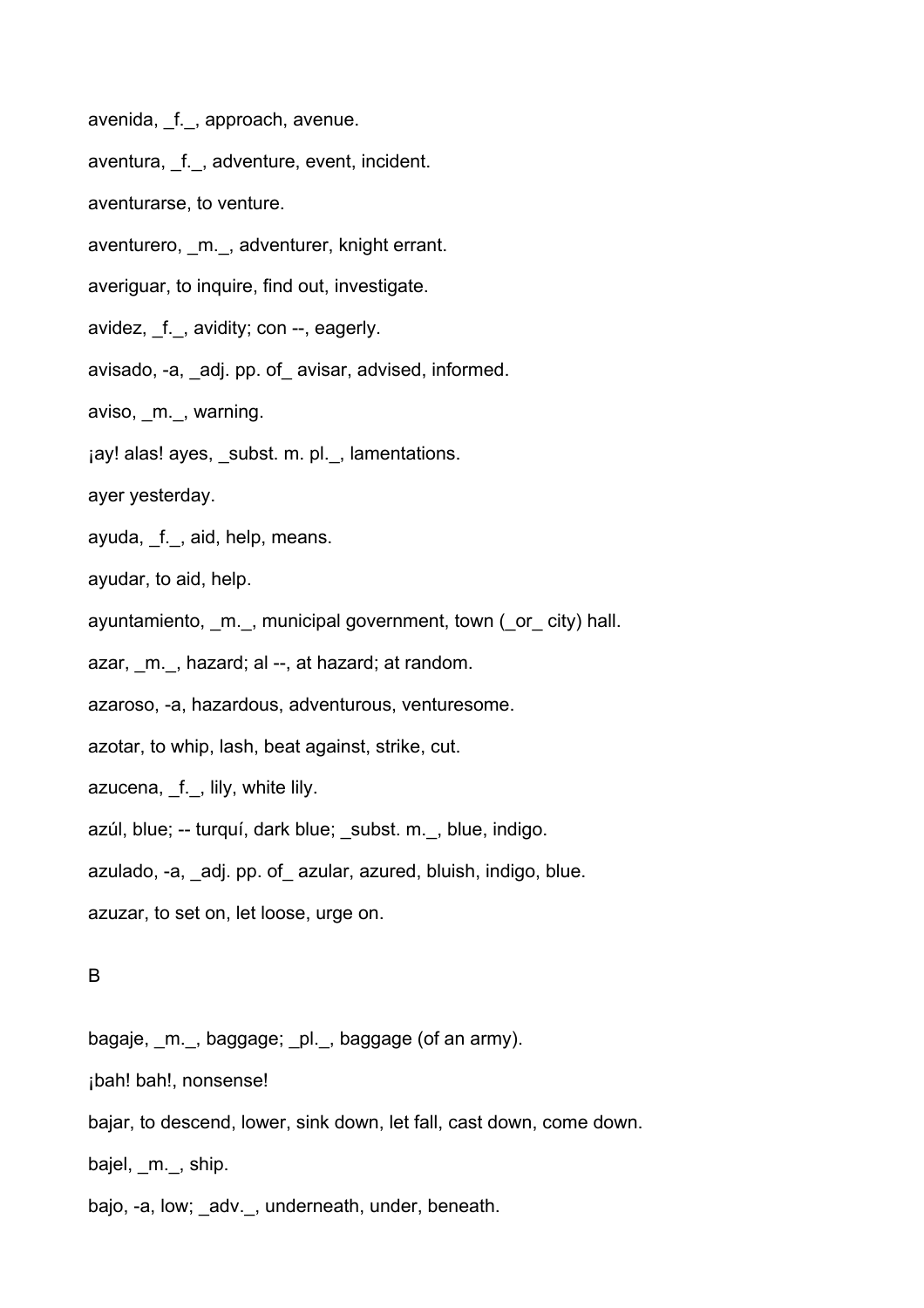avenida, _f._, approach, avenue.

aventura, _f._, adventure, event, incident.

aventurarse, to venture.

aventurero, _m._, adventurer, knight errant.

averiguar, to inquire, find out, investigate.

avidez, _f._, avidity; con --, eagerly.

avisado, -a, _adj. pp. of_ avisar, advised, informed.

aviso, _m._, warning.

¡ay! alas! ayes, _subst. m. pl._, lamentations.

ayer yesterday.

ayuda, _f._, aid, help, means.

ayudar, to aid, help.

ayuntamiento, _m._, municipal government, town (_or_ city) hall.

azar, _m._, hazard; al --, at hazard; at random.

azaroso, -a, hazardous, adventurous, venturesome.

azotar, to whip, lash, beat against, strike, cut.

azucena, _f._, lily, white lily.

azúl, blue; -- turquí, dark blue; _subst. m._, blue, indigo.

azulado, -a, _adj. pp. of_ azular, azured, bluish, indigo, blue.

azuzar, to set on, let loose, urge on.

B

bagaje, _m._, baggage; _pl._, baggage (of an army).

¡bah! bah!, nonsense!

bajar, to descend, lower, sink down, let fall, cast down, come down.

bajel, _m._, ship.

bajo, -a, low; _adv._, underneath, under, beneath.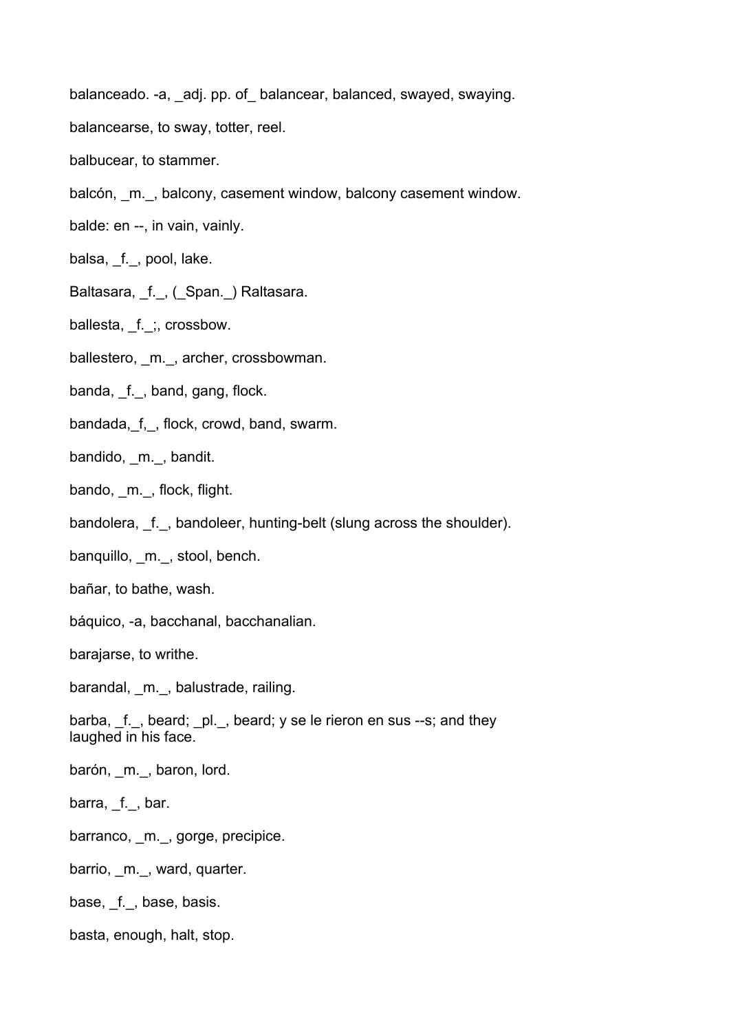balanceado. -a, _adj. pp. of_ balancear, balanced, swayed, swaying.

balancearse, to sway, totter, reel.

balbucear, to stammer.

balcón, _m._, balcony, casement window, balcony casement window.

balde: en --, in vain, vainly.

balsa, _f._, pool, lake.

Baltasara, _f._, (_Span._) Raltasara.

ballesta, _f._;, crossbow.

ballestero, _m._, archer, crossbowman.

banda, _f._, band, gang, flock.

bandada,_f,_, flock, crowd, band, swarm.

bandido, _m._, bandit.

bando, _m._, flock, flight.

bandolera, _f._, bandoleer, hunting-belt (slung across the shoulder).

banquillo, _m._, stool, bench.

bañar, to bathe, wash.

báquico, -a, bacchanal, bacchanalian.

barajarse, to writhe.

barandal, _m._, balustrade, railing.

barba, _f._, beard; _pl._, beard; y se le rieron en sus --s; and they laughed in his face.

barón, _m._, baron, lord.

barra, _f._, bar.

barranco, _m._, gorge, precipice.

barrio, _m._, ward, quarter.

base, _f._, base, basis.

basta, enough, halt, stop.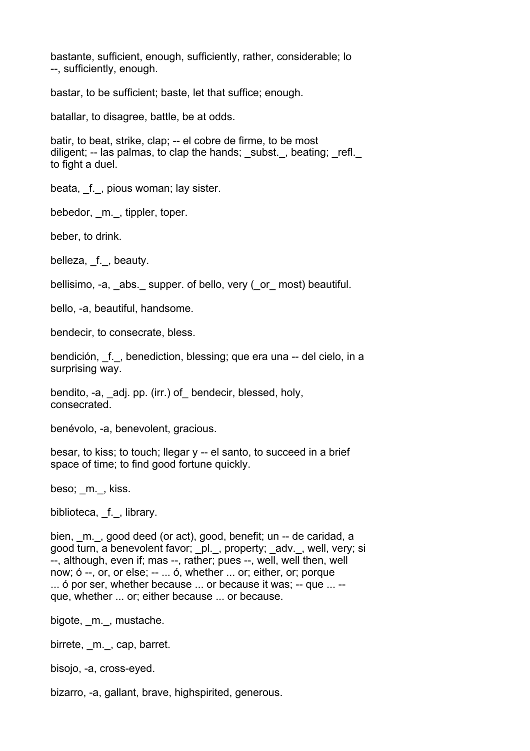bastante, sufficient, enough, sufficiently, rather, considerable; lo --, sufficiently, enough.

bastar, to be sufficient; baste, let that suffice; enough.

batallar, to disagree, battle, be at odds.

batir, to beat, strike, clap; -- el cobre de firme, to be most diligent; -- las palmas, to clap the hands; _subst._, beating; _refl._ to fight a duel.

beata, _f._, pious woman; lay sister.

bebedor, _m._, tippler, toper.

beber, to drink.

belleza, _f._, beauty.

bellisimo, -a, _abs._ supper. of bello, very (_or_ most) beautiful.

bello, -a, beautiful, handsome.

bendecir, to consecrate, bless.

bendición, _f._, benediction, blessing; que era una -- del cielo, in a surprising way.

bendito, -a, _adj. pp. (irr.) of_ bendecir, blessed, holy, consecrated.

benévolo, -a, benevolent, gracious.

besar, to kiss; to touch; llegar y -- el santo, to succeed in a brief space of time; to find good fortune quickly.

beso; _m._, kiss.

biblioteca, _f._, library.

bien, _m._, good deed (or act), good, benefit; un -- de caridad, a good turn, a benevolent favor; _pl._, property; _adv._, well, very; si --, although, even if; mas --, rather; pues --, well, well then, well now; ó --, or, or else; -- ... ó, whether ... or; either, or; porque ... ó por ser, whether because ... or because it was; -- que ... -- que, whether ... or; either because ... or because.

bigote, _m._, mustache.

birrete, _m._, cap, barret.

bisojo, -a, cross-eyed.

bizarro, -a, gallant, brave, highspirited, generous.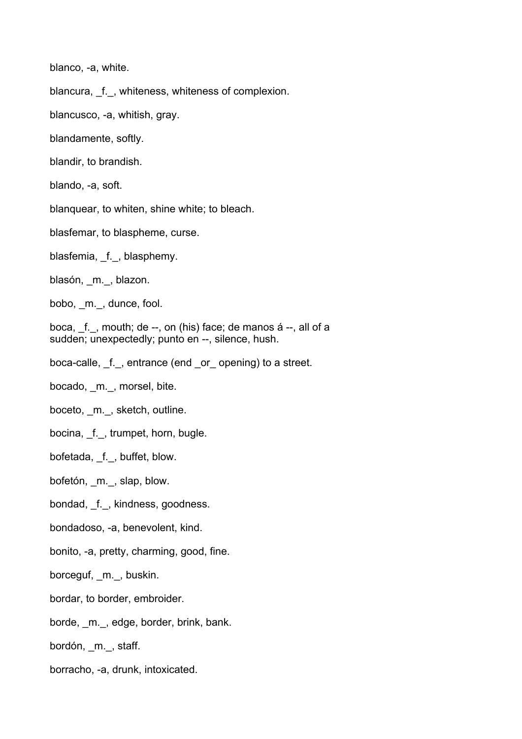blanco, -a, white.

blancura, _f._, whiteness, whiteness of complexion.

blancusco, -a, whitish, gray.

blandamente, softly.

blandir, to brandish.

blando, -a, soft.

blanquear, to whiten, shine white; to bleach.

blasfemar, to blaspheme, curse.

blasfemia, _f._, blasphemy.

blasón, _m._, blazon.

bobo, _m._, dunce, fool.

boca, _f._, mouth; de --, on (his) face; de manos á --, all of a sudden; unexpectedly; punto en --, silence, hush.

boca-calle, _f._, entrance (end _or_ opening) to a street.

bocado, _m._, morsel, bite.

boceto, _m._, sketch, outline.

bocina, _f._, trumpet, horn, bugle.

bofetada, _f._, buffet, blow.

bofetón, _m._, slap, blow.

bondad, _f._, kindness, goodness.

bondadoso, -a, benevolent, kind.

bonito, -a, pretty, charming, good, fine.

borceguf, _m._, buskin.

bordar, to border, embroider.

borde, _m._, edge, border, brink, bank.

bordón, _m._, staff.

borracho, -a, drunk, intoxicated.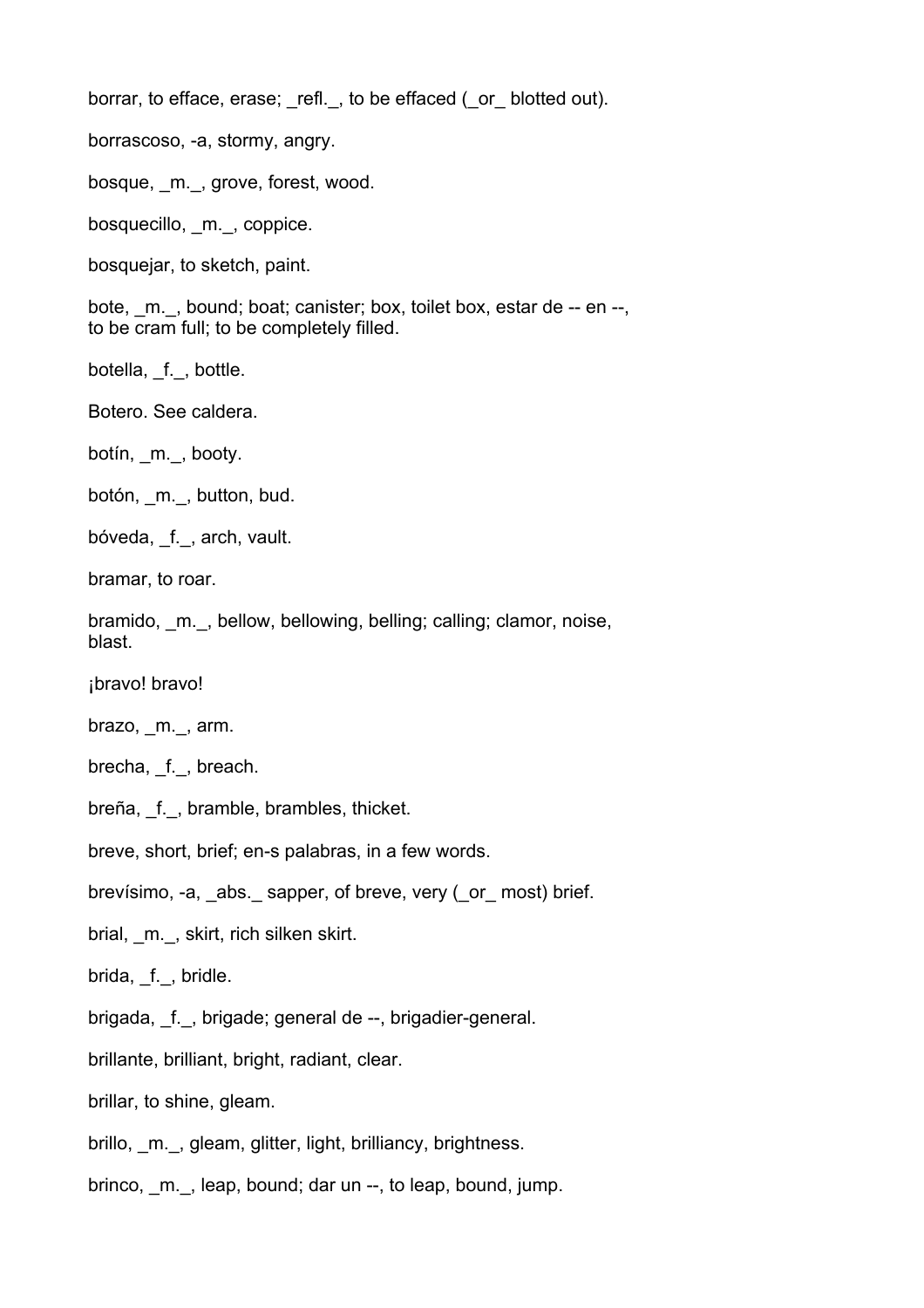borrar, to efface, erase; _refl._, to be effaced (_or_ blotted out).

borrascoso, -a, stormy, angry.

bosque, _m._, grove, forest, wood.

bosquecillo, _m._, coppice.

bosquejar, to sketch, paint.

bote, _m._, bound; boat; canister; box, toilet box, estar de -- en --, to be cram full; to be completely filled.

botella, _f._, bottle.

Botero. See caldera.

botín, _m._, booty.

botón, _m._, button, bud.

bóveda, _f._, arch, vault.

bramar, to roar.

bramido, _m._, bellow, bellowing, belling; calling; clamor, noise, blast.

¡bravo! bravo!

brazo, _m._, arm.

brecha, _f._, breach.

breña, _f._, bramble, brambles, thicket.

breve, short, brief; en-s palabras, in a few words.

brevísimo, -a, _abs._ sapper, of breve, very (_or_ most) brief.

brial, _m._, skirt, rich silken skirt.

brida, _f._, bridle.

brigada, _f._, brigade; general de --, brigadier-general.

brillante, brilliant, bright, radiant, clear.

brillar, to shine, gleam.

brillo, _m._, gleam, glitter, light, brilliancy, brightness.

brinco, _m._, leap, bound; dar un --, to leap, bound, jump.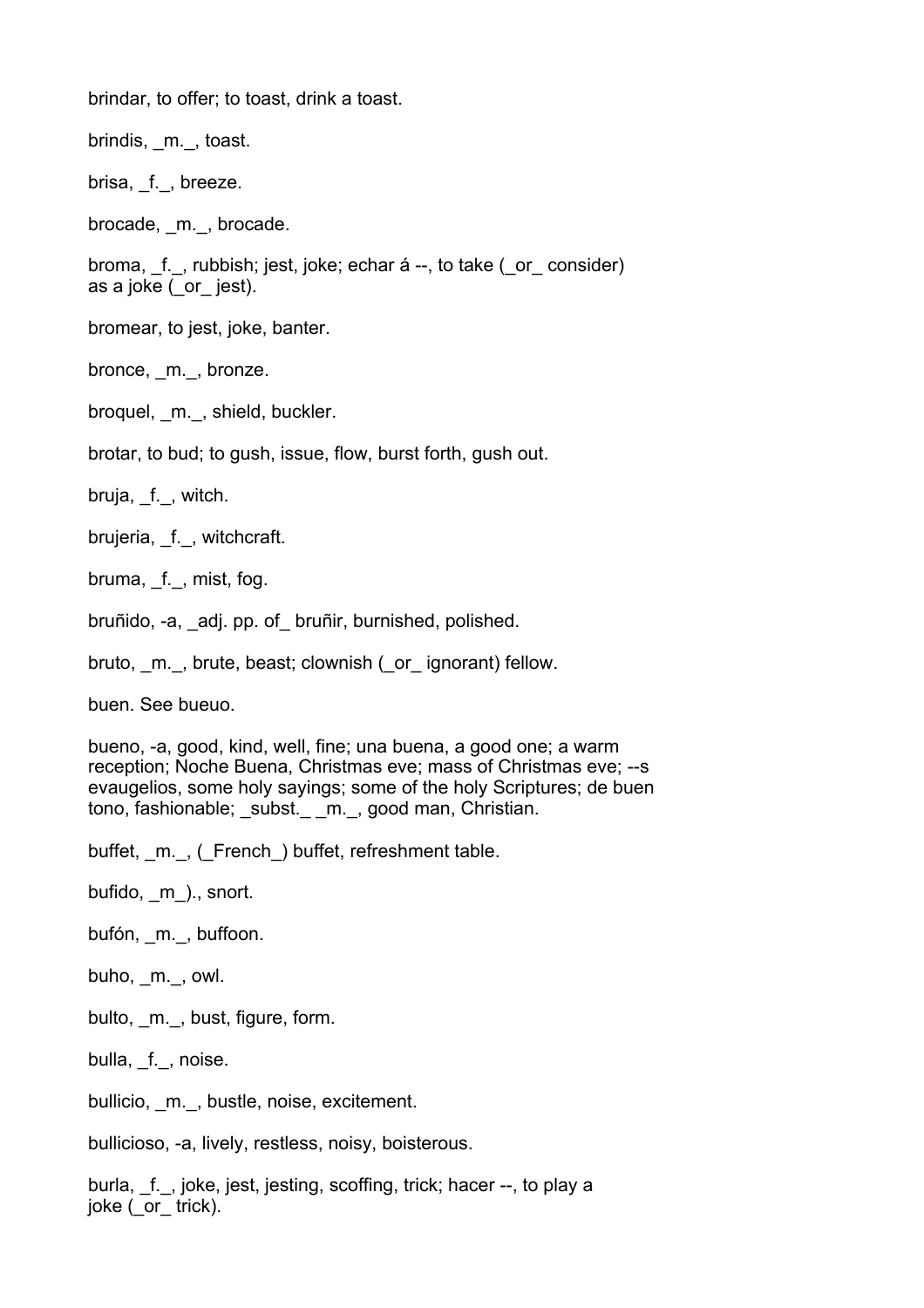brindar, to offer; to toast, drink a toast.

brindis, _m._, toast.

brisa, _f._, breeze.

brocade, _m._, brocade.

broma, _f._, rubbish; jest, joke; echar á --, to take (_or_ consider) as a joke (_or_ jest).

bromear, to jest, joke, banter.

bronce, _m._, bronze.

broquel, _m._, shield, buckler.

brotar, to bud; to gush, issue, flow, burst forth, gush out.

bruja, _f._, witch.

brujeria, _f._, witchcraft.

bruma, _f._, mist, fog.

bruñido, -a, _adj. pp. of_ bruñir, burnished, polished.

bruto, _m._, brute, beast; clownish (_or_ ignorant) fellow.

buen. See bueuo.

bueno, -a, good, kind, well, fine; una buena, a good one; a warm reception; Noche Buena, Christmas eve; mass of Christmas eve; --s evaugelios, some holy sayings; some of the holy Scriptures; de buen tono, fashionable; _subst._ _m._, good man, Christian.

buffet, _m._, (_French_) buffet, refreshment table.

bufido, _m_)., snort.

bufón, _m._, buffoon.

buho, _m._, owl.

bulto, _m._, bust, figure, form.

bulla, _f._, noise.

bullicio, _m._, bustle, noise, excitement.

bullicioso, -a, lively, restless, noisy, boisterous.

burla, _f._, joke, jest, jesting, scoffing, trick; hacer --, to play a joke (_or_ trick).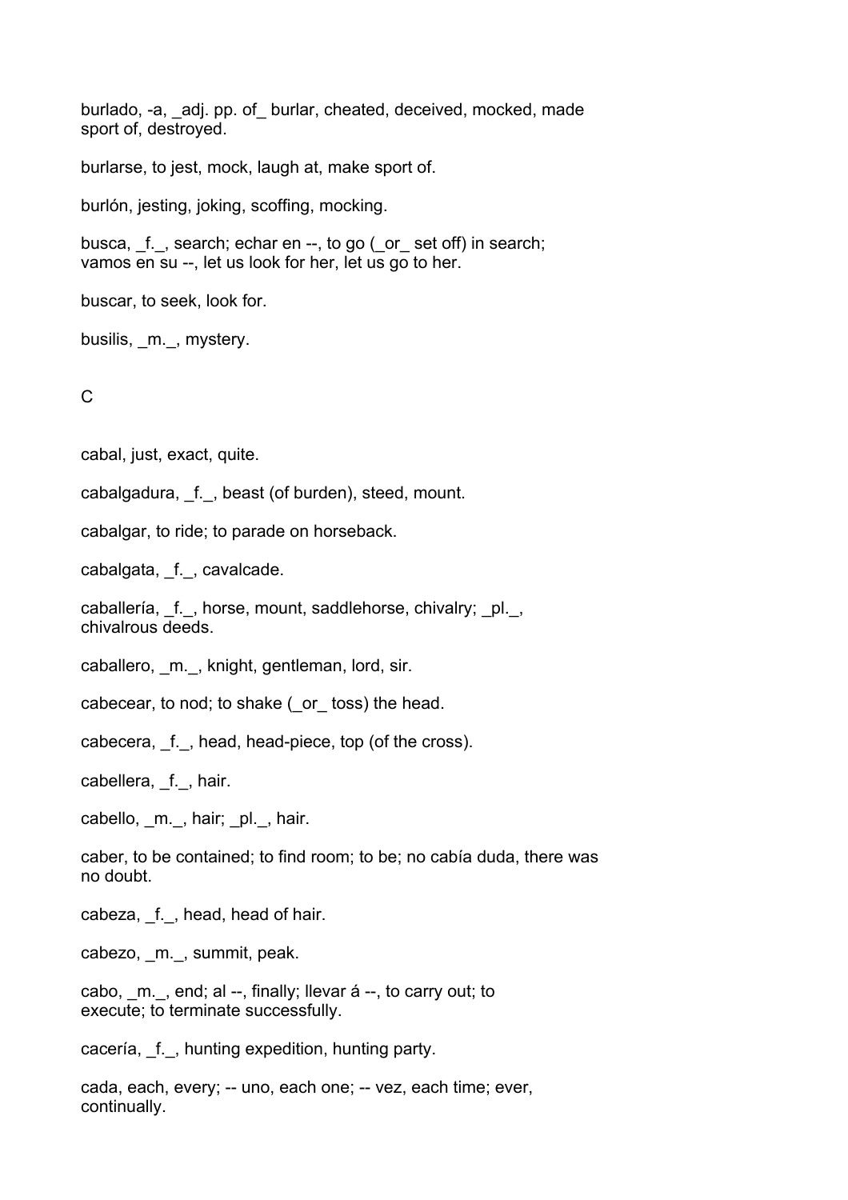burlado, -a, _adj. pp. of_ burlar, cheated, deceived, mocked, made sport of, destroyed.

burlarse, to jest, mock, laugh at, make sport of.

burlón, jesting, joking, scoffing, mocking.

busca, _f._, search; echar en --, to go (_or_ set off) in search; vamos en su --, let us look for her, let us go to her.

buscar, to seek, look for.

busilis, _m._, mystery.

C

cabal, just, exact, quite.

cabalgadura, _f._, beast (of burden), steed, mount.

cabalgar, to ride; to parade on horseback.

cabalgata, _f._, cavalcade.

caballería, _f._, horse, mount, saddlehorse, chivalry; _pl._, chivalrous deeds.

caballero, _m._, knight, gentleman, lord, sir.

cabecear, to nod; to shake (_or_ toss) the head.

cabecera, _f._, head, head-piece, top (of the cross).

cabellera, _f._, hair.

cabello, _m._, hair; _pl._, hair.

caber, to be contained; to find room; to be; no cabía duda, there was no doubt.

cabeza, _f._, head, head of hair.

cabezo, _m._, summit, peak.

cabo, _m._, end; al --, finally; llevar á --, to carry out; to execute; to terminate successfully.

cacería, _f._, hunting expedition, hunting party.

cada, each, every; -- uno, each one; -- vez, each time; ever, continually.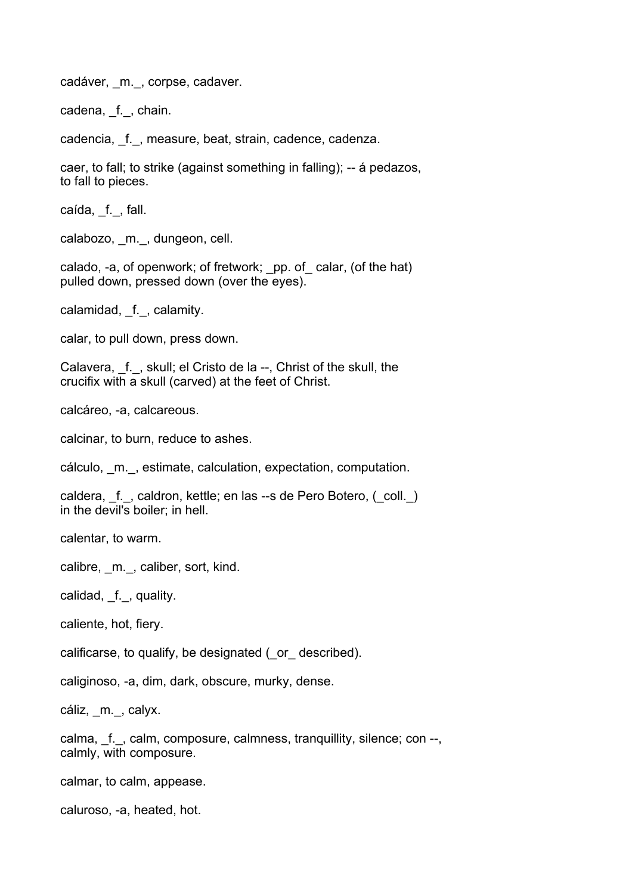cadáver, _m._, corpse, cadaver.

cadena, _f._, chain.

cadencia, _f._, measure, beat, strain, cadence, cadenza.

caer, to fall; to strike (against something in falling); -- á pedazos, to fall to pieces.

caída, _f._, fall.

calabozo, _m._, dungeon, cell.

calado, -a, of openwork; of fretwork; _pp. of_ calar, (of the hat) pulled down, pressed down (over the eyes).

calamidad, _f._, calamity.

calar, to pull down, press down.

Calavera, _f._, skull; el Cristo de la --, Christ of the skull, the crucifix with a skull (carved) at the feet of Christ.

calcáreo, -a, calcareous.

calcinar, to burn, reduce to ashes.

cálculo, _m._, estimate, calculation, expectation, computation.

caldera, _f._, caldron, kettle; en las --s de Pero Botero, (_coll._) in the devil's boiler; in hell.

calentar, to warm.

calibre, _m._, caliber, sort, kind.

calidad, _f._, quality.

caliente, hot, fiery.

calificarse, to qualify, be designated (_or_ described).

caliginoso, -a, dim, dark, obscure, murky, dense.

cáliz, _m._, calyx.

calma, _f._, calm, composure, calmness, tranquillity, silence; con --, calmly, with composure.

calmar, to calm, appease.

caluroso, -a, heated, hot.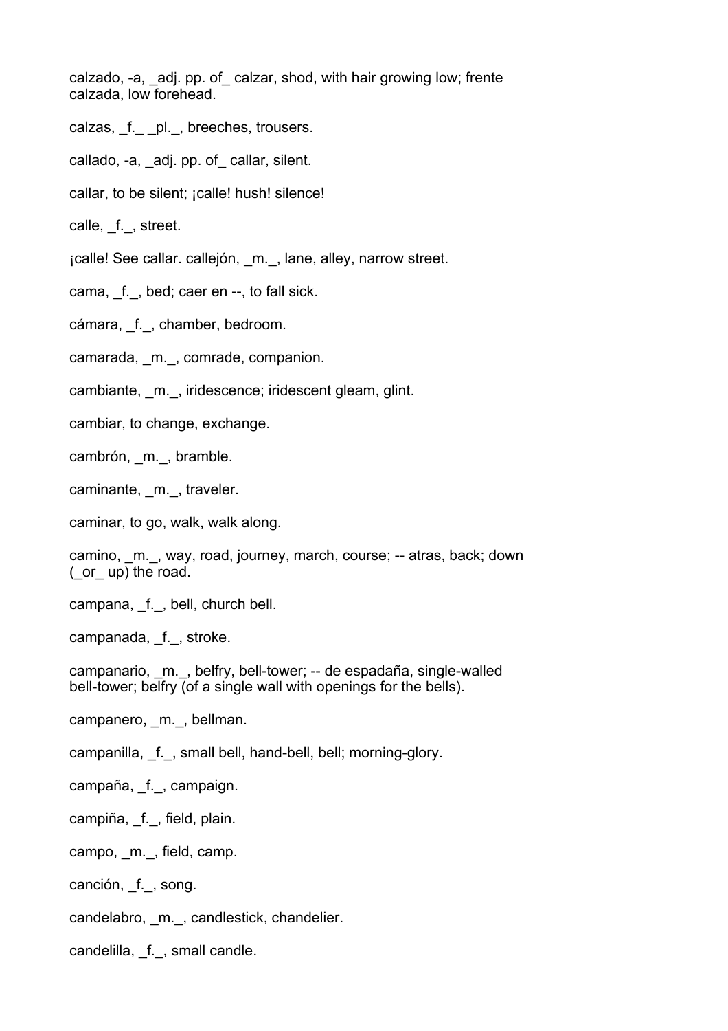calzado, -a, _adj. pp. of_ calzar, shod, with hair growing low; frente calzada, low forehead.

calzas, _f._ _pl._, breeches, trousers.

callado, -a, _adj. pp. of_ callar, silent.

callar, to be silent; ¡calle! hush! silence!

calle, _f._, street.

¡calle! See callar. callejón, _m._, lane, alley, narrow street.

cama, _f._, bed; caer en --, to fall sick.

cámara, _f._, chamber, bedroom.

camarada, _m._, comrade, companion.

cambiante, _m._, iridescence; iridescent gleam, glint.

cambiar, to change, exchange.

cambrón, _m._, bramble.

caminante, _m._, traveler.

caminar, to go, walk, walk along.

camino, _m._, way, road, journey, march, course; -- atras, back; down (_or_ up) the road.

campana, _f._, bell, church bell.

campanada, _f._, stroke.

campanario, _m._, belfry, bell-tower; -- de espadaña, single-walled bell-tower; belfry (of a single wall with openings for the bells).

campanero, _m._, bellman.

campanilla, _f._, small bell, hand-bell, bell; morning-glory.

campaña, _f._, campaign.

campiña, _f._, field, plain.

campo, _m._, field, camp.

canción, _f._, song.

candelabro, _m._, candlestick, chandelier.

candelilla, _f._, small candle.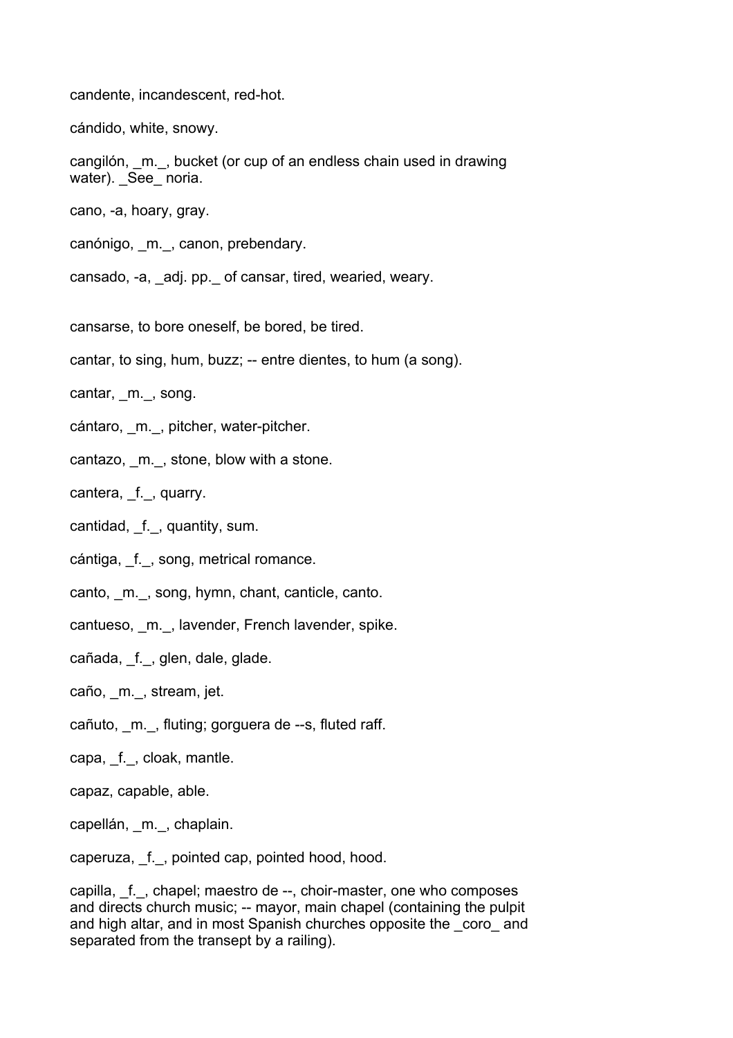candente, incandescent, red-hot.

cándido, white, snowy.

cangilón, _m._, bucket (or cup of an endless chain used in drawing water). _See_ noria.

cano, -a, hoary, gray.

canónigo, _m._, canon, prebendary.

cansado, -a, _adj. pp._ of cansar, tired, wearied, weary.

cansarse, to bore oneself, be bored, be tired.

cantar, to sing, hum, buzz; -- entre dientes, to hum (a song).

cantar, _m._, song.

cántaro, _m._, pitcher, water-pitcher.

cantazo, _m._, stone, blow with a stone.

cantera, _f._, quarry.

cantidad, _f._, quantity, sum.

cántiga, _f._, song, metrical romance.

canto, _m._, song, hymn, chant, canticle, canto.

cantueso, _m._, lavender, French lavender, spike.

cañada, _f._, glen, dale, glade.

caño, _m._, stream, jet.

cañuto, _m._, fluting; gorguera de --s, fluted raff.

capa, _f._, cloak, mantle.

capaz, capable, able.

capellán, _m._, chaplain.

caperuza, _f._, pointed cap, pointed hood, hood.

capilla, _f._, chapel; maestro de --, choir-master, one who composes and directs church music; -- mayor, main chapel (containing the pulpit and high altar, and in most Spanish churches opposite the _coro_ and separated from the transept by a railing).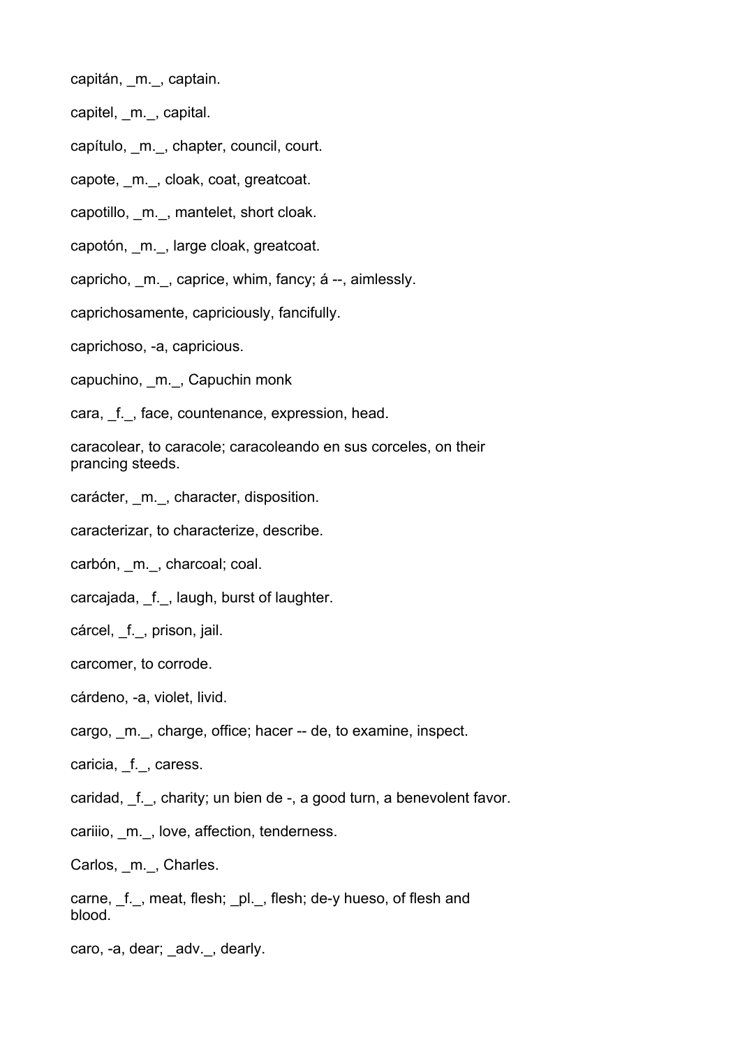capitán, _m._, captain.

capitel, _m._, capital.

capítulo, _m._, chapter, council, court.

capote, _m._, cloak, coat, greatcoat.

capotillo, _m._, mantelet, short cloak.

capotón, _m._, large cloak, greatcoat.

capricho, _m._, caprice, whim, fancy; á --, aimlessly.

caprichosamente, capriciously, fancifully.

caprichoso, -a, capricious.

capuchino, _m._, Capuchin monk

cara, _f._, face, countenance, expression, head.

caracolear, to caracole; caracoleando en sus corceles, on their prancing steeds.

carácter, _m._, character, disposition.

caracterizar, to characterize, describe.

carbón, _m._, charcoal; coal.

carcajada, _f._, laugh, burst of laughter.

cárcel, _f._, prison, jail.

carcomer, to corrode.

cárdeno, -a, violet, livid.

cargo, _m._, charge, office; hacer -- de, to examine, inspect.

caricia, _f._, caress.

caridad, _f._, charity; un bien de -, a good turn, a benevolent favor.

cariiio, _m._, love, affection, tenderness.

Carlos, _m._, Charles.

carne, _f._, meat, flesh; _pl._, flesh; de-y hueso, of flesh and blood.

caro, -a, dear; _adv._, dearly.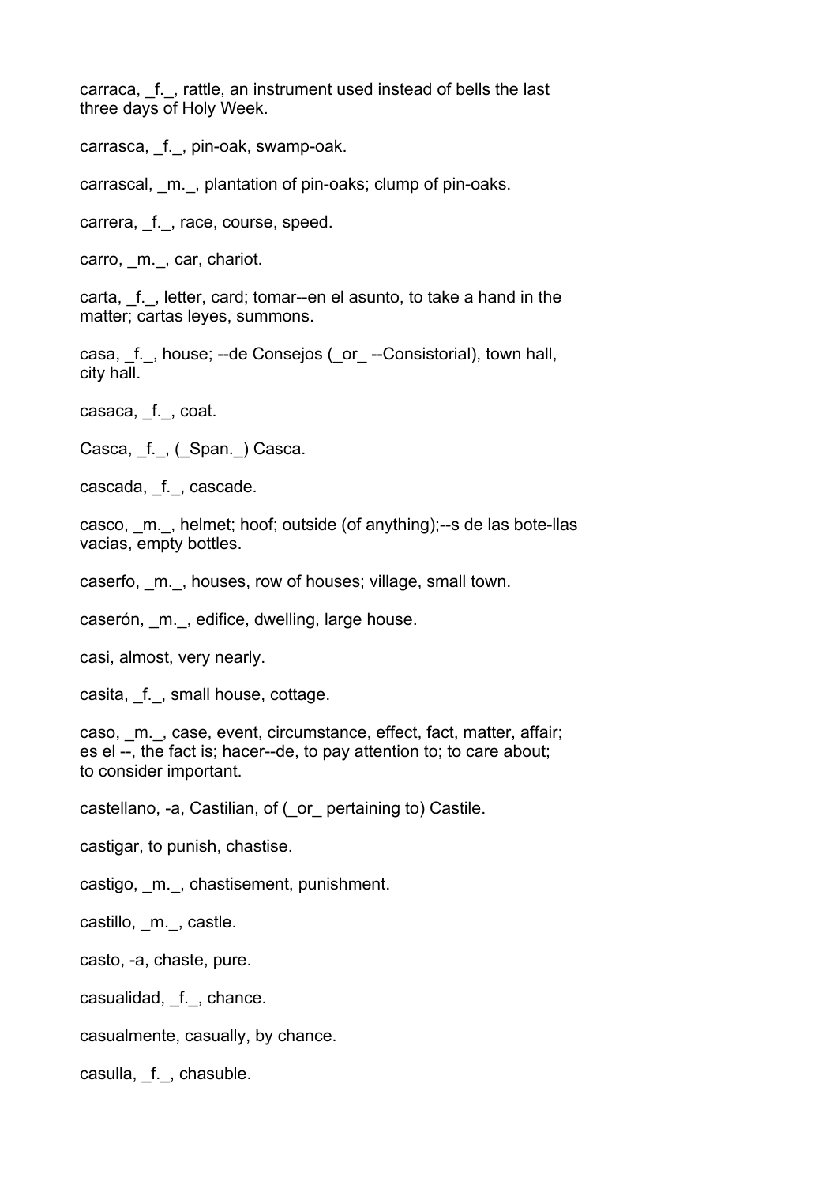carraca, _f._, rattle, an instrument used instead of bells the last three days of Holy Week.

carrasca, _f._, pin-oak, swamp-oak.

carrascal, _m._, plantation of pin-oaks; clump of pin-oaks.

carrera, _f._, race, course, speed.

carro, _m._, car, chariot.

carta, _f._, letter, card; tomar--en el asunto, to take a hand in the matter; cartas leyes, summons.

casa, _f._, house; --de Consejos (_or_ --Consistorial), town hall, city hall.

casaca, _f._, coat.

Casca, _f._, (_Span._) Casca.

cascada, _f._, cascade.

casco, _m._, helmet; hoof; outside (of anything);--s de las bote-llas vacias, empty bottles.

caserfo, _m._, houses, row of houses; village, small town.

caserón, _m._, edifice, dwelling, large house.

casi, almost, very nearly.

casita, _f._, small house, cottage.

caso, _m._, case, event, circumstance, effect, fact, matter, affair; es el --, the fact is; hacer--de, to pay attention to; to care about; to consider important.

castellano, -a, Castilian, of (_or_ pertaining to) Castile.

castigar, to punish, chastise.

castigo, _m._, chastisement, punishment.

castillo, _m._, castle.

casto, -a, chaste, pure.

casualidad, _f._, chance.

casualmente, casually, by chance.

casulla, _f._, chasuble.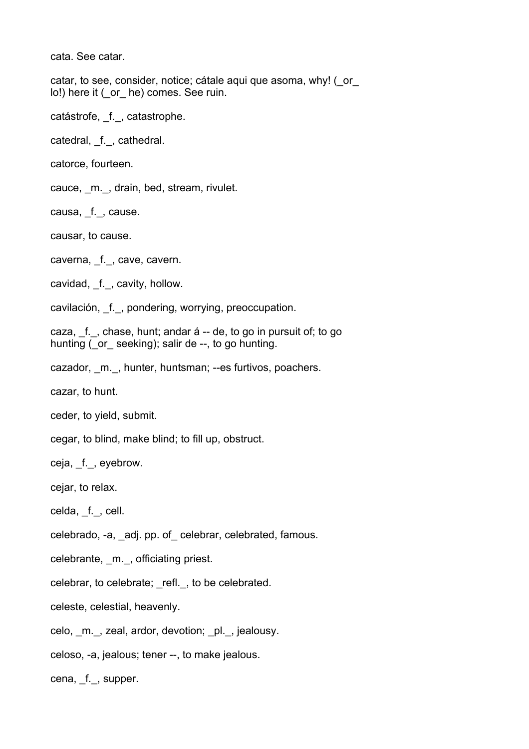cata. See catar.

catar, to see, consider, notice; cátale aqui que asoma, why! (_or_ lo!) here it (_or_ he) comes. See ruin.

catástrofe, _f._, catastrophe.

catedral, _f._, cathedral.

catorce, fourteen.

cauce, _m._, drain, bed, stream, rivulet.

causa, _f._, cause.

causar, to cause.

caverna, _f._, cave, cavern.

cavidad, _f._, cavity, hollow.

cavilación, _f._, pondering, worrying, preoccupation.

caza, _f._, chase, hunt; andar á -- de, to go in pursuit of; to go hunting (_or_ seeking); salir de --, to go hunting.

cazador, _m._, hunter, huntsman; --es furtivos, poachers.

cazar, to hunt.

ceder, to yield, submit.

cegar, to blind, make blind; to fill up, obstruct.

ceja, _f._, eyebrow.

cejar, to relax.

celda, _f._, cell.

celebrado, -a, _adj. pp. of_ celebrar, celebrated, famous.

celebrante, _m._, officiating priest.

celebrar, to celebrate; _refl._, to be celebrated.

celeste, celestial, heavenly.

celo, _m._, zeal, ardor, devotion; _pl._, jealousy.

celoso, -a, jealous; tener --, to make jealous.

cena, _f._, supper.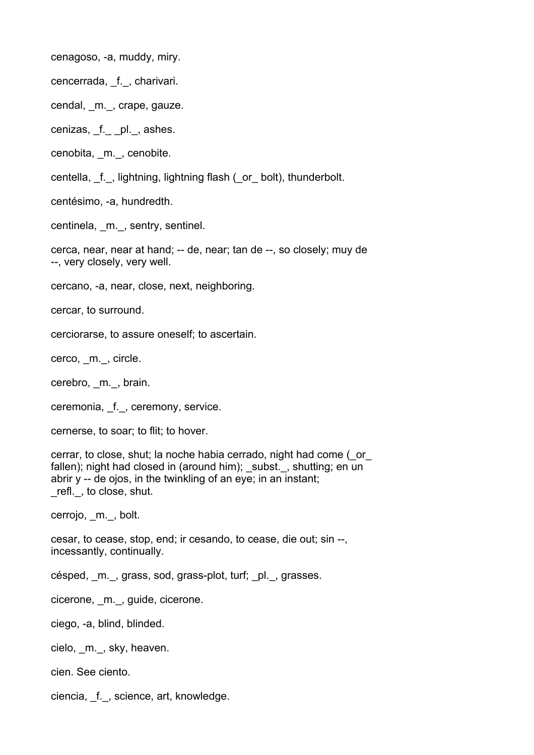cenagoso, -a, muddy, miry.

cencerrada, _f._, charivari.

cendal, _m._, crape, gauze.

cenizas, _f._ _pl._, ashes.

cenobita, _m._, cenobite.

centella, _f._, lightning, lightning flash (_or_ bolt), thunderbolt.

centésimo, -a, hundredth.

centinela, _m._, sentry, sentinel.

cerca, near, near at hand; -- de, near; tan de --, so closely; muy de --, very closely, very well.

cercano, -a, near, close, next, neighboring.

cercar, to surround.

cerciorarse, to assure oneself; to ascertain.

cerco, _m._, circle.

cerebro, _m._, brain.

ceremonia, _f._, ceremony, service.

cernerse, to soar; to flit; to hover.

cerrar, to close, shut; la noche habia cerrado, night had come (_or_ fallen); night had closed in (around him); _subst._, shutting; en un abrir y -- de ojos, in the twinkling of an eye; in an instant; _refl._, to close, shut.

cerrojo, _m._, bolt.

cesar, to cease, stop, end; ir cesando, to cease, die out; sin --, incessantly, continually.

césped, _m._, grass, sod, grass-plot, turf; _pl._, grasses.

cicerone, _m._, guide, cicerone.

ciego, -a, blind, blinded.

cielo, _m._, sky, heaven.

cien. See ciento.

ciencia, _f._, science, art, knowledge.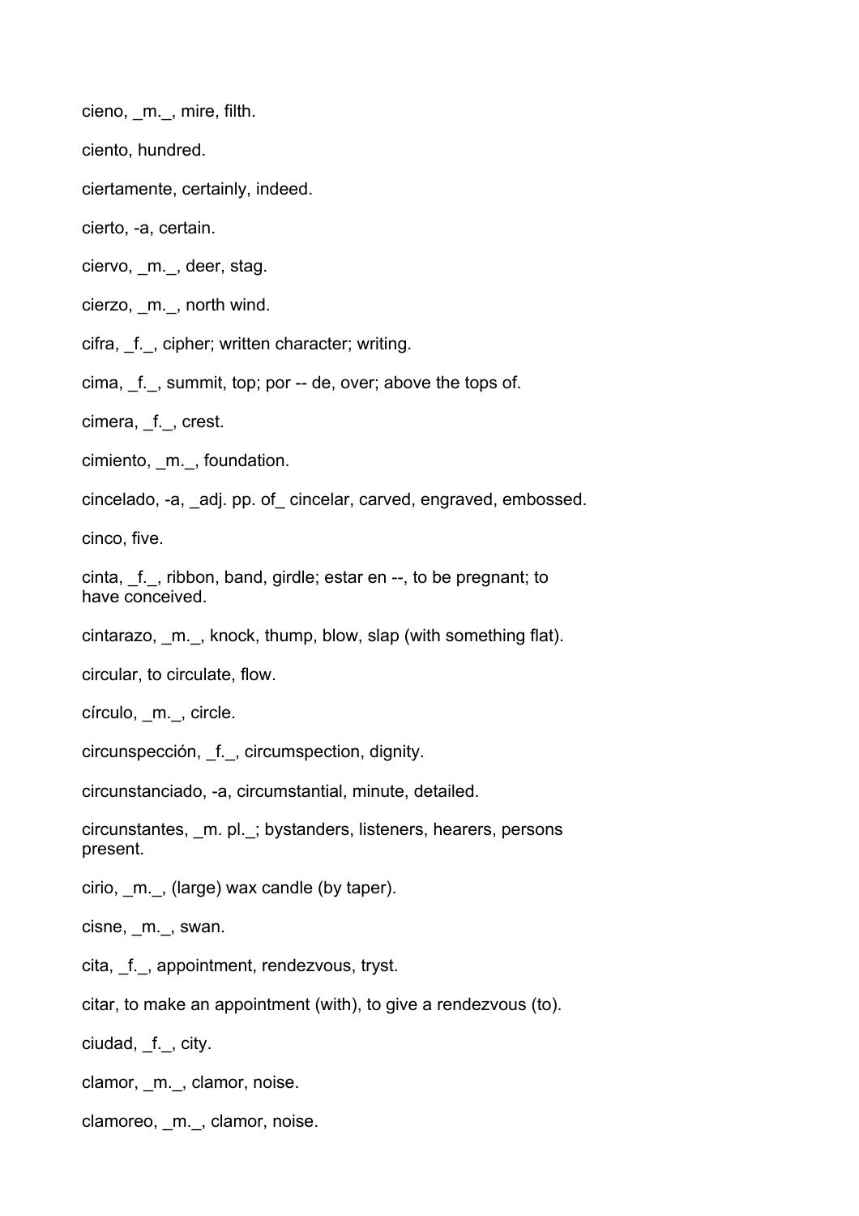cieno, _m._, mire, filth.

ciento, hundred.

ciertamente, certainly, indeed.

cierto, -a, certain.

ciervo, _m._, deer, stag.

cierzo, _m._, north wind.

cifra, _f._, cipher; written character; writing.

cima, _f._, summit, top; por -- de, over; above the tops of.

cimera, _f._, crest.

cimiento, _m._, foundation.

cincelado, -a, _adj. pp. of_ cincelar, carved, engraved, embossed.

cinco, five.

cinta, _f._, ribbon, band, girdle; estar en --, to be pregnant; to have conceived.

cintarazo, _m._, knock, thump, blow, slap (with something flat).

circular, to circulate, flow.

círculo, _m._, circle.

circunspección, _f._, circumspection, dignity.

circunstanciado, -a, circumstantial, minute, detailed.

circunstantes, _m. pl._; bystanders, listeners, hearers, persons present.

cirio, _m._, (large) wax candle (by taper).

cisne, _m._, swan.

cita, _f._, appointment, rendezvous, tryst.

citar, to make an appointment (with), to give a rendezvous (to).

ciudad, _f._, city.

clamor, _m._, clamor, noise.

clamoreo, _m._, clamor, noise.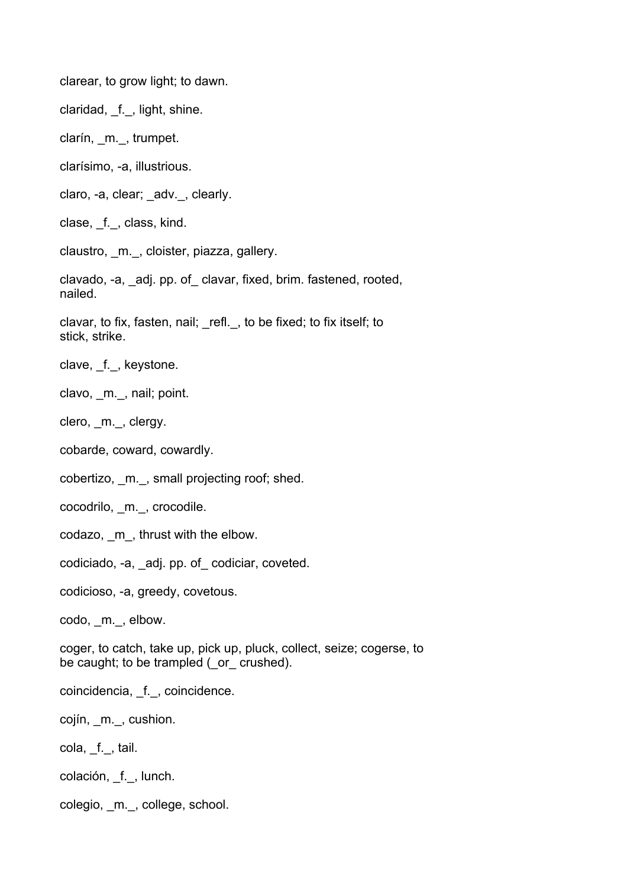clarear, to grow light; to dawn.

claridad, _f._, light, shine.

clarín, _m._, trumpet.

clarísimo, -a, illustrious.

claro, -a, clear; _adv._, clearly.

clase, _f._, class, kind.

claustro, _m._, cloister, piazza, gallery.

clavado, -a, _adj. pp. of_ clavar, fixed, brim. fastened, rooted, nailed.

clavar, to fix, fasten, nail; _refl._, to be fixed; to fix itself; to stick, strike.

clave, _f._, keystone.

clavo, _m._, nail; point.

clero, _m._, clergy.

cobarde, coward, cowardly.

cobertizo, _m._, small projecting roof; shed.

cocodrilo, _m._, crocodile.

codazo, _m_, thrust with the elbow.

codiciado, -a, _adj. pp. of_ codiciar, coveted.

codicioso, -a, greedy, covetous.

codo, _m._, elbow.

coger, to catch, take up, pick up, pluck, collect, seize; cogerse, to be caught; to be trampled (_or_ crushed).

coincidencia, _f._, coincidence.

cojín, _m._, cushion.

cola, _f._, tail.

colación, _f._, lunch.

colegio, _m._, college, school.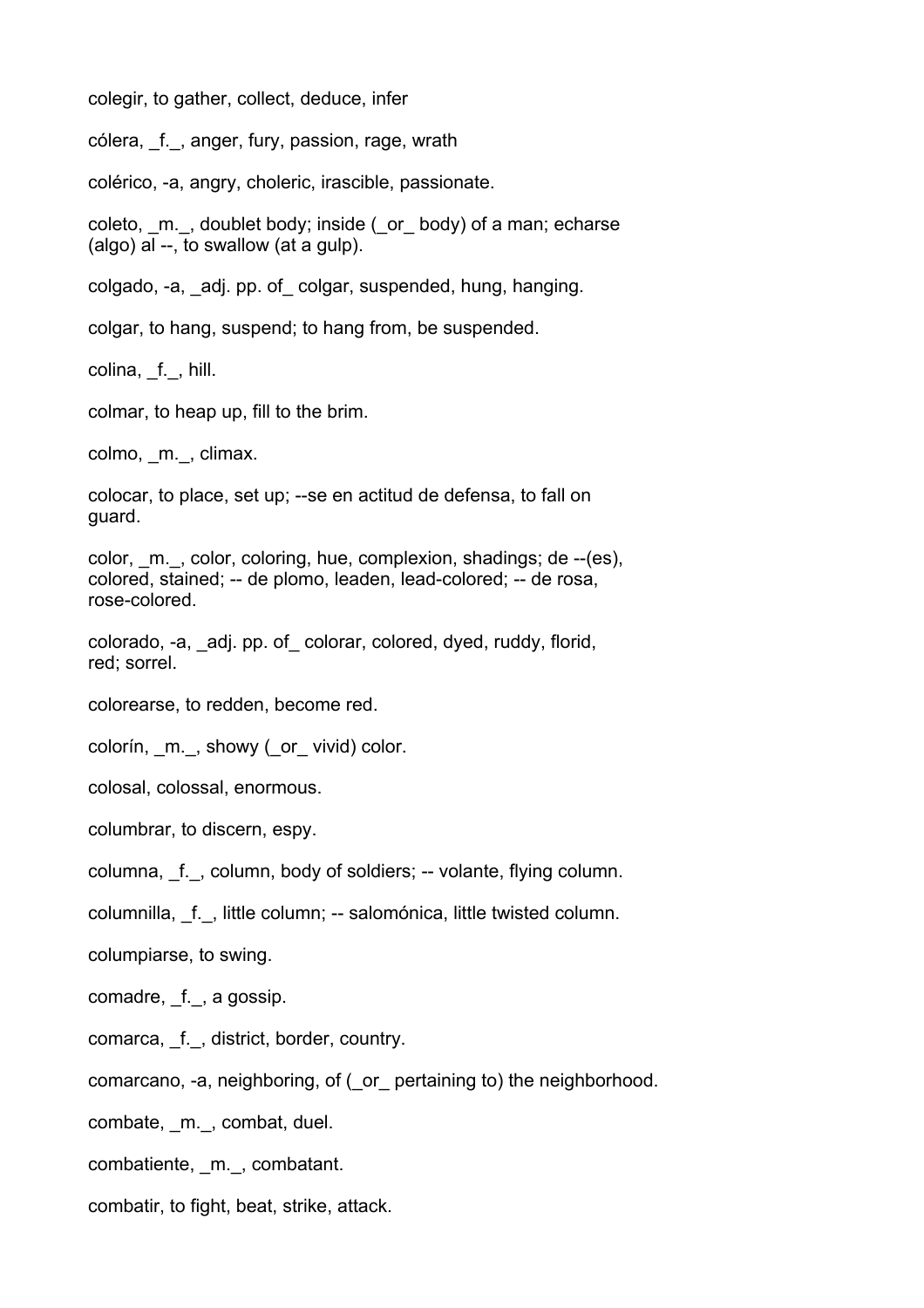colegir, to gather, collect, deduce, infer

cólera, _f._, anger, fury, passion, rage, wrath

colérico, -a, angry, choleric, irascible, passionate.

coleto, _m._, doublet body; inside (_or_ body) of a man; echarse (algo) al --, to swallow (at a gulp).

colgado, -a, _adj. pp. of_ colgar, suspended, hung, hanging.

colgar, to hang, suspend; to hang from, be suspended.

colina, _f._, hill.

colmar, to heap up, fill to the brim.

colmo, _m._, climax.

colocar, to place, set up; --se en actitud de defensa, to fall on guard.

color, _m._, color, coloring, hue, complexion, shadings; de --(es), colored, stained; -- de plomo, leaden, lead-colored; -- de rosa, rose-colored.

colorado, -a, _adj. pp. of_ colorar, colored, dyed, ruddy, florid, red; sorrel.

colorearse, to redden, become red.

colorín, _m._, showy (_or_ vivid) color.

colosal, colossal, enormous.

columbrar, to discern, espy.

columna, _f._, column, body of soldiers; -- volante, flying column.

columnilla, _f._, little column; -- salomónica, little twisted column.

columpiarse, to swing.

comadre, _f._, a gossip.

comarca, _f._, district, border, country.

comarcano, -a, neighboring, of (_or_ pertaining to) the neighborhood.

combate, _m._, combat, duel.

combatiente, _m._, combatant.

combatir, to fight, beat, strike, attack.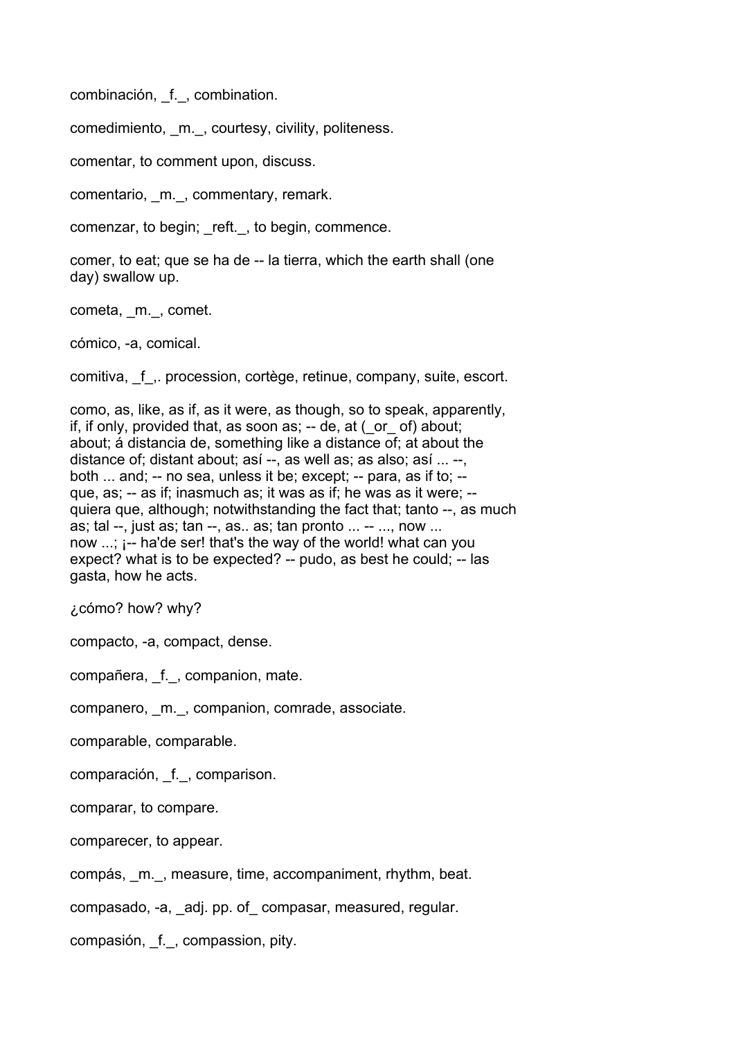combinación, _f._, combination.

comedimiento, _m._, courtesy, civility, politeness.

comentar, to comment upon, discuss.

comentario, _m._, commentary, remark.

comenzar, to begin; _reft._, to begin, commence.

comer, to eat; que se ha de -- la tierra, which the earth shall (one day) swallow up.

cometa, _m._, comet.

cómico, -a, comical.

comitiva, _f_,. procession, cortège, retinue, company, suite, escort.

como, as, like, as if, as it were, as though, so to speak, apparently, if, if only, provided that, as soon as; -- de, at (_or_ of) about; about; á distancia de, something like a distance of; at about the distance of; distant about; así --, as well as; as also; así ... --, both ... and; -- no sea, unless it be; except; -- para, as if to; -- que, as; -- as if; inasmuch as; it was as if; he was as it were; -- quiera que, although; notwithstanding the fact that; tanto --, as much as; tal --, just as; tan --, as.. as; tan pronto ... -- ..., now ... now ...; ¡-- ha'de ser! that's the way of the world! what can you expect? what is to be expected? -- pudo, as best he could; -- las gasta, how he acts.

¿cómo? how? why?

compacto, -a, compact, dense.

compañera, _f._, companion, mate.

companero, _m._, companion, comrade, associate.

comparable, comparable.

comparación, _f._, comparison.

comparar, to compare.

comparecer, to appear.

compás, _m._, measure, time, accompaniment, rhythm, beat.

compasado, -a, _adj. pp. of_ compasar, measured, regular.

compasión, _f._, compassion, pity.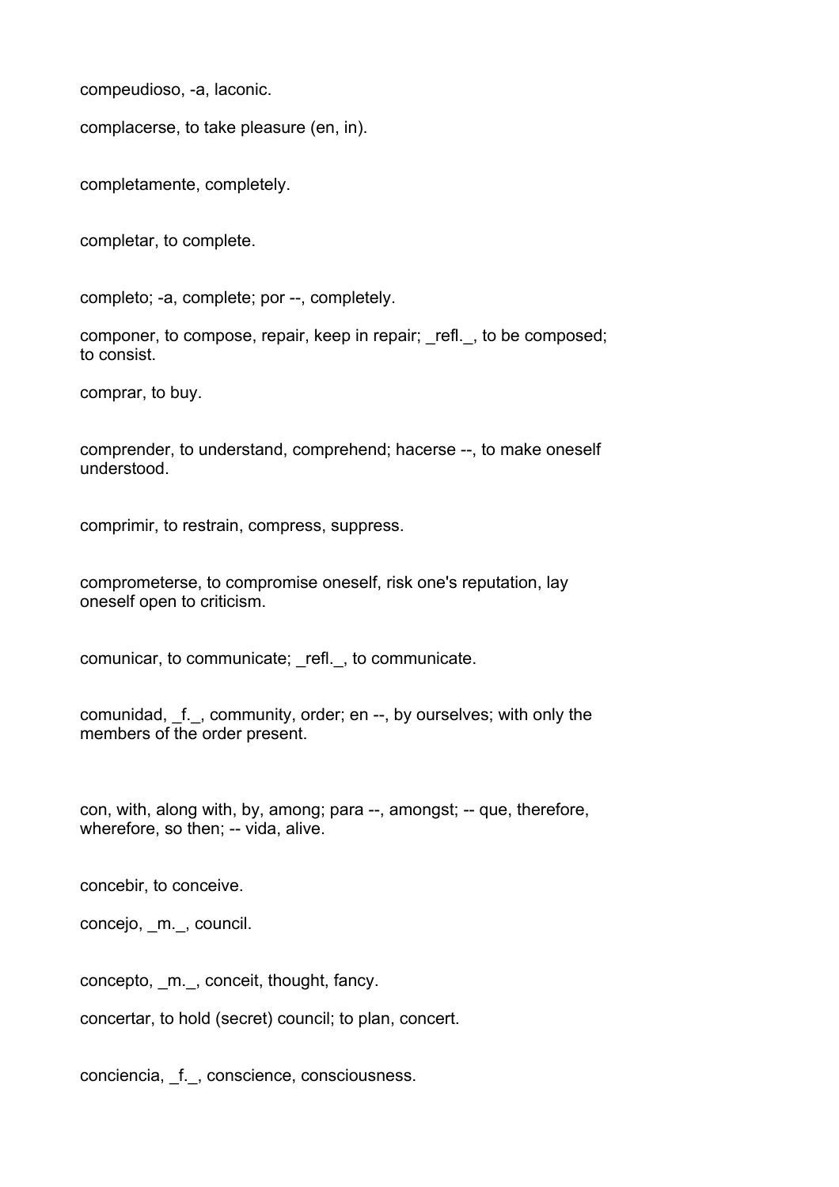compeudioso, -a, laconic.

complacerse, to take pleasure (en, in).

completamente, completely.

completar, to complete.

completo; -a, complete; por --, completely.

componer, to compose, repair, keep in repair; _refl._, to be composed; to consist.

comprar, to buy.

comprender, to understand, comprehend; hacerse --, to make oneself understood.

comprimir, to restrain, compress, suppress.

comprometerse, to compromise oneself, risk one's reputation, lay oneself open to criticism.

comunicar, to communicate; _refl._, to communicate.

comunidad, _f._, community, order; en --, by ourselves; with only the members of the order present.

con, with, along with, by, among; para --, amongst; -- que, therefore, wherefore, so then; -- vida, alive.

concebir, to conceive.

concejo, _m._, council.

concepto, _m._, conceit, thought, fancy.

concertar, to hold (secret) council; to plan, concert.

conciencia, _f._, conscience, consciousness.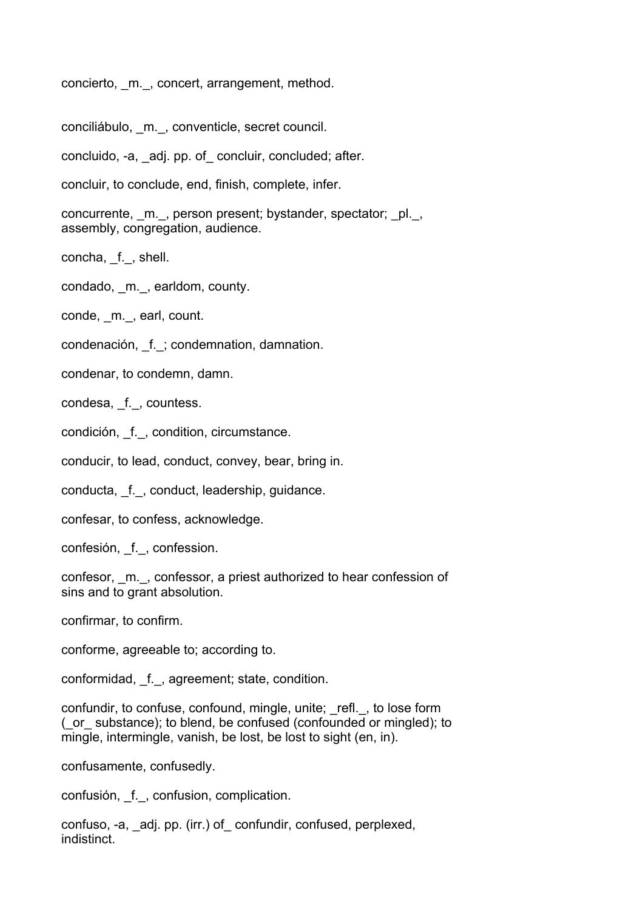concierto, _m._, concert, arrangement, method.

conciliábulo, _m._, conventicle, secret council.

concluido, -a, _adj. pp. of_ concluir, concluded; after.

concluir, to conclude, end, finish, complete, infer.

concurrente, _m._, person present; bystander, spectator; _pl._, assembly, congregation, audience.

concha, _f._, shell.

condado, _m._, earldom, county.

conde, _m._, earl, count.

condenación, _f._; condemnation, damnation.

condenar, to condemn, damn.

condesa, _f._, countess.

condición, _f._, condition, circumstance.

conducir, to lead, conduct, convey, bear, bring in.

conducta, _f._, conduct, leadership, guidance.

confesar, to confess, acknowledge.

confesión, _f._, confession.

confesor, _m._, confessor, a priest authorized to hear confession of sins and to grant absolution.

confirmar, to confirm.

conforme, agreeable to; according to.

conformidad, _f._, agreement; state, condition.

confundir, to confuse, confound, mingle, unite; _refl._, to lose form (_or_ substance); to blend, be confused (confounded or mingled); to mingle, intermingle, vanish, be lost, be lost to sight (en, in).

confusamente, confusedly.

confusión, _f._, confusion, complication.

confuso, -a, _adj. pp. (irr.) of_ confundir, confused, perplexed, indistinct.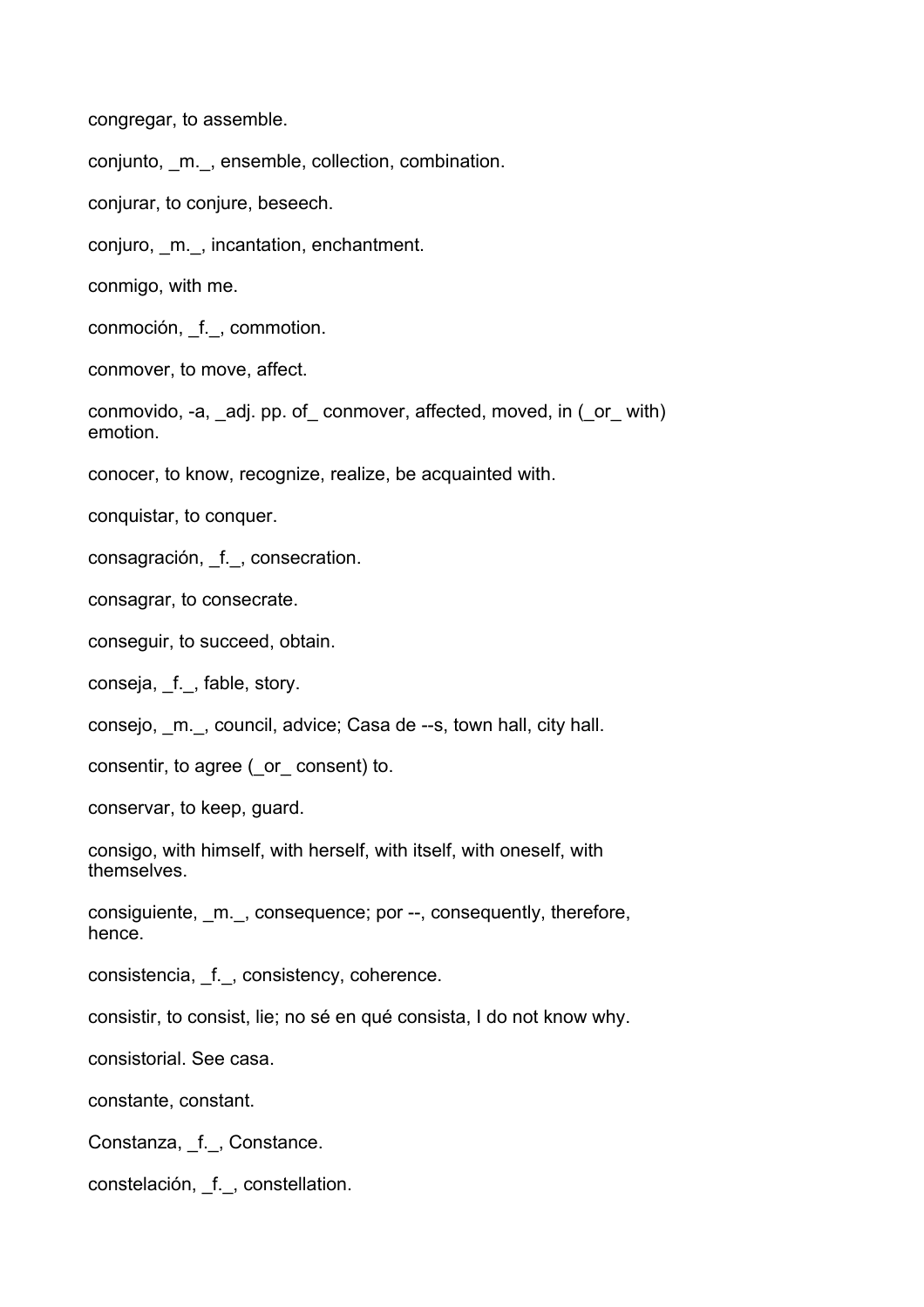congregar, to assemble.

conjunto, _m._, ensemble, collection, combination.

conjurar, to conjure, beseech.

conjuro, _m._, incantation, enchantment.

conmigo, with me.

conmoción, _f._, commotion.

conmover, to move, affect.

conmovido, -a, _adj. pp. of_ conmover, affected, moved, in (_or_ with) emotion.

conocer, to know, recognize, realize, be acquainted with.

conquistar, to conquer.

consagración, _f._, consecration.

consagrar, to consecrate.

conseguir, to succeed, obtain.

conseja, _f._, fable, story.

consejo, _m._, council, advice; Casa de --s, town hall, city hall.

consentir, to agree (_or_ consent) to.

conservar, to keep, guard.

consigo, with himself, with herself, with itself, with oneself, with themselves.

consiguiente, _m._, consequence; por --, consequently, therefore, hence.

consistencia, _f._, consistency, coherence.

consistir, to consist, lie; no sé en qué consista, I do not know why.

consistorial. See casa.

constante, constant.

Constanza, _f._, Constance.

constelación, _f._, constellation.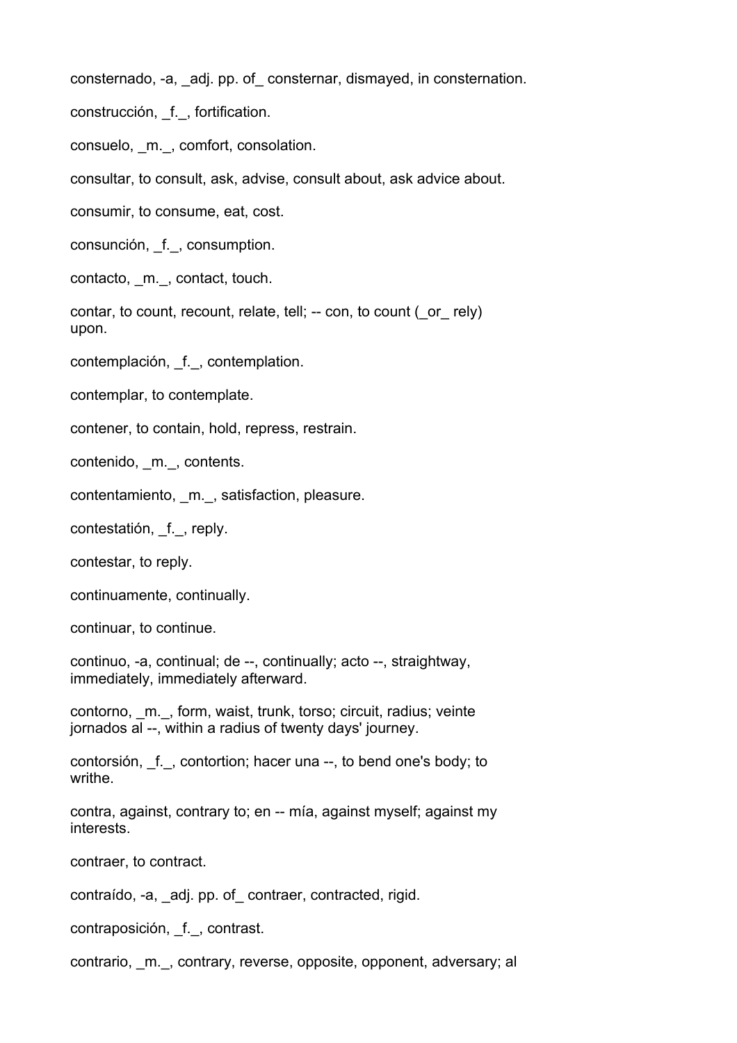consternado, -a, _adj. pp. of_ consternar, dismayed, in consternation.

construcción, _f._, fortification.

consuelo, _m._, comfort, consolation.

consultar, to consult, ask, advise, consult about, ask advice about.

consumir, to consume, eat, cost.

consunción, _f._, consumption.

contacto, _m._, contact, touch.

contar, to count, recount, relate, tell; -- con, to count (_or_ rely) upon.

contemplación, _f._, contemplation.

contemplar, to contemplate.

contener, to contain, hold, repress, restrain.

contenido, _m._, contents.

contentamiento, _m._, satisfaction, pleasure.

contestatión, _f._, reply.

contestar, to reply.

continuamente, continually.

continuar, to continue.

continuo, -a, continual; de --, continually; acto --, straightway, immediately, immediately afterward.

contorno, _m._, form, waist, trunk, torso; circuit, radius; veinte jornados al --, within a radius of twenty days' journey.

contorsión, _f._, contortion; hacer una --, to bend one's body; to writhe.

contra, against, contrary to; en -- mía, against myself; against my interests.

contraer, to contract.

contraído, -a, _adj. pp. of_ contraer, contracted, rigid.

contraposición, _f._, contrast.

contrario, _m._, contrary, reverse, opposite, opponent, adversary; al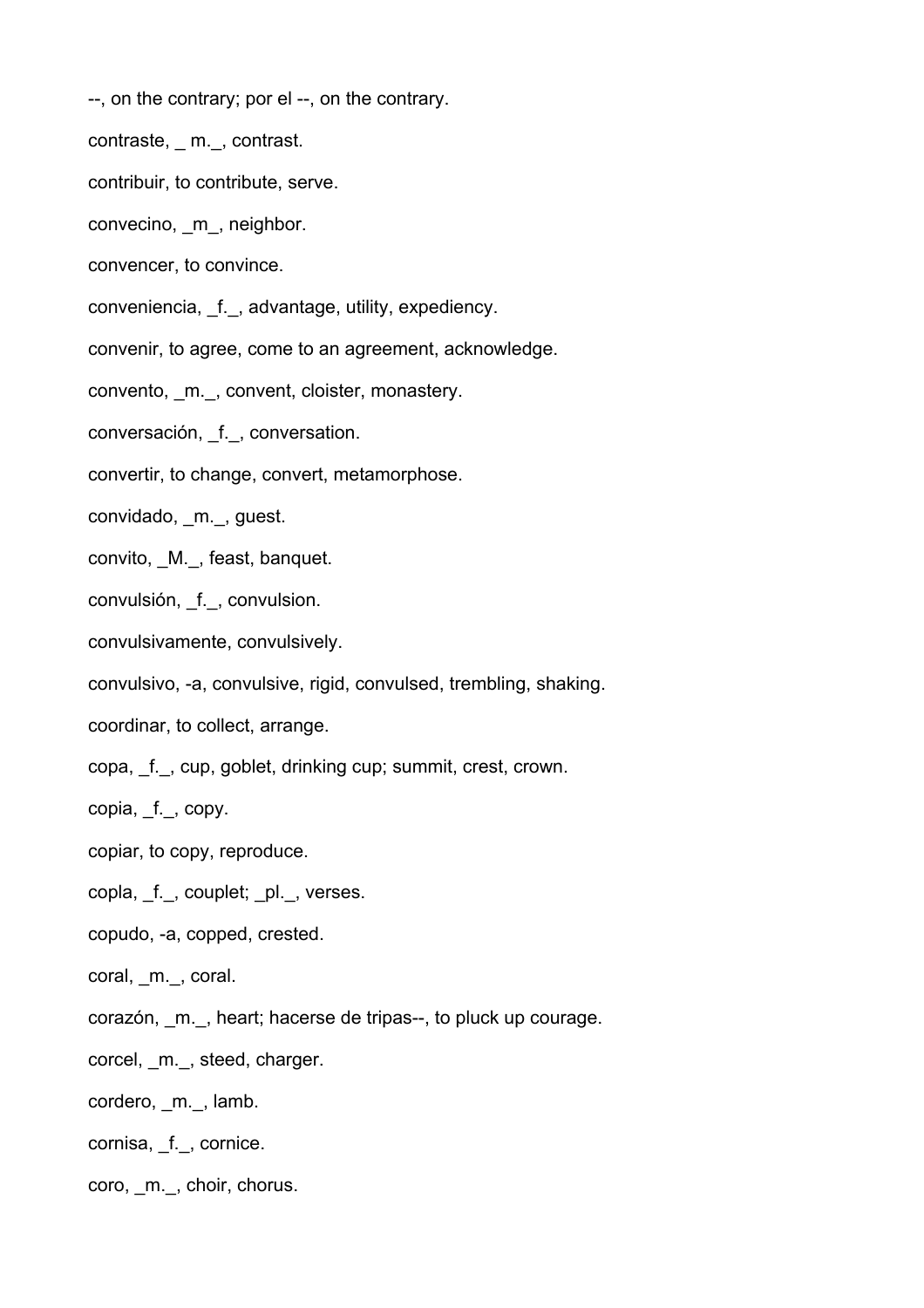--, on the contrary; por el --, on the contrary.

contraste, _ m._, contrast.

contribuir, to contribute, serve.

convecino, _m_, neighbor.

convencer, to convince.

conveniencia, _f._, advantage, utility, expediency.

convenir, to agree, come to an agreement, acknowledge.

convento, _m._, convent, cloister, monastery.

conversación, _f._, conversation.

convertir, to change, convert, metamorphose.

convidado, _m._, guest.

convito, _M._, feast, banquet.

convulsión, _f._, convulsion.

convulsivamente, convulsively.

convulsivo, -a, convulsive, rigid, convulsed, trembling, shaking.

coordinar, to collect, arrange.

copa, _f._, cup, goblet, drinking cup; summit, crest, crown.

copia, _f._, copy.

copiar, to copy, reproduce.

copla, _f._, couplet; _pl._, verses.

copudo, -a, copped, crested.

coral, _m._, coral.

corazón, _m._, heart; hacerse de tripas--, to pluck up courage.

corcel, _m._, steed, charger.

cordero, _m._, lamb.

cornisa, _f._, cornice.

coro, _m._, choir, chorus.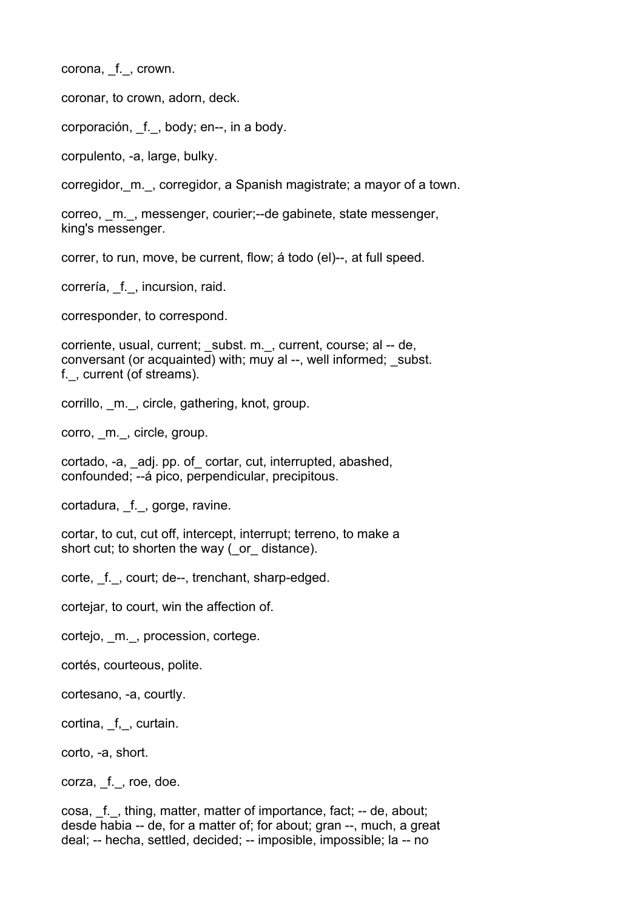corona, _f._, crown.

coronar, to crown, adorn, deck.

corporación, _f._, body; en--, in a body.

corpulento, -a, large, bulky.

corregidor,_m._, corregidor, a Spanish magistrate; a mayor of a town.

correo, _m._, messenger, courier;--de gabinete, state messenger, king's messenger.

correr, to run, move, be current, flow; á todo (el)--, at full speed.

correría, _f._, incursion, raid.

corresponder, to correspond.

corriente, usual, current; _subst. m._, current, course; al -- de, conversant (or acquainted) with; muy al --, well informed; _subst. f._, current (of streams).

corrillo, _m._, circle, gathering, knot, group.

corro, _m._, circle, group.

cortado, -a, _adj. pp. of_ cortar, cut, interrupted, abashed, confounded; --á pico, perpendicular, precipitous.

cortadura, _f._, gorge, ravine.

cortar, to cut, cut off, intercept, interrupt; terreno, to make a short cut; to shorten the way (_or_ distance).

corte, _f._, court; de--, trenchant, sharp-edged.

cortejar, to court, win the affection of.

cortejo, _m._, procession, cortege.

cortés, courteous, polite.

cortesano, -a, courtly.

cortina, _f,_, curtain.

corto, -a, short.

corza, _f._, roe, doe.

cosa, _f._, thing, matter, matter of importance, fact; -- de, about; desde habia -- de, for a matter of; for about; gran --, much, a great deal; -- hecha, settled, decided; -- imposible, impossible; la -- no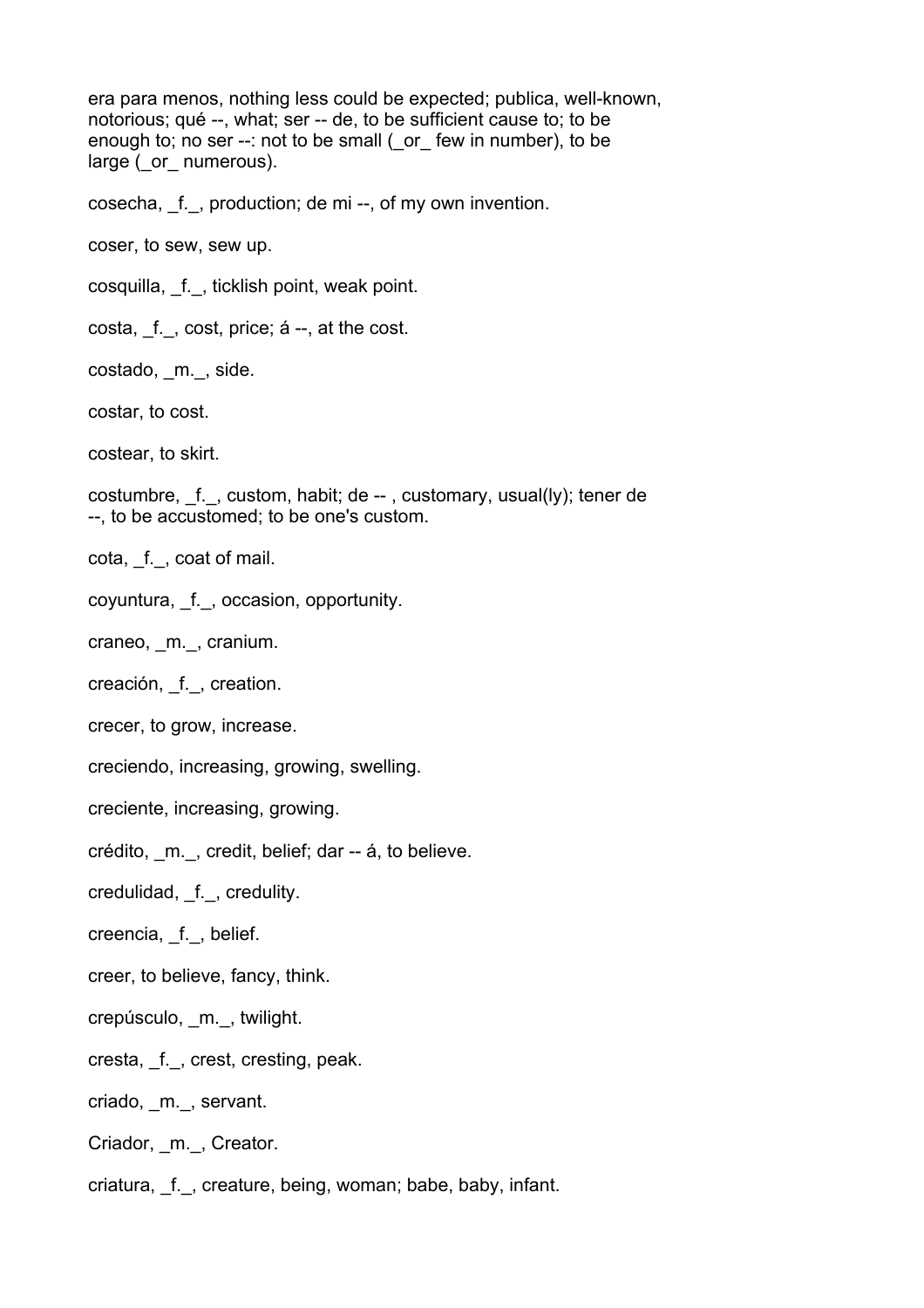era para menos, nothing less could be expected; publica, well-known, notorious; qué --, what; ser -- de, to be sufficient cause to; to be enough to; no ser --: not to be small (_or_ few in number), to be large (_or_ numerous).

cosecha, _f._, production; de mi --, of my own invention.

coser, to sew, sew up.

cosquilla, _f._, ticklish point, weak point.

costa, _f._, cost, price; á --, at the cost.

costado, _m._, side.

costar, to cost.

costear, to skirt.

costumbre, _f._, custom, habit; de -- , customary, usual(ly); tener de --, to be accustomed; to be one's custom.

cota, _f._, coat of mail.

coyuntura, _f._, occasion, opportunity.

craneo, _m._, cranium.

creación, _f._, creation.

crecer, to grow, increase.

creciendo, increasing, growing, swelling.

creciente, increasing, growing.

crédito, _m._, credit, belief; dar -- á, to believe.

credulidad, _f._, credulity.

creencia, _f._, belief.

creer, to believe, fancy, think.

crepúsculo, _m._, twilight.

cresta, _f._, crest, cresting, peak.

criado, _m._, servant.

Criador, _m._, Creator.

criatura, _f._, creature, being, woman; babe, baby, infant.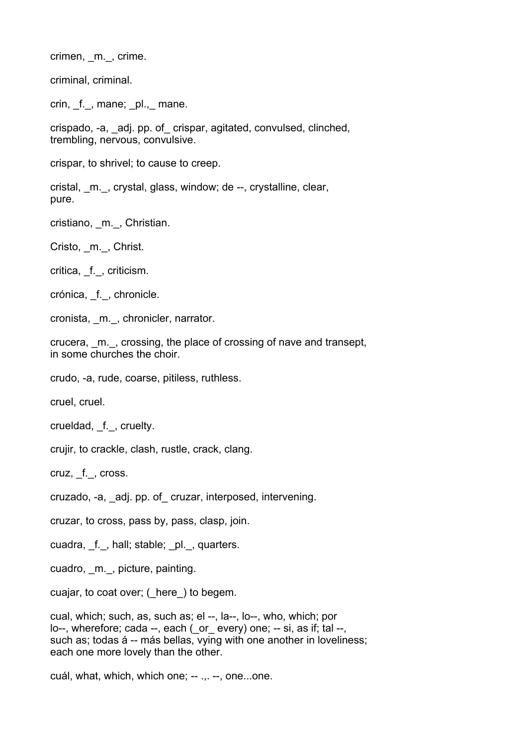crimen, _m._, crime.

criminal, criminal.

crin, _f._, mane; _pl.,_ mane.

crispado, -a, _adj. pp. of_ crispar, agitated, convulsed, clinched, trembling, nervous, convulsive.

crispar, to shrivel; to cause to creep.

cristal, _m._, crystal, glass, window; de --, crystalline, clear, pure.

cristiano, _m._, Christian.

Cristo, _m._, Christ.

critica, _f._, criticism.

crónica, _f._, chronicle.

cronista, _m._, chronicler, narrator.

crucera, _m._, crossing, the place of crossing of nave and transept, in some churches the choir.

crudo, -a, rude, coarse, pitiless, ruthless.

cruel, cruel.

crueldad, _f._, cruelty.

crujir, to crackle, clash, rustle, crack, clang.

cruz, _f._, cross.

cruzado, -a, _adj. pp. of_ cruzar, interposed, intervening.

cruzar, to cross, pass by, pass, clasp, join.

cuadra, _f._, hall; stable; _pl._, quarters.

cuadro, _m._, picture, painting.

cuajar, to coat over; (_here_) to begem.

cual, which; such, as, such as; el --, la--, lo--, who, which; por lo--, wherefore; cada --, each (_or_ every) one; -- si, as if; tal --, such as; todas á -- más bellas, vying with one another in loveliness; each one more lovely than the other.

cuál, what, which, which one; -- .,. --, one...one.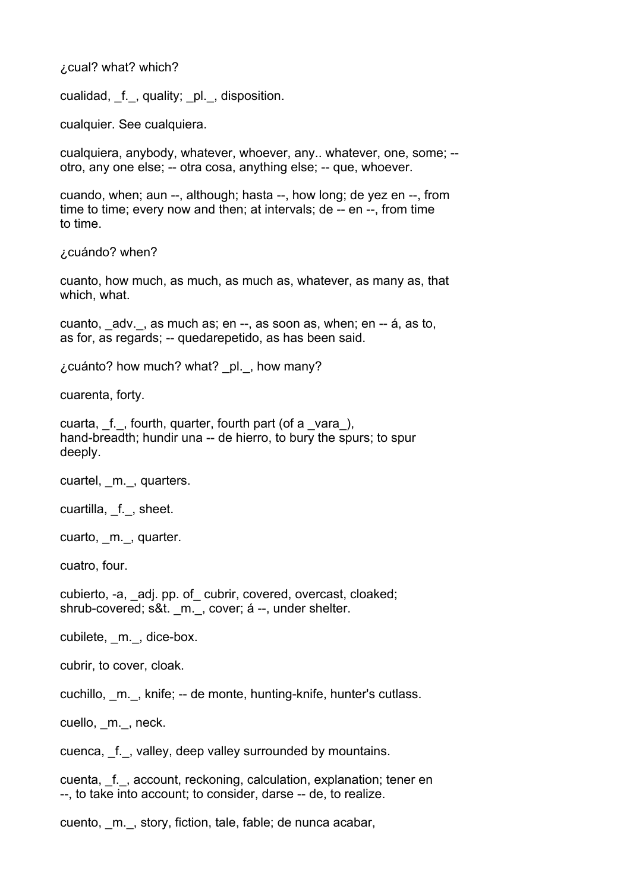¿cual? what? which?

cualidad, _f._, quality; _pl._, disposition.

cualquier. See cualquiera.

cualquiera, anybody, whatever, whoever, any.. whatever, one, some; -- otro, any one else; -- otra cosa, anything else; -- que, whoever.

cuando, when; aun --, although; hasta --, how long; de yez en --, from time to time; every now and then; at intervals; de -- en --, from time to time.

¿cuándo? when?

cuanto, how much, as much, as much as, whatever, as many as, that which, what.

cuanto, _adv._, as much as; en --, as soon as, when; en -- á, as to, as for, as regards; -- quedarepetido, as has been said.

¿cuánto? how much? what? _pl._, how many?

cuarenta, forty.

cuarta, _f._, fourth, quarter, fourth part (of a _vara_), hand-breadth; hundir una -- de hierro, to bury the spurs; to spur deeply.

cuartel, _m._, quarters.

cuartilla, _f._, sheet.

cuarto, _m._, quarter.

cuatro, four.

cubierto, -a, _adj. pp. of_ cubrir, covered, overcast, cloaked; shrub-covered; s&t. _m._, cover; á --, under shelter.

cubilete, _m._, dice-box.

cubrir, to cover, cloak.

cuchillo, _m._, knife; -- de monte, hunting-knife, hunter's cutlass.

cuello, _m._, neck.

cuenca, _f._, valley, deep valley surrounded by mountains.

cuenta, _f._, account, reckoning, calculation, explanation; tener en --, to take into account; to consider, darse -- de, to realize.

cuento, _m._, story, fiction, tale, fable; de nunca acabar,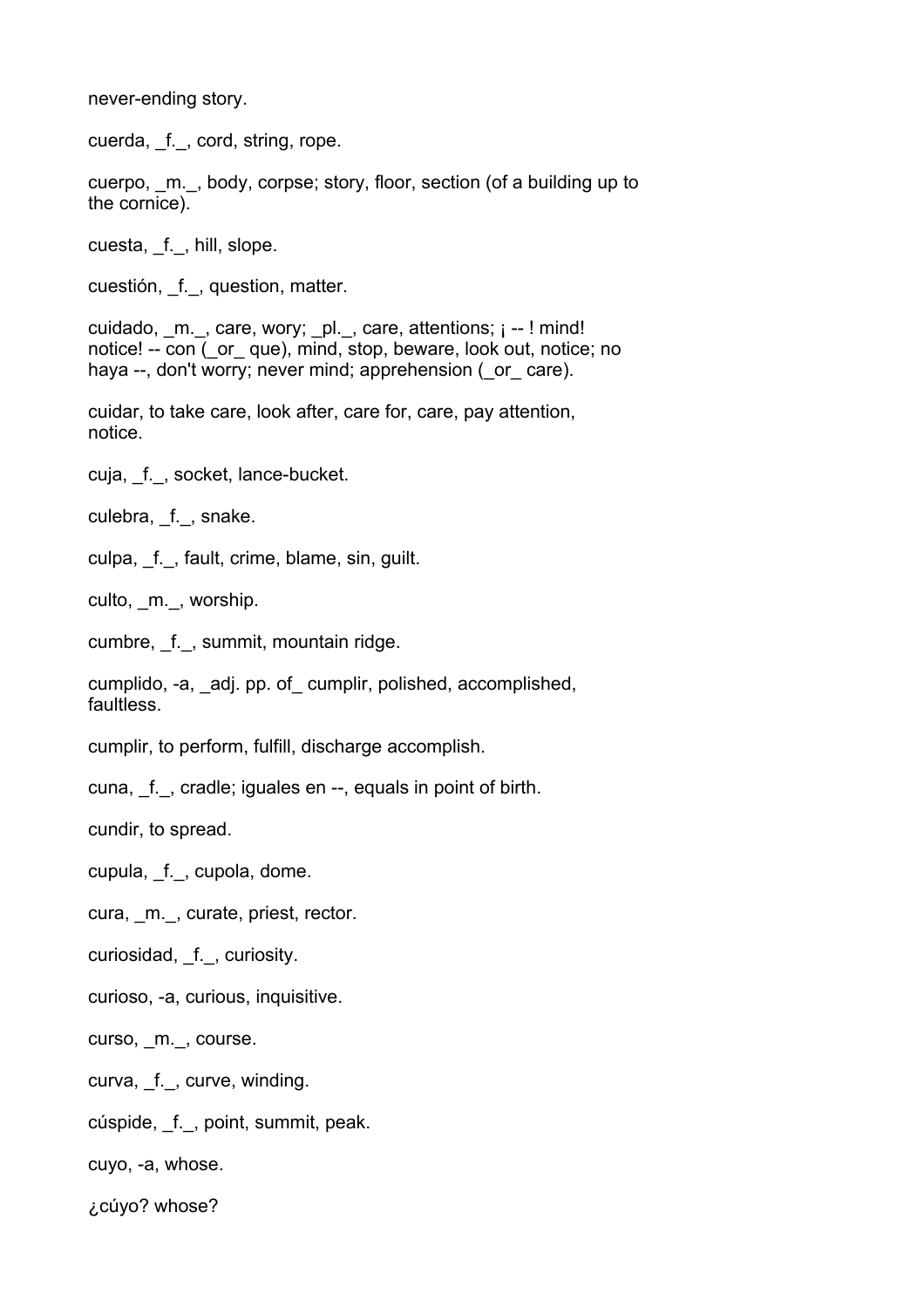never-ending story.

cuerda, _f._, cord, string, rope.

cuerpo, _m._, body, corpse; story, floor, section (of a building up to the cornice).

cuesta, _f._, hill, slope.

cuestión, _f._, question, matter.

cuidado, _m._, care, wory; _pl._, care, attentions; ¡ -- ! mind! notice! -- con (_or_ que), mind, stop, beware, look out, notice; no haya --, don't worry; never mind; apprehension (_or_ care).

cuidar, to take care, look after, care for, care, pay attention, notice.

cuja, _f._, socket, lance-bucket.

culebra, _f._, snake.

culpa, _f._, fault, crime, blame, sin, guilt.

culto, _m._, worship.

cumbre, _f._, summit, mountain ridge.

cumplido, -a, _adj. pp. of_ cumplir, polished, accomplished, faultless.

cumplir, to perform, fulfill, discharge accomplish.

cuna, _f._, cradle; iguales en --, equals in point of birth.

cundir, to spread.

cupula, _f._, cupola, dome.

cura, _m._, curate, priest, rector.

curiosidad, _f._, curiosity.

curioso, -a, curious, inquisitive.

curso, _m._, course.

curva, _f._, curve, winding.

cúspide, _f._, point, summit, peak.

cuyo, -a, whose.

¿cúyo? whose?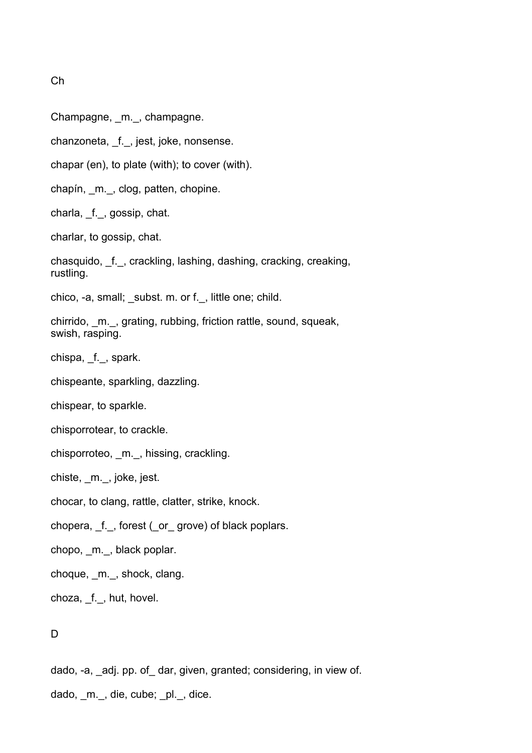## Ch

Champagne, _m._, champagne.

chanzoneta, _f._, jest, joke, nonsense.

chapar (en), to plate (with); to cover (with).

chapín, _m._, clog, patten, chopine.

charla, _f._, gossip, chat.

charlar, to gossip, chat.

chasquido, _f._, crackling, lashing, dashing, cracking, creaking, rustling.

chico, -a, small; _subst. m. or f._, little one; child.

chirrido, _m._, grating, rubbing, friction rattle, sound, squeak, swish, rasping.

chispa, _f._, spark.

chispeante, sparkling, dazzling.

chispear, to sparkle.

chisporrotear, to crackle.

chisporroteo, _m._, hissing, crackling.

chiste, _m._, joke, jest.

chocar, to clang, rattle, clatter, strike, knock.

chopera, _f._, forest (_or_ grove) of black poplars.

chopo, _m._, black poplar.

choque, _m._, shock, clang.

choza, _f._, hut, hovel.

## D

dado, -a, _adj. pp. of_ dar, given, granted; considering, in view of.

dado, _m._, die, cube; _pl._, dice.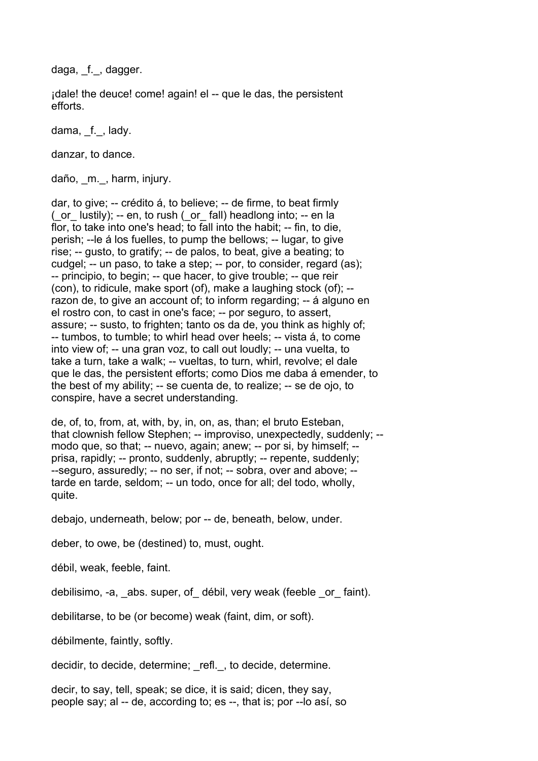daga, _f._, dagger.

¡dale! the deuce! come! again! el -- que le das, the persistent efforts.

dama, _f._, lady.

danzar, to dance.

daño, _m._, harm, injury.

dar, to give; -- crédito á, to believe; -- de firme, to beat firmly (_or_ lustily); -- en, to rush (_or_ fall) headlong into; -- en la flor, to take into one's head; to fall into the habit; -- fin, to die, perish; --le á los fuelles, to pump the bellows; -- lugar, to give rise; -- gusto, to gratify; -- de palos, to beat, give a beating; to cudgel; -- un paso, to take a step; -- por, to consider, regard (as); -- principio, to begin; -- que hacer, to give trouble; -- que reir (con), to ridicule, make sport (of), make a laughing stock (of); -- razon de, to give an account of; to inform regarding; -- á alguno en el rostro con, to cast in one's face; -- por seguro, to assert, assure; -- susto, to frighten; tanto os da de, you think as highly of; -- tumbos, to tumble; to whirl head over heels; -- vista á, to come into view of; -- una gran voz, to call out loudly; -- una vuelta, to take a turn, take a walk; -- vueltas, to turn, whirl, revolve; el dale que le das, the persistent efforts; como Dios me daba á emender, to the best of my ability; -- se cuenta de, to realize; -- se de ojo, to conspire, have a secret understanding.

de, of, to, from, at, with, by, in, on, as, than; el bruto Esteban, that clownish fellow Stephen; -- improviso, unexpectedly, suddenly; -- modo que, so that; -- nuevo, again; anew; -- por si, by himself; -- prisa, rapidly; -- pronto, suddenly, abruptly; -- repente, suddenly; --seguro, assuredly; -- no ser, if not; -- sobra, over and above; -- tarde en tarde, seldom; -- un todo, once for all; del todo, wholly, quite.

debajo, underneath, below; por -- de, beneath, below, under.

deber, to owe, be (destined) to, must, ought.

débil, weak, feeble, faint.

debilisimo, -a, _abs. super, of_ débil, very weak (feeble _or_ faint).

debilitarse, to be (or become) weak (faint, dim, or soft).

débilmente, faintly, softly.

decidir, to decide, determine; _refl._, to decide, determine.

decir, to say, tell, speak; se dice, it is said; dicen, they say, people say; al -- de, according to; es --, that is; por --lo así, so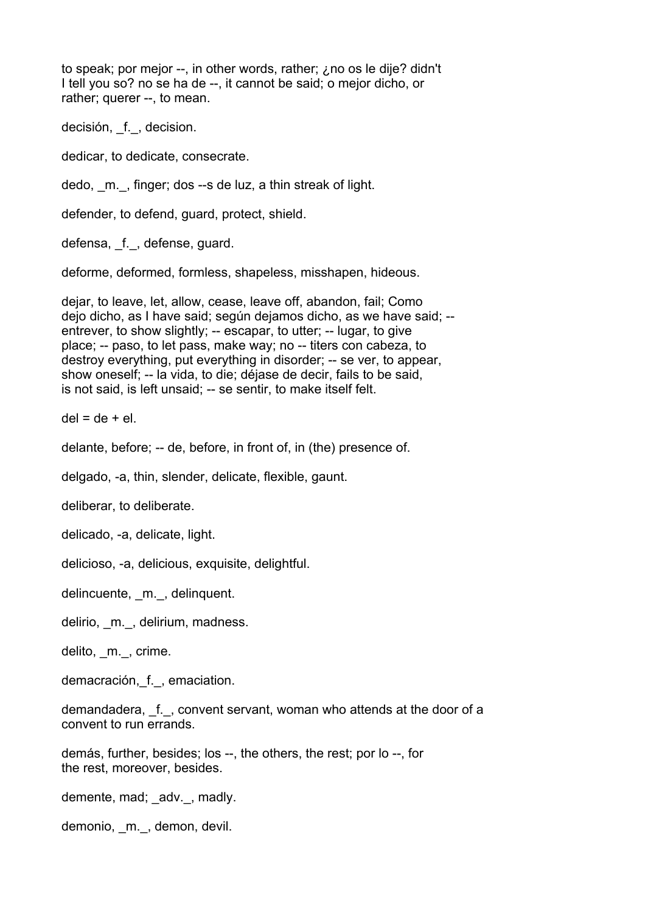to speak; por mejor --, in other words, rather; ¿no os le dije? didn't I tell you so? no se ha de --, it cannot be said; o mejor dicho, or rather; querer --, to mean.

decisión, _f._, decision.

dedicar, to dedicate, consecrate.

dedo, _m._, finger; dos --s de luz, a thin streak of light.

defender, to defend, guard, protect, shield.

defensa, _f._, defense, guard.

deforme, deformed, formless, shapeless, misshapen, hideous.

dejar, to leave, let, allow, cease, leave off, abandon, fail; Como dejo dicho, as I have said; según dejamos dicho, as we have said; -- entrever, to show slightly; -- escapar, to utter; -- lugar, to give place; -- paso, to let pass, make way; no -- titers con cabeza, to destroy everything, put everything in disorder; -- se ver, to appear, show oneself; -- la vida, to die; déjase de decir, fails to be said, is not said, is left unsaid; -- se sentir, to make itself felt.

del = de + el.

delante, before; -- de, before, in front of, in (the) presence of.

delgado, -a, thin, slender, delicate, flexible, gaunt.

deliberar, to deliberate.

delicado, -a, delicate, light.

delicioso, -a, delicious, exquisite, delightful.

delincuente, _m._, delinquent.

delirio, _m._, delirium, madness.

delito, _m._, crime.

demacración,_f._, emaciation.

demandadera, _f._, convent servant, woman who attends at the door of a convent to run errands.

demás, further, besides; los --, the others, the rest; por lo --, for the rest, moreover, besides.

demente, mad; _adv._, madly.

demonio, _m._, demon, devil.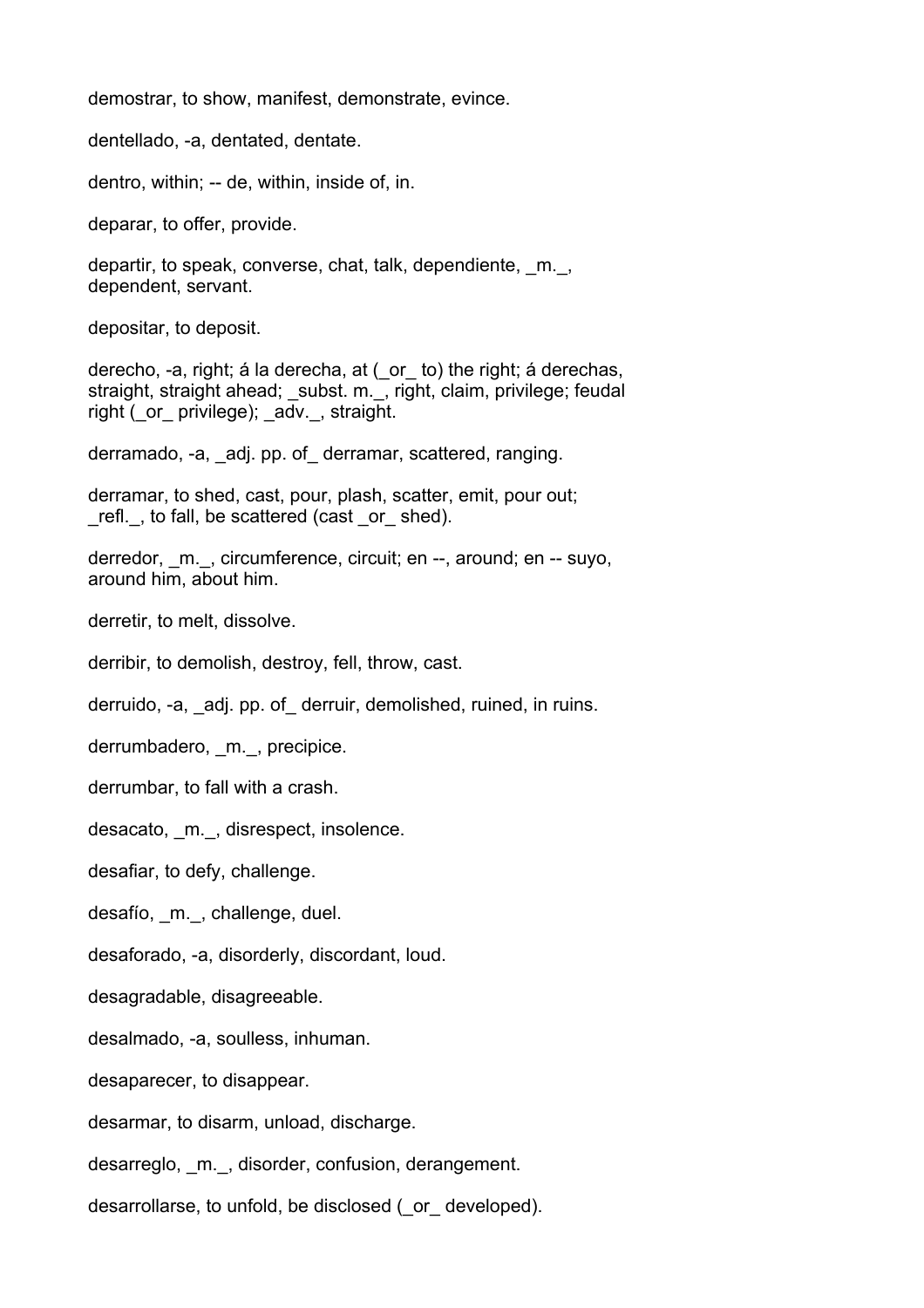demostrar, to show, manifest, demonstrate, evince.

dentellado, -a, dentated, dentate.

dentro, within; -- de, within, inside of, in.

deparar, to offer, provide.

departir, to speak, converse, chat, talk, dependiente, _m._, dependent, servant.

depositar, to deposit.

derecho, -a, right; á la derecha, at (_or_ to) the right; á derechas, straight, straight ahead; _subst. m._, right, claim, privilege; feudal right (_or_ privilege); _adv._, straight.

derramado, -a, _adj. pp. of_ derramar, scattered, ranging.

derramar, to shed, cast, pour, plash, scatter, emit, pour out; _refl._, to fall, be scattered (cast _or_ shed).

derredor, _m._, circumference, circuit; en --, around; en -- suyo, around him, about him.

derretir, to melt, dissolve.

derribir, to demolish, destroy, fell, throw, cast.

derruido, -a, _adj. pp. of_ derruir, demolished, ruined, in ruins.

derrumbadero, _m._, precipice.

derrumbar, to fall with a crash.

desacato, _m._, disrespect, insolence.

desafiar, to defy, challenge.

desafío, _m._, challenge, duel.

desaforado, -a, disorderly, discordant, loud.

desagradable, disagreeable.

desalmado, -a, soulless, inhuman.

desaparecer, to disappear.

desarmar, to disarm, unload, discharge.

desarreglo, _m._, disorder, confusion, derangement.

desarrollarse, to unfold, be disclosed (_or_ developed).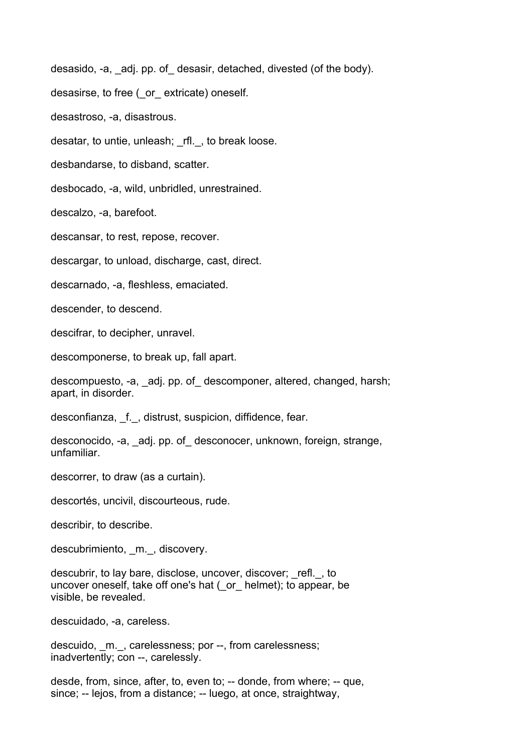desasido, -a, _adj. pp. of_ desasir, detached, divested (of the body).

desasirse, to free (_or_ extricate) oneself.

desastroso, -a, disastrous.

desatar, to untie, unleash; _rfl._, to break loose.

desbandarse, to disband, scatter.

desbocado, -a, wild, unbridled, unrestrained.

descalzo, -a, barefoot.

descansar, to rest, repose, recover.

descargar, to unload, discharge, cast, direct.

descarnado, -a, fleshless, emaciated.

descender, to descend.

descifrar, to decipher, unravel.

descomponerse, to break up, fall apart.

descompuesto, -a, _adj. pp. of_ descomponer, altered, changed, harsh; apart, in disorder.

desconfianza, _f._, distrust, suspicion, diffidence, fear.

desconocido, -a, _adj. pp. of_ desconocer, unknown, foreign, strange, unfamiliar.

descorrer, to draw (as a curtain).

descortés, uncivil, discourteous, rude.

describir, to describe.

descubrimiento, _m._, discovery.

descubrir, to lay bare, disclose, uncover, discover; _refl._, to uncover oneself, take off one's hat (_or_ helmet); to appear, be visible, be revealed.

descuidado, -a, careless.

descuido, _m._, carelessness; por --, from carelessness; inadvertently; con --, carelessly.

desde, from, since, after, to, even to; -- donde, from where; -- que, since; -- lejos, from a distance; -- luego, at once, straightway,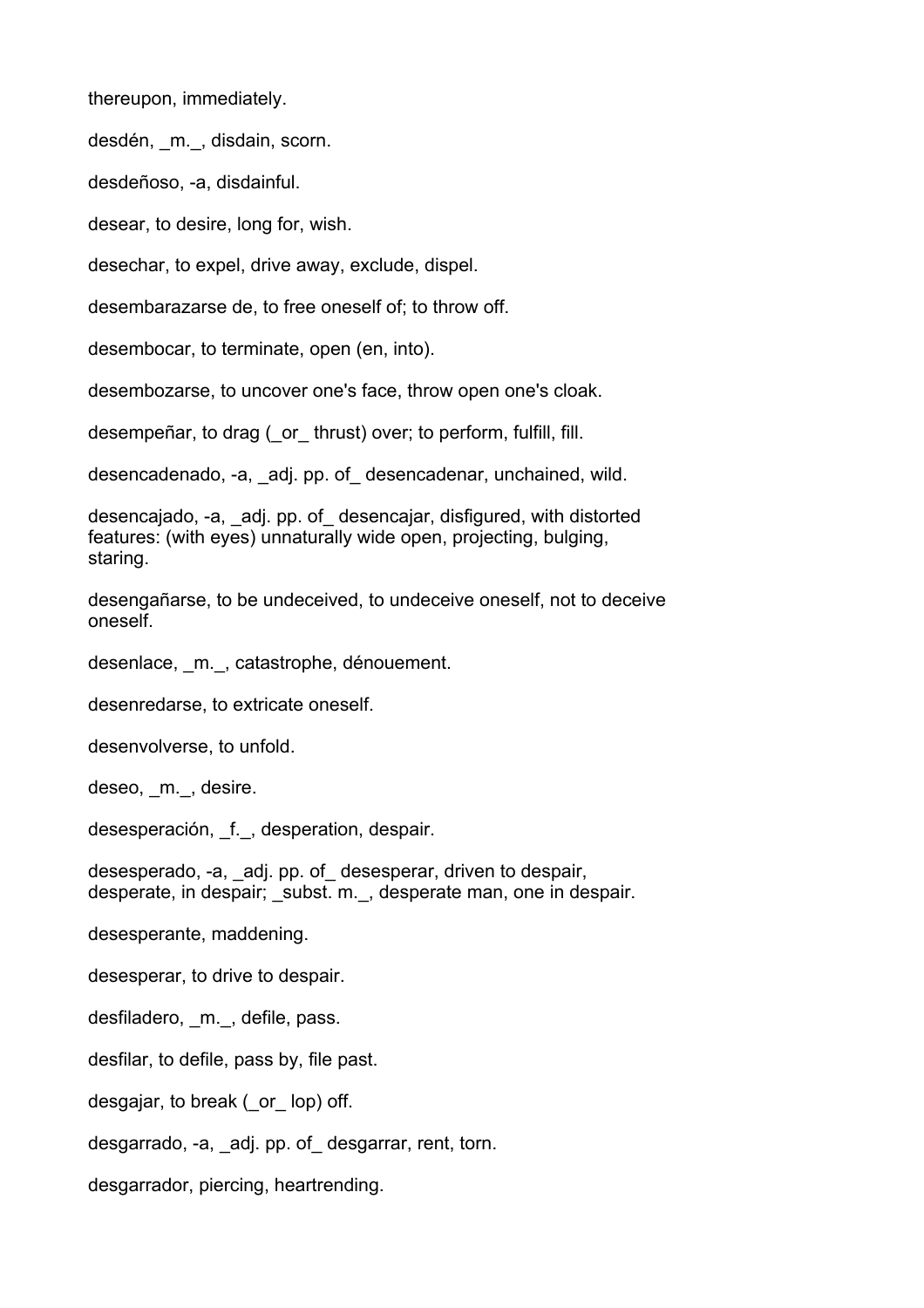thereupon, immediately.

desdén, _m._, disdain, scorn.

desdeñoso, -a, disdainful.

desear, to desire, long for, wish.

desechar, to expel, drive away, exclude, dispel.

desembarazarse de, to free oneself of; to throw off.

desembocar, to terminate, open (en, into).

desembozarse, to uncover one's face, throw open one's cloak.

desempeñar, to drag (_or_ thrust) over; to perform, fulfill, fill.

desencadenado, -a, _adj. pp. of_ desencadenar, unchained, wild.

desencajado, -a, _adj. pp. of_ desencajar, disfigured, with distorted features: (with eyes) unnaturally wide open, projecting, bulging, staring.

desengañarse, to be undeceived, to undeceive oneself, not to deceive oneself.

desenlace, _m._, catastrophe, dénouement.

desenredarse, to extricate oneself.

desenvolverse, to unfold.

deseo, _m._, desire.

desesperación, _f._, desperation, despair.

desesperado, -a, _adj. pp. of_ desesperar, driven to despair, desperate, in despair; _subst. m._, desperate man, one in despair.

desesperante, maddening.

desesperar, to drive to despair.

desfiladero, _m._, defile, pass.

desfilar, to defile, pass by, file past.

desgajar, to break (_or_ lop) off.

desgarrado, -a, _adj. pp. of_ desgarrar, rent, torn.

desgarrador, piercing, heartrending.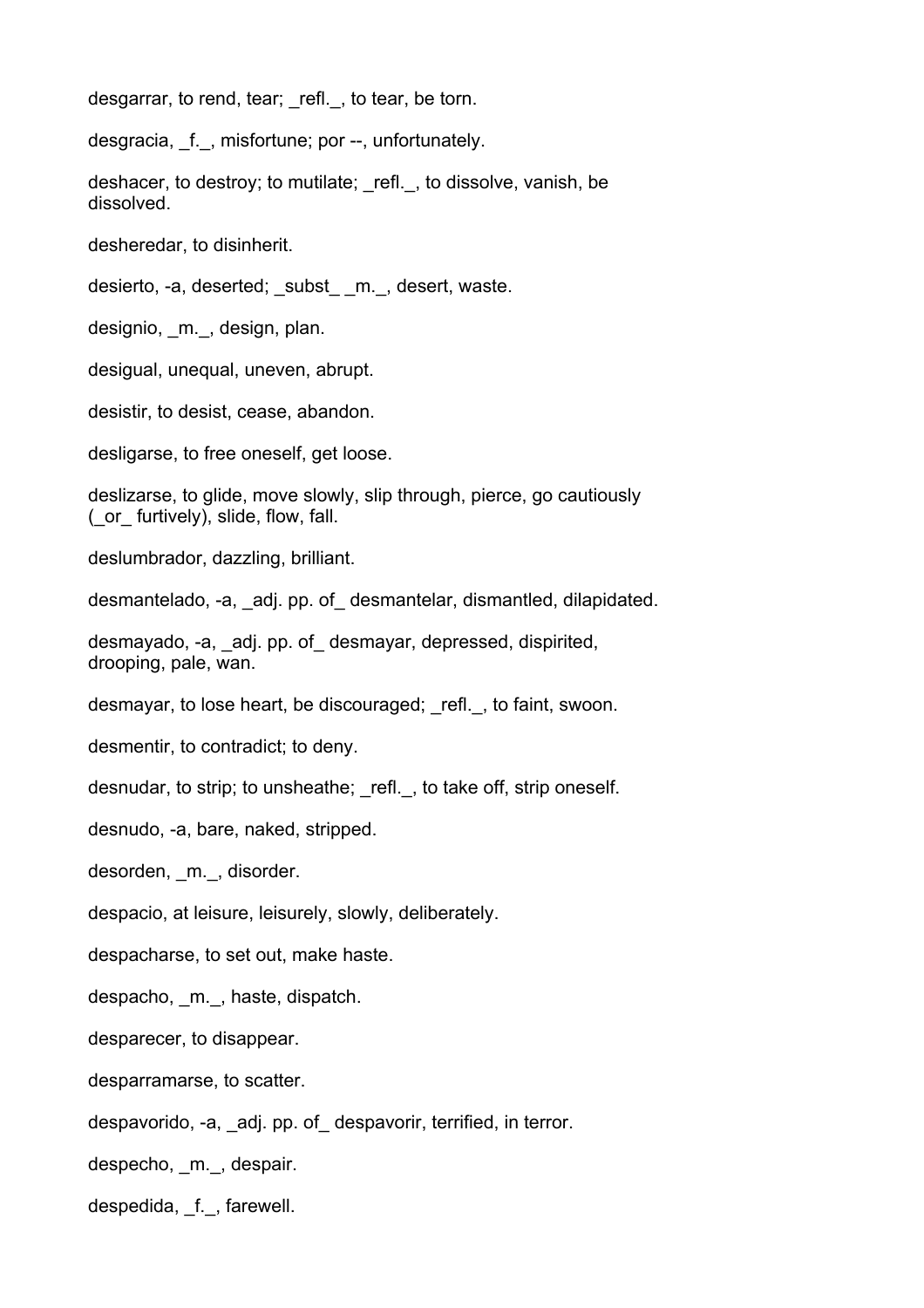desgarrar, to rend, tear; _refl._, to tear, be torn.

desgracia, _f._, misfortune; por --, unfortunately.

deshacer, to destroy; to mutilate; _refl._, to dissolve, vanish, be dissolved.

desheredar, to disinherit.

desierto, -a, deserted; _subst_ _m._, desert, waste.

designio, _m._, design, plan.

desigual, unequal, uneven, abrupt.

desistir, to desist, cease, abandon.

desligarse, to free oneself, get loose.

deslizarse, to glide, move slowly, slip through, pierce, go cautiously (_or_ furtively), slide, flow, fall.

deslumbrador, dazzling, brilliant.

desmantelado, -a, _adj. pp. of_ desmantelar, dismantled, dilapidated.

desmayado, -a, _adj. pp. of_ desmayar, depressed, dispirited, drooping, pale, wan.

desmayar, to lose heart, be discouraged; _refl._, to faint, swoon.

desmentir, to contradict; to deny.

desnudar, to strip; to unsheathe; _refl._, to take off, strip oneself.

desnudo, -a, bare, naked, stripped.

desorden, _m._, disorder.

despacio, at leisure, leisurely, slowly, deliberately.

despacharse, to set out, make haste.

despacho, _m._, haste, dispatch.

desparecer, to disappear.

desparramarse, to scatter.

despavorido, -a, _adj. pp. of_ despavorir, terrified, in terror.

despecho, _m._, despair.

despedida, _f._, farewell.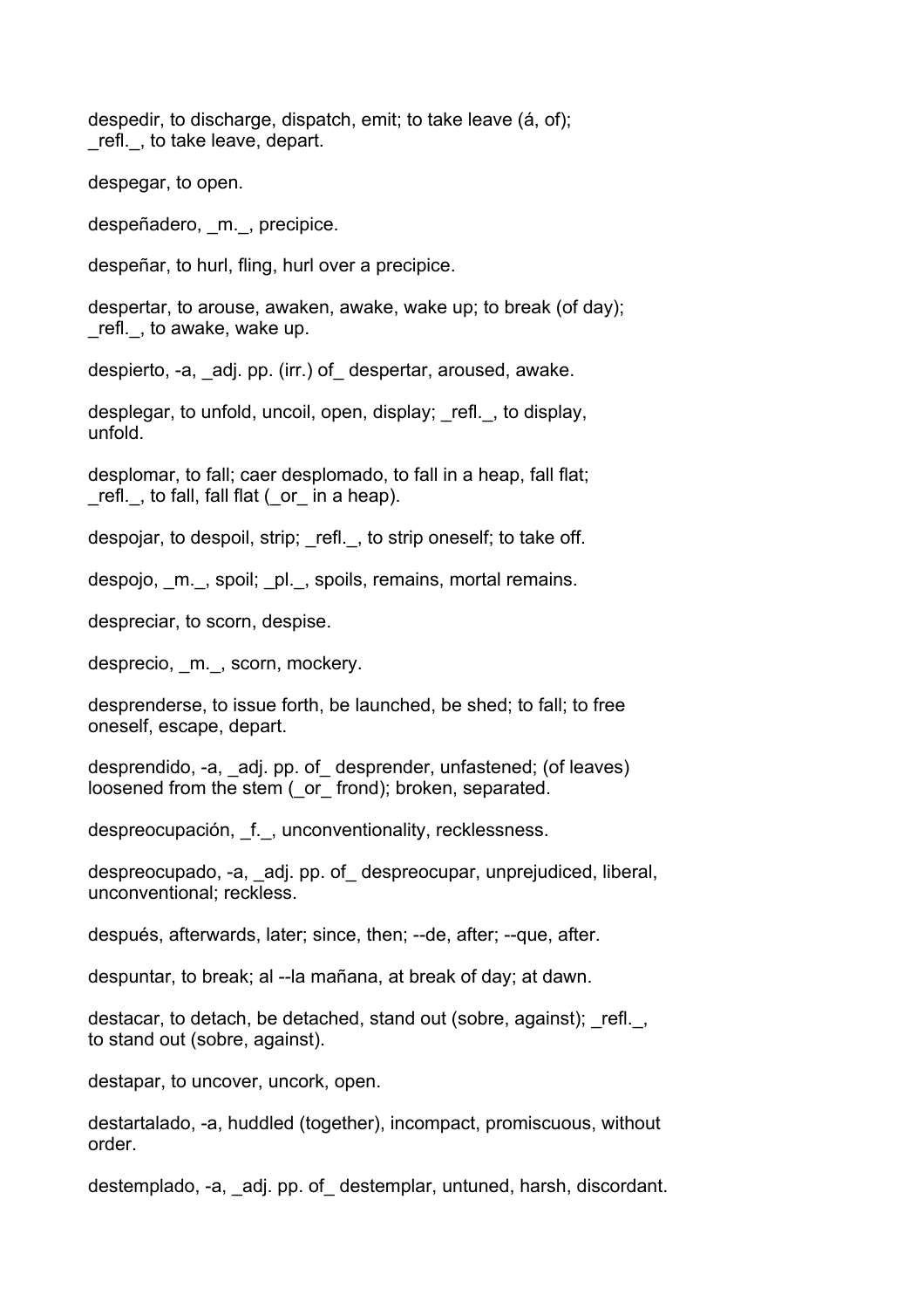despedir, to discharge, dispatch, emit; to take leave (á, of); _refl._, to take leave, depart.

despegar, to open.

despeñadero, _m._, precipice.

despeñar, to hurl, fling, hurl over a precipice.

despertar, to arouse, awaken, awake, wake up; to break (of day); _refl._, to awake, wake up.

despierto, -a, _adj. pp. (irr.) of_ despertar, aroused, awake.

desplegar, to unfold, uncoil, open, display; _refl._, to display, unfold.

desplomar, to fall; caer desplomado, to fall in a heap, fall flat; _refl._, to fall, fall flat (_or_ in a heap).

despojar, to despoil, strip; _refl._, to strip oneself; to take off.

despojo, _m._, spoil; _pl._, spoils, remains, mortal remains.

despreciar, to scorn, despise.

desprecio, _m._, scorn, mockery.

desprenderse, to issue forth, be launched, be shed; to fall; to free oneself, escape, depart.

desprendido, -a, _adj. pp. of_ desprender, unfastened; (of leaves) loosened from the stem (_or_ frond); broken, separated.

despreocupación, _f._, unconventionality, recklessness.

despreocupado, -a, _adj. pp. of_ despreocupar, unprejudiced, liberal, unconventional; reckless.

después, afterwards, later; since, then; --de, after; --que, after.

despuntar, to break; al --la mañana, at break of day; at dawn.

destacar, to detach, be detached, stand out (sobre, against); _refl._, to stand out (sobre, against).

destapar, to uncover, uncork, open.

destartalado, -a, huddled (together), incompact, promiscuous, without order.

destemplado, -a, _adj. pp. of_ destemplar, untuned, harsh, discordant.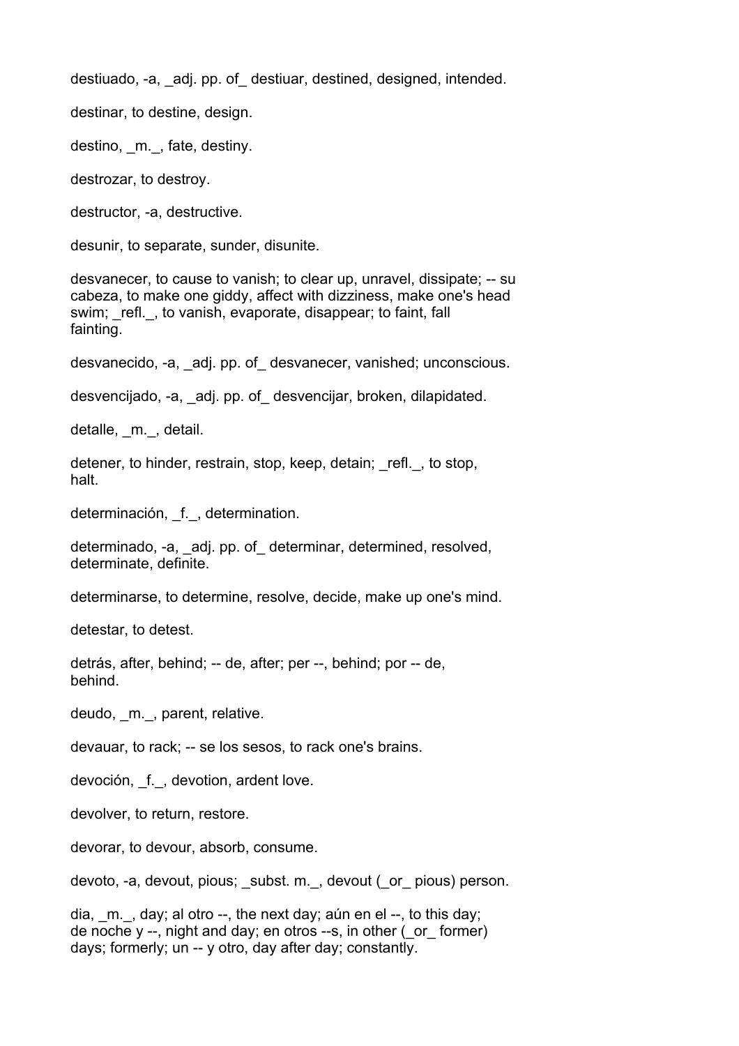destiuado, -a, _adj. pp. of_ destiuar, destined, designed, intended.

destinar, to destine, design.

destino, _m._, fate, destiny.

destrozar, to destroy.

destructor, -a, destructive.

desunir, to separate, sunder, disunite.

desvanecer, to cause to vanish; to clear up, unravel, dissipate; -- su cabeza, to make one giddy, affect with dizziness, make one's head swim; _refl._, to vanish, evaporate, disappear; to faint, fall fainting.

desvanecido, -a, _adj. pp. of_ desvanecer, vanished; unconscious.

desvencijado, -a, _adj. pp. of_ desvencijar, broken, dilapidated.

detalle, _m._, detail.

detener, to hinder, restrain, stop, keep, detain; _refl._, to stop, halt.

determinación, _f._, determination.

determinado, -a, _adj. pp. of_ determinar, determined, resolved, determinate, definite.

determinarse, to determine, resolve, decide, make up one's mind.

detestar, to detest.

detrás, after, behind; -- de, after; per --, behind; por -- de, behind.

deudo, _m._, parent, relative.

devauar, to rack; -- se los sesos, to rack one's brains.

devoción, _f._, devotion, ardent love.

devolver, to return, restore.

devorar, to devour, absorb, consume.

devoto, -a, devout, pious; _subst. m._, devout (_or_ pious) person.

dia, _m._, day; al otro --, the next day; aún en el --, to this day; de noche y --, night and day; en otros --s, in other (_or_ former) days; formerly; un -- y otro, day after day; constantly.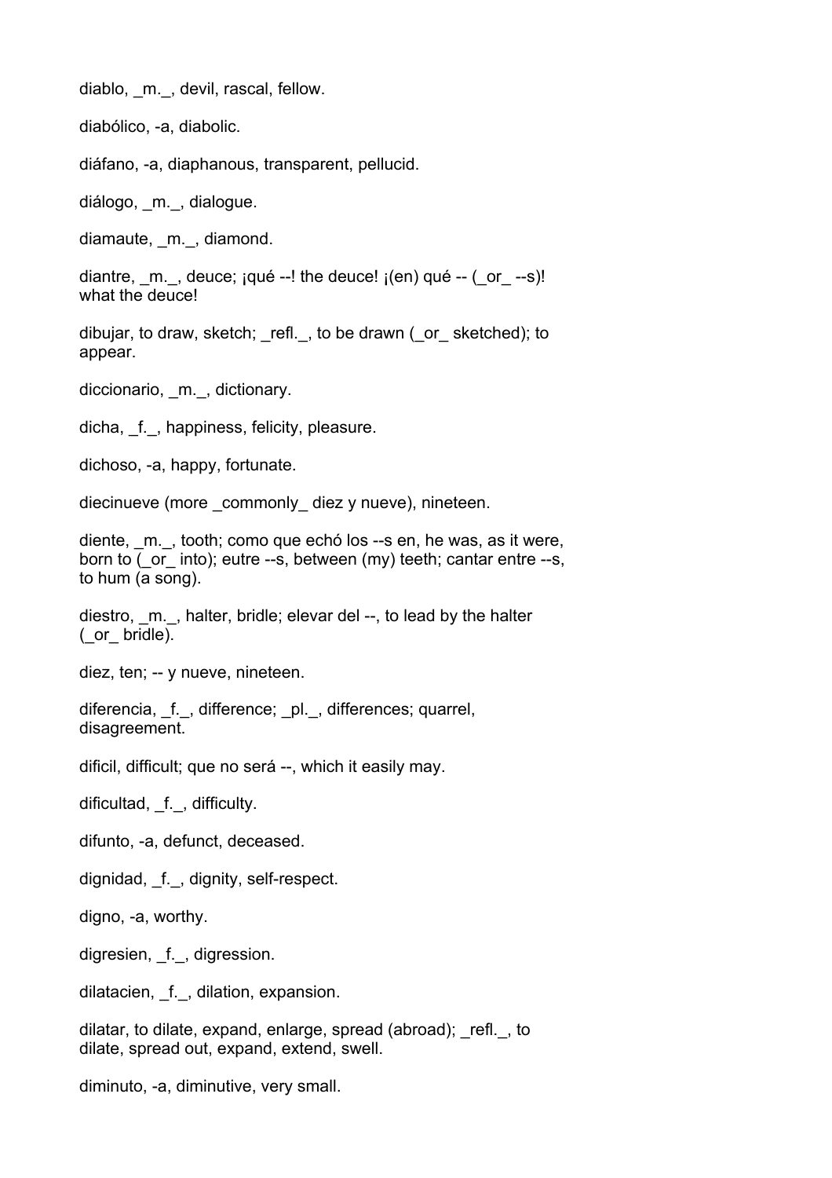diablo, _m._, devil, rascal, fellow.

diabólico, -a, diabolic.

diáfano, -a, diaphanous, transparent, pellucid.

diálogo, _m._, dialogue.

diamaute, _m._, diamond.

diantre, _m._, deuce; ¡qué --! the deuce! ¡(en) qué -- (_or_ --s)! what the deuce!

dibujar, to draw, sketch; _refl._, to be drawn (_or_ sketched); to appear.

diccionario, _m._, dictionary.

dicha, _f._, happiness, felicity, pleasure.

dichoso, -a, happy, fortunate.

diecinueve (more _commonly_ diez y nueve), nineteen.

diente, _m._, tooth; como que echó los --s en, he was, as it were, born to (_or_ into); eutre --s, between (my) teeth; cantar entre --s, to hum (a song).

diestro, _m._, halter, bridle; elevar del --, to lead by the halter (_or_ bridle).

diez, ten; -- y nueve, nineteen.

diferencia, _f._, difference; _pl._, differences; quarrel, disagreement.

dificil, difficult; que no será --, which it easily may.

dificultad, _f._, difficulty.

difunto, -a, defunct, deceased.

dignidad, _f._, dignity, self-respect.

digno, -a, worthy.

digresien, _f._, digression.

dilatacien, _f._, dilation, expansion.

dilatar, to dilate, expand, enlarge, spread (abroad); _refl._, to dilate, spread out, expand, extend, swell.

diminuto, -a, diminutive, very small.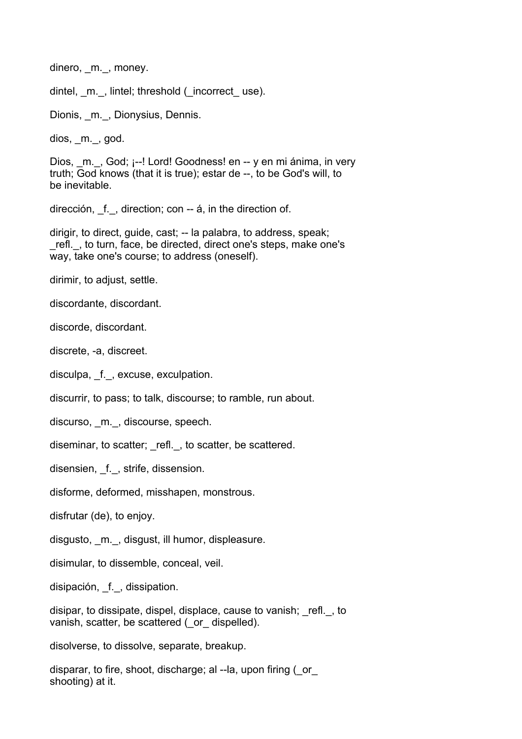dinero, _m._, money.

dintel, _m._, lintel; threshold (_incorrect_ use).

Dionis, _m._, Dionysius, Dennis.

dios, _m._, god.

Dios, _m._, God; ¡--! Lord! Goodness! en -- y en mi ánima, in very truth; God knows (that it is true); estar de --, to be God's will, to be inevitable.

dirección, _f._, direction; con -- á, in the direction of.

dirigir, to direct, guide, cast; -- la palabra, to address, speak; _refl._, to turn, face, be directed, direct one's steps, make one's way, take one's course; to address (oneself).

dirimir, to adjust, settle.

discordante, discordant.

discorde, discordant.

discrete, -a, discreet.

disculpa, _f._, excuse, exculpation.

discurrir, to pass; to talk, discourse; to ramble, run about.

discurso, _m._, discourse, speech.

diseminar, to scatter; _refl._, to scatter, be scattered.

disensien, _f._, strife, dissension.

disforme, deformed, misshapen, monstrous.

disfrutar (de), to enjoy.

disgusto, _m._, disgust, ill humor, displeasure.

disimular, to dissemble, conceal, veil.

disipación, _f._, dissipation.

disipar, to dissipate, dispel, displace, cause to vanish; _refl._, to vanish, scatter, be scattered (_or_ dispelled).

disolverse, to dissolve, separate, breakup.

disparar, to fire, shoot, discharge; al --la, upon firing (_or_ shooting) at it.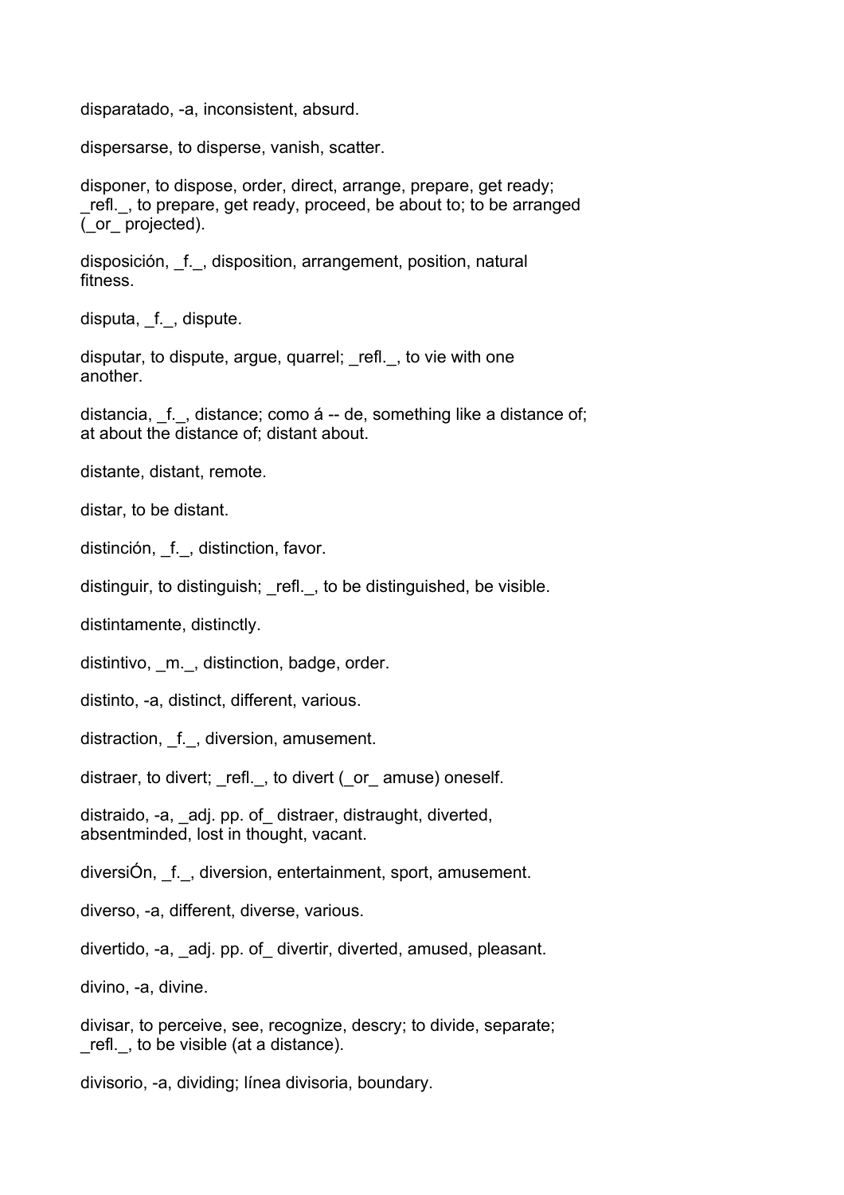disparatado, -a, inconsistent, absurd.

dispersarse, to disperse, vanish, scatter.

disponer, to dispose, order, direct, arrange, prepare, get ready; _refl._, to prepare, get ready, proceed, be about to; to be arranged (_or_ projected).

disposición, _f._, disposition, arrangement, position, natural fitness.

disputa, _f._, dispute.

disputar, to dispute, argue, quarrel; _refl._, to vie with one another.

distancia, _f._, distance; como á -- de, something like a distance of; at about the distance of; distant about.

distante, distant, remote.

distar, to be distant.

distinción, _f._, distinction, favor.

distinguir, to distinguish; _refl._, to be distinguished, be visible.

distintamente, distinctly.

distintivo, _m._, distinction, badge, order.

distinto, -a, distinct, different, various.

distraction, _f._, diversion, amusement.

distraer, to divert; _refl._, to divert (_or_ amuse) oneself.

distraido, -a, _adj. pp. of_ distraer, distraught, diverted, absentminded, lost in thought, vacant.

diversiÓn, _f._, diversion, entertainment, sport, amusement.

diverso, -a, different, diverse, various.

divertido, -a, _adj. pp. of_ divertir, diverted, amused, pleasant.

divino, -a, divine.

divisar, to perceive, see, recognize, descry; to divide, separate; _refl._, to be visible (at a distance).

divisorio, -a, dividing; línea divisoria, boundary.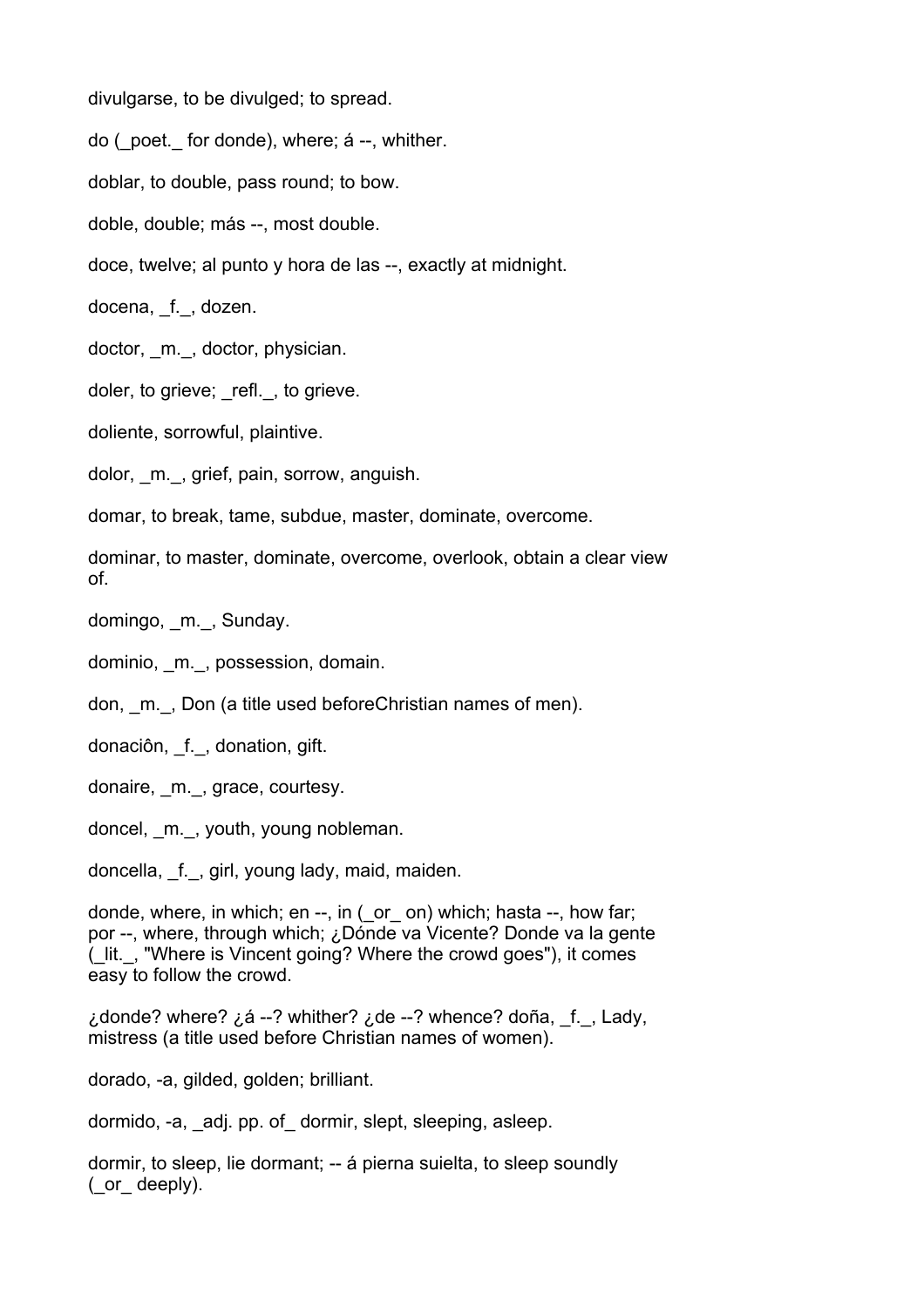divulgarse, to be divulged; to spread.

do (_poet._ for donde), where; á --, whither.

doblar, to double, pass round; to bow.

doble, double; más --, most double.

doce, twelve; al punto y hora de las --, exactly at midnight.

docena, _f._, dozen.

doctor, _m._, doctor, physician.

doler, to grieve; _refl._, to grieve.

doliente, sorrowful, plaintive.

dolor, _m._, grief, pain, sorrow, anguish.

domar, to break, tame, subdue, master, dominate, overcome.

dominar, to master, dominate, overcome, overlook, obtain a clear view of.

domingo, _m._, Sunday.

dominio, _m._, possession, domain.

don, _m._, Don (a title used beforeChristian names of men).

donaciôn, _f._, donation, gift.

donaire, _m._, grace, courtesy.

doncel, _m._, youth, young nobleman.

doncella, _f._, girl, young lady, maid, maiden.

donde, where, in which; en --, in (_or_ on) which; hasta --, how far; por --, where, through which; ¿Dónde va Vicente? Donde va la gente (_lit._, "Where is Vincent going? Where the crowd goes"), it comes easy to follow the crowd.

¿donde? where? ¿á --? whither? ¿de --? whence? doña, _f._, Lady, mistress (a title used before Christian names of women).

dorado, -a, gilded, golden; brilliant.

dormido, -a, _adj. pp. of_ dormir, slept, sleeping, asleep.

dormir, to sleep, lie dormant; -- á pierna suielta, to sleep soundly (_or_ deeply).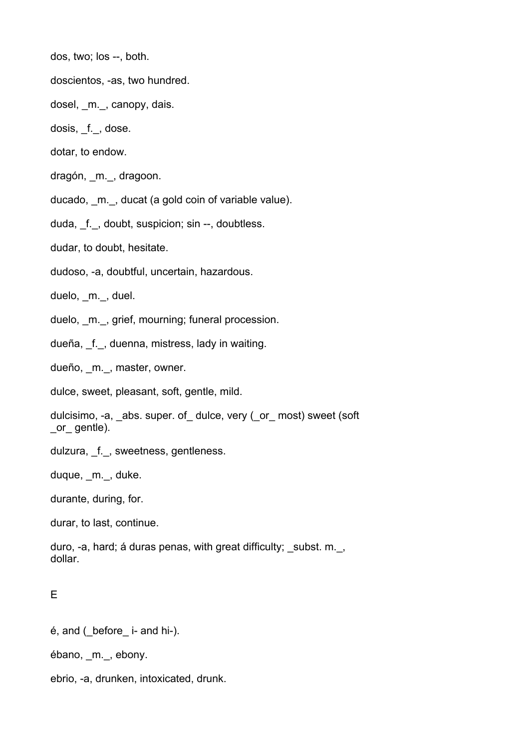dos, two; los --, both.

doscientos, -as, two hundred.

dosel, _m._, canopy, dais.

dosis, _f._, dose.

dotar, to endow.

dragón, _m._, dragoon.

ducado, _m._, ducat (a gold coin of variable value).

duda, _f._, doubt, suspicion; sin --, doubtless.

dudar, to doubt, hesitate.

dudoso, -a, doubtful, uncertain, hazardous.

duelo, _m._, duel.

duelo, _m._, grief, mourning; funeral procession.

dueña, _f._, duenna, mistress, lady in waiting.

dueño, _m._, master, owner.

dulce, sweet, pleasant, soft, gentle, mild.

dulcisimo, -a, _abs. super. of_ dulce, very (_or_ most) sweet (soft _or_ gentle).

dulzura, _f._, sweetness, gentleness.

duque, _m._, duke.

durante, during, for.

durar, to last, continue.

duro, -a, hard; á duras penas, with great difficulty; _subst. m._, dollar.

## E

é, and (_before_ i- and hi-).

ébano, _m._, ebony.

ebrio, -a, drunken, intoxicated, drunk.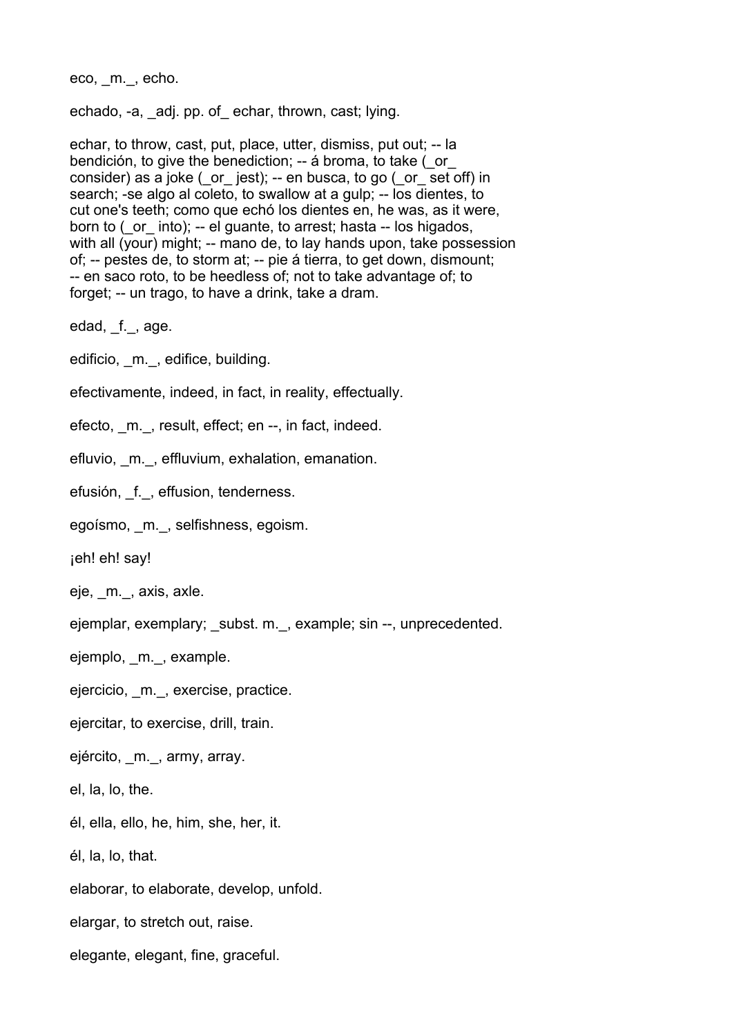eco, _m._, echo.

echado, -a, _adj. pp. of_ echar, thrown, cast; lying.

echar, to throw, cast, put, place, utter, dismiss, put out; -- la bendición, to give the benediction; -- á broma, to take (_or_ consider) as a joke (_or_ jest); -- en busca, to go (_or_ set off) in search; -se algo al coleto, to swallow at a gulp; -- los dientes, to cut one's teeth; como que echó los dientes en, he was, as it were, born to (_or_ into); -- el guante, to arrest; hasta -- los higados, with all (your) might; -- mano de, to lay hands upon, take possession of; -- pestes de, to storm at; -- pie á tierra, to get down, dismount; -- en saco roto, to be heedless of; not to take advantage of; to forget; -- un trago, to have a drink, take a dram.

edad, _f._, age.

edificio, _m._, edifice, building.

efectivamente, indeed, in fact, in reality, effectually.

efecto, _m._, result, effect; en --, in fact, indeed.

efluvio, _m._, effluvium, exhalation, emanation.

efusión, _f._, effusion, tenderness.

egoísmo, _m._, selfishness, egoism.

¡eh! eh! say!

eje, _m._, axis, axle.

ejemplar, exemplary; _subst. m._, example; sin --, unprecedented.

ejemplo, _m._, example.

ejercicio, _m._, exercise, practice.

ejercitar, to exercise, drill, train.

ejército, _m._, army, array.

el, la, lo, the.

él, ella, ello, he, him, she, her, it.

él, la, lo, that.

elaborar, to elaborate, develop, unfold.

elargar, to stretch out, raise.

elegante, elegant, fine, graceful.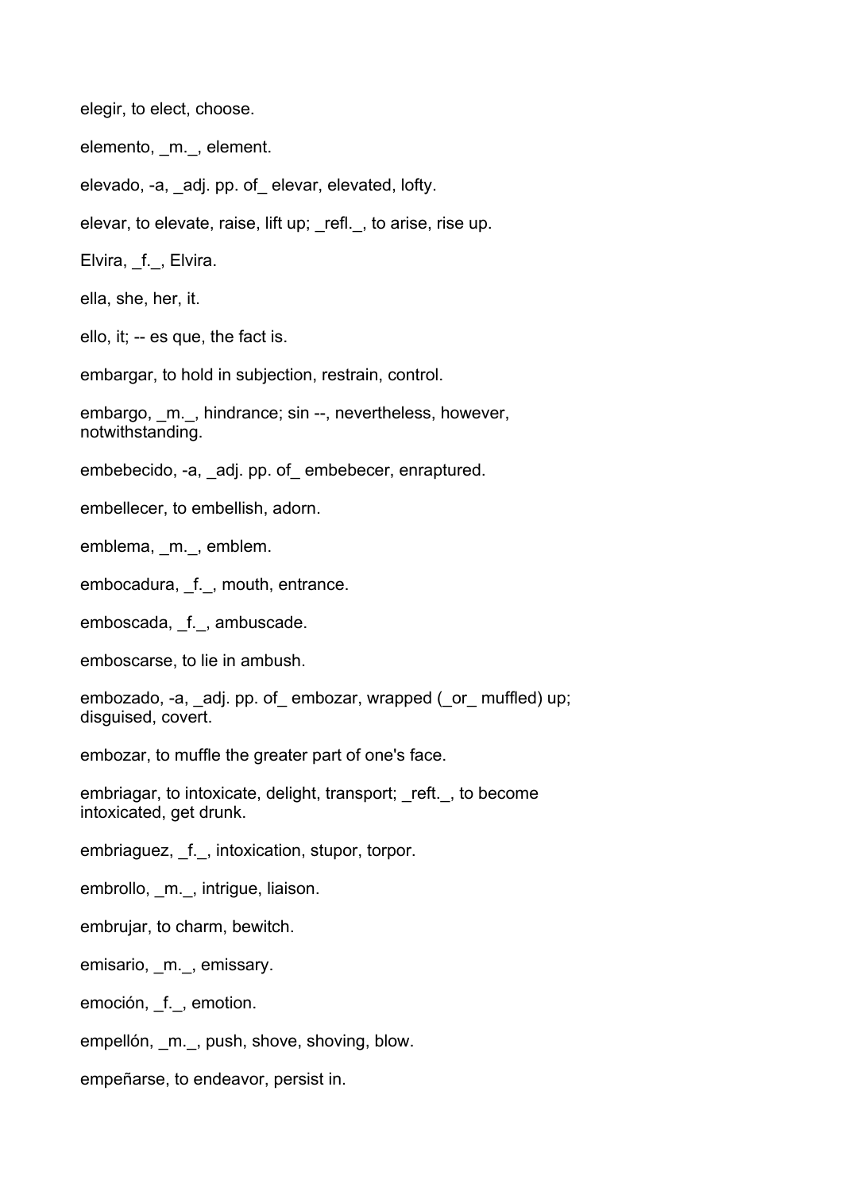elegir, to elect, choose.

elemento, _m._, element.

elevado, -a, _adj. pp. of_ elevar, elevated, lofty.

elevar, to elevate, raise, lift up; _refl._, to arise, rise up.

Elvira, _f._, Elvira.

ella, she, her, it.

ello, it; -- es que, the fact is.

embargar, to hold in subjection, restrain, control.

embargo, _m._, hindrance; sin --, nevertheless, however, notwithstanding.

embebecido, -a, _adj. pp. of_ embebecer, enraptured.

embellecer, to embellish, adorn.

emblema, _m._, emblem.

embocadura, _f._, mouth, entrance.

emboscada, _f._, ambuscade.

emboscarse, to lie in ambush.

embozado, -a, _adj. pp. of_ embozar, wrapped (_or_ muffled) up; disguised, covert.

embozar, to muffle the greater part of one's face.

embriagar, to intoxicate, delight, transport; _reft._, to become intoxicated, get drunk.

embriaguez, _f._, intoxication, stupor, torpor.

embrollo, _m._, intrigue, liaison.

embrujar, to charm, bewitch.

emisario, _m._, emissary.

emoción, _f._, emotion.

empellón, _m._, push, shove, shoving, blow.

empeñarse, to endeavor, persist in.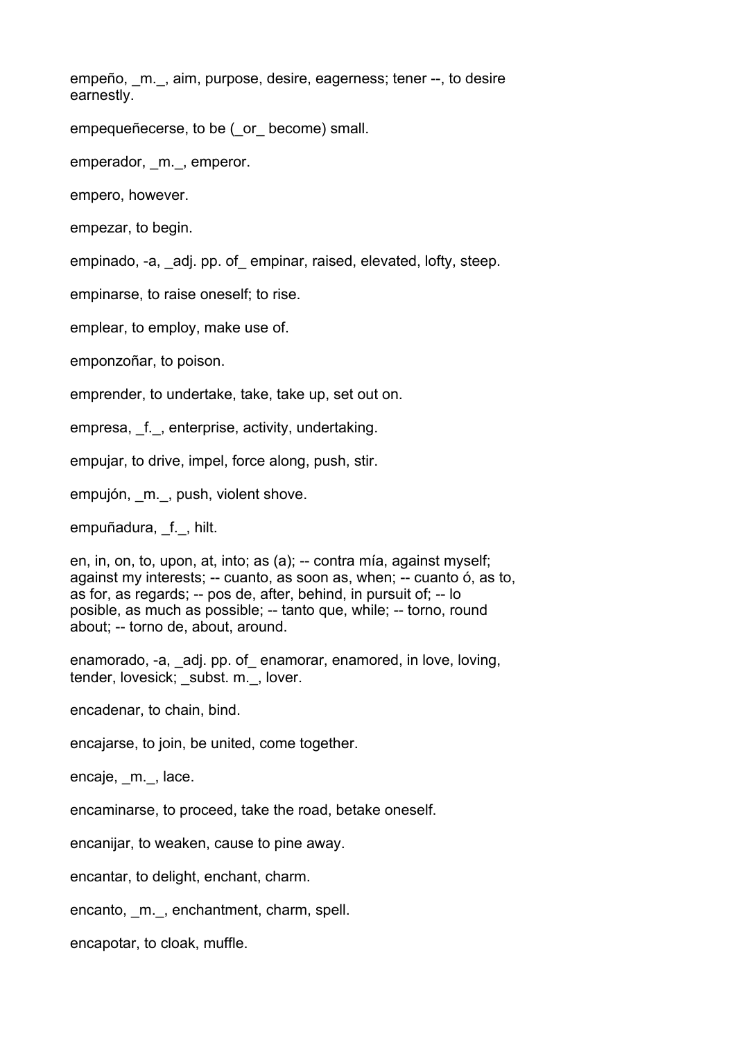empeño, _m._, aim, purpose, desire, eagerness; tener --, to desire earnestly.

empequeñecerse, to be (_or_ become) small.

emperador, _m._, emperor.

empero, however.

empezar, to begin.

empinado, -a, _adj. pp. of_ empinar, raised, elevated, lofty, steep.

empinarse, to raise oneself; to rise.

emplear, to employ, make use of.

emponzoñar, to poison.

emprender, to undertake, take, take up, set out on.

empresa, _f._, enterprise, activity, undertaking.

empujar, to drive, impel, force along, push, stir.

empujón, _m._, push, violent shove.

empuñadura, _f._, hilt.

en, in, on, to, upon, at, into; as (a); -- contra mía, against myself; against my interests; -- cuanto, as soon as, when; -- cuanto ó, as to, as for, as regards; -- pos de, after, behind, in pursuit of; -- lo posible, as much as possible; -- tanto que, while; -- torno, round about; -- torno de, about, around.

enamorado, -a, _adj. pp. of_ enamorar, enamored, in love, loving, tender, lovesick; _subst. m._, lover.

encadenar, to chain, bind.

encajarse, to join, be united, come together.

encaje, _m._, lace.

encaminarse, to proceed, take the road, betake oneself.

encanijar, to weaken, cause to pine away.

encantar, to delight, enchant, charm.

encanto, _m._, enchantment, charm, spell.

encapotar, to cloak, muffle.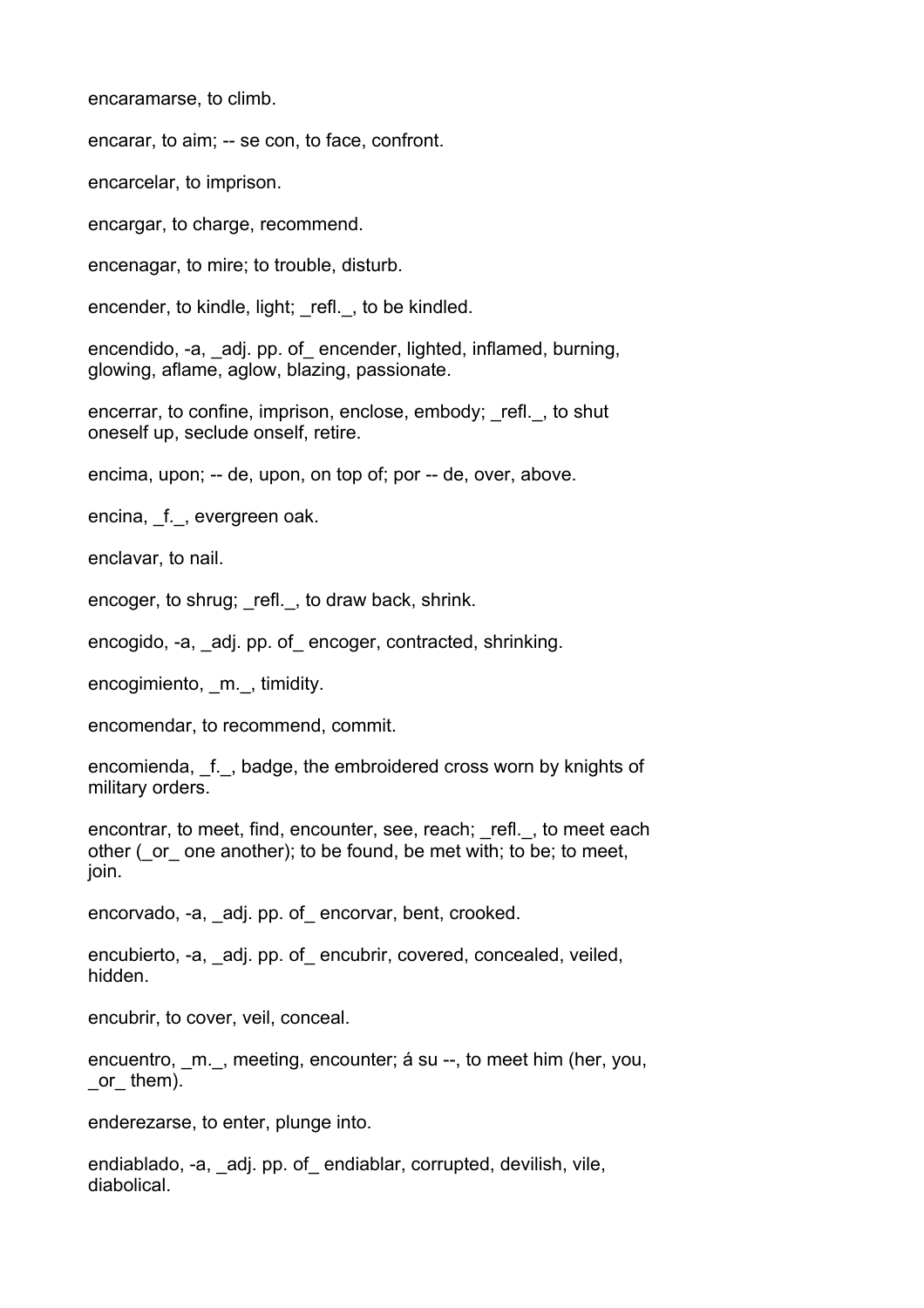encaramarse, to climb.

encarar, to aim; -- se con, to face, confront.

encarcelar, to imprison.

encargar, to charge, recommend.

encenagar, to mire; to trouble, disturb.

encender, to kindle, light; _refl._, to be kindled.

encendido, -a, _adj. pp. of_ encender, lighted, inflamed, burning, glowing, aflame, aglow, blazing, passionate.

encerrar, to confine, imprison, enclose, embody; _refl._, to shut oneself up, seclude onself, retire.

encima, upon; -- de, upon, on top of; por -- de, over, above.

encina, _f._, evergreen oak.

enclavar, to nail.

encoger, to shrug; _refl._, to draw back, shrink.

encogido, -a, _adj. pp. of_ encoger, contracted, shrinking.

encogimiento, _m._, timidity.

encomendar, to recommend, commit.

encomienda, _f._, badge, the embroidered cross worn by knights of military orders.

encontrar, to meet, find, encounter, see, reach; _refl._, to meet each other (_or_ one another); to be found, be met with; to be; to meet, join.

encorvado, -a, _adj. pp. of_ encorvar, bent, crooked.

encubierto, -a, _adj. pp. of_ encubrir, covered, concealed, veiled, hidden.

encubrir, to cover, veil, conceal.

encuentro, _m._, meeting, encounter; á su --, to meet him (her, you, _or_ them).

enderezarse, to enter, plunge into.

endiablado, -a, _adj. pp. of_ endiablar, corrupted, devilish, vile, diabolical.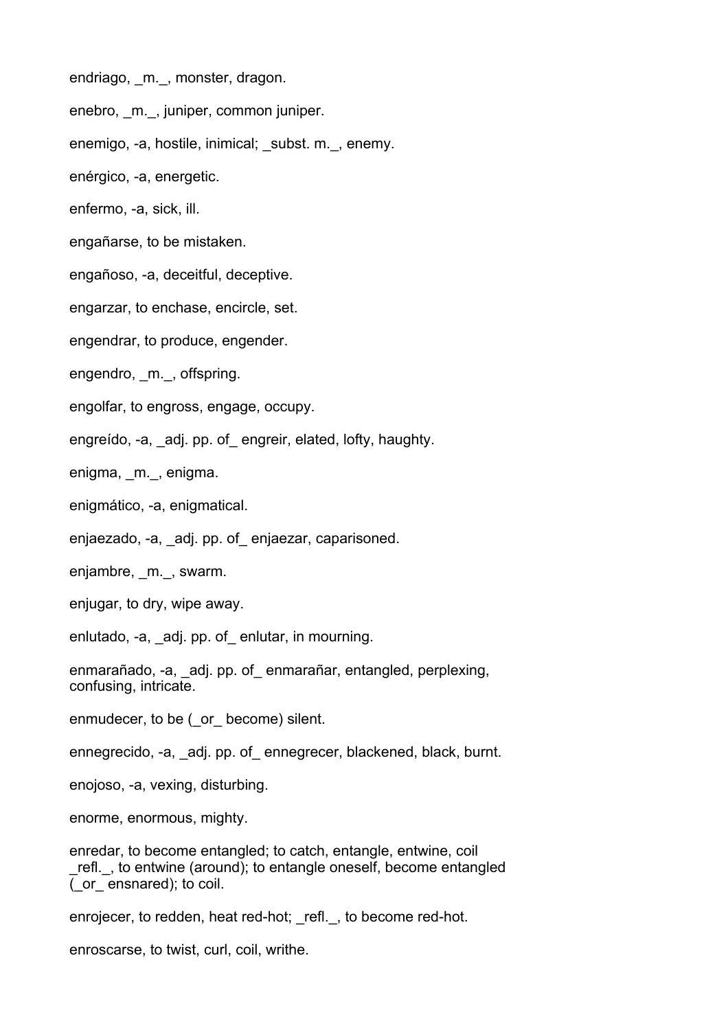endriago, _m._, monster, dragon.

enebro, _m._, juniper, common juniper.

enemigo, -a, hostile, inimical; _subst. m._, enemy.

enérgico, -a, energetic.

enfermo, -a, sick, ill.

engañarse, to be mistaken.

engañoso, -a, deceitful, deceptive.

engarzar, to enchase, encircle, set.

engendrar, to produce, engender.

engendro, _m._, offspring.

engolfar, to engross, engage, occupy.

engreído, -a, _adj. pp. of_ engreir, elated, lofty, haughty.

enigma, _m._, enigma.

enigmático, -a, enigmatical.

enjaezado, -a, _adj. pp. of_ enjaezar, caparisoned.

enjambre, _m._, swarm.

enjugar, to dry, wipe away.

enlutado, -a, _adj. pp. of_ enlutar, in mourning.

enmarañado, -a, _adj. pp. of_ enmarañar, entangled, perplexing, confusing, intricate.

enmudecer, to be (_or_ become) silent.

ennegrecido, -a, _adj. pp. of_ ennegrecer, blackened, black, burnt.

enojoso, -a, vexing, disturbing.

enorme, enormous, mighty.

enredar, to become entangled; to catch, entangle, entwine, coil _refl._, to entwine (around); to entangle oneself, become entangled (_or_ ensnared); to coil.

enrojecer, to redden, heat red-hot; _refl._, to become red-hot.

enroscarse, to twist, curl, coil, writhe.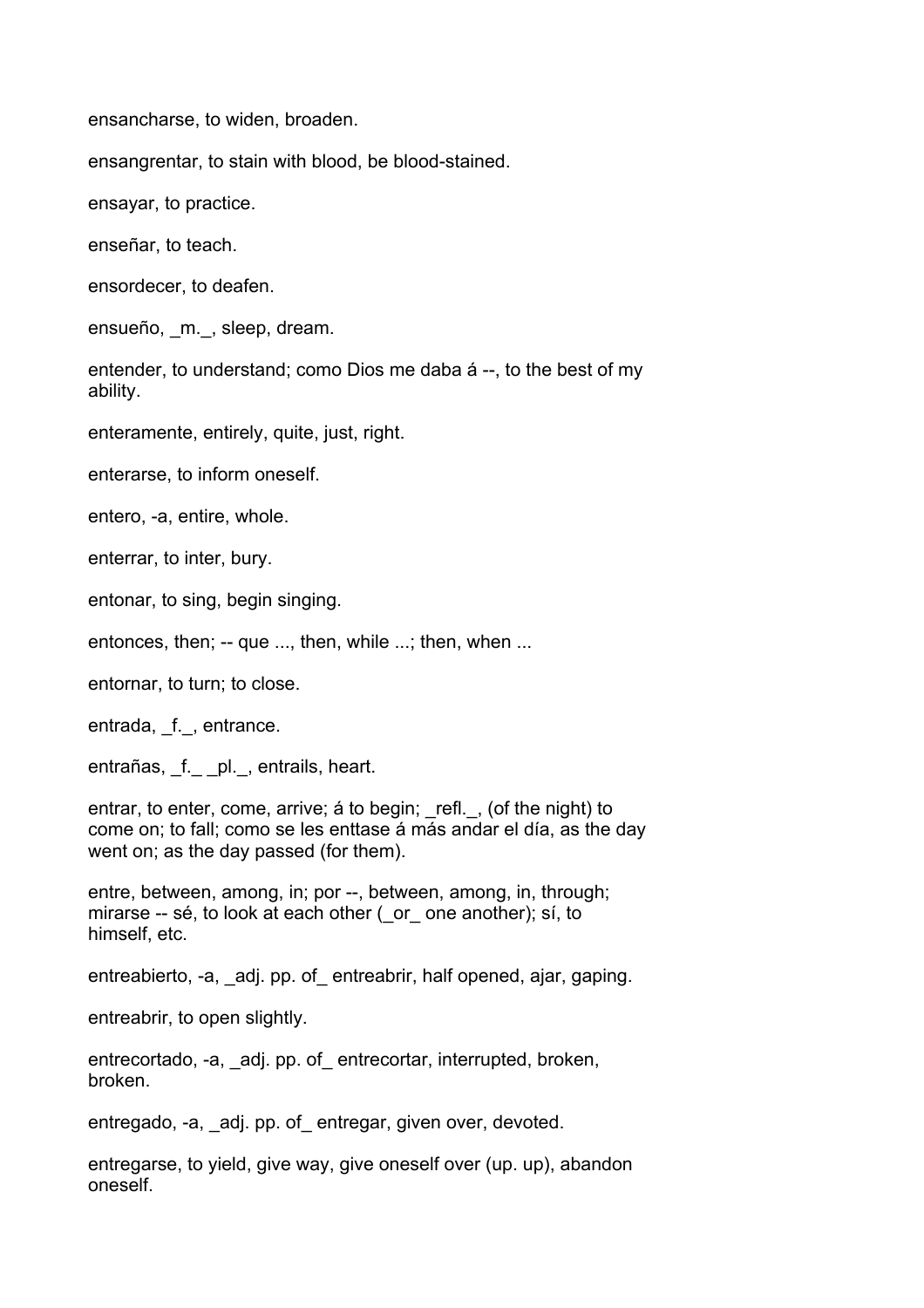ensancharse, to widen, broaden.

ensangrentar, to stain with blood, be blood-stained.

ensayar, to practice.

enseñar, to teach.

ensordecer, to deafen.

ensueño, _m._, sleep, dream.

entender, to understand; como Dios me daba á --, to the best of my ability.

enteramente, entirely, quite, just, right.

enterarse, to inform oneself.

entero, -a, entire, whole.

enterrar, to inter, bury.

entonar, to sing, begin singing.

entonces, then; -- que ..., then, while ...; then, when ...

entornar, to turn; to close.

entrada, _f._, entrance.

entrañas, _f._ _pl._, entrails, heart.

entrar, to enter, come, arrive; á to begin; _refl._, (of the night) to come on; to fall; como se les enttase á más andar el día, as the day went on; as the day passed (for them).

entre, between, among, in; por --, between, among, in, through; mirarse -- sé, to look at each other (_or_ one another); sí, to himself, etc.

entreabierto, -a, _adj. pp. of_ entreabrir, half opened, ajar, gaping.

entreabrir, to open slightly.

entrecortado, -a, _adj. pp. of_ entrecortar, interrupted, broken, broken.

entregado, -a, _adj. pp. of_ entregar, given over, devoted.

entregarse, to yield, give way, give oneself over (up. up), abandon oneself.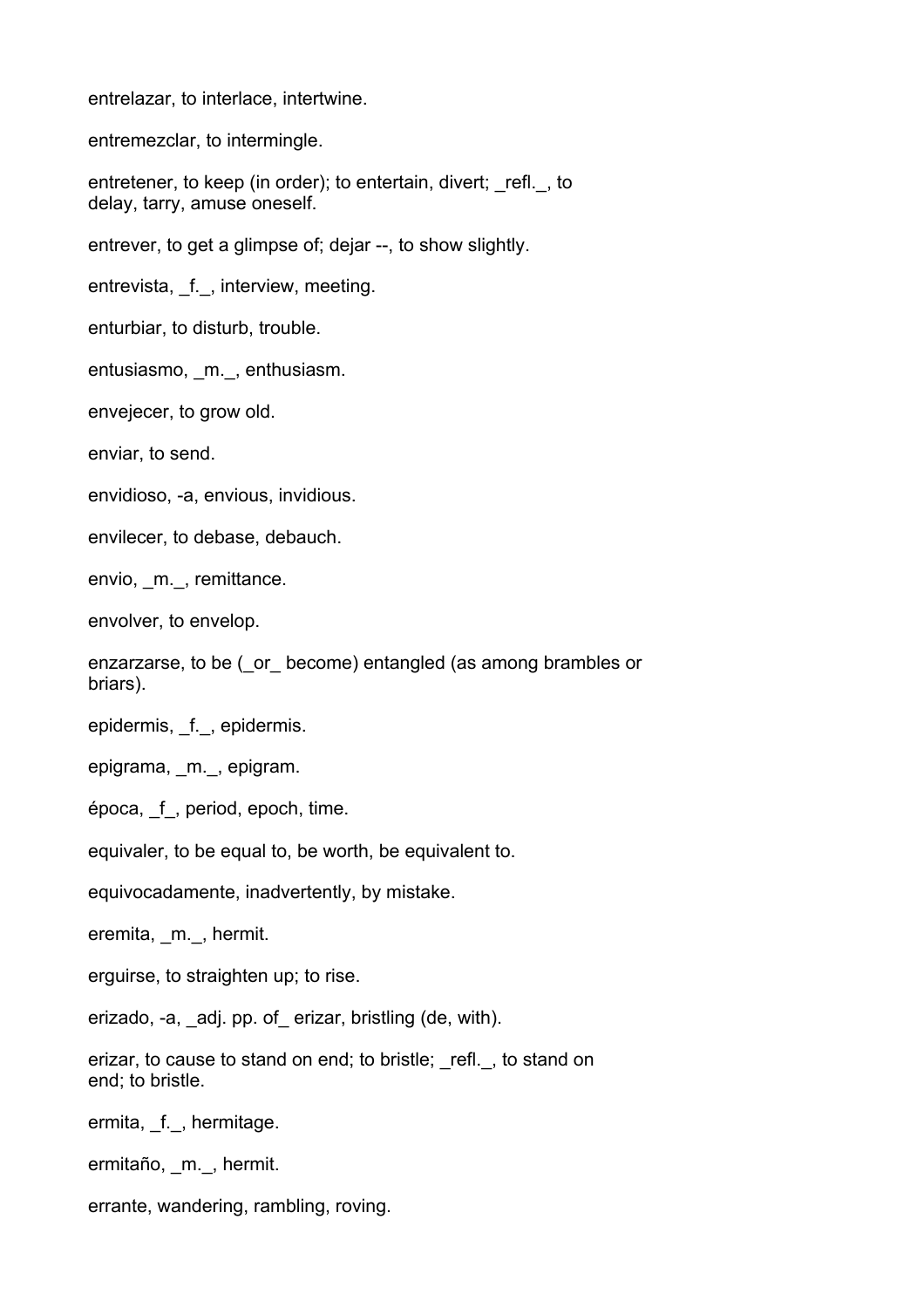entrelazar, to interlace, intertwine.

entremezclar, to intermingle.

entretener, to keep (in order); to entertain, divert; _refl._, to delay, tarry, amuse oneself.

entrever, to get a glimpse of; dejar --, to show slightly.

entrevista, _f._, interview, meeting.

enturbiar, to disturb, trouble.

entusiasmo, _m._, enthusiasm.

envejecer, to grow old.

enviar, to send.

envidioso, -a, envious, invidious.

envilecer, to debase, debauch.

envio, _m._, remittance.

envolver, to envelop.

enzarzarse, to be (_or_ become) entangled (as among brambles or briars).

epidermis, _f._, epidermis.

epigrama, _m._, epigram.

época, _f_, period, epoch, time.

equivaler, to be equal to, be worth, be equivalent to.

equivocadamente, inadvertently, by mistake.

eremita, _m._, hermit.

erguirse, to straighten up; to rise.

erizado, -a, _adj. pp. of_ erizar, bristling (de, with).

erizar, to cause to stand on end; to bristle; _refl._, to stand on end; to bristle.

ermita, _f._, hermitage.

ermitaño, _m._, hermit.

errante, wandering, rambling, roving.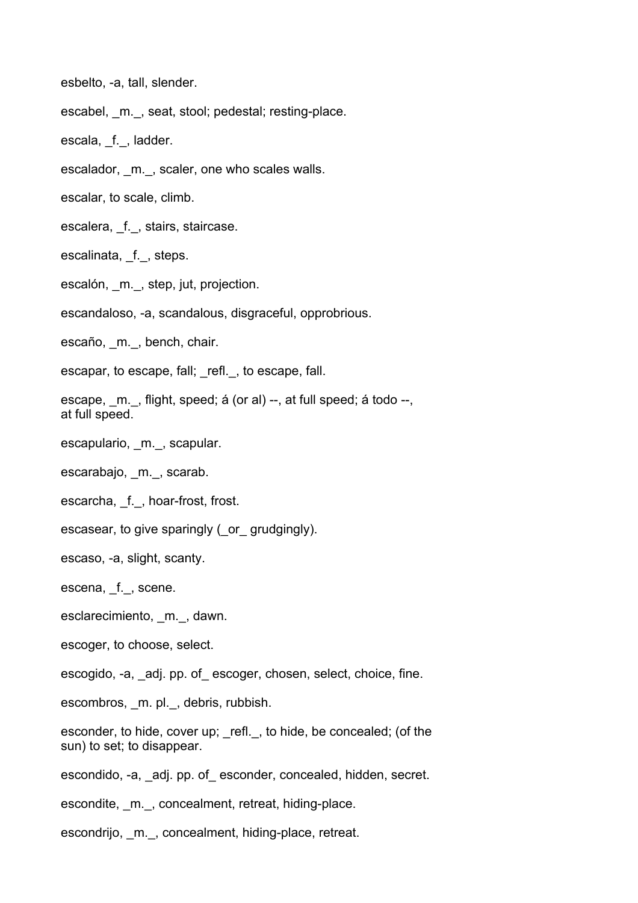esbelto, -a, tall, slender.

escabel, _m._, seat, stool; pedestal; resting-place.

escala, _f._, ladder.

escalador, _m._, scaler, one who scales walls.

escalar, to scale, climb.

escalera, _f._, stairs, staircase.

escalinata, _f._, steps.

escalón, _m._, step, jut, projection.

escandaloso, -a, scandalous, disgraceful, opprobrious.

escaño, _m._, bench, chair.

escapar, to escape, fall; _refl._, to escape, fall.

escape, _m._, flight, speed; á (or al) --, at full speed; á todo --, at full speed.

escapulario, _m._, scapular.

escarabajo, _m._, scarab.

escarcha, _f._, hoar-frost, frost.

escasear, to give sparingly (_or_ grudgingly).

escaso, -a, slight, scanty.

escena, _f._, scene.

esclarecimiento, _m._, dawn.

escoger, to choose, select.

escogido, -a, _adj. pp. of_ escoger, chosen, select, choice, fine.

escombros, _m. pl._, debris, rubbish.

esconder, to hide, cover up; _refl._, to hide, be concealed; (of the sun) to set; to disappear.

escondido, -a, _adj. pp. of_ esconder, concealed, hidden, secret.

escondite, _m._, concealment, retreat, hiding-place.

escondrijo, _m._, concealment, hiding-place, retreat.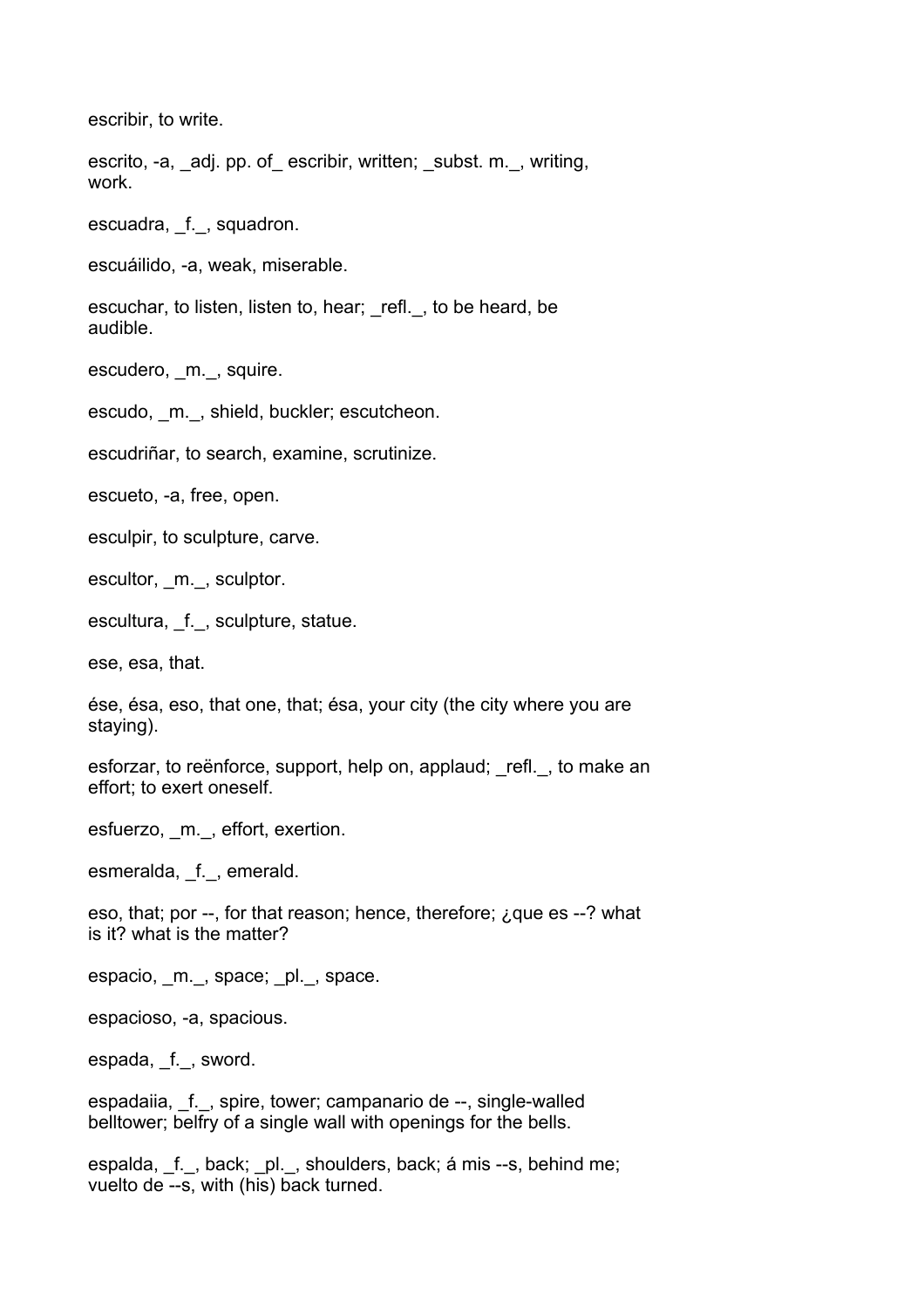escribir, to write.

escrito, -a, _adj. pp. of_ escribir, written; _subst. m._, writing, work.

escuadra, _f._, squadron.

escuáilido, -a, weak, miserable.

escuchar, to listen, listen to, hear; _refl._, to be heard, be audible.

escudero, _m._, squire.

escudo, _m._, shield, buckler; escutcheon.

escudriñar, to search, examine, scrutinize.

escueto, -a, free, open.

esculpir, to sculpture, carve.

escultor, _m._, sculptor.

escultura, _f._, sculpture, statue.

ese, esa, that.

ése, ésa, eso, that one, that; ésa, your city (the city where you are staying).

esforzar, to reënforce, support, help on, applaud; _refl._, to make an effort; to exert oneself.

esfuerzo, _m._, effort, exertion.

esmeralda, _f._, emerald.

eso, that; por --, for that reason; hence, therefore; ¿que es --? what is it? what is the matter?

espacio, _m._, space; _pl._, space.

espacioso, -a, spacious.

espada, _f._, sword.

espadaiia, _f._, spire, tower; campanario de --, single-walled belltower; belfry of a single wall with openings for the bells.

espalda, _f._, back; _pl._, shoulders, back; á mis --s, behind me; vuelto de --s, with (his) back turned.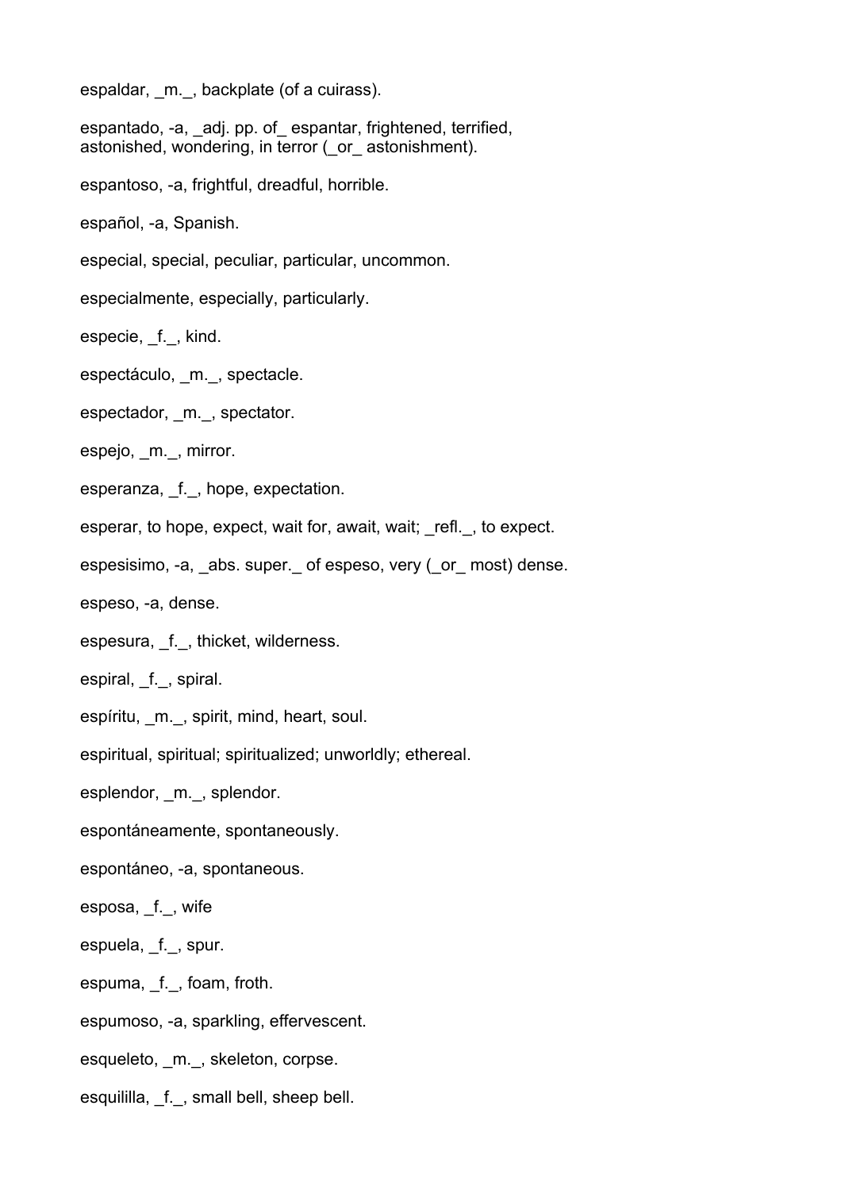espaldar, _m._, backplate (of a cuirass).

espantado, -a, _adj. pp. of_ espantar, frightened, terrified, astonished, wondering, in terror (_or_ astonishment).

espantoso, -a, frightful, dreadful, horrible.

español, -a, Spanish.

especial, special, peculiar, particular, uncommon.

especialmente, especially, particularly.

especie, _f._, kind.

espectáculo, _m._, spectacle.

espectador, _m._, spectator.

espejo, _m._, mirror.

esperanza, _f._, hope, expectation.

esperar, to hope, expect, wait for, await, wait; _refl._, to expect.

espesisimo, -a, _abs. super._ of espeso, very (_or_ most) dense.

espeso, -a, dense.

espesura, _f._, thicket, wilderness.

espiral, _f._, spiral.

espíritu, _m._, spirit, mind, heart, soul.

espiritual, spiritual; spiritualized; unworldly; ethereal.

esplendor, _m._, splendor.

espontáneamente, spontaneously.

espontáneo, -a, spontaneous.

esposa, _f._, wife

espuela, _f._, spur.

espuma, _f._, foam, froth.

espumoso, -a, sparkling, effervescent.

esqueleto, _m._, skeleton, corpse.

esquililla, _f._, small bell, sheep bell.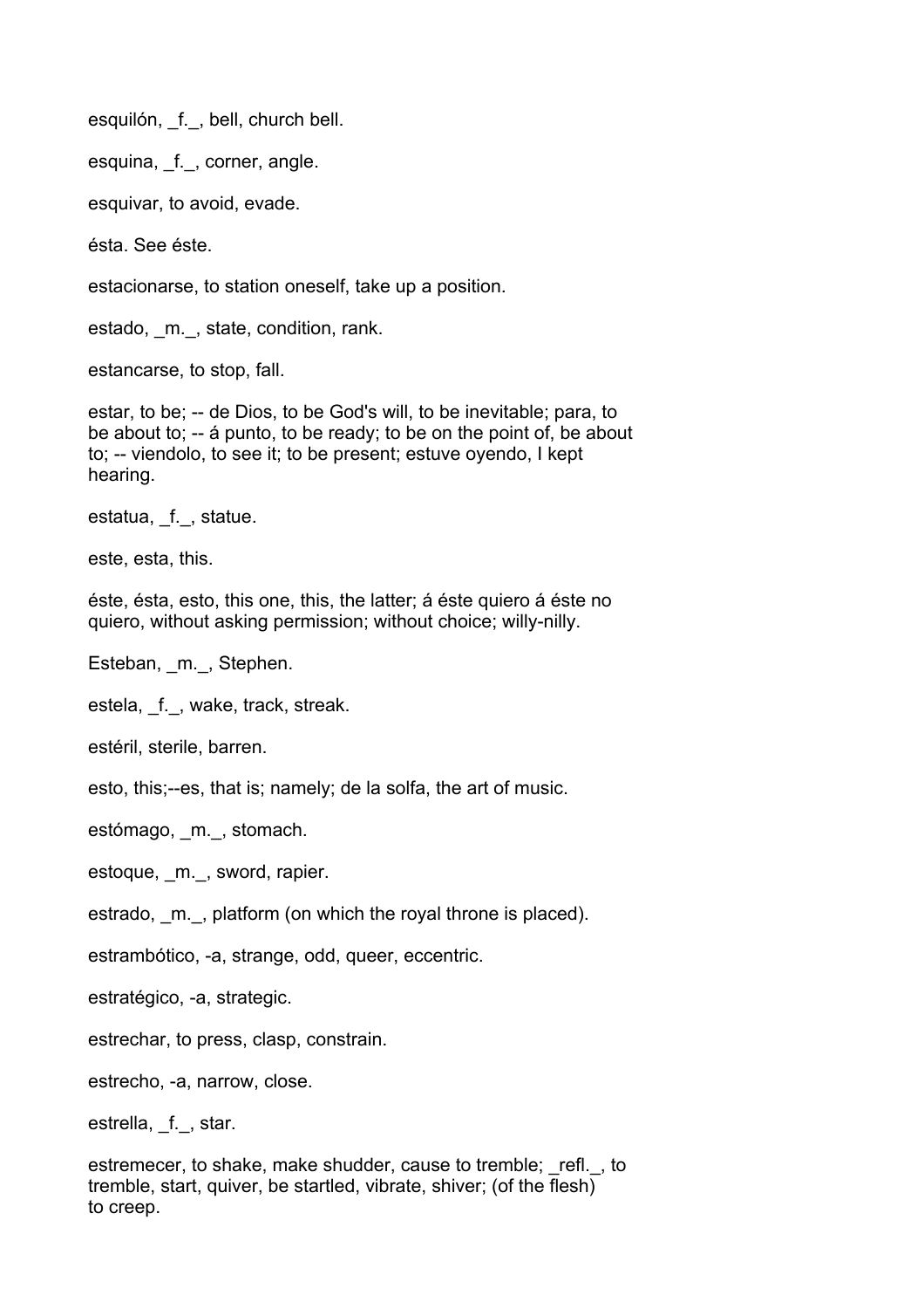esquilón, _f._, bell, church bell.

esquina, _f._, corner, angle.

esquivar, to avoid, evade.

ésta. See éste.

estacionarse, to station oneself, take up a position.

estado, _m._, state, condition, rank.

estancarse, to stop, fall.

estar, to be; -- de Dios, to be God's will, to be inevitable; para, to be about to; -- á punto, to be ready; to be on the point of, be about to; -- viendolo, to see it; to be present; estuve oyendo, I kept hearing.

estatua, _f._, statue.

este, esta, this.

éste, ésta, esto, this one, this, the latter; á éste quiero á éste no quiero, without asking permission; without choice; willy-nilly.

Esteban, _m._, Stephen.

estela, _f._, wake, track, streak.

estéril, sterile, barren.

esto, this;--es, that is; namely; de la solfa, the art of music.

estómago, _m._, stomach.

estoque, _m._, sword, rapier.

estrado, _m._, platform (on which the royal throne is placed).

estrambótico, -a, strange, odd, queer, eccentric.

estratégico, -a, strategic.

estrechar, to press, clasp, constrain.

estrecho, -a, narrow, close.

estrella, _f._, star.

estremecer, to shake, make shudder, cause to tremble; _refl._, to tremble, start, quiver, be startled, vibrate, shiver; (of the flesh) to creep.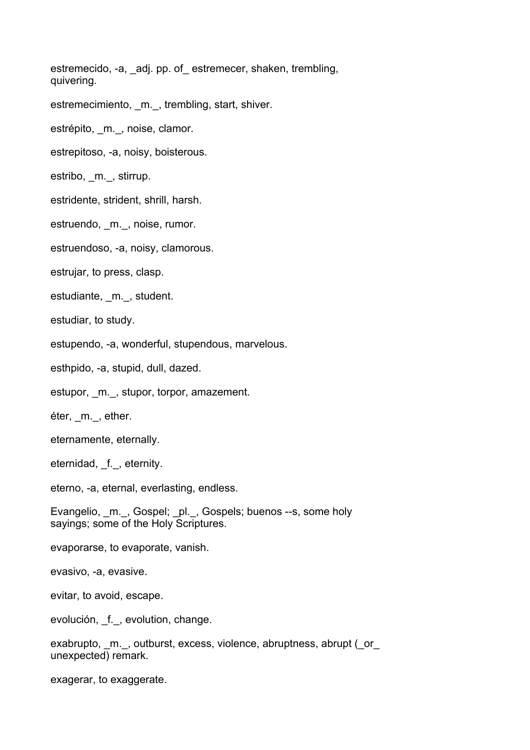estremecido, -a, _adj. pp. of_ estremecer, shaken, trembling, quivering.

estremecimiento, _m._, trembling, start, shiver.

estrépito, _m._, noise, clamor.

estrepitoso, -a, noisy, boisterous.

estribo, _m._, stirrup.

estridente, strident, shrill, harsh.

estruendo, _m._, noise, rumor.

estruendoso, -a, noisy, clamorous.

estrujar, to press, clasp.

estudiante, _m._, student.

estudiar, to study.

estupendo, -a, wonderful, stupendous, marvelous.

esthpido, -a, stupid, dull, dazed.

estupor, _m._, stupor, torpor, amazement.

éter, _m._, ether.

eternamente, eternally.

eternidad, _f._, eternity.

eterno, -a, eternal, everlasting, endless.

Evangelio, _m._, Gospel; _pl._, Gospels; buenos --s, some holy sayings; some of the Holy Scriptures.

evaporarse, to evaporate, vanish.

evasivo, -a, evasive.

evitar, to avoid, escape.

evolución, _f._, evolution, change.

exabrupto, _m._, outburst, excess, violence, abruptness, abrupt (_or_ unexpected) remark.

exagerar, to exaggerate.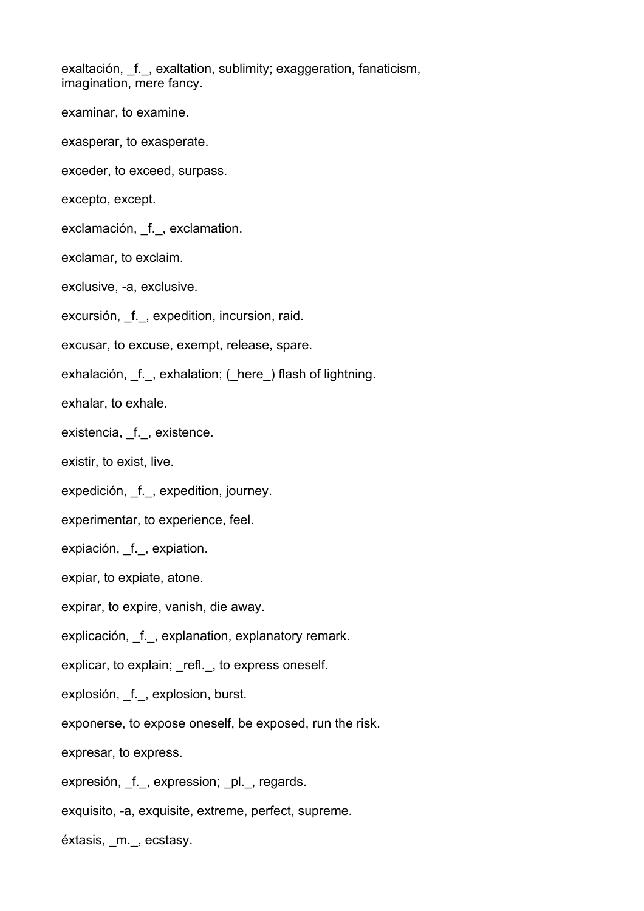exaltación, _f._, exaltation, sublimity; exaggeration, fanaticism, imagination, mere fancy.

examinar, to examine.

exasperar, to exasperate.

exceder, to exceed, surpass.

excepto, except.

exclamación, _f._, exclamation.

exclamar, to exclaim.

exclusive, -a, exclusive.

excursión, _f._, expedition, incursion, raid.

excusar, to excuse, exempt, release, spare.

exhalación, _f._, exhalation; (_here_) flash of lightning.

exhalar, to exhale.

existencia, _f._, existence.

existir, to exist, live.

expedición, _f._, expedition, journey.

experimentar, to experience, feel.

expiación, _f._, expiation.

expiar, to expiate, atone.

expirar, to expire, vanish, die away.

explicación, _f._, explanation, explanatory remark.

explicar, to explain; _refl._, to express oneself.

explosión, _f._, explosion, burst.

exponerse, to expose oneself, be exposed, run the risk.

expresar, to express.

expresión, _f._, expression; _pl._, regards.

exquisito, -a, exquisite, extreme, perfect, supreme.

éxtasis, _m._, ecstasy.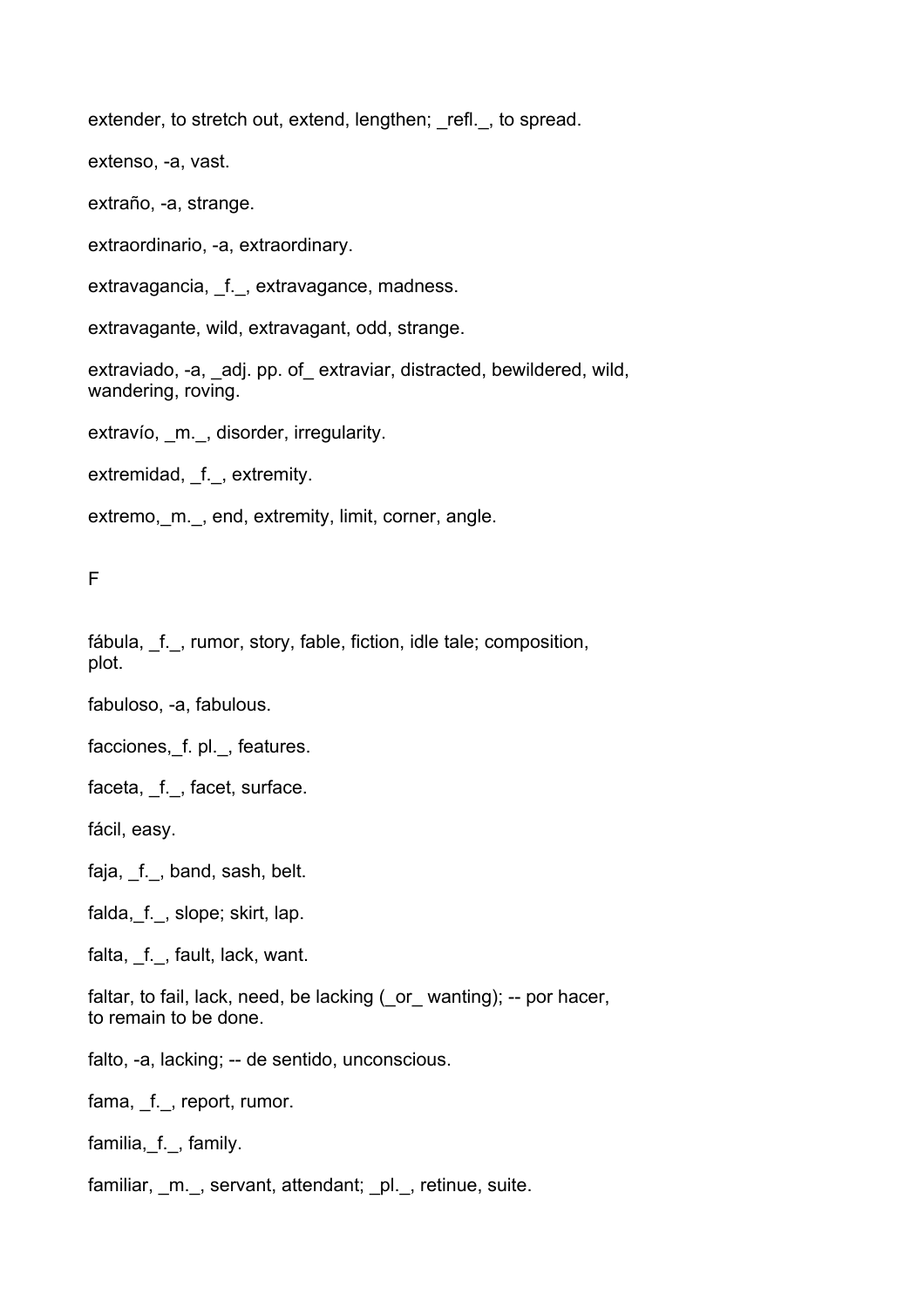extender, to stretch out, extend, lengthen; _refl._, to spread.

extenso, -a, vast.

extraño, -a, strange.

extraordinario, -a, extraordinary.

extravagancia, _f._, extravagance, madness.

extravagante, wild, extravagant, odd, strange.

extraviado, -a, _adj. pp. of_ extraviar, distracted, bewildered, wild, wandering, roving.

extravío, _m._, disorder, irregularity.

extremidad, _f._, extremity.

extremo,_m._, end, extremity, limit, corner, angle.

F

fábula, _f._, rumor, story, fable, fiction, idle tale; composition, plot.

fabuloso, -a, fabulous.

facciones,_f. pl._, features.

faceta, _f._, facet, surface.

fácil, easy.

faja, _f._, band, sash, belt.

falda,_f._, slope; skirt, lap.

falta, _f._, fault, lack, want.

faltar, to fail, lack, need, be lacking (_or_ wanting); -- por hacer, to remain to be done.

falto, -a, lacking; -- de sentido, unconscious.

fama, _f._, report, rumor.

familia,_f._, family.

familiar, _m._, servant, attendant; _pl._, retinue, suite.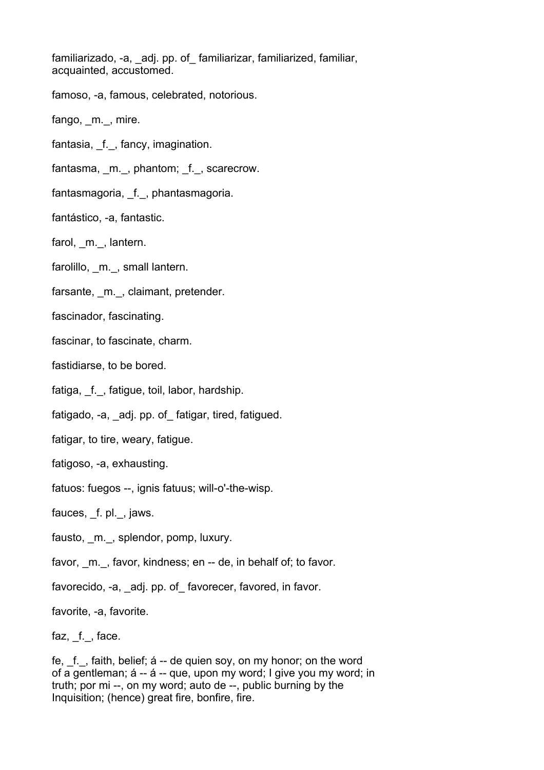familiarizado, -a, _adj. pp. of_ familiarizar, familiarized, familiar, acquainted, accustomed.

famoso, -a, famous, celebrated, notorious.

fango, _m._, mire.

fantasia, _f._, fancy, imagination.

fantasma, _m._, phantom; _f._, scarecrow.

fantasmagoria, _f._, phantasmagoria.

fantástico, -a, fantastic.

farol, _m._, lantern.

farolillo, _m._, small lantern.

farsante, _m._, claimant, pretender.

fascinador, fascinating.

fascinar, to fascinate, charm.

fastidiarse, to be bored.

fatiga, _f._, fatigue, toil, labor, hardship.

fatigado, -a, _adj. pp. of_ fatigar, tired, fatigued.

fatigar, to tire, weary, fatigue.

fatigoso, -a, exhausting.

fatuos: fuegos --, ignis fatuus; will-o'-the-wisp.

fauces, _f. pl._, jaws.

fausto, _m._, splendor, pomp, luxury.

favor, _m._, favor, kindness; en -- de, in behalf of; to favor.

favorecido, -a, _adj. pp. of_ favorecer, favored, in favor.

favorite, -a, favorite.

faz, _f._, face.

fe, _f._, faith, belief; á -- de quien soy, on my honor; on the word of a gentleman; á -- á -- que, upon my word; I give you my word; in truth; por mi --, on my word; auto de --, public burning by the Inquisition; (hence) great fire, bonfire, fire.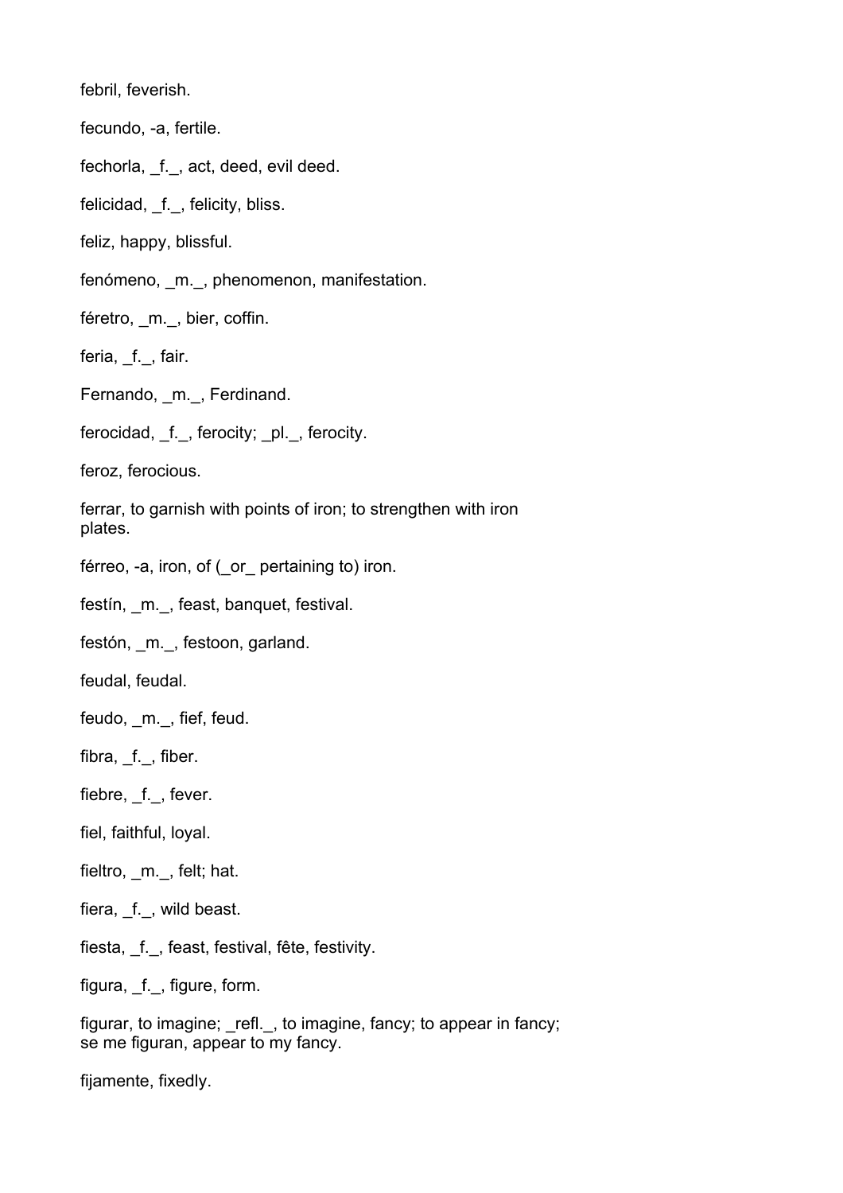febril, feverish.

fecundo, -a, fertile.

fechorla, _f._, act, deed, evil deed.

felicidad, _f._, felicity, bliss.

feliz, happy, blissful.

fenómeno, _m._, phenomenon, manifestation.

féretro, _m._, bier, coffin.

feria, _f._, fair.

Fernando, _m._, Ferdinand.

ferocidad, _f._, ferocity; _pl._, ferocity.

feroz, ferocious.

ferrar, to garnish with points of iron; to strengthen with iron plates.

férreo, -a, iron, of (_or_ pertaining to) iron.

festín, _m._, feast, banquet, festival.

festón, _m._, festoon, garland.

feudal, feudal.

feudo, _m._, fief, feud.

fibra, _f._, fiber.

fiebre, _f._, fever.

fiel, faithful, loyal.

fieltro, _m._, felt; hat.

fiera, _f._, wild beast.

fiesta, _f._, feast, festival, fête, festivity.

figura, _f._, figure, form.

figurar, to imagine; _refl._, to imagine, fancy; to appear in fancy; se me figuran, appear to my fancy.

fijamente, fixedly.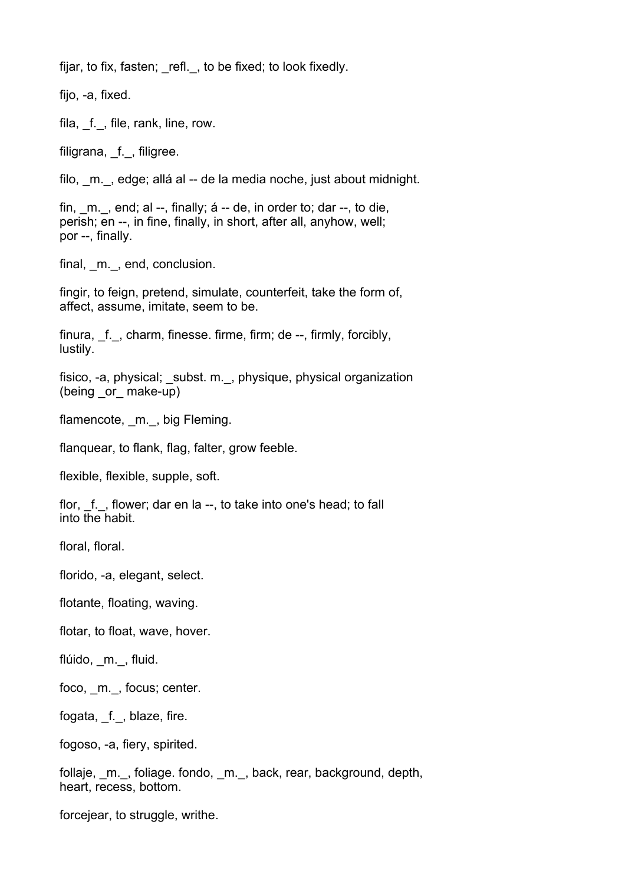fijar, to fix, fasten; _refl._, to be fixed; to look fixedly.

fijo, -a, fixed.

fila, _f._, file, rank, line, row.

filigrana, _f._, filigree.

filo, _m._, edge; allá al -- de la media noche, just about midnight.

fin, _m._, end; al --, finally; á -- de, in order to; dar --, to die, perish; en --, in fine, finally, in short, after all, anyhow, well; por --, finally.

final, _m._, end, conclusion.

fingir, to feign, pretend, simulate, counterfeit, take the form of, affect, assume, imitate, seem to be.

finura, _f._, charm, finesse. firme, firm; de --, firmly, forcibly, lustily.

fisico, -a, physical; _subst. m._, physique, physical organization (being _or_ make-up)

flamencote, _m._, big Fleming.

flanquear, to flank, flag, falter, grow feeble.

flexible, flexible, supple, soft.

flor, _f._, flower; dar en la --, to take into one's head; to fall into the habit.

floral, floral.

florido, -a, elegant, select.

flotante, floating, waving.

flotar, to float, wave, hover.

flúido, _m._, fluid.

foco, _m._, focus; center.

fogata, _f._, blaze, fire.

fogoso, -a, fiery, spirited.

follaje, _m._, foliage. fondo, _m._, back, rear, background, depth, heart, recess, bottom.

forcejear, to struggle, writhe.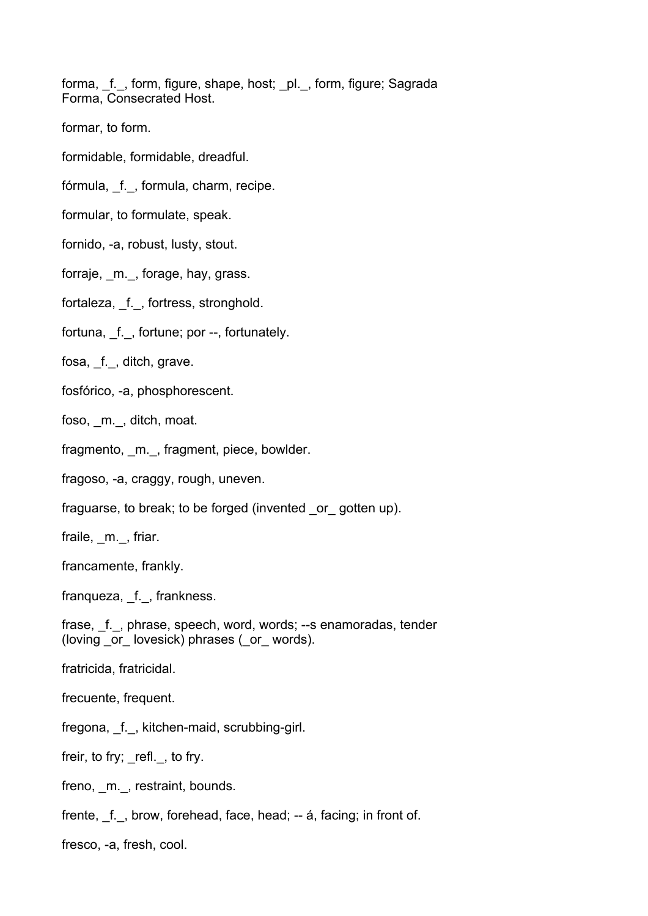forma, _f._, form, figure, shape, host; _pl._, form, figure; Sagrada Forma, Consecrated Host.

formar, to form.

formidable, formidable, dreadful.

fórmula, _f._, formula, charm, recipe.

formular, to formulate, speak.

fornido, -a, robust, lusty, stout.

forraje, _m._, forage, hay, grass.

fortaleza, _f._, fortress, stronghold.

fortuna, _f._, fortune; por --, fortunately.

fosa, _f._, ditch, grave.

fosfórico, -a, phosphorescent.

foso, _m._, ditch, moat.

fragmento, _m._, fragment, piece, bowlder.

fragoso, -a, craggy, rough, uneven.

fraguarse, to break; to be forged (invented _or_ gotten up).

fraile, _m._, friar.

francamente, frankly.

franqueza, _f._, frankness.

frase, _f._, phrase, speech, word, words; --s enamoradas, tender (loving _or_ lovesick) phrases (_or_ words).

fratricida, fratricidal.

frecuente, frequent.

fregona, _f._, kitchen-maid, scrubbing-girl.

freir, to fry; _refl._, to fry.

freno, _m._, restraint, bounds.

frente, _f._, brow, forehead, face, head; -- á, facing; in front of.

fresco, -a, fresh, cool.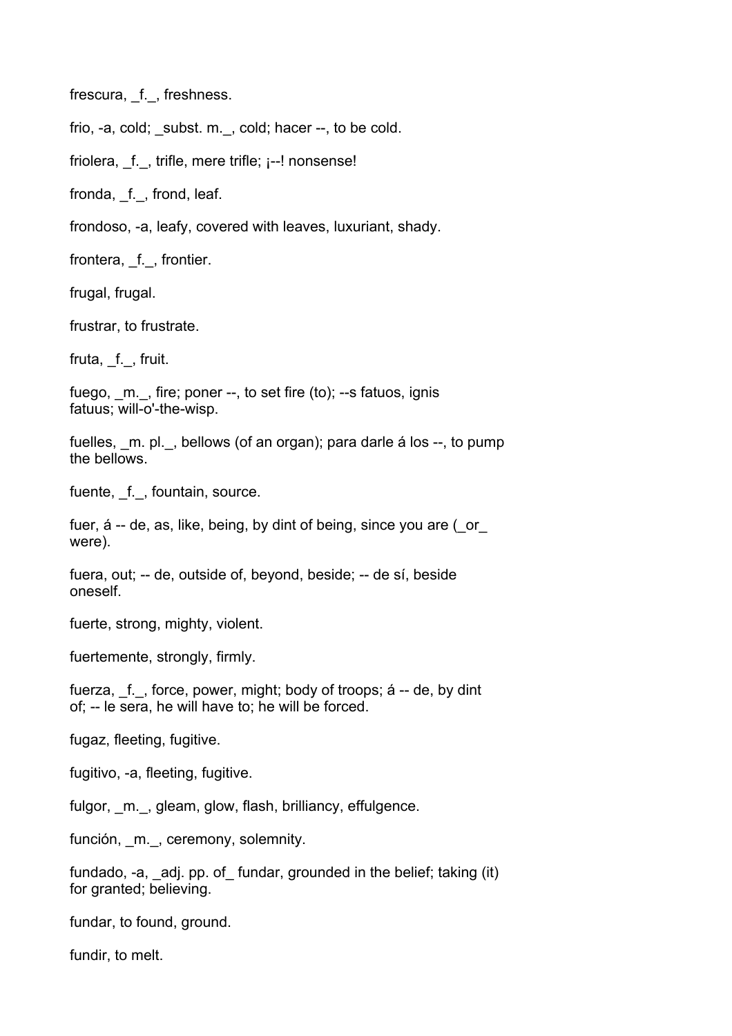frescura, _f._, freshness.

frio, -a, cold; _subst. m._, cold; hacer --, to be cold.

friolera, _f._, trifle, mere trifle; ¡--! nonsense!

fronda, _f._, frond, leaf.

frondoso, -a, leafy, covered with leaves, luxuriant, shady.

frontera, _f._, frontier.

frugal, frugal.

frustrar, to frustrate.

fruta, _f._, fruit.

fuego, _m._, fire; poner --, to set fire (to); --s fatuos, ignis fatuus; will-o'-the-wisp.

fuelles, _m. pl._, bellows (of an organ); para darle á los --, to pump the bellows.

fuente, _f._, fountain, source.

fuer, á -- de, as, like, being, by dint of being, since you are (_or_ were).

fuera, out; -- de, outside of, beyond, beside; -- de sí, beside oneself.

fuerte, strong, mighty, violent.

fuertemente, strongly, firmly.

fuerza, _f._, force, power, might; body of troops; á -- de, by dint of; -- le sera, he will have to; he will be forced.

fugaz, fleeting, fugitive.

fugitivo, -a, fleeting, fugitive.

fulgor, _m._, gleam, glow, flash, brilliancy, effulgence.

función, _m._, ceremony, solemnity.

fundado, -a, _adj. pp. of_ fundar, grounded in the belief; taking (it) for granted; believing.

fundar, to found, ground.

fundir, to melt.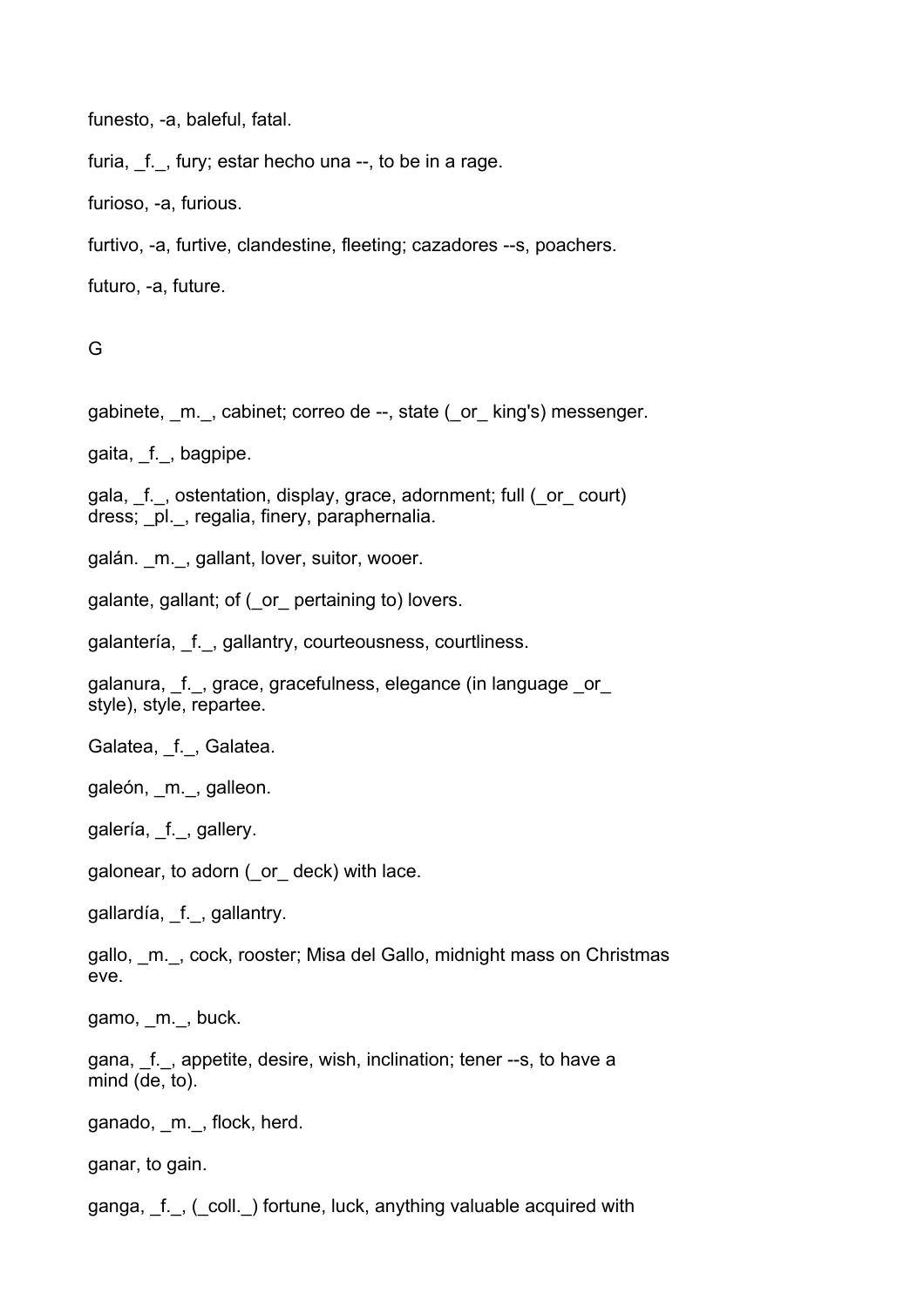funesto, -a, baleful, fatal.

furia, _f._, fury; estar hecho una --, to be in a rage.

furioso, -a, furious.

furtivo, -a, furtive, clandestine, fleeting; cazadores --s, poachers.

futuro, -a, future.

G

gabinete, _m._, cabinet; correo de --, state (_or_ king's) messenger.

gaita, _f._, bagpipe.

gala, _f._, ostentation, display, grace, adornment; full (_or_ court) dress; _pl._, regalia, finery, paraphernalia.

galán. _m._, gallant, lover, suitor, wooer.

galante, gallant; of (_or_ pertaining to) lovers.

galantería, _f._, gallantry, courteousness, courtliness.

galanura, _f._, grace, gracefulness, elegance (in language _or_ style), style, repartee.

Galatea, _f._, Galatea.

galeón, _m._, galleon.

galería, _f._, gallery.

galonear, to adorn (_or_ deck) with lace.

gallardía, _f._, gallantry.

gallo, _m._, cock, rooster; Misa del Gallo, midnight mass on Christmas eve.

gamo, _m._, buck.

gana, _f._, appetite, desire, wish, inclination; tener --s, to have a mind (de, to).

ganado, _m._, flock, herd.

ganar, to gain.

ganga, _f._, (_coll._) fortune, luck, anything valuable acquired with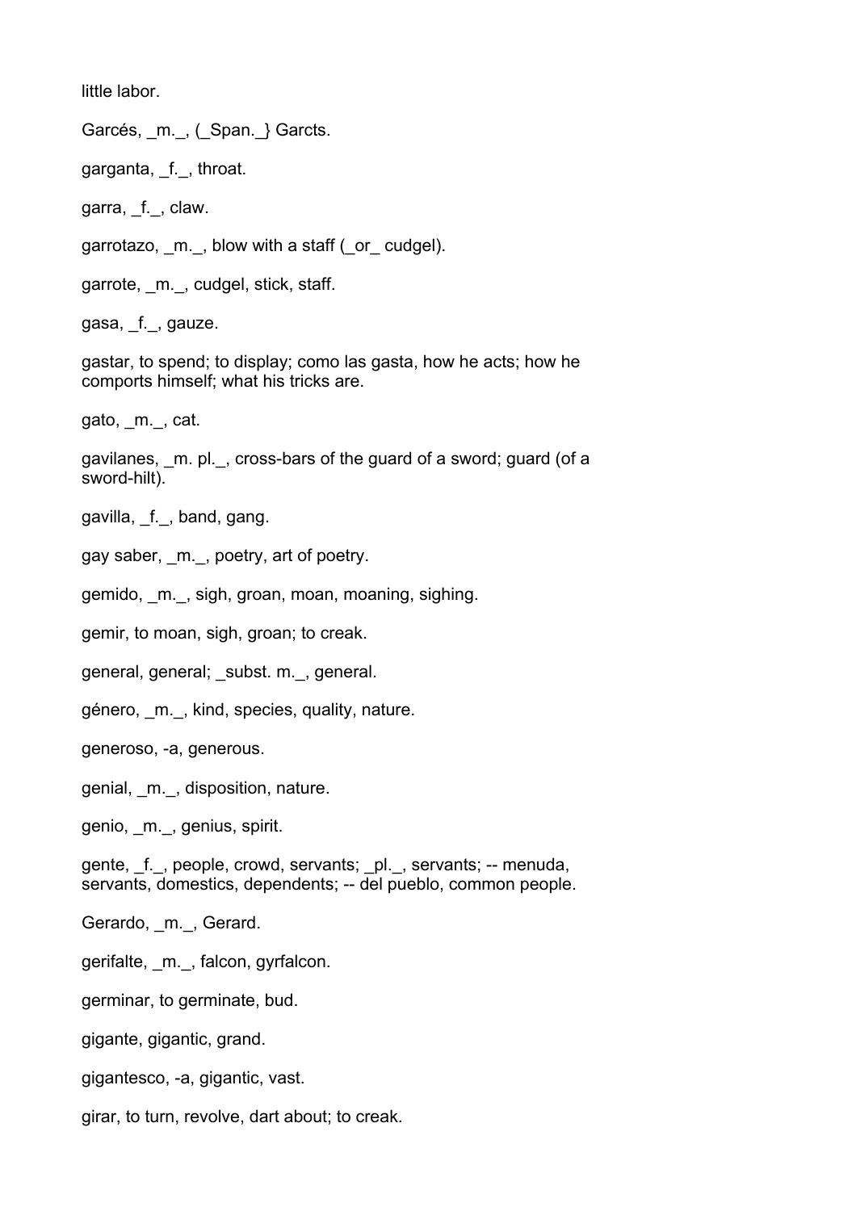little labor.

Garcés, _m._, (_Span._} Garcts.

garganta, _f._, throat.

garra, _f._, claw.

garrotazo, _m._, blow with a staff (_or_ cudgel).

garrote, _m._, cudgel, stick, staff.

gasa, _f._, gauze.

gastar, to spend; to display; como las gasta, how he acts; how he comports himself; what his tricks are.

gato, _m._, cat.

gavilanes, _m. pl._, cross-bars of the guard of a sword; guard (of a sword-hilt).

gavilla, _f._, band, gang.

gay saber, _m._, poetry, art of poetry.

gemido, _m._, sigh, groan, moan, moaning, sighing.

gemir, to moan, sigh, groan; to creak.

general, general; _subst. m._, general.

género, _m._, kind, species, quality, nature.

generoso, -a, generous.

genial, _m._, disposition, nature.

genio, _m._, genius, spirit.

gente, _f._, people, crowd, servants; _pl._, servants; -- menuda, servants, domestics, dependents; -- del pueblo, common people.

Gerardo, _m._, Gerard.

gerifalte, _m._, falcon, gyrfalcon.

germinar, to germinate, bud.

gigante, gigantic, grand.

gigantesco, -a, gigantic, vast.

girar, to turn, revolve, dart about; to creak.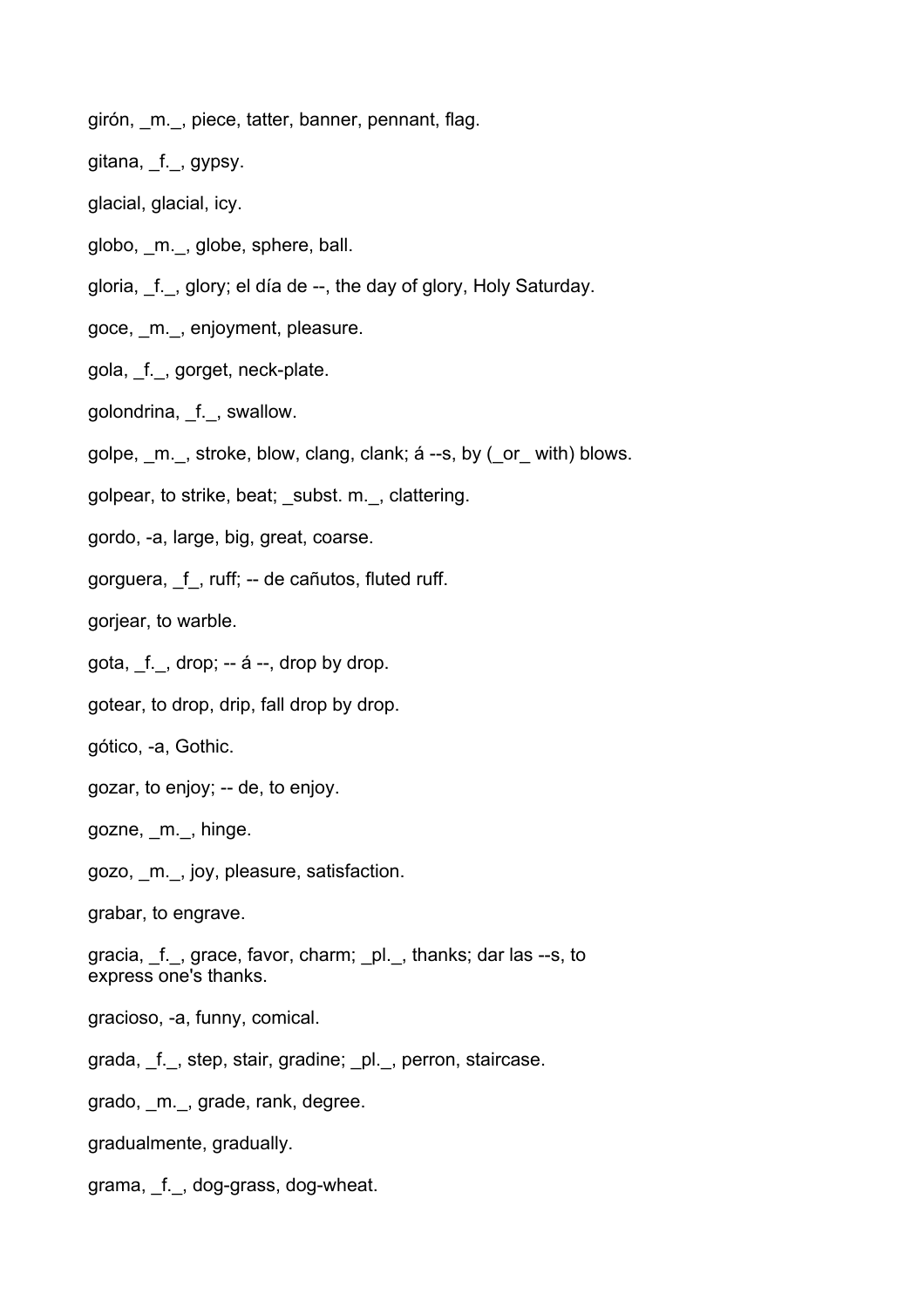girón, _m._, piece, tatter, banner, pennant, flag.

gitana, _f._, gypsy.

glacial, glacial, icy.

globo, _m._, globe, sphere, ball.

gloria, _f._, glory; el día de --, the day of glory, Holy Saturday.

goce, _m._, enjoyment, pleasure.

gola, _f._, gorget, neck-plate.

golondrina, _f._, swallow.

golpe, _m._, stroke, blow, clang, clank; á --s, by (_or_ with) blows.

golpear, to strike, beat; _subst. m._, clattering.

gordo, -a, large, big, great, coarse.

gorguera, _f_, ruff; -- de cañutos, fluted ruff.

gorjear, to warble.

gota, _f._, drop; -- á --, drop by drop.

gotear, to drop, drip, fall drop by drop.

gótico, -a, Gothic.

gozar, to enjoy; -- de, to enjoy.

gozne, _m._, hinge.

gozo, _m._, joy, pleasure, satisfaction.

grabar, to engrave.

gracia, _f._, grace, favor, charm; _pl._, thanks; dar las --s, to express one's thanks.

gracioso, -a, funny, comical.

grada, _f._, step, stair, gradine; _pl._, perron, staircase.

grado, _m._, grade, rank, degree.

gradualmente, gradually.

grama, _f._, dog-grass, dog-wheat.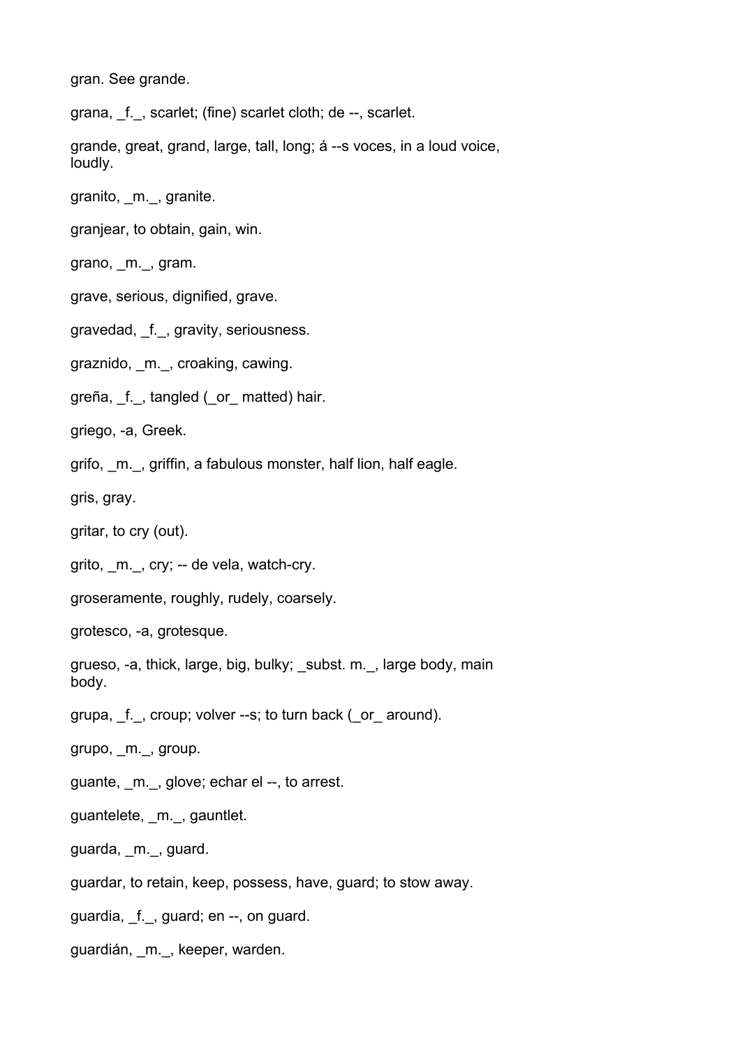gran. See grande.

grana, _f._, scarlet; (fine) scarlet cloth; de --, scarlet.

grande, great, grand, large, tall, long; á --s voces, in a loud voice, loudly.

granito, _m._, granite.

granjear, to obtain, gain, win.

grano, _m._, gram.

grave, serious, dignified, grave.

gravedad, _f._, gravity, seriousness.

graznido, _m._, croaking, cawing.

greña, _f._, tangled (_or_ matted) hair.

griego, -a, Greek.

grifo, _m._, griffin, a fabulous monster, half lion, half eagle.

gris, gray.

gritar, to cry (out).

grito, _m._, cry; -- de vela, watch-cry.

groseramente, roughly, rudely, coarsely.

grotesco, -a, grotesque.

grueso, -a, thick, large, big, bulky; _subst. m._, large body, main body.

grupa, _f._, croup; volver --s; to turn back (_or_ around).

grupo, _m._, group.

guante, _m._, glove; echar el --, to arrest.

guantelete, _m._, gauntlet.

guarda, _m._, guard.

guardar, to retain, keep, possess, have, guard; to stow away.

guardia, _f._, guard; en --, on guard.

guardián, _m._, keeper, warden.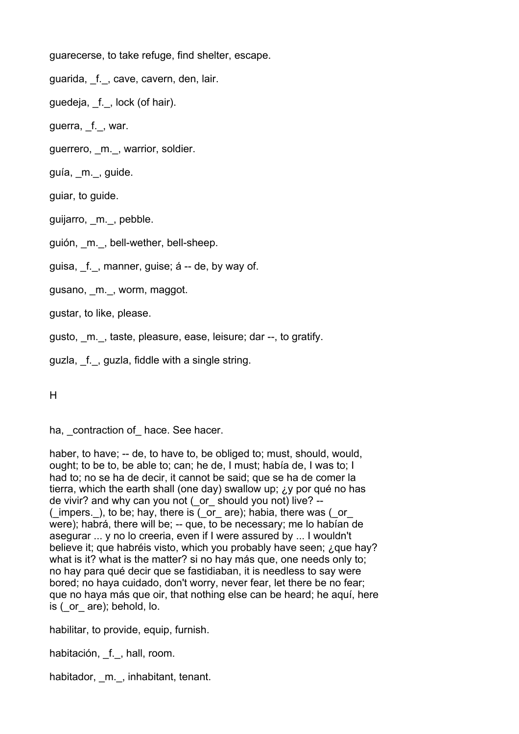guarecerse, to take refuge, find shelter, escape.

guarida, _f._, cave, cavern, den, lair.

guedeja, _f._, lock (of hair).

guerra, _f._, war.

guerrero, _m._, warrior, soldier.

guía, _m._, guide.

guiar, to guide.

guijarro, _m._, pebble.

guión, _m._, bell-wether, bell-sheep.

guisa, _f._, manner, guise; á -- de, by way of.

gusano, _m._, worm, maggot.

gustar, to like, please.

gusto, _m._, taste, pleasure, ease, leisure; dar --, to gratify.

guzla, _f._, guzla, fiddle with a single string.

H

ha, _contraction of_ hace. See hacer.

haber, to have; -- de, to have to, be obliged to; must, should, would, ought; to be to, be able to; can; he de, I must; había de, I was to; I had to; no se ha de decir, it cannot be said; que se ha de comer la tierra, which the earth shall (one day) swallow up; ¿y por qué no has de vivir? and why can you not (_or_ should you not) live? -- (_impers._), to be; hay, there is (_or_ are); habia, there was (_or_ were); habrá, there will be; -- que, to be necessary; me lo habían de asegurar ... y no lo creeria, even if I were assured by ... I wouldn't believe it; que habréis visto, which you probably have seen; ¿que hay? what is it? what is the matter? si no hay más que, one needs only to; no hay para qué decir que se fastidiaban, it is needless to say were bored; no haya cuidado, don't worry, never fear, let there be no fear; que no haya más que oir, that nothing else can be heard; he aquí, here is (_or_ are); behold, lo.

habilitar, to provide, equip, furnish.

habitación, _f._, hall, room.

habitador, _m._, inhabitant, tenant.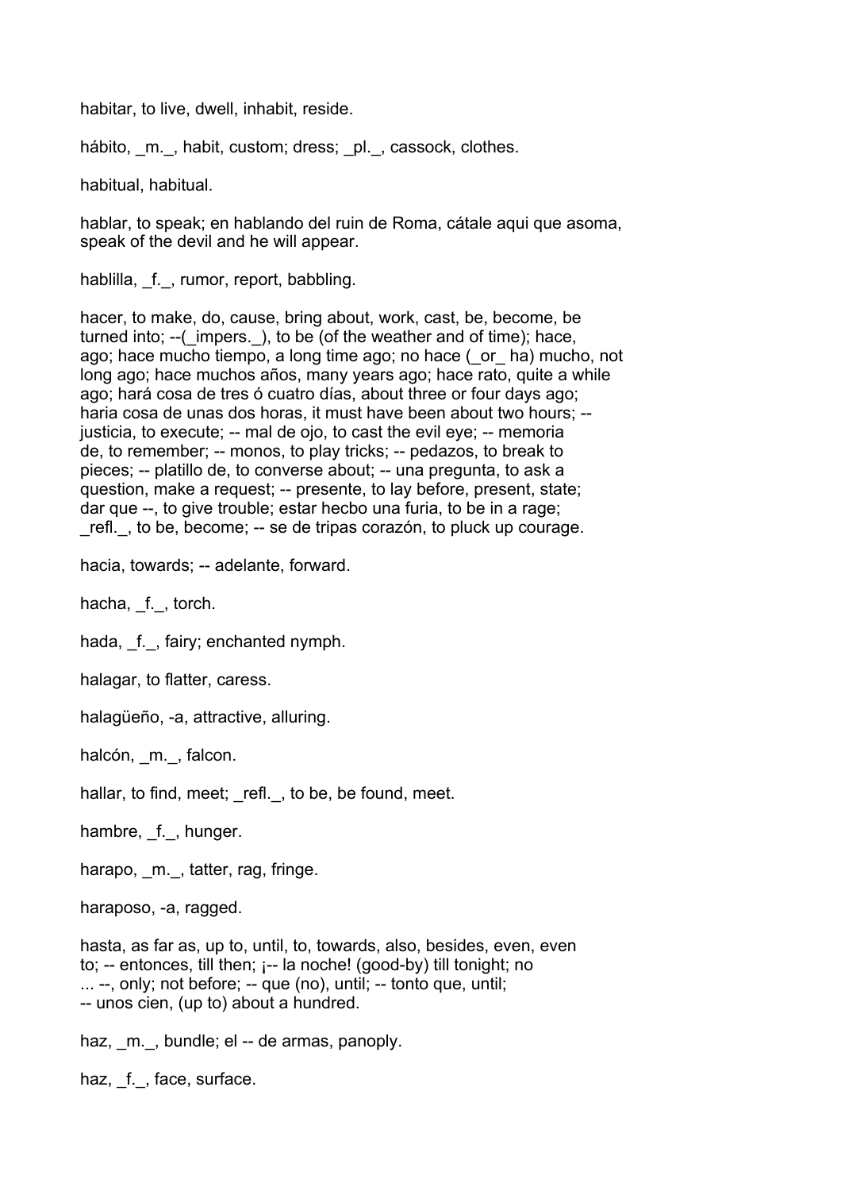habitar, to live, dwell, inhabit, reside.

hábito, _m._, habit, custom; dress; _pl._, cassock, clothes.

habitual, habitual.

hablar, to speak; en hablando del ruin de Roma, cátale aqui que asoma, speak of the devil and he will appear.

hablilla, _f._, rumor, report, babbling.

hacer, to make, do, cause, bring about, work, cast, be, become, be turned into; --(_impers._), to be (of the weather and of time); hace, ago; hace mucho tiempo, a long time ago; no hace (_or_ ha) mucho, not long ago; hace muchos años, many years ago; hace rato, quite a while ago; hará cosa de tres ó cuatro días, about three or four days ago; haria cosa de unas dos horas, it must have been about two hours; -- justicia, to execute; -- mal de ojo, to cast the evil eye; -- memoria de, to remember; -- monos, to play tricks; -- pedazos, to break to pieces; -- platillo de, to converse about; -- una pregunta, to ask a question, make a request; -- presente, to lay before, present, state; dar que --, to give trouble; estar hecbo una furia, to be in a rage; _refl._, to be, become; -- se de tripas corazón, to pluck up courage.

hacia, towards; -- adelante, forward.

hacha, _f._, torch.

hada, _f._, fairy; enchanted nymph.

halagar, to flatter, caress.

halagüeño, -a, attractive, alluring.

halcón, _m._, falcon.

hallar, to find, meet; _refl._, to be, be found, meet.

hambre, _f._, hunger.

harapo, _m._, tatter, rag, fringe.

haraposo, -a, ragged.

hasta, as far as, up to, until, to, towards, also, besides, even, even to; -- entonces, till then; ¡-- la noche! (good-by) till tonight; no ... --, only; not before; -- que (no), until; -- tonto que, until; -- unos cien, (up to) about a hundred.

haz, _m._, bundle; el -- de armas, panoply.

haz, _f._, face, surface.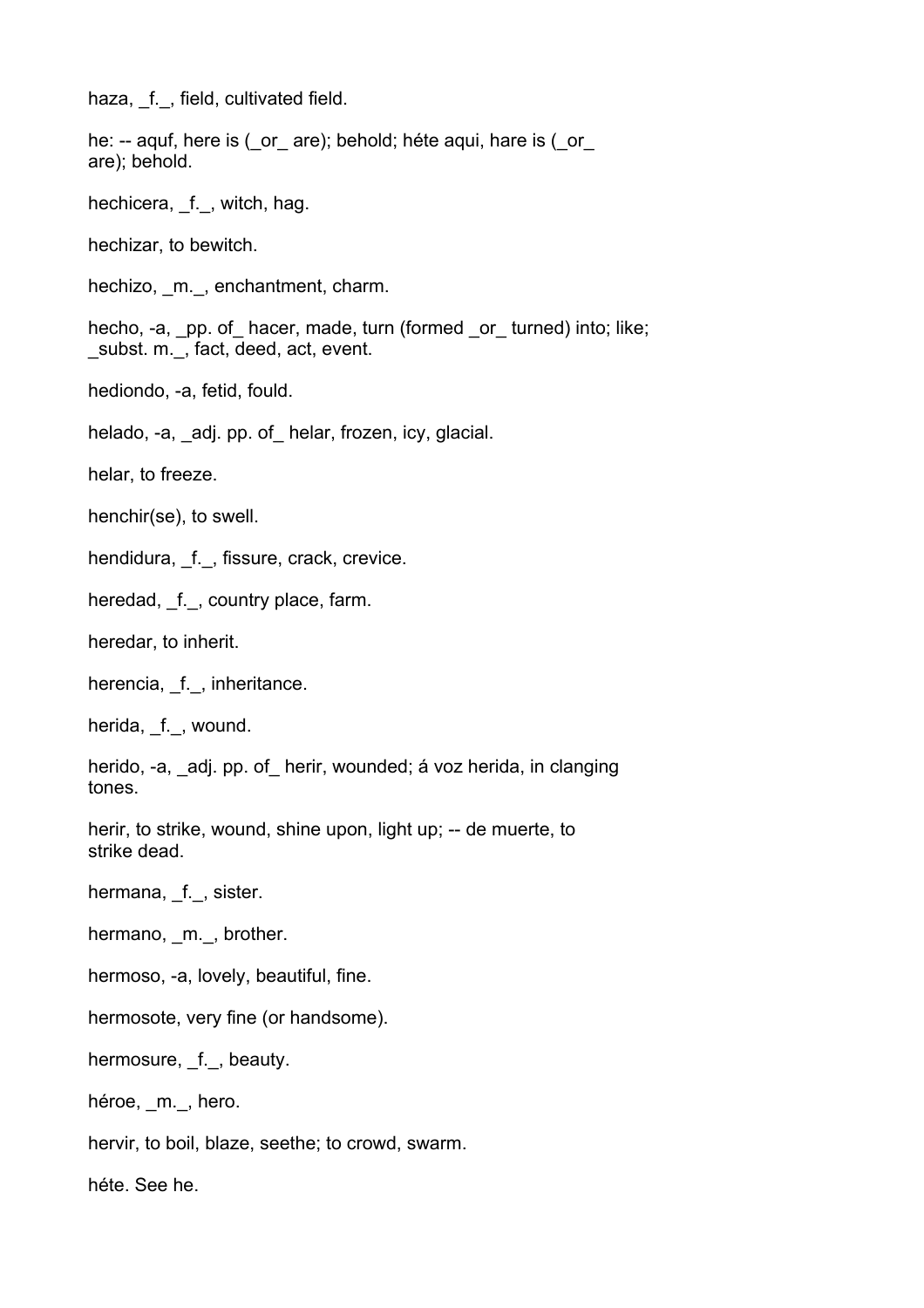haza, _f._, field, cultivated field.

he: -- aquf, here is (_or_ are); behold; héte aqui, hare is (_or_ are); behold.

hechicera, _f._, witch, hag.

hechizar, to bewitch.

hechizo, _m._, enchantment, charm.

hecho, -a, _pp. of_ hacer, made, turn (formed _or_ turned) into; like; _subst. m._, fact, deed, act, event.

hediondo, -a, fetid, fould.

helado, -a, _adj. pp. of_ helar, frozen, icy, glacial.

helar, to freeze.

henchir(se), to swell.

hendidura, _f._, fissure, crack, crevice.

heredad, _f._, country place, farm.

heredar, to inherit.

herencia, _f._, inheritance.

herida, _f._, wound.

herido, -a, _adj. pp. of_ herir, wounded; á voz herida, in clanging tones.

herir, to strike, wound, shine upon, light up; -- de muerte, to strike dead.

hermana, _f._, sister.

hermano, _m._, brother.

hermoso, -a, lovely, beautiful, fine.

hermosote, very fine (or handsome).

hermosure, _f._, beauty.

héroe, _m._, hero.

hervir, to boil, blaze, seethe; to crowd, swarm.

héte. See he.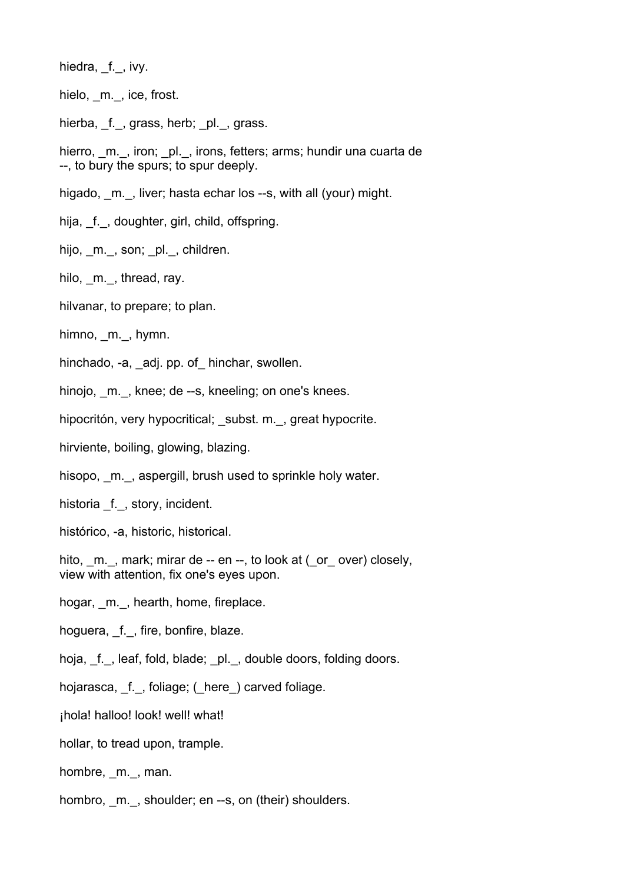hiedra, _f._, ivy.

hielo, _m._, ice, frost.

hierba, _f._, grass, herb; _pl._, grass.

hierro, _m._, iron; _pl._, irons, fetters; arms; hundir una cuarta de --, to bury the spurs; to spur deeply.

higado, _m._, liver; hasta echar los --s, with all (your) might.

hija, _f._, doughter, girl, child, offspring.

hijo, _m._, son; _pl._, children.

hilo, _m._, thread, ray.

hilvanar, to prepare; to plan.

himno, _m._, hymn.

hinchado, -a, _adj. pp. of_ hinchar, swollen.

hinojo, _m._, knee; de --s, kneeling; on one's knees.

hipocritón, very hypocritical; _subst. m._, great hypocrite.

hirviente, boiling, glowing, blazing.

hisopo, _m._, aspergill, brush used to sprinkle holy water.

historia _f._, story, incident.

histórico, -a, historic, historical.

hito, _m._, mark; mirar de -- en --, to look at (_or_ over) closely, view with attention, fix one's eyes upon.

hogar, _m._, hearth, home, fireplace.

hoguera, _f._, fire, bonfire, blaze.

hoja, _f._, leaf, fold, blade; _pl._, double doors, folding doors.

hojarasca, _f._, foliage; (_here_) carved foliage.

¡hola! halloo! look! well! what!

hollar, to tread upon, trample.

hombre, _m._, man.

hombro, _m._, shoulder; en --s, on (their) shoulders.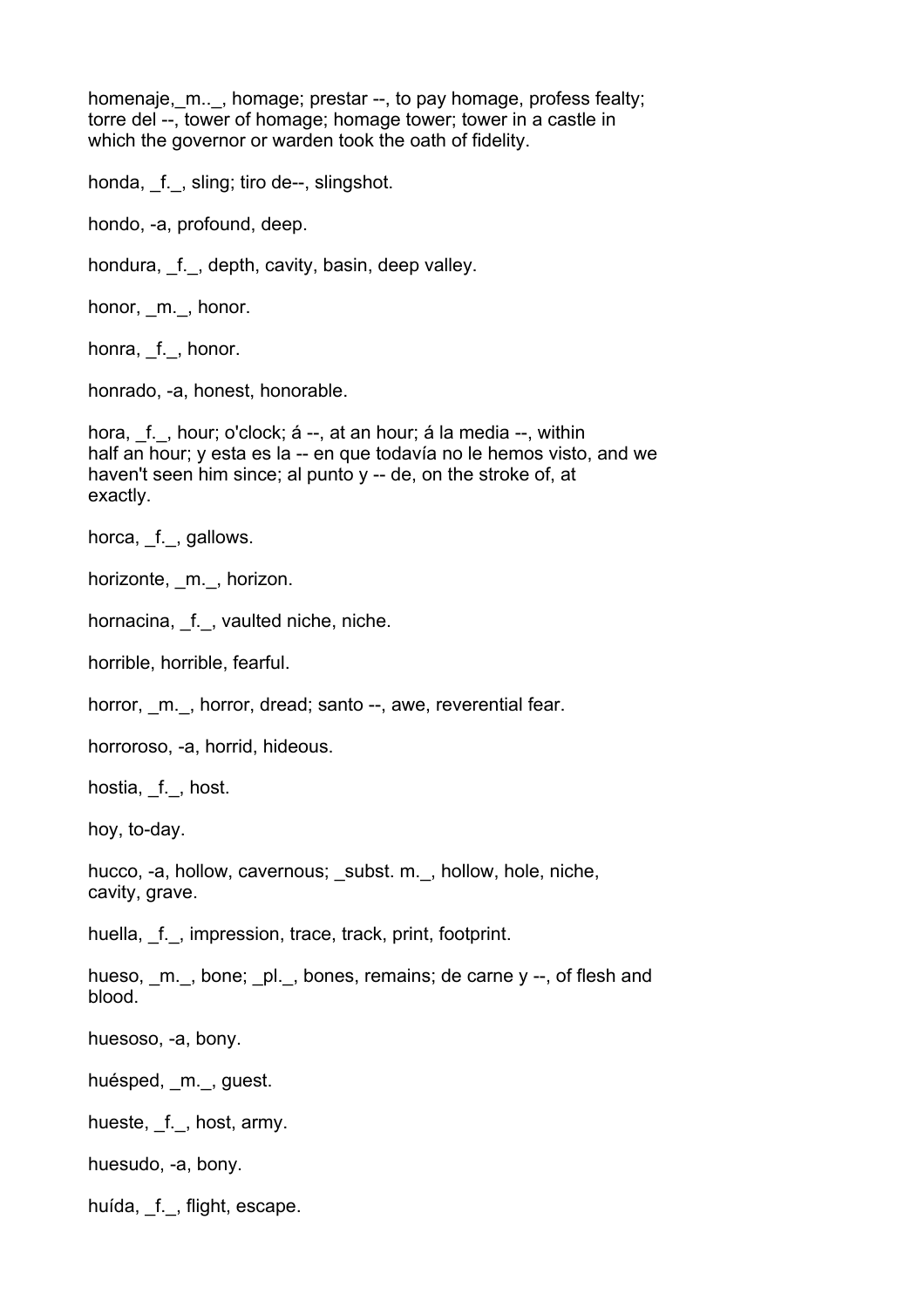homenaje,_m.._, homage; prestar --, to pay homage, profess fealty; torre del --, tower of homage; homage tower; tower in a castle in which the governor or warden took the oath of fidelity.

honda, _f._, sling; tiro de--, slingshot.

hondo, -a, profound, deep.

hondura, _f._, depth, cavity, basin, deep valley.

honor, _m._, honor.

honra, _f._, honor.

honrado, -a, honest, honorable.

hora, _f._, hour; o'clock; á --, at an hour; á la media --, within half an hour; y esta es la -- en que todavía no le hemos visto, and we haven't seen him since; al punto y -- de, on the stroke of, at exactly.

horca, _f._, gallows.

horizonte, _m._, horizon.

hornacina, _f._, vaulted niche, niche.

horrible, horrible, fearful.

horror, _m._, horror, dread; santo --, awe, reverential fear.

horroroso, -a, horrid, hideous.

hostia, _f._, host.

hoy, to-day.

hucco, -a, hollow, cavernous; _subst. m._, hollow, hole, niche, cavity, grave.

huella, _f._, impression, trace, track, print, footprint.

hueso, _m._, bone; _pl._, bones, remains; de carne y --, of flesh and blood.

huesoso, -a, bony.

huésped, _m._, guest.

hueste, _f._, host, army.

huesudo, -a, bony.

huída, _f._, flight, escape.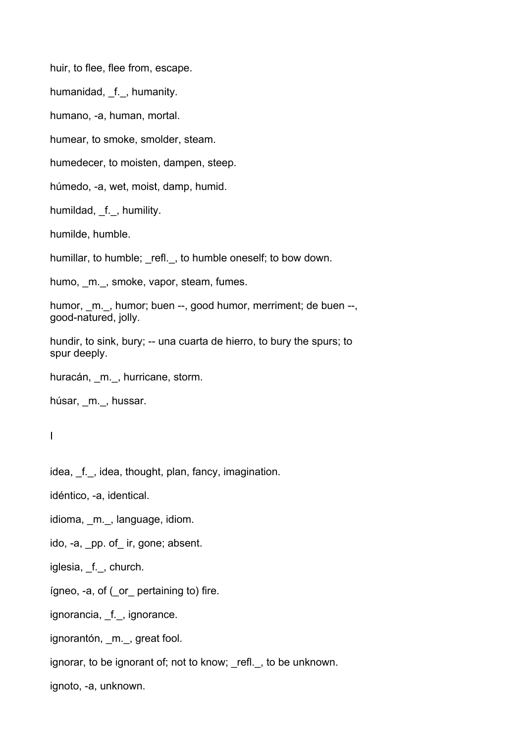huir, to flee, flee from, escape.

humanidad, _f._, humanity.

humano, -a, human, mortal.

humear, to smoke, smolder, steam.

humedecer, to moisten, dampen, steep.

húmedo, -a, wet, moist, damp, humid.

humildad, _f._, humility.

humilde, humble.

humillar, to humble; _refl._, to humble oneself; to bow down.

humo, _m._, smoke, vapor, steam, fumes.

humor, _m._, humor; buen --, good humor, merriment; de buen --, good-natured, jolly.

hundir, to sink, bury; -- una cuarta de hierro, to bury the spurs; to spur deeply.

huracán, _m._, hurricane, storm.

húsar, _m._, hussar.

I

idea, _f._, idea, thought, plan, fancy, imagination.

idéntico, -a, identical.

idioma, _m._, language, idiom.

ido, -a, _pp. of_ ir, gone; absent.

iglesia, _f._, church.

ígneo, -a, of (_or_ pertaining to) fire.

ignorancia, _f._, ignorance.

ignorantón, _m._, great fool.

ignorar, to be ignorant of; not to know; _refl._, to be unknown.

ignoto, -a, unknown.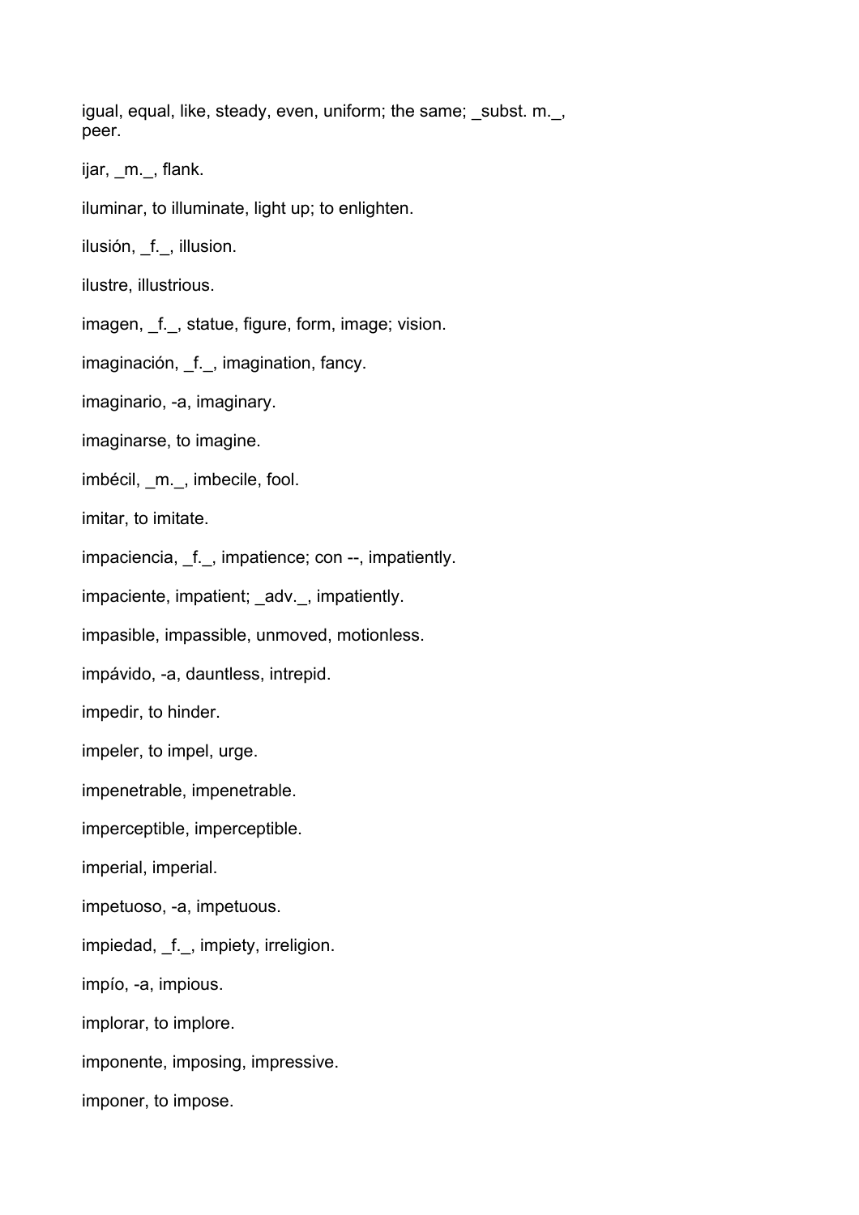igual, equal, like, steady, even, uniform; the same; _subst. m._, peer.

ijar, _m._, flank.

iluminar, to illuminate, light up; to enlighten.

ilusión, _f._, illusion.

ilustre, illustrious.

imagen, _f._, statue, figure, form, image; vision.

imaginación, _f._, imagination, fancy.

imaginario, -a, imaginary.

imaginarse, to imagine.

imbécil, _m._, imbecile, fool.

imitar, to imitate.

impaciencia, _f._, impatience; con --, impatiently.

impaciente, impatient; _adv._, impatiently.

impasible, impassible, unmoved, motionless.

impávido, -a, dauntless, intrepid.

impedir, to hinder.

impeler, to impel, urge.

impenetrable, impenetrable.

imperceptible, imperceptible.

imperial, imperial.

impetuoso, -a, impetuous.

impiedad, _f._, impiety, irreligion.

impío, -a, impious.

implorar, to implore.

imponente, imposing, impressive.

imponer, to impose.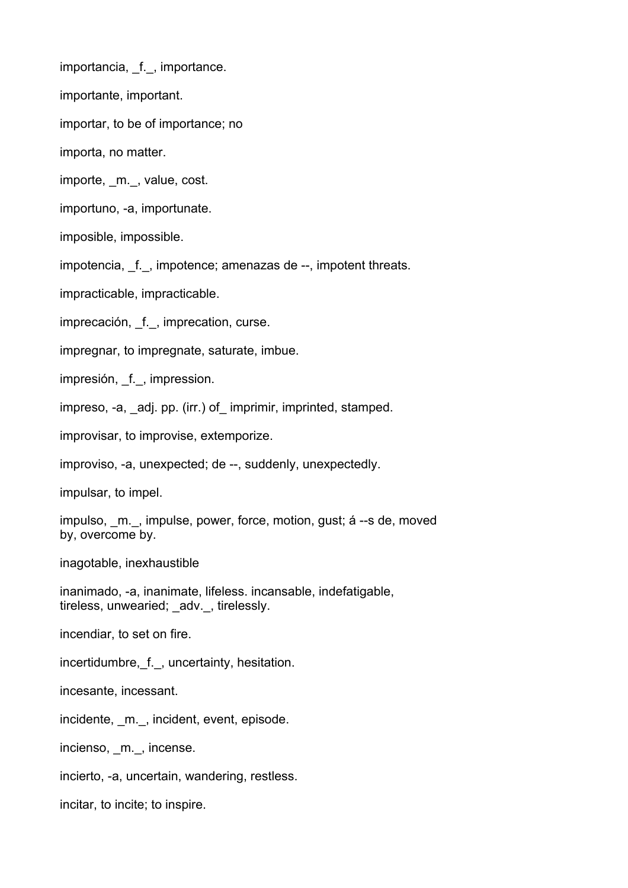importancia, _f._, importance.

importante, important.

importar, to be of importance; no

importa, no matter.

importe, _m._, value, cost.

importuno, -a, importunate.

imposible, impossible.

impotencia, _f._, impotence; amenazas de --, impotent threats.

impracticable, impracticable.

imprecación, _f._, imprecation, curse.

impregnar, to impregnate, saturate, imbue.

impresión, _f._, impression.

impreso, -a, _adj. pp. (irr.) of_ imprimir, imprinted, stamped.

improvisar, to improvise, extemporize.

improviso, -a, unexpected; de --, suddenly, unexpectedly.

impulsar, to impel.

impulso, _m._, impulse, power, force, motion, gust; á --s de, moved by, overcome by.

inagotable, inexhaustible

inanimado, -a, inanimate, lifeless. incansable, indefatigable, tireless, unwearied; _adv._, tirelessly.

incendiar, to set on fire.

incertidumbre,_f._, uncertainty, hesitation.

incesante, incessant.

incidente, _m._, incident, event, episode.

incienso, _m._, incense.

incierto, -a, uncertain, wandering, restless.

incitar, to incite; to inspire.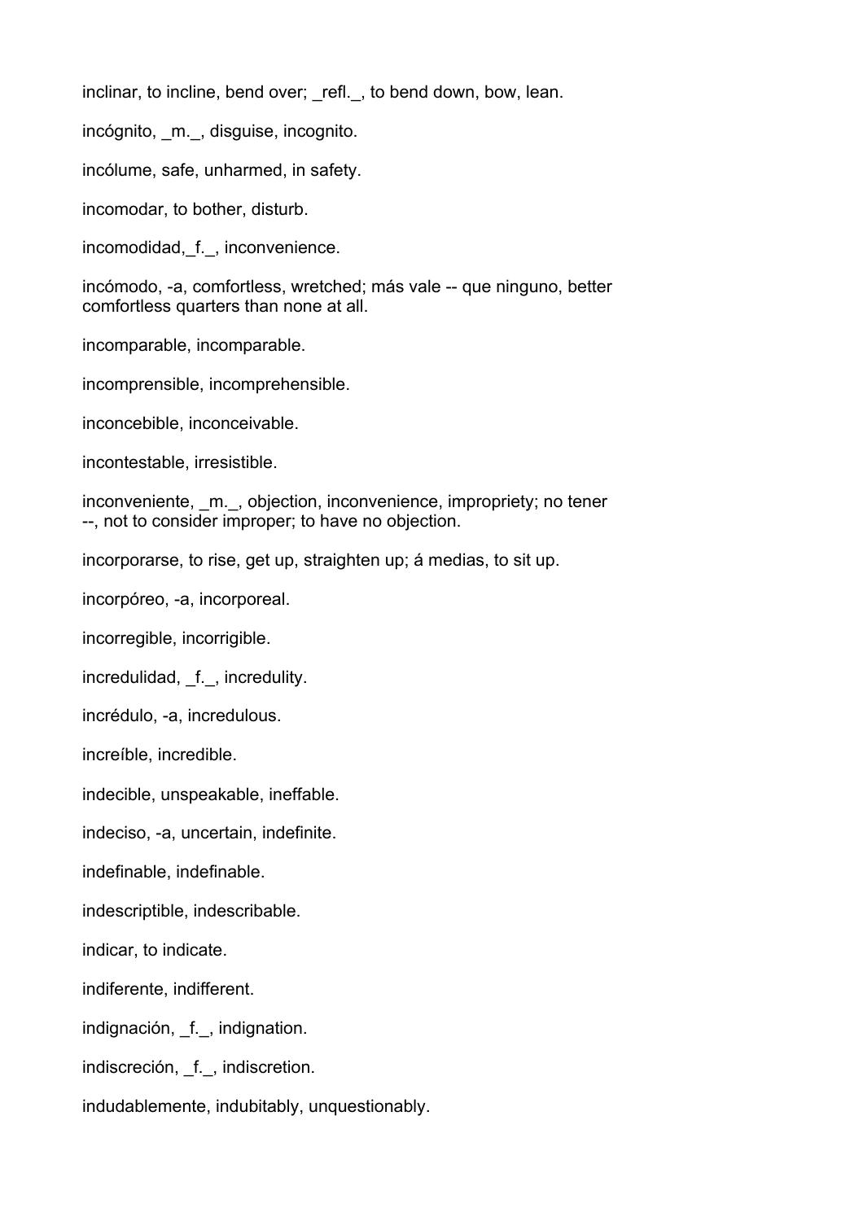inclinar, to incline, bend over; _refl._, to bend down, bow, lean.

incógnito, _m._, disguise, incognito.

incólume, safe, unharmed, in safety.

incomodar, to bother, disturb.

incomodidad,_f._, inconvenience.

incómodo, -a, comfortless, wretched; más vale -- que ninguno, better comfortless quarters than none at all.

incomparable, incomparable.

incomprensible, incomprehensible.

inconcebible, inconceivable.

incontestable, irresistible.

inconveniente, _m._, objection, inconvenience, impropriety; no tener --, not to consider improper; to have no objection.

incorporarse, to rise, get up, straighten up; á medias, to sit up.

incorpóreo, -a, incorporeal.

incorregible, incorrigible.

incredulidad, _f._, incredulity.

incrédulo, -a, incredulous.

increíble, incredible.

indecible, unspeakable, ineffable.

indeciso, -a, uncertain, indefinite.

indefinable, indefinable.

indescriptible, indescribable.

indicar, to indicate.

indiferente, indifferent.

indignación, _f._, indignation.

indiscreción, _f._, indiscretion.

indudablemente, indubitably, unquestionably.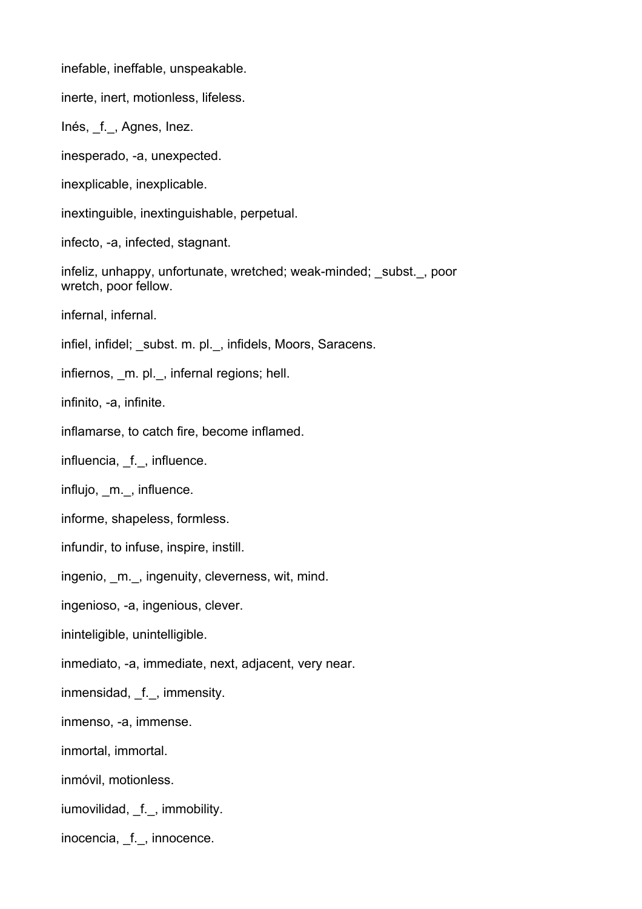inefable, ineffable, unspeakable.

inerte, inert, motionless, lifeless.

Inés, _f._, Agnes, Inez.

inesperado, -a, unexpected.

inexplicable, inexplicable.

inextinguible, inextinguishable, perpetual.

infecto, -a, infected, stagnant.

infeliz, unhappy, unfortunate, wretched; weak-minded; _subst._, poor wretch, poor fellow.

infernal, infernal.

infiel, infidel; _subst. m. pl._, infidels, Moors, Saracens.

infiernos, _m. pl._, infernal regions; hell.

infinito, -a, infinite.

inflamarse, to catch fire, become inflamed.

influencia, _f._, influence.

influjo, _m._, influence.

informe, shapeless, formless.

infundir, to infuse, inspire, instill.

ingenio, _m._, ingenuity, cleverness, wit, mind.

ingenioso, -a, ingenious, clever.

ininteligible, unintelligible.

inmediato, -a, immediate, next, adjacent, very near.

inmensidad, _f._, immensity.

inmenso, -a, immense.

inmortal, immortal.

inmóvil, motionless.

iumovilidad, _f._, immobility.

inocencia, _f._, innocence.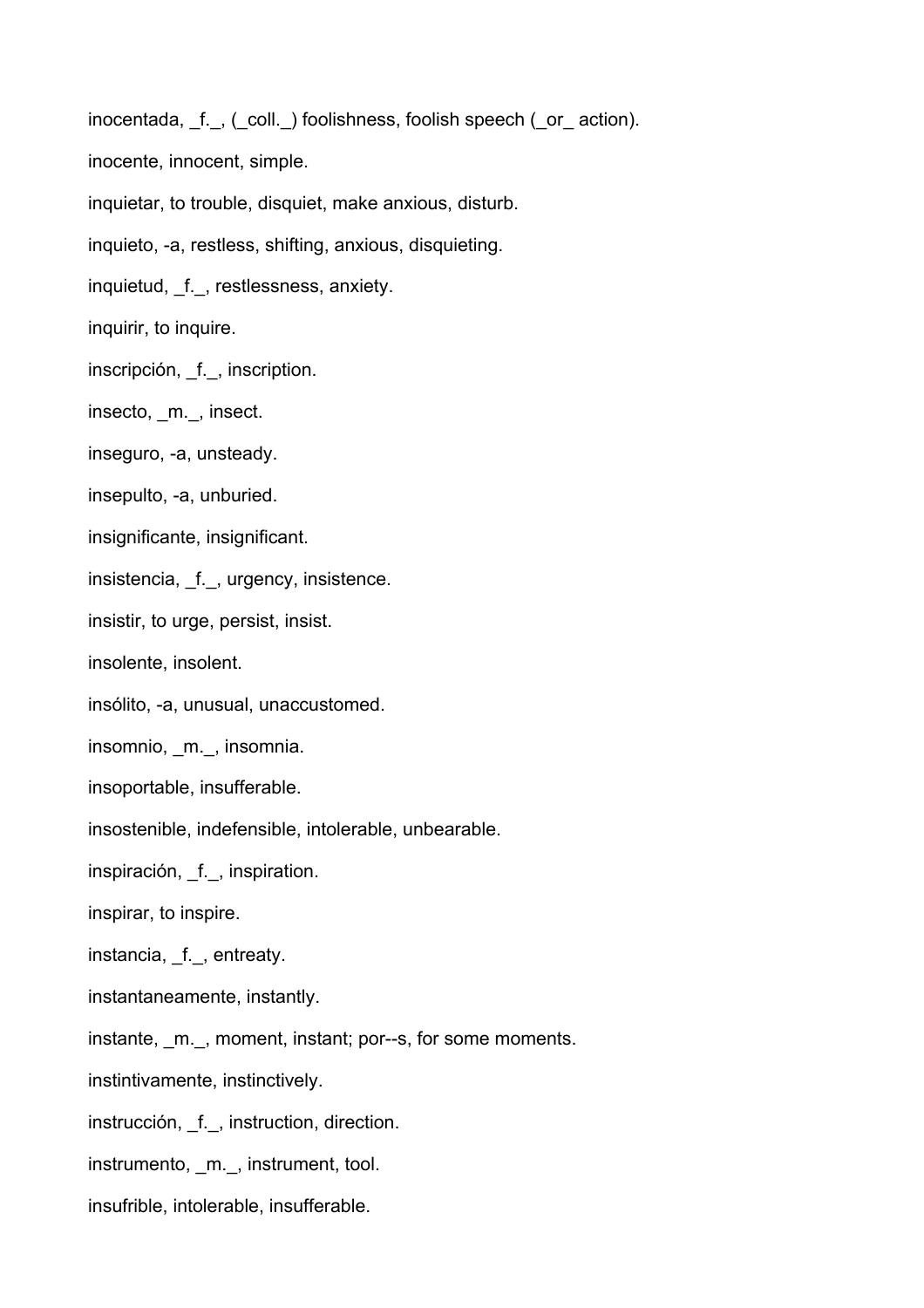inocentada, _f._, (_coll._) foolishness, foolish speech (_or_ action).

inocente, innocent, simple.

inquietar, to trouble, disquiet, make anxious, disturb.

inquieto, -a, restless, shifting, anxious, disquieting.

inquietud, _f._, restlessness, anxiety.

inquirir, to inquire.

inscripción, _f._, inscription.

insecto, _m._, insect.

inseguro, -a, unsteady.

insepulto, -a, unburied.

insignificante, insignificant.

insistencia, _f._, urgency, insistence.

insistir, to urge, persist, insist.

insolente, insolent.

insólito, -a, unusual, unaccustomed.

insomnio, _m._, insomnia.

insoportable, insufferable.

insostenible, indefensible, intolerable, unbearable.

inspiración, _f._, inspiration.

inspirar, to inspire.

instancia, _f._, entreaty.

instantaneamente, instantly.

instante, _m._, moment, instant; por--s, for some moments.

instintivamente, instinctively.

instrucción, _f._, instruction, direction.

instrumento, _m._, instrument, tool.

insufrible, intolerable, insufferable.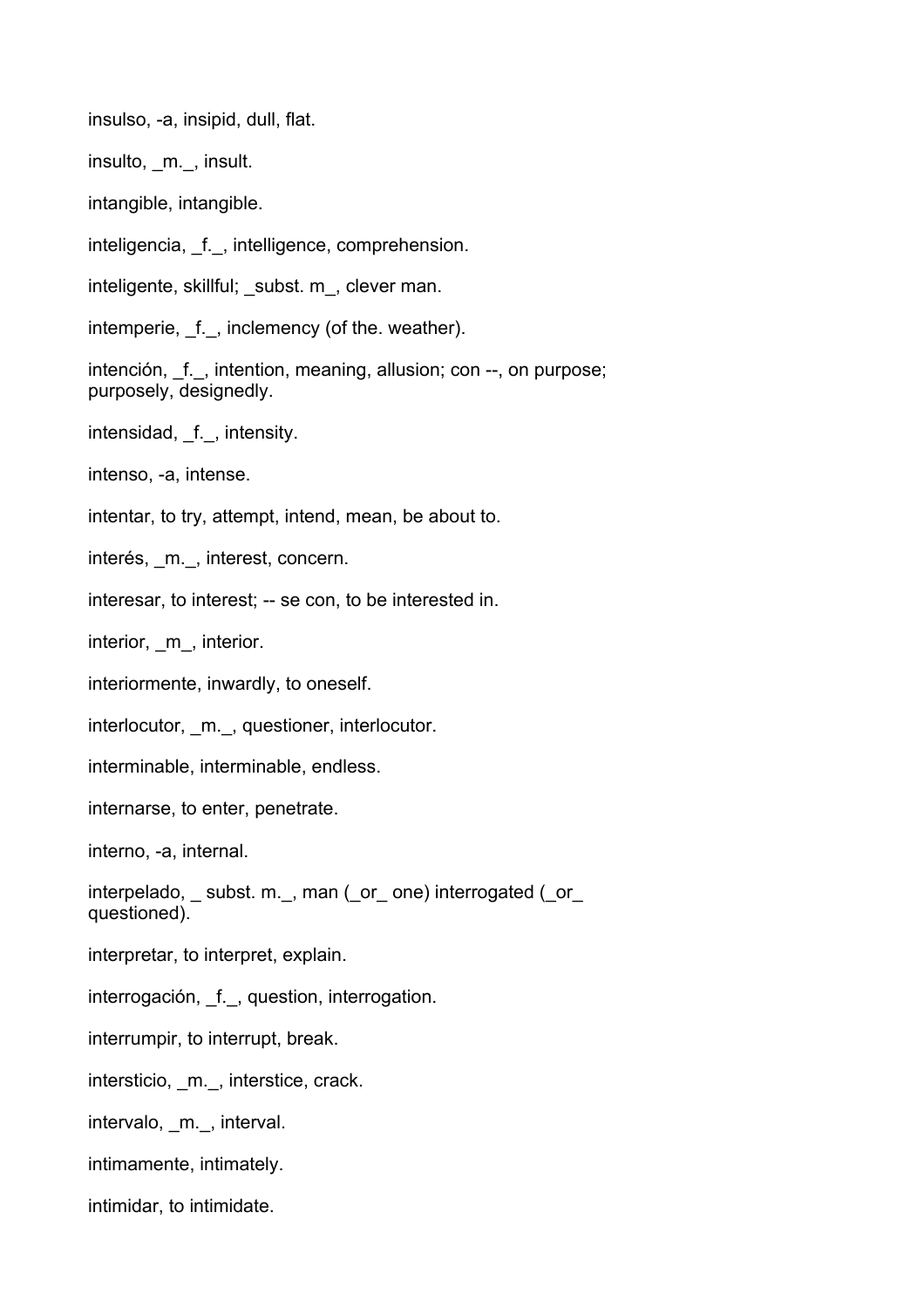insulso, -a, insipid, dull, flat.

insulto, _m._, insult.

intangible, intangible.

inteligencia, _f._, intelligence, comprehension.

inteligente, skillful; _subst. m_, clever man.

intemperie, _f._, inclemency (of the. weather).

intención, _f._, intention, meaning, allusion; con --, on purpose; purposely, designedly.

intensidad, _f._, intensity.

intenso, -a, intense.

intentar, to try, attempt, intend, mean, be about to.

interés, _m._, interest, concern.

interesar, to interest; -- se con, to be interested in.

interior, _m_, interior.

interiormente, inwardly, to oneself.

interlocutor, _m._, questioner, interlocutor.

interminable, interminable, endless.

internarse, to enter, penetrate.

interno, -a, internal.

interpelado, _ subst. m._, man (_or_ one) interrogated (_or_ questioned).

interpretar, to interpret, explain.

interrogación, _f._, question, interrogation.

interrumpir, to interrupt, break.

intersticio, _m._, interstice, crack.

intervalo, _m._, interval.

intimamente, intimately.

intimidar, to intimidate.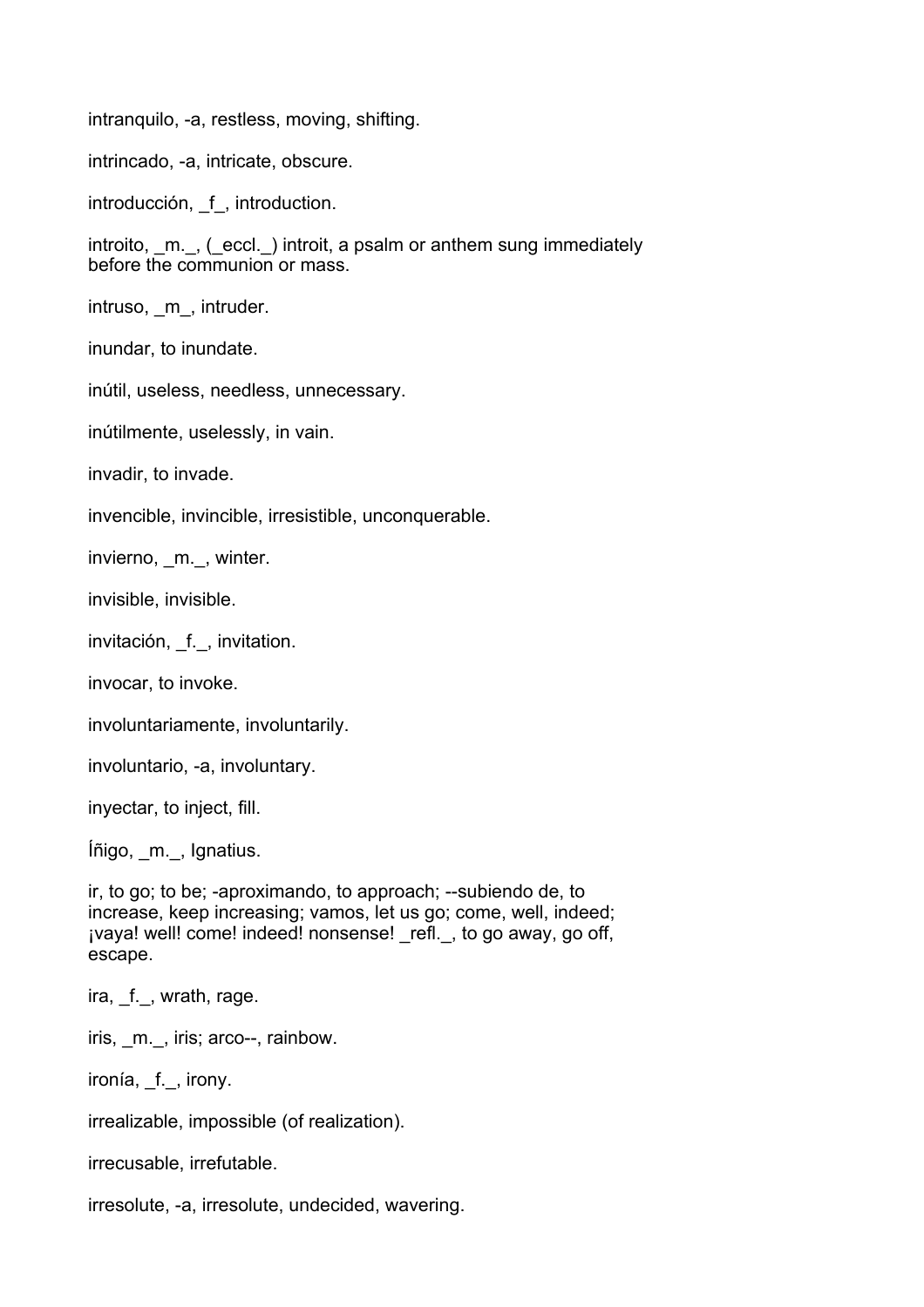intranquilo, -a, restless, moving, shifting.

intrincado, -a, intricate, obscure.

introducción, _f_, introduction.

introito, _m._, (_eccl._) introit, a psalm or anthem sung immediately before the communion or mass.

intruso, _m_, intruder.

inundar, to inundate.

inútil, useless, needless, unnecessary.

inútilmente, uselessly, in vain.

invadir, to invade.

invencible, invincible, irresistible, unconquerable.

invierno, _m._, winter.

invisible, invisible.

invitación, _f._, invitation.

invocar, to invoke.

involuntariamente, involuntarily.

involuntario, -a, involuntary.

inyectar, to inject, fill.

Íñigo, _m._, Ignatius.

ir, to go; to be; -aproximando, to approach; --subiendo de, to increase, keep increasing; vamos, let us go; come, well, indeed; ¡vaya! well! come! indeed! nonsense! _refl._, to go away, go off, escape.

ira, _f._, wrath, rage.

iris, _m._, iris; arco--, rainbow.

ironía, _f._, irony.

irrealizable, impossible (of realization).

irrecusable, irrefutable.

irresolute, -a, irresolute, undecided, wavering.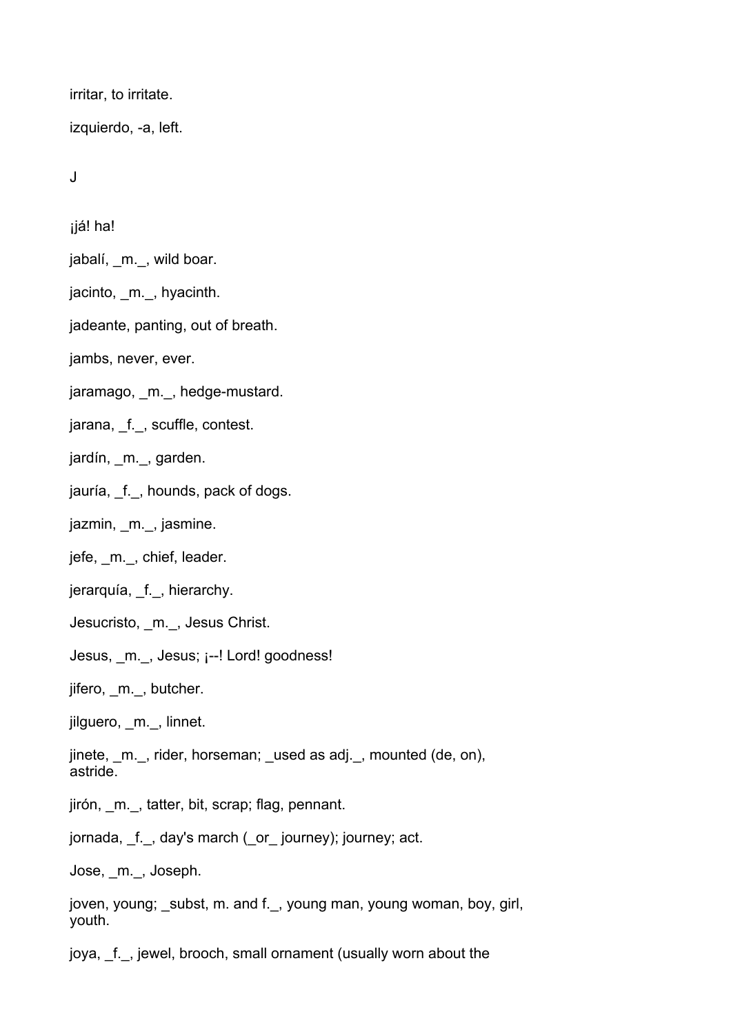irritar, to irritate.

izquierdo, -a, left.

J

¡já! ha!

jabalí, _m._, wild boar.

jacinto, _m._, hyacinth.

jadeante, panting, out of breath.

jambs, never, ever.

jaramago, _m._, hedge-mustard.

jarana, _f._, scuffle, contest.

jardín, _m._, garden.

jauría, _f._, hounds, pack of dogs.

jazmin, _m._, jasmine.

jefe, _m._, chief, leader.

jerarquía, _f._, hierarchy.

Jesucristo, _m._, Jesus Christ.

Jesus, _m._, Jesus; ¡--! Lord! goodness!

jifero, _m._, butcher.

jilguero, _m._, linnet.

jinete, _m._, rider, horseman; _used as adj._, mounted (de, on), astride.

jirón, _m._, tatter, bit, scrap; flag, pennant.

jornada, _f._, day's march (_or_ journey); journey; act.

Jose, _m._, Joseph.

joven, young; _subst, m. and f._, young man, young woman, boy, girl, youth.

joya, _f._, jewel, brooch, small ornament (usually worn about the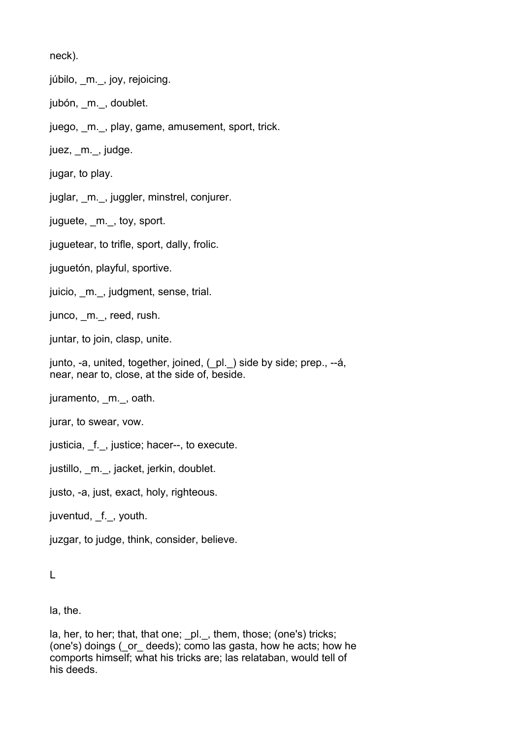neck).

júbilo, _m._, joy, rejoicing.

jubón, _m._, doublet.

juego, _m._, play, game, amusement, sport, trick.

juez, _m._, judge.

jugar, to play.

juglar, _m._, juggler, minstrel, conjurer.

juguete, _m._, toy, sport.

juguetear, to trifle, sport, dally, frolic.

juguetón, playful, sportive.

juicio, _m._, judgment, sense, trial.

junco, _m._, reed, rush.

juntar, to join, clasp, unite.

junto, -a, united, together, joined, (_pl._) side by side; prep., --á, near, near to, close, at the side of, beside.

juramento, _m._, oath.

jurar, to swear, vow.

justicia, _f._, justice; hacer--, to execute.

justillo, _m._, jacket, jerkin, doublet.

justo, -a, just, exact, holy, righteous.

juventud, _f._, youth.

juzgar, to judge, think, consider, believe.

## L

la, the.

la, her, to her; that, that one; _pl._, them, those; (one's) tricks; (one's) doings (_or_ deeds); como las gasta, how he acts; how he comports himself; what his tricks are; las relataban, would tell of his deeds.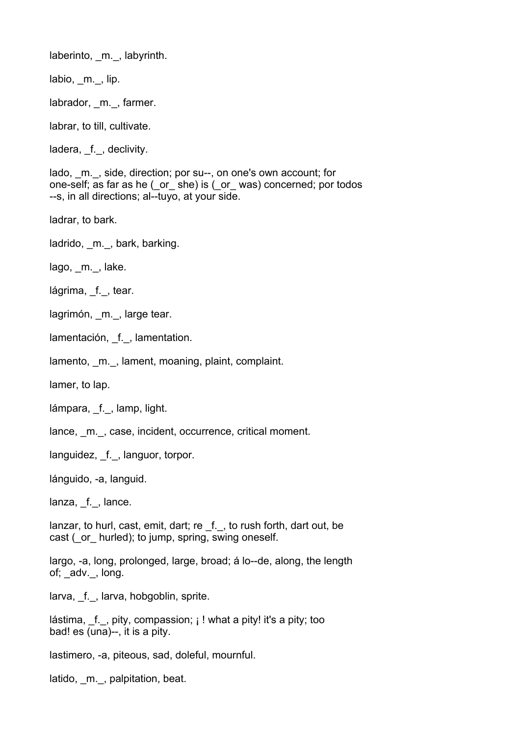laberinto, _m._, labyrinth.

labio, _m._, lip.

labrador, _m._, farmer.

labrar, to till, cultivate.

ladera, _f._, declivity.

lado, _m._, side, direction; por su--, on one's own account; for one-self; as far as he (_or_ she) is (_or_ was) concerned; por todos --s, in all directions; al--tuyo, at your side.

ladrar, to bark.

ladrido, _m._, bark, barking.

lago, _m._, lake.

lágrima, _f._, tear.

lagrimón, _m._, large tear.

lamentación, _f._, lamentation.

lamento, _m._, lament, moaning, plaint, complaint.

lamer, to lap.

lámpara, _f._, lamp, light.

lance, _m._, case, incident, occurrence, critical moment.

languidez, _f._, languor, torpor.

lánguido, -a, languid.

lanza, _f._, lance.

lanzar, to hurl, cast, emit, dart; re _f._, to rush forth, dart out, be cast (_or_ hurled); to jump, spring, swing oneself.

largo, -a, long, prolonged, large, broad; á lo--de, along, the length of; _adv._, long.

larva, _f._, larva, hobgoblin, sprite.

lástima, _f._, pity, compassion; ¡ ! what a pity! it's a pity; too bad! es (una)--, it is a pity.

lastimero, -a, piteous, sad, doleful, mournful.

latido, _m._, palpitation, beat.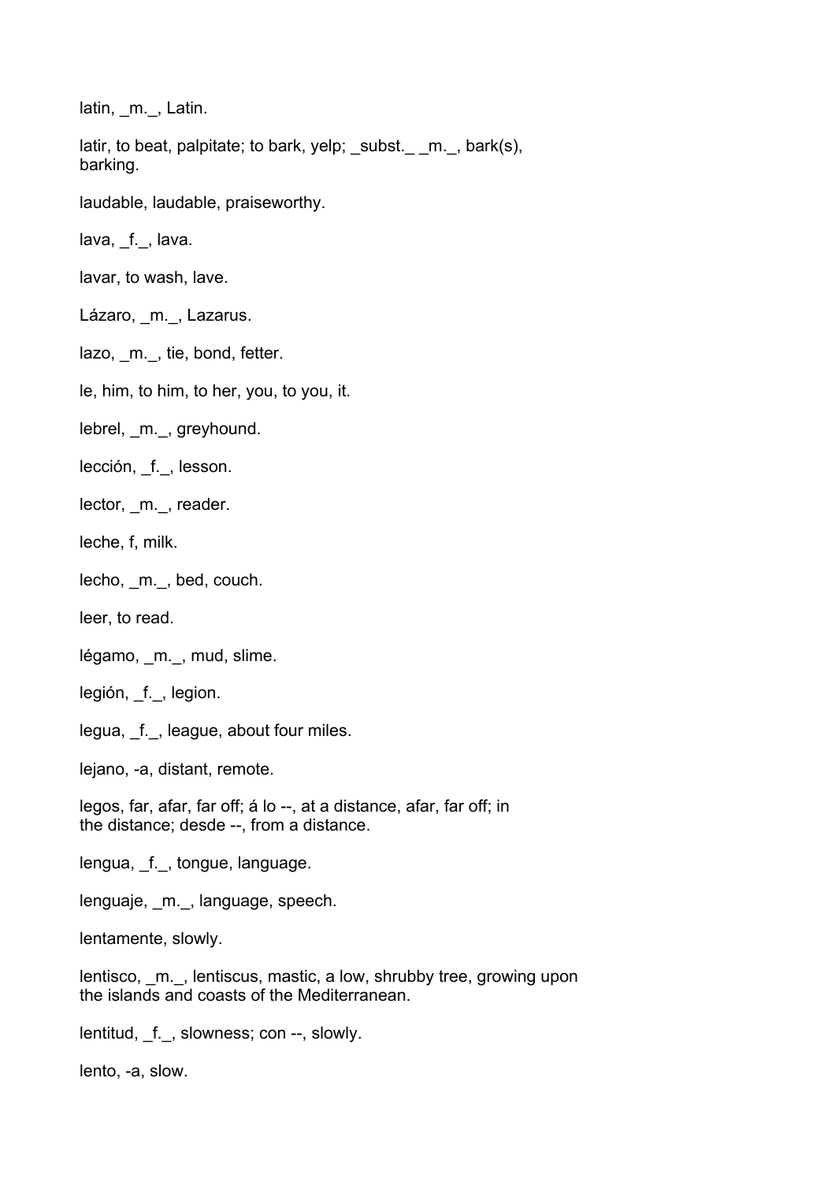latin, _m._, Latin.

latir, to beat, palpitate; to bark, yelp; _subst._ _m._, bark(s), barking.

laudable, laudable, praiseworthy.

lava, _f._, lava.

lavar, to wash, lave.

Lázaro, _m._, Lazarus.

lazo, _m._, tie, bond, fetter.

le, him, to him, to her, you, to you, it.

lebrel, _m._, greyhound.

lección, _f._, lesson.

lector, _m._, reader.

leche, f, milk.

lecho, _m._, bed, couch.

leer, to read.

légamo, _m._, mud, slime.

legión, _f._, legion.

legua, _f._, league, about four miles.

lejano, -a, distant, remote.

legos, far, afar, far off; á lo --, at a distance, afar, far off; in the distance; desde --, from a distance.

lengua, _f._, tongue, language.

lenguaje, _m._, language, speech.

lentamente, slowly.

lentisco, _m._, lentiscus, mastic, a low, shrubby tree, growing upon the islands and coasts of the Mediterranean.

lentitud, _f._, slowness; con --, slowly.

lento, -a, slow.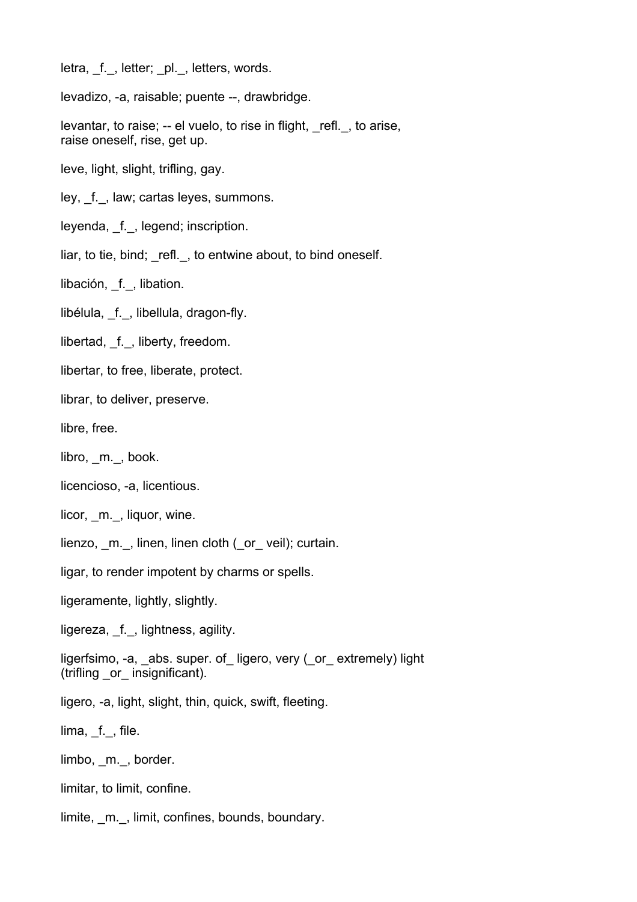letra, _f._, letter; _pl._, letters, words.

levadizo, -a, raisable; puente --, drawbridge.

levantar, to raise; -- el vuelo, to rise in flight, _refl._, to arise, raise oneself, rise, get up.

leve, light, slight, trifling, gay.

ley, _f._, law; cartas leyes, summons.

leyenda, _f._, legend; inscription.

liar, to tie, bind; _refl._, to entwine about, to bind oneself.

libación, _f._, libation.

libélula, _f._, libellula, dragon-fly.

libertad, _f._, liberty, freedom.

libertar, to free, liberate, protect.

librar, to deliver, preserve.

libre, free.

libro, _m._, book.

licencioso, -a, licentious.

licor, _m._, liquor, wine.

lienzo, _m._, linen, linen cloth (_or_ veil); curtain.

ligar, to render impotent by charms or spells.

ligeramente, lightly, slightly.

ligereza, _f._, lightness, agility.

ligerfsimo, -a, _abs. super. of_ ligero, very (_or_ extremely) light (trifling _or_ insignificant).

ligero, -a, light, slight, thin, quick, swift, fleeting.

lima, _f._, file.

limbo, _m._, border.

limitar, to limit, confine.

limite, _m._, limit, confines, bounds, boundary.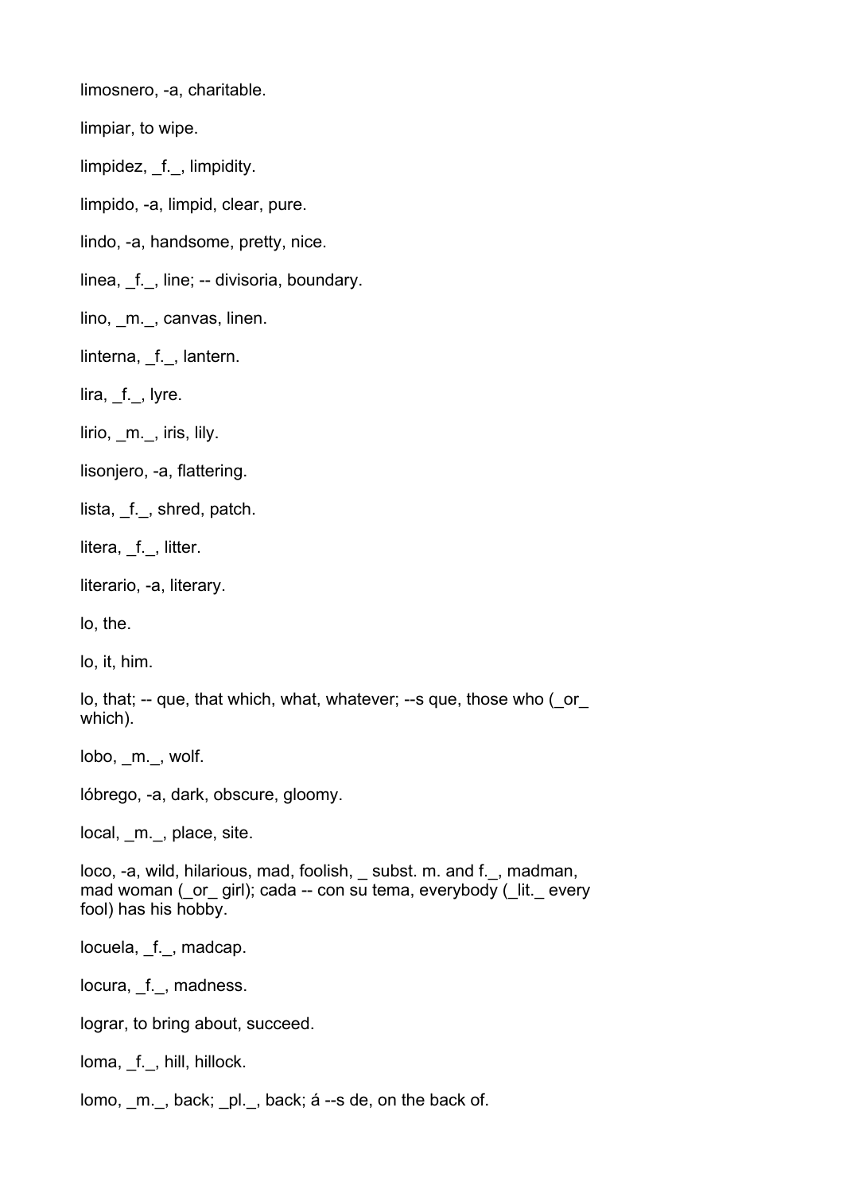limosnero, -a, charitable.

limpiar, to wipe.

limpidez, _f._, limpidity.

limpido, -a, limpid, clear, pure.

lindo, -a, handsome, pretty, nice.

linea, _f._, line; -- divisoria, boundary.

lino, _m._, canvas, linen.

linterna, _f._, lantern.

lira, _f._, lyre.

lirio, _m._, iris, lily.

lisonjero, -a, flattering.

lista, _f._, shred, patch.

litera, _f._, litter.

literario, -a, literary.

lo, the.

lo, it, him.

lo, that; -- que, that which, what, whatever; --s que, those who (_or_ which).

lobo, _m._, wolf.

lóbrego, -a, dark, obscure, gloomy.

local, _m._, place, site.

loco, -a, wild, hilarious, mad, foolish, _ subst. m. and f._, madman, mad woman (_or_ girl); cada -- con su tema, everybody (_lit._ every fool) has his hobby.

locuela, _f._, madcap.

locura, _f._, madness.

lograr, to bring about, succeed.

loma, _f._, hill, hillock.

lomo, _m._, back; _pl._, back; á --s de, on the back of.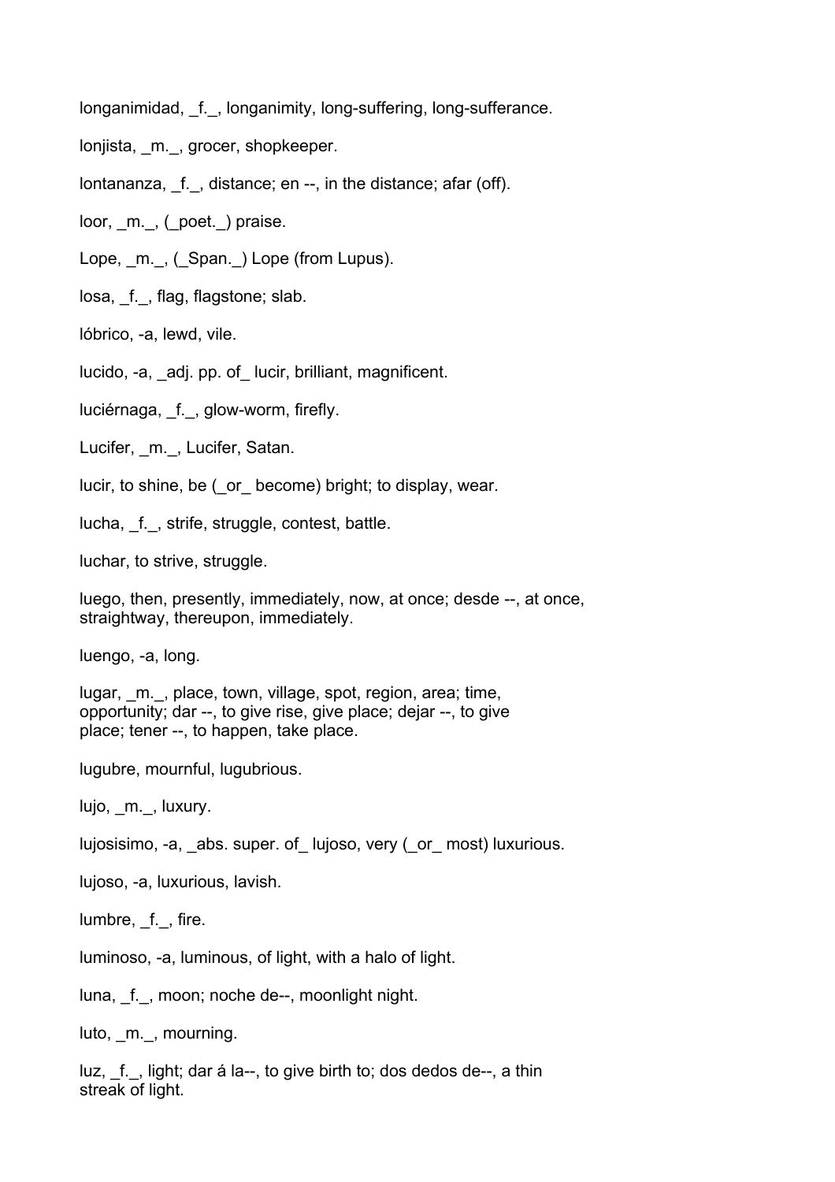longanimidad, _f._, longanimity, long-suffering, long-sufferance.

lonjista, _m._, grocer, shopkeeper.

lontananza, _f._, distance; en --, in the distance; afar (off).

loor, _m._, (_poet._) praise.

Lope, _m._, (_Span._) Lope (from Lupus).

losa, _f._, flag, flagstone; slab.

lóbrico, -a, lewd, vile.

lucido, -a, _adj. pp. of_ lucir, brilliant, magnificent.

luciérnaga, _f._, glow-worm, firefly.

Lucifer, _m._, Lucifer, Satan.

lucir, to shine, be (_or_ become) bright; to display, wear.

lucha, _f._, strife, struggle, contest, battle.

luchar, to strive, struggle.

luego, then, presently, immediately, now, at once; desde --, at once, straightway, thereupon, immediately.

luengo, -a, long.

lugar, _m._, place, town, village, spot, region, area; time, opportunity; dar --, to give rise, give place; dejar --, to give place; tener --, to happen, take place.

lugubre, mournful, lugubrious.

lujo, _m._, luxury.

lujosisimo, -a, _abs. super. of_ lujoso, very (_or_ most) luxurious.

lujoso, -a, luxurious, lavish.

lumbre, _f._, fire.

luminoso, -a, luminous, of light, with a halo of light.

luna, _f._, moon; noche de--, moonlight night.

luto, _m._, mourning.

luz, _f._, light; dar á la--, to give birth to; dos dedos de--, a thin streak of light.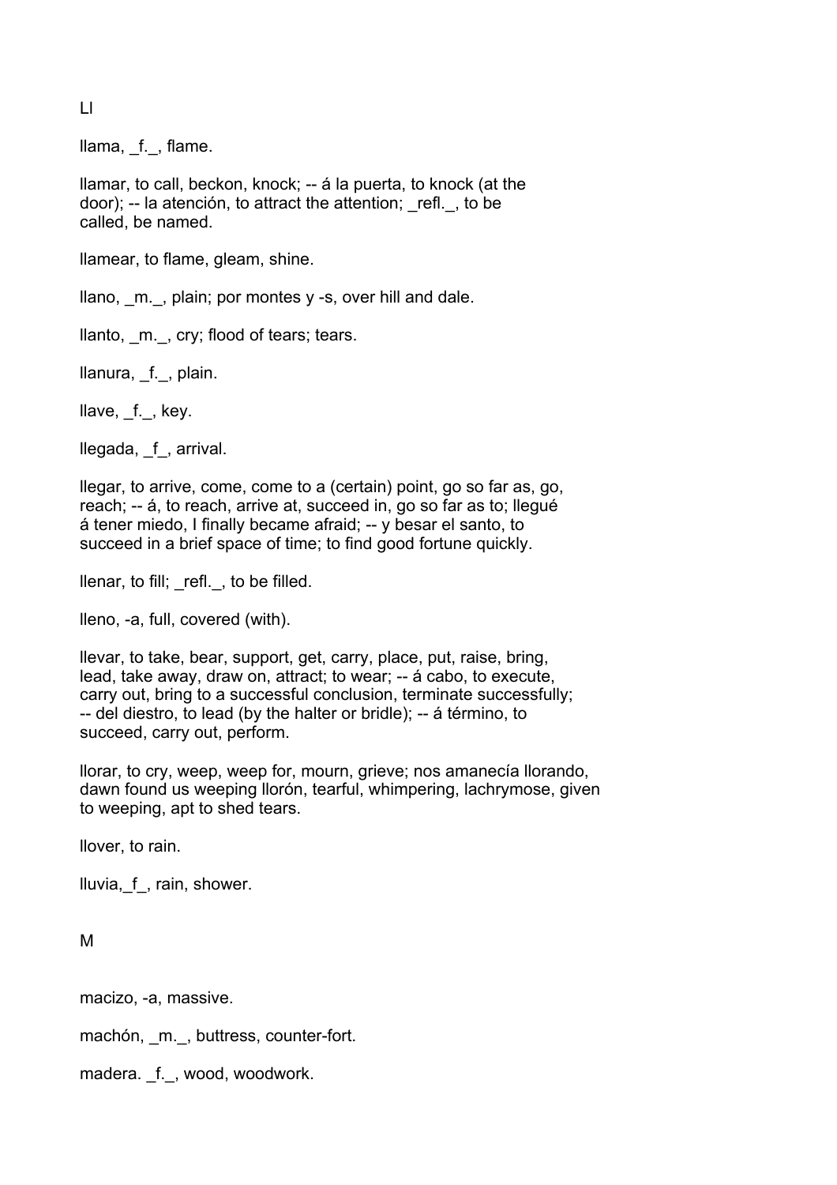Ll

llama, _f._, flame.

llamar, to call, beckon, knock; -- á la puerta, to knock (at the door); -- la atención, to attract the attention; _refl._, to be called, be named.

llamear, to flame, gleam, shine.

llano, _m._, plain; por montes y -s, over hill and dale.

llanto, _m._, cry; flood of tears; tears.

llanura, _f._, plain.

llave, _f._, key.

llegada, _f_, arrival.

llegar, to arrive, come, come to a (certain) point, go so far as, go, reach; -- á, to reach, arrive at, succeed in, go so far as to; llegué á tener miedo, I finally became afraid; -- y besar el santo, to succeed in a brief space of time; to find good fortune quickly.

llenar, to fill; _refl._, to be filled.

lleno, -a, full, covered (with).

llevar, to take, bear, support, get, carry, place, put, raise, bring, lead, take away, draw on, attract; to wear; -- á cabo, to execute, carry out, bring to a successful conclusion, terminate successfully; -- del diestro, to lead (by the halter or bridle); -- á término, to succeed, carry out, perform.

llorar, to cry, weep, weep for, mourn, grieve; nos amanecía llorando, dawn found us weeping llorón, tearful, whimpering, lachrymose, given to weeping, apt to shed tears.

llover, to rain.

lluvia,_f_, rain, shower.

M

macizo, -a, massive.

machón, _m._, buttress, counter-fort.

madera. _f._, wood, woodwork.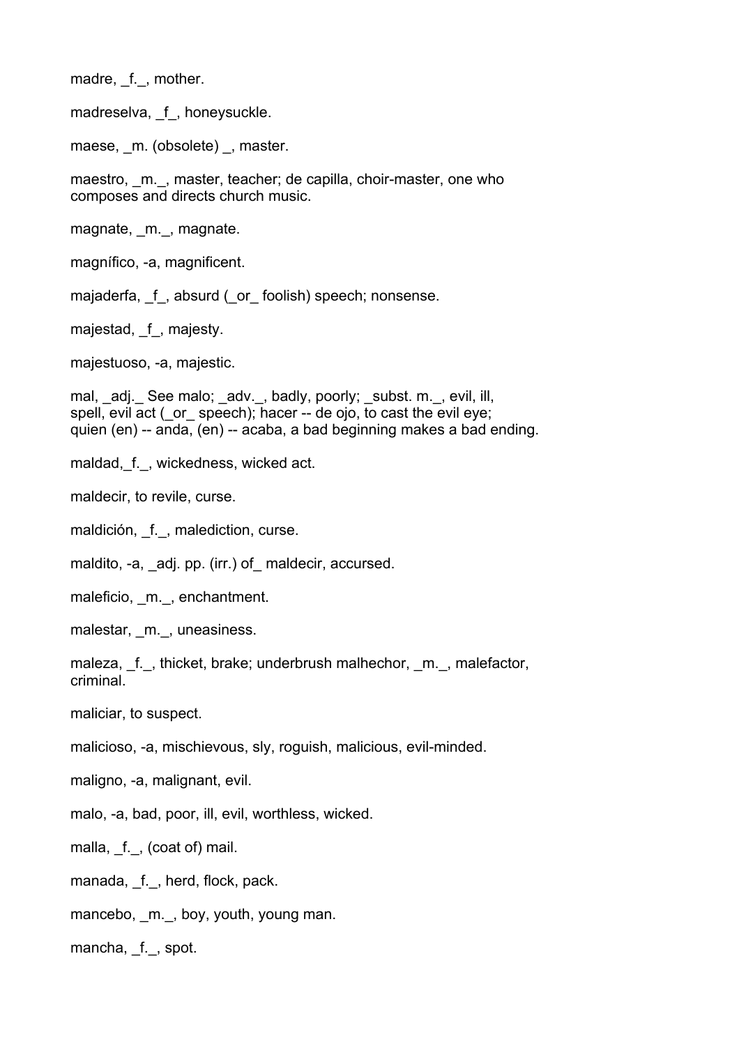madre, _f._, mother.

madreselva, _f_, honeysuckle.

maese, _m. (obsolete) _, master.

maestro, _m._, master, teacher; de capilla, choir-master, one who composes and directs church music.

magnate, _m._, magnate.

magnífico, -a, magnificent.

majaderfa, _f_, absurd (_or_ foolish) speech; nonsense.

majestad, _f_, majesty.

majestuoso, -a, majestic.

mal, _adj._ See malo; _adv._, badly, poorly; _subst. m._, evil, ill, spell, evil act (_or_ speech); hacer -- de ojo, to cast the evil eye; quien (en) -- anda, (en) -- acaba, a bad beginning makes a bad ending.

maldad,_f._, wickedness, wicked act.

maldecir, to revile, curse.

maldición, _f._, malediction, curse.

maldito, -a, _adj. pp. (irr.) of_ maldecir, accursed.

maleficio, _m._, enchantment.

malestar, _m._, uneasiness.

maleza, _f._, thicket, brake; underbrush malhechor, _m._, malefactor, criminal.

maliciar, to suspect.

malicioso, -a, mischievous, sly, roguish, malicious, evil-minded.

maligno, -a, malignant, evil.

malo, -a, bad, poor, ill, evil, worthless, wicked.

malla, _f._, (coat of) mail.

manada, _f._, herd, flock, pack.

mancebo, _m._, boy, youth, young man.

mancha, _f._, spot.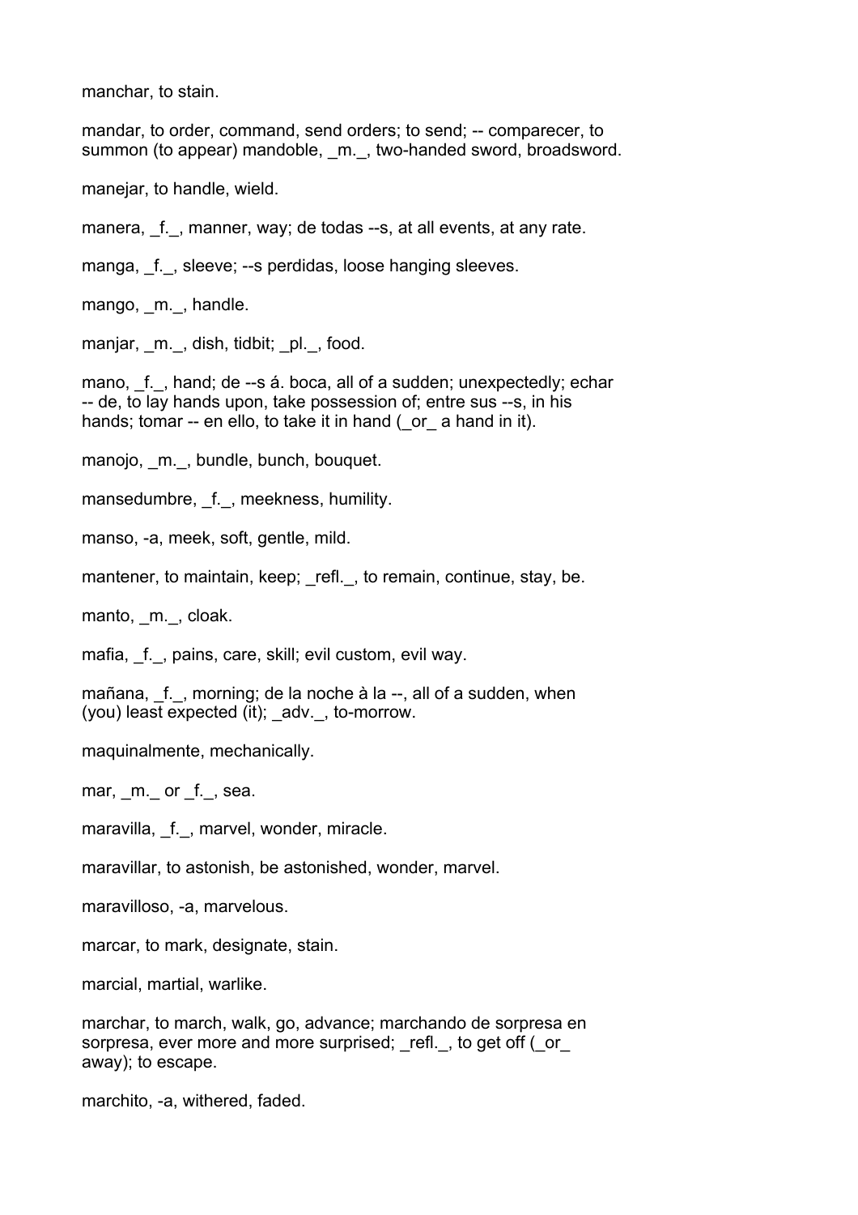manchar, to stain.

mandar, to order, command, send orders; to send; -- comparecer, to summon (to appear) mandoble, _m._, two-handed sword, broadsword.

manejar, to handle, wield.

manera, _f._, manner, way; de todas --s, at all events, at any rate.

manga, _f._, sleeve; --s perdidas, loose hanging sleeves.

mango, _m._, handle.

manjar, _m._, dish, tidbit; _pl._, food.

mano, _f._, hand; de --s á. boca, all of a sudden; unexpectedly; echar -- de, to lay hands upon, take possession of; entre sus --s, in his hands; tomar -- en ello, to take it in hand (_or_ a hand in it).

manojo, _m._, bundle, bunch, bouquet.

mansedumbre, _f._, meekness, humility.

manso, -a, meek, soft, gentle, mild.

mantener, to maintain, keep; _refl._, to remain, continue, stay, be.

manto, _m._, cloak.

mafia, _f._, pains, care, skill; evil custom, evil way.

mañana, _f._, morning; de la noche à la --, all of a sudden, when (you) least expected (it); _adv._, to-morrow.

maquinalmente, mechanically.

mar, _m._ or _f._, sea.

maravilla, _f._, marvel, wonder, miracle.

maravillar, to astonish, be astonished, wonder, marvel.

maravilloso, -a, marvelous.

marcar, to mark, designate, stain.

marcial, martial, warlike.

marchar, to march, walk, go, advance; marchando de sorpresa en sorpresa, ever more and more surprised; _refl._, to get off (_or_ away); to escape.

marchito, -a, withered, faded.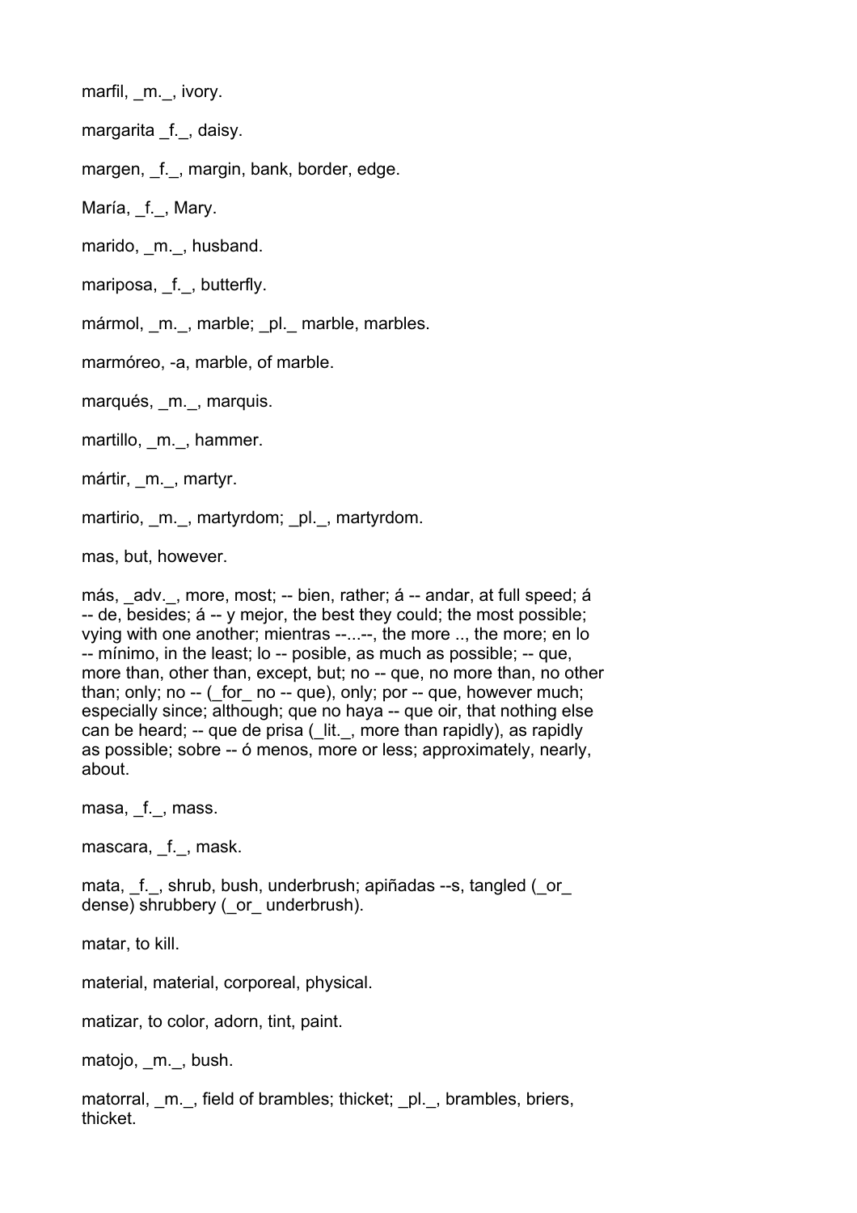marfil, _m._, ivory.

margarita _f._, daisy.

margen, _f._, margin, bank, border, edge.

María, _f._, Mary.

marido, _m._, husband.

mariposa, _f._, butterfly.

mármol, _m._, marble; _pl._ marble, marbles.

marmóreo, -a, marble, of marble.

marqués, _m._, marquis.

martillo, _m._, hammer.

mártir, _m._, martyr.

martirio, _m._, martyrdom; _pl._, martyrdom.

mas, but, however.

más, _adv._, more, most; -- bien, rather; á -- andar, at full speed; á -- de, besides; á -- y mejor, the best they could; the most possible; vying with one another; mientras --...--, the more .., the more; en lo -- mínimo, in the least; lo -- posible, as much as possible; -- que, more than, other than, except, but; no -- que, no more than, no other than; only; no -- (_for_ no -- que), only; por -- que, however much; especially since; although; que no haya -- que oir, that nothing else can be heard; -- que de prisa (_lit._, more than rapidly), as rapidly as possible; sobre -- ó menos, more or less; approximately, nearly, about.

masa, _f._, mass.

mascara, _f._, mask.

mata, _f._, shrub, bush, underbrush; apiñadas --s, tangled (_or_ dense) shrubbery (_or_ underbrush).

matar, to kill.

material, material, corporeal, physical.

matizar, to color, adorn, tint, paint.

matojo, _m._, bush.

matorral, _m._, field of brambles; thicket; _pl._, brambles, briers, thicket.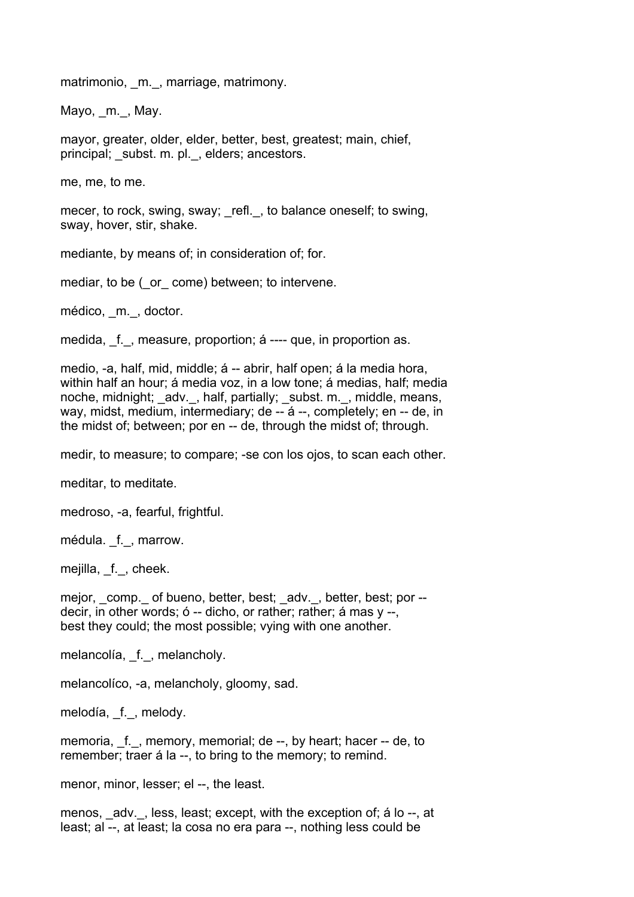matrimonio, _m._, marriage, matrimony.

Mayo, _m._, May.

mayor, greater, older, elder, better, best, greatest; main, chief, principal; _subst. m. pl._, elders; ancestors.

me, me, to me.

mecer, to rock, swing, sway; _refl._, to balance oneself; to swing, sway, hover, stir, shake.

mediante, by means of; in consideration of; for.

mediar, to be (_or_ come) between; to intervene.

médico, _m._, doctor.

medida, _f._, measure, proportion; á ---- que, in proportion as.

medio, -a, half, mid, middle; á -- abrir, half open; á la media hora, within half an hour; á media voz, in a low tone; á medias, half; media noche, midnight; _adv._, half, partially; _subst. m._, middle, means, way, midst, medium, intermediary; de -- á --, completely; en -- de, in the midst of; between; por en -- de, through the midst of; through.

medir, to measure; to compare; -se con los ojos, to scan each other.

meditar, to meditate.

medroso, -a, fearful, frightful.

médula. _f._, marrow.

mejilla, _f._, cheek.

mejor, _comp._ of bueno, better, best; _adv._, better, best; por -- decir, in other words; ó -- dicho, or rather; rather; á mas y --, best they could; the most possible; vying with one another.

melancolía, _f._, melancholy.

melancolíco, -a, melancholy, gloomy, sad.

melodía, _f._, melody.

memoria, _f._, memory, memorial; de --, by heart; hacer -- de, to remember; traer á la --, to bring to the memory; to remind.

menor, minor, lesser; el --, the least.

menos, _adv._, less, least; except, with the exception of; á lo --, at least; al --, at least; la cosa no era para --, nothing less could be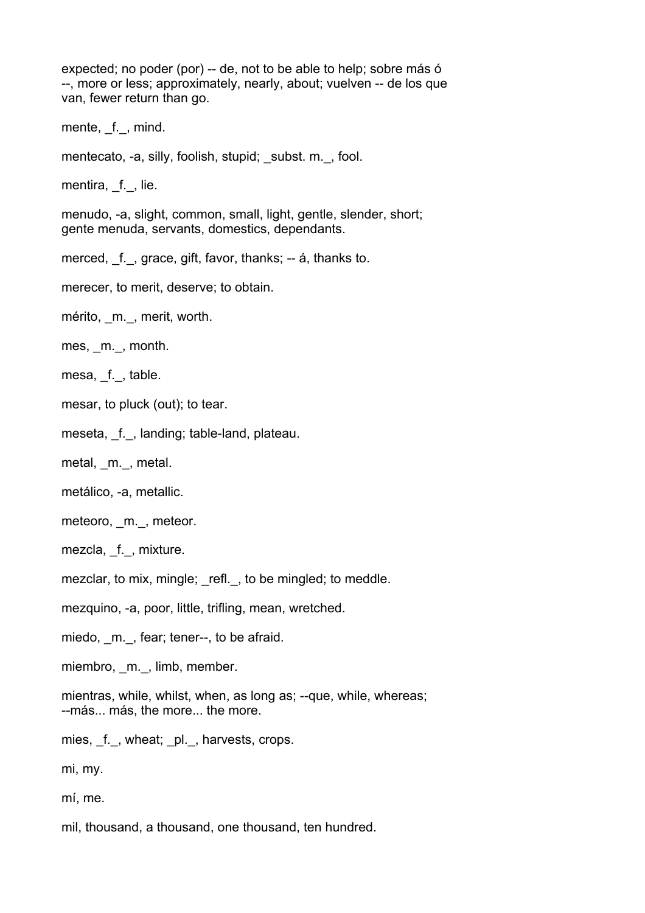expected; no poder (por) -- de, not to be able to help; sobre más ó --, more or less; approximately, nearly, about; vuelven -- de los que van, fewer return than go.

mente, _f._, mind.

mentecato, -a, silly, foolish, stupid; _subst. m._, fool.

mentira, _f._, lie.

menudo, -a, slight, common, small, light, gentle, slender, short; gente menuda, servants, domestics, dependants.

merced, _f._, grace, gift, favor, thanks; -- á, thanks to.

merecer, to merit, deserve; to obtain.

mérito, _m._, merit, worth.

mes, _m._, month.

mesa, _f._, table.

mesar, to pluck (out); to tear.

meseta, _f._, landing; table-land, plateau.

metal, _m._, metal.

metálico, -a, metallic.

meteoro, _m._, meteor.

mezcla, _f._, mixture.

mezclar, to mix, mingle; _refl._, to be mingled; to meddle.

mezquino, -a, poor, little, trifling, mean, wretched.

miedo, _m._, fear; tener--, to be afraid.

miembro, _m._, limb, member.

mientras, while, whilst, when, as long as; --que, while, whereas; --más... más, the more... the more.

mies, _f._, wheat; _pl._, harvests, crops.

mi, my.

mí, me.

mil, thousand, a thousand, one thousand, ten hundred.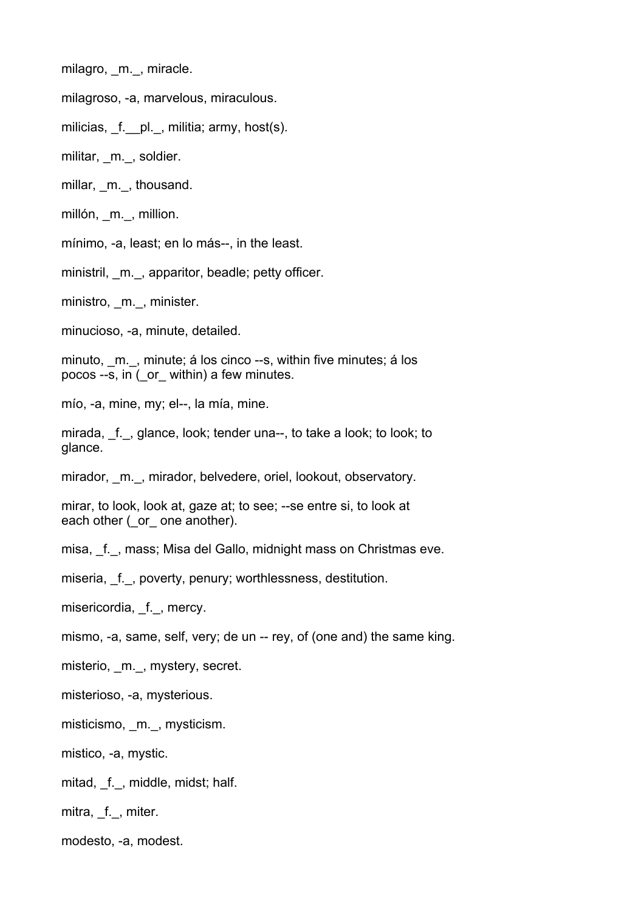milagro, _m._, miracle.

milagroso, -a, marvelous, miraculous.

milicias, _f.__pl._, militia; army, host(s).

militar, _m._, soldier.

millar, _m._, thousand.

millón, _m._, million.

mínimo, -a, least; en lo más--, in the least.

ministril, _m._, apparitor, beadle; petty officer.

ministro, _m._, minister.

minucioso, -a, minute, detailed.

minuto, _m._, minute; á los cinco --s, within five minutes; á los pocos --s, in (_or_ within) a few minutes.

mío, -a, mine, my; el--, la mía, mine.

mirada, _f._, glance, look; tender una--, to take a look; to look; to glance.

mirador, _m._, mirador, belvedere, oriel, lookout, observatory.

mirar, to look, look at, gaze at; to see; --se entre si, to look at each other (_or_ one another).

misa, _f._, mass; Misa del Gallo, midnight mass on Christmas eve.

miseria, _f._, poverty, penury; worthlessness, destitution.

misericordia, _f._, mercy.

mismo, -a, same, self, very; de un -- rey, of (one and) the same king.

misterio, _m._, mystery, secret.

misterioso, -a, mysterious.

misticismo, _m._, mysticism.

mistico, -a, mystic.

mitad, _f._, middle, midst; half.

mitra, _f._, miter.

modesto, -a, modest.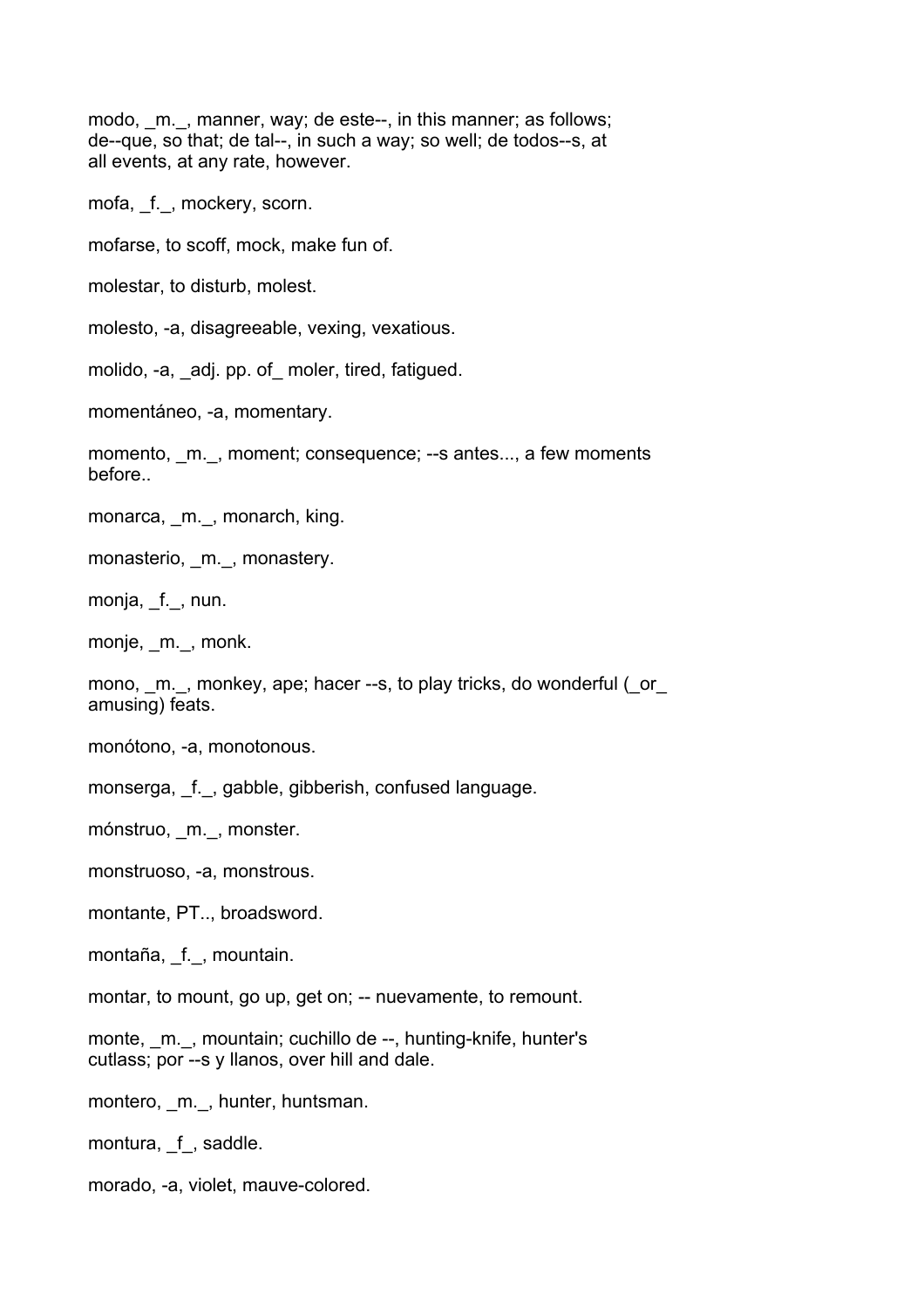modo, _m._, manner, way; de este--, in this manner; as follows; de--que, so that; de tal--, in such a way; so well; de todos--s, at all events, at any rate, however.

mofa, _f._, mockery, scorn.

mofarse, to scoff, mock, make fun of.

molestar, to disturb, molest.

molesto, -a, disagreeable, vexing, vexatious.

molido, -a, _adj. pp. of_ moler, tired, fatigued.

momentáneo, -a, momentary.

momento, _m._, moment; consequence; --s antes..., a few moments before..

monarca, _m._, monarch, king.

monasterio, _m._, monastery.

monja, _f._, nun.

monje, _m._, monk.

mono, _m._, monkey, ape; hacer --s, to play tricks, do wonderful (_or_ amusing) feats.

monótono, -a, monotonous.

monserga, _f._, gabble, gibberish, confused language.

mónstruo, _m._, monster.

monstruoso, -a, monstrous.

montante, PT.., broadsword.

montaña, _f._, mountain.

montar, to mount, go up, get on; -- nuevamente, to remount.

monte, _m._, mountain; cuchillo de --, hunting-knife, hunter's cutlass; por --s y llanos, over hill and dale.

montero, _m._, hunter, huntsman.

montura, _f_, saddle.

morado, -a, violet, mauve-colored.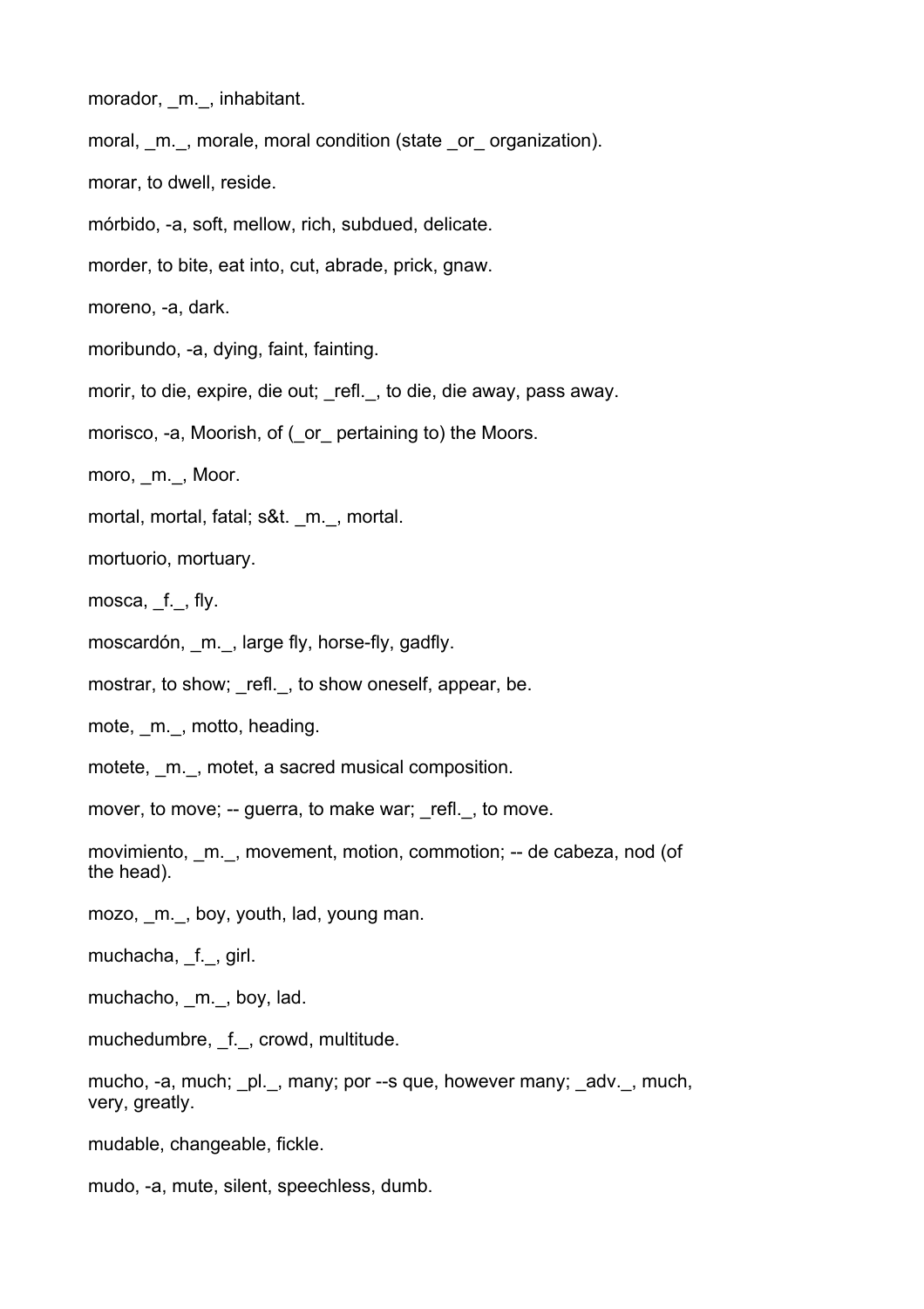morador, _m._, inhabitant.

moral, _m._, morale, moral condition (state _or_ organization).

morar, to dwell, reside.

mórbido, -a, soft, mellow, rich, subdued, delicate.

morder, to bite, eat into, cut, abrade, prick, gnaw.

moreno, -a, dark.

moribundo, -a, dying, faint, fainting.

morir, to die, expire, die out; _refl._, to die, die away, pass away.

morisco, -a, Moorish, of (_or_ pertaining to) the Moors.

moro, _m._, Moor.

mortal, mortal, fatal; s&t. _m._, mortal.

mortuorio, mortuary.

mosca, _f._, fly.

moscardón, _m._, large fly, horse-fly, gadfly.

mostrar, to show; _refl._, to show oneself, appear, be.

mote, _m._, motto, heading.

motete, _m._, motet, a sacred musical composition.

mover, to move; -- guerra, to make war; _refl._, to move.

movimiento, _m._, movement, motion, commotion; -- de cabeza, nod (of the head).

mozo, _m._, boy, youth, lad, young man.

muchacha, _f._, girl.

muchacho, _m._, boy, lad.

muchedumbre, _f._, crowd, multitude.

mucho, -a, much; _pl._, many; por --s que, however many; _adv._, much, very, greatly.

mudable, changeable, fickle.

mudo, -a, mute, silent, speechless, dumb.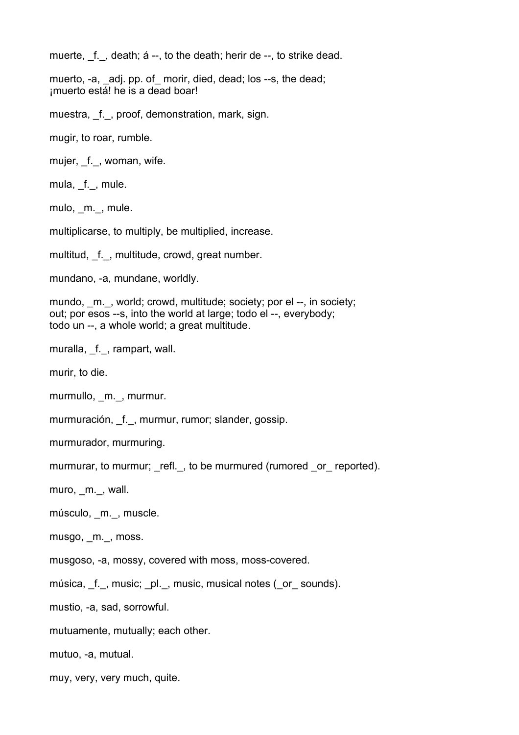muerte, _f._, death; á --, to the death; herir de --, to strike dead.

muerto, -a, _adj. pp. of_ morir, died, dead; los --s, the dead;
¡muerto está! he is a dead boar!

muestra, _f._, proof, demonstration, mark, sign.

mugir, to roar, rumble.

mujer, _f._, woman, wife.

mula, _f._, mule.

mulo, _m._, mule.

multiplicarse, to multiply, be multiplied, increase.

multitud, _f._, multitude, crowd, great number.

mundano, -a, mundane, worldly.

mundo, _m._, world; crowd, multitude; society; por el --, in society;
out; por esos --s, into the world at large; todo el --, everybody;
todo un --, a whole world; a great multitude.

muralla, _f._, rampart, wall.

murir, to die.

murmullo, _m._, murmur.

murmuración, _f._, murmur, rumor; slander, gossip.

murmurador, murmuring.

murmurar, to murmur; _refl._, to be murmured (rumored _or_ reported).

muro, _m._, wall.

músculo, _m._, muscle.

musgo, _m._, moss.

musgoso, -a, mossy, covered with moss, moss-covered.

música, _f._, music; _pl._, music, musical notes (_or_ sounds).

mustio, -a, sad, sorrowful.

mutuamente, mutually; each other.

mutuo, -a, mutual.

muy, very, very much, quite.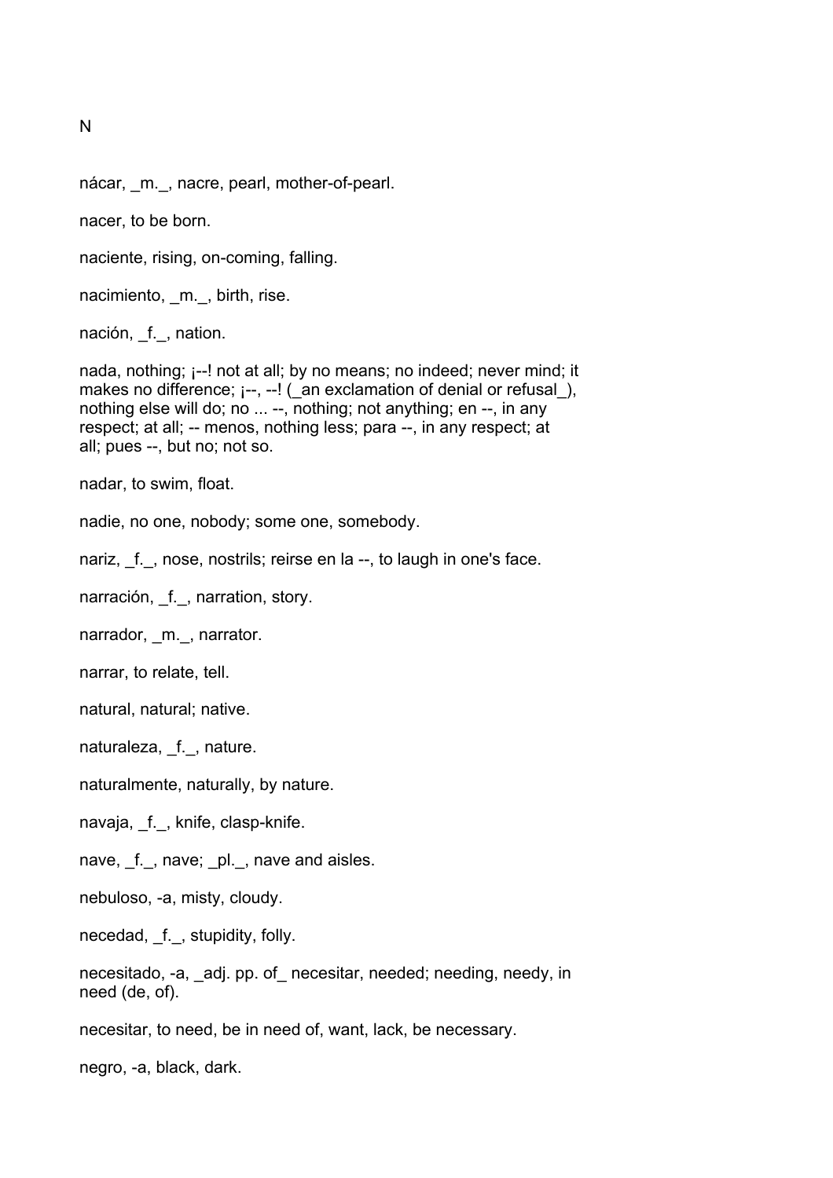N

nácar, _m._, nacre, pearl, mother-of-pearl.

nacer, to be born.

naciente, rising, on-coming, falling.

nacimiento, _m._, birth, rise.

nación, _f._, nation.

nada, nothing; ¡--! not at all; by no means; no indeed; never mind; it makes no difference; ¡--, --! (_an exclamation of denial or refusal_), nothing else will do; no ... --, nothing; not anything; en --, in any respect; at all; -- menos, nothing less; para --, in any respect; at all; pues --, but no; not so.

nadar, to swim, float.

nadie, no one, nobody; some one, somebody.

nariz, _f._, nose, nostrils; reirse en la --, to laugh in one's face.

narración, _f._, narration, story.

narrador, _m._, narrator.

narrar, to relate, tell.

natural, natural; native.

naturaleza, _f._, nature.

naturalmente, naturally, by nature.

navaja, _f._, knife, clasp-knife.

nave, _f._, nave; _pl._, nave and aisles.

nebuloso, -a, misty, cloudy.

necedad, _f._, stupidity, folly.

necesitado, -a, _adj. pp. of_ necesitar, needed; needing, needy, in need (de, of).

necesitar, to need, be in need of, want, lack, be necessary.

negro, -a, black, dark.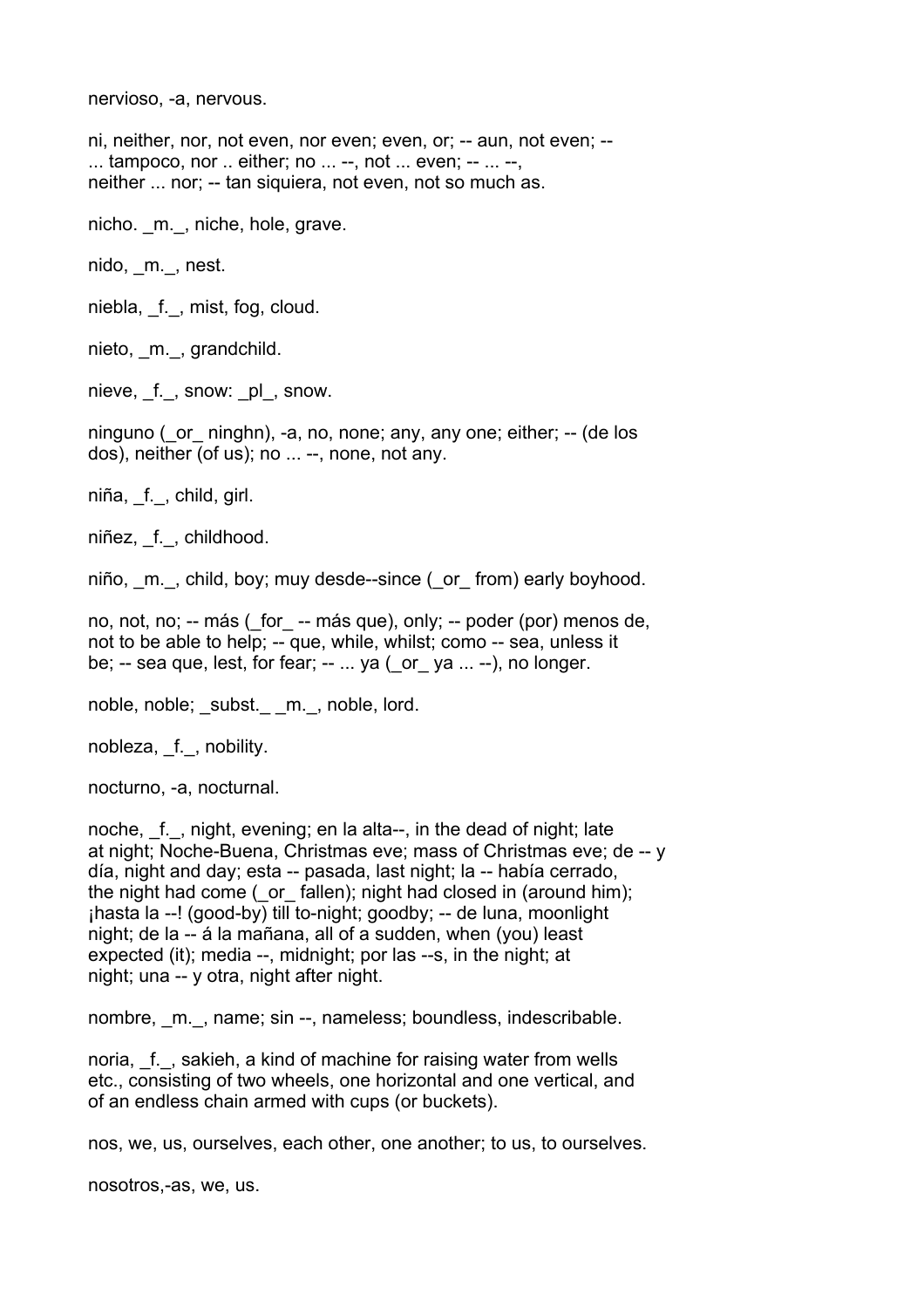nervioso, -a, nervous.

ni, neither, nor, not even, nor even; even, or; -- aun, not even; -- ... tampoco, nor .. either; no ... --, not ... even; -- ... --, neither ... nor; -- tan siquiera, not even, not so much as.

nicho. _m._, niche, hole, grave.

nido, _m._, nest.

niebla, _f._, mist, fog, cloud.

nieto, _m._, grandchild.

nieve, _f._, snow: _pl_, snow.

ninguno (_or_ ninghn), -a, no, none; any, any one; either; -- (de los dos), neither (of us); no ... --, none, not any.

niña, _f._, child, girl.

niñez, _f._, childhood.

niño, _m._, child, boy; muy desde--since (_or_ from) early boyhood.

no, not, no; -- más (_for_ -- más que), only; -- poder (por) menos de, not to be able to help; -- que, while, whilst; como -- sea, unless it be; -- sea que, lest, for fear; -- ... ya (_or_ ya ... --), no longer.

noble, noble; _subst._ _m._, noble, lord.

nobleza, _f._, nobility.

nocturno, -a, nocturnal.

noche, _f._, night, evening; en la alta--, in the dead of night; late at night; Noche-Buena, Christmas eve; mass of Christmas eve; de -- y día, night and day; esta -- pasada, last night; la -- había cerrado, the night had come (_or_ fallen); night had closed in (around him); ¡hasta la --! (good-by) till to-night; goodby; -- de luna, moonlight night; de la -- á la mañana, all of a sudden, when (you) least expected (it); media --, midnight; por las --s, in the night; at night; una -- y otra, night after night.

nombre, _m._, name; sin --, nameless; boundless, indescribable.

noria, _f._, sakieh, a kind of machine for raising water from wells etc., consisting of two wheels, one horizontal and one vertical, and of an endless chain armed with cups (or buckets).

nos, we, us, ourselves, each other, one another; to us, to ourselves.

nosotros,-as, we, us.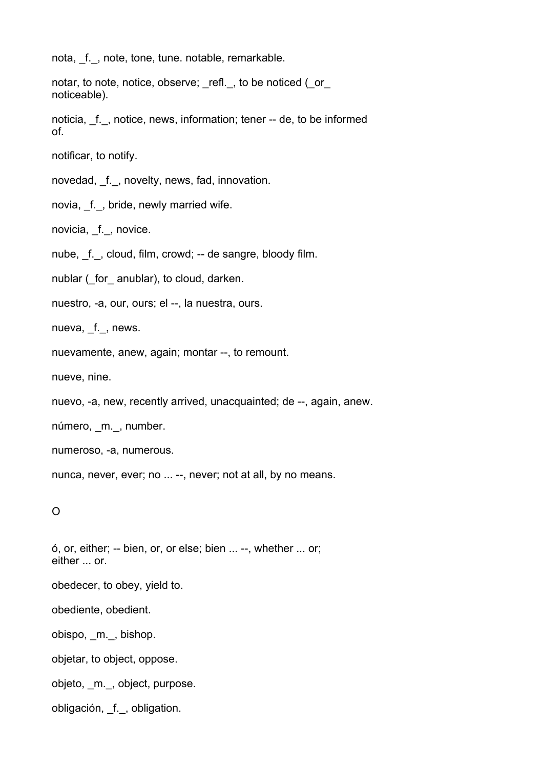nota, _f._, note, tone, tune. notable, remarkable.

notar, to note, notice, observe; _refl._, to be noticed (_or_ noticeable).

noticia, _f._, notice, news, information; tener -- de, to be informed of.

notificar, to notify.

novedad, _f._, novelty, news, fad, innovation.

novia, _f._, bride, newly married wife.

novicia, _f._, novice.

nube, _f._, cloud, film, crowd; -- de sangre, bloody film.

nublar (_for_ anublar), to cloud, darken.

nuestro, -a, our, ours; el --, la nuestra, ours.

nueva, _f._, news.

nuevamente, anew, again; montar --, to remount.

nueve, nine.

nuevo, -a, new, recently arrived, unacquainted; de --, again, anew.

número, _m._, number.

numeroso, -a, numerous.

nunca, never, ever; no ... --, never; not at all, by no means.

O

ó, or, either; -- bien, or, or else; bien ... --, whether ... or; either ... or.

obedecer, to obey, yield to.

obediente, obedient.

obispo, _m._, bishop.

objetar, to object, oppose.

objeto, _m._, object, purpose.

obligación, _f._, obligation.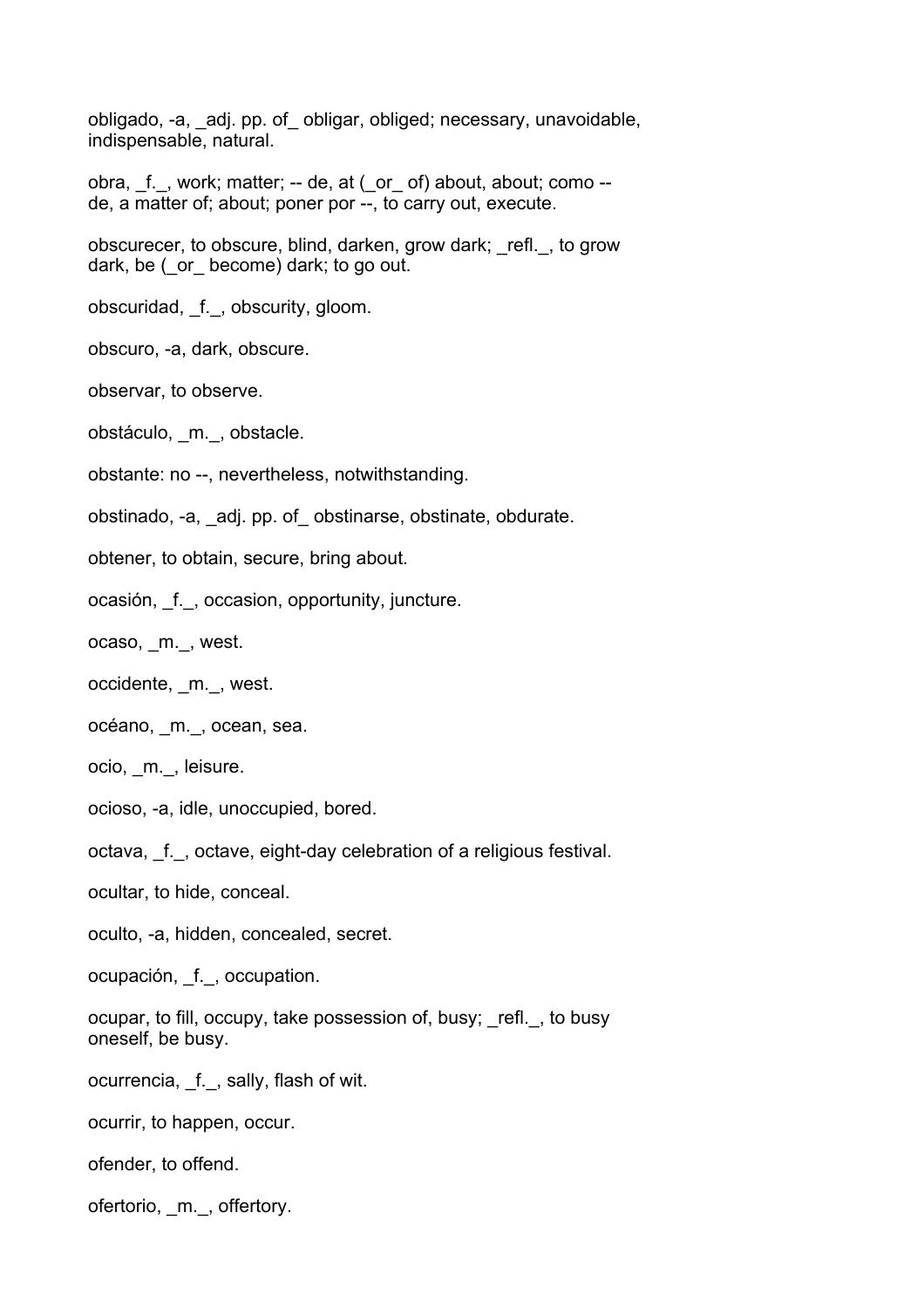obligado, -a, _adj. pp. of_ obligar, obliged; necessary, unavoidable, indispensable, natural.

obra, _f._, work; matter; -- de, at (_or_ of) about, about; como -- de, a matter of; about; poner por --, to carry out, execute.

obscurecer, to obscure, blind, darken, grow dark; _refl._, to grow dark, be (_or_ become) dark; to go out.

obscuridad, _f._, obscurity, gloom.

obscuro, -a, dark, obscure.

observar, to observe.

obstáculo, _m._, obstacle.

obstante: no --, nevertheless, notwithstanding.

obstinado, -a, _adj. pp. of_ obstinarse, obstinate, obdurate.

obtener, to obtain, secure, bring about.

ocasión, _f._, occasion, opportunity, juncture.

ocaso, _m._, west.

occidente, _m._, west.

océano, _m._, ocean, sea.

ocio, _m._, leisure.

ocioso, -a, idle, unoccupied, bored.

octava, _f._, octave, eight-day celebration of a religious festival.

ocultar, to hide, conceal.

oculto, -a, hidden, concealed, secret.

ocupación, _f._, occupation.

ocupar, to fill, occupy, take possession of, busy; _refl._, to busy oneself, be busy.

ocurrencia, _f._, sally, flash of wit.

ocurrir, to happen, occur.

ofender, to offend.

ofertorio, _m._, offertory.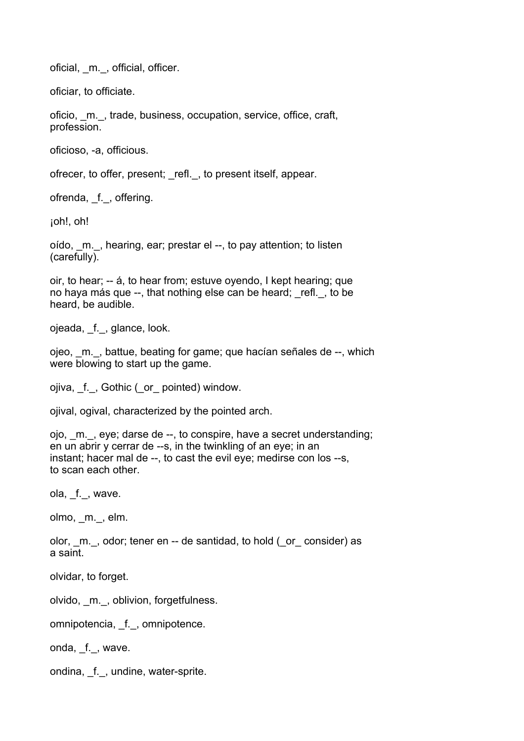oficial, _m._, official, officer.

oficiar, to officiate.

oficio, _m._, trade, business, occupation, service, office, craft, profession.

oficioso, -a, officious.

ofrecer, to offer, present; _refl._, to present itself, appear.

ofrenda, _f._, offering.

¡oh!, oh!

oído, _m._, hearing, ear; prestar el --, to pay attention; to listen (carefully).

oir, to hear; -- á, to hear from; estuve oyendo, I kept hearing; que no haya más que --, that nothing else can be heard; _refl._, to be heard, be audible.

ojeada, _f._, glance, look.

ojeo, _m._, battue, beating for game; que hacían señales de --, which were blowing to start up the game.

ojiva, _f._, Gothic (_or_ pointed) window.

ojival, ogival, characterized by the pointed arch.

ojo, _m._, eye; darse de --, to conspire, have a secret understanding; en un abrir y cerrar de --s, in the twinkling of an eye; in an instant; hacer mal de --, to cast the evil eye; medirse con los --s, to scan each other.

ola, _f._, wave.

olmo, _m._, elm.

olor, _m._, odor; tener en -- de santidad, to hold (_or_ consider) as a saint.

olvidar, to forget.

olvido, _m._, oblivion, forgetfulness.

omnipotencia, _f._, omnipotence.

onda, _f._, wave.

ondina, _f._, undine, water-sprite.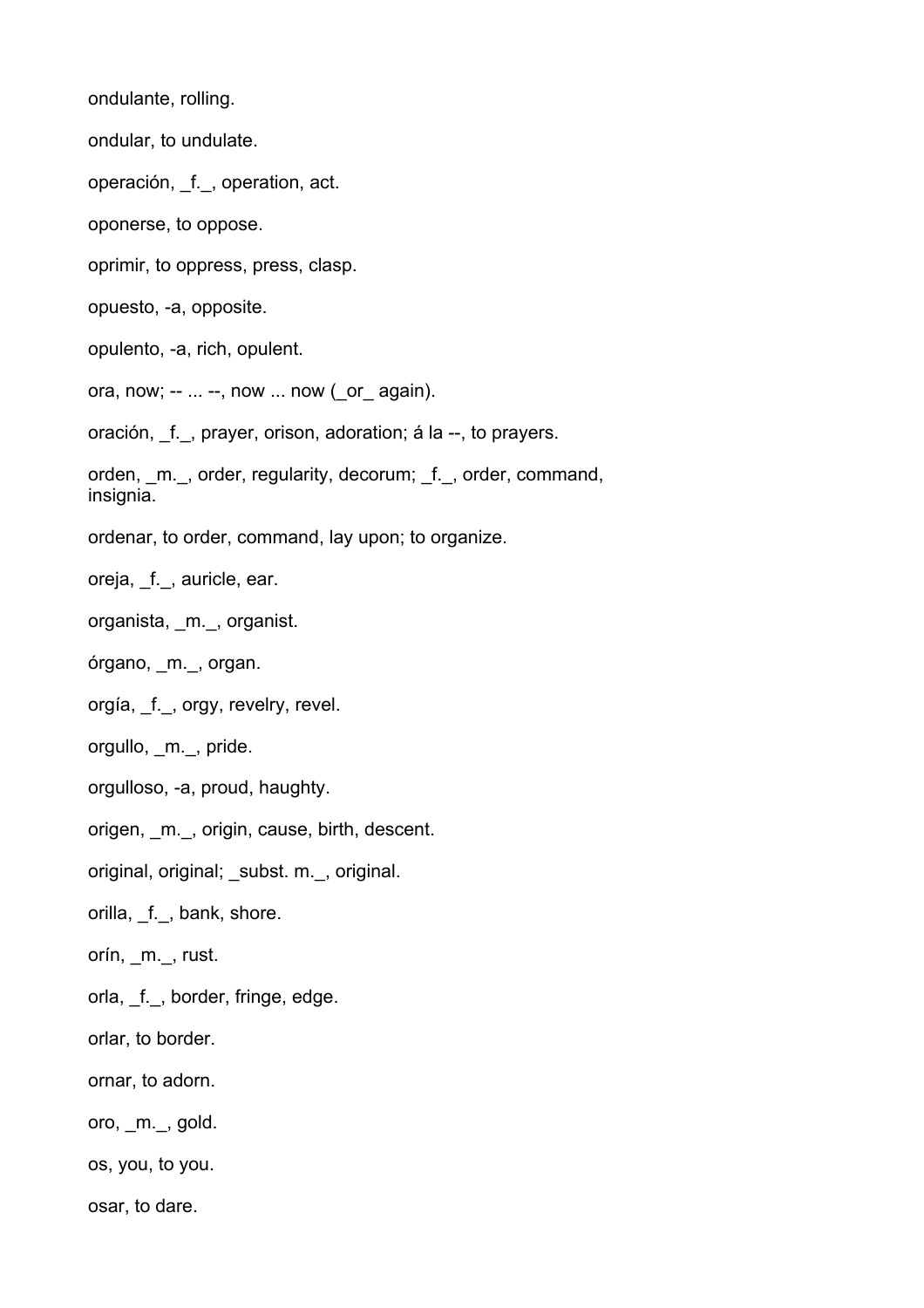ondulante, rolling.

ondular, to undulate.

operación, _f._, operation, act.

oponerse, to oppose.

oprimir, to oppress, press, clasp.

opuesto, -a, opposite.

opulento, -a, rich, opulent.

ora, now; -- ... --, now ... now (_or_ again).

oración, _f._, prayer, orison, adoration; á la --, to prayers.

orden, _m._, order, regularity, decorum; _f._, order, command, insignia.

ordenar, to order, command, lay upon; to organize.

oreja, _f._, auricle, ear.

organista, _m._, organist.

órgano, _m._, organ.

orgía, _f._, orgy, revelry, revel.

orgullo, _m._, pride.

orgulloso, -a, proud, haughty.

origen, _m._, origin, cause, birth, descent.

original, original; _subst. m._, original.

orilla, _f._, bank, shore.

orín, _m._, rust.

orla, _f._, border, fringe, edge.

orlar, to border.

ornar, to adorn.

oro, _m._, gold.

os, you, to you.

osar, to dare.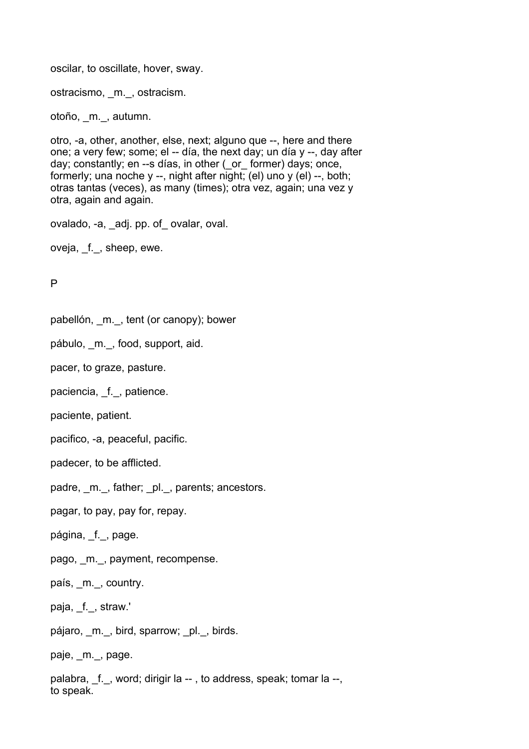oscilar, to oscillate, hover, sway.

ostracismo, _m._, ostracism.

otoño, _m._, autumn.

otro, -a, other, another, else, next; alguno que --, here and there one; a very few; some; el -- día, the next day; un día y --, day after day; constantly; en --s días, in other (_or_ former) days; once, formerly; una noche y --, night after night; (el) uno y (el) --, both; otras tantas (veces), as many (times); otra vez, again; una vez y otra, again and again.

ovalado, -a, _adj. pp. of_ ovalar, oval.

oveja, _f._, sheep, ewe.

P

pabellón, _m._, tent (or canopy); bower

pábulo, _m._, food, support, aid.

pacer, to graze, pasture.

paciencia, _f._, patience.

paciente, patient.

pacifico, -a, peaceful, pacific.

padecer, to be afflicted.

padre, _m._, father; _pl._, parents; ancestors.

pagar, to pay, pay for, repay.

página, _f._, page.

pago, _m._, payment, recompense.

país, _m._, country.

paja, _f._, straw.'

pájaro, _m._, bird, sparrow; _pl._, birds.

paje, _m._, page.

palabra, _f._, word; dirigir la -- , to address, speak; tomar la --, to speak.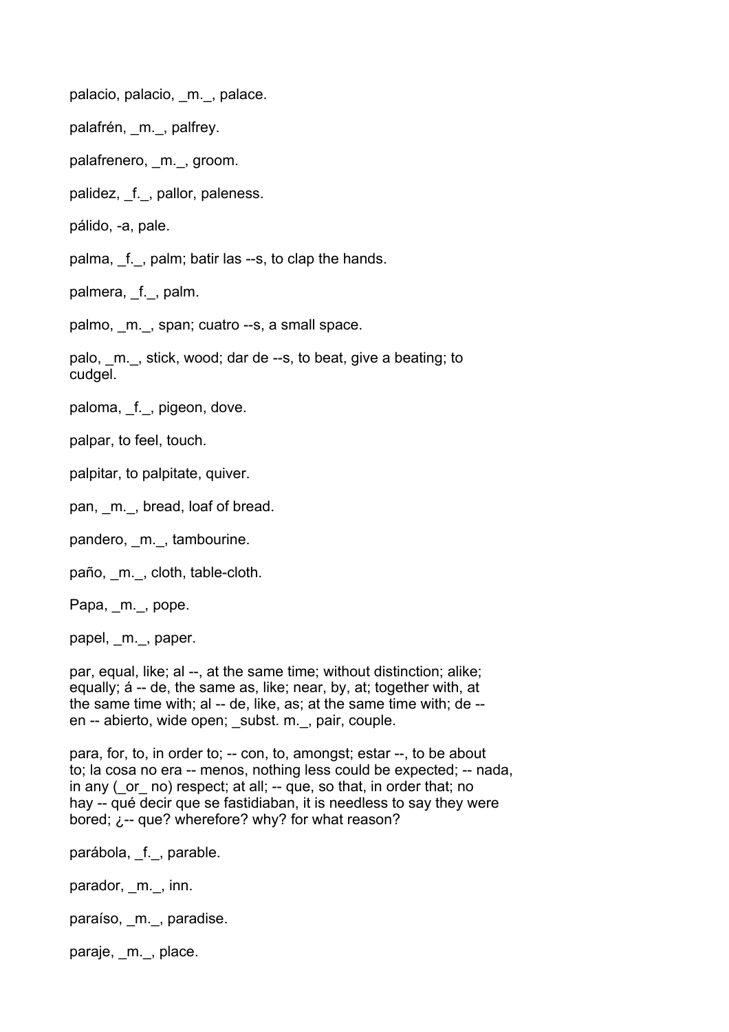palacio, palacio, _m._, palace.

palafrén, _m._, palfrey.

palafrenero, _m._, groom.

palidez, _f._, pallor, paleness.

pálido, -a, pale.

palma, _f._, palm; batir las --s, to clap the hands.

palmera, _f._, palm.

palmo, _m._, span; cuatro --s, a small space.

palo, _m._, stick, wood; dar de --s, to beat, give a beating; to cudgel.

paloma, _f._, pigeon, dove.

palpar, to feel, touch.

palpitar, to palpitate, quiver.

pan, _m._, bread, loaf of bread.

pandero, _m._, tambourine.

paño, _m._, cloth, table-cloth.

Papa, _m._, pope.

papel, _m._, paper.

par, equal, like; al --, at the same time; without distinction; alike; equally; á -- de, the same as, like; near, by, at; together with, at the same time with; al -- de, like, as; at the same time with; de -- en -- abierto, wide open; _subst. m._, pair, couple.

para, for, to, in order to; -- con, to, amongst; estar --, to be about to; la cosa no era -- menos, nothing less could be expected; -- nada, in any (_or_ no) respect; at all; -- que, so that, in order that; no hay -- qué decir que se fastidiaban, it is needless to say they were bored; ¿-- que? wherefore? why? for what reason?

parábola, _f._, parable.

parador, _m._, inn.

paraíso, _m._, paradise.

paraje, _m._, place.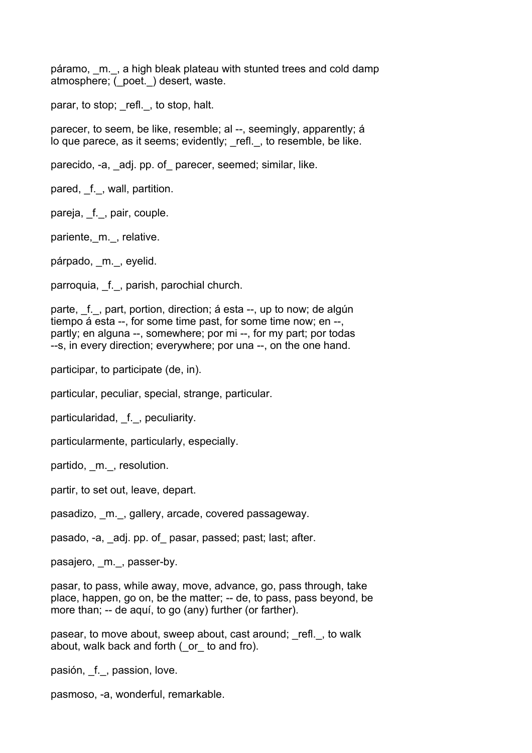páramo, _m._, a high bleak plateau with stunted trees and cold damp atmosphere; (_poet._) desert, waste.

parar, to stop; _refl._, to stop, halt.

parecer, to seem, be like, resemble; al --, seemingly, apparently; á lo que parece, as it seems; evidently; _refl._, to resemble, be like.

parecido, -a, _adj. pp. of_ parecer, seemed; similar, like.

pared, _f._, wall, partition.

pareja, _f._, pair, couple.

pariente,_m._, relative.

párpado, _m._, eyelid.

parroquia, _f._, parish, parochial church.

parte, _f._, part, portion, direction; á esta --, up to now; de algún tiempo á esta --, for some time past, for some time now; en --, partly; en alguna --, somewhere; por mi --, for my part; por todas --s, in every direction; everywhere; por una --, on the one hand.

participar, to participate (de, in).

particular, peculiar, special, strange, particular.

particularidad, _f._, peculiarity.

particularmente, particularly, especially.

partido, _m._, resolution.

partir, to set out, leave, depart.

pasadizo, _m._, gallery, arcade, covered passageway.

pasado, -a, _adj. pp. of_ pasar, passed; past; last; after.

pasajero, _m._, passer-by.

pasar, to pass, while away, move, advance, go, pass through, take place, happen, go on, be the matter; -- de, to pass, pass beyond, be more than; -- de aquí, to go (any) further (or farther).

pasear, to move about, sweep about, cast around; _refl._, to walk about, walk back and forth (_or_ to and fro).

pasión, _f._, passion, love.

pasmoso, -a, wonderful, remarkable.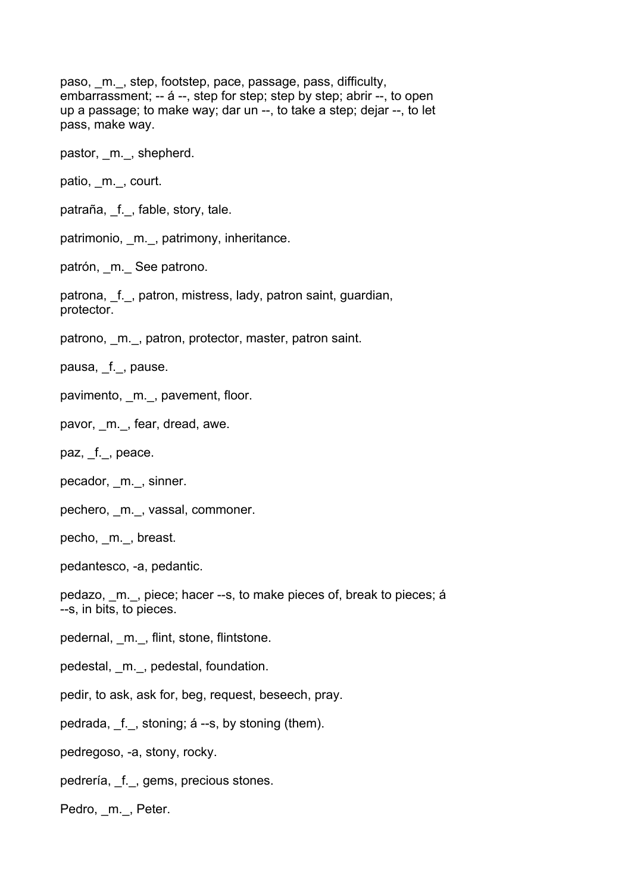paso, _m._, step, footstep, pace, passage, pass, difficulty, embarrassment; -- á --, step for step; step by step; abrir --, to open up a passage; to make way; dar un --, to take a step; dejar --, to let pass, make way.

pastor, _m._, shepherd.

patio, _m._, court.

patraña, _f._, fable, story, tale.

patrimonio, _m._, patrimony, inheritance.

patrón, _m._ See patrono.

patrona, _f._, patron, mistress, lady, patron saint, guardian, protector.

patrono, _m._, patron, protector, master, patron saint.

pausa, _f._, pause.

pavimento, _m._, pavement, floor.

pavor, _m._, fear, dread, awe.

paz, _f._, peace.

pecador, _m._, sinner.

pechero, _m._, vassal, commoner.

pecho, _m._, breast.

pedantesco, -a, pedantic.

pedazo, _m._, piece; hacer --s, to make pieces of, break to pieces; á --s, in bits, to pieces.

pedernal, _m._, flint, stone, flintstone.

pedestal, _m._, pedestal, foundation.

pedir, to ask, ask for, beg, request, beseech, pray.

pedrada, _f._, stoning; á --s, by stoning (them).

pedregoso, -a, stony, rocky.

pedrería, _f._, gems, precious stones.

Pedro, _m._, Peter.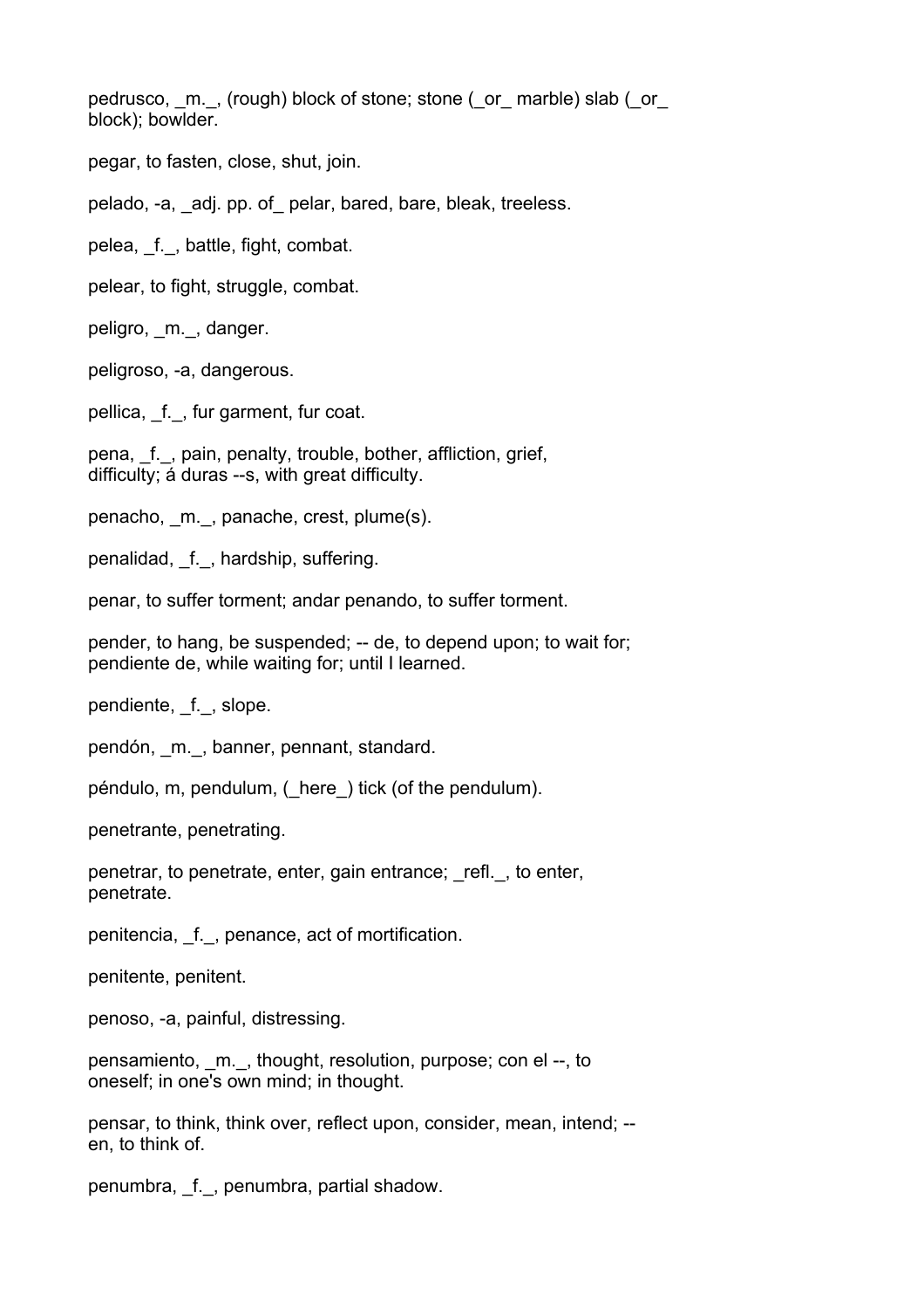pedrusco, _m._, (rough) block of stone; stone (_or_ marble) slab (_or_ block); bowlder.

pegar, to fasten, close, shut, join.

pelado, -a, _adj. pp. of_ pelar, bared, bare, bleak, treeless.

pelea, _f._, battle, fight, combat.

pelear, to fight, struggle, combat.

peligro, _m._, danger.

peligroso, -a, dangerous.

pellica, _f._, fur garment, fur coat.

pena, _f._, pain, penalty, trouble, bother, affliction, grief, difficulty; á duras --s, with great difficulty.

penacho, _m._, panache, crest, plume(s).

penalidad, _f._, hardship, suffering.

penar, to suffer torment; andar penando, to suffer torment.

pender, to hang, be suspended; -- de, to depend upon; to wait for; pendiente de, while waiting for; until I learned.

pendiente, _f._, slope.

pendón, _m._, banner, pennant, standard.

péndulo, m, pendulum, (_here_) tick (of the pendulum).

penetrante, penetrating.

penetrar, to penetrate, enter, gain entrance; _refl._, to enter, penetrate.

penitencia, _f._, penance, act of mortification.

penitente, penitent.

penoso, -a, painful, distressing.

pensamiento, _m._, thought, resolution, purpose; con el --, to oneself; in one's own mind; in thought.

pensar, to think, think over, reflect upon, consider, mean, intend; -- en, to think of.

penumbra, _f._, penumbra, partial shadow.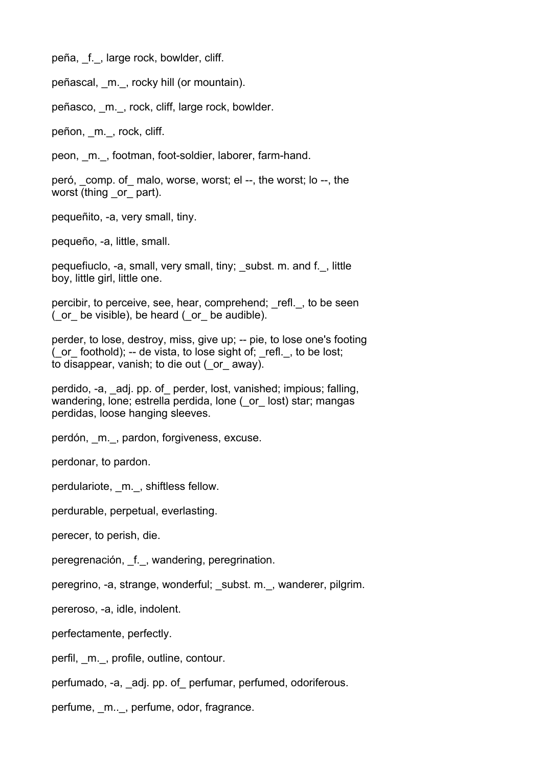peña, _f._, large rock, bowlder, cliff.

peñascal, _m._, rocky hill (or mountain).

peñasco, _m._, rock, cliff, large rock, bowlder.

peñon, _m._, rock, cliff.

peon, _m._, footman, foot-soldier, laborer, farm-hand.

peró, _comp. of_ malo, worse, worst; el --, the worst; lo --, the worst (thing _or_ part).

pequeñito, -a, very small, tiny.

pequeño, -a, little, small.

pequefiuclo, -a, small, very small, tiny; _subst. m. and f._, little boy, little girl, little one.

percibir, to perceive, see, hear, comprehend; _refl._, to be seen (_or_ be visible), be heard (_or_ be audible).

perder, to lose, destroy, miss, give up; -- pie, to lose one's footing (_or_ foothold); -- de vista, to lose sight of; _refl._, to be lost; to disappear, vanish; to die out (_or_ away).

perdido, -a, _adj. pp. of_ perder, lost, vanished; impious; falling, wandering, lone; estrella perdida, lone (_or_ lost) star; mangas perdidas, loose hanging sleeves.

perdón, _m._, pardon, forgiveness, excuse.

perdonar, to pardon.

perdulariote, _m._, shiftless fellow.

perdurable, perpetual, everlasting.

perecer, to perish, die.

peregrenación, _f._, wandering, peregrination.

peregrino, -a, strange, wonderful; _subst. m._, wanderer, pilgrim.

pereroso, -a, idle, indolent.

perfectamente, perfectly.

perfil, _m._, profile, outline, contour.

perfumado, -a, _adj. pp. of_ perfumar, perfumed, odoriferous.

perfume, _m.._, perfume, odor, fragrance.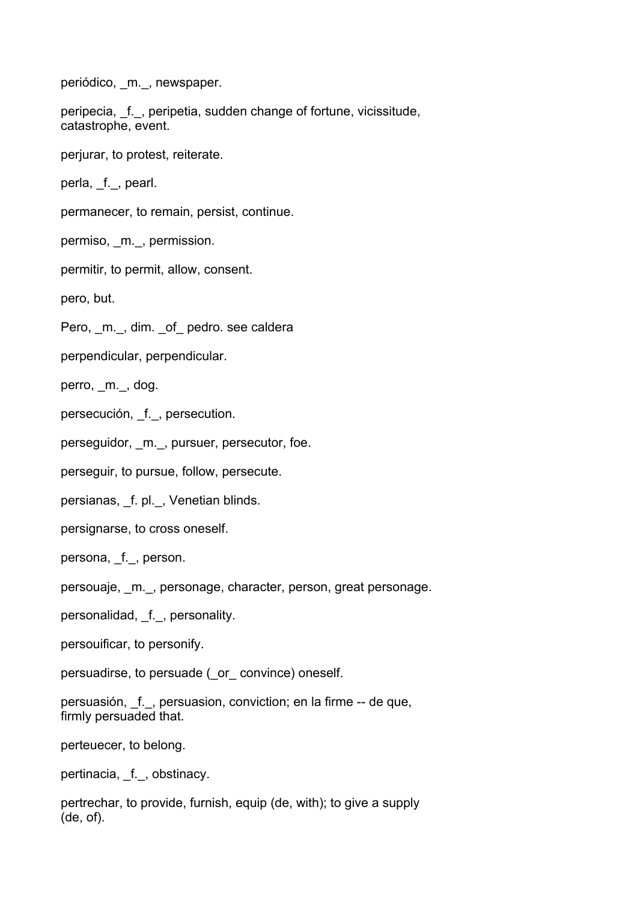periódico, _m._, newspaper.

peripecia, _f._, peripetia, sudden change of fortune, vicissitude, catastrophe, event.

perjurar, to protest, reiterate.

perla, _f._, pearl.

permanecer, to remain, persist, continue.

permiso, _m._, permission.

permitir, to permit, allow, consent.

pero, but.

Pero, _m._, dim. _of_ pedro. see caldera

perpendicular, perpendicular.

perro, _m._, dog.

persecución, _f._, persecution.

perseguidor, _m._, pursuer, persecutor, foe.

perseguir, to pursue, follow, persecute.

persianas, _f. pl._, Venetian blinds.

persignarse, to cross oneself.

persona, _f._, person.

persouaje, _m._, personage, character, person, great personage.

personalidad, _f._, personality.

persouificar, to personify.

persuadirse, to persuade (_or_ convince) oneself.

persuasión, _f._, persuasion, conviction; en la firme -- de que, firmly persuaded that.

perteuecer, to belong.

pertinacia, _f._, obstinacy.

pertrechar, to provide, furnish, equip (de, with); to give a supply (de, of).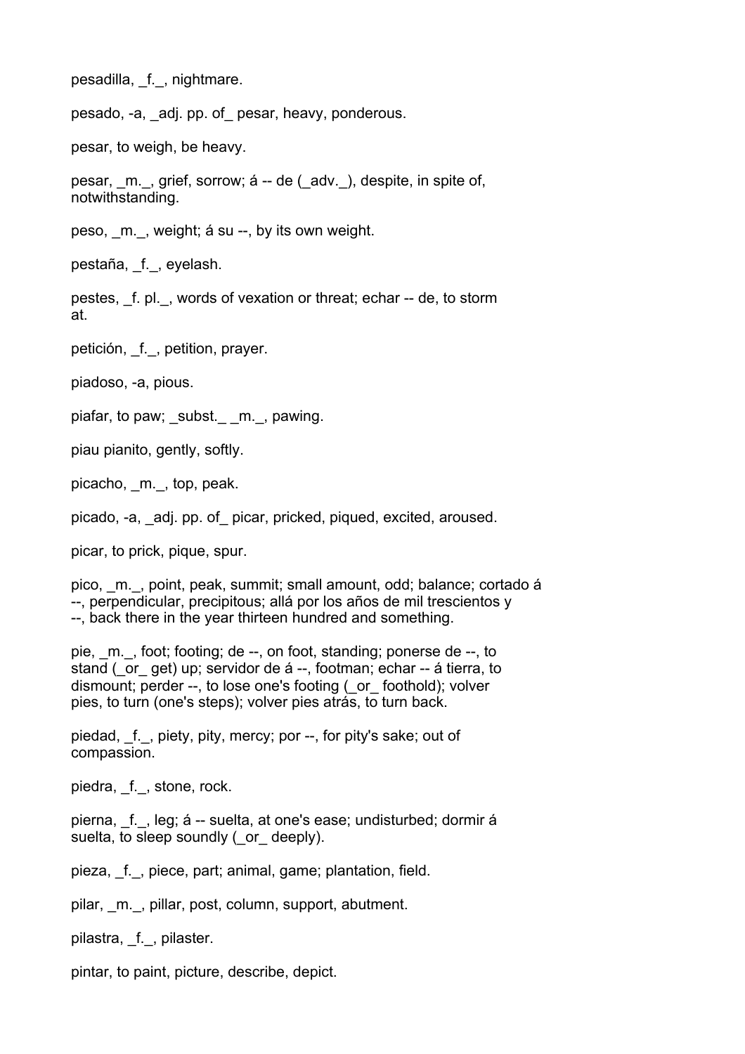pesadilla, _f._, nightmare.

pesado, -a, _adj. pp. of_ pesar, heavy, ponderous.

pesar, to weigh, be heavy.

pesar, _m._, grief, sorrow; á -- de (_adv._), despite, in spite of, notwithstanding.

peso, _m._, weight; á su --, by its own weight.

pestaña, _f._, eyelash.

pestes, _f. pl._, words of vexation or threat; echar -- de, to storm at.

petición, _f._, petition, prayer.

piadoso, -a, pious.

piafar, to paw; _subst._ _m._, pawing.

piau pianito, gently, softly.

picacho, _m._, top, peak.

picado, -a, _adj. pp. of_ picar, pricked, piqued, excited, aroused.

picar, to prick, pique, spur.

pico, _m._, point, peak, summit; small amount, odd; balance; cortado á --, perpendicular, precipitous; allá por los años de mil trescientos y --, back there in the year thirteen hundred and something.

pie, _m._, foot; footing; de --, on foot, standing; ponerse de --, to stand (_or_ get) up; servidor de á --, footman; echar -- á tierra, to dismount; perder --, to lose one's footing (_or_ foothold); volver pies, to turn (one's steps); volver pies atrás, to turn back.

piedad, _f._, piety, pity, mercy; por --, for pity's sake; out of compassion.

piedra, _f._, stone, rock.

pierna, _f._, leg; á -- suelta, at one's ease; undisturbed; dormir á suelta, to sleep soundly (_or_ deeply).

pieza, _f._, piece, part; animal, game; plantation, field.

pilar, _m._, pillar, post, column, support, abutment.

pilastra, _f._, pilaster.

pintar, to paint, picture, describe, depict.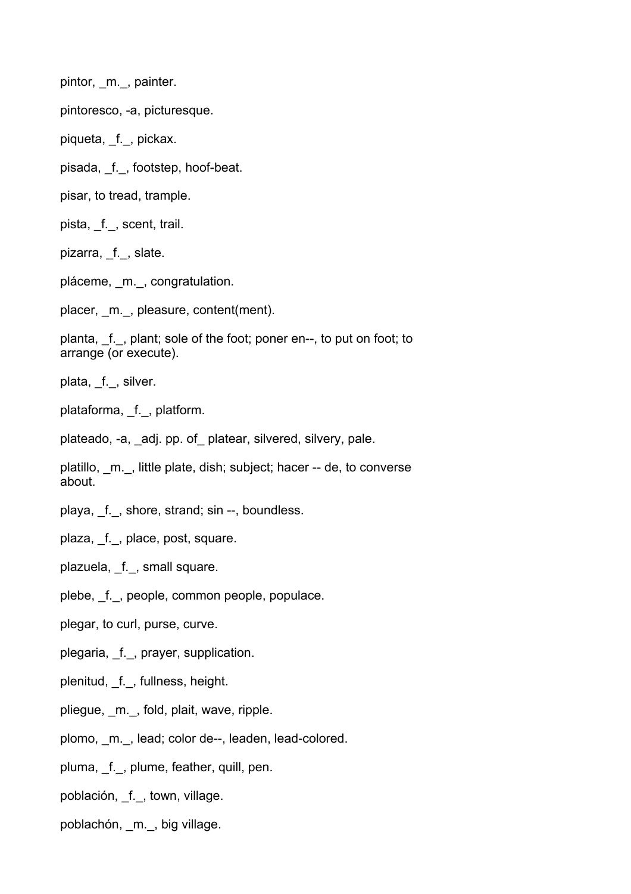pintor, _m._, painter.

pintoresco, -a, picturesque.

piqueta, _f._, pickax.

pisada, _f._, footstep, hoof-beat.

pisar, to tread, trample.

pista, _f._, scent, trail.

pizarra, _f._, slate.

pláceme, _m._, congratulation.

placer, _m._, pleasure, content(ment).

planta, _f._, plant; sole of the foot; poner en--, to put on foot; to arrange (or execute).

plata, _f._, silver.

plataforma, _f._, platform.

plateado, -a, _adj. pp. of_ platear, silvered, silvery, pale.

platillo, _m._, little plate, dish; subject; hacer -- de, to converse about.

playa, _f._, shore, strand; sin --, boundless.

plaza, _f._, place, post, square.

plazuela, _f._, small square.

plebe, _f._, people, common people, populace.

plegar, to curl, purse, curve.

plegaria, _f._, prayer, supplication.

plenitud, _f._, fullness, height.

pliegue, _m._, fold, plait, wave, ripple.

plomo, _m._, lead; color de--, leaden, lead-colored.

pluma, _f._, plume, feather, quill, pen.

población, _f._, town, village.

poblachón, _m._, big village.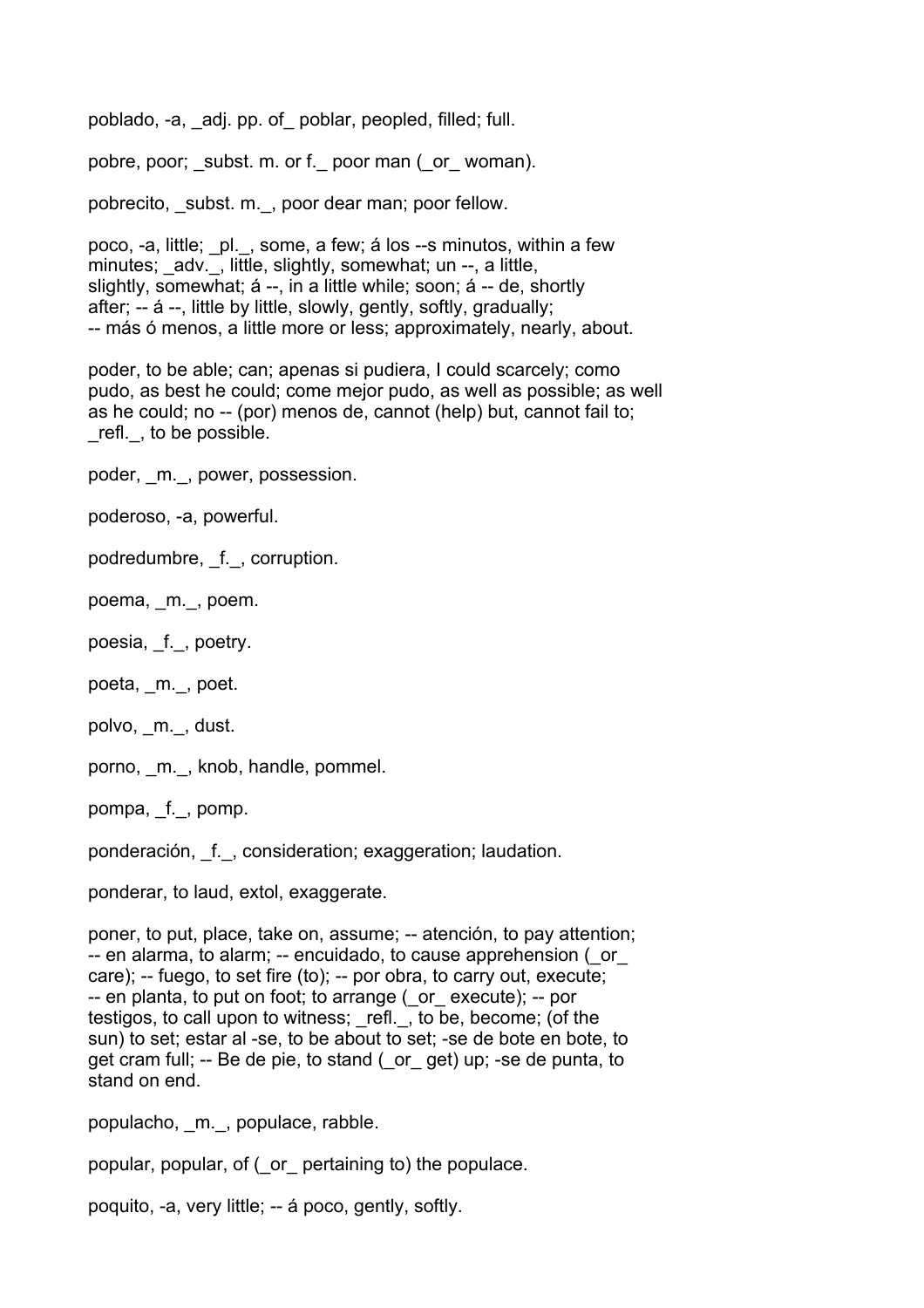poblado, -a, _adj. pp. of_ poblar, peopled, filled; full.

pobre, poor; _subst. m. or f._ poor man (_or_ woman).

pobrecito, _subst. m._, poor dear man; poor fellow.

poco, -a, little; _pl._, some, a few; á los --s minutos, within a few minutes; _adv._, little, slightly, somewhat; un --, a little, slightly, somewhat; á --, in a little while; soon; á -- de, shortly after; -- á --, little by little, slowly, gently, softly, gradually; -- más ó menos, a little more or less; approximately, nearly, about.

poder, to be able; can; apenas si pudiera, I could scarcely; como pudo, as best he could; come mejor pudo, as well as possible; as well as he could; no -- (por) menos de, cannot (help) but, cannot fail to; _refl._, to be possible.

poder, _m._, power, possession.

poderoso, -a, powerful.

podredumbre, _f._, corruption.

poema, _m._, poem.

poesia, _f._, poetry.

poeta, _m._, poet.

polvo, _m._, dust.

porno, _m._, knob, handle, pommel.

pompa, _f._, pomp.

ponderación, _f._, consideration; exaggeration; laudation.

ponderar, to laud, extol, exaggerate.

poner, to put, place, take on, assume; -- atención, to pay attention; -- en alarma, to alarm; -- encuidado, to cause apprehension (_or_ care); -- fuego, to set fire (to); -- por obra, to carry out, execute; -- en planta, to put on foot; to arrange (_or_ execute); -- por testigos, to call upon to witness; _refl._, to be, become; (of the sun) to set; estar al -se, to be about to set; -se de bote en bote, to get cram full; -- Be de pie, to stand (_or_ get) up; -se de punta, to stand on end.

populacho, _m._, populace, rabble.

popular, popular, of (_or_ pertaining to) the populace.

poquito, -a, very little; -- á poco, gently, softly.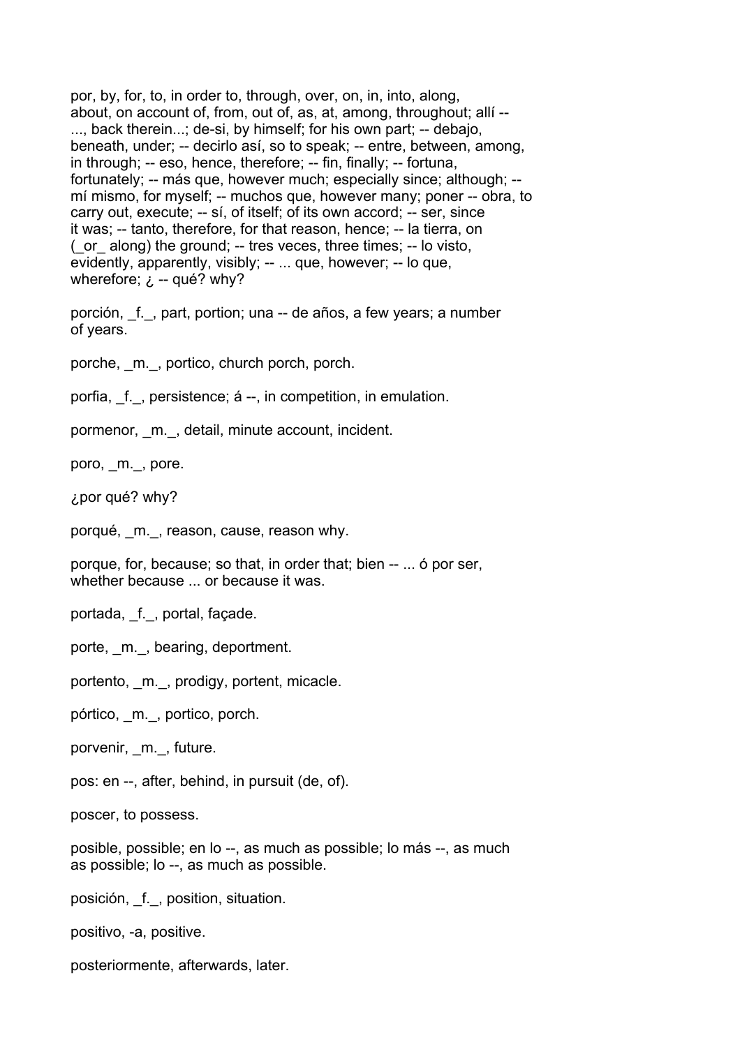por, by, for, to, in order to, through, over, on, in, into, along, about, on account of, from, out of, as, at, among, throughout; allí -- ..., back therein...; de-si, by himself; for his own part; -- debajo, beneath, under; -- decirlo así, so to speak; -- entre, between, among, in through; -- eso, hence, therefore; -- fin, finally; -- fortuna, fortunately; -- más que, however much; especially since; although; -- mí mismo, for myself; -- muchos que, however many; poner -- obra, to carry out, execute; -- sí, of itself; of its own accord; -- ser, since it was; -- tanto, therefore, for that reason, hence; -- la tierra, on (_or_ along) the ground; -- tres veces, three times; -- lo visto, evidently, apparently, visibly; -- ... que, however; -- lo que, wherefore; ¿ -- qué? why?

porción, _f._, part, portion; una -- de años, a few years; a number of years.

porche, _m._, portico, church porch, porch.

porfia, _f._, persistence; á --, in competition, in emulation.

pormenor, _m._, detail, minute account, incident.

poro, _m._, pore.

¿por qué? why?

porqué, _m._, reason, cause, reason why.

porque, for, because; so that, in order that; bien -- ... ó por ser, whether because ... or because it was.

portada, _f._, portal, façade.

porte, _m._, bearing, deportment.

portento, _m._, prodigy, portent, micacle.

pórtico, _m._, portico, porch.

porvenir, _m._, future.

pos: en --, after, behind, in pursuit (de, of).

poscer, to possess.

posible, possible; en lo --, as much as possible; lo más --, as much as possible; lo --, as much as possible.

posición, _f._, position, situation.

positivo, -a, positive.

posteriormente, afterwards, later.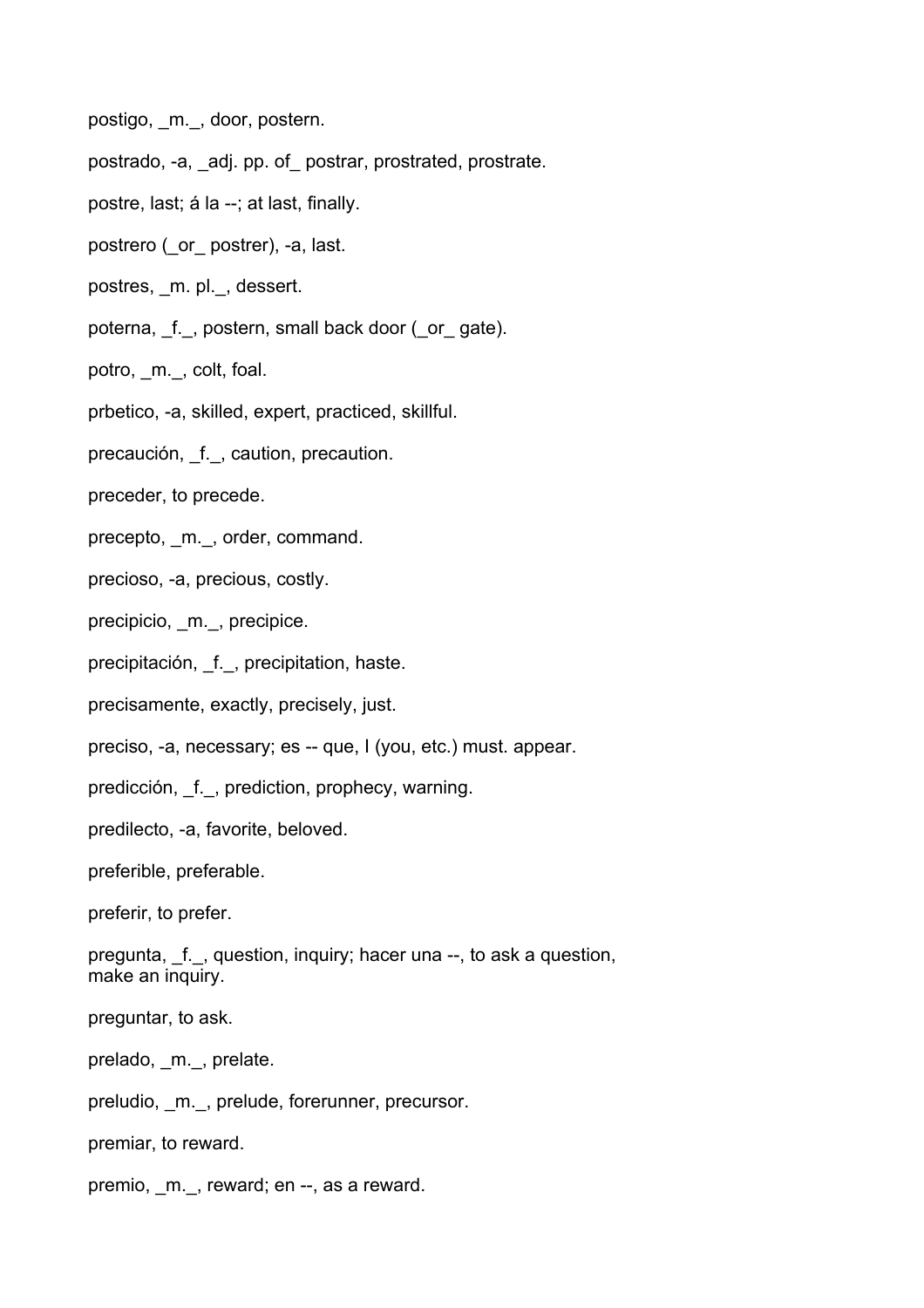postigo, _m._, door, postern.

postrado, -a, _adj. pp. of_ postrar, prostrated, prostrate.

postre, last; á la --; at last, finally.

postrero (_or_ postrer), -a, last.

postres, _m. pl._, dessert.

poterna, _f._, postern, small back door (_or_ gate).

potro, _m._, colt, foal.

prbetico, -a, skilled, expert, practiced, skillful.

precaución, _f._, caution, precaution.

preceder, to precede.

precepto, _m._, order, command.

precioso, -a, precious, costly.

precipicio, _m._, precipice.

precipitación, _f._, precipitation, haste.

precisamente, exactly, precisely, just.

preciso, -a, necessary; es -- que, I (you, etc.) must. appear.

predicción, _f._, prediction, prophecy, warning.

predilecto, -a, favorite, beloved.

preferible, preferable.

preferir, to prefer.

pregunta, _f._, question, inquiry; hacer una --, to ask a question, make an inquiry.

preguntar, to ask.

prelado, _m._, prelate.

preludio, _m._, prelude, forerunner, precursor.

premiar, to reward.

premio, _m._, reward; en --, as a reward.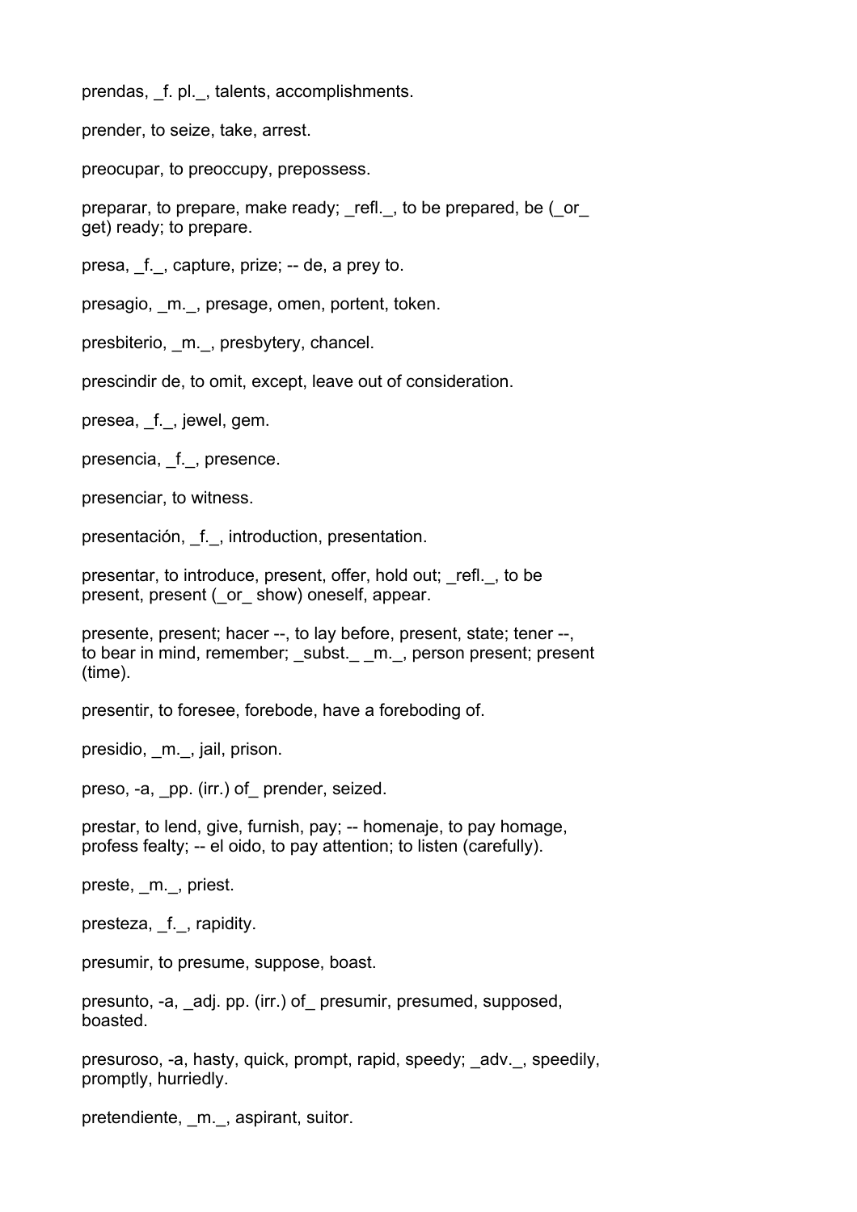prendas, _f. pl._, talents, accomplishments.

prender, to seize, take, arrest.

preocupar, to preoccupy, prepossess.

preparar, to prepare, make ready; _refl._, to be prepared, be (_or_ get) ready; to prepare.

presa, _f._, capture, prize; -- de, a prey to.

presagio, _m._, presage, omen, portent, token.

presbiterio, _m._, presbytery, chancel.

prescindir de, to omit, except, leave out of consideration.

presea, _f._, jewel, gem.

presencia, _f._, presence.

presenciar, to witness.

presentación, _f._, introduction, presentation.

presentar, to introduce, present, offer, hold out; _refl._, to be present, present (_or_ show) oneself, appear.

presente, present; hacer --, to lay before, present, state; tener --, to bear in mind, remember; _subst._ _m._, person present; present (time).

presentir, to foresee, forebode, have a foreboding of.

presidio, _m._, jail, prison.

preso, -a, _pp. (irr.) of_ prender, seized.

prestar, to lend, give, furnish, pay; -- homenaje, to pay homage, profess fealty; -- el oido, to pay attention; to listen (carefully).

preste, _m._, priest.

presteza, _f._, rapidity.

presumir, to presume, suppose, boast.

presunto, -a, _adj. pp. (irr.) of_ presumir, presumed, supposed, boasted.

presuroso, -a, hasty, quick, prompt, rapid, speedy; _adv._, speedily, promptly, hurriedly.

pretendiente, _m._, aspirant, suitor.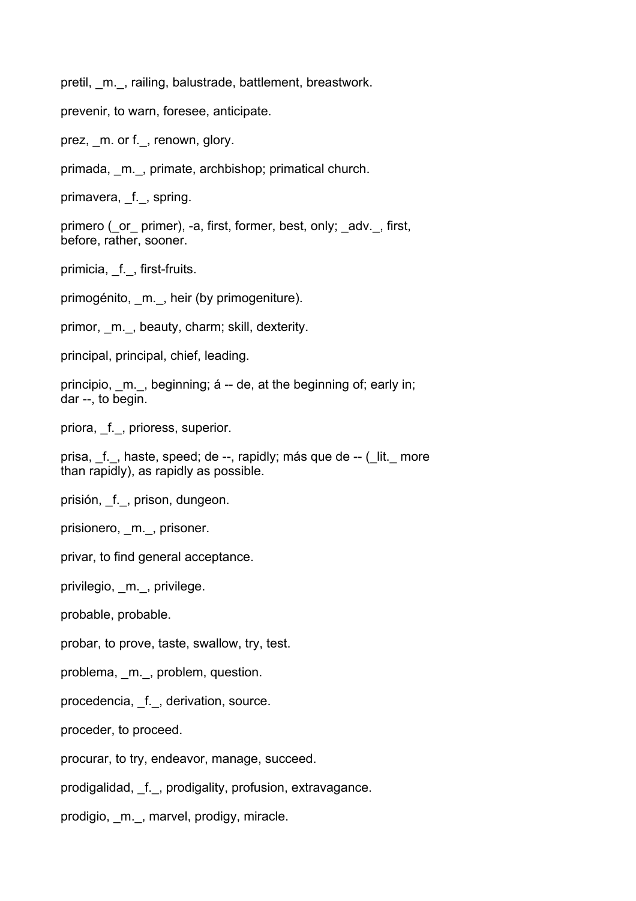pretil, _m._, railing, balustrade, battlement, breastwork.

prevenir, to warn, foresee, anticipate.

prez, _m. or f._, renown, glory.

primada, _m._, primate, archbishop; primatical church.

primavera, _f._, spring.

primero (_or_ primer), -a, first, former, best, only; _adv._, first, before, rather, sooner.

primicia, _f._, first-fruits.

primogénito, _m._, heir (by primogeniture).

primor, _m._, beauty, charm; skill, dexterity.

principal, principal, chief, leading.

principio, _m._, beginning; á -- de, at the beginning of; early in; dar --, to begin.

priora, _f._, prioress, superior.

prisa, _f._, haste, speed; de --, rapidly; más que de -- (_lit._ more than rapidly), as rapidly as possible.

prisión, _f._, prison, dungeon.

prisionero, _m._, prisoner.

privar, to find general acceptance.

privilegio, _m._, privilege.

probable, probable.

probar, to prove, taste, swallow, try, test.

problema, _m._, problem, question.

procedencia, _f._, derivation, source.

proceder, to proceed.

procurar, to try, endeavor, manage, succeed.

prodigalidad, _f._, prodigality, profusion, extravagance.

prodigio, _m._, marvel, prodigy, miracle.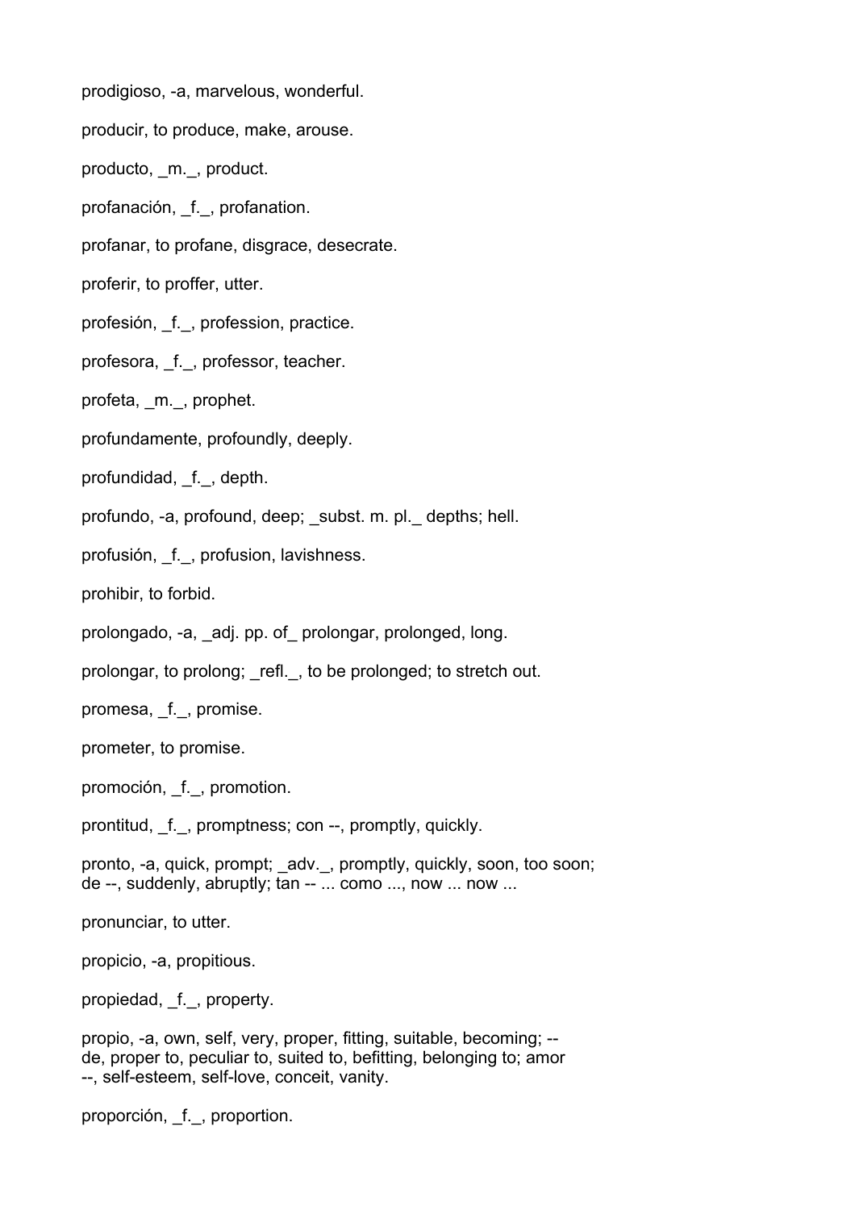prodigioso, -a, marvelous, wonderful.

producir, to produce, make, arouse.

producto, _m._, product.

profanación, _f._, profanation.

profanar, to profane, disgrace, desecrate.

proferir, to proffer, utter.

profesión, _f._, profession, practice.

profesora, _f._, professor, teacher.

profeta, _m._, prophet.

profundamente, profoundly, deeply.

profundidad, _f._, depth.

profundo, -a, profound, deep; _subst. m. pl._ depths; hell.

profusión, _f._, profusion, lavishness.

prohibir, to forbid.

prolongado, -a, _adj. pp. of_ prolongar, prolonged, long.

prolongar, to prolong; _refl._, to be prolonged; to stretch out.

promesa, _f._, promise.

prometer, to promise.

promoción, _f._, promotion.

prontitud, _f._, promptness; con --, promptly, quickly.

pronto, -a, quick, prompt; _adv._, promptly, quickly, soon, too soon; de --, suddenly, abruptly; tan -- ... como ..., now ... now ...

pronunciar, to utter.

propicio, -a, propitious.

propiedad, _f._, property.

propio, -a, own, self, very, proper, fitting, suitable, becoming; -- de, proper to, peculiar to, suited to, befitting, belonging to; amor --, self-esteem, self-love, conceit, vanity.

proporción, _f._, proportion.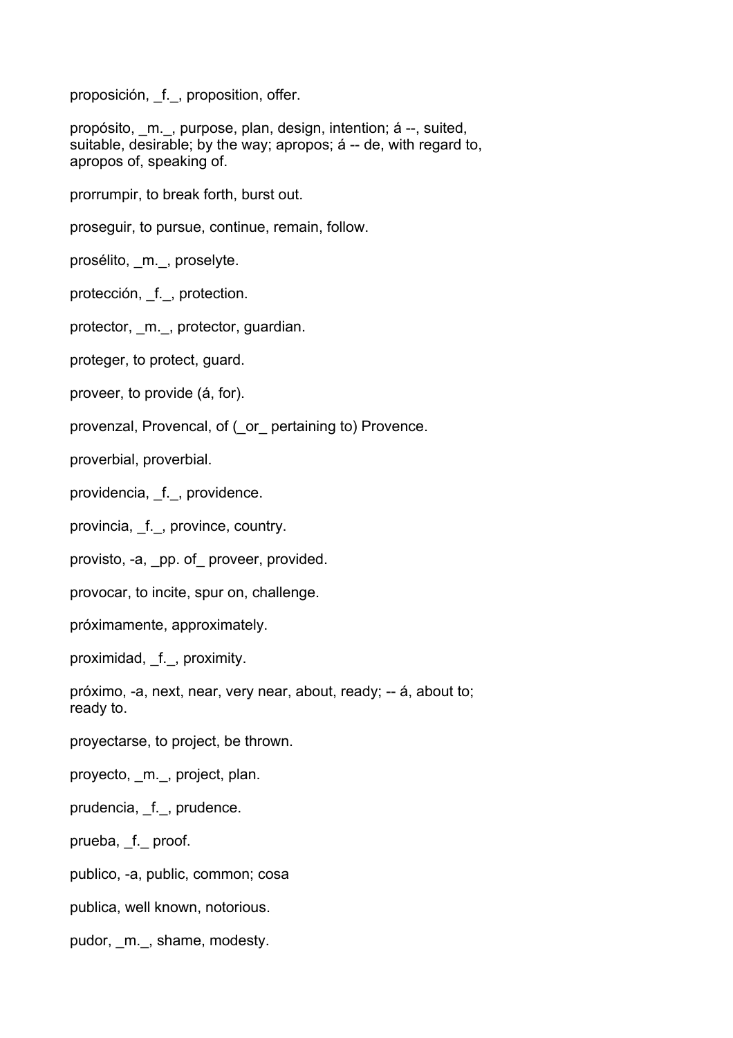proposición, _f._, proposition, offer.

propósito, _m._, purpose, plan, design, intention; á --, suited, suitable, desirable; by the way; apropos; á -- de, with regard to, apropos of, speaking of.

prorrumpir, to break forth, burst out.

proseguir, to pursue, continue, remain, follow.

prosélito, _m._, proselyte.

protección, _f._, protection.

protector, _m._, protector, guardian.

proteger, to protect, guard.

proveer, to provide (á, for).

provenzal, Provencal, of (_or_ pertaining to) Provence.

proverbial, proverbial.

providencia, _f._, providence.

provincia, _f._, province, country.

provisto, -a, _pp. of_ proveer, provided.

provocar, to incite, spur on, challenge.

próximamente, approximately.

proximidad, _f._, proximity.

próximo, -a, next, near, very near, about, ready; -- á, about to; ready to.

proyectarse, to project, be thrown.

proyecto, _m._, project, plan.

prudencia, _f._, prudence.

prueba, _f._ proof.

publico, -a, public, common; cosa

publica, well known, notorious.

pudor, _m._, shame, modesty.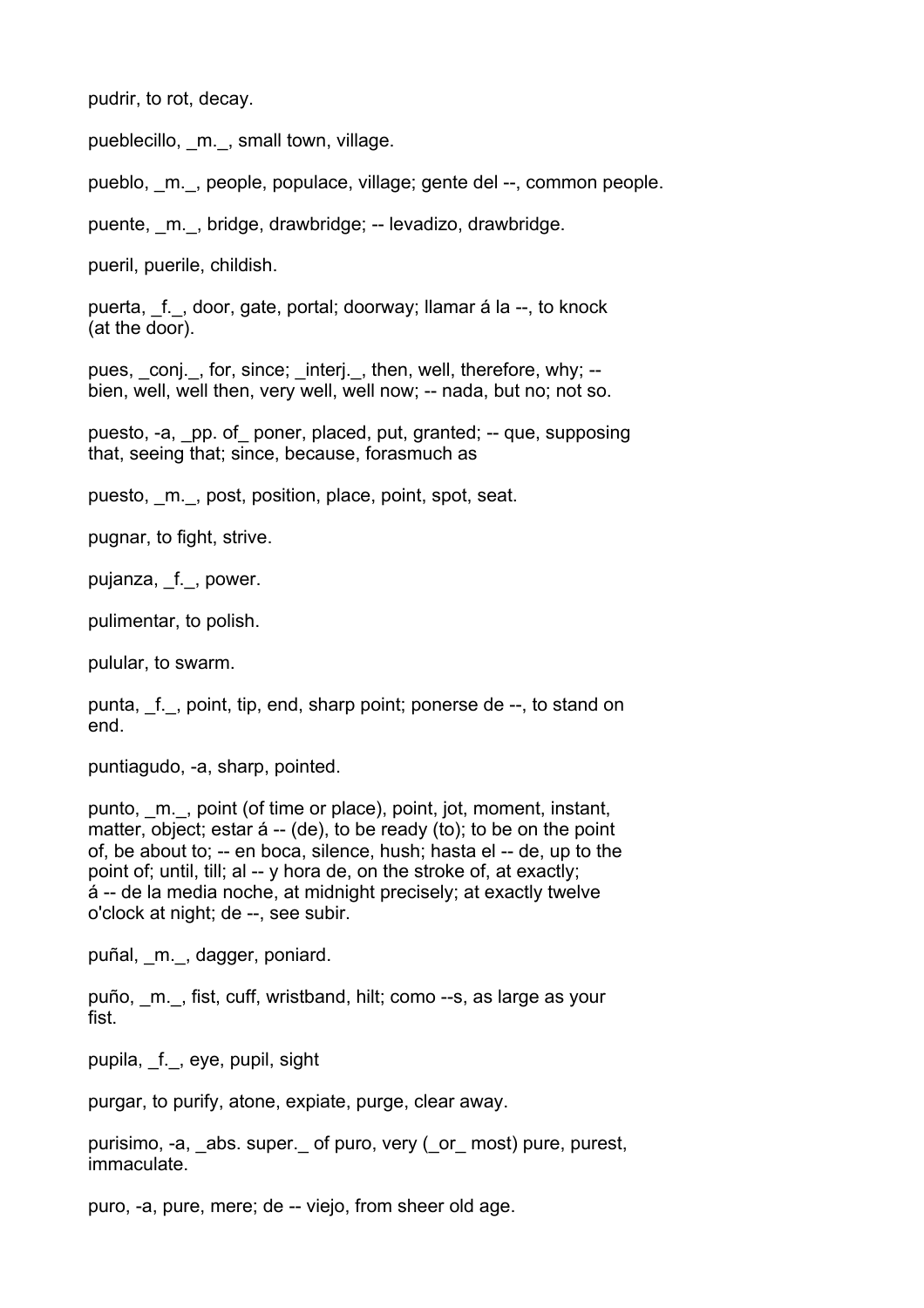pudrir, to rot, decay.

pueblecillo, _m._, small town, village.

pueblo, _m._, people, populace, village; gente del --, common people.

puente, _m._, bridge, drawbridge; -- levadizo, drawbridge.

pueril, puerile, childish.

puerta, _f._, door, gate, portal; doorway; llamar á la --, to knock (at the door).

pues, _conj._, for, since; _interj._, then, well, therefore, why; -- bien, well, well then, very well, well now; -- nada, but no; not so.

puesto, -a, _pp. of_ poner, placed, put, granted; -- que, supposing that, seeing that; since, because, forasmuch as

puesto, _m._, post, position, place, point, spot, seat.

pugnar, to fight, strive.

pujanza, _f._, power.

pulimentar, to polish.

pulular, to swarm.

punta, _f._, point, tip, end, sharp point; ponerse de --, to stand on end.

puntiagudo, -a, sharp, pointed.

punto, _m._, point (of time or place), point, jot, moment, instant, matter, object; estar á -- (de), to be ready (to); to be on the point of, be about to; -- en boca, silence, hush; hasta el -- de, up to the point of; until, till; al -- y hora de, on the stroke of, at exactly; á -- de la media noche, at midnight precisely; at exactly twelve o'clock at night; de --, see subir.

puñal, _m._, dagger, poniard.

puño, _m._, fist, cuff, wristband, hilt; como --s, as large as your fist.

pupila, _f._, eye, pupil, sight

purgar, to purify, atone, expiate, purge, clear away.

purisimo, -a, _abs. super._ of puro, very (_or_ most) pure, purest, immaculate.

puro, -a, pure, mere; de -- viejo, from sheer old age.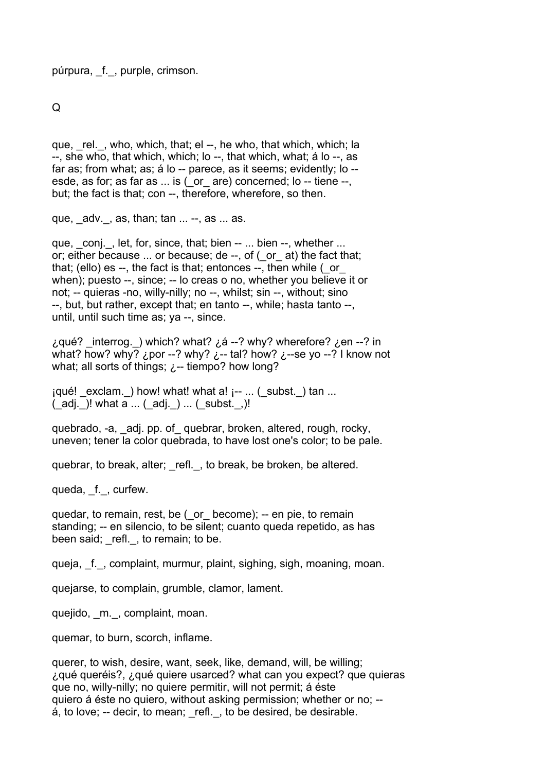púrpura, _f._, purple, crimson.

Q

que, _rel._, who, which, that; el --, he who, that which, which; la --, she who, that which, which; lo --, that which, what; á lo --, as far as; from what; as; á lo -- parece, as it seems; evidently; lo -- esde, as for; as far as ... is (_or_ are) concerned; lo -- tiene --, but; the fact is that; con --, therefore, wherefore, so then.

que, _adv._, as, than; tan ... --, as ... as.

que, _conj._, let, for, since, that; bien -- ... bien --, whether ... or; either because ... or because; de --, of (_or_ at) the fact that; that; (ello) es --, the fact is that; entonces --, then while (_or_ when); puesto --, since; -- lo creas o no, whether you believe it or not; -- quieras -no, willy-nilly; no --, whilst; sin --, without; sino --, but, but rather, except that; en tanto --, while; hasta tanto --, until, until such time as; ya --, since.

¿qué? _interrog._) which? what? ¿á --? why? wherefore? ¿en --? in what? how? why? ¿por --? why? ¿-- tal? how? ¿--se yo --? I know not what; all sorts of things; ¿-- tiempo? how long?

¡qué! _exclam._) how! what! what a! ¡-- ... (_subst._) tan ... (_adj._)! what a ... (_adj._) ... (_subst._,)!

quebrado, -a, _adj. pp. of_ quebrar, broken, altered, rough, rocky, uneven; tener la color quebrada, to have lost one's color; to be pale.

quebrar, to break, alter; _refl._, to break, be broken, be altered.

queda, _f._, curfew.

quedar, to remain, rest, be (_or_ become); -- en pie, to remain standing; -- en silencio, to be silent; cuanto queda repetido, as has been said; _refl._, to remain; to be.

queja, _f._, complaint, murmur, plaint, sighing, sigh, moaning, moan.

quejarse, to complain, grumble, clamor, lament.

quejido, _m._, complaint, moan.

quemar, to burn, scorch, inflame.

querer, to wish, desire, want, seek, like, demand, will, be willing; ¿qué queréis?, ¿qué quiere usarced? what can you expect? que quieras que no, willy-nilly; no quiere permitir, will not permit; á éste quiero á éste no quiero, without asking permission; whether or no; -- á, to love; -- decir, to mean; _refl._, to be desired, be desirable.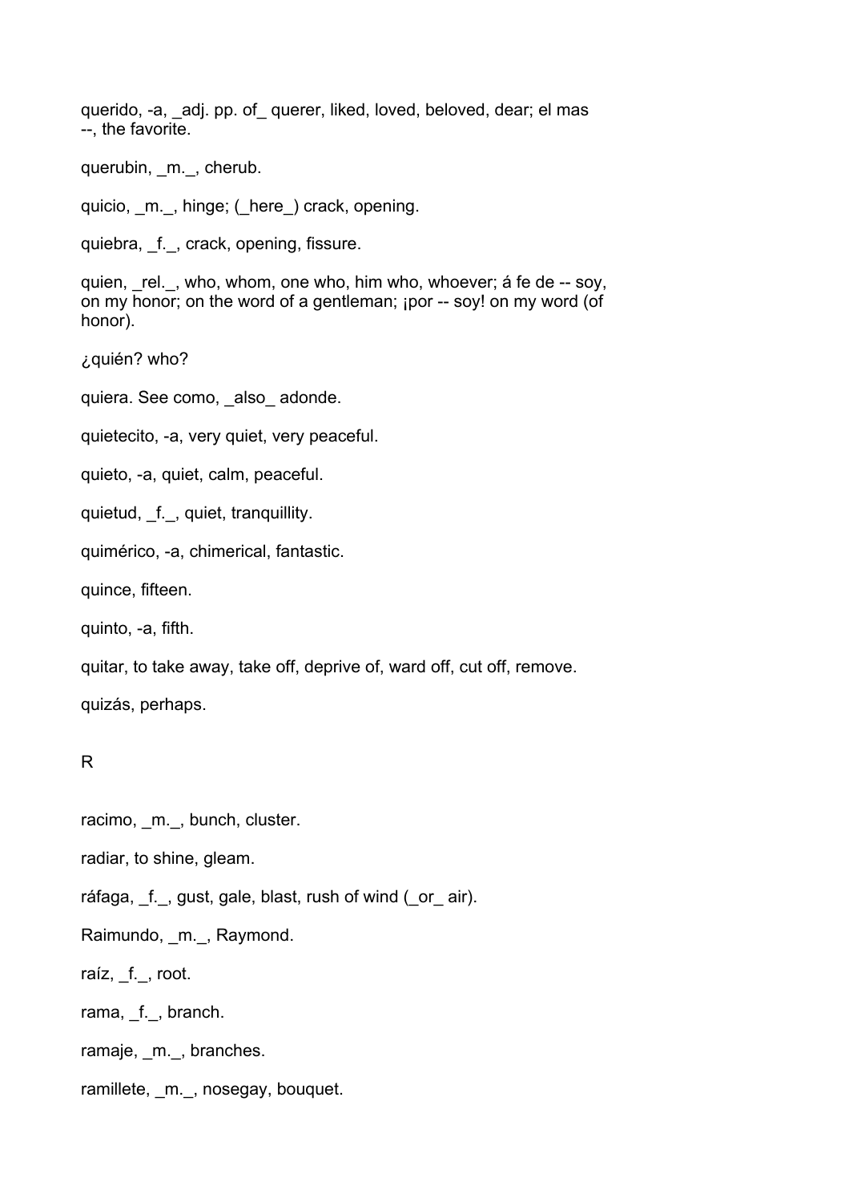querido, -a, _adj. pp. of_ querer, liked, loved, beloved, dear; el mas --, the favorite.

querubin, _m._, cherub.

quicio, _m._, hinge; (_here_) crack, opening.

quiebra, _f._, crack, opening, fissure.

quien, _rel._, who, whom, one who, him who, whoever; á fe de -- soy, on my honor; on the word of a gentleman; ¡por -- soy! on my word (of honor).

¿quién? who?

quiera. See como, _also_ adonde.

quietecito, -a, very quiet, very peaceful.

quieto, -a, quiet, calm, peaceful.

quietud, _f._, quiet, tranquillity.

quimérico, -a, chimerical, fantastic.

quince, fifteen.

quinto, -a, fifth.

quitar, to take away, take off, deprive of, ward off, cut off, remove.

quizás, perhaps.

R

racimo, _m._, bunch, cluster.

radiar, to shine, gleam.

ráfaga, _f._, gust, gale, blast, rush of wind (_or_ air).

Raimundo, _m._, Raymond.

raíz, _f._, root.

rama, _f._, branch.

ramaje, _m._, branches.

ramillete, _m._, nosegay, bouquet.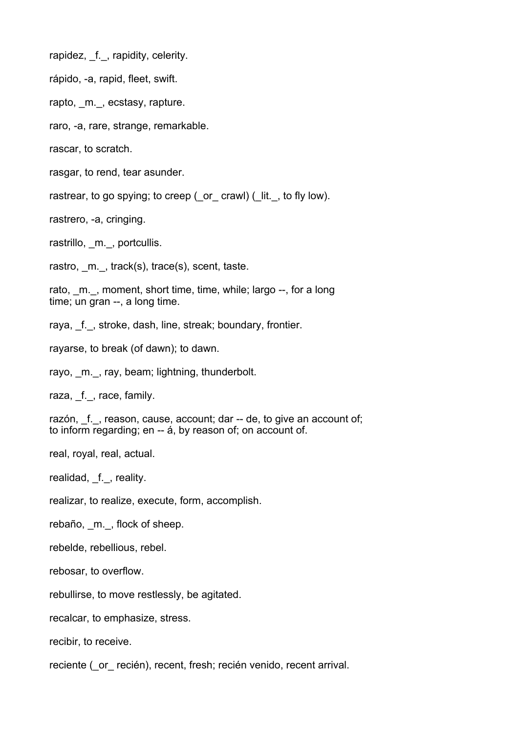rapidez, _f._, rapidity, celerity.

rápido, -a, rapid, fleet, swift.

rapto, _m._, ecstasy, rapture.

raro, -a, rare, strange, remarkable.

rascar, to scratch.

rasgar, to rend, tear asunder.

rastrear, to go spying; to creep (_or_ crawl) (_lit._, to fly low).

rastrero, -a, cringing.

rastrillo, _m._, portcullis.

rastro, _m._, track(s), trace(s), scent, taste.

rato, _m._, moment, short time, time, while; largo --, for a long time; un gran --, a long time.

raya, _f._, stroke, dash, line, streak; boundary, frontier.

rayarse, to break (of dawn); to dawn.

rayo, _m._, ray, beam; lightning, thunderbolt.

raza, _f._, race, family.

razón, _f._, reason, cause, account; dar -- de, to give an account of; to inform regarding; en -- á, by reason of; on account of.

real, royal, real, actual.

realidad, _f._, reality.

realizar, to realize, execute, form, accomplish.

rebaño, _m._, flock of sheep.

rebelde, rebellious, rebel.

rebosar, to overflow.

rebullirse, to move restlessly, be agitated.

recalcar, to emphasize, stress.

recibir, to receive.

reciente (_or_ recién), recent, fresh; recién venido, recent arrival.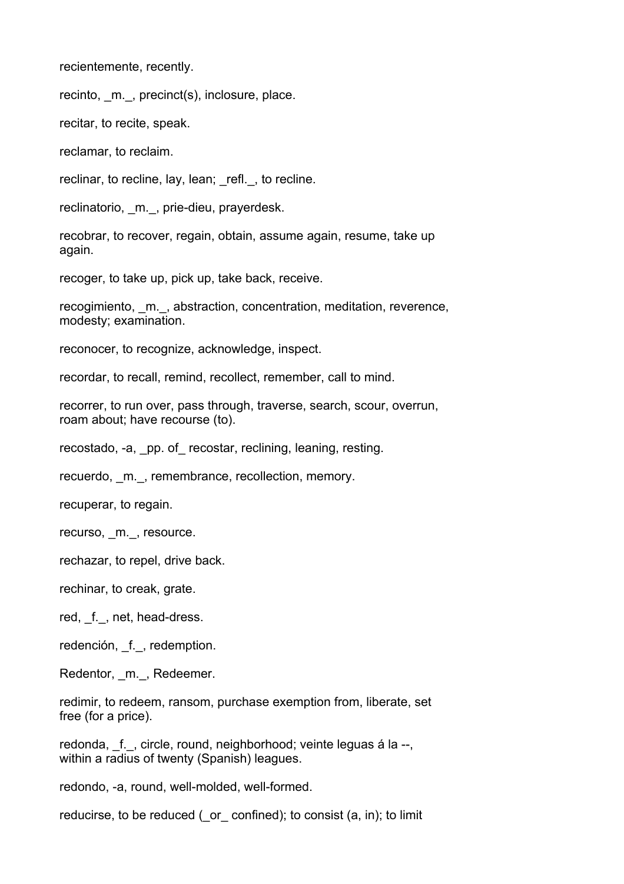recientemente, recently.

recinto, _m._, precinct(s), inclosure, place.

recitar, to recite, speak.

reclamar, to reclaim.

reclinar, to recline, lay, lean; _refl._, to recline.

reclinatorio, _m._, prie-dieu, prayerdesk.

recobrar, to recover, regain, obtain, assume again, resume, take up again.

recoger, to take up, pick up, take back, receive.

recogimiento, _m._, abstraction, concentration, meditation, reverence, modesty; examination.

reconocer, to recognize, acknowledge, inspect.

recordar, to recall, remind, recollect, remember, call to mind.

recorrer, to run over, pass through, traverse, search, scour, overrun, roam about; have recourse (to).

recostado, -a, _pp. of_ recostar, reclining, leaning, resting.

recuerdo, _m._, remembrance, recollection, memory.

recuperar, to regain.

recurso, _m._, resource.

rechazar, to repel, drive back.

rechinar, to creak, grate.

red, _f._, net, head-dress.

redención, _f._, redemption.

Redentor, _m._, Redeemer.

redimir, to redeem, ransom, purchase exemption from, liberate, set free (for a price).

redonda, _f._, circle, round, neighborhood; veinte leguas á la --, within a radius of twenty (Spanish) leagues.

redondo, -a, round, well-molded, well-formed.

reducirse, to be reduced (_or_ confined); to consist (a, in); to limit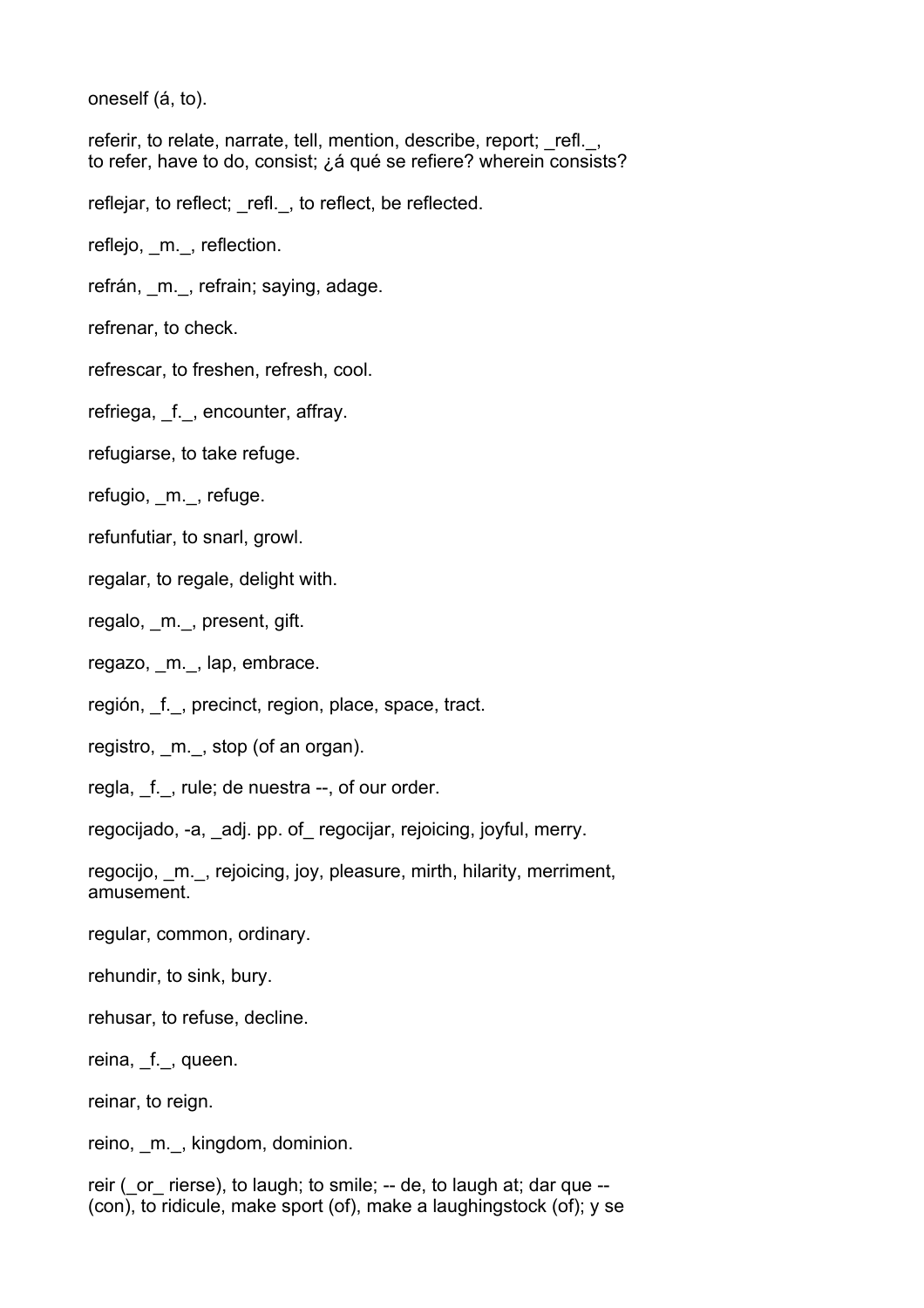oneself (á, to).

referir, to relate, narrate, tell, mention, describe, report; _refl._, to refer, have to do, consist; ¿á qué se refiere? wherein consists?

reflejar, to reflect; _refl._, to reflect, be reflected.

reflejo, _m._, reflection.

refrán, _m._, refrain; saying, adage.

refrenar, to check.

refrescar, to freshen, refresh, cool.

refriega, _f._, encounter, affray.

refugiarse, to take refuge.

refugio, _m._, refuge.

refunfutiar, to snarl, growl.

regalar, to regale, delight with.

regalo, _m._, present, gift.

regazo, _m._, lap, embrace.

región, _f._, precinct, region, place, space, tract.

registro, _m._, stop (of an organ).

regla, _f._, rule; de nuestra --, of our order.

regocijado, -a, _adj. pp. of_ regocijar, rejoicing, joyful, merry.

regocijo, _m._, rejoicing, joy, pleasure, mirth, hilarity, merriment, amusement.

regular, common, ordinary.

rehundir, to sink, bury.

rehusar, to refuse, decline.

reina, _f._, queen.

reinar, to reign.

reino, _m._, kingdom, dominion.

reir (_or_ rierse), to laugh; to smile; -- de, to laugh at; dar que -- (con), to ridicule, make sport (of), make a laughingstock (of); y se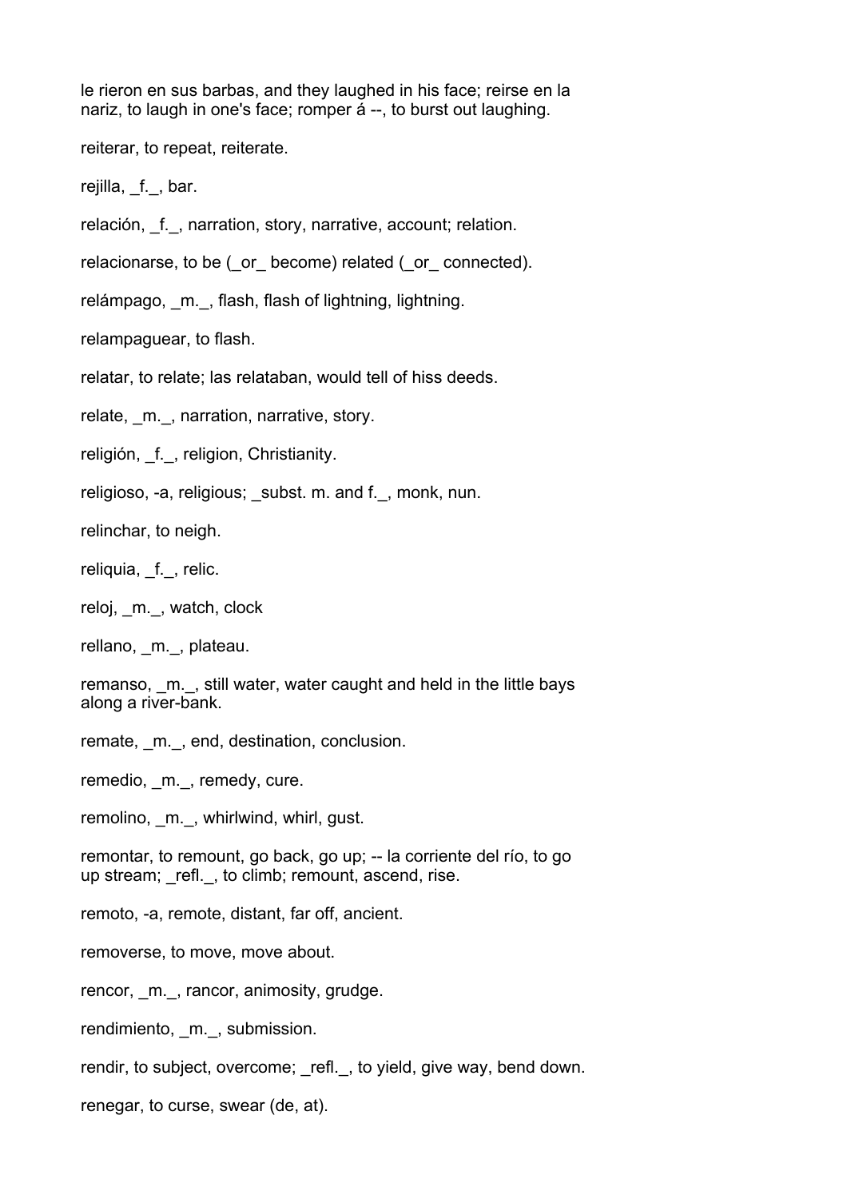le rieron en sus barbas, and they laughed in his face; reirse en la nariz, to laugh in one's face; romper á --, to burst out laughing.

reiterar, to repeat, reiterate.

rejilla, _f._, bar.

relación, _f._, narration, story, narrative, account; relation.

relacionarse, to be (_or_ become) related (_or_ connected).

relámpago, _m._, flash, flash of lightning, lightning.

relampaguear, to flash.

relatar, to relate; las relataban, would tell of hiss deeds.

relate, _m._, narration, narrative, story.

religión, _f._, religion, Christianity.

religioso, -a, religious; _subst. m. and f._, monk, nun.

relinchar, to neigh.

reliquia, _f._, relic.

reloj, _m._, watch, clock

rellano, _m._, plateau.

remanso, _m._, still water, water caught and held in the little bays along a river-bank.

remate, _m._, end, destination, conclusion.

remedio, _m._, remedy, cure.

remolino, _m._, whirlwind, whirl, gust.

remontar, to remount, go back, go up; -- la corriente del río, to go up stream; _refl._, to climb; remount, ascend, rise.

remoto, -a, remote, distant, far off, ancient.

removerse, to move, move about.

rencor, _m._, rancor, animosity, grudge.

rendimiento, _m._, submission.

rendir, to subject, overcome; _refl._, to yield, give way, bend down.

renegar, to curse, swear (de, at).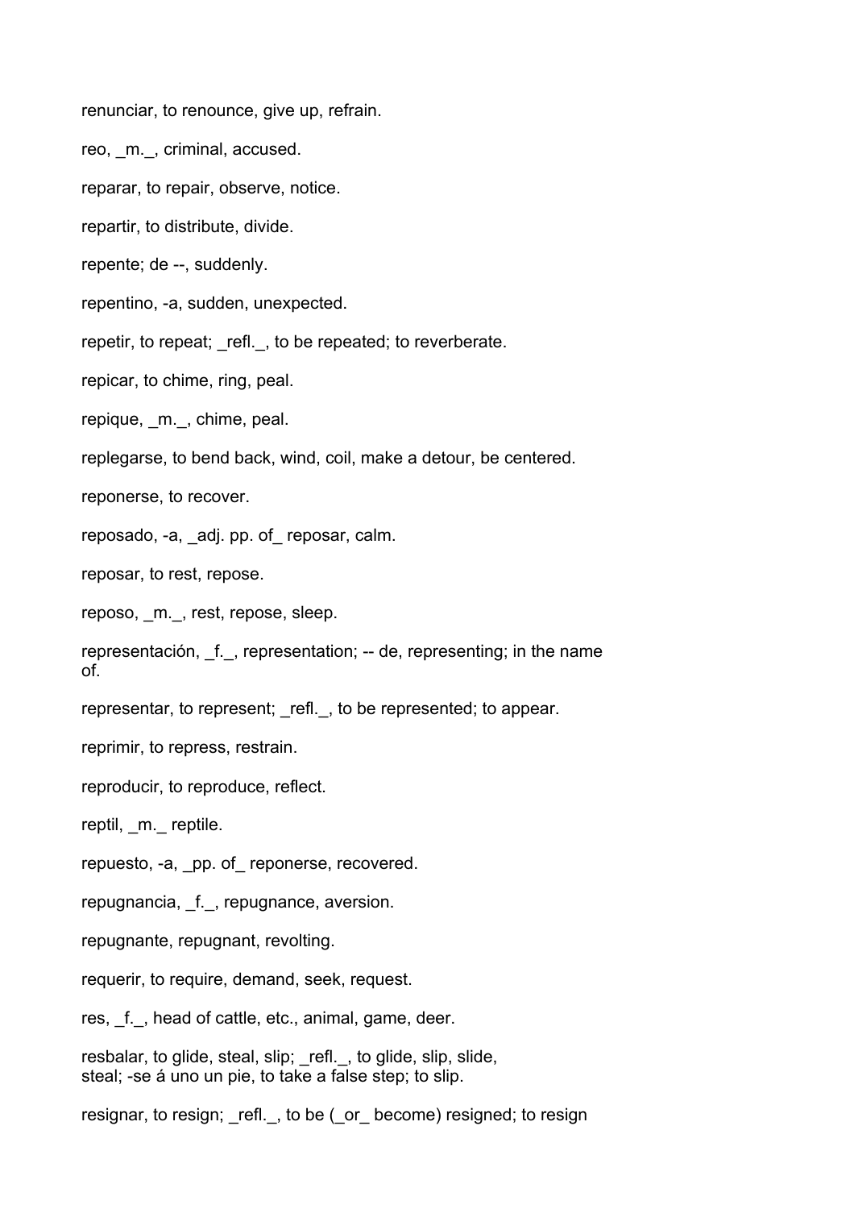renunciar, to renounce, give up, refrain.

reo, _m._, criminal, accused.

reparar, to repair, observe, notice.

repartir, to distribute, divide.

repente; de --, suddenly.

repentino, -a, sudden, unexpected.

repetir, to repeat; _refl._, to be repeated; to reverberate.

repicar, to chime, ring, peal.

repique, _m._, chime, peal.

replegarse, to bend back, wind, coil, make a detour, be centered.

reponerse, to recover.

reposado, -a, _adj. pp. of_ reposar, calm.

reposar, to rest, repose.

reposo, _m._, rest, repose, sleep.

representación, _f._, representation; -- de, representing; in the name of.

representar, to represent; _refl._, to be represented; to appear.

reprimir, to repress, restrain.

reproducir, to reproduce, reflect.

reptil, _m._ reptile.

repuesto, -a, _pp. of_ reponerse, recovered.

repugnancia, _f._, repugnance, aversion.

repugnante, repugnant, revolting.

requerir, to require, demand, seek, request.

res, _f._, head of cattle, etc., animal, game, deer.

resbalar, to glide, steal, slip; _refl._, to glide, slip, slide, steal; -se á uno un pie, to take a false step; to slip.

resignar, to resign; _refl._, to be (_or_ become) resigned; to resign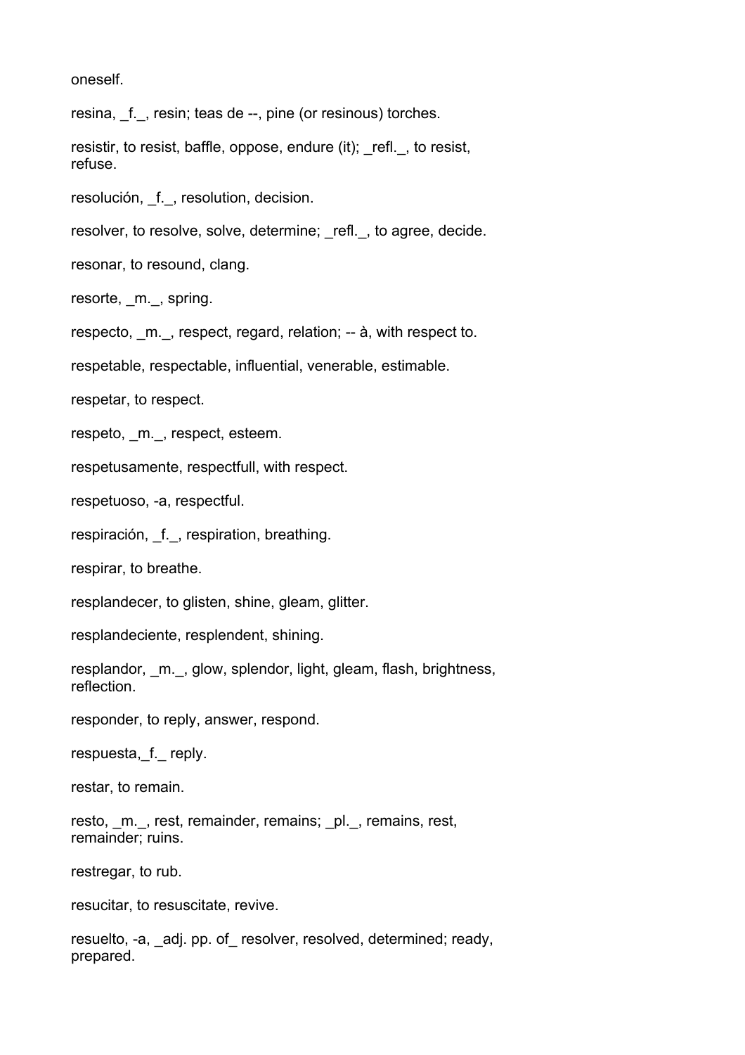oneself.

resina, _f._, resin; teas de --, pine (or resinous) torches.

resistir, to resist, baffle, oppose, endure (it); _refl._, to resist, refuse.

resolución, _f._, resolution, decision.

resolver, to resolve, solve, determine; _refl._, to agree, decide.

resonar, to resound, clang.

resorte, _m._, spring.

respecto, _m._, respect, regard, relation; -- à, with respect to.

respetable, respectable, influential, venerable, estimable.

respetar, to respect.

respeto, _m._, respect, esteem.

respetusamente, respectfull, with respect.

respetuoso, -a, respectful.

respiración, _f._, respiration, breathing.

respirar, to breathe.

resplandecer, to glisten, shine, gleam, glitter.

resplandeciente, resplendent, shining.

resplandor, _m._, glow, splendor, light, gleam, flash, brightness, reflection.

responder, to reply, answer, respond.

respuesta,_f._ reply.

restar, to remain.

resto, _m._, rest, remainder, remains; _pl._, remains, rest, remainder; ruins.

restregar, to rub.

resucitar, to resuscitate, revive.

resuelto, -a, _adj. pp. of_ resolver, resolved, determined; ready, prepared.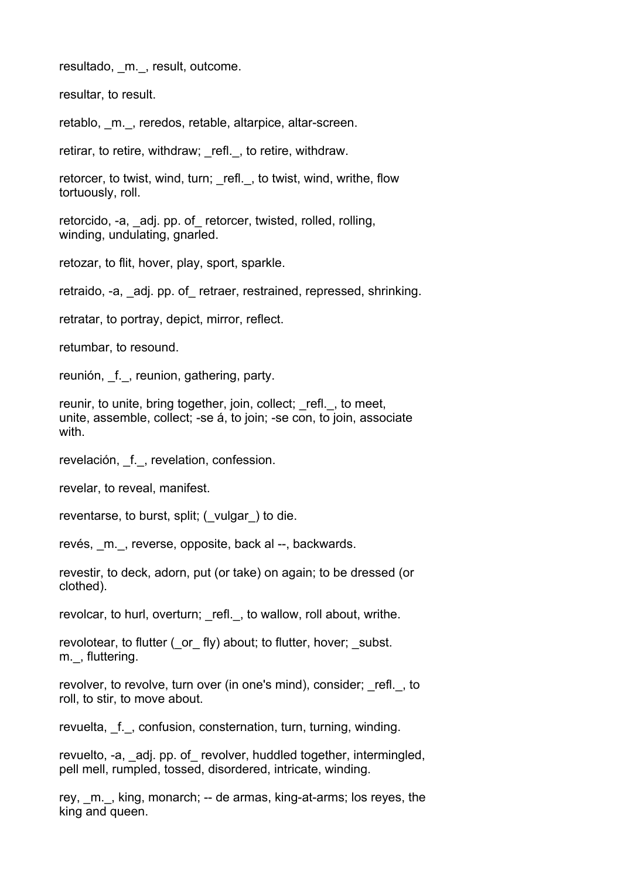resultado, _m._, result, outcome.

resultar, to result.

retablo, _m._, reredos, retable, altarpice, altar-screen.

retirar, to retire, withdraw; _refl._, to retire, withdraw.

retorcer, to twist, wind, turn; _refl._, to twist, wind, writhe, flow tortuously, roll.

retorcido, -a, _adj. pp. of_ retorcer, twisted, rolled, rolling, winding, undulating, gnarled.

retozar, to flit, hover, play, sport, sparkle.

retraido, -a, _adj. pp. of_ retraer, restrained, repressed, shrinking.

retratar, to portray, depict, mirror, reflect.

retumbar, to resound.

reunión, _f._, reunion, gathering, party.

reunir, to unite, bring together, join, collect; _refl._, to meet, unite, assemble, collect; -se á, to join; -se con, to join, associate with.

revelación, _f._, revelation, confession.

revelar, to reveal, manifest.

reventarse, to burst, split; (_vulgar_) to die.

revés, _m._, reverse, opposite, back al --, backwards.

revestir, to deck, adorn, put (or take) on again; to be dressed (or clothed).

revolcar, to hurl, overturn; _refl._, to wallow, roll about, writhe.

revolotear, to flutter (_or_ fly) about; to flutter, hover; _subst. m._, fluttering.

revolver, to revolve, turn over (in one's mind), consider; _refl._, to roll, to stir, to move about.

revuelta, _f._, confusion, consternation, turn, turning, winding.

revuelto, -a, _adj. pp. of_ revolver, huddled together, intermingled, pell mell, rumpled, tossed, disordered, intricate, winding.

rey, _m._, king, monarch; -- de armas, king-at-arms; los reyes, the king and queen.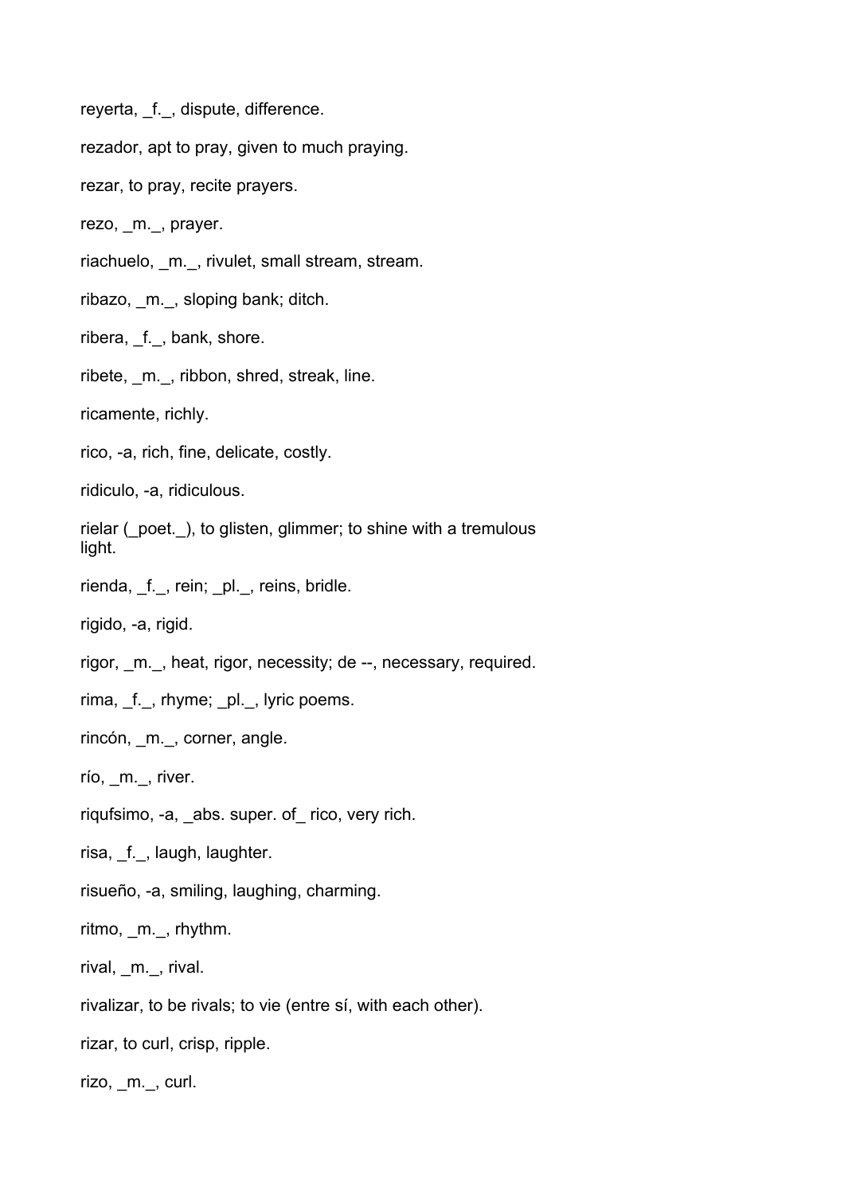reyerta, _f._, dispute, difference.

rezador, apt to pray, given to much praying.

rezar, to pray, recite prayers.

rezo, _m._, prayer.

riachuelo, _m._, rivulet, small stream, stream.

ribazo, _m._, sloping bank; ditch.

ribera, _f._, bank, shore.

ribete, _m._, ribbon, shred, streak, line.

ricamente, richly.

rico, -a, rich, fine, delicate, costly.

ridiculo, -a, ridiculous.

rielar (_poet._), to glisten, glimmer; to shine with a tremulous light.

rienda, _f._, rein; _pl._, reins, bridle.

rigido, -a, rigid.

rigor, _m._, heat, rigor, necessity; de --, necessary, required.

rima, _f._, rhyme; _pl._, lyric poems.

rincón, _m._, corner, angle.

río, _m._, river.

riqufsimo, -a, _abs. super. of_ rico, very rich.

risa, _f._, laugh, laughter.

risueño, -a, smiling, laughing, charming.

ritmo, _m._, rhythm.

rival, _m._, rival.

rivalizar, to be rivals; to vie (entre sí, with each other).

rizar, to curl, crisp, ripple.

rizo, _m._, curl.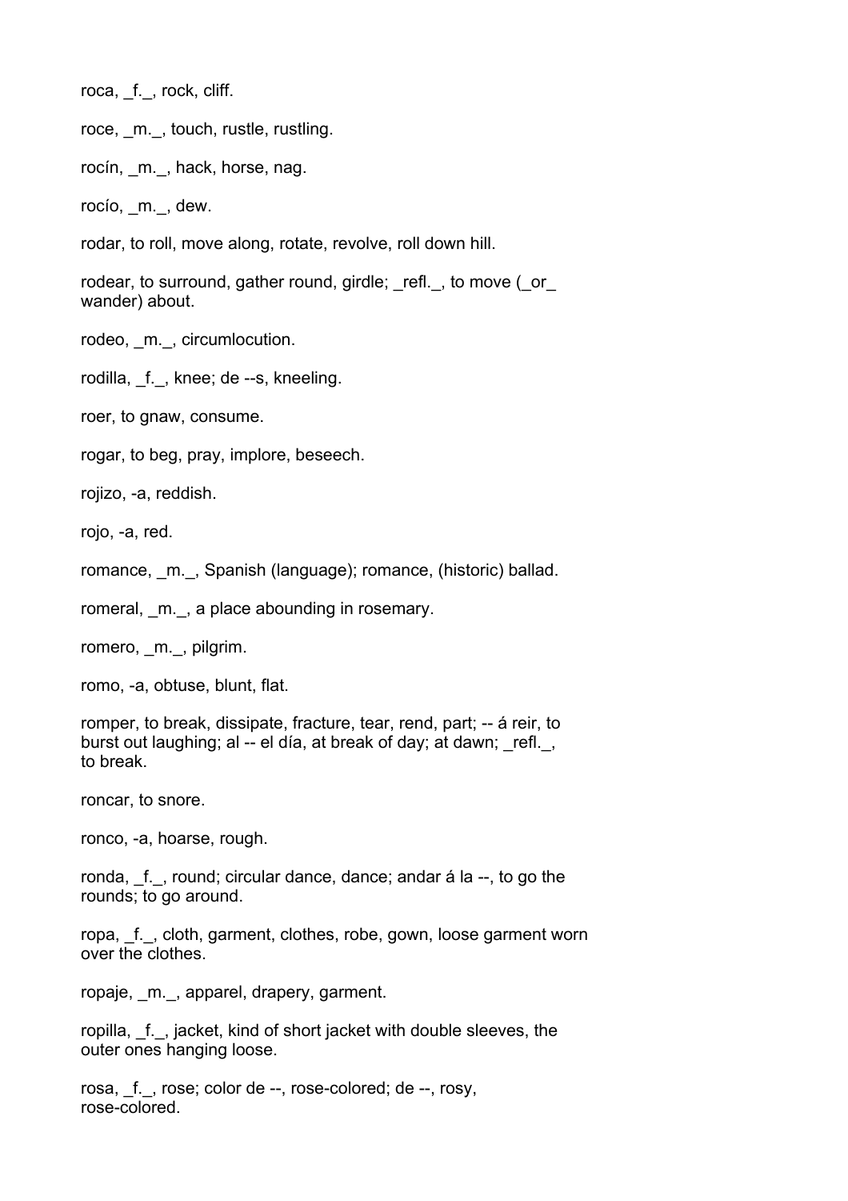roca, _f._, rock, cliff.

roce, _m._, touch, rustle, rustling.

rocín, _m._, hack, horse, nag.

rocío, _m._, dew.

rodar, to roll, move along, rotate, revolve, roll down hill.

rodear, to surround, gather round, girdle; _refl._, to move (_or_ wander) about.

rodeo, _m._, circumlocution.

rodilla, _f._, knee; de --s, kneeling.

roer, to gnaw, consume.

rogar, to beg, pray, implore, beseech.

rojizo, -a, reddish.

rojo, -a, red.

romance, _m._, Spanish (language); romance, (historic) ballad.

romeral, _m._, a place abounding in rosemary.

romero, _m._, pilgrim.

romo, -a, obtuse, blunt, flat.

romper, to break, dissipate, fracture, tear, rend, part; -- á reir, to burst out laughing; al -- el día, at break of day; at dawn; _refl._, to break.

roncar, to snore.

ronco, -a, hoarse, rough.

ronda, _f._, round; circular dance, dance; andar á la --, to go the rounds; to go around.

ropa, _f._, cloth, garment, clothes, robe, gown, loose garment worn over the clothes.

ropaje, _m._, apparel, drapery, garment.

ropilla, _f._, jacket, kind of short jacket with double sleeves, the outer ones hanging loose.

rosa, _f._, rose; color de --, rose-colored; de --, rosy, rose-colored.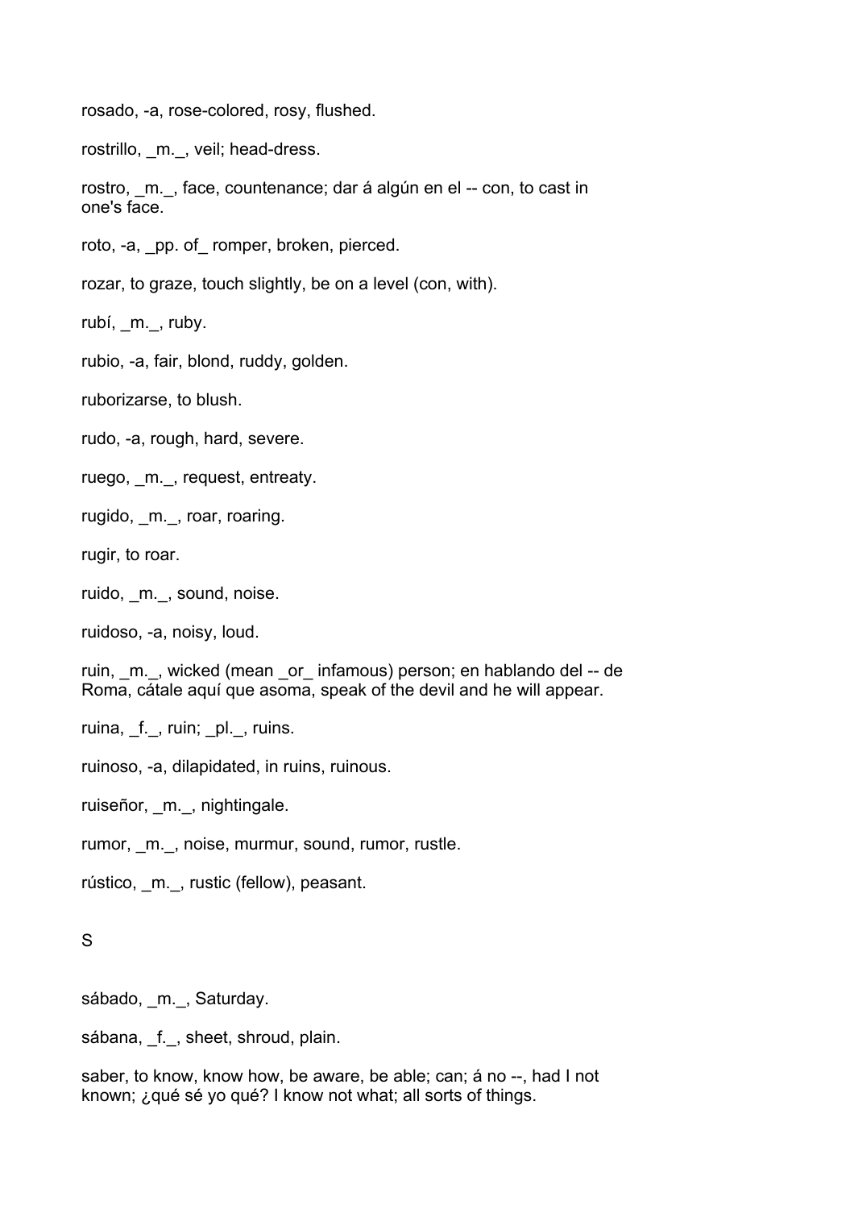rosado, -a, rose-colored, rosy, flushed.

rostrillo, _m._, veil; head-dress.

rostro, _m._, face, countenance; dar á algún en el -- con, to cast in one's face.

roto, -a, _pp. of_ romper, broken, pierced.

rozar, to graze, touch slightly, be on a level (con, with).

rubí, _m._, ruby.

rubio, -a, fair, blond, ruddy, golden.

ruborizarse, to blush.

rudo, -a, rough, hard, severe.

ruego, _m._, request, entreaty.

rugido, _m._, roar, roaring.

rugir, to roar.

ruido, _m._, sound, noise.

ruidoso, -a, noisy, loud.

ruin, _m._, wicked (mean _or_ infamous) person; en hablando del -- de Roma, cátale aquí que asoma, speak of the devil and he will appear.

ruina, _f._, ruin; _pl._, ruins.

ruinoso, -a, dilapidated, in ruins, ruinous.

ruiseñor, _m._, nightingale.

rumor, _m._, noise, murmur, sound, rumor, rustle.

rústico, _m._, rustic (fellow), peasant.

## S

sábado, _m._, Saturday.

sábana, _f._, sheet, shroud, plain.

saber, to know, know how, be aware, be able; can; á no --, had I not known; ¿qué sé yo qué? I know not what; all sorts of things.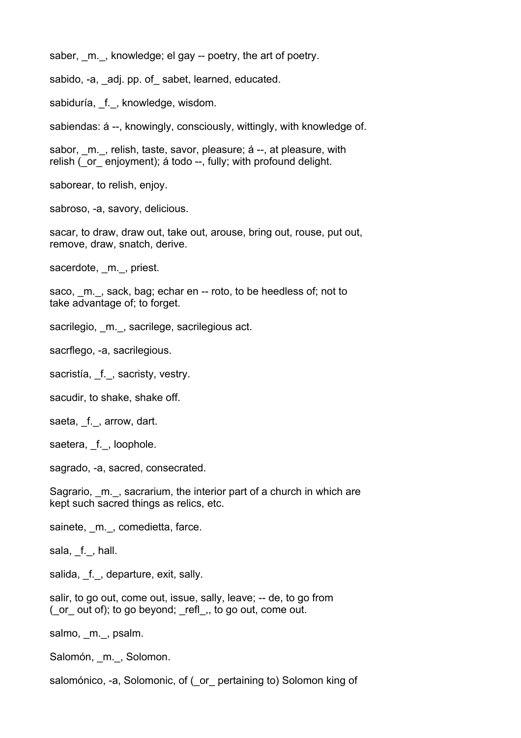saber, _m._, knowledge; el gay -- poetry, the art of poetry.

sabido, -a, _adj. pp. of_ sabet, learned, educated.

sabiduría, _f._, knowledge, wisdom.

sabiendas: á --, knowingly, consciously, wittingly, with knowledge of.

sabor, _m._, relish, taste, savor, pleasure; á --, at pleasure, with relish (_or_ enjoyment); á todo --, fully; with profound delight.

saborear, to relish, enjoy.

sabroso, -a, savory, delicious.

sacar, to draw, draw out, take out, arouse, bring out, rouse, put out, remove, draw, snatch, derive.

sacerdote, _m._, priest.

saco, _m._, sack, bag; echar en -- roto, to be heedless of; not to take advantage of; to forget.

sacrilegio, _m._, sacrilege, sacrilegious act.

sacrflego, -a, sacrilegious.

sacristía, _f._, sacristy, vestry.

sacudir, to shake, shake off.

saeta, _f._, arrow, dart.

saetera, _f._, loophole.

sagrado, -a, sacred, consecrated.

Sagrario, _m._, sacrarium, the interior part of a church in which are kept such sacred things as relics, etc.

sainete, _m._, comedietta, farce.

sala, _f._, hall.

salida, _f._, departure, exit, sally.

salir, to go out, come out, issue, sally, leave; -- de, to go from (_or_ out of); to go beyond; _refl_,, to go out, come out.

salmo, _m._, psalm.

Salomón, _m._, Solomon.

salomónico, -a, Solomonic, of (_or_ pertaining to) Solomon king of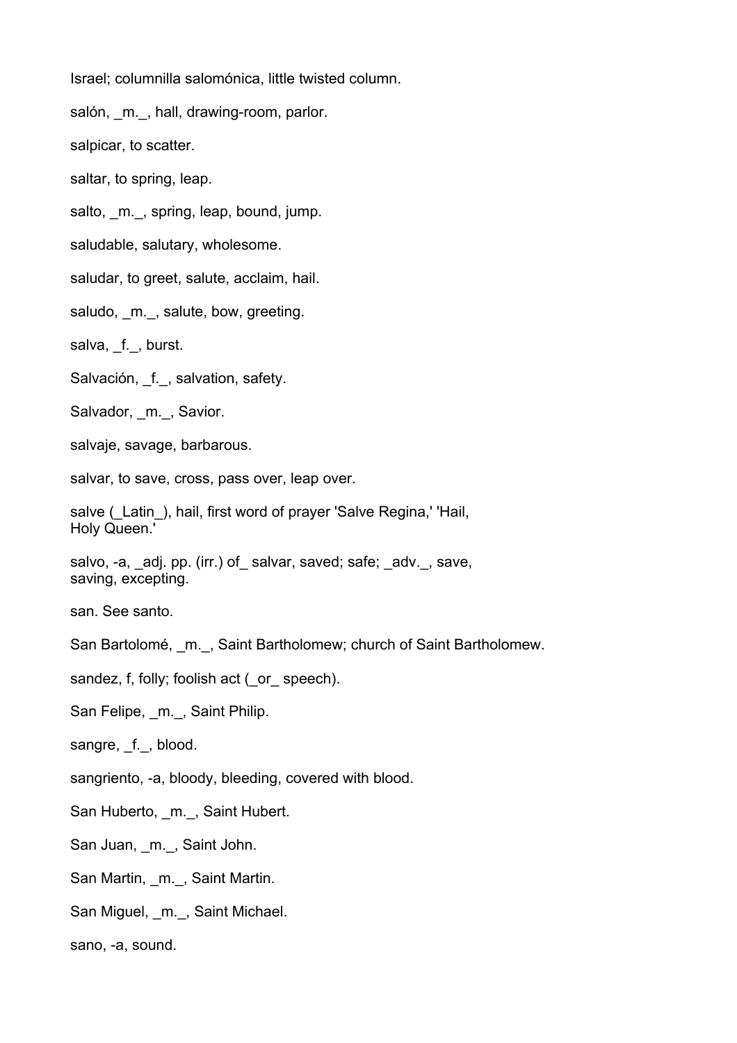Israel; columnilla salomónica, little twisted column.

salón, _m._, hall, drawing-room, parlor.

salpicar, to scatter.

saltar, to spring, leap.

salto, _m._, spring, leap, bound, jump.

saludable, salutary, wholesome.

saludar, to greet, salute, acclaim, hail.

saludo, _m._, salute, bow, greeting.

salva, _f._, burst.

Salvación, _f._, salvation, safety.

Salvador, _m._, Savior.

salvaje, savage, barbarous.

salvar, to save, cross, pass over, leap over.

salve (_Latin_), hail, first word of prayer 'Salve Regina,' 'Hail, Holy Queen.'

salvo, -a, _adj. pp. (irr.) of_ salvar, saved; safe; _adv._, save, saving, excepting.

san. See santo.

San Bartolomé, _m._, Saint Bartholomew; church of Saint Bartholomew.

sandez, f, folly; foolish act (_or_ speech).

San Felipe, _m._, Saint Philip.

sangre, _f._, blood.

sangriento, -a, bloody, bleeding, covered with blood.

San Huberto, _m._, Saint Hubert.

San Juan, _m._, Saint John.

San Martin, _m._, Saint Martin.

San Miguel, _m._, Saint Michael.

sano, -a, sound.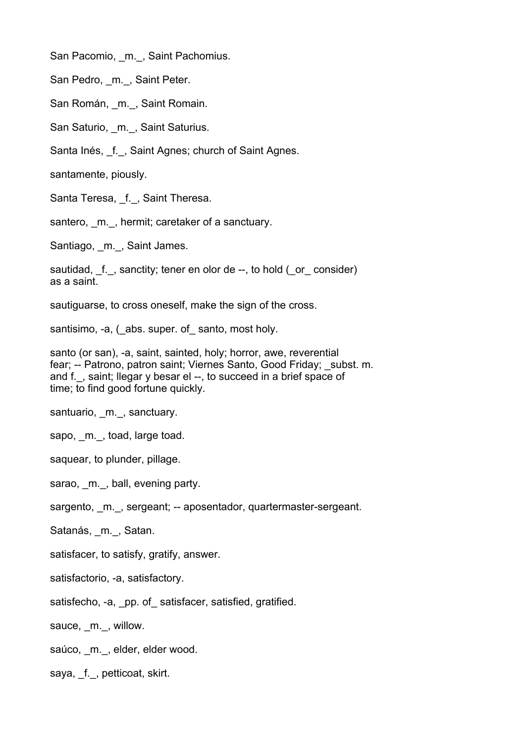San Pacomio, _m._, Saint Pachomius.

San Pedro, _m._, Saint Peter.

San Román, _m._, Saint Romain.

San Saturio, _m._, Saint Saturius.

Santa Inés, _f._, Saint Agnes; church of Saint Agnes.

santamente, piously.

Santa Teresa, _f._, Saint Theresa.

santero, _m._, hermit; caretaker of a sanctuary.

Santiago, _m._, Saint James.

sautidad, _f._, sanctity; tener en olor de --, to hold (_or_ consider) as a saint.

sautiguarse, to cross oneself, make the sign of the cross.

santisimo, -a, (_abs. super. of_ santo, most holy.

santo (or san), -a, saint, sainted, holy; horror, awe, reverential fear; -- Patrono, patron saint; Viernes Santo, Good Friday; _subst. m. and f._, saint; llegar y besar el --, to succeed in a brief space of time; to find good fortune quickly.

santuario, _m._, sanctuary.

sapo, _m._, toad, large toad.

saquear, to plunder, pillage.

sarao, _m._, ball, evening party.

sargento, _m._, sergeant; -- aposentador, quartermaster-sergeant.

Satanás, _m._, Satan.

satisfacer, to satisfy, gratify, answer.

satisfactorio, -a, satisfactory.

satisfecho, -a, _pp. of_ satisfacer, satisfied, gratified.

sauce, _m._, willow.

saúco, _m._, elder, elder wood.

saya, _f._, petticoat, skirt.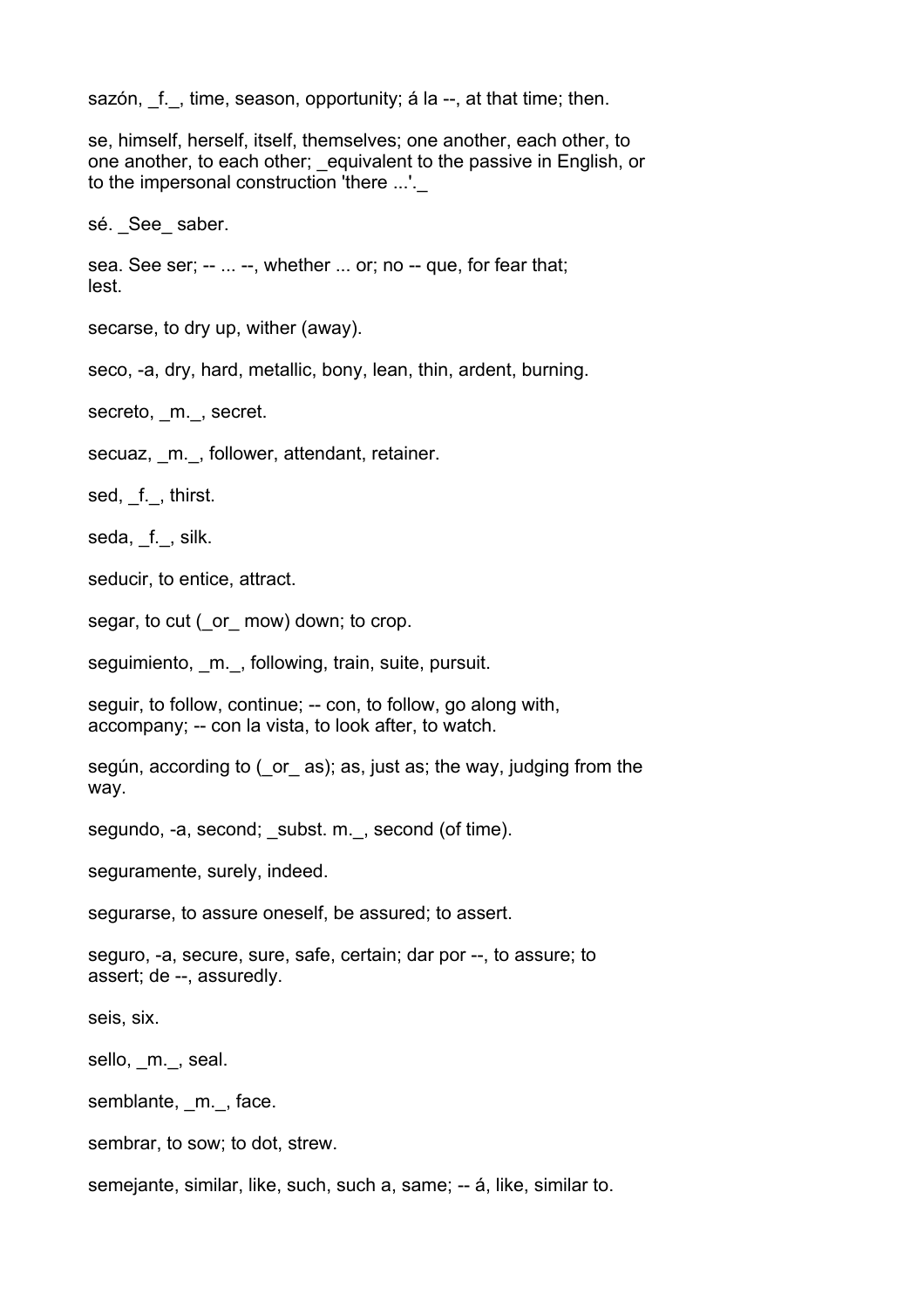sazón, _f._, time, season, opportunity; á la --, at that time; then.

se, himself, herself, itself, themselves; one another, each other, to one another, to each other; _equivalent to the passive in English, or to the impersonal construction 'there ...'._

sé. _See_ saber.

sea. See ser; -- ... --, whether ... or; no -- que, for fear that; lest.

secarse, to dry up, wither (away).

seco, -a, dry, hard, metallic, bony, lean, thin, ardent, burning.

secreto, _m._, secret.

secuaz, _m._, follower, attendant, retainer.

sed, _f._, thirst.

seda, _f._, silk.

seducir, to entice, attract.

segar, to cut (_or_ mow) down; to crop.

seguimiento, _m._, following, train, suite, pursuit.

seguir, to follow, continue; -- con, to follow, go along with, accompany; -- con la vista, to look after, to watch.

según, according to (_or_ as); as, just as; the way, judging from the way.

segundo, -a, second; _subst. m._, second (of time).

seguramente, surely, indeed.

segurarse, to assure oneself, be assured; to assert.

seguro, -a, secure, sure, safe, certain; dar por --, to assure; to assert; de --, assuredly.

seis, six.

sello, _m._, seal.

semblante, _m._, face.

sembrar, to sow; to dot, strew.

semejante, similar, like, such, such a, same; -- á, like, similar to.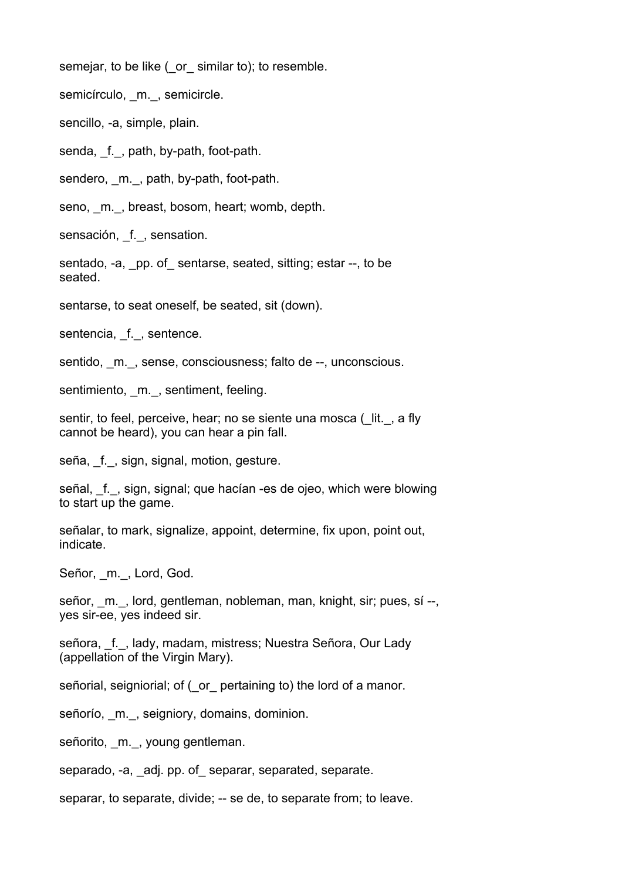semejar, to be like (_or_ similar to); to resemble.

semicírculo, _m._, semicircle.

sencillo, -a, simple, plain.

senda, _f._, path, by-path, foot-path.

sendero, _m._, path, by-path, foot-path.

seno, _m._, breast, bosom, heart; womb, depth.

sensación, _f._, sensation.

sentado, -a, _pp. of_ sentarse, seated, sitting; estar --, to be seated.

sentarse, to seat oneself, be seated, sit (down).

sentencia, _f._, sentence.

sentido, _m._, sense, consciousness; falto de --, unconscious.

sentimiento, _m._, sentiment, feeling.

sentir, to feel, perceive, hear; no se siente una mosca (_lit._, a fly cannot be heard), you can hear a pin fall.

seña, _f._, sign, signal, motion, gesture.

señal, _f._, sign, signal; que hacían -es de ojeo, which were blowing to start up the game.

señalar, to mark, signalize, appoint, determine, fix upon, point out, indicate.

Señor, _m._, Lord, God.

señor, _m._, lord, gentleman, nobleman, man, knight, sir; pues, sí --, yes sir-ee, yes indeed sir.

señora, _f._, lady, madam, mistress; Nuestra Señora, Our Lady (appellation of the Virgin Mary).

señorial, seigniorial; of (_or_ pertaining to) the lord of a manor.

señorío, _m._, seigniory, domains, dominion.

señorito, _m._, young gentleman.

separado, -a, _adj. pp. of_ separar, separated, separate.

separar, to separate, divide; -- se de, to separate from; to leave.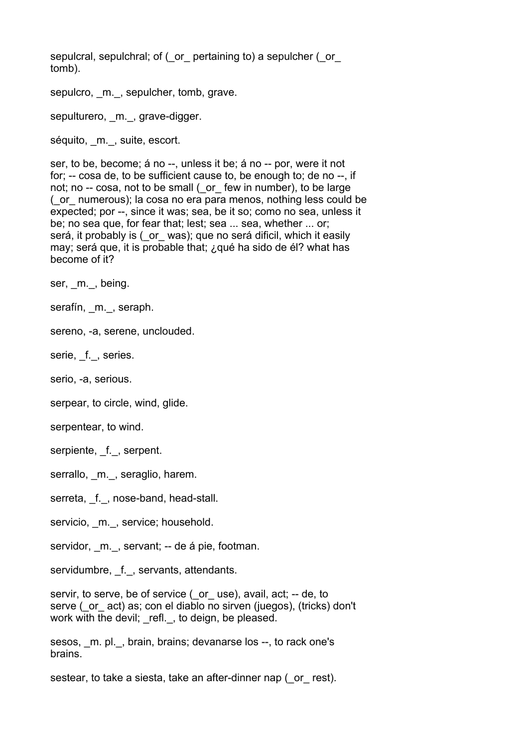sepulcral, sepulchral; of (_or_ pertaining to) a sepulcher (_or_ tomb).

sepulcro, _m._, sepulcher, tomb, grave.

sepulturero, _m._, grave-digger.

séquito, _m._, suite, escort.

ser, to be, become; á no --, unless it be; á no -- por, were it not for; -- cosa de, to be sufficient cause to, be enough to; de no --, if not; no -- cosa, not to be small (_or_ few in number), to be large (_or_ numerous); la cosa no era para menos, nothing less could be expected; por --, since it was; sea, be it so; como no sea, unless it be; no sea que, for fear that; lest; sea ... sea, whether ... or; será, it probably is (_or_ was); que no será dificil, which it easily may; será que, it is probable that; ¿qué ha sido de él? what has become of it?

ser, _m._, being.

serafín, _m._, seraph.

sereno, -a, serene, unclouded.

serie, _f._, series.

serio, -a, serious.

serpear, to circle, wind, glide.

serpentear, to wind.

serpiente, _f._, serpent.

serrallo, _m._, seraglio, harem.

serreta, _f._, nose-band, head-stall.

servicio, _m._, service; household.

servidor, _m._, servant; -- de á pie, footman.

servidumbre, _f._, servants, attendants.

servir, to serve, be of service (_or_ use), avail, act; -- de, to serve (_or_ act) as; con el diablo no sirven (juegos), (tricks) don't work with the devil; _refl._, to deign, be pleased.

sesos, _m. pl._, brain, brains; devanarse los --, to rack one's brains.

sestear, to take a siesta, take an after-dinner nap (_or_ rest).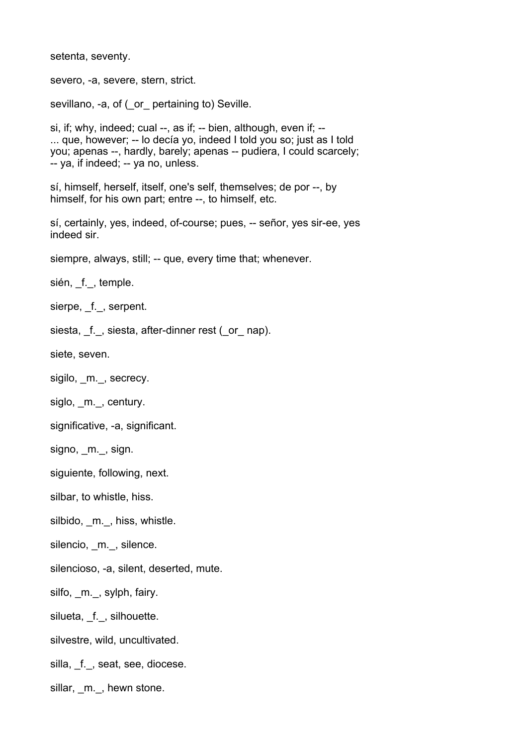setenta, seventy.

severo, -a, severe, stern, strict.

sevillano, -a, of (_or_ pertaining to) Seville.

si, if; why, indeed; cual --, as if; -- bien, although, even if; -- ... que, however; -- lo decía yo, indeed I told you so; just as I told you; apenas --, hardly, barely; apenas -- pudiera, I could scarcely; -- ya, if indeed; -- ya no, unless.

sí, himself, herself, itself, one's self, themselves; de por --, by himself, for his own part; entre --, to himself, etc.

sí, certainly, yes, indeed, of-course; pues, -- señor, yes sir-ee, yes indeed sir.

siempre, always, still; -- que, every time that; whenever.

sién, _f._, temple.

sierpe, _f._, serpent.

siesta, _f._, siesta, after-dinner rest (_or_ nap).

siete, seven.

sigilo, _m._, secrecy.

siglo, _m._, century.

significative, -a, significant.

signo, _m._, sign.

siguiente, following, next.

silbar, to whistle, hiss.

silbido, _m._, hiss, whistle.

silencio, _m._, silence.

silencioso, -a, silent, deserted, mute.

silfo, _m._, sylph, fairy.

silueta, _f._, silhouette.

silvestre, wild, uncultivated.

silla, _f._, seat, see, diocese.

sillar, _m._, hewn stone.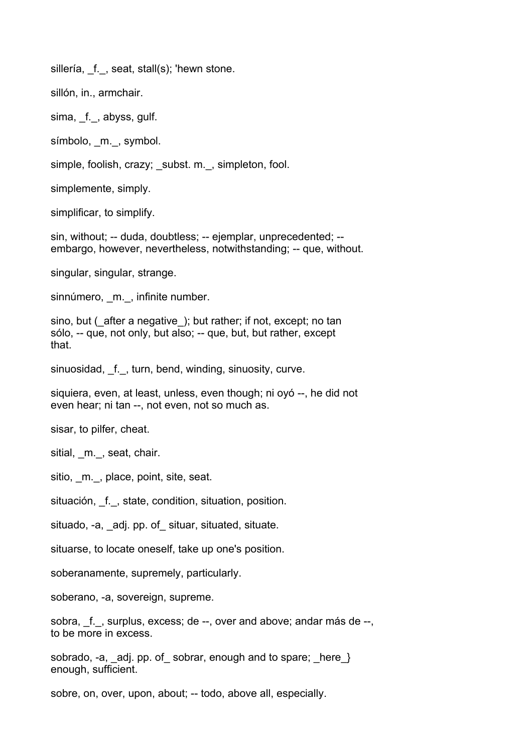sillería, _f._, seat, stall(s); 'hewn stone.

sillón, in., armchair.

sima, _f._, abyss, gulf.

símbolo, _m._, symbol.

simple, foolish, crazy; _subst. m._, simpleton, fool.

simplemente, simply.

simplificar, to simplify.

sin, without; -- duda, doubtless; -- ejemplar, unprecedented; -- embargo, however, nevertheless, notwithstanding; -- que, without.

singular, singular, strange.

sinnúmero, _m._, infinite number.

sino, but (_after a negative_); but rather; if not, except; no tan sólo, -- que, not only, but also; -- que, but, but rather, except that.

sinuosidad, _f._, turn, bend, winding, sinuosity, curve.

siquiera, even, at least, unless, even though; ni oyó --, he did not even hear; ni tan --, not even, not so much as.

sisar, to pilfer, cheat.

sitial, _m._, seat, chair.

sitio, _m._, place, point, site, seat.

situación, _f._, state, condition, situation, position.

situado, -a, _adj. pp. of_ situar, situated, situate.

situarse, to locate oneself, take up one's position.

soberanamente, supremely, particularly.

soberano, -a, sovereign, supreme.

sobra, _f._, surplus, excess; de --, over and above; andar más de --, to be more in excess.

sobrado, -a, _adj. pp. of_ sobrar, enough and to spare; _here_} enough, sufficient.

sobre, on, over, upon, about; -- todo, above all, especially.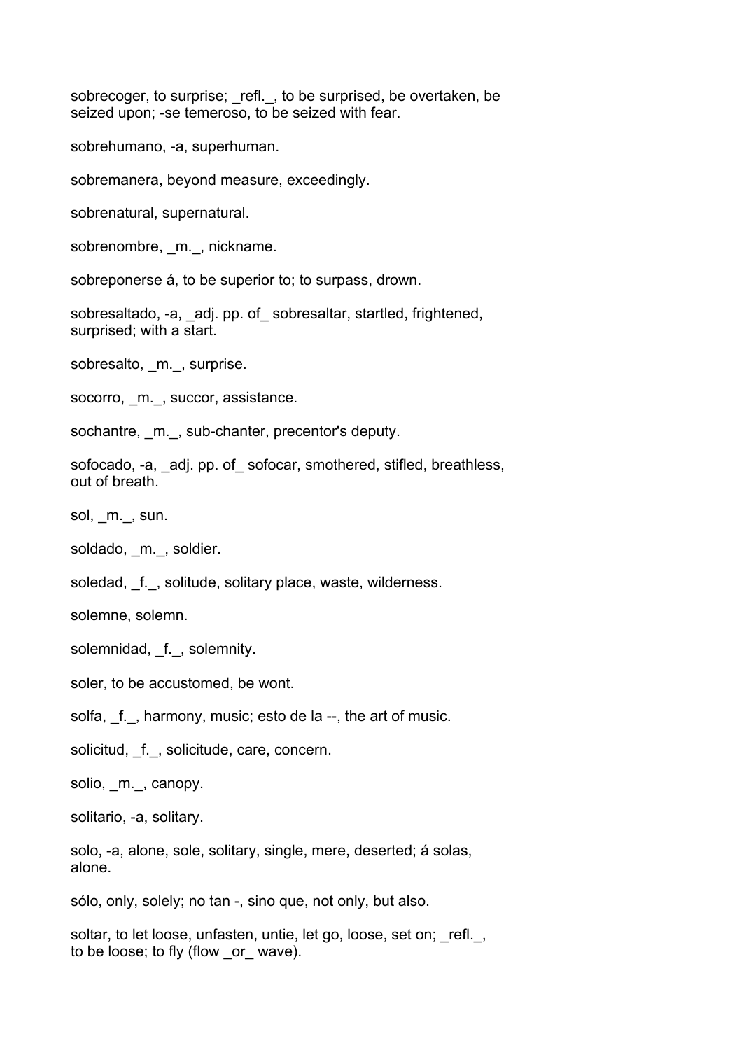sobrecoger, to surprise; _refl._, to be surprised, be overtaken, be seized upon; -se temeroso, to be seized with fear.

sobrehumano, -a, superhuman.

sobremanera, beyond measure, exceedingly.

sobrenatural, supernatural.

sobrenombre, _m._, nickname.

sobreponerse á, to be superior to; to surpass, drown.

sobresaltado, -a, _adj. pp. of_ sobresaltar, startled, frightened, surprised; with a start.

sobresalto, _m._, surprise.

socorro, _m._, succor, assistance.

sochantre, _m._, sub-chanter, precentor's deputy.

sofocado, -a, _adj. pp. of_ sofocar, smothered, stifled, breathless, out of breath.

sol, _m._, sun.

soldado, _m._, soldier.

soledad, _f._, solitude, solitary place, waste, wilderness.

solemne, solemn.

solemnidad, _f._, solemnity.

soler, to be accustomed, be wont.

solfa, _f._, harmony, music; esto de la --, the art of music.

solicitud, _f._, solicitude, care, concern.

solio, _m._, canopy.

solitario, -a, solitary.

solo, -a, alone, sole, solitary, single, mere, deserted; á solas, alone.

sólo, only, solely; no tan -, sino que, not only, but also.

soltar, to let loose, unfasten, untie, let go, loose, set on; _refl._, to be loose; to fly (flow _or_ wave).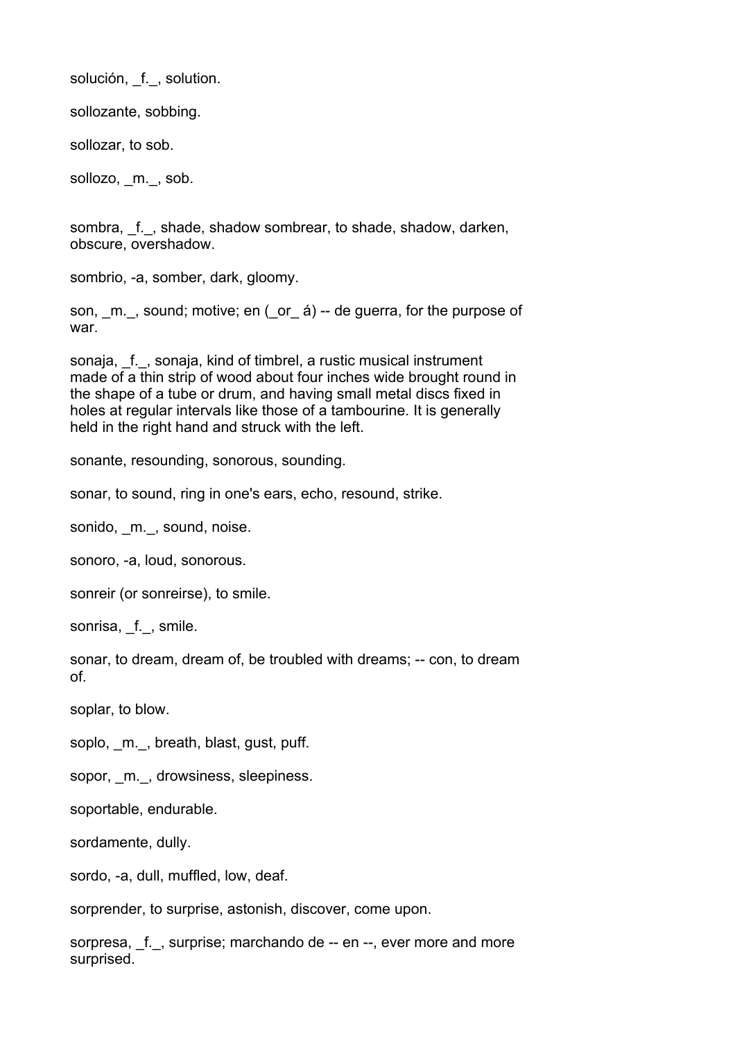solución, _f._, solution.

sollozante, sobbing.

sollozar, to sob.

sollozo, _m._, sob.

sombra, _f._, shade, shadow sombrear, to shade, shadow, darken, obscure, overshadow.

sombrio, -a, somber, dark, gloomy.

son, _m._, sound; motive; en (_or_ á) -- de guerra, for the purpose of war.

sonaja, _f._, sonaja, kind of timbrel, a rustic musical instrument made of a thin strip of wood about four inches wide brought round in the shape of a tube or drum, and having small metal discs fixed in holes at regular intervals like those of a tambourine. It is generally held in the right hand and struck with the left.

sonante, resounding, sonorous, sounding.

sonar, to sound, ring in one's ears, echo, resound, strike.

sonido, _m._, sound, noise.

sonoro, -a, loud, sonorous.

sonreir (or sonreirse), to smile.

sonrisa, _f._, smile.

sonar, to dream, dream of, be troubled with dreams; -- con, to dream of.

soplar, to blow.

soplo, _m._, breath, blast, gust, puff.

sopor, _m._, drowsiness, sleepiness.

soportable, endurable.

sordamente, dully.

sordo, -a, dull, muffled, low, deaf.

sorprender, to surprise, astonish, discover, come upon.

sorpresa, _f._, surprise; marchando de -- en --, ever more and more surprised.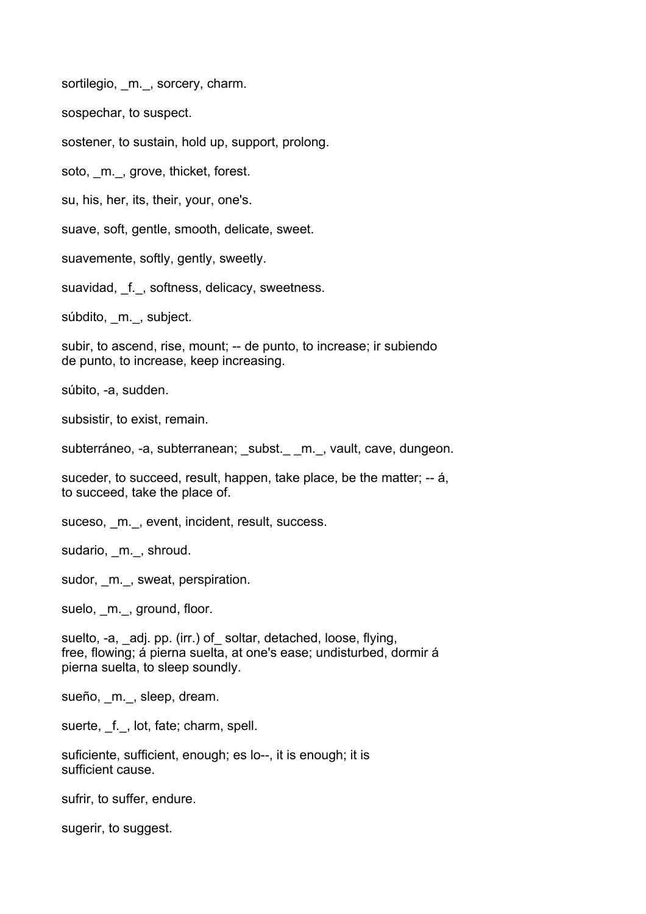sortilegio, _m._, sorcery, charm.

sospechar, to suspect.

sostener, to sustain, hold up, support, prolong.

soto, _m._, grove, thicket, forest.

su, his, her, its, their, your, one's.

suave, soft, gentle, smooth, delicate, sweet.

suavemente, softly, gently, sweetly.

suavidad, _f._, softness, delicacy, sweetness.

súbdito, _m._, subject.

subir, to ascend, rise, mount; -- de punto, to increase; ir subiendo de punto, to increase, keep increasing.

súbito, -a, sudden.

subsistir, to exist, remain.

subterráneo, -a, subterranean; _subst._ _m._, vault, cave, dungeon.

suceder, to succeed, result, happen, take place, be the matter; -- á, to succeed, take the place of.

suceso, _m._, event, incident, result, success.

sudario, _m._, shroud.

sudor, _m._, sweat, perspiration.

suelo, _m._, ground, floor.

suelto, -a, _adj. pp. (irr.) of_ soltar, detached, loose, flying, free, flowing; á pierna suelta, at one's ease; undisturbed, dormir á pierna suelta, to sleep soundly.

sueño, _m._, sleep, dream.

suerte, _f._, lot, fate; charm, spell.

suficiente, sufficient, enough; es lo--, it is enough; it is sufficient cause.

sufrir, to suffer, endure.

sugerir, to suggest.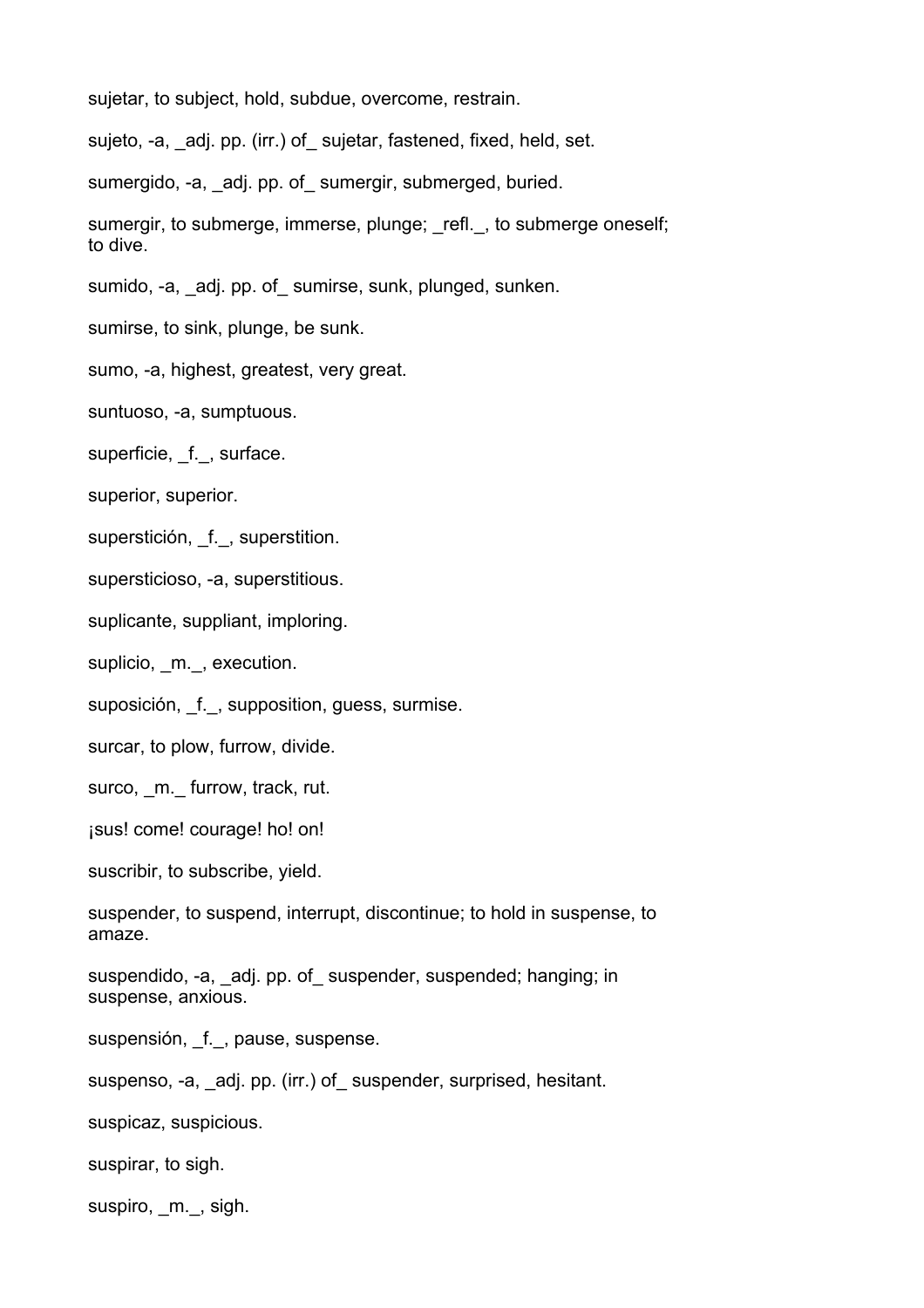sujetar, to subject, hold, subdue, overcome, restrain.

sujeto, -a, _adj. pp. (irr.) of_ sujetar, fastened, fixed, held, set.

sumergido, -a, _adj. pp. of_ sumergir, submerged, buried.

sumergir, to submerge, immerse, plunge; _refl._, to submerge oneself; to dive.

sumido, -a, _adj. pp. of_ sumirse, sunk, plunged, sunken.

sumirse, to sink, plunge, be sunk.

sumo, -a, highest, greatest, very great.

suntuoso, -a, sumptuous.

superficie, _f._, surface.

superior, superior.

superstición, _f._, superstition.

supersticioso, -a, superstitious.

suplicante, suppliant, imploring.

suplicio, _m._, execution.

suposición, _f._, supposition, guess, surmise.

surcar, to plow, furrow, divide.

surco, _m._ furrow, track, rut.

¡sus! come! courage! ho! on!

suscribir, to subscribe, yield.

suspender, to suspend, interrupt, discontinue; to hold in suspense, to amaze.

suspendido, -a, _adj. pp. of_ suspender, suspended; hanging; in suspense, anxious.

suspensión, _f._, pause, suspense.

suspenso, -a, _adj. pp. (irr.) of_ suspender, surprised, hesitant.

suspicaz, suspicious.

suspirar, to sigh.

suspiro, _m._, sigh.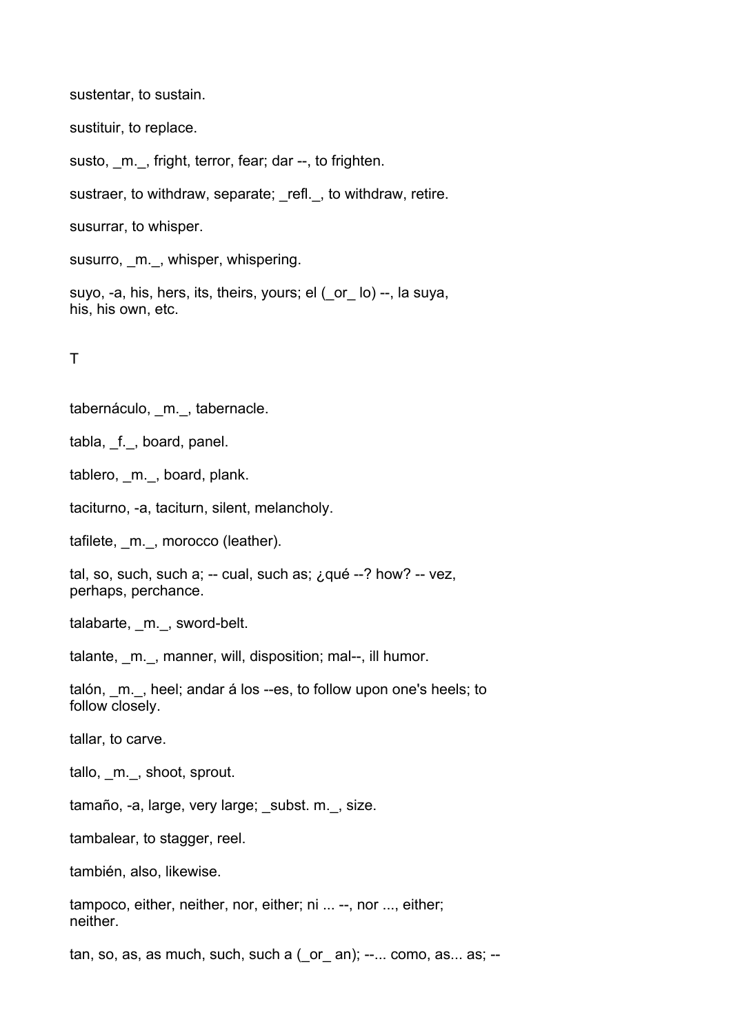sustentar, to sustain.

sustituir, to replace.

susto, _m._, fright, terror, fear; dar --, to frighten.

sustraer, to withdraw, separate; _refl._, to withdraw, retire.

susurrar, to whisper.

susurro, _m._, whisper, whispering.

suyo, -a, his, hers, its, theirs, yours; el (_or_ lo) --, la suya, his, his own, etc.

T

tabernáculo, _m._, tabernacle.

tabla, _f._, board, panel.

tablero, _m._, board, plank.

taciturno, -a, taciturn, silent, melancholy.

tafilete, _m._, morocco (leather).

tal, so, such, such a; -- cual, such as; ¿qué --? how? -- vez, perhaps, perchance.

talabarte, _m._, sword-belt.

talante, _m._, manner, will, disposition; mal--, ill humor.

talón, _m._, heel; andar á los --es, to follow upon one's heels; to follow closely.

tallar, to carve.

tallo, _m._, shoot, sprout.

tamaño, -a, large, very large; _subst. m._, size.

tambalear, to stagger, reel.

también, also, likewise.

tampoco, either, neither, nor, either; ni ... --, nor ..., either; neither.

tan, so, as, as much, such, such a (_or_ an); --... como, as... as; --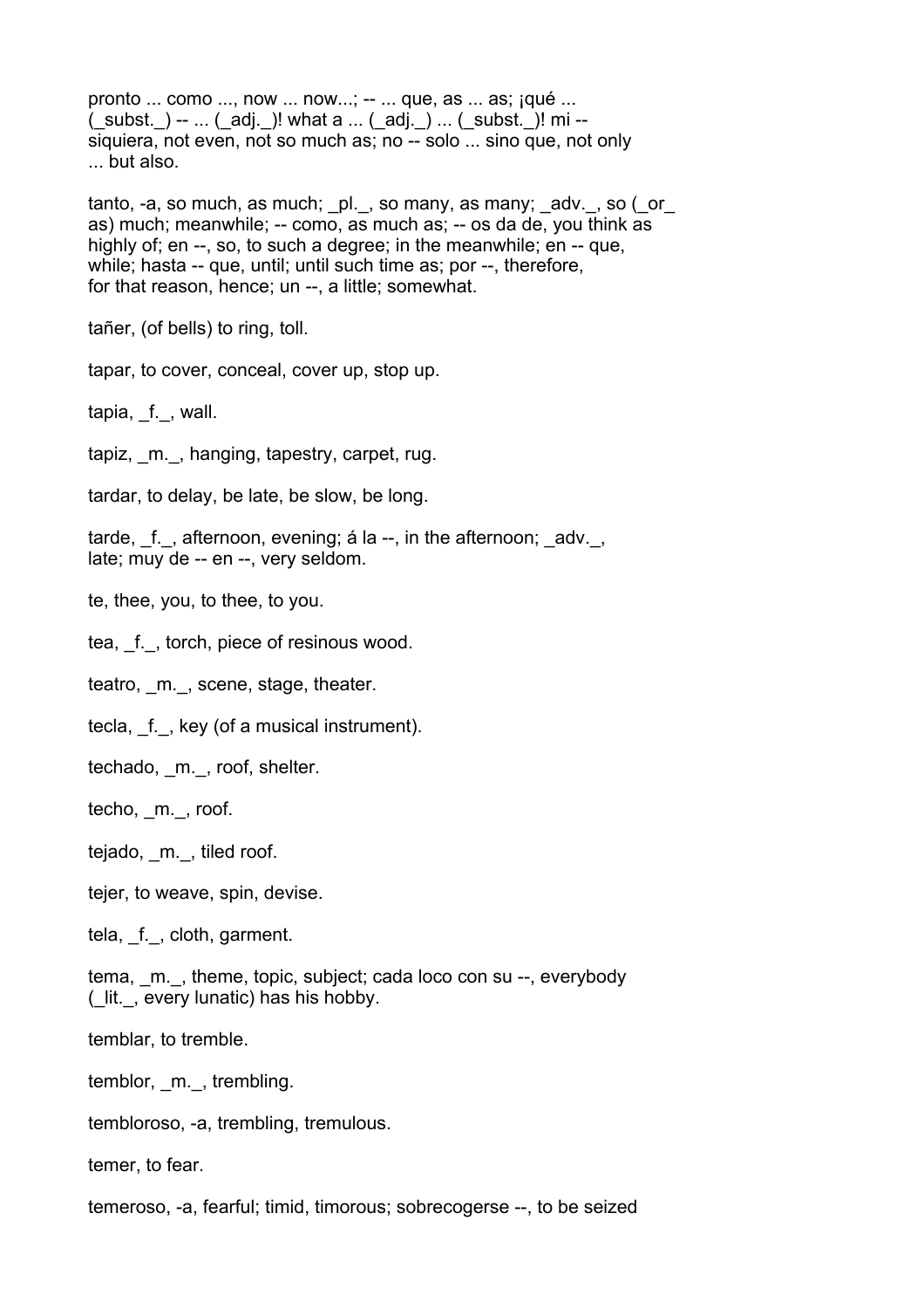pronto ... como ..., now ... now...; -- ... que, as ... as; ¡qué ... (_subst._) -- ... (_adj._)! what a ... (_adj._) ... (_subst._)! ni -- siquiera, not even, not so much as; no -- solo ... sino que, not only ... but also.

tanto, -a, so much, as much; _pl._, so many, as many; _adv._, so (_or_ as) much; meanwhile; -- como, as much as; -- os da de, you think as highly of; en --, so, to such a degree; in the meanwhile; en -- que, while; hasta -- que, until; until such time as; por --, therefore, for that reason, hence; un --, a little; somewhat.

tañer, (of bells) to ring, toll.

tapar, to cover, conceal, cover up, stop up.

tapia, _f._, wall.

tapiz, _m._, hanging, tapestry, carpet, rug.

tardar, to delay, be late, be slow, be long.

tarde, _f._, afternoon, evening; á la --, in the afternoon; _adv._, late; muy de -- en --, very seldom.

te, thee, you, to thee, to you.

tea, _f._, torch, piece of resinous wood.

teatro, _m._, scene, stage, theater.

tecla, _f._, key (of a musical instrument).

techado, _m._, roof, shelter.

techo, _m._, roof.

tejado, _m._, tiled roof.

tejer, to weave, spin, devise.

tela, _f._, cloth, garment.

tema, _m._, theme, topic, subject; cada loco con su --, everybody (_lit._, every lunatic) has his hobby.

temblar, to tremble.

temblor, _m._, trembling.

tembloroso, -a, trembling, tremulous.

temer, to fear.

temeroso, -a, fearful; timid, timorous; sobrecogerse --, to be seized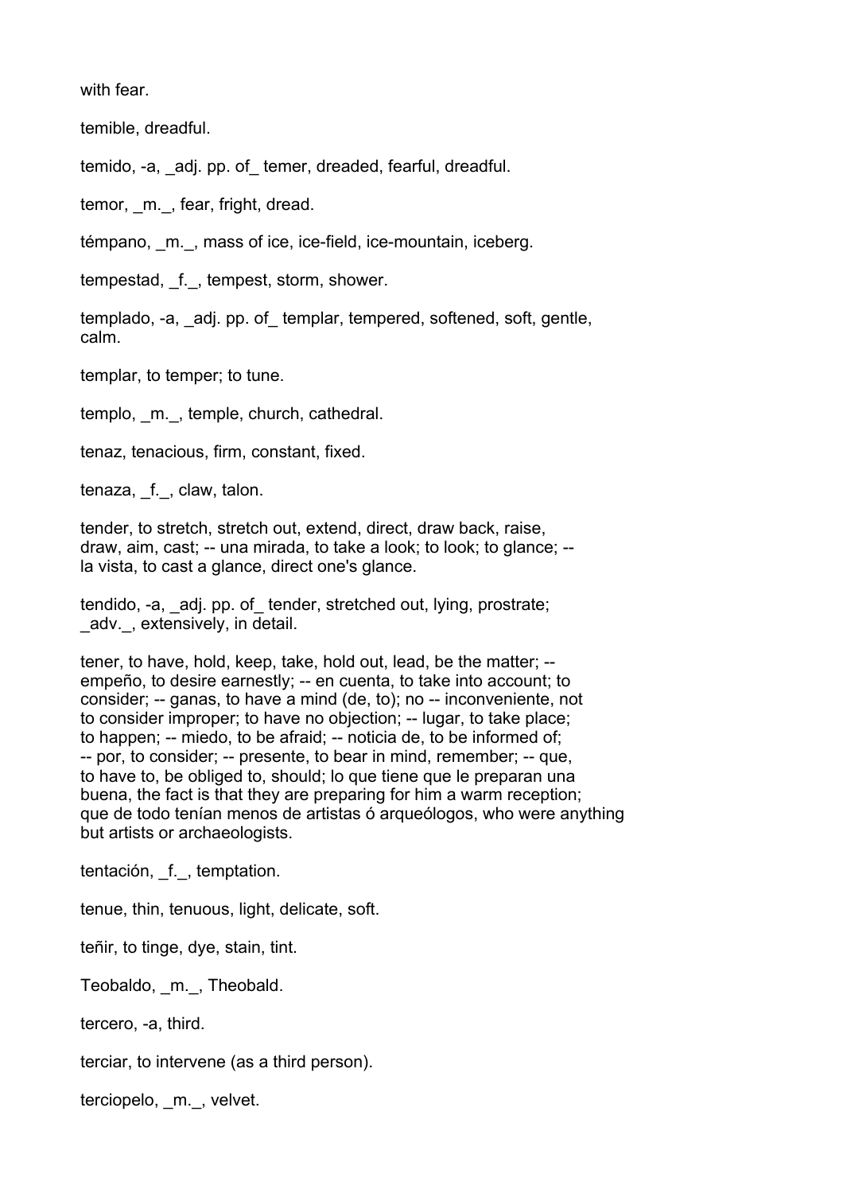with fear.

temible, dreadful.

temido, -a, _adj. pp. of_ temer, dreaded, fearful, dreadful.

temor, _m._, fear, fright, dread.

témpano, _m._, mass of ice, ice-field, ice-mountain, iceberg.

tempestad, _f._, tempest, storm, shower.

templado, -a, _adj. pp. of_ templar, tempered, softened, soft, gentle, calm.

templar, to temper; to tune.

templo, _m._, temple, church, cathedral.

tenaz, tenacious, firm, constant, fixed.

tenaza, _f._, claw, talon.

tender, to stretch, stretch out, extend, direct, draw back, raise, draw, aim, cast; -- una mirada, to take a look; to look; to glance; -- la vista, to cast a glance, direct one's glance.

tendido, -a, _adj. pp. of_ tender, stretched out, lying, prostrate; _adv._, extensively, in detail.

tener, to have, hold, keep, take, hold out, lead, be the matter; -- empeño, to desire earnestly; -- en cuenta, to take into account; to consider; -- ganas, to have a mind (de, to); no -- inconveniente, not to consider improper; to have no objection; -- lugar, to take place; to happen; -- miedo, to be afraid; -- noticia de, to be informed of; -- por, to consider; -- presente, to bear in mind, remember; -- que, to have to, be obliged to, should; lo que tiene que le preparan una buena, the fact is that they are preparing for him a warm reception; que de todo tenían menos de artistas ó arqueólogos, who were anything but artists or archaeologists.

tentación, _f._, temptation.

tenue, thin, tenuous, light, delicate, soft.

teñir, to tinge, dye, stain, tint.

Teobaldo, _m._, Theobald.

tercero, -a, third.

terciar, to intervene (as a third person).

terciopelo, _m._, velvet.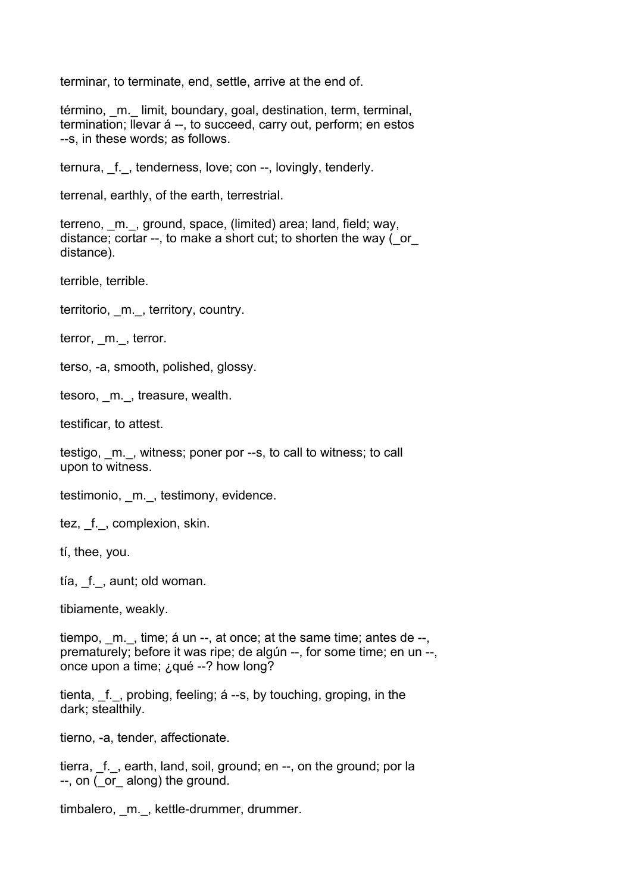terminar, to terminate, end, settle, arrive at the end of.

término, _m._ limit, boundary, goal, destination, term, terminal, termination; llevar á --, to succeed, carry out, perform; en estos --s, in these words; as follows.

ternura, _f._, tenderness, love; con --, lovingly, tenderly.

terrenal, earthly, of the earth, terrestrial.

terreno, _m._, ground, space, (limited) area; land, field; way, distance; cortar --, to make a short cut; to shorten the way (_or_ distance).

terrible, terrible.

territorio, _m._, territory, country.

terror, _m._, terror.

terso, -a, smooth, polished, glossy.

tesoro, _m._, treasure, wealth.

testificar, to attest.

testigo, _m._, witness; poner por --s, to call to witness; to call upon to witness.

testimonio, _m._, testimony, evidence.

tez, _f._, complexion, skin.

tí, thee, you.

tía, _f._, aunt; old woman.

tibiamente, weakly.

tiempo, _m._, time; á un --, at once; at the same time; antes de --, prematurely; before it was ripe; de algún --, for some time; en un --, once upon a time; ¿qué --? how long?

tienta, _f._, probing, feeling; á --s, by touching, groping, in the dark; stealthily.

tierno, -a, tender, affectionate.

tierra, _f._, earth, land, soil, ground; en --, on the ground; por la --, on (_or_ along) the ground.

timbalero, _m._, kettle-drummer, drummer.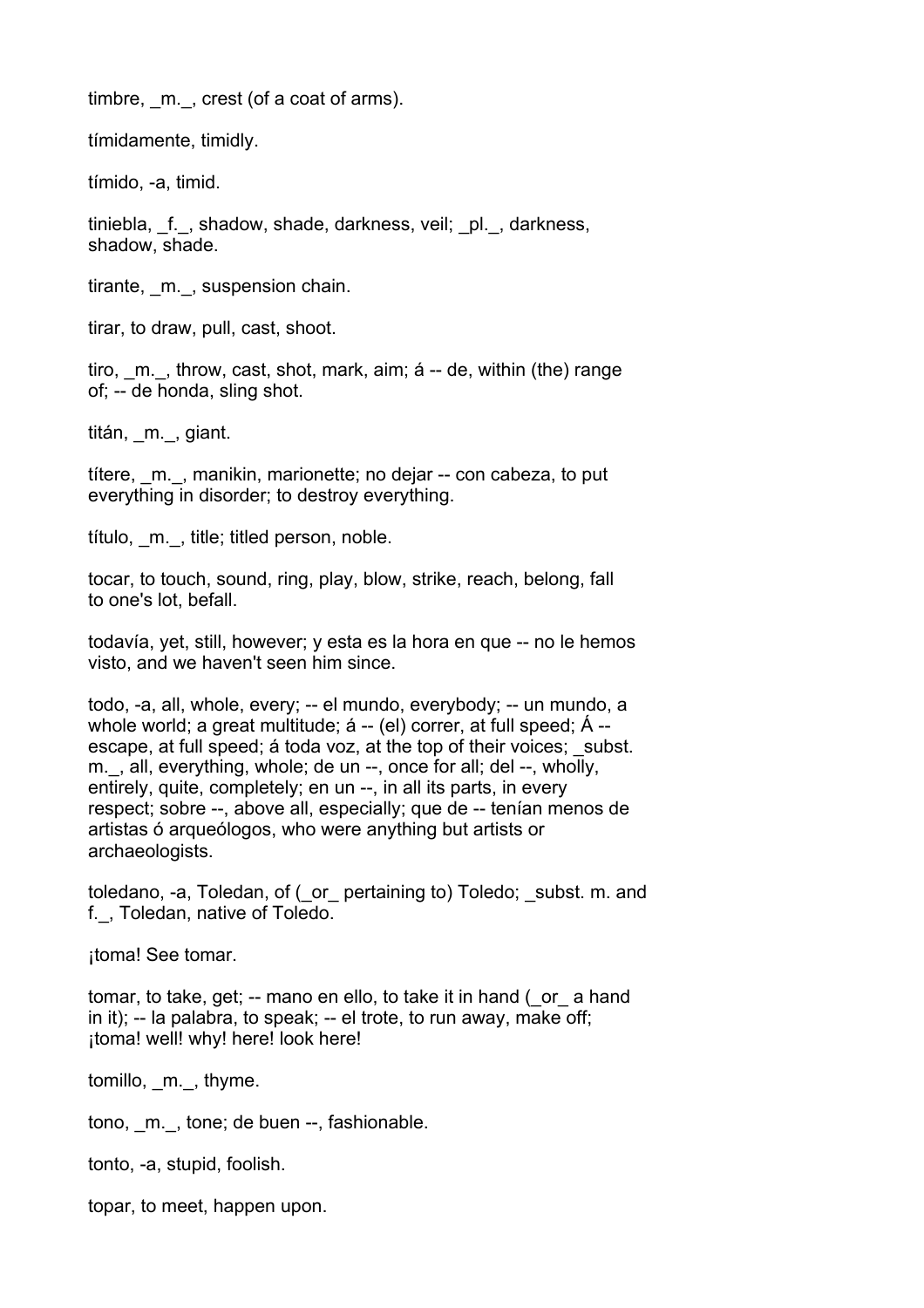timbre, _m._, crest (of a coat of arms).

tímidamente, timidly.

tímido, -a, timid.

tiniebla, _f._, shadow, shade, darkness, veil; _pl._, darkness, shadow, shade.

tirante, _m._, suspension chain.

tirar, to draw, pull, cast, shoot.

tiro, _m._, throw, cast, shot, mark, aim; á -- de, within (the) range of; -- de honda, sling shot.

titán, _m._, giant.

títere, _m._, manikin, marionette; no dejar -- con cabeza, to put everything in disorder; to destroy everything.

título, _m._, title; titled person, noble.

tocar, to touch, sound, ring, play, blow, strike, reach, belong, fall to one's lot, befall.

todavía, yet, still, however; y esta es la hora en que -- no le hemos visto, and we haven't seen him since.

todo, -a, all, whole, every; -- el mundo, everybody; -- un mundo, a whole world; a great multitude; á -- (el) correr, at full speed; Á -- escape, at full speed; á toda voz, at the top of their voices; _subst. m._, all, everything, whole; de un --, once for all; del --, wholly, entirely, quite, completely; en un --, in all its parts, in every respect; sobre --, above all, especially; que de -- tenían menos de artistas ó arqueólogos, who were anything but artists or archaeologists.

toledano, -a, Toledan, of (_or_ pertaining to) Toledo; _subst. m. and f._, Toledan, native of Toledo.

¡toma! See tomar.

tomar, to take, get; -- mano en ello, to take it in hand (_or_ a hand in it); -- la palabra, to speak; -- el trote, to run away, make off; ¡toma! well! why! here! look here!

tomillo, _m._, thyme.

tono, _m._, tone; de buen --, fashionable.

tonto, -a, stupid, foolish.

topar, to meet, happen upon.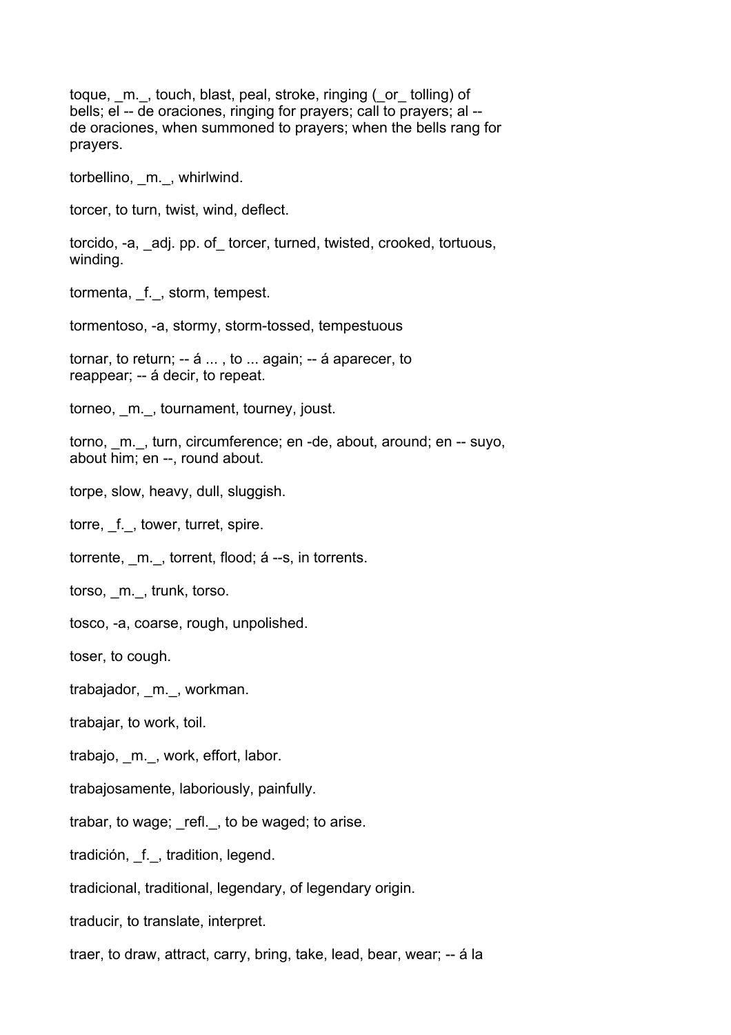toque, _m._, touch, blast, peal, stroke, ringing (_or_ tolling) of bells; el -- de oraciones, ringing for prayers; call to prayers; al -- de oraciones, when summoned to prayers; when the bells rang for prayers.

torbellino, _m._, whirlwind.

torcer, to turn, twist, wind, deflect.

torcido, -a, _adj. pp. of_ torcer, turned, twisted, crooked, tortuous, winding.

tormenta, _f._, storm, tempest.

tormentoso, -a, stormy, storm-tossed, tempestuous

tornar, to return; -- á ... , to ... again; -- á aparecer, to reappear; -- á decir, to repeat.

torneo, _m._, tournament, tourney, joust.

torno, _m._, turn, circumference; en -de, about, around; en -- suyo, about him; en --, round about.

torpe, slow, heavy, dull, sluggish.

torre, _f._, tower, turret, spire.

torrente, _m._, torrent, flood; á --s, in torrents.

torso, _m._, trunk, torso.

tosco, -a, coarse, rough, unpolished.

toser, to cough.

trabajador, _m._, workman.

trabajar, to work, toil.

trabajo, _m._, work, effort, labor.

trabajosamente, laboriously, painfully.

trabar, to wage; _refl._, to be waged; to arise.

tradición, _f._, tradition, legend.

tradicional, traditional, legendary, of legendary origin.

traducir, to translate, interpret.

traer, to draw, attract, carry, bring, take, lead, bear, wear; -- á la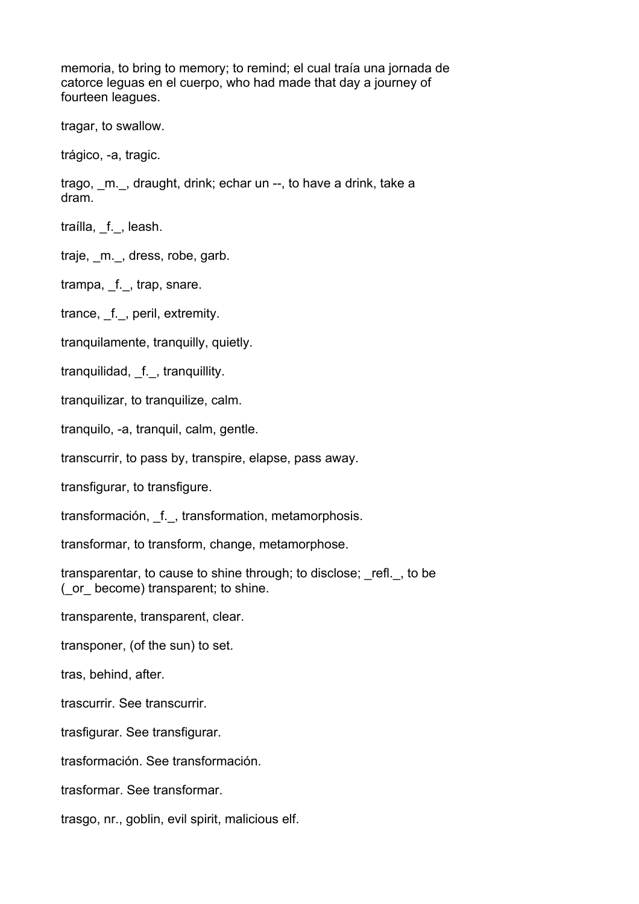memoria, to bring to memory; to remind; el cual traía una jornada de catorce leguas en el cuerpo, who had made that day a journey of fourteen leagues.

tragar, to swallow.

trágico, -a, tragic.

trago, _m._, draught, drink; echar un --, to have a drink, take a dram.

traílla, _f._, leash.

traje, _m._, dress, robe, garb.

trampa, _f._, trap, snare.

trance, _f._, peril, extremity.

tranquilamente, tranquilly, quietly.

tranquilidad, _f._, tranquillity.

tranquilizar, to tranquilize, calm.

tranquilo, -a, tranquil, calm, gentle.

transcurrir, to pass by, transpire, elapse, pass away.

transfigurar, to transfigure.

transformación, _f._, transformation, metamorphosis.

transformar, to transform, change, metamorphose.

transparentar, to cause to shine through; to disclose; _refl._, to be (_or_ become) transparent; to shine.

transparente, transparent, clear.

transponer, (of the sun) to set.

tras, behind, after.

trascurrir. See transcurrir.

trasfigurar. See transfigurar.

trasformación. See transformación.

trasformar. See transformar.

trasgo, nr., goblin, evil spirit, malicious elf.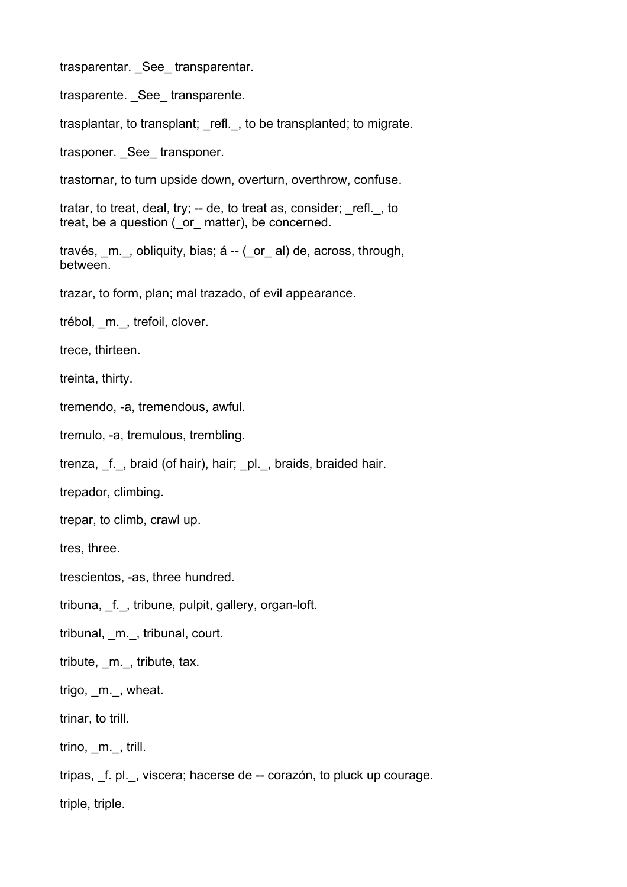trasparentar. _See_ transparentar.

trasparente. _See_ transparente.

trasplantar, to transplant; _refl._, to be transplanted; to migrate.

trasponer. _See_ transponer.

trastornar, to turn upside down, overturn, overthrow, confuse.

tratar, to treat, deal, try; -- de, to treat as, consider; _refl._, to treat, be a question (_or_ matter), be concerned.

través, _m._, obliquity, bias; á -- (_or_ al) de, across, through, between.

trazar, to form, plan; mal trazado, of evil appearance.

trébol, _m._, trefoil, clover.

trece, thirteen.

treinta, thirty.

tremendo, -a, tremendous, awful.

tremulo, -a, tremulous, trembling.

trenza, _f._, braid (of hair), hair; _pl._, braids, braided hair.

trepador, climbing.

trepar, to climb, crawl up.

tres, three.

trescientos, -as, three hundred.

tribuna, _f._, tribune, pulpit, gallery, organ-loft.

tribunal, _m._, tribunal, court.

tribute, _m._, tribute, tax.

trigo, _m._, wheat.

trinar, to trill.

trino, _m._, trill.

tripas, _f. pl._, viscera; hacerse de -- corazón, to pluck up courage.

triple, triple.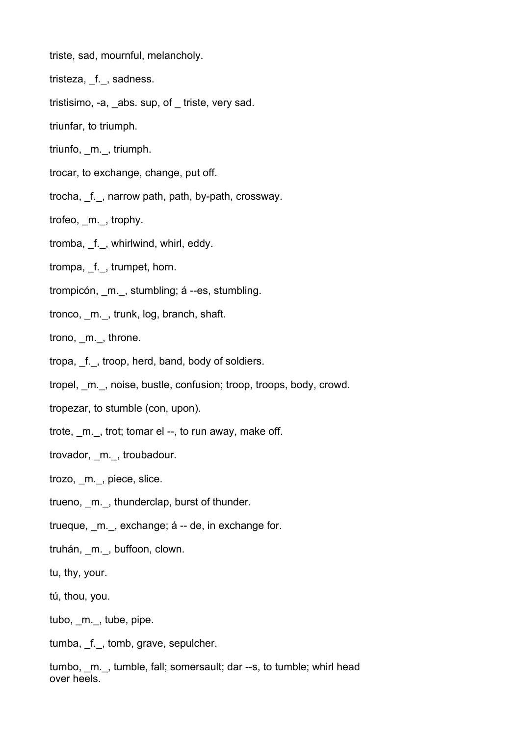triste, sad, mournful, melancholy.

tristeza, _f._, sadness.

tristisimo, -a, _abs. sup, of _ triste, very sad.

triunfar, to triumph.

triunfo, _m._, triumph.

trocar, to exchange, change, put off.

trocha, _f._, narrow path, path, by-path, crossway.

trofeo, _m._, trophy.

tromba, _f._, whirlwind, whirl, eddy.

trompa, _f._, trumpet, horn.

trompicón, _m._, stumbling; á --es, stumbling.

tronco, _m._, trunk, log, branch, shaft.

trono, _m._, throne.

tropa, _f._, troop, herd, band, body of soldiers.

tropel, _m._, noise, bustle, confusion; troop, troops, body, crowd.

tropezar, to stumble (con, upon).

trote, _m._, trot; tomar el --, to run away, make off.

trovador, _m._, troubadour.

trozo, _m._, piece, slice.

trueno, _m._, thunderclap, burst of thunder.

trueque, _m._, exchange; á -- de, in exchange for.

truhán, _m._, buffoon, clown.

tu, thy, your.

tú, thou, you.

tubo, _m._, tube, pipe.

tumba, _f._, tomb, grave, sepulcher.

tumbo, _m._, tumble, fall; somersault; dar --s, to tumble; whirl head over heels.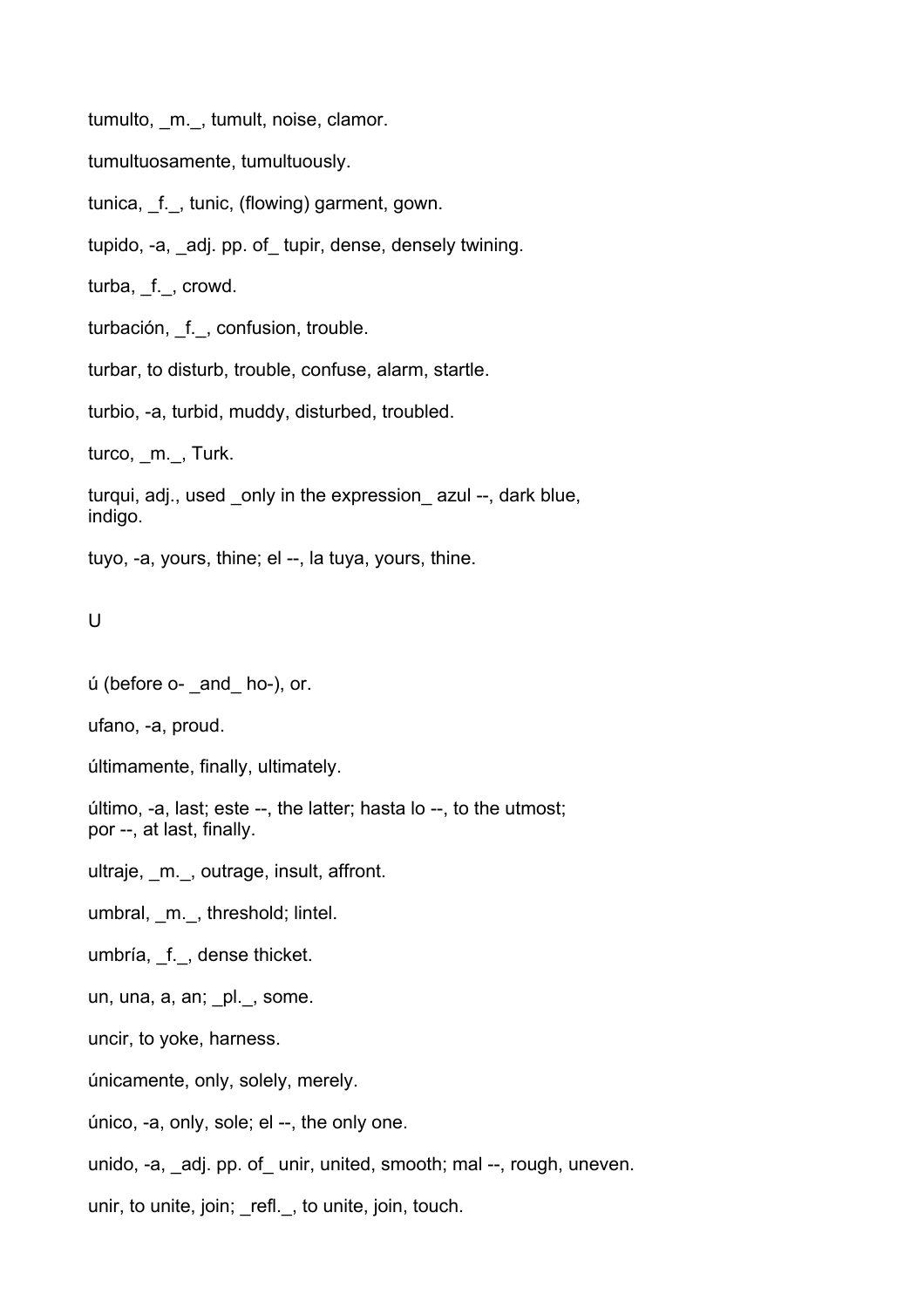tumulto, _m._, tumult, noise, clamor.

tumultuosamente, tumultuously.

tunica, _f._, tunic, (flowing) garment, gown.

tupido, -a, _adj. pp. of_ tupir, dense, densely twining.

turba, _f._, crowd.

turbación, _f._, confusion, trouble.

turbar, to disturb, trouble, confuse, alarm, startle.

turbio, -a, turbid, muddy, disturbed, troubled.

turco, _m._, Turk.

turqui, adj., used _only in the expression_ azul --, dark blue, indigo.

tuyo, -a, yours, thine; el --, la tuya, yours, thine.

U

ú (before o- _and_ ho-), or.

ufano, -a, proud.

últimamente, finally, ultimately.

último, -a, last; este --, the latter; hasta lo --, to the utmost; por --, at last, finally.

ultraje, _m._, outrage, insult, affront.

umbral, _m._, threshold; lintel.

umbría, _f._, dense thicket.

un, una, a, an; _pl._, some.

uncir, to yoke, harness.

únicamente, only, solely, merely.

único, -a, only, sole; el --, the only one.

unido, -a, _adj. pp. of_ unir, united, smooth; mal --, rough, uneven.

unir, to unite, join; _refl._, to unite, join, touch.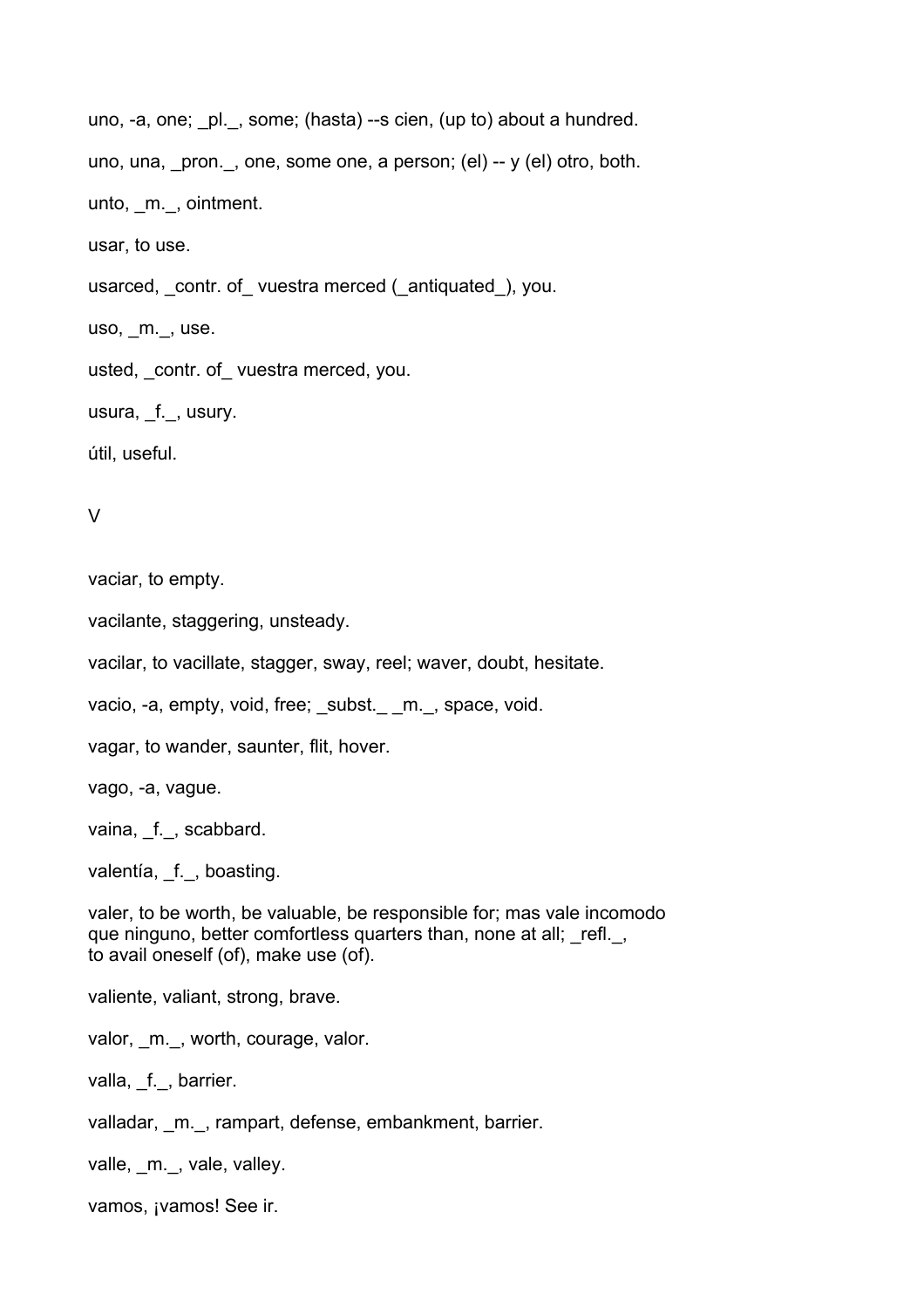uno, -a, one; _pl._, some; (hasta) --s cien, (up to) about a hundred.

uno, una, _pron._, one, some one, a person; (el) -- y (el) otro, both.

unto, _m._, ointment.

usar, to use.

usarced, _contr. of_ vuestra merced (_antiquated_), you.

uso, _m._, use.

usted, _contr. of_ vuestra merced, you.

usura, _f._, usury.

útil, useful.

V

vaciar, to empty.

vacilante, staggering, unsteady.

vacilar, to vacillate, stagger, sway, reel; waver, doubt, hesitate.

vacio, -a, empty, void, free; _subst._ _m._, space, void.

vagar, to wander, saunter, flit, hover.

vago, -a, vague.

vaina, _f._, scabbard.

valentía, _f._, boasting.

valer, to be worth, be valuable, be responsible for; mas vale incomodo que ninguno, better comfortless quarters than, none at all; _refl._, to avail oneself (of), make use (of).

valiente, valiant, strong, brave.

valor, _m._, worth, courage, valor.

valla, _f._, barrier.

valladar, _m._, rampart, defense, embankment, barrier.

valle, _m._, vale, valley.

vamos, ¡vamos! See ir.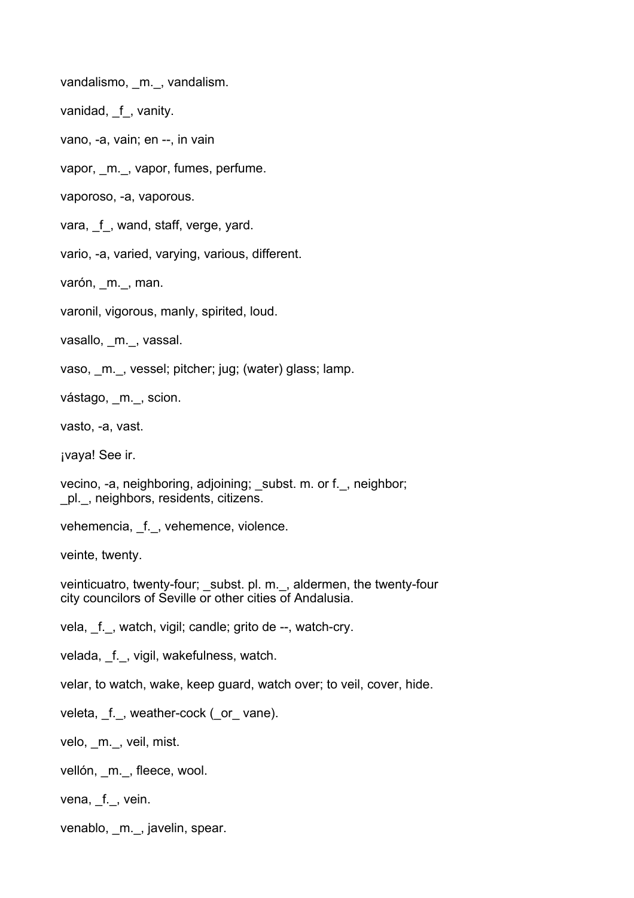vandalismo, _m._, vandalism.

vanidad, _f_, vanity.

vano, -a, vain; en --, in vain

vapor, _m._, vapor, fumes, perfume.

vaporoso, -a, vaporous.

vara, _f_, wand, staff, verge, yard.

vario, -a, varied, varying, various, different.

varón, _m._, man.

varonil, vigorous, manly, spirited, loud.

vasallo, _m._, vassal.

vaso, _m._, vessel; pitcher; jug; (water) glass; lamp.

vástago, _m._, scion.

vasto, -a, vast.

¡vaya! See ir.

vecino, -a, neighboring, adjoining; _subst. m. or f._, neighbor; _pl._, neighbors, residents, citizens.

vehemencia, _f._, vehemence, violence.

veinte, twenty.

veinticuatro, twenty-four; _subst. pl. m._, aldermen, the twenty-four city councilors of Seville or other cities of Andalusia.

vela, _f._, watch, vigil; candle; grito de --, watch-cry.

velada, _f._, vigil, wakefulness, watch.

velar, to watch, wake, keep guard, watch over; to veil, cover, hide.

veleta, _f._, weather-cock (_or_ vane).

velo, _m._, veil, mist.

vellón, _m._, fleece, wool.

vena, _f._, vein.

venablo, _m._, javelin, spear.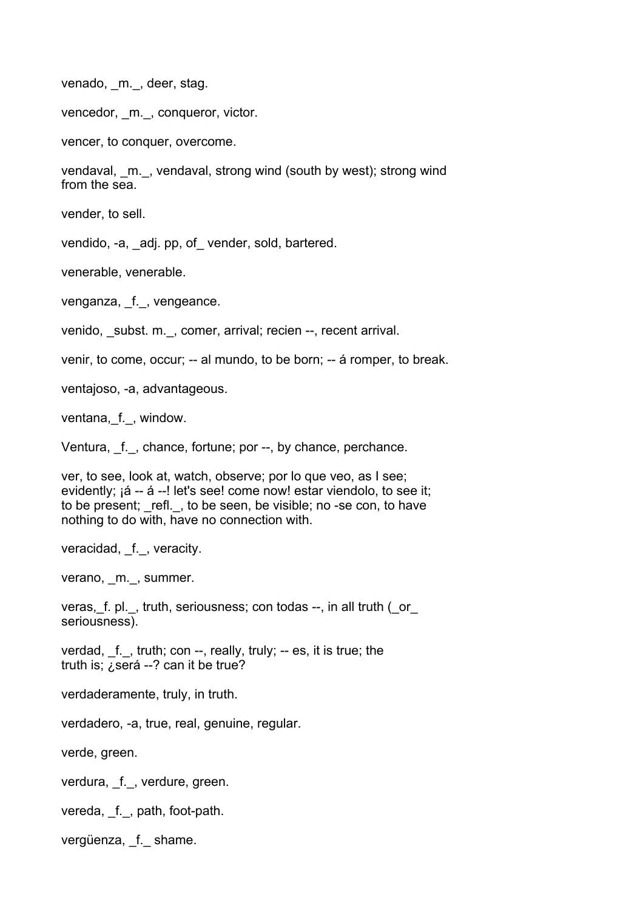venado, _m._, deer, stag.

vencedor, _m._, conqueror, victor.

vencer, to conquer, overcome.

vendaval, _m._, vendaval, strong wind (south by west); strong wind from the sea.

vender, to sell.

vendido, -a, _adj. pp, of_ vender, sold, bartered.

venerable, venerable.

venganza, _f._, vengeance.

venido, _subst. m._, comer, arrival; recien --, recent arrival.

venir, to come, occur; -- al mundo, to be born; -- á romper, to break.

ventajoso, -a, advantageous.

ventana,_f._, window.

Ventura, _f._, chance, fortune; por --, by chance, perchance.

ver, to see, look at, watch, observe; por lo que veo, as I see; evidently; ¡á -- á --! let's see! come now! estar viendolo, to see it; to be present; _refl._, to be seen, be visible; no -se con, to have nothing to do with, have no connection with.

veracidad, _f._, veracity.

verano, _m._, summer.

veras,_f. pl._, truth, seriousness; con todas --, in all truth (_or_ seriousness).

verdad, _f._, truth; con --, really, truly; -- es, it is true; the truth is; ¿será --? can it be true?

verdaderamente, truly, in truth.

verdadero, -a, true, real, genuine, regular.

verde, green.

verdura, _f._, verdure, green.

vereda, _f._, path, foot-path.

vergüenza, _f._ shame.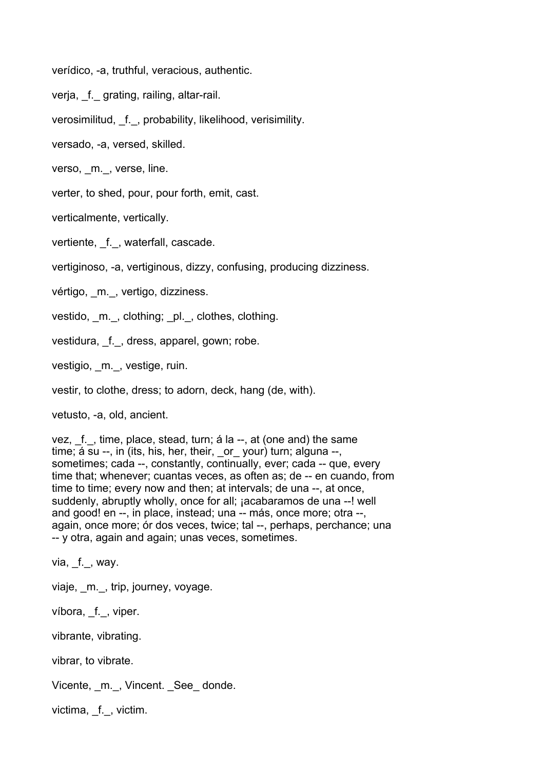verídico, -a, truthful, veracious, authentic.

verja, _f._ grating, railing, altar-rail.

verosimilitud, _f._, probability, likelihood, verisimility.

versado, -a, versed, skilled.

verso, _m._, verse, line.

verter, to shed, pour, pour forth, emit, cast.

verticalmente, vertically.

vertiente, _f._, waterfall, cascade.

vertiginoso, -a, vertiginous, dizzy, confusing, producing dizziness.

vértigo, _m._, vertigo, dizziness.

vestido, _m._, clothing; _pl._, clothes, clothing.

vestidura, _f._, dress, apparel, gown; robe.

vestigio, _m._, vestige, ruin.

vestir, to clothe, dress; to adorn, deck, hang (de, with).

vetusto, -a, old, ancient.

vez, _f._, time, place, stead, turn; á la --, at (one and) the same time; á su --, in (its, his, her, their, _or_ your) turn; alguna --, sometimes; cada --, constantly, continually, ever; cada -- que, every time that; whenever; cuantas veces, as often as; de -- en cuando, from time to time; every now and then; at intervals; de una --, at once, suddenly, abruptly wholly, once for all; ¡acabaramos de una --! well and good! en --, in place, instead; una -- más, once more; otra --, again, once more; ór dos veces, twice; tal --, perhaps, perchance; una -- y otra, again and again; unas veces, sometimes.

via, _f._, way.

viaje, _m._, trip, journey, voyage.

víbora, _f._, viper.

vibrante, vibrating.

vibrar, to vibrate.

Vicente, _m._, Vincent. _See_ donde.

victima, _f._, victim.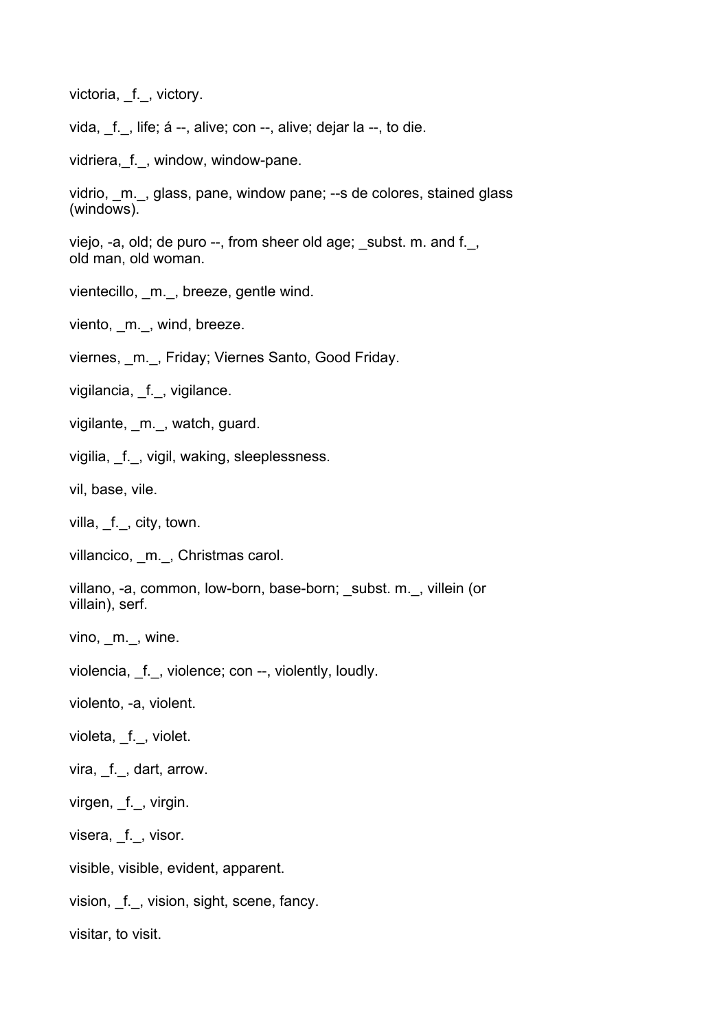victoria, _f._, victory.

vida, _f._, life; á --, alive; con --, alive; dejar la --, to die.

vidriera,_f._, window, window-pane.

vidrio, _m._, glass, pane, window pane; --s de colores, stained glass (windows).

viejo, -a, old; de puro --, from sheer old age; _subst. m. and f._, old man, old woman.

vientecillo, _m._, breeze, gentle wind.

viento, _m._, wind, breeze.

viernes, _m._, Friday; Viernes Santo, Good Friday.

vigilancia, _f._, vigilance.

vigilante, _m._, watch, guard.

vigilia, _f._, vigil, waking, sleeplessness.

vil, base, vile.

villa, _f._, city, town.

villancico, _m._, Christmas carol.

villano, -a, common, low-born, base-born; _subst. m._, villein (or villain), serf.

vino, _m._, wine.

violencia, _f._, violence; con --, violently, loudly.

violento, -a, violent.

violeta, _f._, violet.

vira, _f._, dart, arrow.

virgen, _f._, virgin.

visera, _f._, visor.

visible, visible, evident, apparent.

vision, _f._, vision, sight, scene, fancy.

visitar, to visit.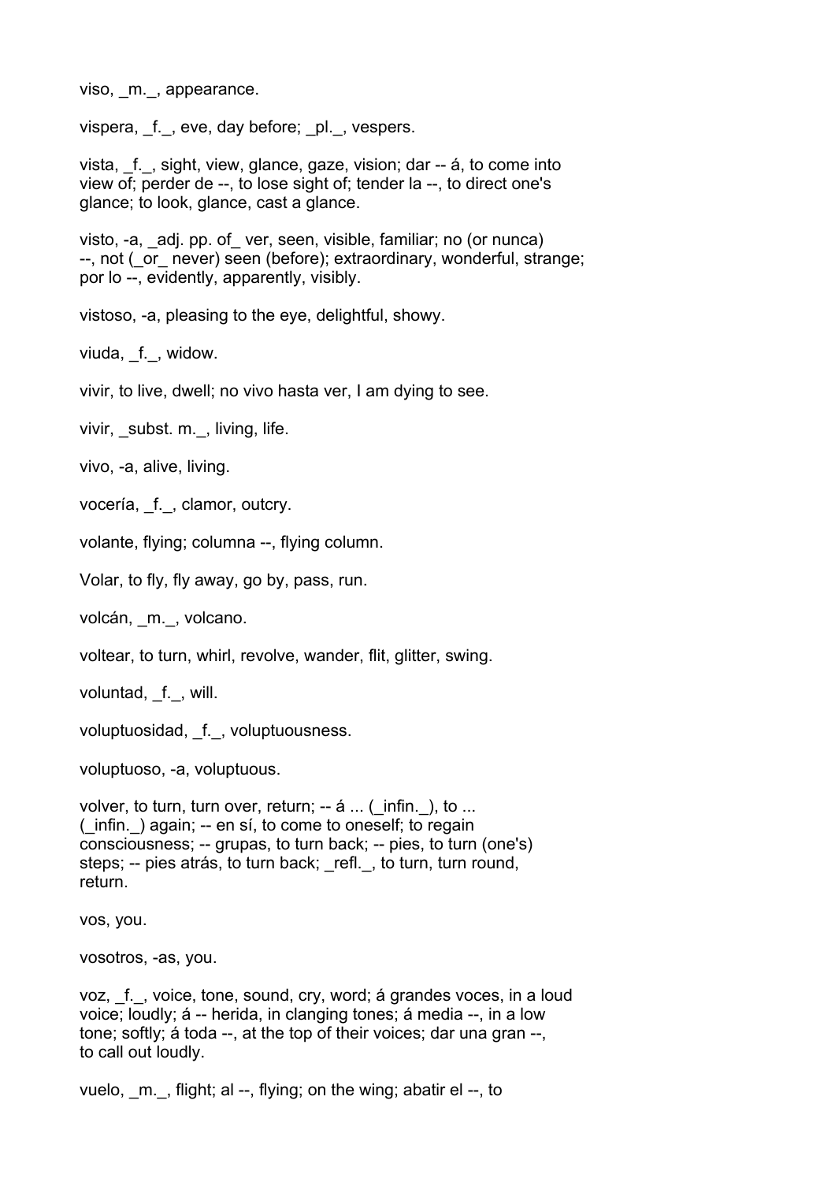viso, _m._, appearance.

vispera, _f._, eve, day before; _pl._, vespers.

vista, _f._, sight, view, glance, gaze, vision; dar -- á, to come into view of; perder de --, to lose sight of; tender la --, to direct one's glance; to look, glance, cast a glance.

visto, -a, _adj. pp. of_ ver, seen, visible, familiar; no (or nunca) --, not (_or_ never) seen (before); extraordinary, wonderful, strange; por lo --, evidently, apparently, visibly.

vistoso, -a, pleasing to the eye, delightful, showy.

viuda, _f._, widow.

vivir, to live, dwell; no vivo hasta ver, I am dying to see.

vivir, _subst. m._, living, life.

vivo, -a, alive, living.

vocería, _f._, clamor, outcry.

volante, flying; columna --, flying column.

Volar, to fly, fly away, go by, pass, run.

volcán, _m._, volcano.

voltear, to turn, whirl, revolve, wander, flit, glitter, swing.

voluntad, _f._, will.

voluptuosidad, _f._, voluptuousness.

voluptuoso, -a, voluptuous.

volver, to turn, turn over, return; -- á ... (_infin._), to ... (_infin._) again; -- en sí, to come to oneself; to regain consciousness; -- grupas, to turn back; -- pies, to turn (one's) steps; -- pies atrás, to turn back; _refl._, to turn, turn round, return.

vos, you.

vosotros, -as, you.

voz, _f._, voice, tone, sound, cry, word; á grandes voces, in a loud voice; loudly; á -- herida, in clanging tones; á media --, in a low tone; softly; á toda --, at the top of their voices; dar una gran --, to call out loudly.

vuelo, _m._, flight; al --, flying; on the wing; abatir el --, to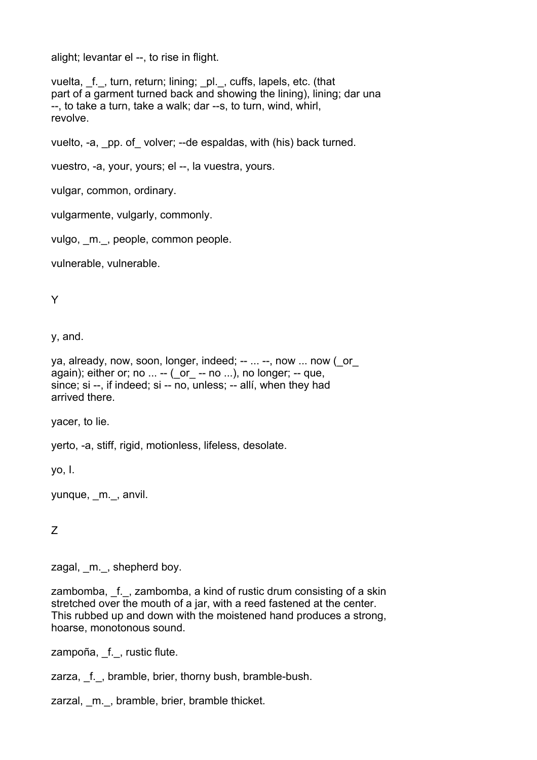alight; levantar el --, to rise in flight.

vuelta, _f._, turn, return; lining; _pl._, cuffs, lapels, etc. (that part of a garment turned back and showing the lining), lining; dar una --, to take a turn, take a walk; dar --s, to turn, wind, whirl, revolve.

vuelto, -a, _pp. of_ volver; --de espaldas, with (his) back turned.

vuestro, -a, your, yours; el --, la vuestra, yours.

vulgar, common, ordinary.

vulgarmente, vulgarly, commonly.

vulgo, _m._, people, common people.

vulnerable, vulnerable.

## Y

y, and.

ya, already, now, soon, longer, indeed; -- ... --, now ... now (_or_ again); either or; no ... -- (_or_ -- no ...), no longer; -- que, since; si --, if indeed; si -- no, unless; -- allí, when they had arrived there.

yacer, to lie.

yerto, -a, stiff, rigid, motionless, lifeless, desolate.

yo, I.

yunque, _m._, anvil.

## Z

zagal, _m._, shepherd boy.

zambomba, _f._, zambomba, a kind of rustic drum consisting of a skin stretched over the mouth of a jar, with a reed fastened at the center. This rubbed up and down with the moistened hand produces a strong, hoarse, monotonous sound.

zampoña, _f._, rustic flute.

zarza, _f._, bramble, brier, thorny bush, bramble-bush.

zarzal, _m._, bramble, brier, bramble thicket.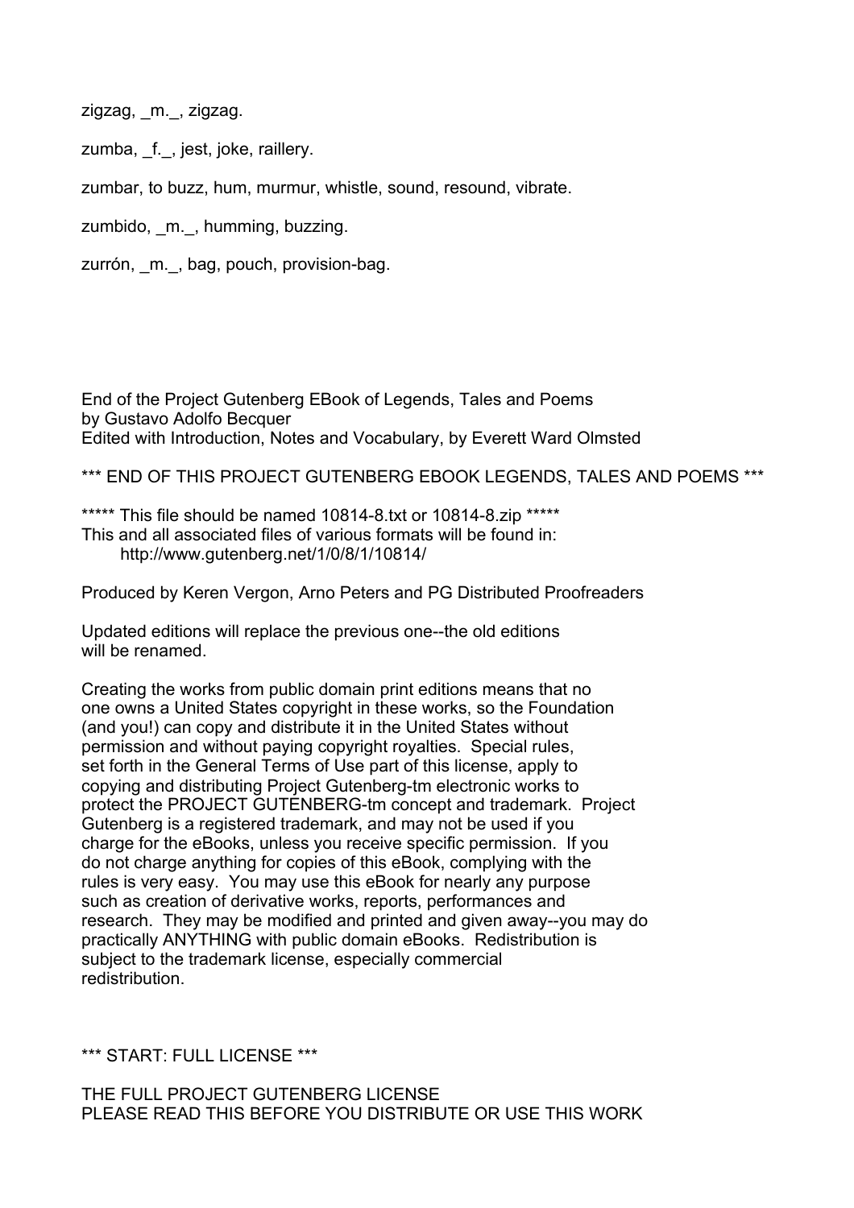zigzag, _m._, zigzag.

zumba, _f._, jest, joke, raillery.

zumbar, to buzz, hum, murmur, whistle, sound, resound, vibrate.

zumbido, _m._, humming, buzzing.

zurrón, _m._, bag, pouch, provision-bag.

End of the Project Gutenberg EBook of Legends, Tales and Poems
by Gustavo Adolfo Becquer
Edited with Introduction, Notes and Vocabulary, by Everett Ward Olmsted

*** END OF THIS PROJECT GUTENBERG EBOOK LEGENDS, TALES AND POEMS ***

***** This file should be named 10814-8.txt or 10814-8.zip *****
This and all associated files of various formats will be found in:
http://www.gutenberg.net/1/0/8/1/10814/

Produced by Keren Vergon, Arno Peters and PG Distributed Proofreaders

Updated editions will replace the previous one--the old editions
will be renamed.

Creating the works from public domain print editions means that no
one owns a United States copyright in these works, so the Foundation
(and you!) can copy and distribute it in the United States without
permission and without paying copyright royalties. Special rules,
set forth in the General Terms of Use part of this license, apply to
copying and distributing Project Gutenberg-tm electronic works to
protect the PROJECT GUTENBERG-tm concept and trademark. Project
Gutenberg is a registered trademark, and may not be used if you
charge for the eBooks, unless you receive specific permission. If you
do not charge anything for copies of this eBook, complying with the
rules is very easy. You may use this eBook for nearly any purpose
such as creation of derivative works, reports, performances and
research. They may be modified and printed and given away--you may do
practically ANYTHING with public domain eBooks. Redistribution is
subject to the trademark license, especially commercial
redistribution.

*** START: FULL LICENSE ***

THE FULL PROJECT GUTENBERG LICENSE
PLEASE READ THIS BEFORE YOU DISTRIBUTE OR USE THIS WORK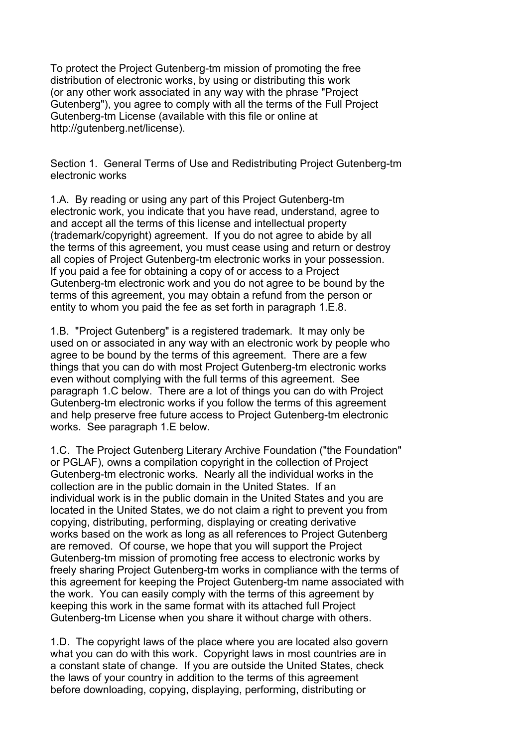To protect the Project Gutenberg-tm mission of promoting the free distribution of electronic works, by using or distributing this work (or any other work associated in any way with the phrase "Project Gutenberg"), you agree to comply with all the terms of the Full Project Gutenberg-tm License (available with this file or online at http://gutenberg.net/license).

Section 1. General Terms of Use and Redistributing Project Gutenberg-tm electronic works

1.A. By reading or using any part of this Project Gutenberg-tm electronic work, you indicate that you have read, understand, agree to and accept all the terms of this license and intellectual property (trademark/copyright) agreement. If you do not agree to abide by all the terms of this agreement, you must cease using and return or destroy all copies of Project Gutenberg-tm electronic works in your possession. If you paid a fee for obtaining a copy of or access to a Project Gutenberg-tm electronic work and you do not agree to be bound by the terms of this agreement, you may obtain a refund from the person or entity to whom you paid the fee as set forth in paragraph 1.E.8.

1.B. "Project Gutenberg" is a registered trademark. It may only be used on or associated in any way with an electronic work by people who agree to be bound by the terms of this agreement. There are a few things that you can do with most Project Gutenberg-tm electronic works even without complying with the full terms of this agreement. See paragraph 1.C below. There are a lot of things you can do with Project Gutenberg-tm electronic works if you follow the terms of this agreement and help preserve free future access to Project Gutenberg-tm electronic works. See paragraph 1.E below.

1.C. The Project Gutenberg Literary Archive Foundation ("the Foundation" or PGLAF), owns a compilation copyright in the collection of Project Gutenberg-tm electronic works. Nearly all the individual works in the collection are in the public domain in the United States. If an individual work is in the public domain in the United States and you are located in the United States, we do not claim a right to prevent you from copying, distributing, performing, displaying or creating derivative works based on the work as long as all references to Project Gutenberg are removed. Of course, we hope that you will support the Project Gutenberg-tm mission of promoting free access to electronic works by freely sharing Project Gutenberg-tm works in compliance with the terms of this agreement for keeping the Project Gutenberg-tm name associated with the work. You can easily comply with the terms of this agreement by keeping this work in the same format with its attached full Project Gutenberg-tm License when you share it without charge with others.

1.D. The copyright laws of the place where you are located also govern what you can do with this work. Copyright laws in most countries are in a constant state of change. If you are outside the United States, check the laws of your country in addition to the terms of this agreement before downloading, copying, displaying, performing, distributing or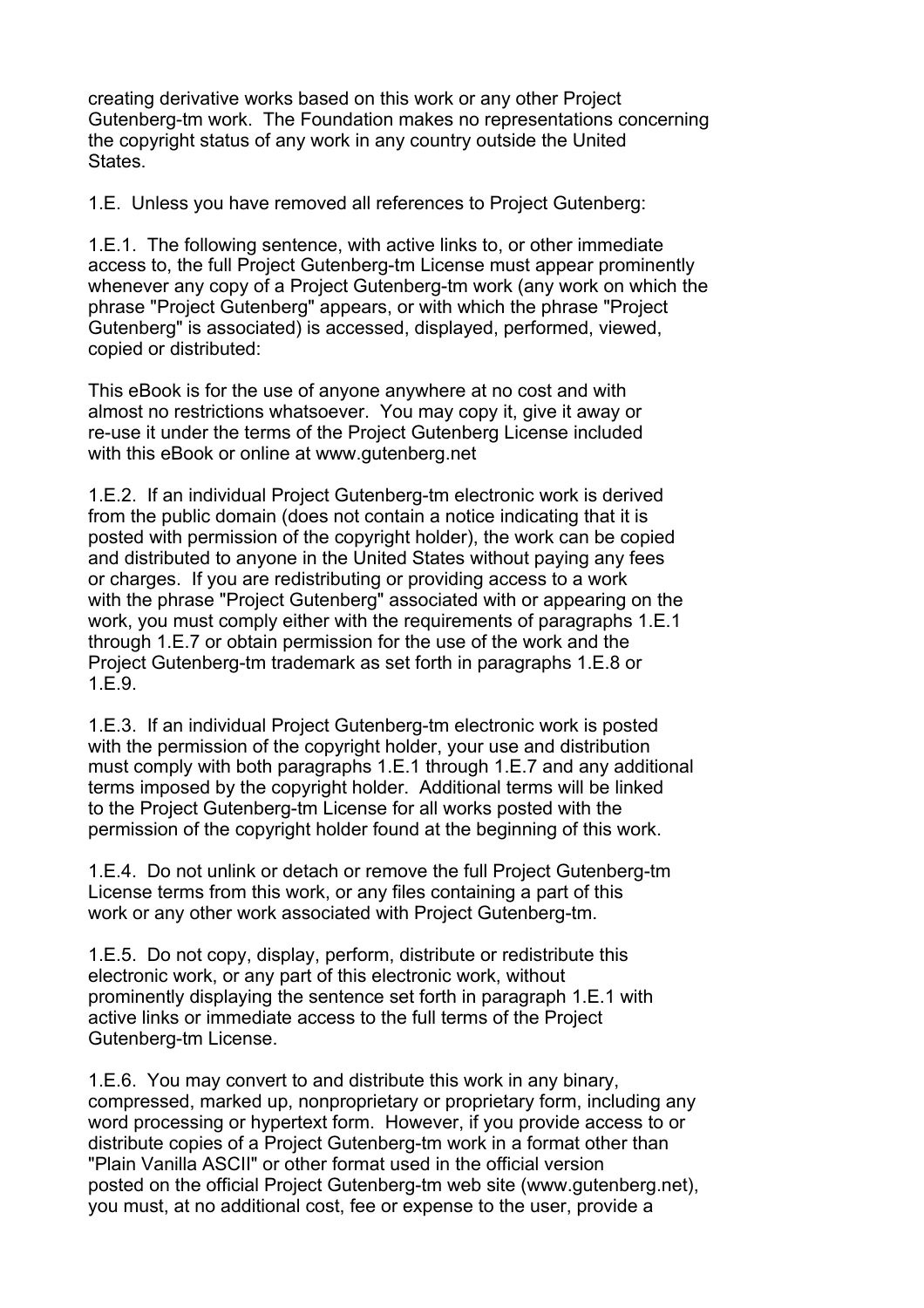creating derivative works based on this work or any other Project Gutenberg-tm work. The Foundation makes no representations concerning the copyright status of any work in any country outside the United States.

1.E. Unless you have removed all references to Project Gutenberg:

1.E.1. The following sentence, with active links to, or other immediate access to, the full Project Gutenberg-tm License must appear prominently whenever any copy of a Project Gutenberg-tm work (any work on which the phrase "Project Gutenberg" appears, or with which the phrase "Project Gutenberg" is associated) is accessed, displayed, performed, viewed, copied or distributed:

This eBook is for the use of anyone anywhere at no cost and with almost no restrictions whatsoever. You may copy it, give it away or re-use it under the terms of the Project Gutenberg License included with this eBook or online at www.gutenberg.net

1.E.2. If an individual Project Gutenberg-tm electronic work is derived from the public domain (does not contain a notice indicating that it is posted with permission of the copyright holder), the work can be copied and distributed to anyone in the United States without paying any fees or charges. If you are redistributing or providing access to a work with the phrase "Project Gutenberg" associated with or appearing on the work, you must comply either with the requirements of paragraphs 1.E.1 through 1.E.7 or obtain permission for the use of the work and the Project Gutenberg-tm trademark as set forth in paragraphs 1.E.8 or 1.E.9.

1.E.3. If an individual Project Gutenberg-tm electronic work is posted with the permission of the copyright holder, your use and distribution must comply with both paragraphs 1.E.1 through 1.E.7 and any additional terms imposed by the copyright holder. Additional terms will be linked to the Project Gutenberg-tm License for all works posted with the permission of the copyright holder found at the beginning of this work.

1.E.4. Do not unlink or detach or remove the full Project Gutenberg-tm License terms from this work, or any files containing a part of this work or any other work associated with Project Gutenberg-tm.

1.E.5. Do not copy, display, perform, distribute or redistribute this electronic work, or any part of this electronic work, without prominently displaying the sentence set forth in paragraph 1.E.1 with active links or immediate access to the full terms of the Project Gutenberg-tm License.

1.E.6. You may convert to and distribute this work in any binary, compressed, marked up, nonproprietary or proprietary form, including any word processing or hypertext form. However, if you provide access to or distribute copies of a Project Gutenberg-tm work in a format other than "Plain Vanilla ASCII" or other format used in the official version posted on the official Project Gutenberg-tm web site (www.gutenberg.net), you must, at no additional cost, fee or expense to the user, provide a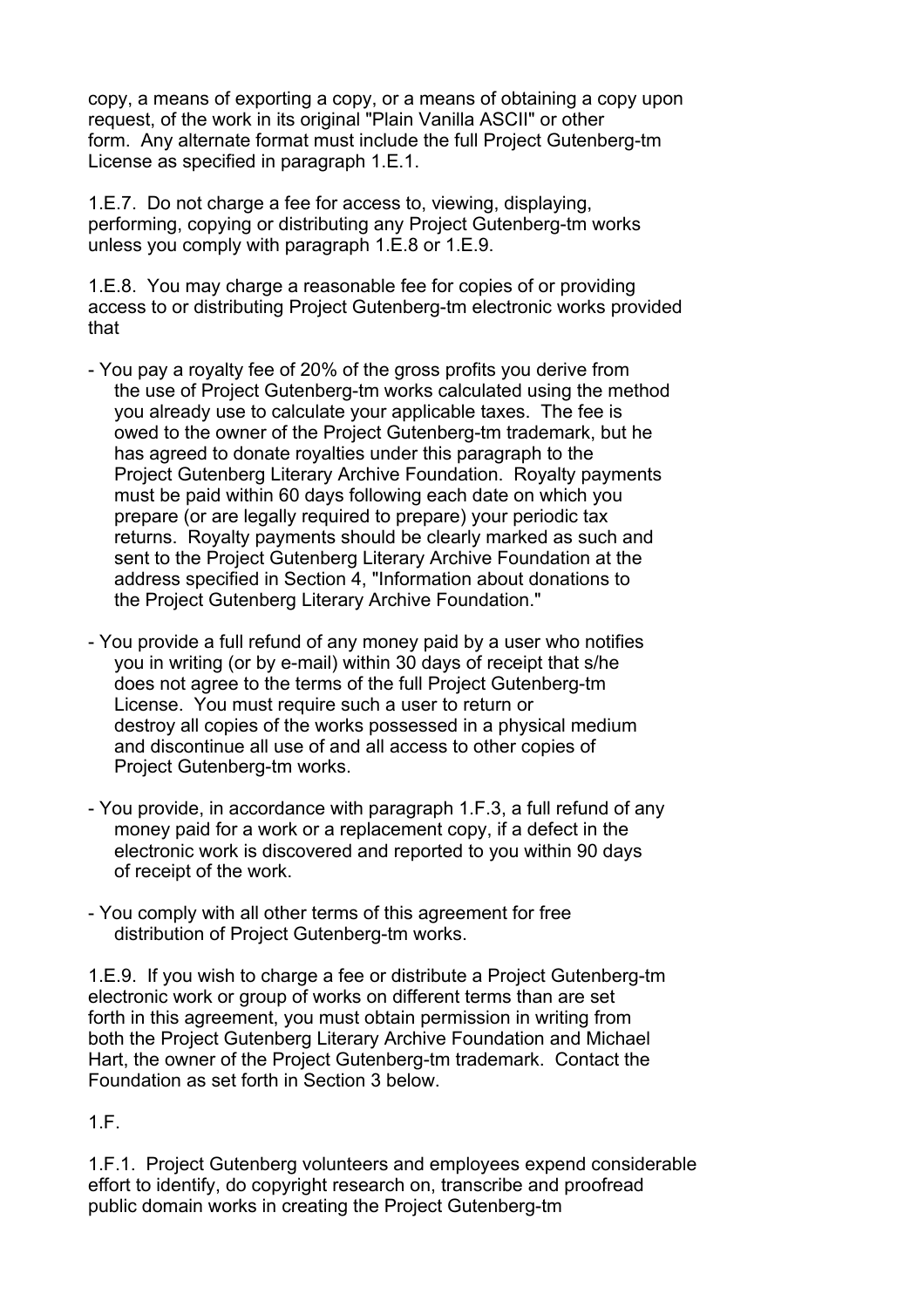copy, a means of exporting a copy, or a means of obtaining a copy upon request, of the work in its original "Plain Vanilla ASCII" or other form. Any alternate format must include the full Project Gutenberg-tm License as specified in paragraph 1.E.1.

1.E.7. Do not charge a fee for access to, viewing, displaying, performing, copying or distributing any Project Gutenberg-tm works unless you comply with paragraph 1.E.8 or 1.E.9.

1.E.8. You may charge a reasonable fee for copies of or providing access to or distributing Project Gutenberg-tm electronic works provided that

- You pay a royalty fee of 20% of the gross profits you derive from the use of Project Gutenberg-tm works calculated using the method you already use to calculate your applicable taxes. The fee is owed to the owner of the Project Gutenberg-tm trademark, but he has agreed to donate royalties under this paragraph to the Project Gutenberg Literary Archive Foundation. Royalty payments must be paid within 60 days following each date on which you prepare (or are legally required to prepare) your periodic tax returns. Royalty payments should be clearly marked as such and sent to the Project Gutenberg Literary Archive Foundation at the address specified in Section 4, "Information about donations to the Project Gutenberg Literary Archive Foundation."

- You provide a full refund of any money paid by a user who notifies you in writing (or by e-mail) within 30 days of receipt that s/he does not agree to the terms of the full Project Gutenberg-tm License. You must require such a user to return or destroy all copies of the works possessed in a physical medium and discontinue all use of and all access to other copies of Project Gutenberg-tm works.

- You provide, in accordance with paragraph 1.F.3, a full refund of any money paid for a work or a replacement copy, if a defect in the electronic work is discovered and reported to you within 90 days of receipt of the work.

- You comply with all other terms of this agreement for free distribution of Project Gutenberg-tm works.

1.E.9. If you wish to charge a fee or distribute a Project Gutenberg-tm electronic work or group of works on different terms than are set forth in this agreement, you must obtain permission in writing from both the Project Gutenberg Literary Archive Foundation and Michael Hart, the owner of the Project Gutenberg-tm trademark. Contact the Foundation as set forth in Section 3 below.

1.F.

1.F.1. Project Gutenberg volunteers and employees expend considerable effort to identify, do copyright research on, transcribe and proofread public domain works in creating the Project Gutenberg-tm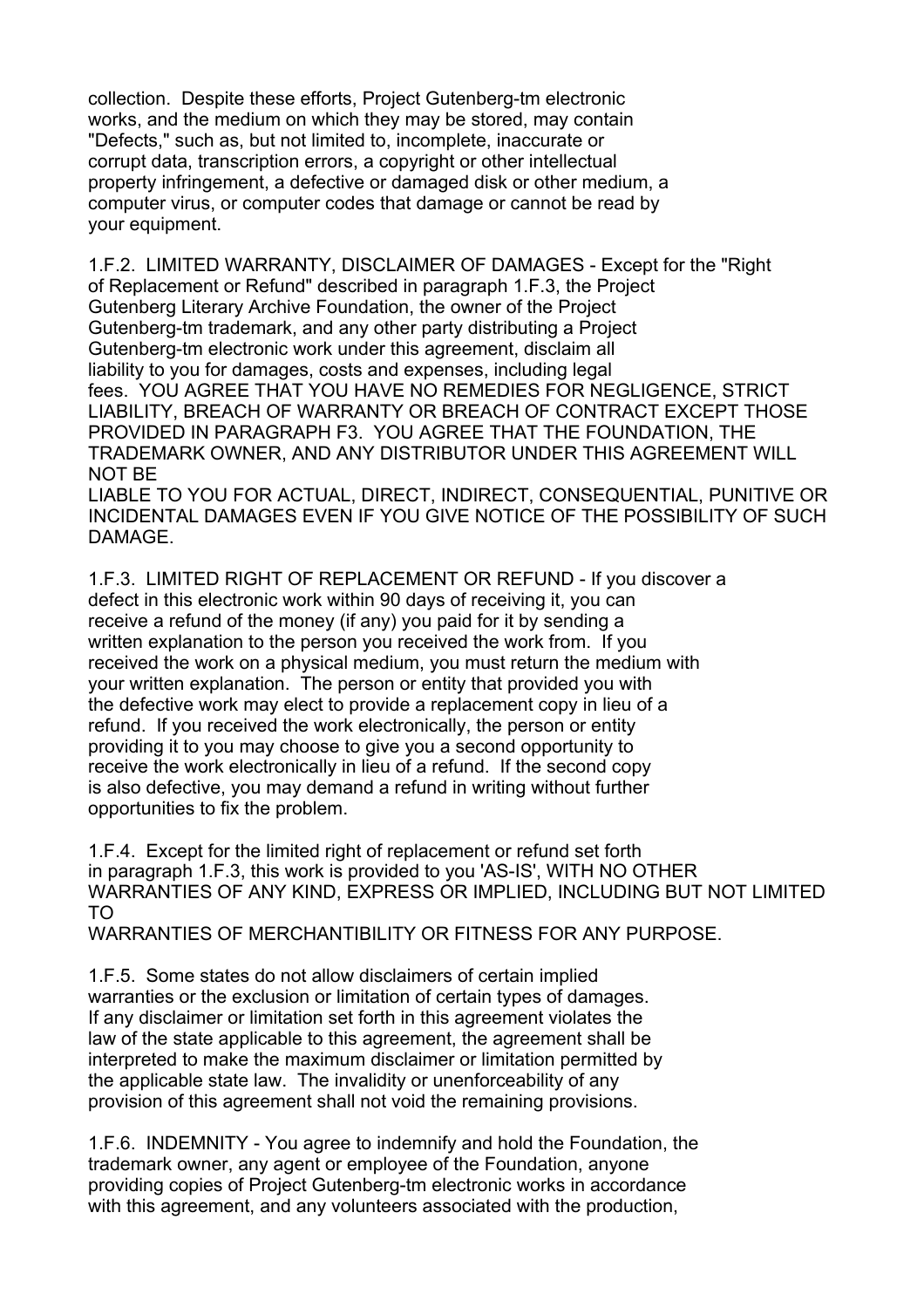collection. Despite these efforts, Project Gutenberg-tm electronic works, and the medium on which they may be stored, may contain "Defects," such as, but not limited to, incomplete, inaccurate or corrupt data, transcription errors, a copyright or other intellectual property infringement, a defective or damaged disk or other medium, a computer virus, or computer codes that damage or cannot be read by your equipment.

1.F.2. LIMITED WARRANTY, DISCLAIMER OF DAMAGES - Except for the "Right of Replacement or Refund" described in paragraph 1.F.3, the Project Gutenberg Literary Archive Foundation, the owner of the Project Gutenberg-tm trademark, and any other party distributing a Project Gutenberg-tm electronic work under this agreement, disclaim all liability to you for damages, costs and expenses, including legal fees. YOU AGREE THAT YOU HAVE NO REMEDIES FOR NEGLIGENCE, STRICT LIABILITY, BREACH OF WARRANTY OR BREACH OF CONTRACT EXCEPT THOSE PROVIDED IN PARAGRAPH F3. YOU AGREE THAT THE FOUNDATION, THE TRADEMARK OWNER, AND ANY DISTRIBUTOR UNDER THIS AGREEMENT WILL NOT BE
LIABLE TO YOU FOR ACTUAL, DIRECT, INDIRECT, CONSEQUENTIAL, PUNITIVE OR INCIDENTAL DAMAGES EVEN IF YOU GIVE NOTICE OF THE POSSIBILITY OF SUCH DAMAGE.

1.F.3. LIMITED RIGHT OF REPLACEMENT OR REFUND - If you discover a defect in this electronic work within 90 days of receiving it, you can receive a refund of the money (if any) you paid for it by sending a written explanation to the person you received the work from. If you received the work on a physical medium, you must return the medium with your written explanation. The person or entity that provided you with the defective work may elect to provide a replacement copy in lieu of a refund. If you received the work electronically, the person or entity providing it to you may choose to give you a second opportunity to receive the work electronically in lieu of a refund. If the second copy is also defective, you may demand a refund in writing without further opportunities to fix the problem.

1.F.4. Except for the limited right of replacement or refund set forth in paragraph 1.F.3, this work is provided to you 'AS-IS', WITH NO OTHER WARRANTIES OF ANY KIND, EXPRESS OR IMPLIED, INCLUDING BUT NOT LIMITED TO
WARRANTIES OF MERCHANTIBILITY OR FITNESS FOR ANY PURPOSE.

1.F.5. Some states do not allow disclaimers of certain implied warranties or the exclusion or limitation of certain types of damages. If any disclaimer or limitation set forth in this agreement violates the law of the state applicable to this agreement, the agreement shall be interpreted to make the maximum disclaimer or limitation permitted by the applicable state law. The invalidity or unenforceability of any provision of this agreement shall not void the remaining provisions.

1.F.6. INDEMNITY - You agree to indemnify and hold the Foundation, the trademark owner, any agent or employee of the Foundation, anyone providing copies of Project Gutenberg-tm electronic works in accordance with this agreement, and any volunteers associated with the production,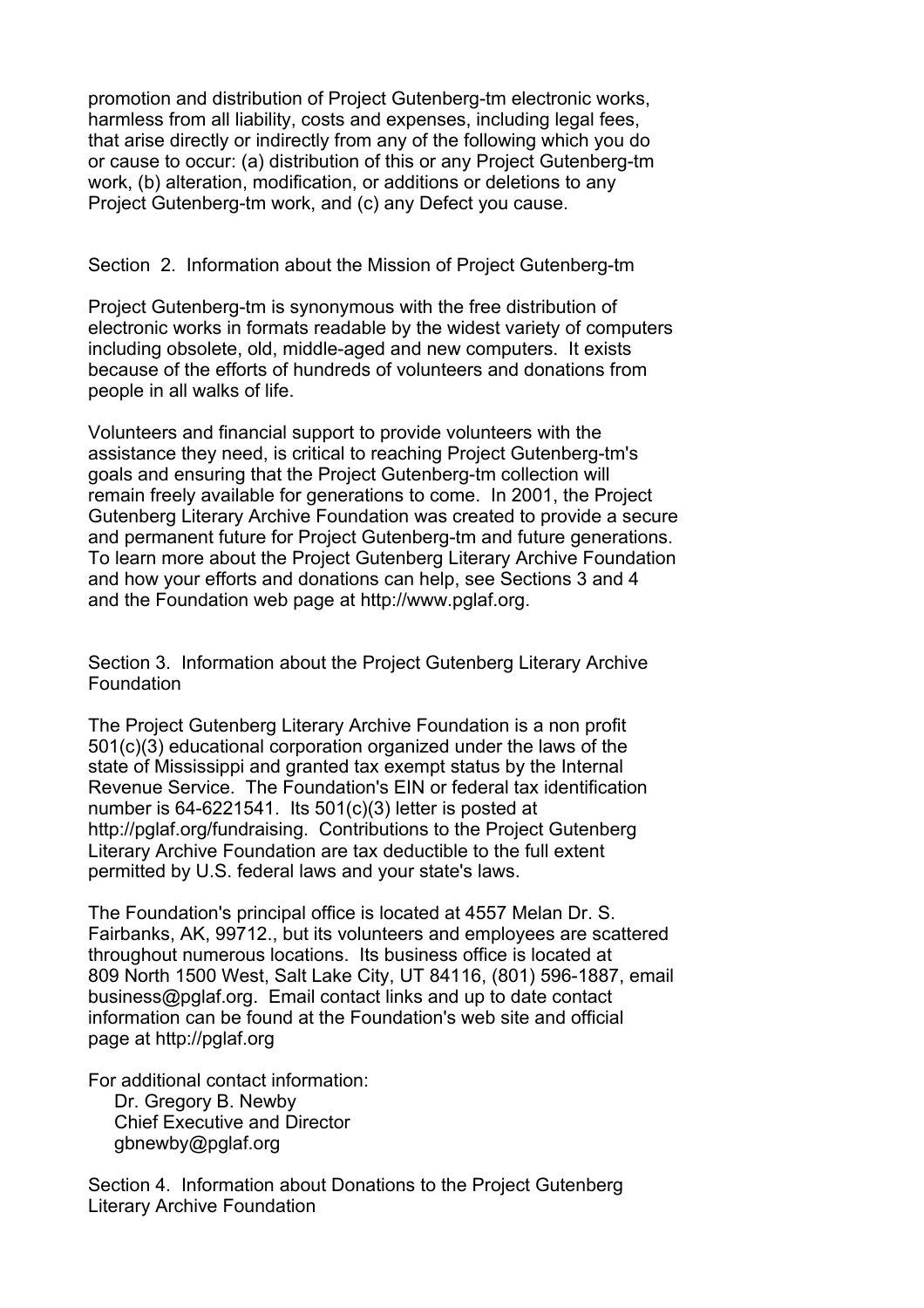promotion and distribution of Project Gutenberg-tm electronic works, harmless from all liability, costs and expenses, including legal fees, that arise directly or indirectly from any of the following which you do or cause to occur: (a) distribution of this or any Project Gutenberg-tm work, (b) alteration, modification, or additions or deletions to any Project Gutenberg-tm work, and (c) any Defect you cause.

Section 2. Information about the Mission of Project Gutenberg-tm

Project Gutenberg-tm is synonymous with the free distribution of electronic works in formats readable by the widest variety of computers including obsolete, old, middle-aged and new computers. It exists because of the efforts of hundreds of volunteers and donations from people in all walks of life.

Volunteers and financial support to provide volunteers with the assistance they need, is critical to reaching Project Gutenberg-tm's goals and ensuring that the Project Gutenberg-tm collection will remain freely available for generations to come. In 2001, the Project Gutenberg Literary Archive Foundation was created to provide a secure and permanent future for Project Gutenberg-tm and future generations. To learn more about the Project Gutenberg Literary Archive Foundation and how your efforts and donations can help, see Sections 3 and 4 and the Foundation web page at http://www.pglaf.org.

Section 3. Information about the Project Gutenberg Literary Archive Foundation

The Project Gutenberg Literary Archive Foundation is a non profit 501(c)(3) educational corporation organized under the laws of the state of Mississippi and granted tax exempt status by the Internal Revenue Service. The Foundation's EIN or federal tax identification number is 64-6221541. Its 501(c)(3) letter is posted at http://pglaf.org/fundraising. Contributions to the Project Gutenberg Literary Archive Foundation are tax deductible to the full extent permitted by U.S. federal laws and your state's laws.

The Foundation's principal office is located at 4557 Melan Dr. S. Fairbanks, AK, 99712., but its volunteers and employees are scattered throughout numerous locations. Its business office is located at 809 North 1500 West, Salt Lake City, UT 84116, (801) 596-1887, email business@pglaf.org. Email contact links and up to date contact information can be found at the Foundation's web site and official page at http://pglaf.org

For additional contact information:
Dr. Gregory B. Newby
Chief Executive and Director
gbnewby@pglaf.org

Section 4. Information about Donations to the Project Gutenberg Literary Archive Foundation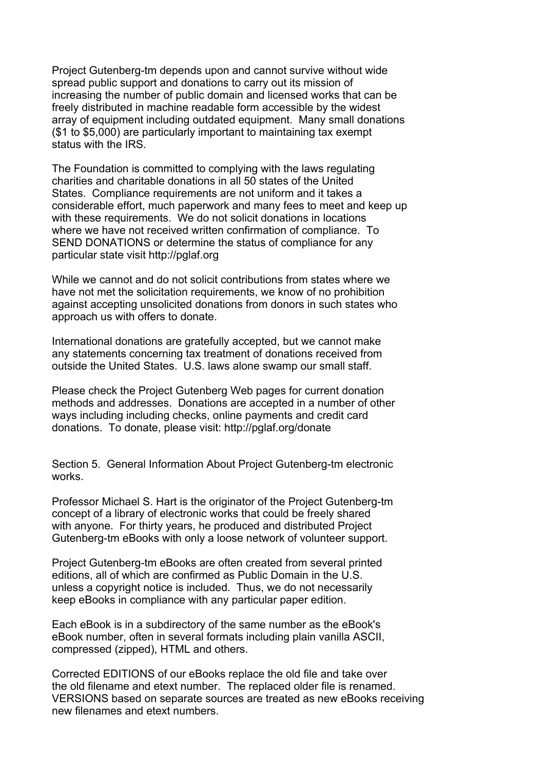Project Gutenberg-tm depends upon and cannot survive without wide spread public support and donations to carry out its mission of increasing the number of public domain and licensed works that can be freely distributed in machine readable form accessible by the widest array of equipment including outdated equipment. Many small donations ($1 to $5,000) are particularly important to maintaining tax exempt status with the IRS.

The Foundation is committed to complying with the laws regulating charities and charitable donations in all 50 states of the United States. Compliance requirements are not uniform and it takes a considerable effort, much paperwork and many fees to meet and keep up with these requirements. We do not solicit donations in locations where we have not received written confirmation of compliance. To SEND DONATIONS or determine the status of compliance for any particular state visit http://pglaf.org

While we cannot and do not solicit contributions from states where we have not met the solicitation requirements, we know of no prohibition against accepting unsolicited donations from donors in such states who approach us with offers to donate.

International donations are gratefully accepted, but we cannot make any statements concerning tax treatment of donations received from outside the United States. U.S. laws alone swamp our small staff.

Please check the Project Gutenberg Web pages for current donation methods and addresses. Donations are accepted in a number of other ways including including checks, online payments and credit card donations. To donate, please visit: http://pglaf.org/donate

Section 5. General Information About Project Gutenberg-tm electronic works.

Professor Michael S. Hart is the originator of the Project Gutenberg-tm concept of a library of electronic works that could be freely shared with anyone. For thirty years, he produced and distributed Project Gutenberg-tm eBooks with only a loose network of volunteer support.

Project Gutenberg-tm eBooks are often created from several printed editions, all of which are confirmed as Public Domain in the U.S. unless a copyright notice is included. Thus, we do not necessarily keep eBooks in compliance with any particular paper edition.

Each eBook is in a subdirectory of the same number as the eBook's eBook number, often in several formats including plain vanilla ASCII, compressed (zipped), HTML and others.

Corrected EDITIONS of our eBooks replace the old file and take over the old filename and etext number. The replaced older file is renamed. VERSIONS based on separate sources are treated as new eBooks receiving new filenames and etext numbers.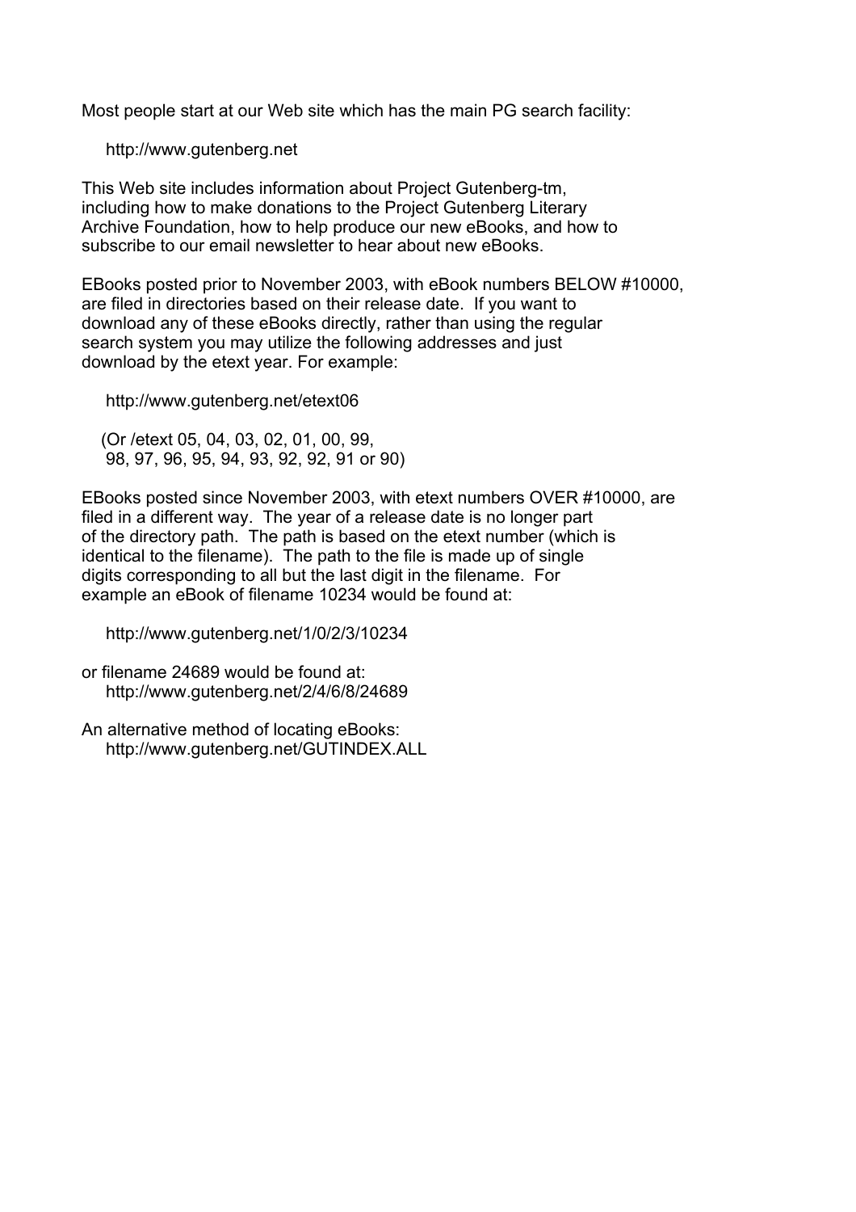Most people start at our Web site which has the main PG search facility:

http://www.gutenberg.net

This Web site includes information about Project Gutenberg-tm, including how to make donations to the Project Gutenberg Literary Archive Foundation, how to help produce our new eBooks, and how to subscribe to our email newsletter to hear about new eBooks.

EBooks posted prior to November 2003, with eBook numbers BELOW #10000, are filed in directories based on their release date. If you want to download any of these eBooks directly, rather than using the regular search system you may utilize the following addresses and just download by the etext year. For example:

http://www.gutenberg.net/etext06

(Or /etext 05, 04, 03, 02, 01, 00, 99,
98, 97, 96, 95, 94, 93, 92, 92, 91 or 90)

EBooks posted since November 2003, with etext numbers OVER #10000, are filed in a different way. The year of a release date is no longer part of the directory path. The path is based on the etext number (which is identical to the filename). The path to the file is made up of single digits corresponding to all but the last digit in the filename. For example an eBook of filename 10234 would be found at:

http://www.gutenberg.net/1/0/2/3/10234

or filename 24689 would be found at:
http://www.gutenberg.net/2/4/6/8/24689

An alternative method of locating eBooks:
http://www.gutenberg.net/GUTINDEX.ALL